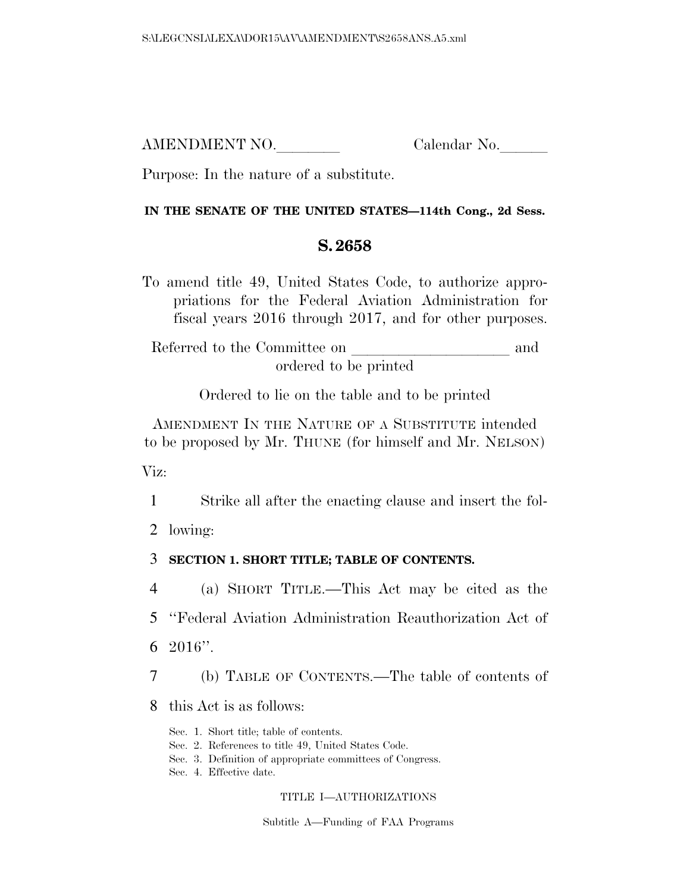AMENDMENT NO.________ Calendar No.______

Purpose: In the nature of a substitute.

**IN THE SENATE OF THE UNITED STATES—114th Cong., 2d Sess.**

# S. 2658

To amend title 49, United States Code, to authorize appropriations for the Federal Aviation Administration for fiscal years 2016 through 2017, and for other purposes.

Referred to the Committee on ____________________ and ordered to be printed

Ordered to lie on the table and to be printed

AMENDMENT IN THE NATURE OF A SUBSTITUTE intended to be proposed by Mr. THUNE (for himself and Mr. NELSON)

Viz:

1 Strike all after the enacting clause and insert the fol-
2 lowing:

3 **SECTION 1. SHORT TITLE; TABLE OF CONTENTS.**

4 (a) SHORT TITLE.—This Act may be cited as the
5 ''Federal Aviation Administration Reauthorization Act of
6 2016''.

7 (b) TABLE OF CONTENTS.—The table of contents of
8 this Act is as follows:

Sec. 1. Short title; table of contents.
Sec. 2. References to title 49, United States Code.
Sec. 3. Definition of appropriate committees of Congress.
Sec. 4. Effective date.

TITLE I—AUTHORIZATIONS

Subtitle A—Funding of FAA Programs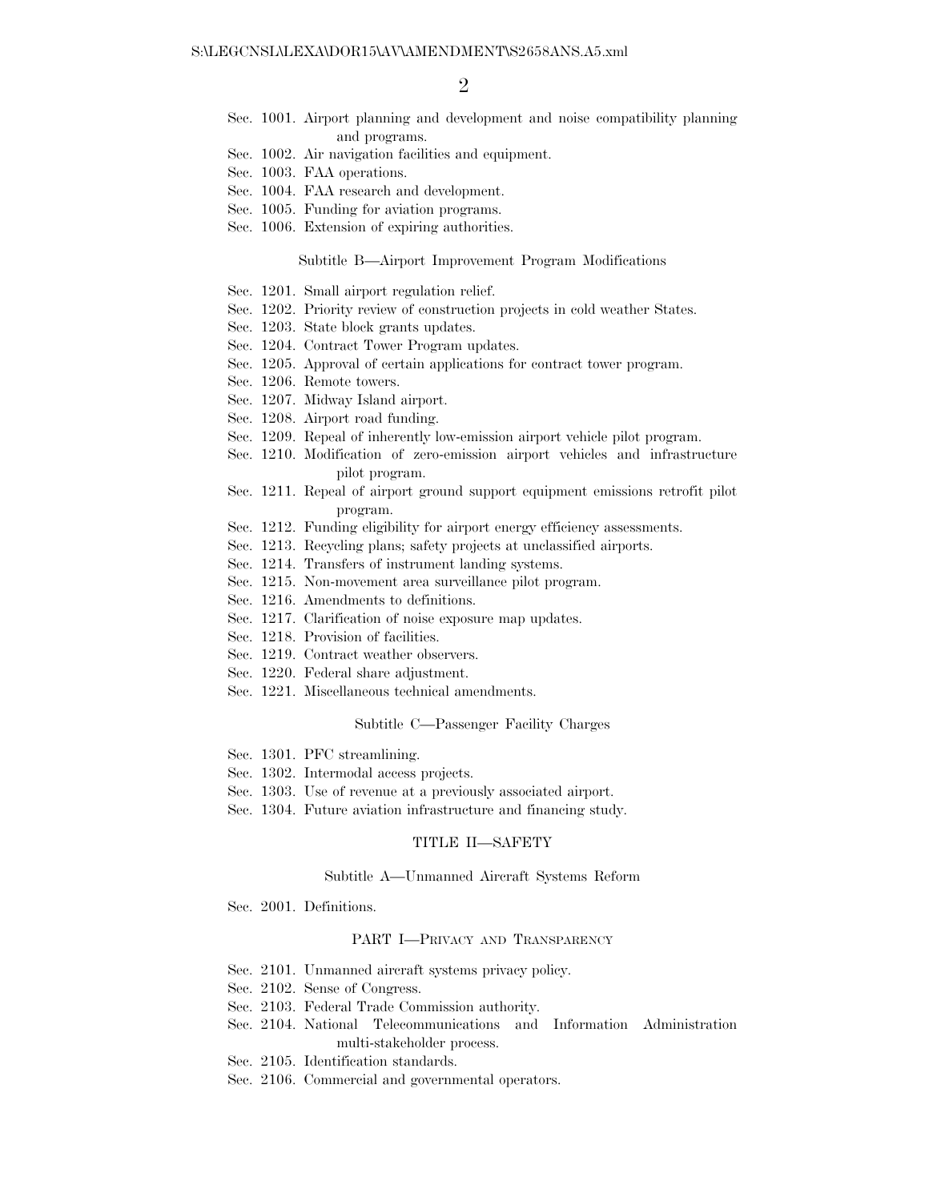Sec. 1001. Airport planning and development and noise compatibility planning and programs.
Sec. 1002. Air navigation facilities and equipment.
Sec. 1003. FAA operations.
Sec. 1004. FAA research and development.
Sec. 1005. Funding for aviation programs.
Sec. 1006. Extension of expiring authorities.

Subtitle B—Airport Improvement Program Modifications

Sec. 1201. Small airport regulation relief.
Sec. 1202. Priority review of construction projects in cold weather States.
Sec. 1203. State block grants updates.
Sec. 1204. Contract Tower Program updates.
Sec. 1205. Approval of certain applications for contract tower program.
Sec. 1206. Remote towers.
Sec. 1207. Midway Island airport.
Sec. 1208. Airport road funding.
Sec. 1209. Repeal of inherently low-emission airport vehicle pilot program.
Sec. 1210. Modification of zero-emission airport vehicles and infrastructure pilot program.
Sec. 1211. Repeal of airport ground support equipment emissions retrofit pilot program.
Sec. 1212. Funding eligibility for airport energy efficiency assessments.
Sec. 1213. Recycling plans; safety projects at unclassified airports.
Sec. 1214. Transfers of instrument landing systems.
Sec. 1215. Non-movement area surveillance pilot program.
Sec. 1216. Amendments to definitions.
Sec. 1217. Clarification of noise exposure map updates.
Sec. 1218. Provision of facilities.
Sec. 1219. Contract weather observers.
Sec. 1220. Federal share adjustment.
Sec. 1221. Miscellaneous technical amendments.

Subtitle C—Passenger Facility Charges

Sec. 1301. PFC streamlining.
Sec. 1302. Intermodal access projects.
Sec. 1303. Use of revenue at a previously associated airport.
Sec. 1304. Future aviation infrastructure and financing study.

TITLE II—SAFETY

Subtitle A—Unmanned Aircraft Systems Reform

Sec. 2001. Definitions.

PART I—PRIVACY AND TRANSPARENCY

Sec. 2101. Unmanned aircraft systems privacy policy.
Sec. 2102. Sense of Congress.
Sec. 2103. Federal Trade Commission authority.
Sec. 2104. National Telecommunications and Information Administration multi-stakeholder process.
Sec. 2105. Identification standards.
Sec. 2106. Commercial and governmental operators.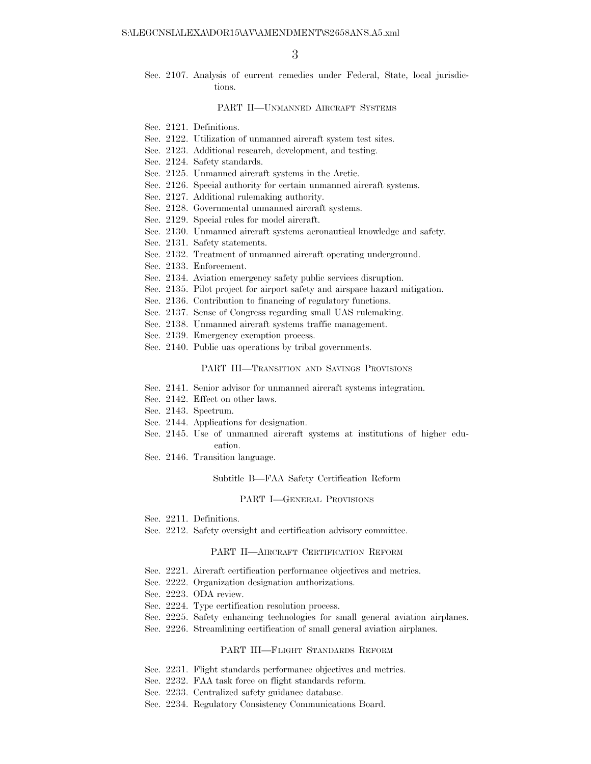Sec. 2107. Analysis of current remedies under Federal, State, local jurisdictions.

PART II—UNMANNED AIRCRAFT SYSTEMS

Sec. 2121. Definitions.
Sec. 2122. Utilization of unmanned aircraft system test sites.
Sec. 2123. Additional research, development, and testing.
Sec. 2124. Safety standards.
Sec. 2125. Unmanned aircraft systems in the Arctic.
Sec. 2126. Special authority for certain unmanned aircraft systems.
Sec. 2127. Additional rulemaking authority.
Sec. 2128. Governmental unmanned aircraft systems.
Sec. 2129. Special rules for model aircraft.
Sec. 2130. Unmanned aircraft systems aeronautical knowledge and safety.
Sec. 2131. Safety statements.
Sec. 2132. Treatment of unmanned aircraft operating underground.
Sec. 2133. Enforcement.
Sec. 2134. Aviation emergency safety public services disruption.
Sec. 2135. Pilot project for airport safety and airspace hazard mitigation.
Sec. 2136. Contribution to financing of regulatory functions.
Sec. 2137. Sense of Congress regarding small UAS rulemaking.
Sec. 2138. Unmanned aircraft systems traffic management.
Sec. 2139. Emergency exemption process.
Sec. 2140. Public uas operations by tribal governments.

PART III—TRANSITION AND SAVINGS PROVISIONS

Sec. 2141. Senior advisor for unmanned aircraft systems integration.
Sec. 2142. Effect on other laws.
Sec. 2143. Spectrum.
Sec. 2144. Applications for designation.
Sec. 2145. Use of unmanned aircraft systems at institutions of higher education.
Sec. 2146. Transition language.

Subtitle B—FAA Safety Certification Reform

PART I—GENERAL PROVISIONS

Sec. 2211. Definitions.
Sec. 2212. Safety oversight and certification advisory committee.

PART II—AIRCRAFT CERTIFICATION REFORM

Sec. 2221. Aircraft certification performance objectives and metrics.
Sec. 2222. Organization designation authorizations.
Sec. 2223. ODA review.
Sec. 2224. Type certification resolution process.
Sec. 2225. Safety enhancing technologies for small general aviation airplanes.
Sec. 2226. Streamlining certification of small general aviation airplanes.

PART III—FLIGHT STANDARDS REFORM

Sec. 2231. Flight standards performance objectives and metrics.
Sec. 2232. FAA task force on flight standards reform.
Sec. 2233. Centralized safety guidance database.
Sec. 2234. Regulatory Consistency Communications Board.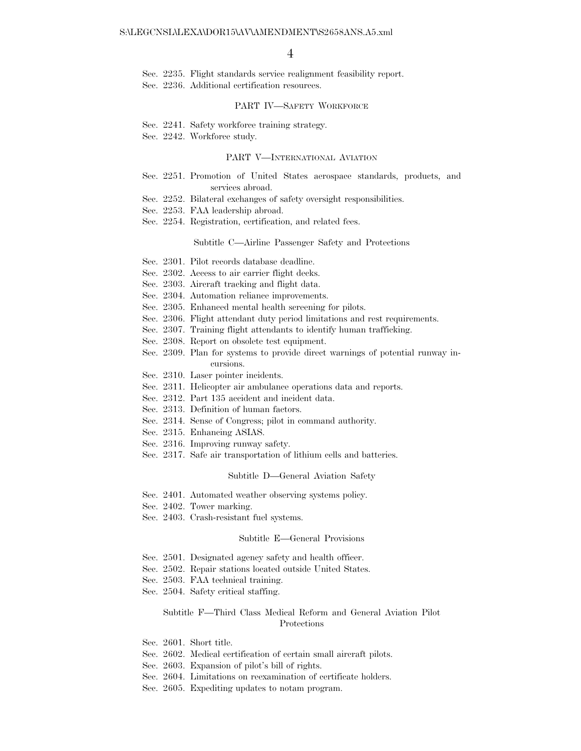Sec. 2235. Flight standards service realignment feasibility report.
Sec. 2236. Additional certification resources.

PART IV—SAFETY WORKFORCE

Sec. 2241. Safety workforce training strategy.
Sec. 2242. Workforce study.

PART V—INTERNATIONAL AVIATION

Sec. 2251. Promotion of United States aerospace standards, products, and services abroad.
Sec. 2252. Bilateral exchanges of safety oversight responsibilities.
Sec. 2253. FAA leadership abroad.
Sec. 2254. Registration, certification, and related fees.

Subtitle C—Airline Passenger Safety and Protections

Sec. 2301. Pilot records database deadline.
Sec. 2302. Access to air carrier flight decks.
Sec. 2303. Aircraft tracking and flight data.
Sec. 2304. Automation reliance improvements.
Sec. 2305. Enhanced mental health screening for pilots.
Sec. 2306. Flight attendant duty period limitations and rest requirements.
Sec. 2307. Training flight attendants to identify human trafficking.
Sec. 2308. Report on obsolete test equipment.
Sec. 2309. Plan for systems to provide direct warnings of potential runway incursions.
Sec. 2310. Laser pointer incidents.
Sec. 2311. Helicopter air ambulance operations data and reports.
Sec. 2312. Part 135 accident and incident data.
Sec. 2313. Definition of human factors.
Sec. 2314. Sense of Congress; pilot in command authority.
Sec. 2315. Enhancing ASIAS.
Sec. 2316. Improving runway safety.
Sec. 2317. Safe air transportation of lithium cells and batteries.

Subtitle D—General Aviation Safety

Sec. 2401. Automated weather observing systems policy.
Sec. 2402. Tower marking.
Sec. 2403. Crash-resistant fuel systems.

Subtitle E—General Provisions

Sec. 2501. Designated agency safety and health officer.
Sec. 2502. Repair stations located outside United States.
Sec. 2503. FAA technical training.
Sec. 2504. Safety critical staffing.

Subtitle F—Third Class Medical Reform and General Aviation Pilot Protections

Sec. 2601. Short title.
Sec. 2602. Medical certification of certain small aircraft pilots.
Sec. 2603. Expansion of pilot's bill of rights.
Sec. 2604. Limitations on reexamination of certificate holders.
Sec. 2605. Expediting updates to notam program.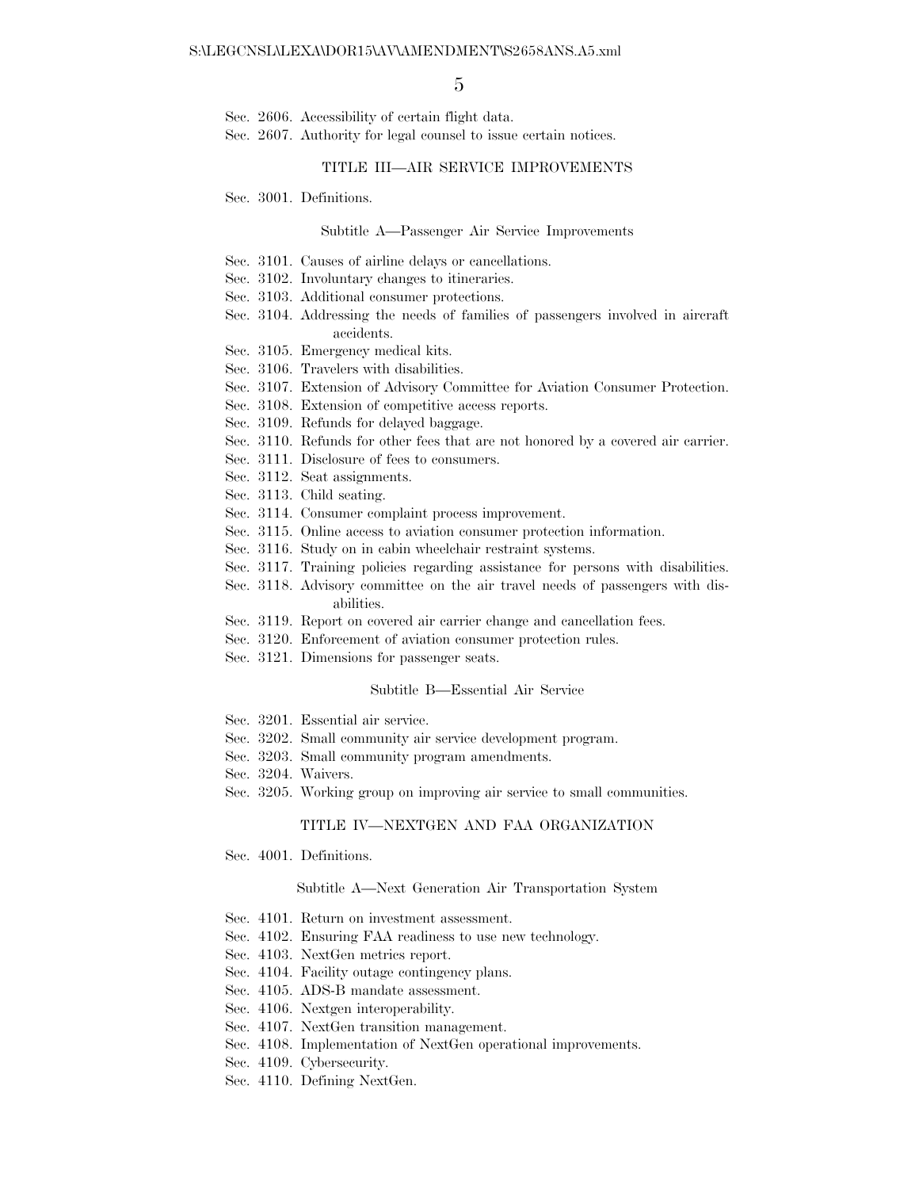Sec. 2606. Accessibility of certain flight data.
Sec. 2607. Authority for legal counsel to issue certain notices.

## TITLE III—AIR SERVICE IMPROVEMENTS

Sec. 3001. Definitions.

### Subtitle A—Passenger Air Service Improvements

Sec. 3101. Causes of airline delays or cancellations.
Sec. 3102. Involuntary changes to itineraries.
Sec. 3103. Additional consumer protections.
Sec. 3104. Addressing the needs of families of passengers involved in aircraft accidents.
Sec. 3105. Emergency medical kits.
Sec. 3106. Travelers with disabilities.
Sec. 3107. Extension of Advisory Committee for Aviation Consumer Protection.
Sec. 3108. Extension of competitive access reports.
Sec. 3109. Refunds for delayed baggage.
Sec. 3110. Refunds for other fees that are not honored by a covered air carrier.
Sec. 3111. Disclosure of fees to consumers.
Sec. 3112. Seat assignments.
Sec. 3113. Child seating.
Sec. 3114. Consumer complaint process improvement.
Sec. 3115. Online access to aviation consumer protection information.
Sec. 3116. Study on in cabin wheelchair restraint systems.
Sec. 3117. Training policies regarding assistance for persons with disabilities.
Sec. 3118. Advisory committee on the air travel needs of passengers with disabilities.
Sec. 3119. Report on covered air carrier change and cancellation fees.
Sec. 3120. Enforcement of aviation consumer protection rules.
Sec. 3121. Dimensions for passenger seats.

### Subtitle B—Essential Air Service

Sec. 3201. Essential air service.
Sec. 3202. Small community air service development program.
Sec. 3203. Small community program amendments.
Sec. 3204. Waivers.
Sec. 3205. Working group on improving air service to small communities.

## TITLE IV—NEXTGEN AND FAA ORGANIZATION

Sec. 4001. Definitions.

### Subtitle A—Next Generation Air Transportation System

Sec. 4101. Return on investment assessment.
Sec. 4102. Ensuring FAA readiness to use new technology.
Sec. 4103. NextGen metrics report.
Sec. 4104. Facility outage contingency plans.
Sec. 4105. ADS-B mandate assessment.
Sec. 4106. Nextgen interoperability.
Sec. 4107. NextGen transition management.
Sec. 4108. Implementation of NextGen operational improvements.
Sec. 4109. Cybersecurity.
Sec. 4110. Defining NextGen.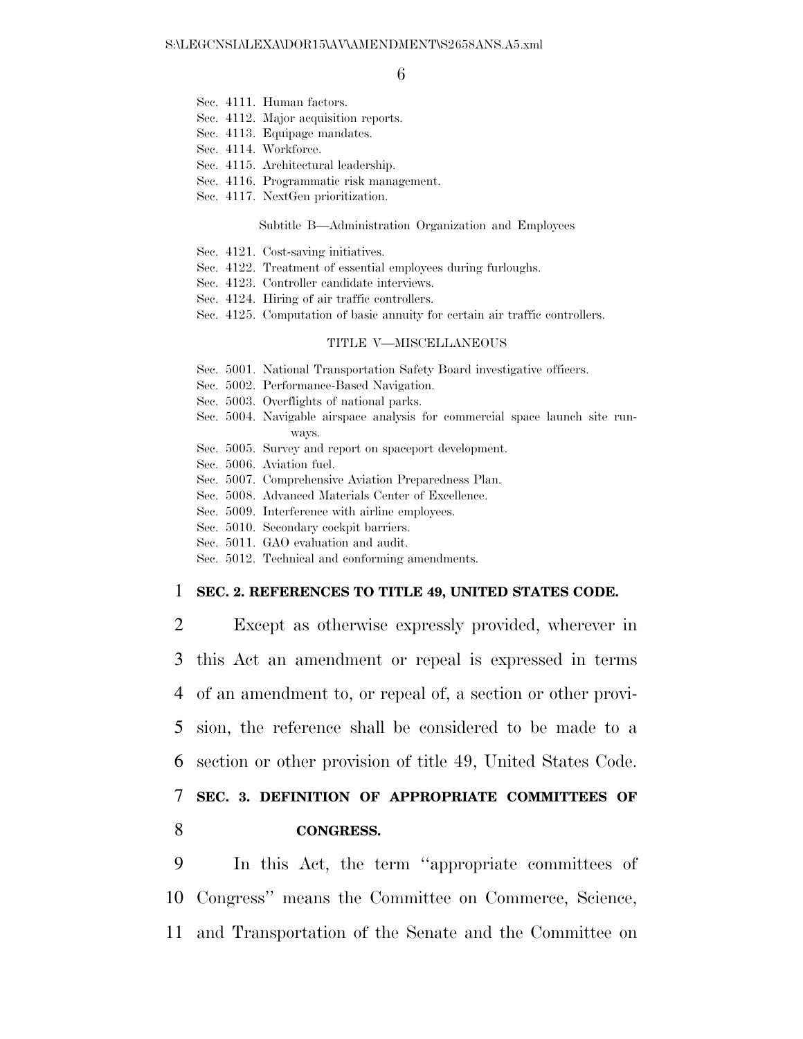Sec. 4111. Human factors.
Sec. 4112. Major acquisition reports.
Sec. 4113. Equipage mandates.
Sec. 4114. Workforce.
Sec. 4115. Architectural leadership.
Sec. 4116. Programmatic risk management.
Sec. 4117. NextGen prioritization.

Subtitle B—Administration Organization and Employees

Sec. 4121. Cost-saving initiatives.
Sec. 4122. Treatment of essential employees during furloughs.
Sec. 4123. Controller candidate interviews.
Sec. 4124. Hiring of air traffic controllers.
Sec. 4125. Computation of basic annuity for certain air traffic controllers.

TITLE V—MISCELLANEOUS

Sec. 5001. National Transportation Safety Board investigative officers.
Sec. 5002. Performance-Based Navigation.
Sec. 5003. Overflights of national parks.
Sec. 5004. Navigable airspace analysis for commercial space launch site runways.
Sec. 5005. Survey and report on spaceport development.
Sec. 5006. Aviation fuel.
Sec. 5007. Comprehensive Aviation Preparedness Plan.
Sec. 5008. Advanced Materials Center of Excellence.
Sec. 5009. Interference with airline employees.
Sec. 5010. Secondary cockpit barriers.
Sec. 5011. GAO evaluation and audit.
Sec. 5012. Technical and conforming amendments.

**SEC. 2. REFERENCES TO TITLE 49, UNITED STATES CODE.**

Except as otherwise expressly provided, wherever in this Act an amendment or repeal is expressed in terms of an amendment to, or repeal of, a section or other provision, the reference shall be considered to be made to a section or other provision of title 49, United States Code.

**SEC. 3. DEFINITION OF APPROPRIATE COMMITTEES OF CONGRESS.**

In this Act, the term ''appropriate committees of Congress'' means the Committee on Commerce, Science, and Transportation of the Senate and the Committee on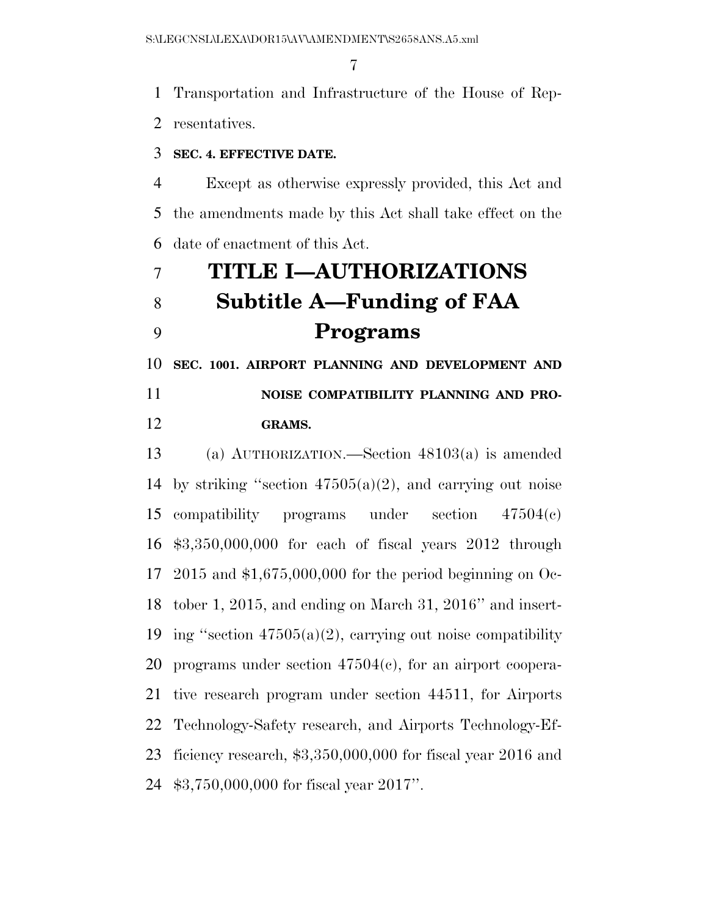Transportation and Infrastructure of the House of Representatives.

**SEC. 4. EFFECTIVE DATE.**

Except as otherwise expressly provided, this Act and the amendments made by this Act shall take effect on the date of enactment of this Act.

# TITLE I—AUTHORIZATIONS

## Subtitle A—Funding of FAA Programs

**SEC. 1001. AIRPORT PLANNING AND DEVELOPMENT AND NOISE COMPATIBILITY PLANNING AND PROGRAMS.**

(a) AUTHORIZATION.—Section 48103(a) is amended by striking "section 47505(a)(2), and carrying out noise compatibility programs under section 47504(c) $3,350,000,000 for each of fiscal years 2012 through 2015 and $1,675,000,000 for the period beginning on October 1, 2015, and ending on March 31, 2016" and inserting "section 47505(a)(2), carrying out noise compatibility programs under section 47504(c), for an airport cooperative research program under section 44511, for Airports Technology-Safety research, and Airports Technology-Efficiency research, $3,350,000,000 for fiscal year 2016 and $3,750,000,000 for fiscal year 2017".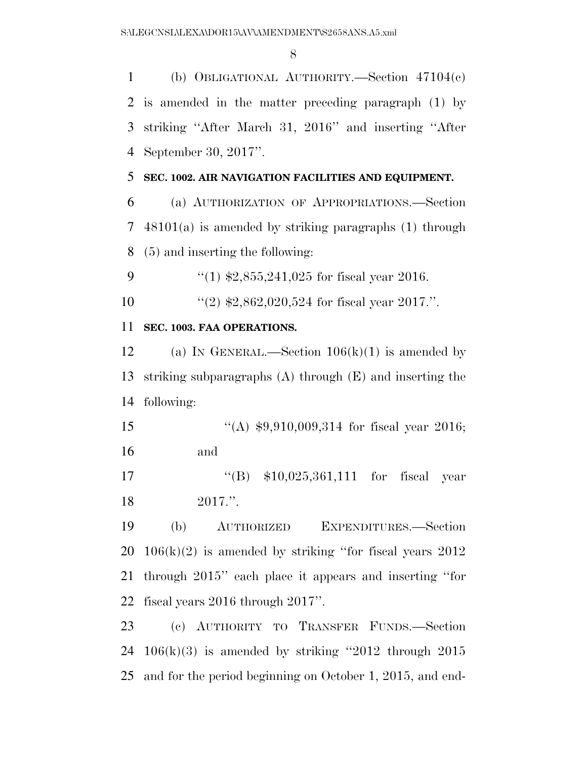(b) OBLIGATIONAL AUTHORITY.—Section 47104(c) is amended in the matter preceding paragraph (1) by striking "After March 31, 2016" and inserting "After September 30, 2017".

**SEC. 1002. AIR NAVIGATION FACILITIES AND EQUIPMENT.**

(a) AUTHORIZATION OF APPROPRIATIONS.—Section 48101(a) is amended by striking paragraphs (1) through (5) and inserting the following:

"(1) $2,855,241,025 for fiscal year 2016.

"(2) $2,862,020,524 for fiscal year 2017.".

**SEC. 1003. FAA OPERATIONS.**

(a) IN GENERAL.—Section 106(k)(1) is amended by striking subparagraphs (A) through (E) and inserting the following:

"(A) $9,910,009,314 for fiscal year 2016; and

"(B) $10,025,361,111 for fiscal year 2017.".

(b) AUTHORIZED EXPENDITURES.—Section 106(k)(2) is amended by striking "for fiscal years 2012 through 2015" each place it appears and inserting "for fiscal years 2016 through 2017".

(c) AUTHORITY TO TRANSFER FUNDS.—Section 106(k)(3) is amended by striking "2012 through 2015 and for the period beginning on October 1, 2015, and end-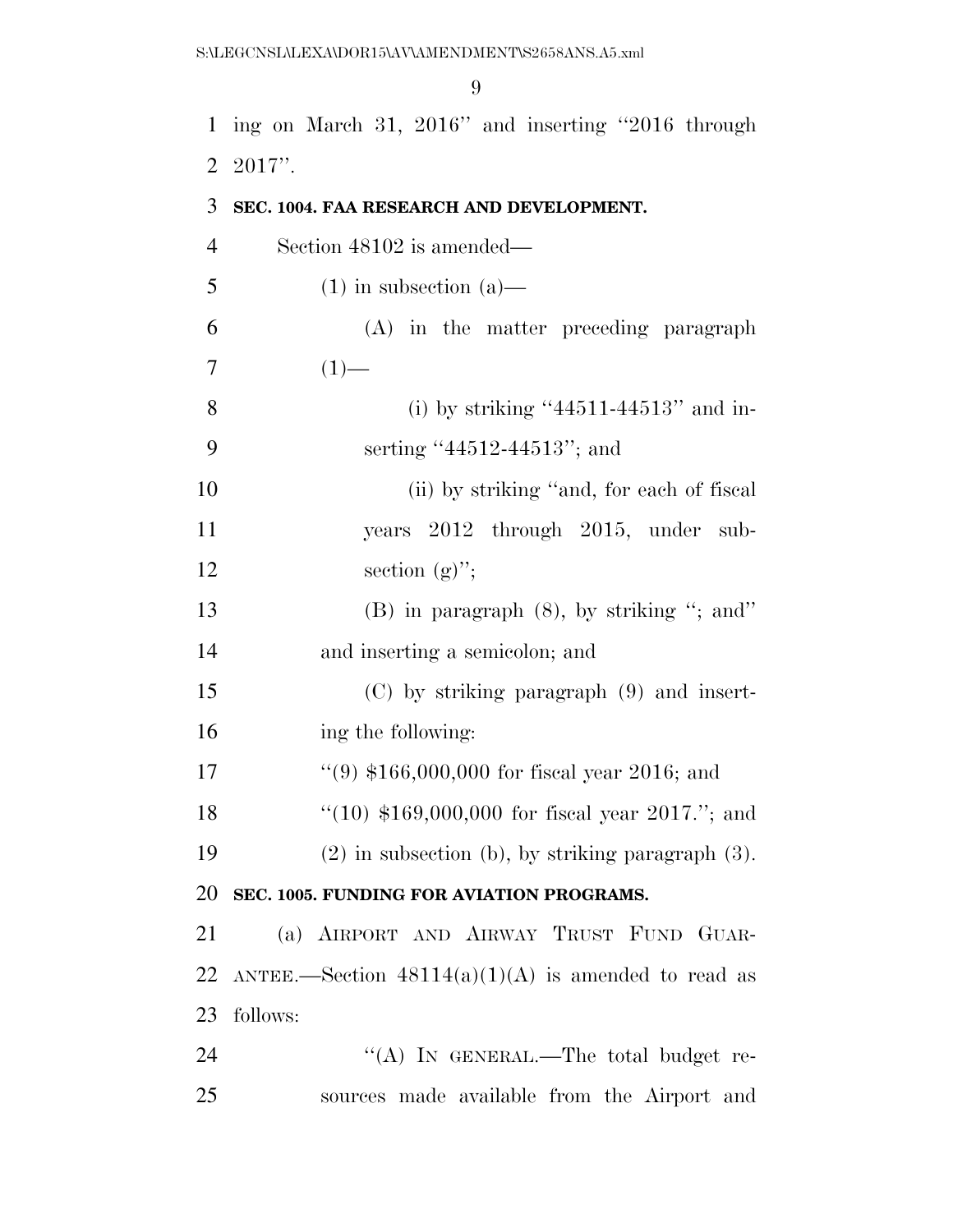ing on March 31, 2016'' and inserting ''2016 through 2017''.

**SEC. 1004. FAA RESEARCH AND DEVELOPMENT.**

Section 48102 is amended—

(1) in subsection (a)—

(A) in the matter preceding paragraph (1)—

(i) by striking ''44511-44513'' and inserting ''44512-44513''; and

(ii) by striking ''and, for each of fiscal years 2012 through 2015, under subsection (g)'';

(B) in paragraph (8), by striking ''; and'' and inserting a semicolon; and

(C) by striking paragraph (9) and inserting the following:

''(9) $166,000,000 for fiscal year 2016; and

''(10) $169,000,000 for fiscal year 2017.''; and

(2) in subsection (b), by striking paragraph (3).

**SEC. 1005. FUNDING FOR AVIATION PROGRAMS.**

(a) AIRPORT AND AIRWAY TRUST FUND GUARANTEE.—Section 48114(a)(1)(A) is amended to read as follows:

''(A) IN GENERAL.—The total budget resources made available from the Airport and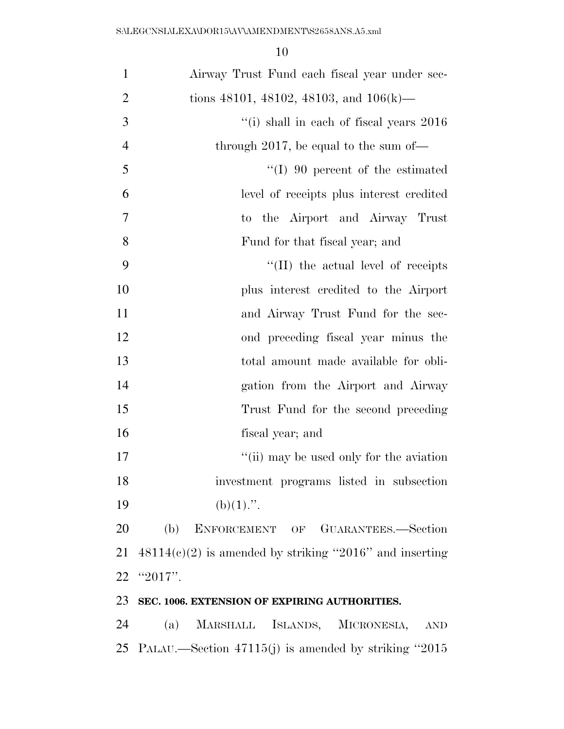Airway Trust Fund each fiscal year under sections 48101, 48102, 48103, and 106(k)—

''(i) shall in each of fiscal years 2016 through 2017, be equal to the sum of—

''(I) 90 percent of the estimated level of receipts plus interest credited to the Airport and Airway Trust Fund for that fiscal year; and

''(II) the actual level of receipts plus interest credited to the Airport and Airway Trust Fund for the second preceding fiscal year minus the total amount made available for obligation from the Airport and Airway Trust Fund for the second preceding fiscal year; and

''(ii) may be used only for the aviation investment programs listed in subsection (b)(1).''.

(b) ENFORCEMENT OF GUARANTEES.—Section 48114(c)(2) is amended by striking ''2016'' and inserting ''2017''.

**SEC. 1006. EXTENSION OF EXPIRING AUTHORITIES.**

(a) MARSHALL ISLANDS, MICRONESIA, AND PALAU.—Section 47115(j) is amended by striking ''2015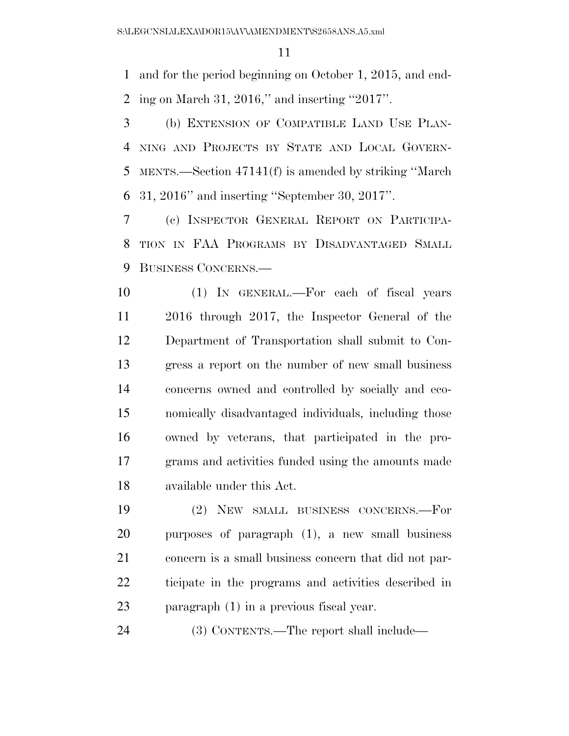and for the period beginning on October 1, 2015, and ending on March 31, 2016,'' and inserting ''2017''.

(b) EXTENSION OF COMPATIBLE LAND USE PLANNING AND PROJECTS BY STATE AND LOCAL GOVERNMENTS.—Section 47141(f) is amended by striking ''March 31, 2016'' and inserting ''September 30, 2017''.

(c) INSPECTOR GENERAL REPORT ON PARTICIPATION IN FAA PROGRAMS BY DISADVANTAGED SMALL BUSINESS CONCERNS.—

(1) IN GENERAL.—For each of fiscal years 2016 through 2017, the Inspector General of the Department of Transportation shall submit to Congress a report on the number of new small business concerns owned and controlled by socially and economically disadvantaged individuals, including those owned by veterans, that participated in the programs and activities funded using the amounts made available under this Act.

(2) NEW SMALL BUSINESS CONCERNS.—For purposes of paragraph (1), a new small business concern is a small business concern that did not participate in the programs and activities described in paragraph (1) in a previous fiscal year.

(3) CONTENTS.—The report shall include—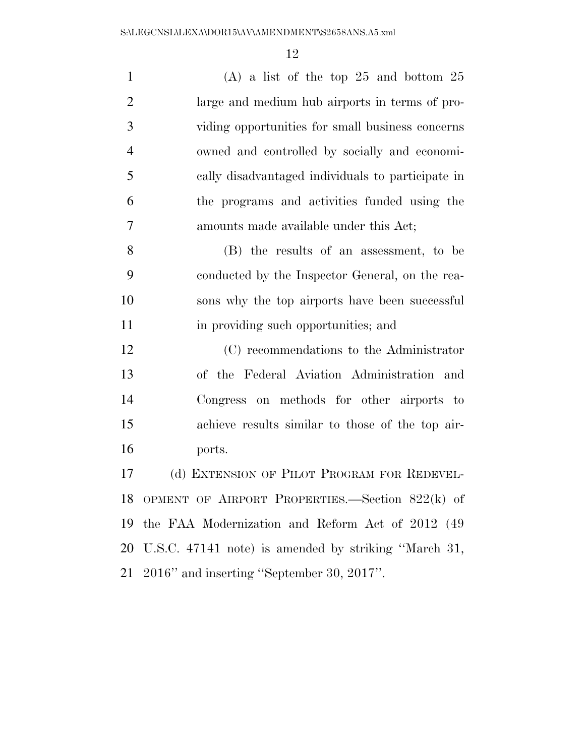(A) a list of the top 25 and bottom 25 large and medium hub airports in terms of providing opportunities for small business concerns owned and controlled by socially and economically disadvantaged individuals to participate in the programs and activities funded using the amounts made available under this Act;

(B) the results of an assessment, to be conducted by the Inspector General, on the reasons why the top airports have been successful in providing such opportunities; and

(C) recommendations to the Administrator of the Federal Aviation Administration and Congress on methods for other airports to achieve results similar to those of the top airports.

(d) EXTENSION OF PILOT PROGRAM FOR REDEVELOPMENT OF AIRPORT PROPERTIES.—Section 822(k) of the FAA Modernization and Reform Act of 2012 (49 U.S.C. 47141 note) is amended by striking ''March 31, 2016'' and inserting ''September 30, 2017''.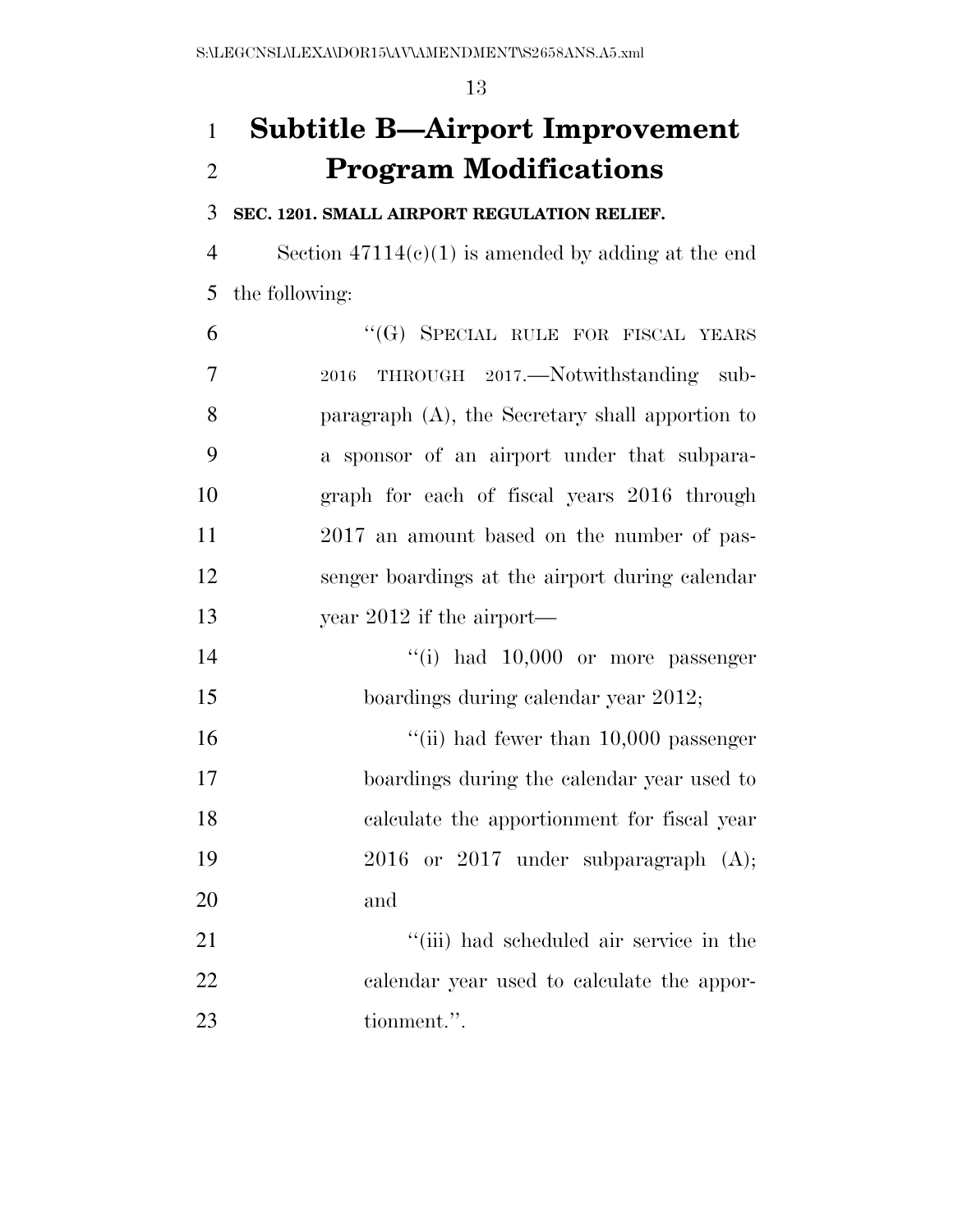# Subtitle B—Airport Improvement Program Modifications

**SEC. 1201. SMALL AIRPORT REGULATION RELIEF.**

Section 47114(c)(1) is amended by adding at the end the following:

"(G) SPECIAL RULE FOR FISCAL YEARS 2016 THROUGH 2017.—Notwithstanding subparagraph (A), the Secretary shall apportion to a sponsor of an airport under that subparagraph for each of fiscal years 2016 through 2017 an amount based on the number of passenger boardings at the airport during calendar year 2012 if the airport—

"(i) had 10,000 or more passenger boardings during calendar year 2012;

"(ii) had fewer than 10,000 passenger boardings during the calendar year used to calculate the apportionment for fiscal year 2016 or 2017 under subparagraph (A); and

"(iii) had scheduled air service in the calendar year used to calculate the apportionment.".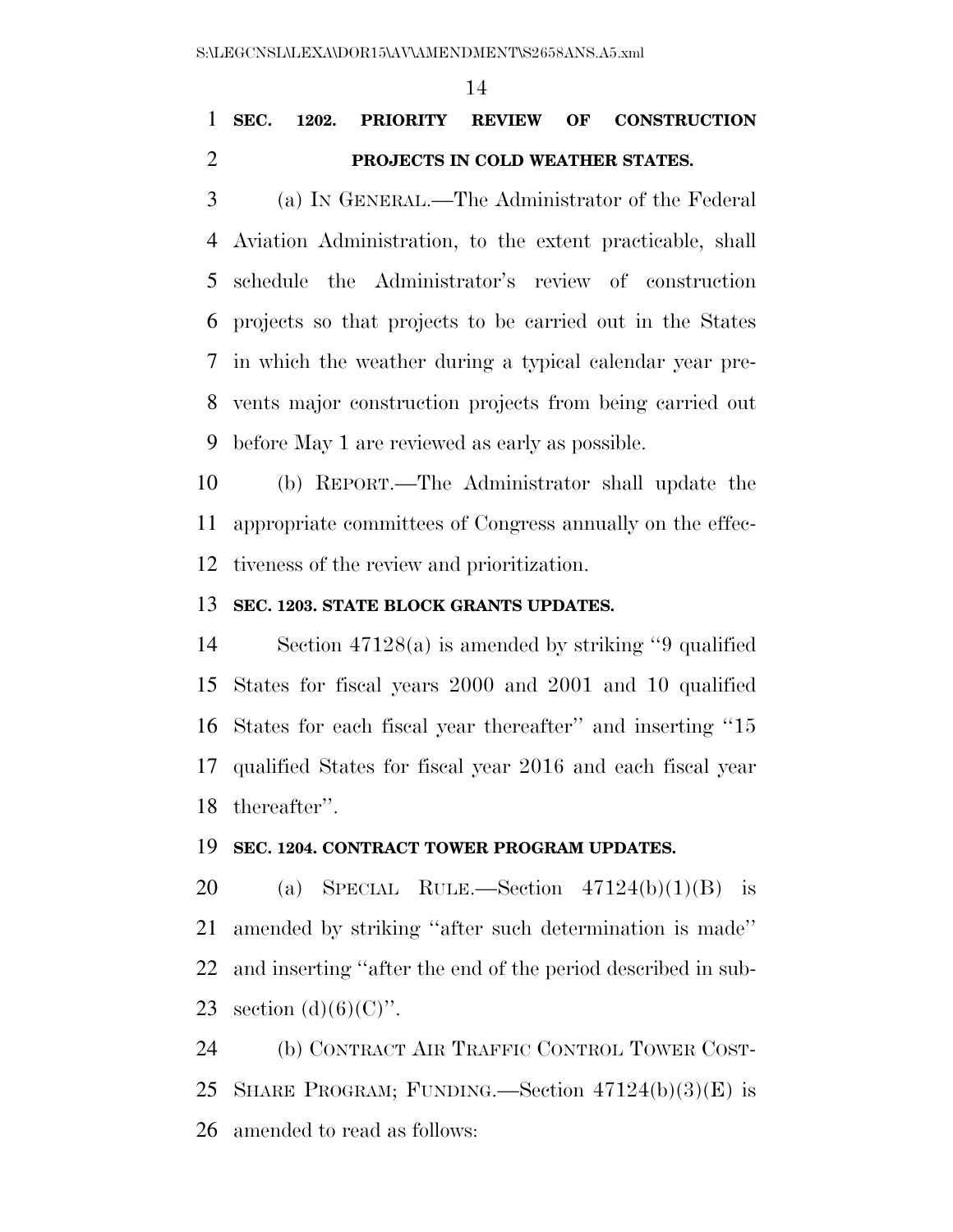**SEC. 1202. PRIORITY REVIEW OF CONSTRUCTION PROJECTS IN COLD WEATHER STATES.**

(a) IN GENERAL.—The Administrator of the Federal Aviation Administration, to the extent practicable, shall schedule the Administrator's review of construction projects so that projects to be carried out in the States in which the weather during a typical calendar year prevents major construction projects from being carried out before May 1 are reviewed as early as possible.

(b) REPORT.—The Administrator shall update the appropriate committees of Congress annually on the effectiveness of the review and prioritization.

**SEC. 1203. STATE BLOCK GRANTS UPDATES.**

Section 47128(a) is amended by striking "9 qualified States for fiscal years 2000 and 2001 and 10 qualified States for each fiscal year thereafter" and inserting "15 qualified States for fiscal year 2016 and each fiscal year thereafter".

**SEC. 1204. CONTRACT TOWER PROGRAM UPDATES.**

(a) SPECIAL RULE.—Section 47124(b)(1)(B) is amended by striking "after such determination is made" and inserting "after the end of the period described in subsection (d)(6)(C)".

(b) CONTRACT AIR TRAFFIC CONTROL TOWER COST-SHARE PROGRAM; FUNDING.—Section 47124(b)(3)(E) is amended to read as follows: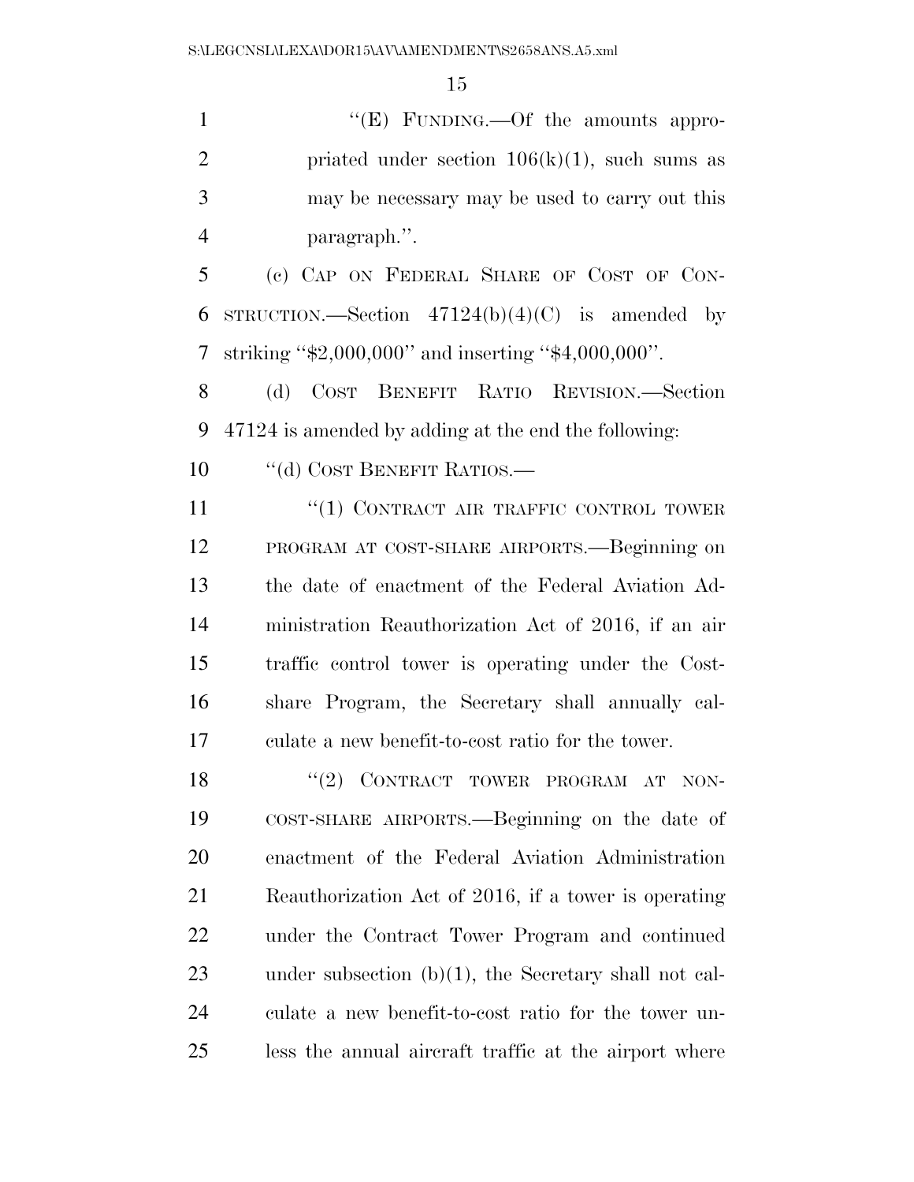"(E) FUNDING.—Of the amounts appropriated under section 106(k)(1), such sums as may be necessary may be used to carry out this paragraph.".

(c) CAP ON FEDERAL SHARE OF COST OF CONSTRUCTION.—Section 47124(b)(4)(C) is amended by striking "$2,000,000" and inserting "$4,000,000".

(d) COST BENEFIT RATIO REVISION.—Section 47124 is amended by adding at the end the following:

"(d) COST BENEFIT RATIOS.—

"(1) CONTRACT AIR TRAFFIC CONTROL TOWER PROGRAM AT COST-SHARE AIRPORTS.—Beginning on the date of enactment of the Federal Aviation Administration Reauthorization Act of 2016, if an air traffic control tower is operating under the Cost-share Program, the Secretary shall annually calculate a new benefit-to-cost ratio for the tower.

"(2) CONTRACT TOWER PROGRAM AT NON-COST-SHARE AIRPORTS.—Beginning on the date of enactment of the Federal Aviation Administration Reauthorization Act of 2016, if a tower is operating under the Contract Tower Program and continued under subsection (b)(1), the Secretary shall not calculate a new benefit-to-cost ratio for the tower unless the annual aircraft traffic at the airport where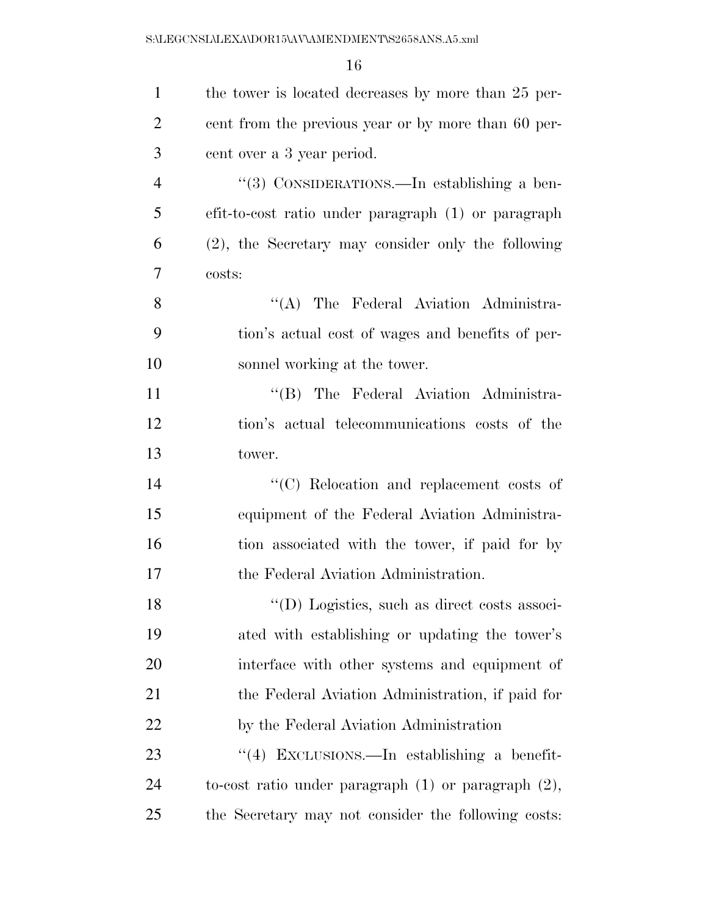the tower is located decreases by more than 25 percent from the previous year or by more than 60 percent over a 3 year period.

''(3) CONSIDERATIONS.—In establishing a benefit-to-cost ratio under paragraph (1) or paragraph (2), the Secretary may consider only the following costs:

''(A) The Federal Aviation Administration's actual cost of wages and benefits of personnel working at the tower.

''(B) The Federal Aviation Administration's actual telecommunications costs of the tower.

''(C) Relocation and replacement costs of equipment of the Federal Aviation Administration associated with the tower, if paid for by the Federal Aviation Administration.

''(D) Logistics, such as direct costs associated with establishing or updating the tower's interface with other systems and equipment of the Federal Aviation Administration, if paid for by the Federal Aviation Administration

''(4) EXCLUSIONS.—In establishing a benefit-to-cost ratio under paragraph (1) or paragraph (2), the Secretary may not consider the following costs: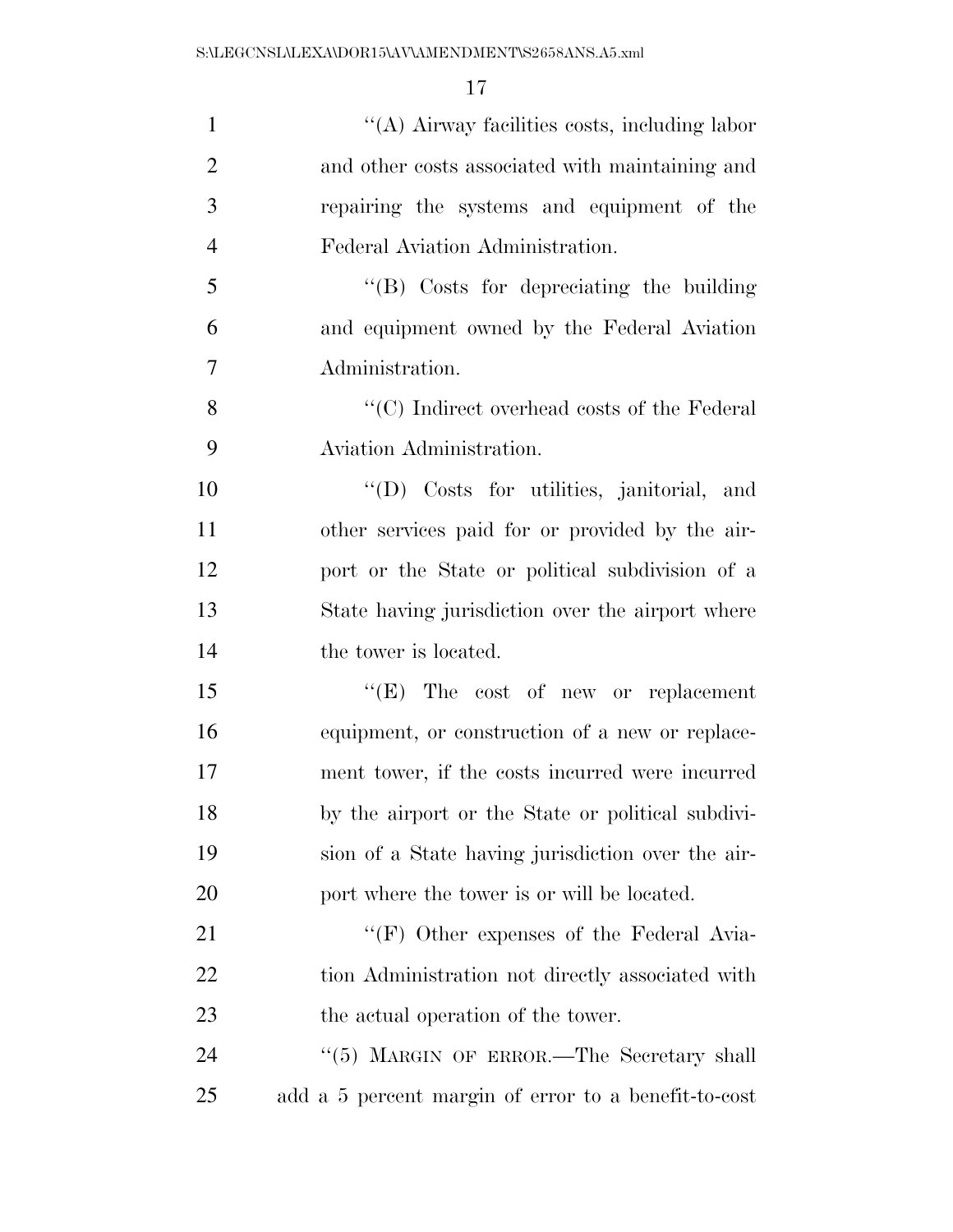''(A) Airway facilities costs, including labor and other costs associated with maintaining and repairing the systems and equipment of the Federal Aviation Administration.

''(B) Costs for depreciating the building and equipment owned by the Federal Aviation Administration.

''(C) Indirect overhead costs of the Federal Aviation Administration.

''(D) Costs for utilities, janitorial, and other services paid for or provided by the airport or the State or political subdivision of a State having jurisdiction over the airport where the tower is located.

''(E) The cost of new or replacement equipment, or construction of a new or replacement tower, if the costs incurred were incurred by the airport or the State or political subdivision of a State having jurisdiction over the airport where the tower is or will be located.

''(F) Other expenses of the Federal Aviation Administration not directly associated with the actual operation of the tower.

''(5) MARGIN OF ERROR.—The Secretary shall add a 5 percent margin of error to a benefit-to-cost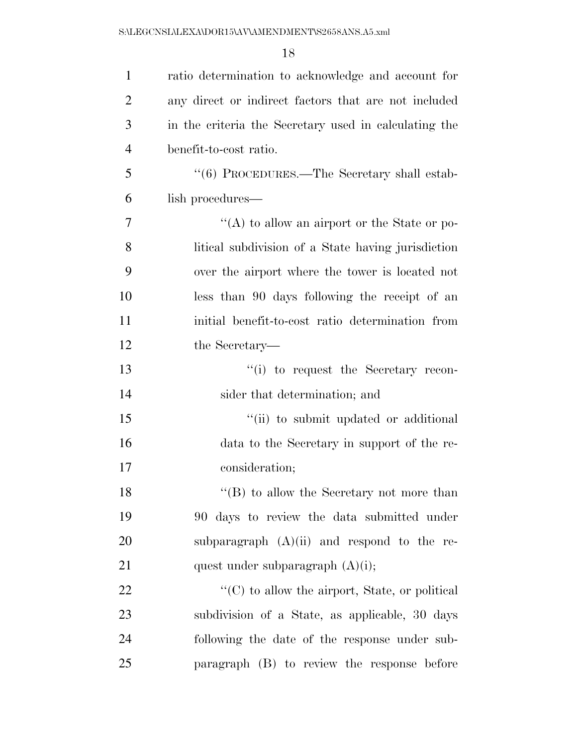ratio determination to acknowledge and account for any direct or indirect factors that are not included in the criteria the Secretary used in calculating the benefit-to-cost ratio.

"(6) PROCEDURES.—The Secretary shall establish procedures—

"(A) to allow an airport or the State or political subdivision of a State having jurisdiction over the airport where the tower is located not less than 90 days following the receipt of an initial benefit-to-cost ratio determination from the Secretary—

"(i) to request the Secretary reconsider that determination; and

"(ii) to submit updated or additional data to the Secretary in support of the reconsideration;

"(B) to allow the Secretary not more than 90 days to review the data submitted under subparagraph (A)(ii) and respond to the request under subparagraph (A)(i);

"(C) to allow the airport, State, or political subdivision of a State, as applicable, 30 days following the date of the response under subparagraph (B) to review the response before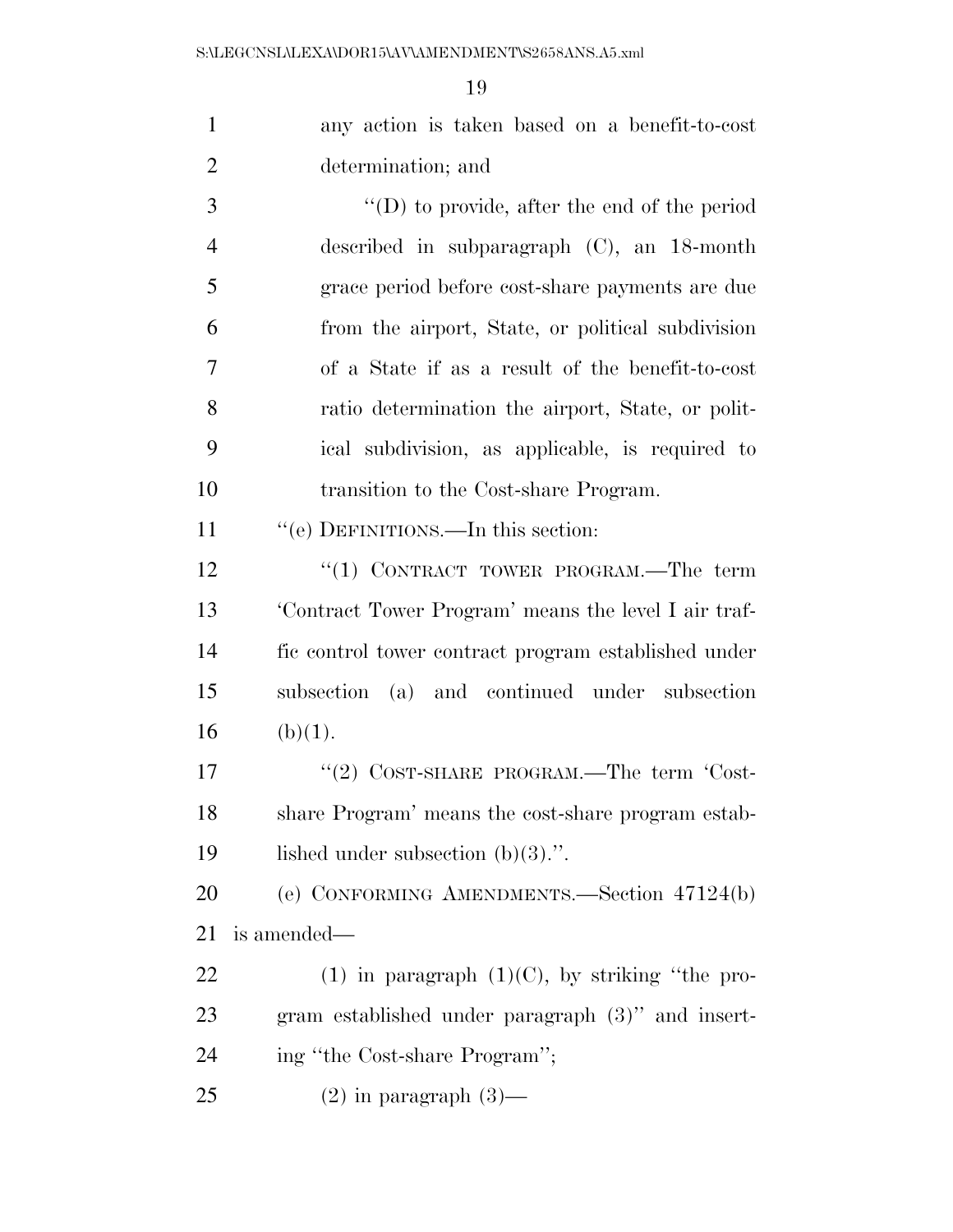any action is taken based on a benefit-to-cost determination; and

"(D) to provide, after the end of the period described in subparagraph (C), an 18-month grace period before cost-share payments are due from the airport, State, or political subdivision of a State if as a result of the benefit-to-cost ratio determination the airport, State, or political subdivision, as applicable, is required to transition to the Cost-share Program.

"(e) DEFINITIONS.—In this section:

"(1) CONTRACT TOWER PROGRAM.—The term 'Contract Tower Program' means the level I air traffic control tower contract program established under subsection (a) and continued under subsection (b)(1).

"(2) COST-SHARE PROGRAM.—The term 'Cost-share Program' means the cost-share program established under subsection (b)(3).".

(e) CONFORMING AMENDMENTS.—Section 47124(b) is amended—

(1) in paragraph (1)(C), by striking "the program established under paragraph (3)" and inserting "the Cost-share Program";

(2) in paragraph (3)—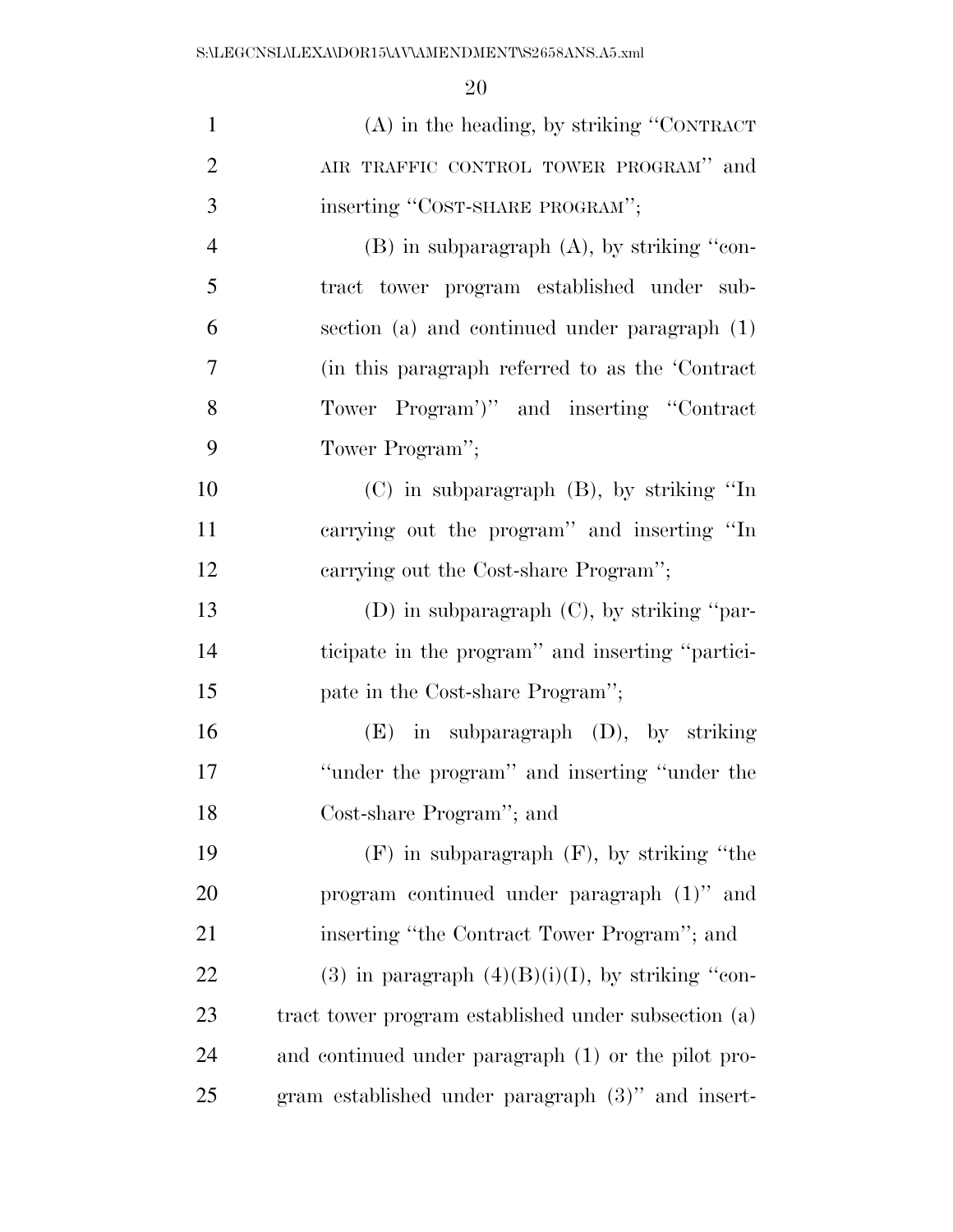(A) in the heading, by striking "CONTRACT AIR TRAFFIC CONTROL TOWER PROGRAM" and inserting "COST-SHARE PROGRAM";

(B) in subparagraph (A), by striking "contract tower program established under subsection (a) and continued under paragraph (1) (in this paragraph referred to as the 'Contract Tower Program')" and inserting "Contract Tower Program";

(C) in subparagraph (B), by striking "In carrying out the program" and inserting "In carrying out the Cost-share Program";

(D) in subparagraph (C), by striking "participate in the program" and inserting "participate in the Cost-share Program";

(E) in subparagraph (D), by striking "under the program" and inserting "under the Cost-share Program"; and

(F) in subparagraph (F), by striking "the program continued under paragraph (1)" and inserting "the Contract Tower Program"; and

(3) in paragraph (4)(B)(i)(I), by striking "contract tower program established under subsection (a) and continued under paragraph (1) or the pilot program established under paragraph (3)" and insert-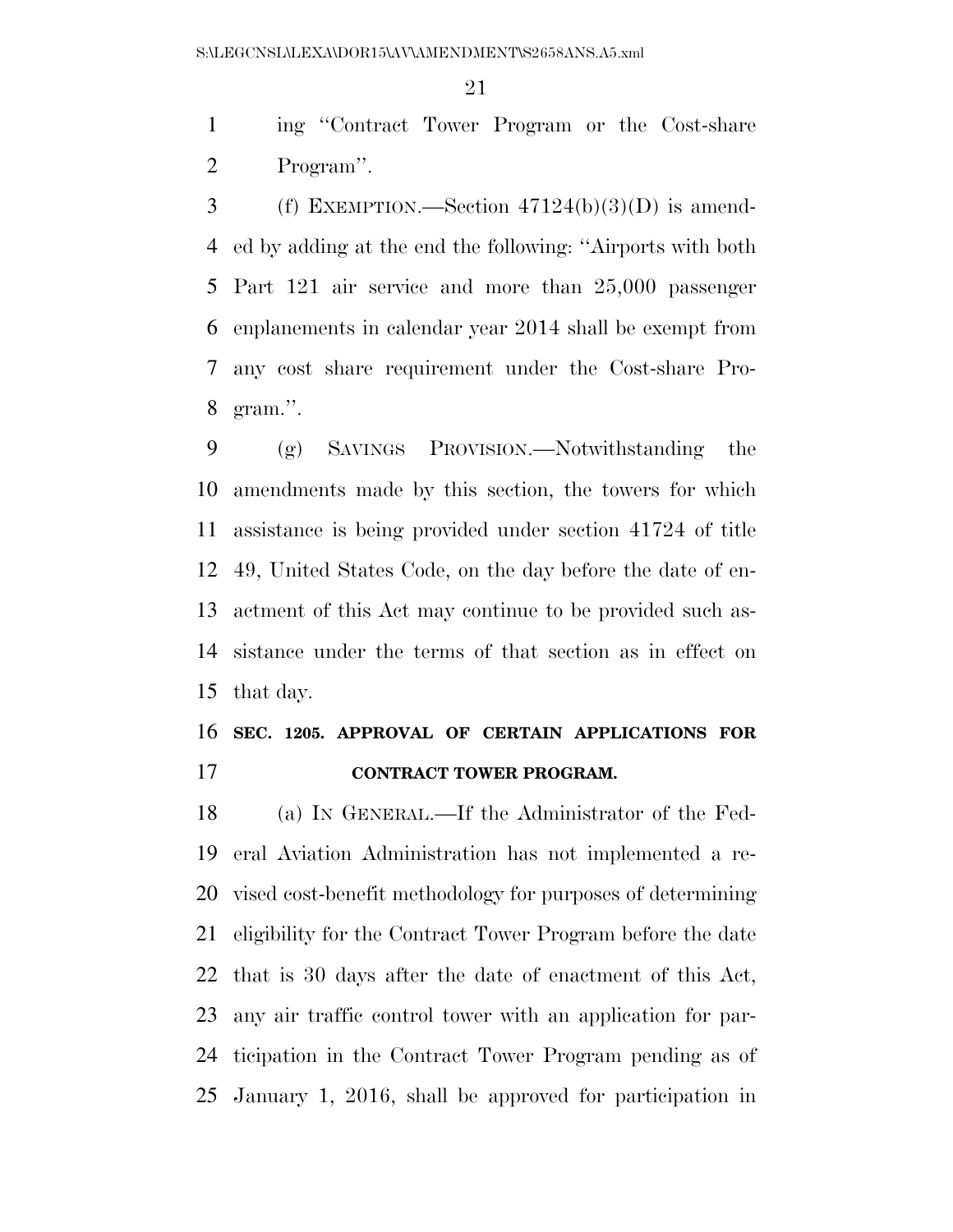ing ''Contract Tower Program or the Cost-share Program''.

(f) EXEMPTION.—Section 47124(b)(3)(D) is amended by adding at the end the following: ''Airports with both Part 121 air service and more than 25,000 passenger enplanements in calendar year 2014 shall be exempt from any cost share requirement under the Cost-share Program.''.

(g) SAVINGS PROVISION.—Notwithstanding the amendments made by this section, the towers for which assistance is being provided under section 41724 of title 49, United States Code, on the day before the date of enactment of this Act may continue to be provided such assistance under the terms of that section as in effect on that day.

**SEC. 1205. APPROVAL OF CERTAIN APPLICATIONS FOR CONTRACT TOWER PROGRAM.**

(a) IN GENERAL.—If the Administrator of the Federal Aviation Administration has not implemented a revised cost-benefit methodology for purposes of determining eligibility for the Contract Tower Program before the date that is 30 days after the date of enactment of this Act, any air traffic control tower with an application for participation in the Contract Tower Program pending as of January 1, 2016, shall be approved for participation in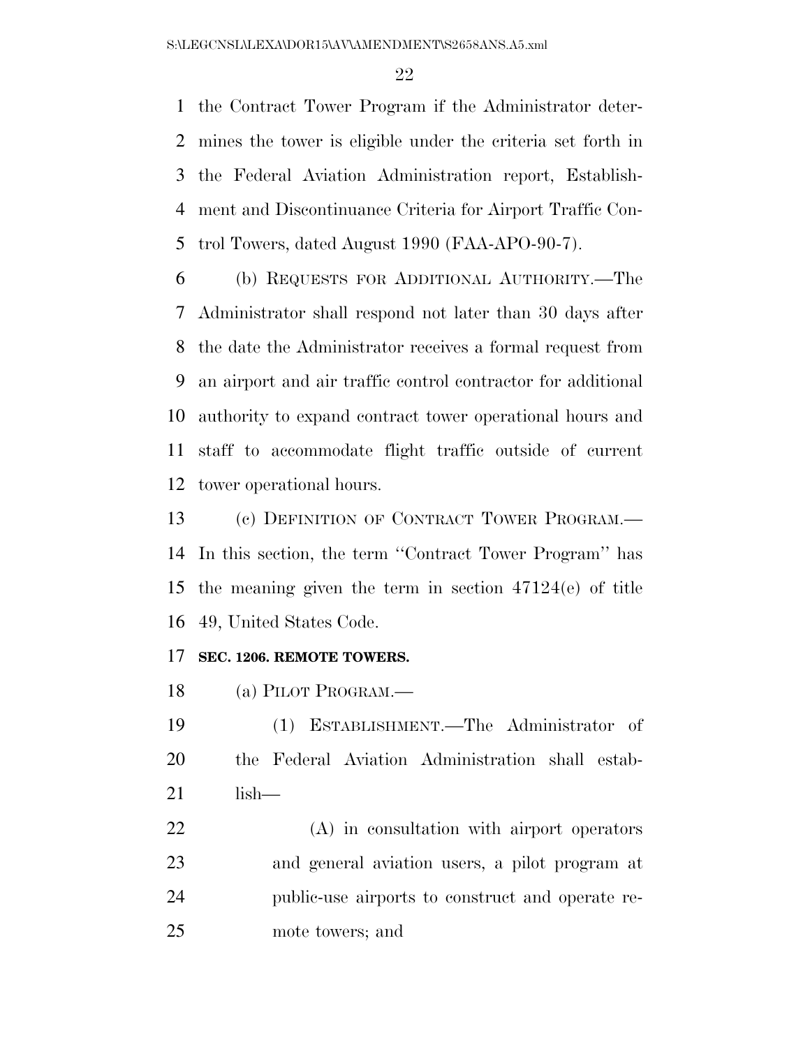the Contract Tower Program if the Administrator determines the tower is eligible under the criteria set forth in the Federal Aviation Administration report, Establishment and Discontinuance Criteria for Airport Traffic Control Towers, dated August 1990 (FAA-APO-90-7).

(b) REQUESTS FOR ADDITIONAL AUTHORITY.—The Administrator shall respond not later than 30 days after the date the Administrator receives a formal request from an airport and air traffic control contractor for additional authority to expand contract tower operational hours and staff to accommodate flight traffic outside of current tower operational hours.

(c) DEFINITION OF CONTRACT TOWER PROGRAM.—In this section, the term ''Contract Tower Program'' has the meaning given the term in section 47124(e) of title 49, United States Code.

**SEC. 1206. REMOTE TOWERS.**

(a) PILOT PROGRAM.—

(1) ESTABLISHMENT.—The Administrator of the Federal Aviation Administration shall establish—

(A) in consultation with airport operators and general aviation users, a pilot program at public-use airports to construct and operate remote towers; and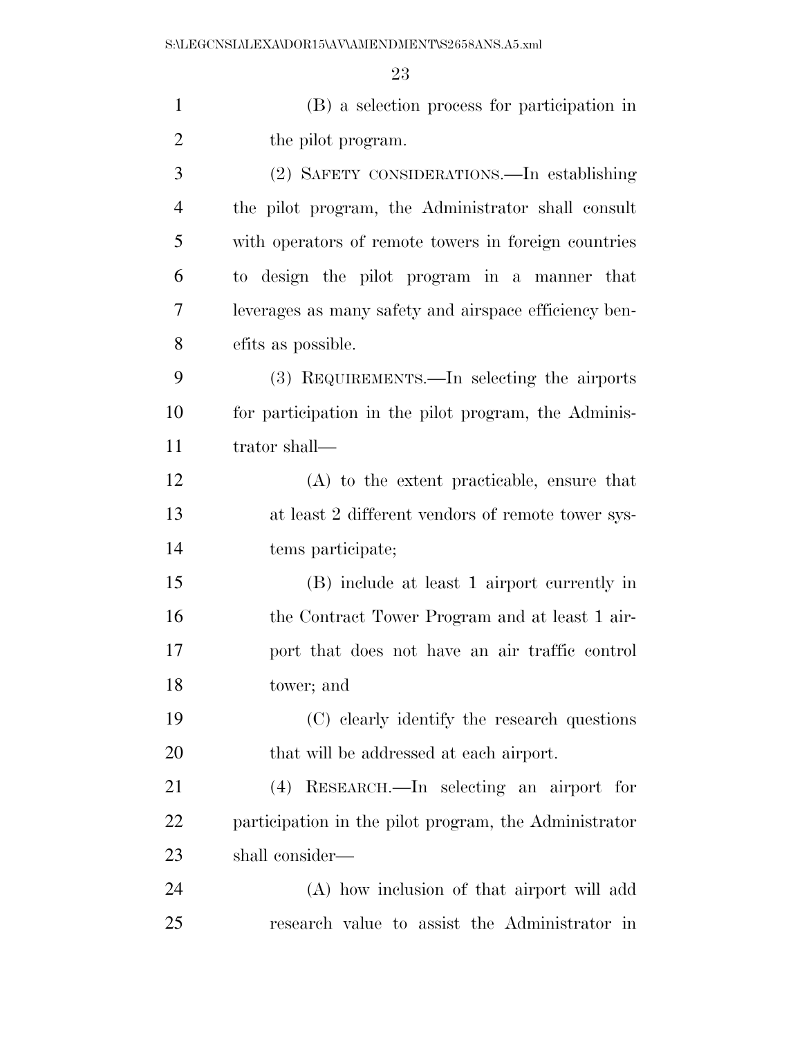(B) a selection process for participation in the pilot program.

(2) SAFETY CONSIDERATIONS.—In establishing the pilot program, the Administrator shall consult with operators of remote towers in foreign countries to design the pilot program in a manner that leverages as many safety and airspace efficiency benefits as possible.

(3) REQUIREMENTS.—In selecting the airports for participation in the pilot program, the Administrator shall—

(A) to the extent practicable, ensure that at least 2 different vendors of remote tower systems participate;

(B) include at least 1 airport currently in the Contract Tower Program and at least 1 airport that does not have an air traffic control tower; and

(C) clearly identify the research questions that will be addressed at each airport.

(4) RESEARCH.—In selecting an airport for participation in the pilot program, the Administrator shall consider—

(A) how inclusion of that airport will add research value to assist the Administrator in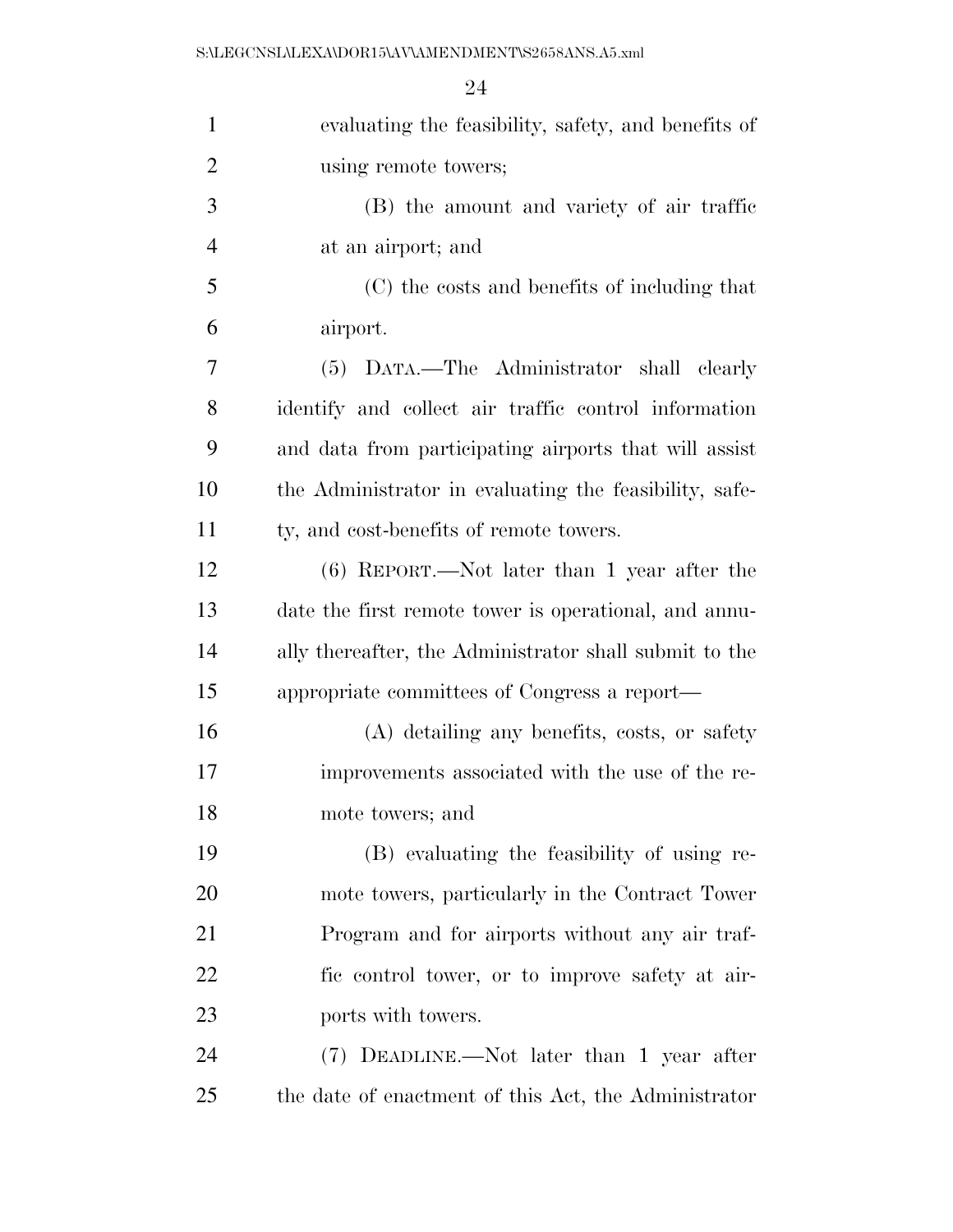evaluating the feasibility, safety, and benefits of using remote towers;

(B) the amount and variety of air traffic at an airport; and

(C) the costs and benefits of including that airport.

(5) DATA.—The Administrator shall clearly identify and collect air traffic control information and data from participating airports that will assist the Administrator in evaluating the feasibility, safety, and cost-benefits of remote towers.

(6) REPORT.—Not later than 1 year after the date the first remote tower is operational, and annually thereafter, the Administrator shall submit to the appropriate committees of Congress a report—

(A) detailing any benefits, costs, or safety improvements associated with the use of the remote towers; and

(B) evaluating the feasibility of using remote towers, particularly in the Contract Tower Program and for airports without any air traffic control tower, or to improve safety at airports with towers.

(7) DEADLINE.—Not later than 1 year after the date of enactment of this Act, the Administrator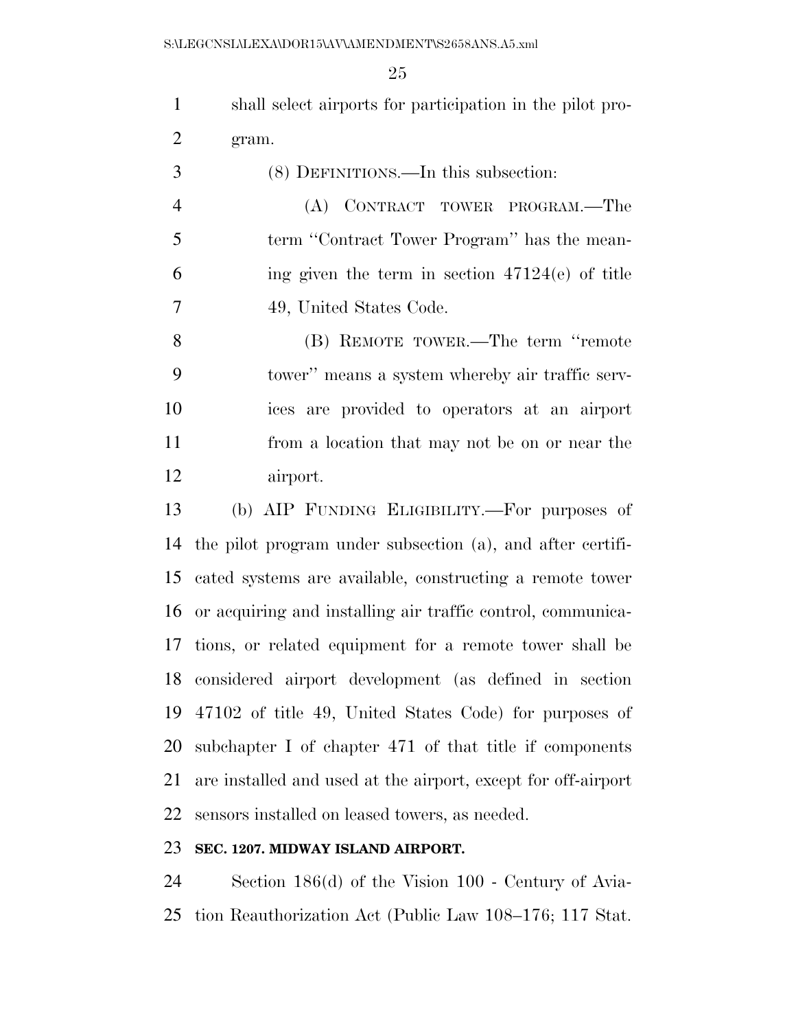shall select airports for participation in the pilot program.

(8) DEFINITIONS.—In this subsection:

(A) CONTRACT TOWER PROGRAM.—The term ''Contract Tower Program'' has the meaning given the term in section 47124(e) of title 49, United States Code.

(B) REMOTE TOWER.—The term ''remote tower'' means a system whereby air traffic services are provided to operators at an airport from a location that may not be on or near the airport.

(b) AIP FUNDING ELIGIBILITY.—For purposes of the pilot program under subsection (a), and after certificated systems are available, constructing a remote tower or acquiring and installing air traffic control, communications, or related equipment for a remote tower shall be considered airport development (as defined in section 47102 of title 49, United States Code) for purposes of subchapter I of chapter 471 of that title if components are installed and used at the airport, except for off-airport sensors installed on leased towers, as needed.

**SEC. 1207. MIDWAY ISLAND AIRPORT.**

Section 186(d) of the Vision 100 - Century of Aviation Reauthorization Act (Public Law 108–176; 117 Stat.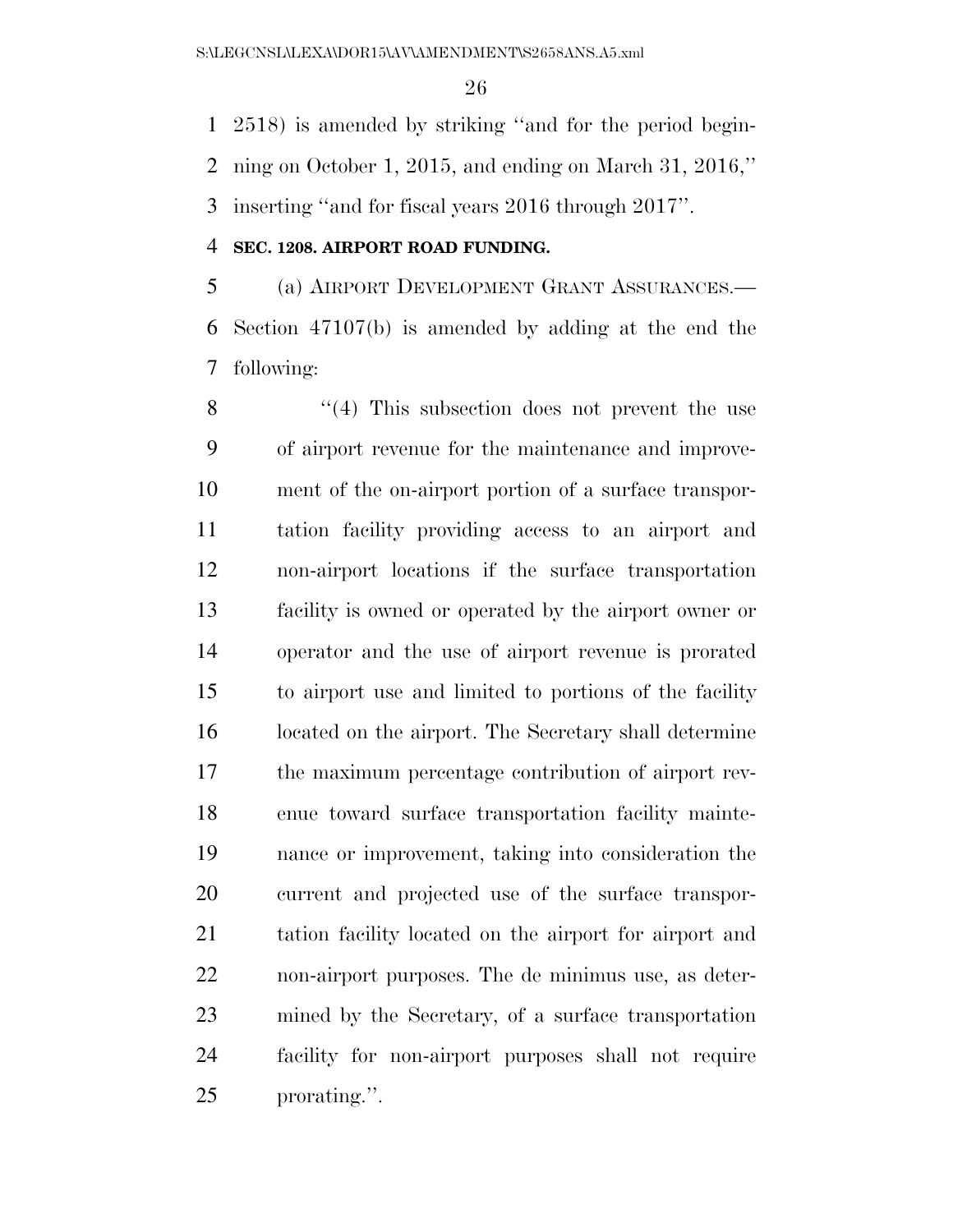2518) is amended by striking "and for the period beginning on October 1, 2015, and ending on March 31, 2016," inserting "and for fiscal years 2016 through 2017".

**SEC. 1208. AIRPORT ROAD FUNDING.**

(a) AIRPORT DEVELOPMENT GRANT ASSURANCES.—Section 47107(b) is amended by adding at the end the following:

"(4) This subsection does not prevent the use of airport revenue for the maintenance and improvement of the on-airport portion of a surface transportation facility providing access to an airport and non-airport locations if the surface transportation facility is owned or operated by the airport owner or operator and the use of airport revenue is prorated to airport use and limited to portions of the facility located on the airport. The Secretary shall determine the maximum percentage contribution of airport revenue toward surface transportation facility maintenance or improvement, taking into consideration the current and projected use of the surface transportation facility located on the airport for airport and non-airport purposes. The de minimus use, as determined by the Secretary, of a surface transportation facility for non-airport purposes shall not require prorating.".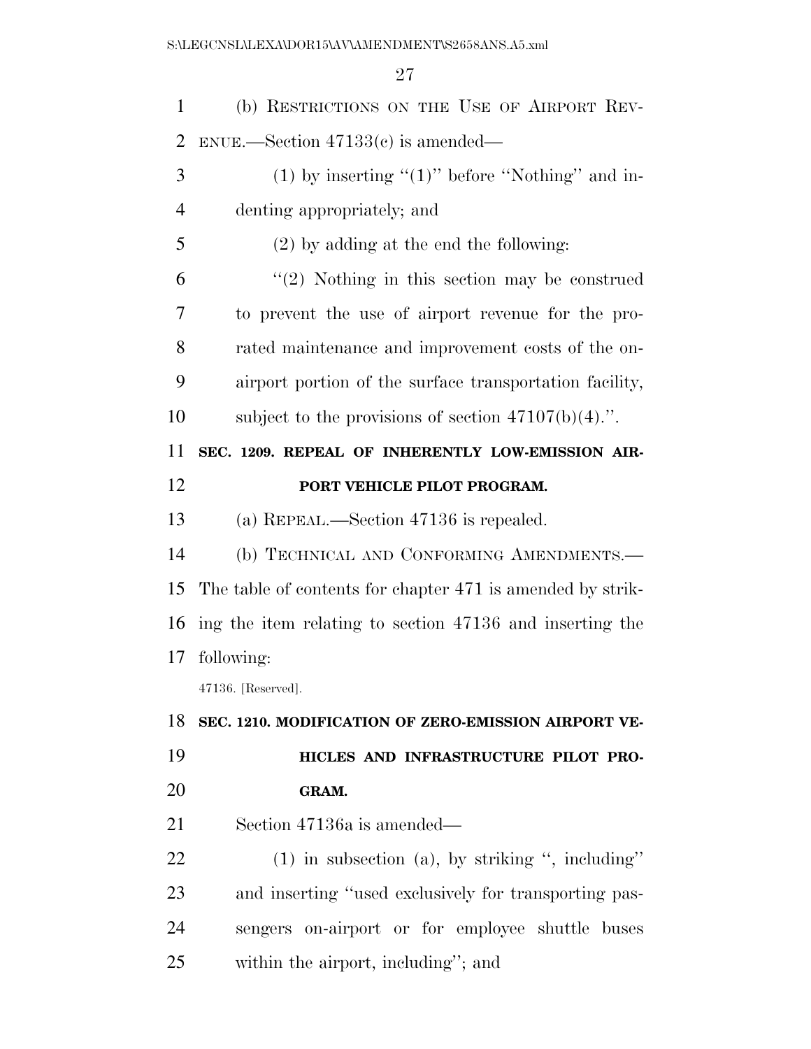(b) RESTRICTIONS ON THE USE OF AIRPORT REVENUE.—Section 47133(c) is amended—

(1) by inserting "(1)" before "Nothing" and indenting appropriately; and

(2) by adding at the end the following:

"(2) Nothing in this section may be construed to prevent the use of airport revenue for the prorated maintenance and improvement costs of the on-airport portion of the surface transportation facility, subject to the provisions of section 47107(b)(4).".

**SEC. 1209. REPEAL OF INHERENTLY LOW-EMISSION AIRPORT VEHICLE PILOT PROGRAM.**

(a) REPEAL.—Section 47136 is repealed.

(b) TECHNICAL AND CONFORMING AMENDMENTS.—The table of contents for chapter 471 is amended by striking the item relating to section 47136 and inserting the following:

47136. [Reserved].

**SEC. 1210. MODIFICATION OF ZERO-EMISSION AIRPORT VEHICLES AND INFRASTRUCTURE PILOT PROGRAM.**

Section 47136a is amended—

(1) in subsection (a), by striking ", including" and inserting "used exclusively for transporting passengers on-airport or for employee shuttle buses within the airport, including"; and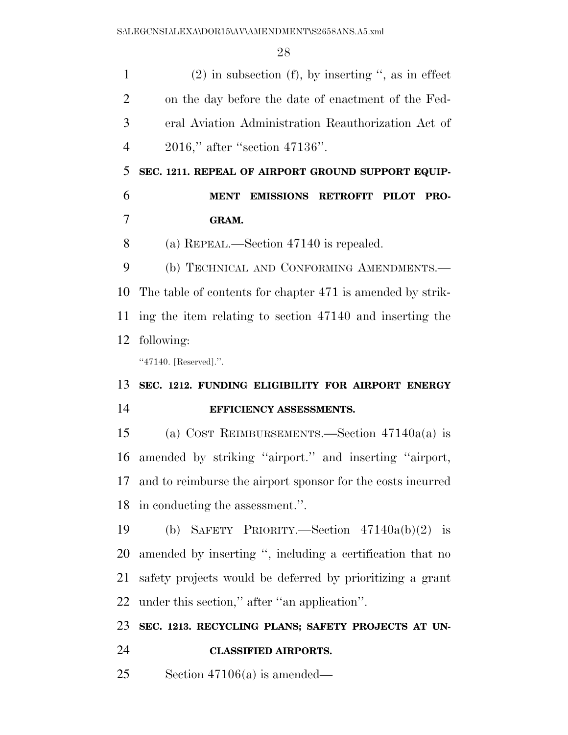(2) in subsection (f), by inserting ", as in effect on the day before the date of enactment of the Federal Aviation Administration Reauthorization Act of 2016," after "section 47136".

**SEC. 1211. REPEAL OF AIRPORT GROUND SUPPORT EQUIPMENT EMISSIONS RETROFIT PILOT PROGRAM.**

(a) REPEAL.—Section 47140 is repealed.

(b) TECHNICAL AND CONFORMING AMENDMENTS.—The table of contents for chapter 471 is amended by striking the item relating to section 47140 and inserting the following:

"47140. [Reserved].".

**SEC. 1212. FUNDING ELIGIBILITY FOR AIRPORT ENERGY EFFICIENCY ASSESSMENTS.**

(a) COST REIMBURSEMENTS.—Section 47140a(a) is amended by striking "airport." and inserting "airport, and to reimburse the airport sponsor for the costs incurred in conducting the assessment.".

(b) SAFETY PRIORITY.—Section 47140a(b)(2) is amended by inserting ", including a certification that no safety projects would be deferred by prioritizing a grant under this section," after "an application".

**SEC. 1213. RECYCLING PLANS; SAFETY PROJECTS AT UNCLASSIFIED AIRPORTS.**

Section 47106(a) is amended—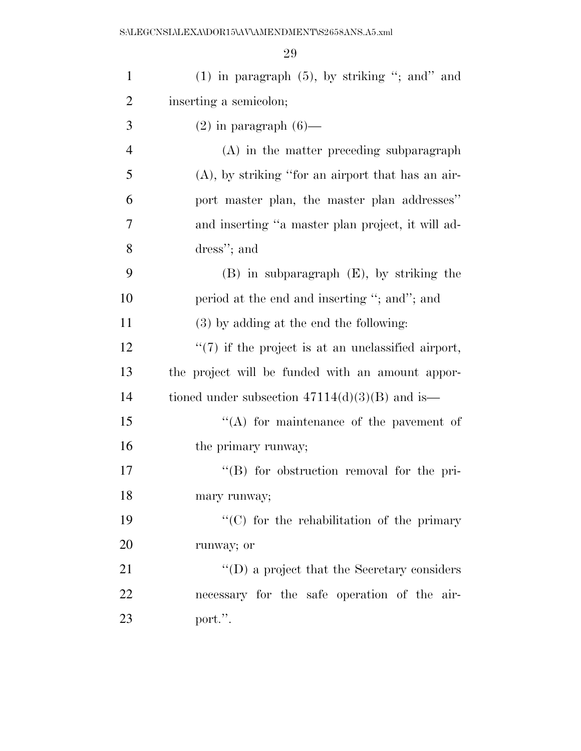(1) in paragraph (5), by striking "; and" and inserting a semicolon;

(2) in paragraph (6)—

(A) in the matter preceding subparagraph (A), by striking "for an airport that has an airport master plan, the master plan addresses" and inserting "a master plan project, it will address"; and

(B) in subparagraph (E), by striking the period at the end and inserting "; and"; and

(3) by adding at the end the following:

"(7) if the project is at an unclassified airport, the project will be funded with an amount apportioned under subsection 47114(d)(3)(B) and is—

"(A) for maintenance of the pavement of the primary runway;

"(B) for obstruction removal for the primary runway;

"(C) for the rehabilitation of the primary runway; or

"(D) a project that the Secretary considers necessary for the safe operation of the airport.".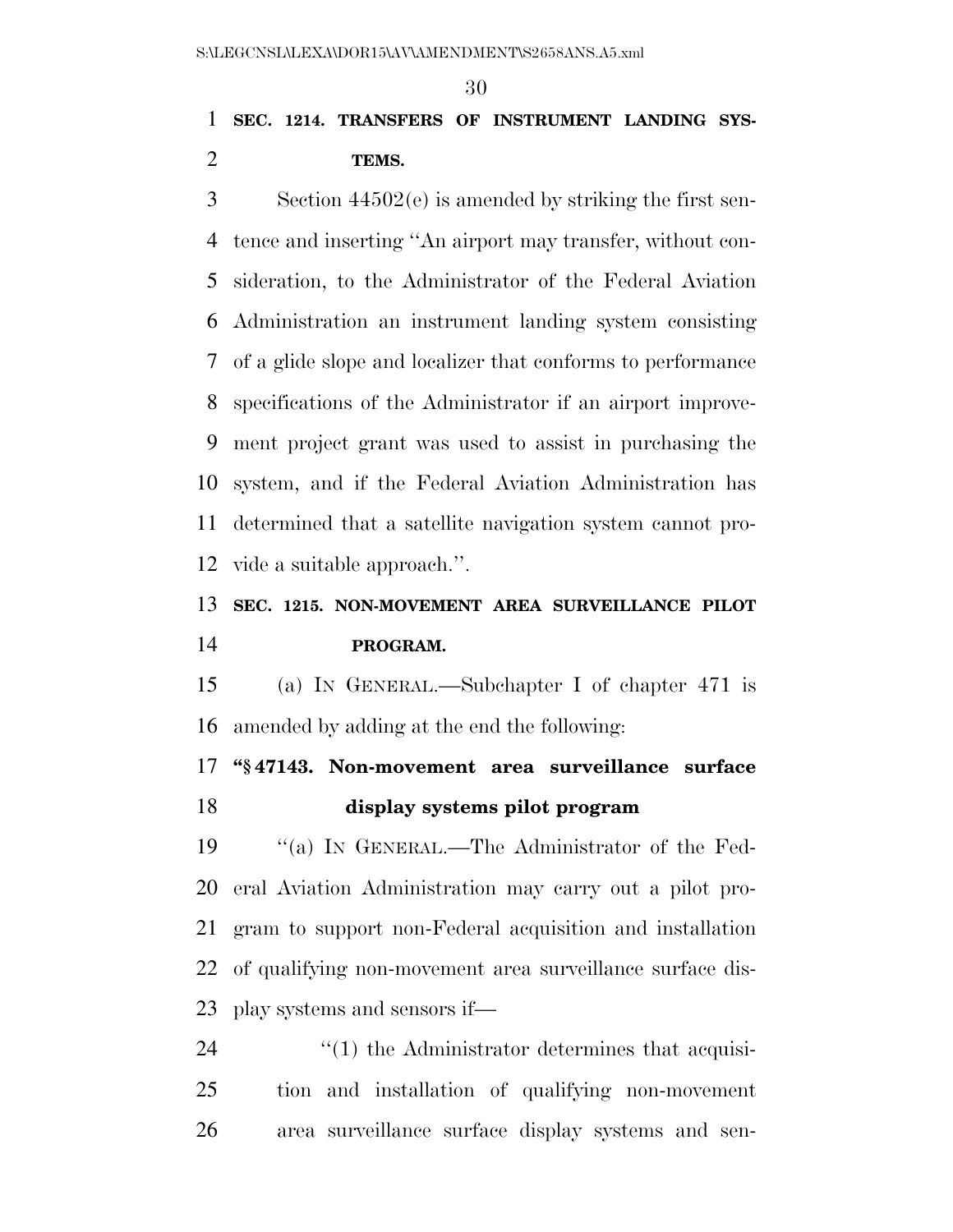**SEC. 1214. TRANSFERS OF INSTRUMENT LANDING SYSTEMS.**

Section 44502(e) is amended by striking the first sentence and inserting "An airport may transfer, without consideration, to the Administrator of the Federal Aviation Administration an instrument landing system consisting of a glide slope and localizer that conforms to performance specifications of the Administrator if an airport improvement project grant was used to assist in purchasing the system, and if the Federal Aviation Administration has determined that a satellite navigation system cannot provide a suitable approach.".

**SEC. 1215. NON-MOVEMENT AREA SURVEILLANCE PILOT PROGRAM.**

(a) IN GENERAL.—Subchapter I of chapter 471 is amended by adding at the end the following:

**"§ 47143. Non-movement area surveillance surface display systems pilot program**

"(a) IN GENERAL.—The Administrator of the Federal Aviation Administration may carry out a pilot program to support non-Federal acquisition and installation of qualifying non-movement area surveillance surface display systems and sensors if—

"(1) the Administrator determines that acquisition and installation of qualifying non-movement area surveillance surface display systems and sen-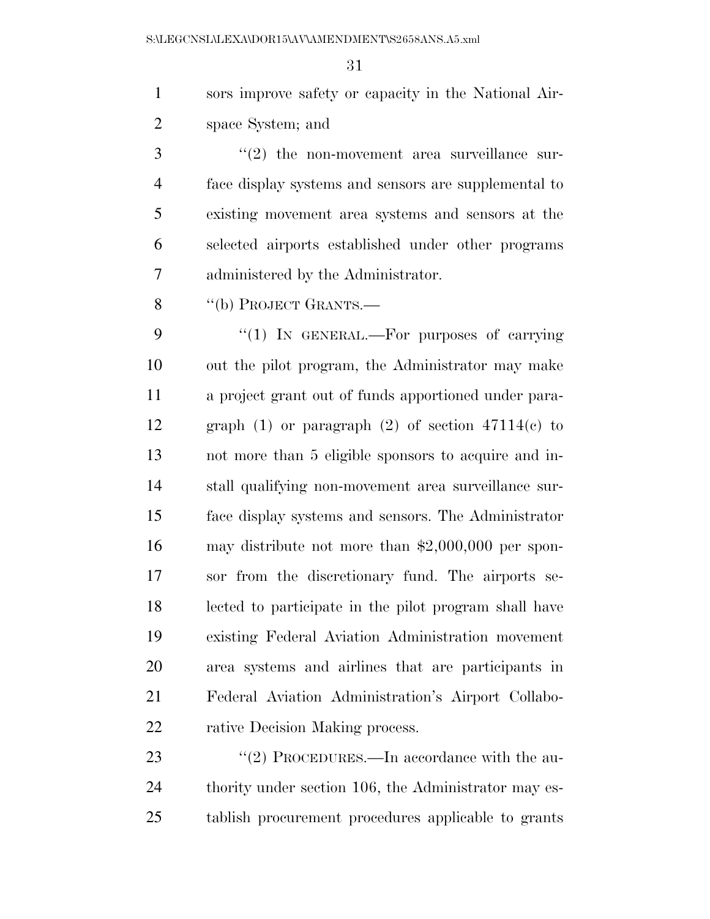sors improve safety or capacity in the National Airspace System; and

"(2) the non-movement area surveillance surface display systems and sensors are supplemental to existing movement area systems and sensors at the selected airports established under other programs administered by the Administrator.

"(b) PROJECT GRANTS.—

"(1) IN GENERAL.—For purposes of carrying out the pilot program, the Administrator may make a project grant out of funds apportioned under paragraph (1) or paragraph (2) of section 47114(c) to not more than 5 eligible sponsors to acquire and install qualifying non-movement area surveillance surface display systems and sensors. The Administrator may distribute not more than $2,000,000 per sponsor from the discretionary fund. The airports selected to participate in the pilot program shall have existing Federal Aviation Administration movement area systems and airlines that are participants in Federal Aviation Administration's Airport Collaborative Decision Making process.

"(2) PROCEDURES.—In accordance with the authority under section 106, the Administrator may establish procurement procedures applicable to grants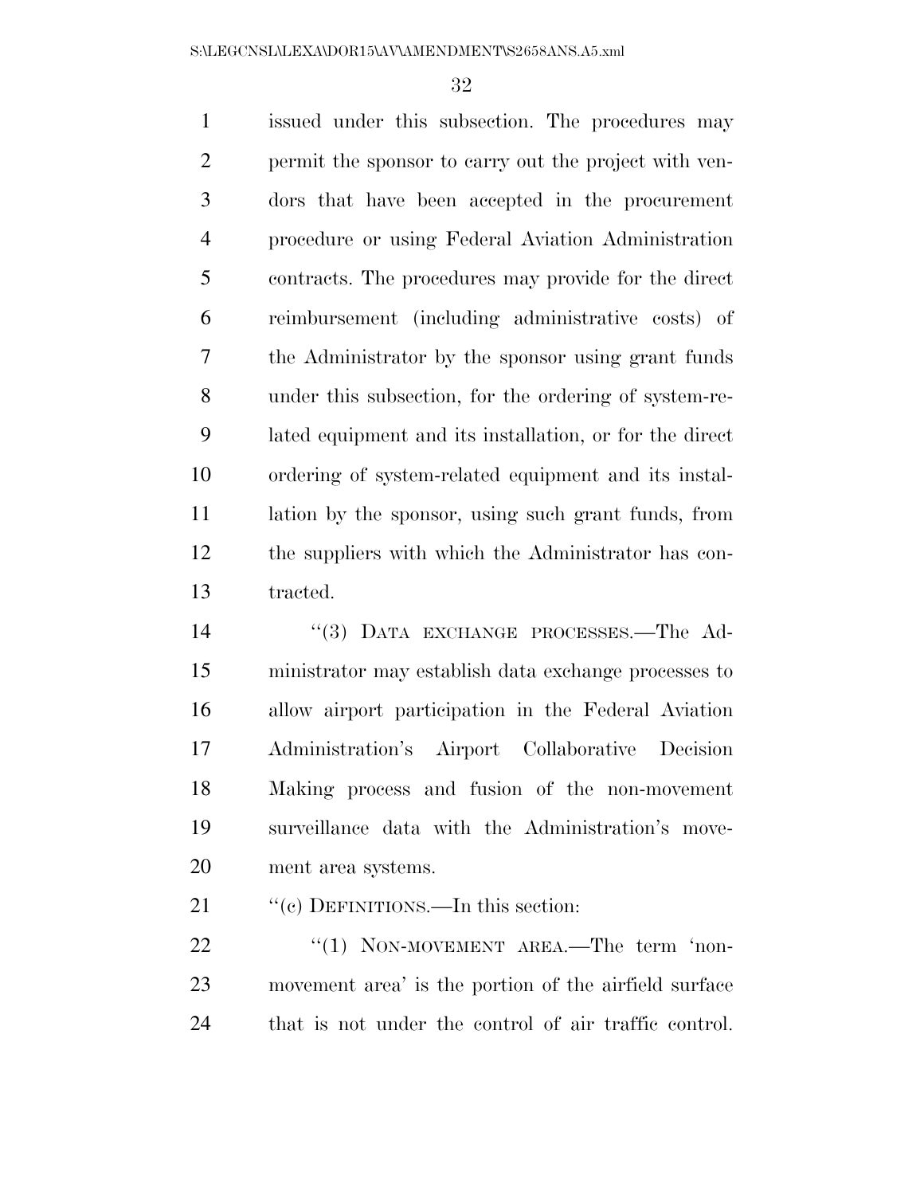issued under this subsection. The procedures may permit the sponsor to carry out the project with vendors that have been accepted in the procurement procedure or using Federal Aviation Administration contracts. The procedures may provide for the direct reimbursement (including administrative costs) of the Administrator by the sponsor using grant funds under this subsection, for the ordering of system-related equipment and its installation, or for the direct ordering of system-related equipment and its installation by the sponsor, using such grant funds, from the suppliers with which the Administrator has contracted.

''(3) DATA EXCHANGE PROCESSES.—The Administrator may establish data exchange processes to allow airport participation in the Federal Aviation Administration's Airport Collaborative Decision Making process and fusion of the non-movement surveillance data with the Administration's movement area systems.

''(c) DEFINITIONS.—In this section:

''(1) NON-MOVEMENT AREA.—The term 'non-movement area' is the portion of the airfield surface that is not under the control of air traffic control.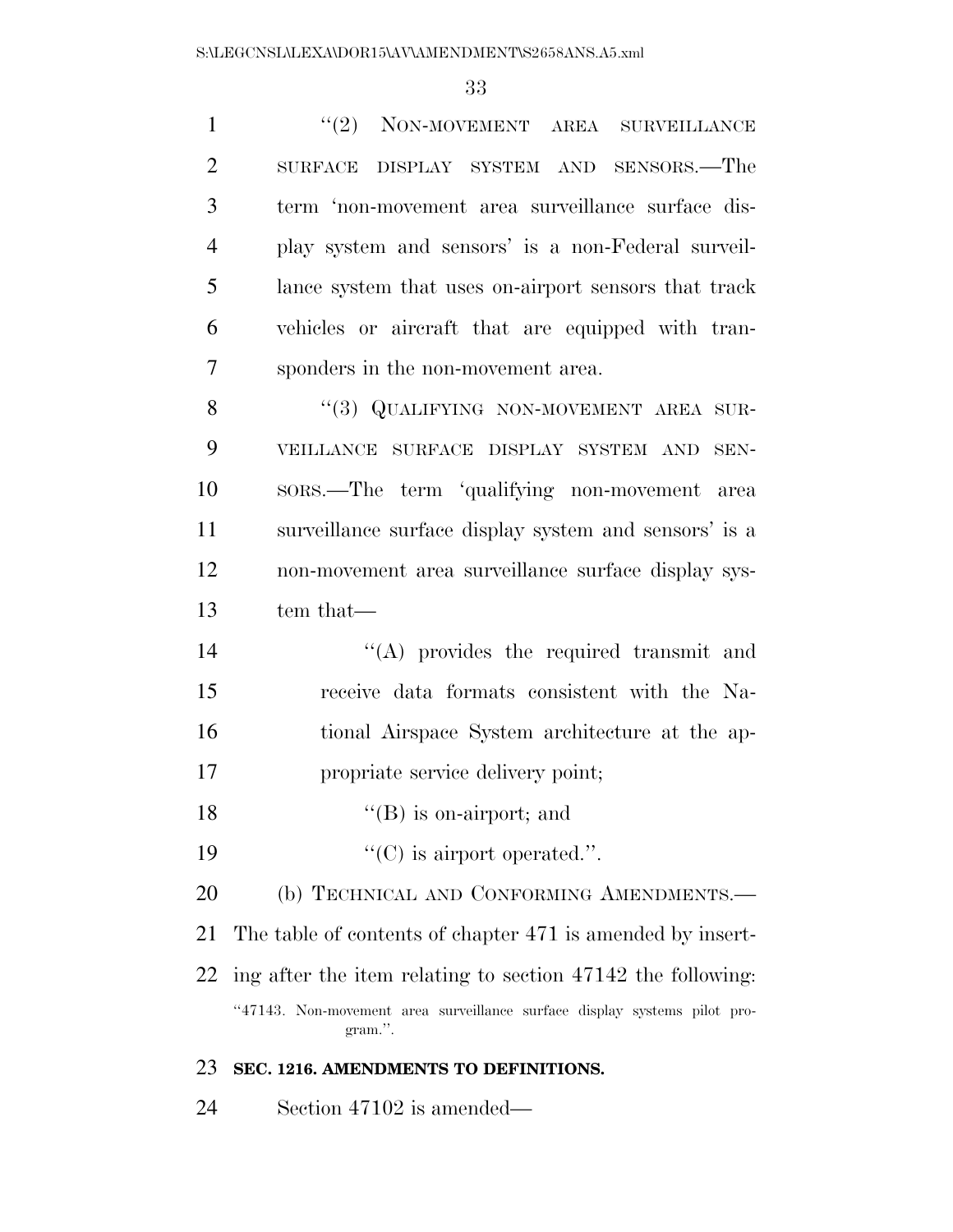"(2) NON-MOVEMENT AREA SURVEILLANCE SURFACE DISPLAY SYSTEM AND SENSORS.—The term 'non-movement area surveillance surface display system and sensors' is a non-Federal surveillance system that uses on-airport sensors that track vehicles or aircraft that are equipped with transponders in the non-movement area.

"(3) QUALIFYING NON-MOVEMENT AREA SURVEILLANCE SURFACE DISPLAY SYSTEM AND SENSORS.—The term 'qualifying non-movement area surveillance surface display system and sensors' is a non-movement area surveillance surface display system that—

"(A) provides the required transmit and receive data formats consistent with the National Airspace System architecture at the appropriate service delivery point;

"(B) is on-airport; and

"(C) is airport operated.".

(b) TECHNICAL AND CONFORMING AMENDMENTS.—The table of contents of chapter 471 is amended by inserting after the item relating to section 47142 the following:

"47143. Non-movement area surveillance surface display systems pilot program.".

**SEC. 1216. AMENDMENTS TO DEFINITIONS.**

Section 47102 is amended—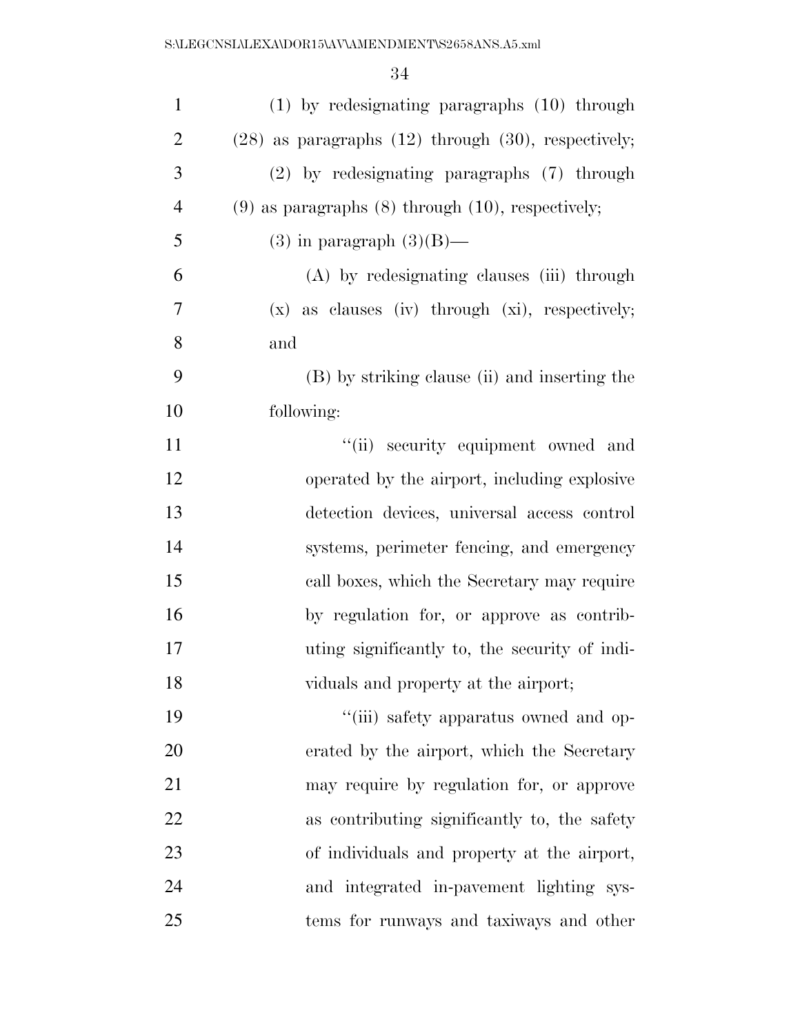(1) by redesignating paragraphs (10) through (28) as paragraphs (12) through (30), respectively;

(2) by redesignating paragraphs (7) through (9) as paragraphs (8) through (10), respectively;

(3) in paragraph (3)(B)—

(A) by redesignating clauses (iii) through (x) as clauses (iv) through (xi), respectively; and

(B) by striking clause (ii) and inserting the following:

"(ii) security equipment owned and operated by the airport, including explosive detection devices, universal access control systems, perimeter fencing, and emergency call boxes, which the Secretary may require by regulation for, or approve as contributing significantly to, the security of individuals and property at the airport;

"(iii) safety apparatus owned and operated by the airport, which the Secretary may require by regulation for, or approve as contributing significantly to, the safety of individuals and property at the airport, and integrated in-pavement lighting systems for runways and taxiways and other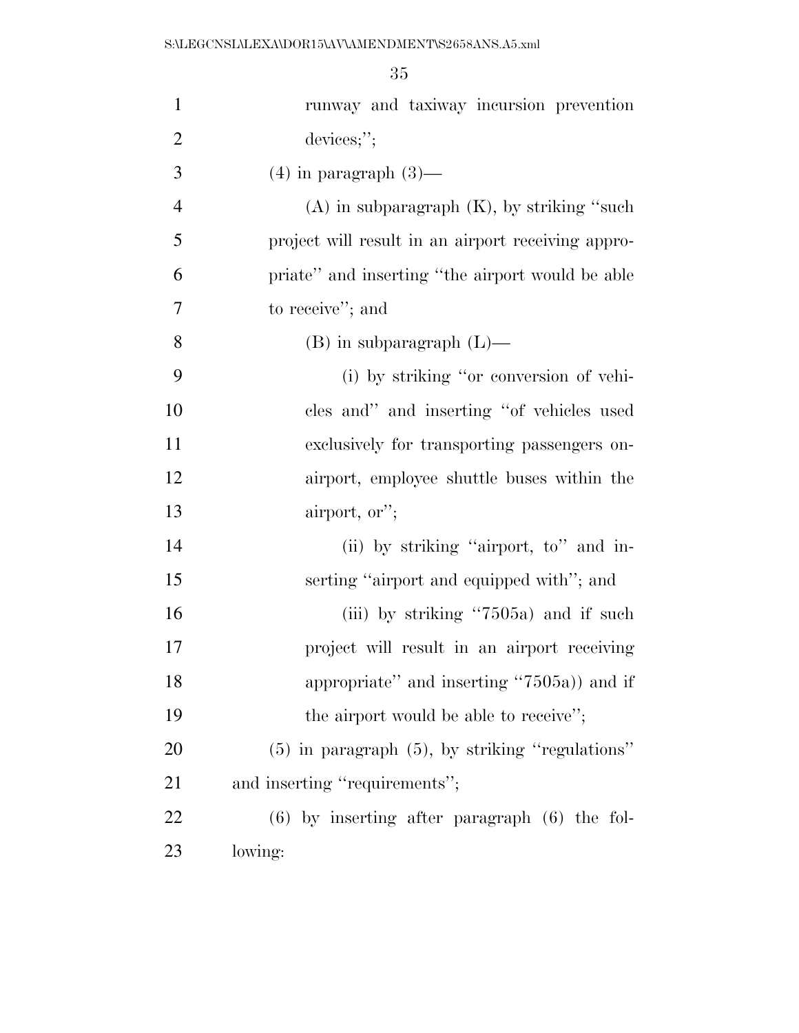runway and taxiway incursion prevention devices;";

(4) in paragraph (3)—

(A) in subparagraph (K), by striking "such project will result in an airport receiving appropriate" and inserting "the airport would be able to receive"; and

(B) in subparagraph (L)—

(i) by striking "or conversion of vehicles and" and inserting "of vehicles used exclusively for transporting passengers on-airport, employee shuttle buses within the airport, or";

(ii) by striking "airport, to" and inserting "airport and equipped with"; and

(iii) by striking "7505a) and if such project will result in an airport receiving appropriate" and inserting "7505a)) and if the airport would be able to receive";

(5) in paragraph (5), by striking "regulations" and inserting "requirements";

(6) by inserting after paragraph (6) the following: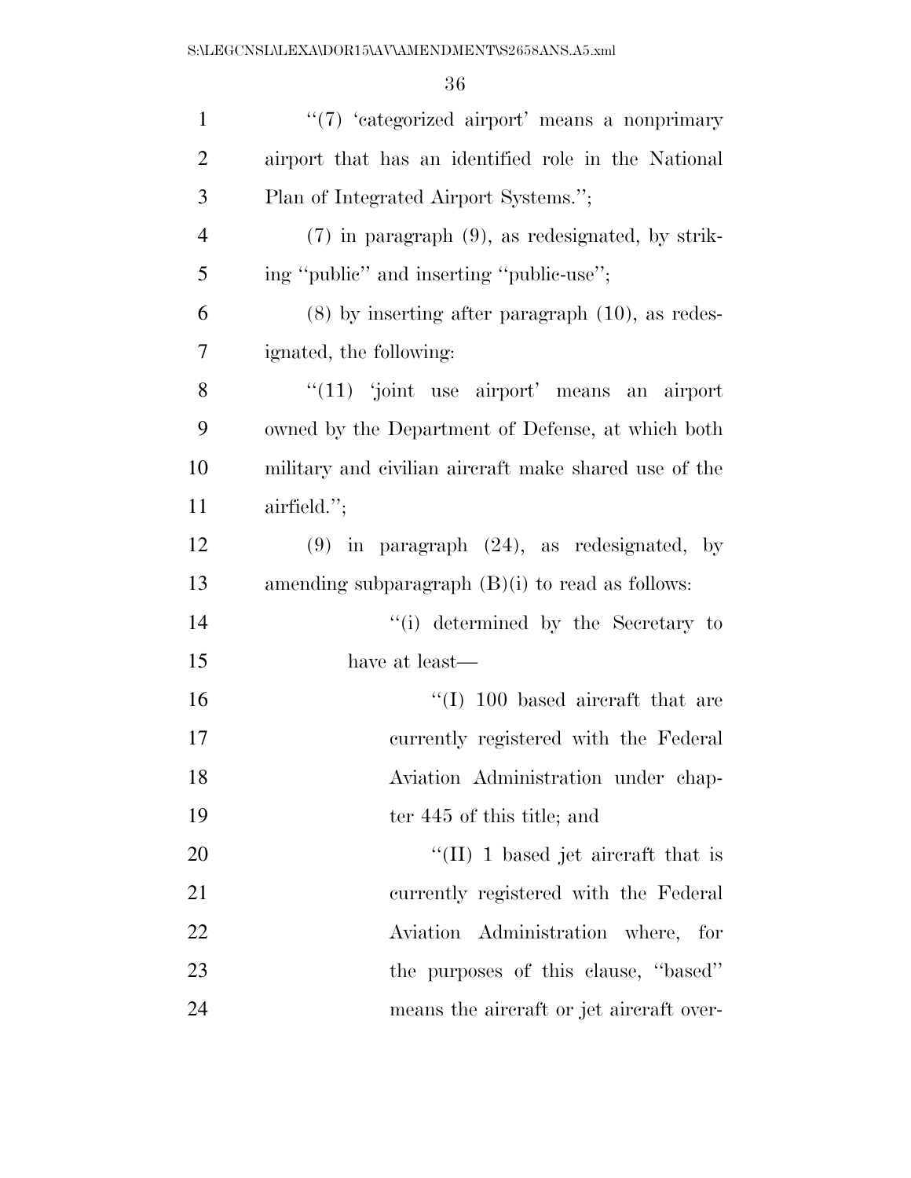"(7) 'categorized airport' means a nonprimary airport that has an identified role in the National Plan of Integrated Airport Systems.";

(7) in paragraph (9), as redesignated, by striking "public" and inserting "public-use";

(8) by inserting after paragraph (10), as redesignated, the following:

"(11) 'joint use airport' means an airport owned by the Department of Defense, at which both military and civilian aircraft make shared use of the airfield.";

(9) in paragraph (24), as redesignated, by amending subparagraph (B)(i) to read as follows:

"(i) determined by the Secretary to have at least—

"(I) 100 based aircraft that are currently registered with the Federal Aviation Administration under chapter 445 of this title; and

"(II) 1 based jet aircraft that is currently registered with the Federal Aviation Administration where, for the purposes of this clause, "based" means the aircraft or jet aircraft over-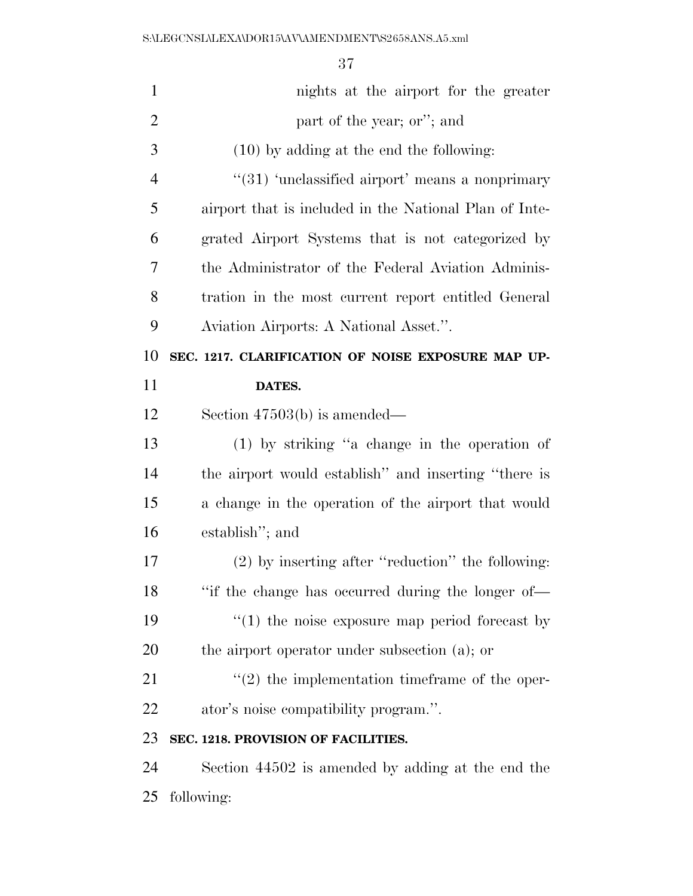nights at the airport for the greater part of the year; or''; and

(10) by adding at the end the following:

''(31) 'unclassified airport' means a nonprimary airport that is included in the National Plan of Integrated Airport Systems that is not categorized by the Administrator of the Federal Aviation Administration in the most current report entitled General Aviation Airports: A National Asset.''.

**SEC. 1217. CLARIFICATION OF NOISE EXPOSURE MAP UPDATES.**

Section 47503(b) is amended—

(1) by striking ''a change in the operation of the airport would establish'' and inserting ''there is a change in the operation of the airport that would establish''; and

(2) by inserting after ''reduction'' the following: ''if the change has occurred during the longer of—

''(1) the noise exposure map period forecast by the airport operator under subsection (a); or

''(2) the implementation timeframe of the operator's noise compatibility program.''.

**SEC. 1218. PROVISION OF FACILITIES.**

Section 44502 is amended by adding at the end the following: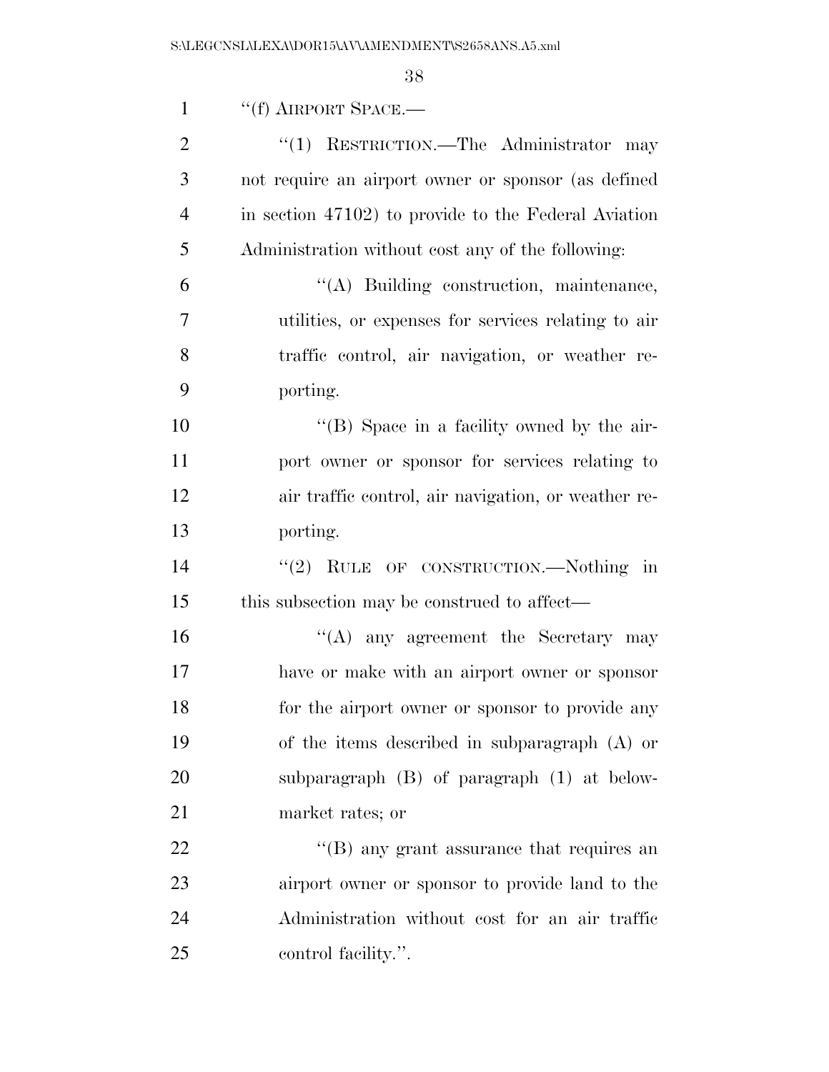"(f) AIRPORT SPACE.—

"(1) RESTRICTION.—The Administrator may not require an airport owner or sponsor (as defined in section 47102) to provide to the Federal Aviation Administration without cost any of the following:

"(A) Building construction, maintenance, utilities, or expenses for services relating to air traffic control, air navigation, or weather reporting.

"(B) Space in a facility owned by the airport owner or sponsor for services relating to air traffic control, air navigation, or weather reporting.

"(2) RULE OF CONSTRUCTION.—Nothing in this subsection may be construed to affect—

"(A) any agreement the Secretary may have or make with an airport owner or sponsor for the airport owner or sponsor to provide any of the items described in subparagraph (A) or subparagraph (B) of paragraph (1) at below-market rates; or

"(B) any grant assurance that requires an airport owner or sponsor to provide land to the Administration without cost for an air traffic control facility.".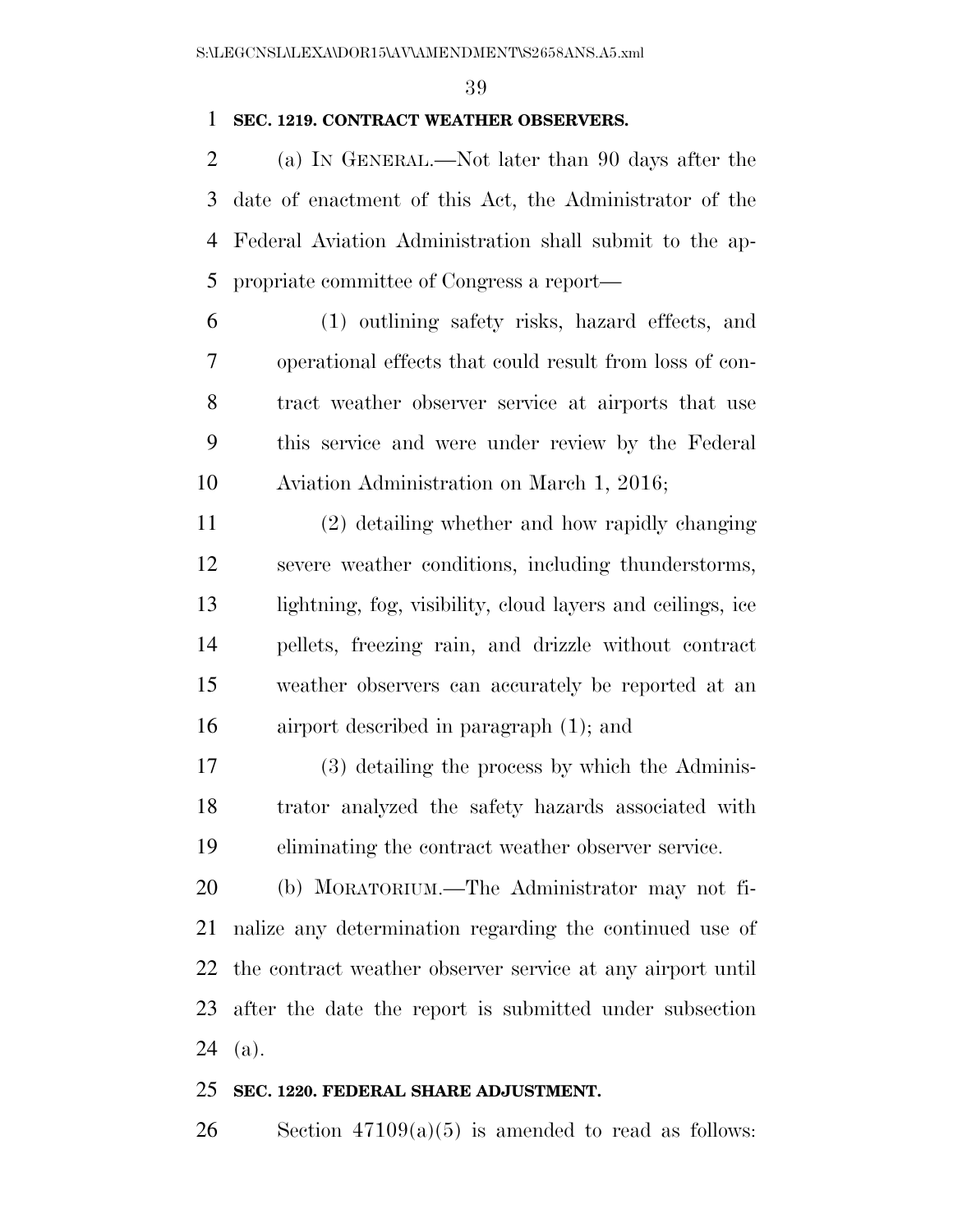**SEC. 1219. CONTRACT WEATHER OBSERVERS.**

(a) IN GENERAL.—Not later than 90 days after the date of enactment of this Act, the Administrator of the Federal Aviation Administration shall submit to the appropriate committee of Congress a report—

(1) outlining safety risks, hazard effects, and operational effects that could result from loss of contract weather observer service at airports that use this service and were under review by the Federal Aviation Administration on March 1, 2016;

(2) detailing whether and how rapidly changing severe weather conditions, including thunderstorms, lightning, fog, visibility, cloud layers and ceilings, ice pellets, freezing rain, and drizzle without contract weather observers can accurately be reported at an airport described in paragraph (1); and

(3) detailing the process by which the Administrator analyzed the safety hazards associated with eliminating the contract weather observer service.

(b) MORATORIUM.—The Administrator may not finalize any determination regarding the continued use of the contract weather observer service at any airport until after the date the report is submitted under subsection (a).

**SEC. 1220. FEDERAL SHARE ADJUSTMENT.**

Section 47109(a)(5) is amended to read as follows: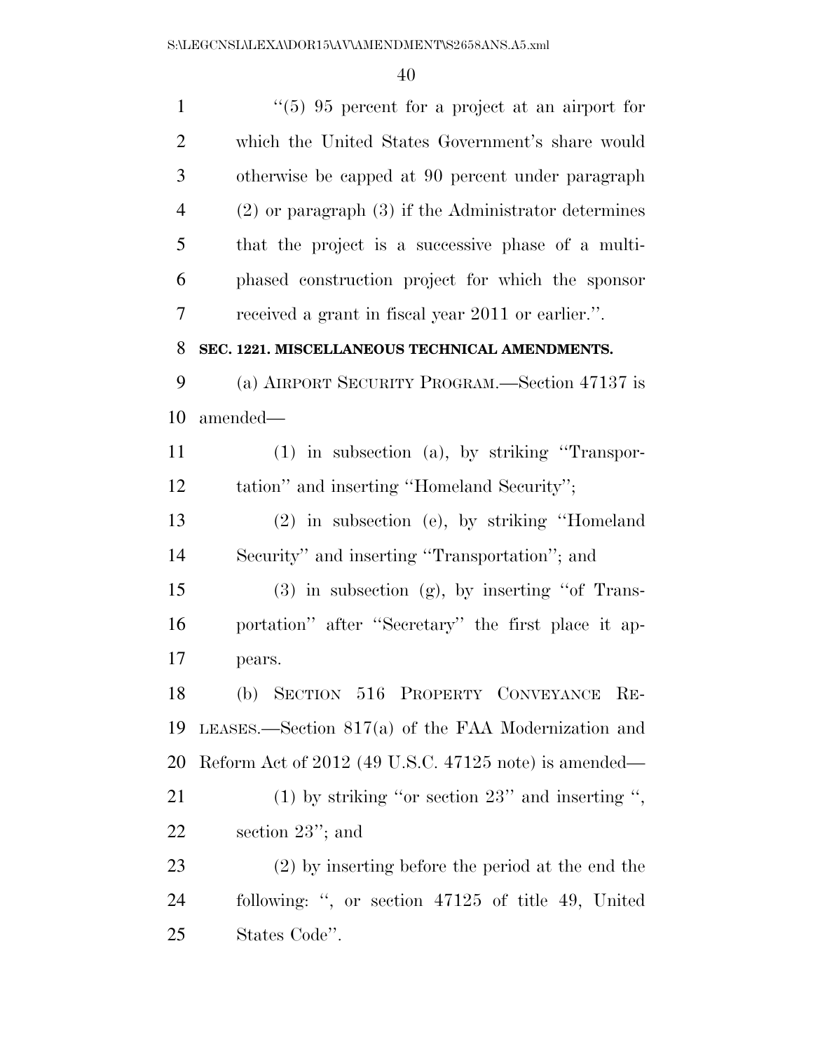''(5) 95 percent for a project at an airport for which the United States Government's share would otherwise be capped at 90 percent under paragraph (2) or paragraph (3) if the Administrator determines that the project is a successive phase of a multi-phased construction project for which the sponsor received a grant in fiscal year 2011 or earlier.''.

**SEC. 1221. MISCELLANEOUS TECHNICAL AMENDMENTS.**

(a) AIRPORT SECURITY PROGRAM.—Section 47137 is amended—

(1) in subsection (a), by striking ''Transportation'' and inserting ''Homeland Security'';

(2) in subsection (e), by striking ''Homeland Security'' and inserting ''Transportation''; and

(3) in subsection (g), by inserting ''of Transportation'' after ''Secretary'' the first place it appears.

(b) SECTION 516 PROPERTY CONVEYANCE RELEASES.—Section 817(a) of the FAA Modernization and Reform Act of 2012 (49 U.S.C. 47125 note) is amended—

(1) by striking ''or section 23'' and inserting '', section 23''; and

(2) by inserting before the period at the end the following: '', or section 47125 of title 49, United States Code''.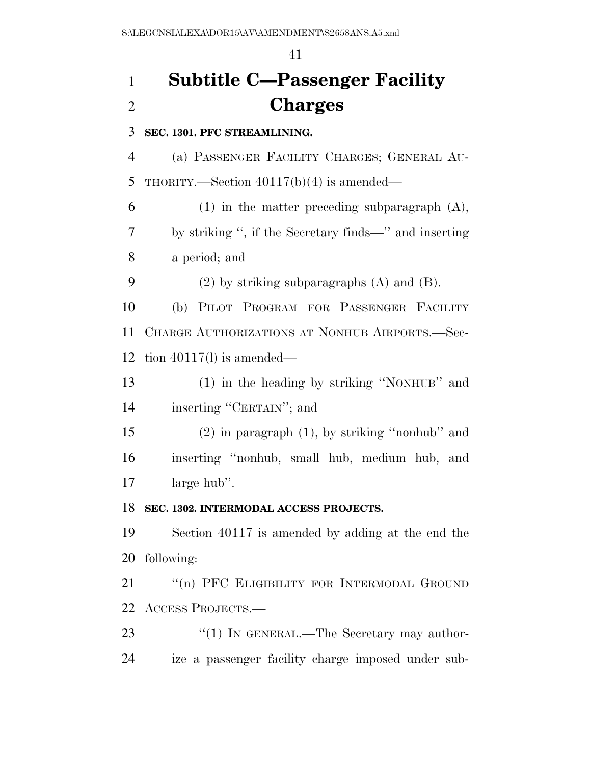# Subtitle C—Passenger Facility Charges

**SEC. 1301. PFC STREAMLINING.**

(a) PASSENGER FACILITY CHARGES; GENERAL AUTHORITY.—Section 40117(b)(4) is amended—

(1) in the matter preceding subparagraph (A), by striking '', if the Secretary finds—'' and inserting a period; and

(2) by striking subparagraphs (A) and (B).

(b) PILOT PROGRAM FOR PASSENGER FACILITY CHARGE AUTHORIZATIONS AT NONHUB AIRPORTS.—Section 40117(l) is amended—

(1) in the heading by striking ''NONHUB'' and inserting ''CERTAIN''; and

(2) in paragraph (1), by striking ''nonhub'' and inserting ''nonhub, small hub, medium hub, and large hub''.

**SEC. 1302. INTERMODAL ACCESS PROJECTS.**

Section 40117 is amended by adding at the end the following:

''(n) PFC ELIGIBILITY FOR INTERMODAL GROUND ACCESS PROJECTS.—

''(1) IN GENERAL.—The Secretary may authorize a passenger facility charge imposed under sub-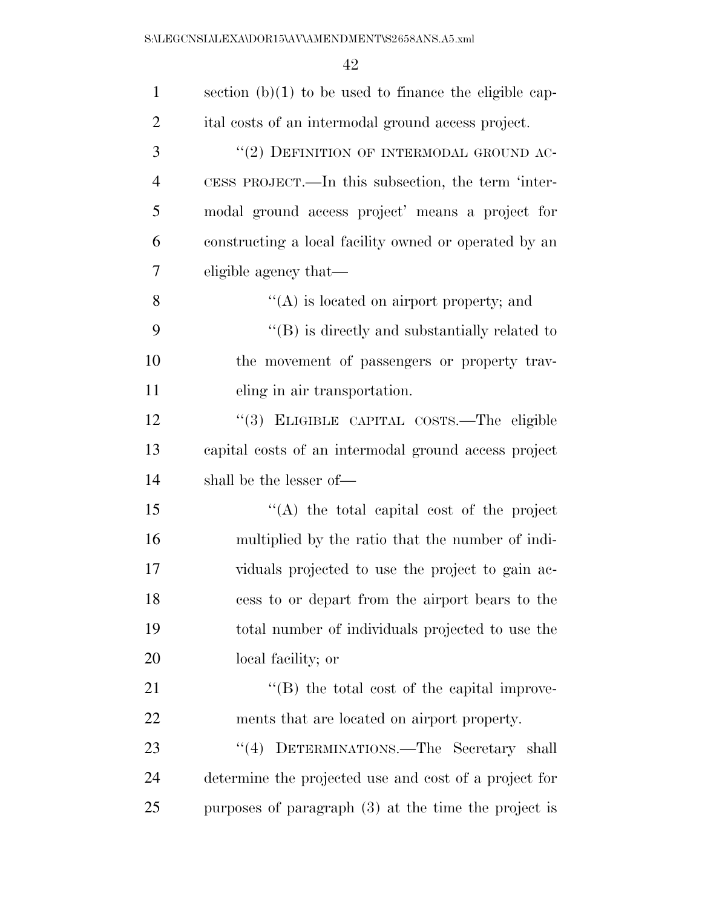section (b)(1) to be used to finance the eligible capital costs of an intermodal ground access project.

''(2) DEFINITION OF INTERMODAL GROUND ACCESS PROJECT.—In this subsection, the term 'intermodal ground access project' means a project for constructing a local facility owned or operated by an eligible agency that—

''(A) is located on airport property; and

''(B) is directly and substantially related to the movement of passengers or property traveling in air transportation.

''(3) ELIGIBLE CAPITAL COSTS.—The eligible capital costs of an intermodal ground access project shall be the lesser of—

''(A) the total capital cost of the project multiplied by the ratio that the number of individuals projected to use the project to gain access to or depart from the airport bears to the total number of individuals projected to use the local facility; or

''(B) the total cost of the capital improvements that are located on airport property.

''(4) DETERMINATIONS.—The Secretary shall determine the projected use and cost of a project for purposes of paragraph (3) at the time the project is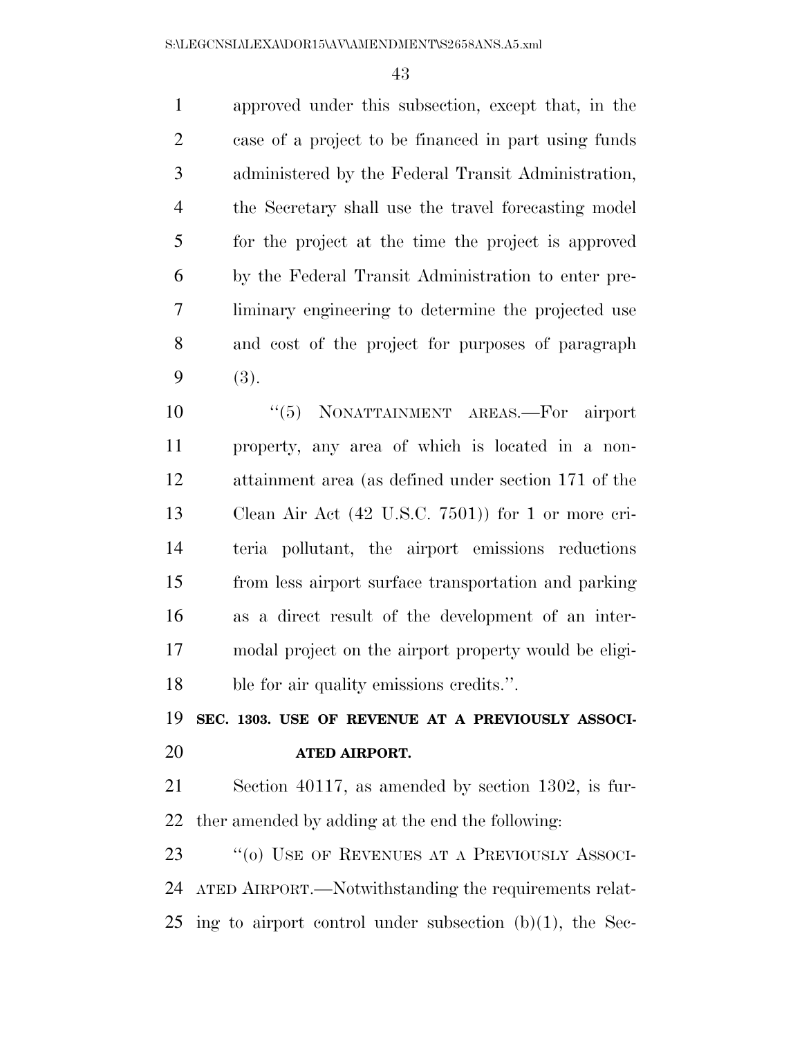approved under this subsection, except that, in the case of a project to be financed in part using funds administered by the Federal Transit Administration, the Secretary shall use the travel forecasting model for the project at the time the project is approved by the Federal Transit Administration to enter preliminary engineering to determine the projected use and cost of the project for purposes of paragraph (3).

"(5) NONATTAINMENT AREAS.—For airport property, any area of which is located in a nonattainment area (as defined under section 171 of the Clean Air Act (42 U.S.C. 7501)) for 1 or more criteria pollutant, the airport emissions reductions from less airport surface transportation and parking as a direct result of the development of an intermodal project on the airport property would be eligible for air quality emissions credits.".

**SEC. 1303. USE OF REVENUE AT A PREVIOUSLY ASSOCIATED AIRPORT.**

Section 40117, as amended by section 1302, is further amended by adding at the end the following:

"(o) USE OF REVENUES AT A PREVIOUSLY ASSOCIATED AIRPORT.—Notwithstanding the requirements relating to airport control under subsection (b)(1), the Sec-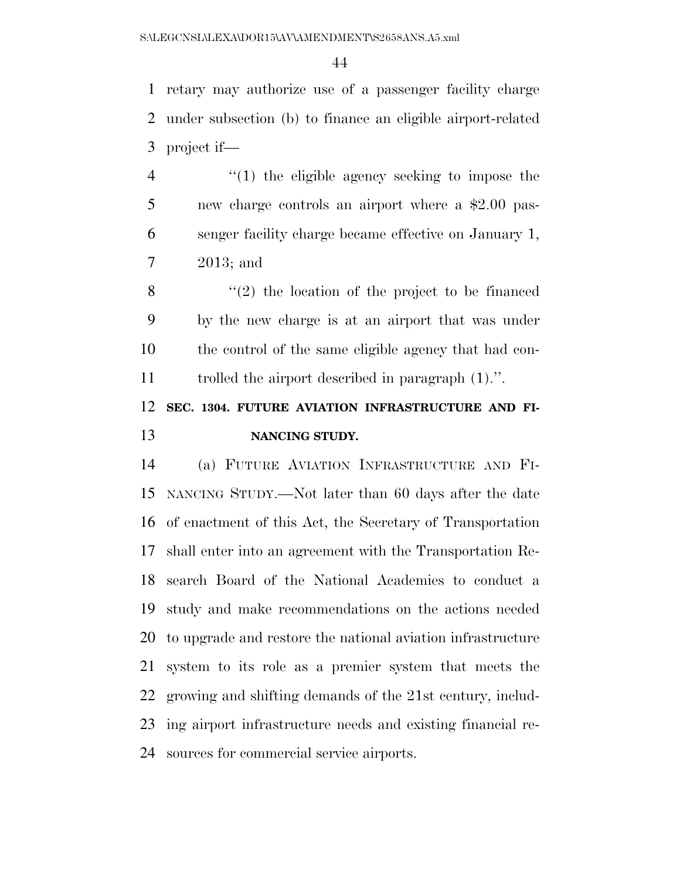retary may authorize use of a passenger facility charge under subsection (b) to finance an eligible airport-related project if—

"(1) the eligible agency seeking to impose the new charge controls an airport where a $2.00 passenger facility charge became effective on January 1, 2013; and

"(2) the location of the project to be financed by the new charge is at an airport that was under the control of the same eligible agency that had controlled the airport described in paragraph (1).".

**SEC. 1304. FUTURE AVIATION INFRASTRUCTURE AND FINANCING STUDY.**

(a) FUTURE AVIATION INFRASTRUCTURE AND FINANCING STUDY.—Not later than 60 days after the date of enactment of this Act, the Secretary of Transportation shall enter into an agreement with the Transportation Research Board of the National Academies to conduct a study and make recommendations on the actions needed to upgrade and restore the national aviation infrastructure system to its role as a premier system that meets the growing and shifting demands of the 21st century, including airport infrastructure needs and existing financial resources for commercial service airports.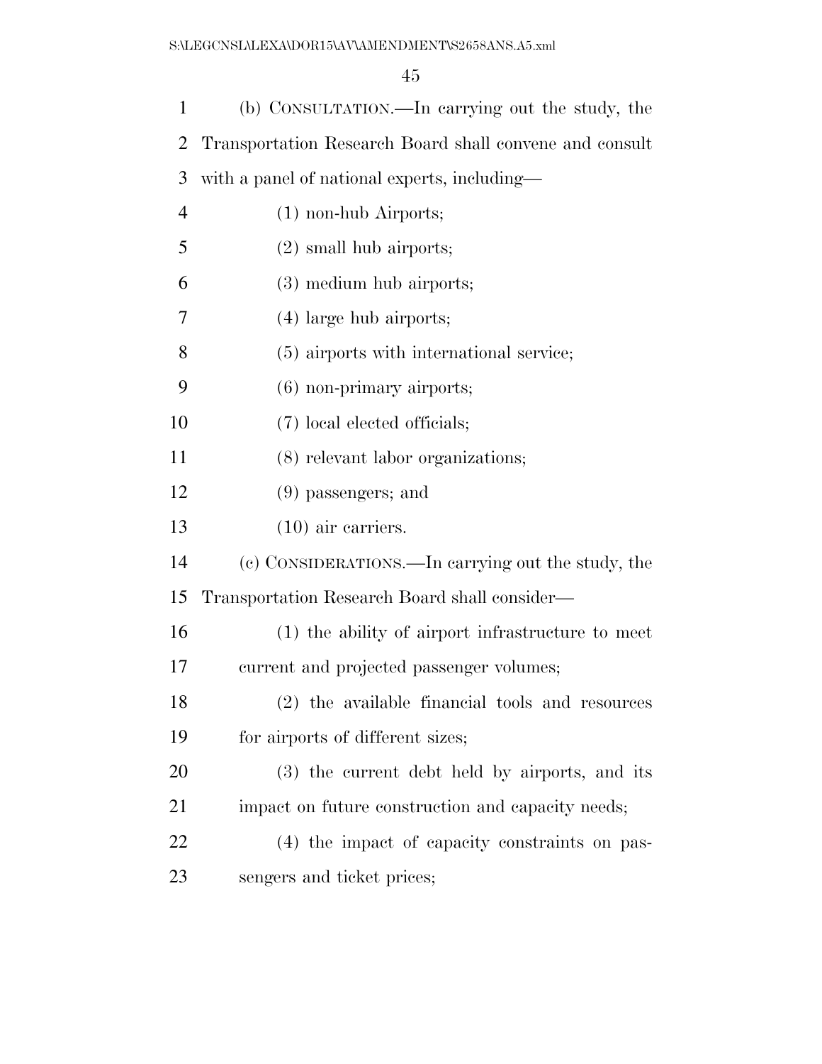(b) CONSULTATION.—In carrying out the study, the Transportation Research Board shall convene and consult with a panel of national experts, including—

(1) non-hub Airports;

(2) small hub airports;

(3) medium hub airports;

(4) large hub airports;

(5) airports with international service;

(6) non-primary airports;

(7) local elected officials;

(8) relevant labor organizations;

(9) passengers; and

(10) air carriers.

(c) CONSIDERATIONS.—In carrying out the study, the Transportation Research Board shall consider—

(1) the ability of airport infrastructure to meet current and projected passenger volumes;

(2) the available financial tools and resources for airports of different sizes;

(3) the current debt held by airports, and its impact on future construction and capacity needs;

(4) the impact of capacity constraints on passengers and ticket prices;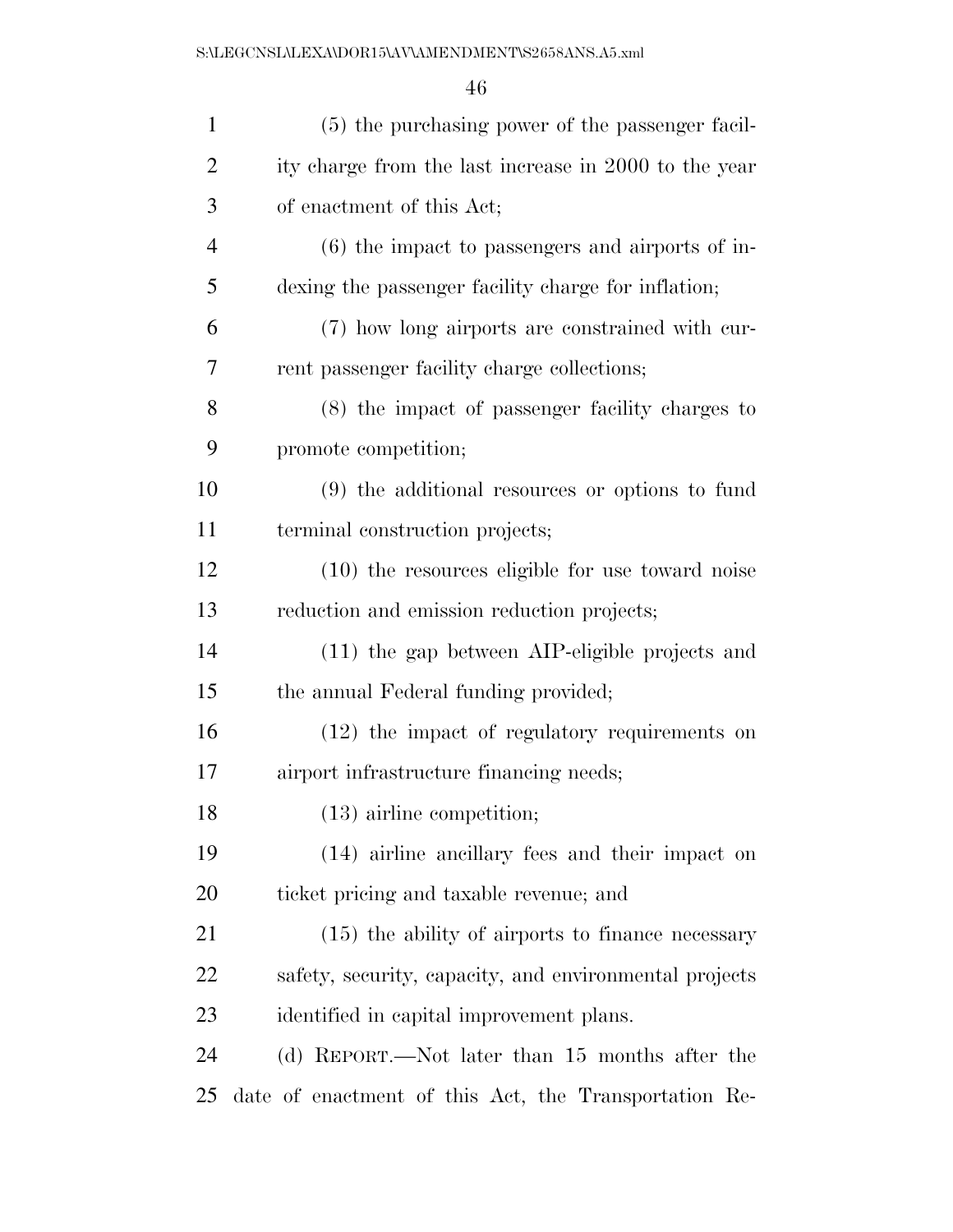(5) the purchasing power of the passenger facility charge from the last increase in 2000 to the year of enactment of this Act;

(6) the impact to passengers and airports of indexing the passenger facility charge for inflation;

(7) how long airports are constrained with current passenger facility charge collections;

(8) the impact of passenger facility charges to promote competition;

(9) the additional resources or options to fund terminal construction projects;

(10) the resources eligible for use toward noise reduction and emission reduction projects;

(11) the gap between AIP-eligible projects and the annual Federal funding provided;

(12) the impact of regulatory requirements on airport infrastructure financing needs;

(13) airline competition;

(14) airline ancillary fees and their impact on ticket pricing and taxable revenue; and

(15) the ability of airports to finance necessary safety, security, capacity, and environmental projects identified in capital improvement plans.

(d) REPORT.—Not later than 15 months after the date of enactment of this Act, the Transportation Re-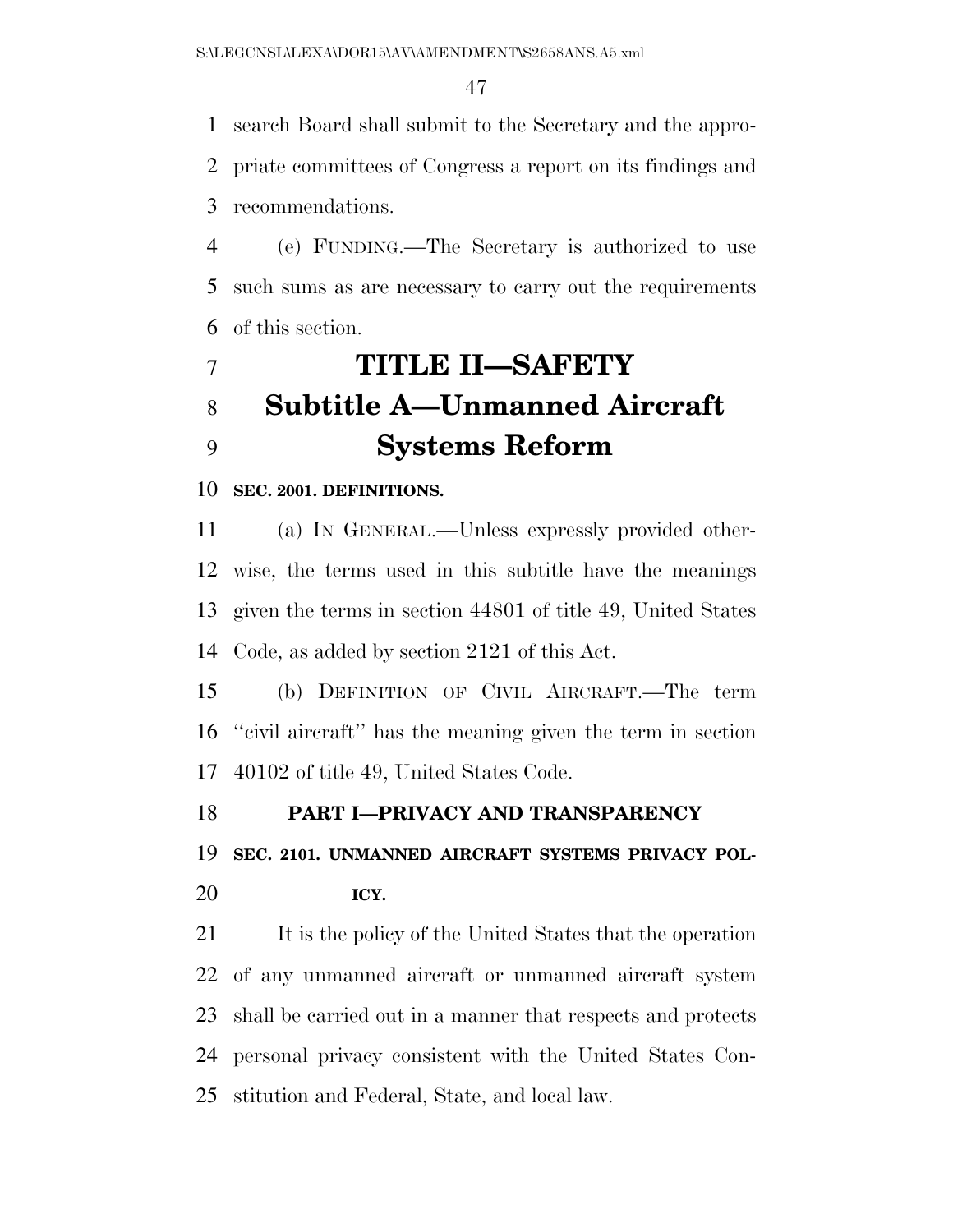search Board shall submit to the Secretary and the appropriate committees of Congress a report on its findings and recommendations.

(e) FUNDING.—The Secretary is authorized to use such sums as are necessary to carry out the requirements of this section.

# TITLE II—SAFETY

## Subtitle A—Unmanned Aircraft Systems Reform

### SEC. 2001. DEFINITIONS.

(a) IN GENERAL.—Unless expressly provided otherwise, the terms used in this subtitle have the meanings given the terms in section 44801 of title 49, United States Code, as added by section 2121 of this Act.

(b) DEFINITION OF CIVIL AIRCRAFT.—The term ''civil aircraft'' has the meaning given the term in section 40102 of title 49, United States Code.

### PART I—PRIVACY AND TRANSPARENCY

### SEC. 2101. UNMANNED AIRCRAFT SYSTEMS PRIVACY POLICY.

It is the policy of the United States that the operation of any unmanned aircraft or unmanned aircraft system shall be carried out in a manner that respects and protects personal privacy consistent with the United States Constitution and Federal, State, and local law.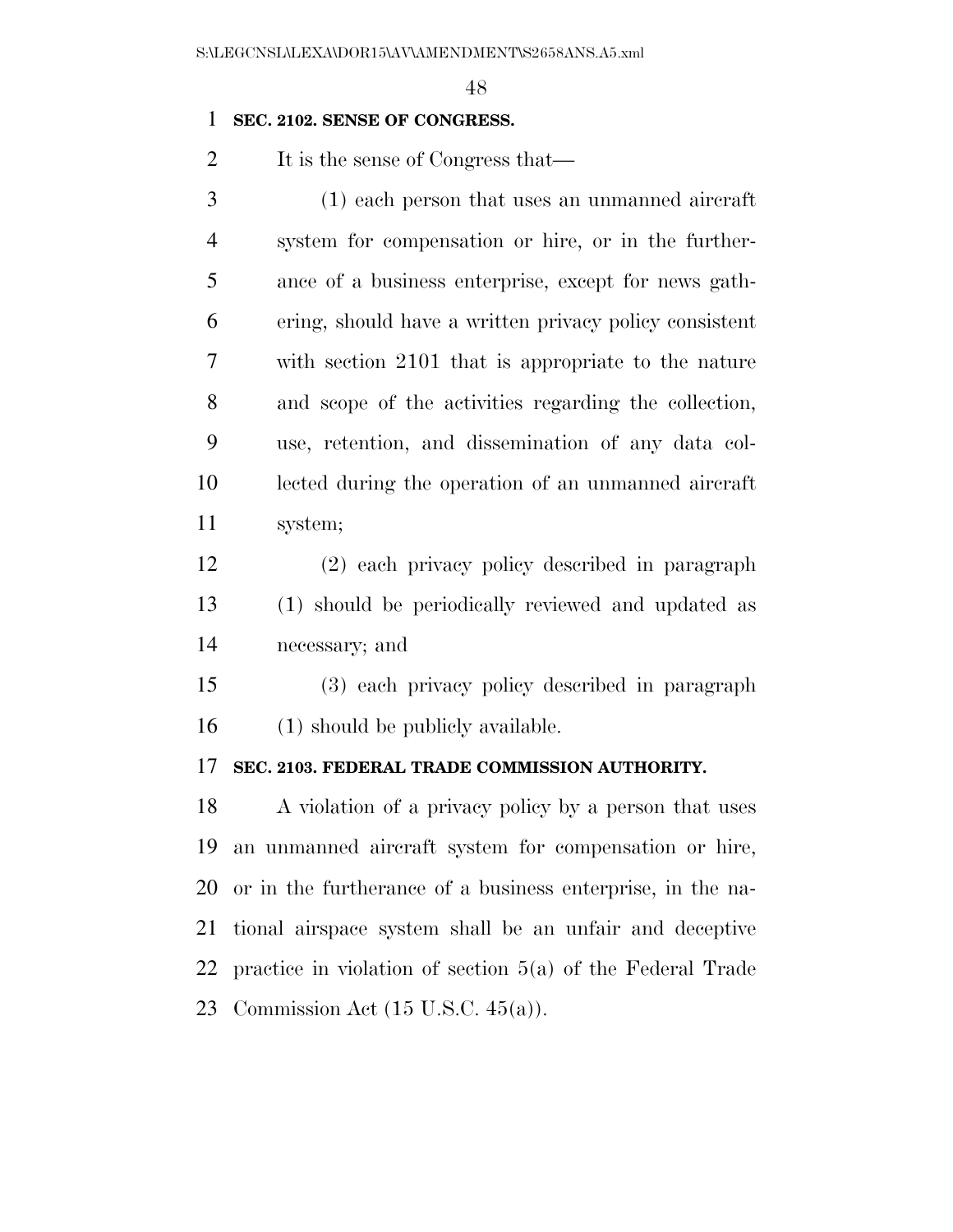**SEC. 2102. SENSE OF CONGRESS.**

It is the sense of Congress that—

(1) each person that uses an unmanned aircraft system for compensation or hire, or in the furtherance of a business enterprise, except for news gathering, should have a written privacy policy consistent with section 2101 that is appropriate to the nature and scope of the activities regarding the collection, use, retention, and dissemination of any data collected during the operation of an unmanned aircraft system;

(2) each privacy policy described in paragraph (1) should be periodically reviewed and updated as necessary; and

(3) each privacy policy described in paragraph (1) should be publicly available.

**SEC. 2103. FEDERAL TRADE COMMISSION AUTHORITY.**

A violation of a privacy policy by a person that uses an unmanned aircraft system for compensation or hire, or in the furtherance of a business enterprise, in the national airspace system shall be an unfair and deceptive practice in violation of section 5(a) of the Federal Trade Commission Act (15 U.S.C. 45(a)).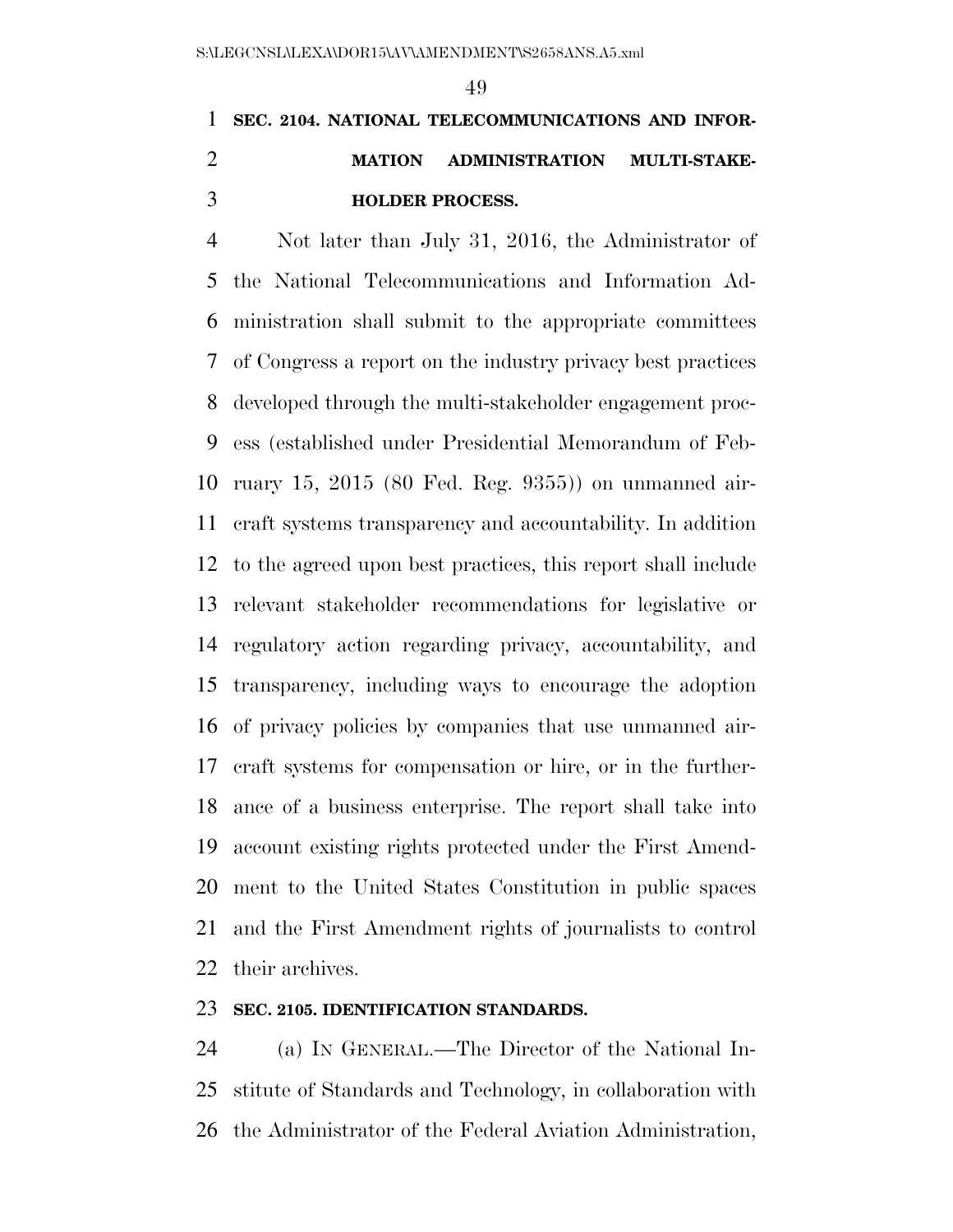**SEC. 2104. NATIONAL TELECOMMUNICATIONS AND INFORMATION ADMINISTRATION MULTI-STAKEHOLDER PROCESS.**

Not later than July 31, 2016, the Administrator of the National Telecommunications and Information Administration shall submit to the appropriate committees of Congress a report on the industry privacy best practices developed through the multi-stakeholder engagement process (established under Presidential Memorandum of February 15, 2015 (80 Fed. Reg. 9355)) on unmanned aircraft systems transparency and accountability. In addition to the agreed upon best practices, this report shall include relevant stakeholder recommendations for legislative or regulatory action regarding privacy, accountability, and transparency, including ways to encourage the adoption of privacy policies by companies that use unmanned aircraft systems for compensation or hire, or in the furtherance of a business enterprise. The report shall take into account existing rights protected under the First Amendment to the United States Constitution in public spaces and the First Amendment rights of journalists to control their archives.

**SEC. 2105. IDENTIFICATION STANDARDS.**

(a) IN GENERAL.—The Director of the National Institute of Standards and Technology, in collaboration with the Administrator of the Federal Aviation Administration,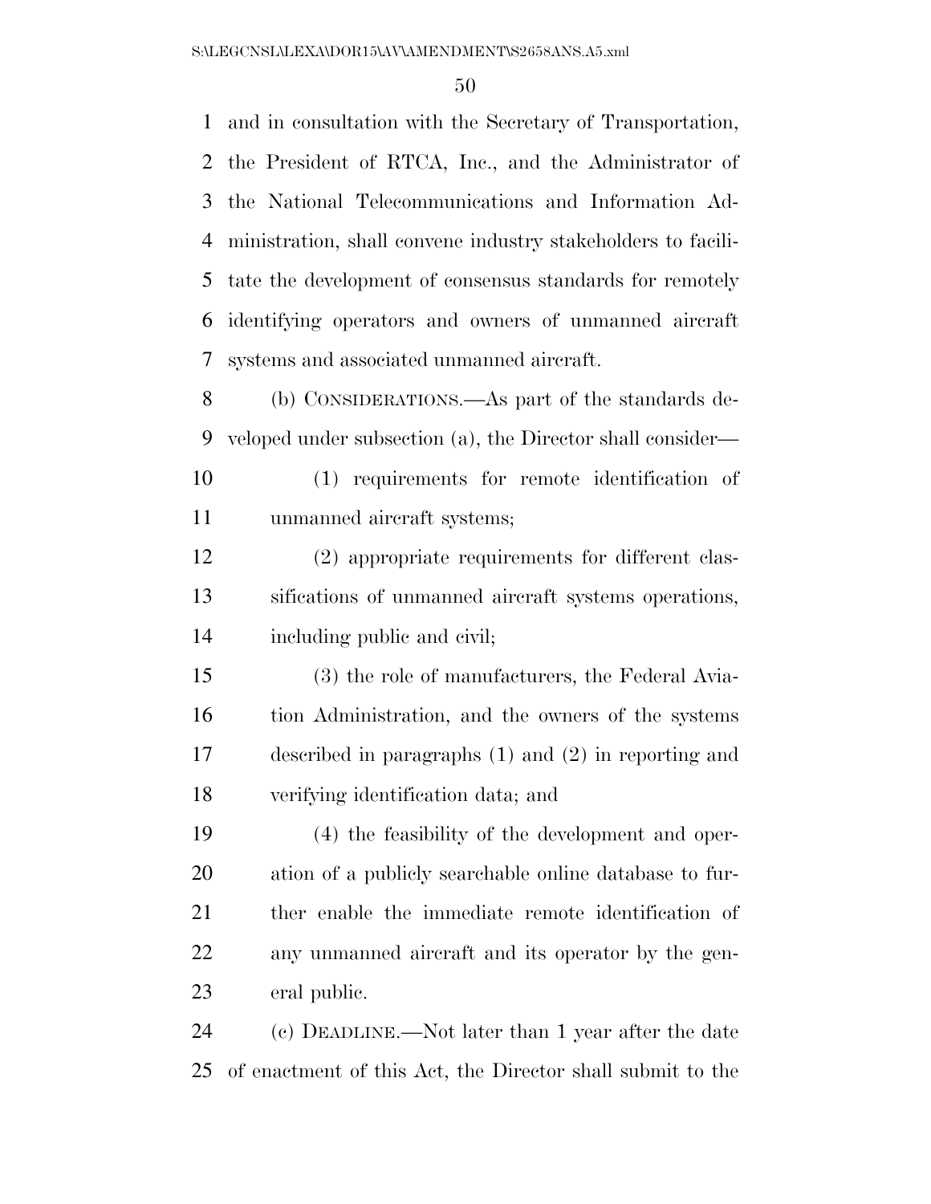and in consultation with the Secretary of Transportation, the President of RTCA, Inc., and the Administrator of the National Telecommunications and Information Administration, shall convene industry stakeholders to facilitate the development of consensus standards for remotely identifying operators and owners of unmanned aircraft systems and associated unmanned aircraft.

(b) CONSIDERATIONS.—As part of the standards developed under subsection (a), the Director shall consider—

(1) requirements for remote identification of unmanned aircraft systems;

(2) appropriate requirements for different classifications of unmanned aircraft systems operations, including public and civil;

(3) the role of manufacturers, the Federal Aviation Administration, and the owners of the systems described in paragraphs (1) and (2) in reporting and verifying identification data; and

(4) the feasibility of the development and operation of a publicly searchable online database to further enable the immediate remote identification of any unmanned aircraft and its operator by the general public.

(c) DEADLINE.—Not later than 1 year after the date of enactment of this Act, the Director shall submit to the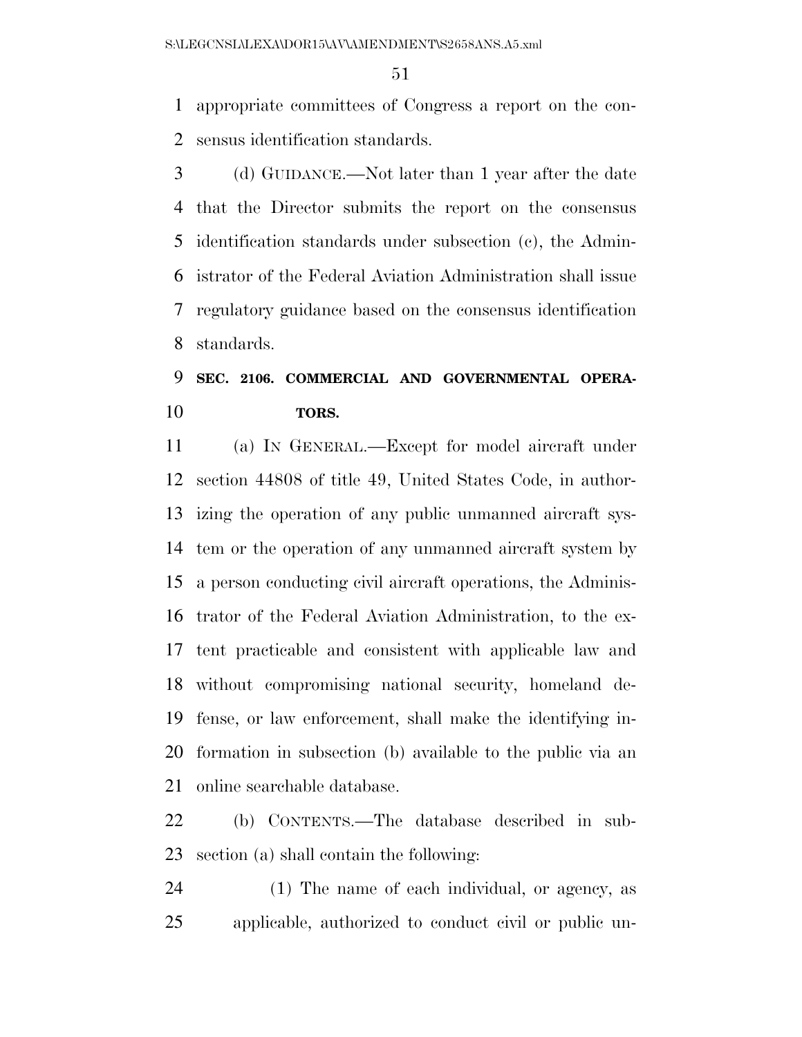appropriate committees of Congress a report on the consensus identification standards.

(d) GUIDANCE.—Not later than 1 year after the date that the Director submits the report on the consensus identification standards under subsection (c), the Administrator of the Federal Aviation Administration shall issue regulatory guidance based on the consensus identification standards.

## SEC. 2106. COMMERCIAL AND GOVERNMENTAL OPERATORS.

(a) IN GENERAL.—Except for model aircraft under section 44808 of title 49, United States Code, in authorizing the operation of any public unmanned aircraft system or the operation of any unmanned aircraft system by a person conducting civil aircraft operations, the Administrator of the Federal Aviation Administration, to the extent practicable and consistent with applicable law and without compromising national security, homeland defense, or law enforcement, shall make the identifying information in subsection (b) available to the public via an online searchable database.

(b) CONTENTS.—The database described in subsection (a) shall contain the following:

(1) The name of each individual, or agency, as applicable, authorized to conduct civil or public un-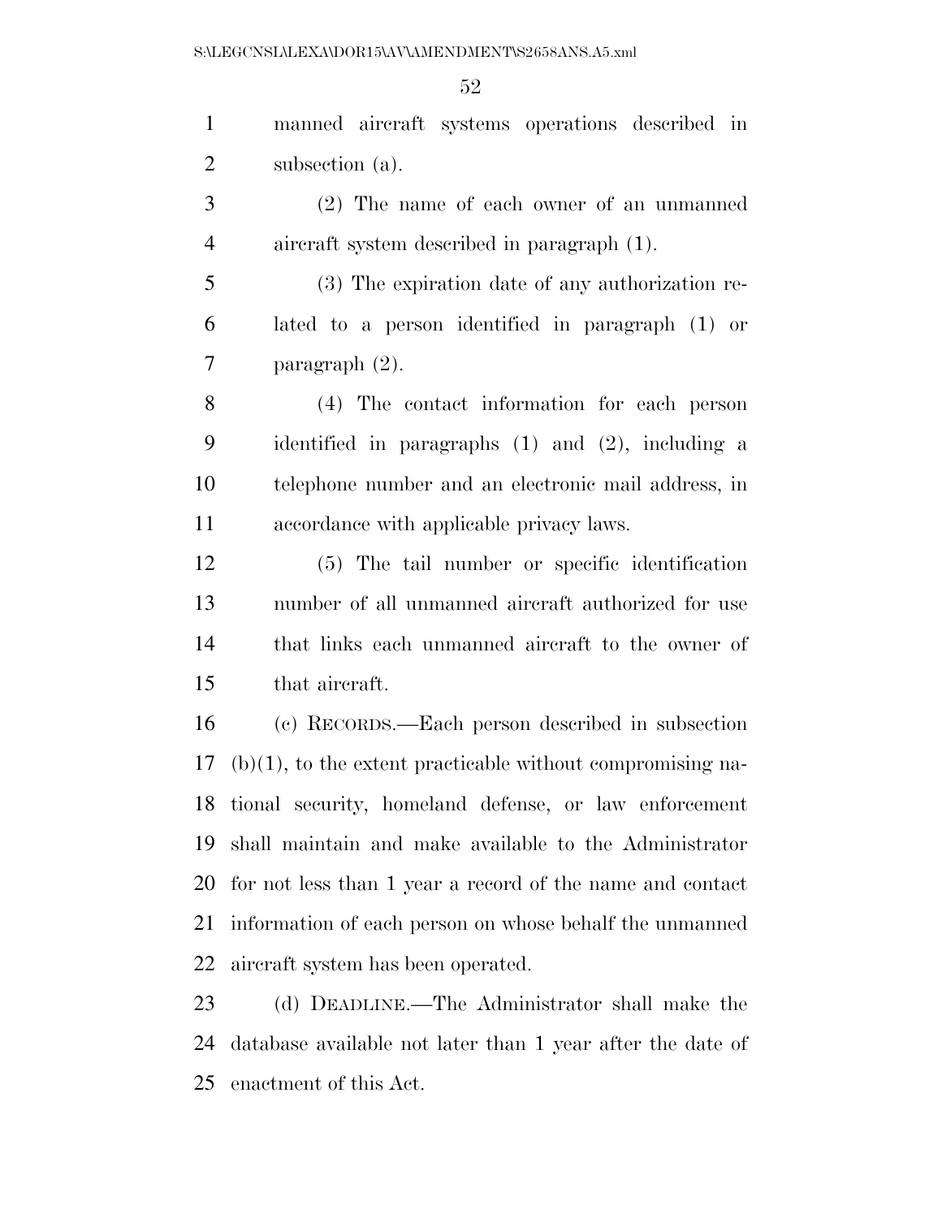manned aircraft systems operations described in subsection (a).

(2) The name of each owner of an unmanned aircraft system described in paragraph (1).

(3) The expiration date of any authorization related to a person identified in paragraph (1) or paragraph (2).

(4) The contact information for each person identified in paragraphs (1) and (2), including a telephone number and an electronic mail address, in accordance with applicable privacy laws.

(5) The tail number or specific identification number of all unmanned aircraft authorized for use that links each unmanned aircraft to the owner of that aircraft.

(c) RECORDS.—Each person described in subsection (b)(1), to the extent practicable without compromising national security, homeland defense, or law enforcement shall maintain and make available to the Administrator for not less than 1 year a record of the name and contact information of each person on whose behalf the unmanned aircraft system has been operated.

(d) DEADLINE.—The Administrator shall make the database available not later than 1 year after the date of enactment of this Act.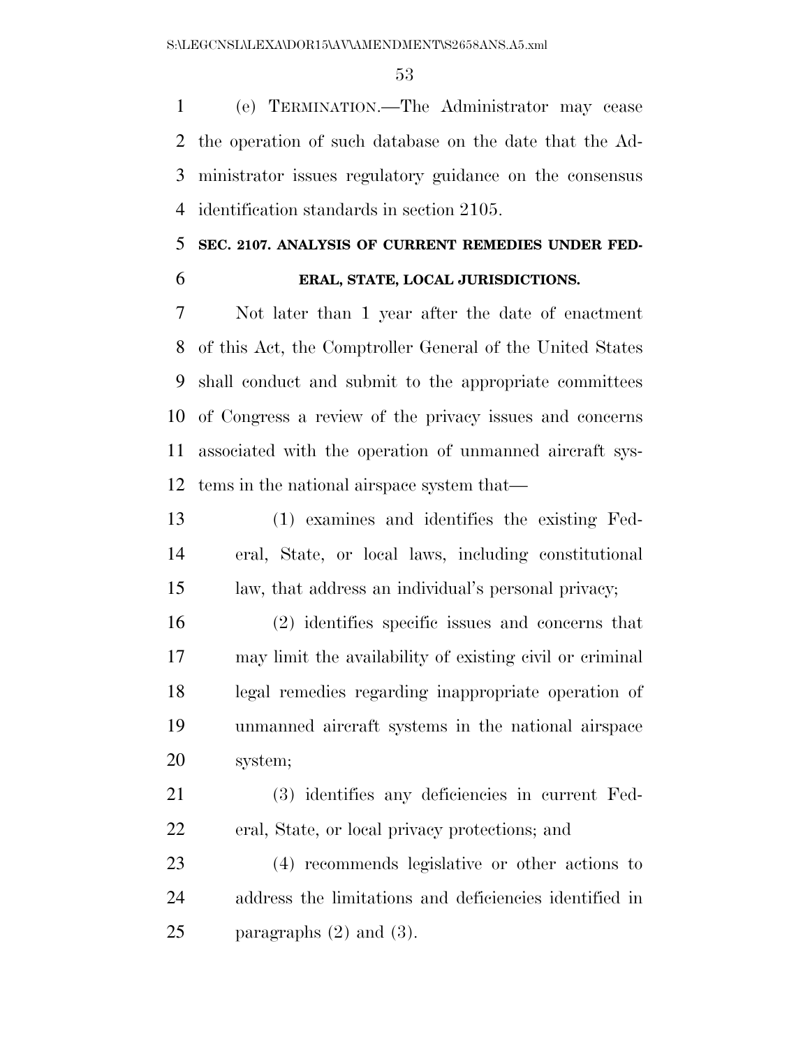(e) TERMINATION.—The Administrator may cease the operation of such database on the date that the Administrator issues regulatory guidance on the consensus identification standards in section 2105.

## SEC. 2107. ANALYSIS OF CURRENT REMEDIES UNDER FEDERAL, STATE, LOCAL JURISDICTIONS.

Not later than 1 year after the date of enactment of this Act, the Comptroller General of the United States shall conduct and submit to the appropriate committees of Congress a review of the privacy issues and concerns associated with the operation of unmanned aircraft systems in the national airspace system that—

(1) examines and identifies the existing Federal, State, or local laws, including constitutional law, that address an individual's personal privacy;

(2) identifies specific issues and concerns that may limit the availability of existing civil or criminal legal remedies regarding inappropriate operation of unmanned aircraft systems in the national airspace system;

(3) identifies any deficiencies in current Federal, State, or local privacy protections; and

(4) recommends legislative or other actions to address the limitations and deficiencies identified in paragraphs (2) and (3).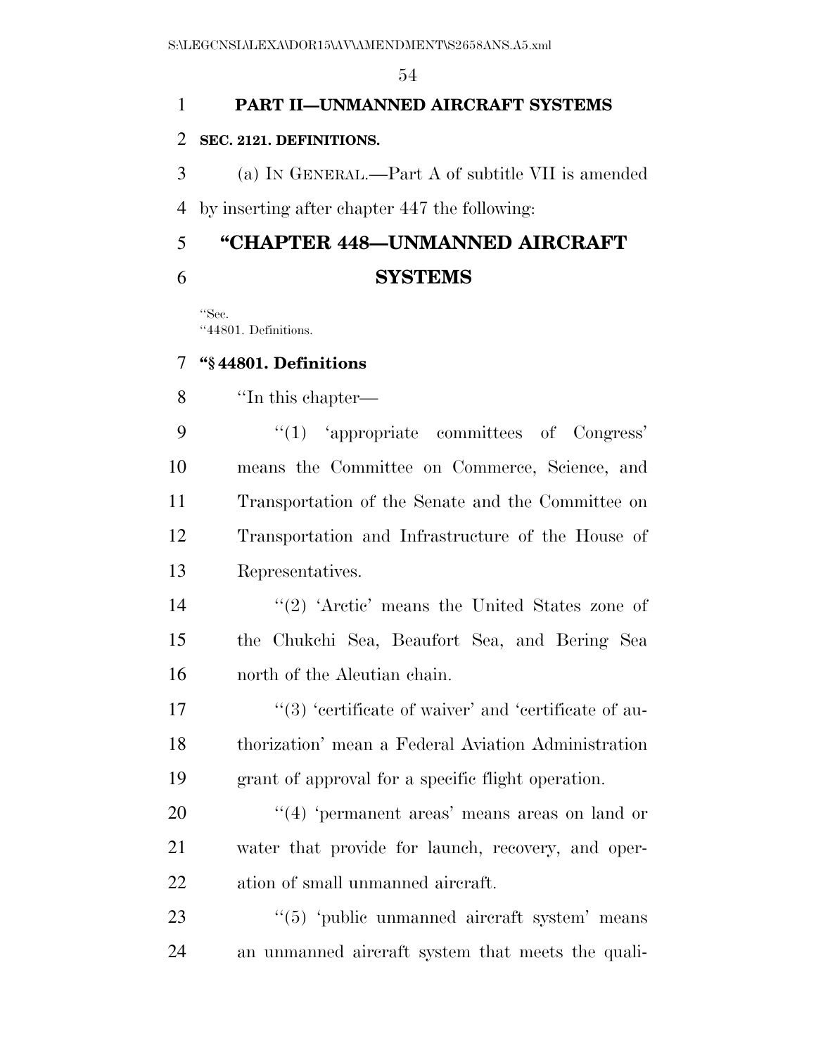**PART II—UNMANNED AIRCRAFT SYSTEMS**

**SEC. 2121. DEFINITIONS.**

(a) IN GENERAL.—Part A of subtitle VII is amended by inserting after chapter 447 the following:

## "CHAPTER 448—UNMANNED AIRCRAFT SYSTEMS

"Sec.
"44801. Definitions.

**"§ 44801. Definitions**

"In this chapter—

"(1) 'appropriate committees of Congress' means the Committee on Commerce, Science, and Transportation of the Senate and the Committee on Transportation and Infrastructure of the House of Representatives.

"(2) 'Arctic' means the United States zone of the Chukchi Sea, Beaufort Sea, and Bering Sea north of the Aleutian chain.

"(3) 'certificate of waiver' and 'certificate of authorization' mean a Federal Aviation Administration grant of approval for a specific flight operation.

"(4) 'permanent areas' means areas on land or water that provide for launch, recovery, and operation of small unmanned aircraft.

"(5) 'public unmanned aircraft system' means an unmanned aircraft system that meets the quali-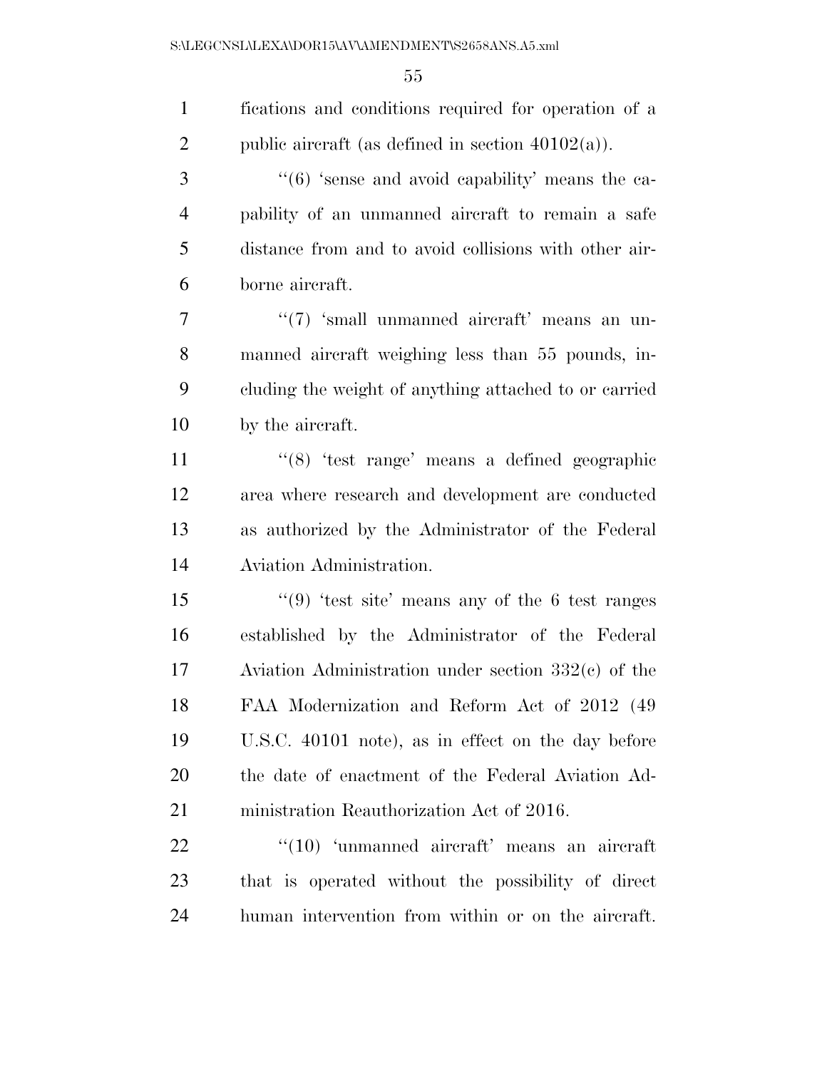fications and conditions required for operation of a public aircraft (as defined in section 40102(a)).

''(6) 'sense and avoid capability' means the capability of an unmanned aircraft to remain a safe distance from and to avoid collisions with other airborne aircraft.

''(7) 'small unmanned aircraft' means an unmanned aircraft weighing less than 55 pounds, including the weight of anything attached to or carried by the aircraft.

''(8) 'test range' means a defined geographic area where research and development are conducted as authorized by the Administrator of the Federal Aviation Administration.

''(9) 'test site' means any of the 6 test ranges established by the Administrator of the Federal Aviation Administration under section 332(c) of the FAA Modernization and Reform Act of 2012 (49 U.S.C. 40101 note), as in effect on the day before the date of enactment of the Federal Aviation Administration Reauthorization Act of 2016.

''(10) 'unmanned aircraft' means an aircraft that is operated without the possibility of direct human intervention from within or on the aircraft.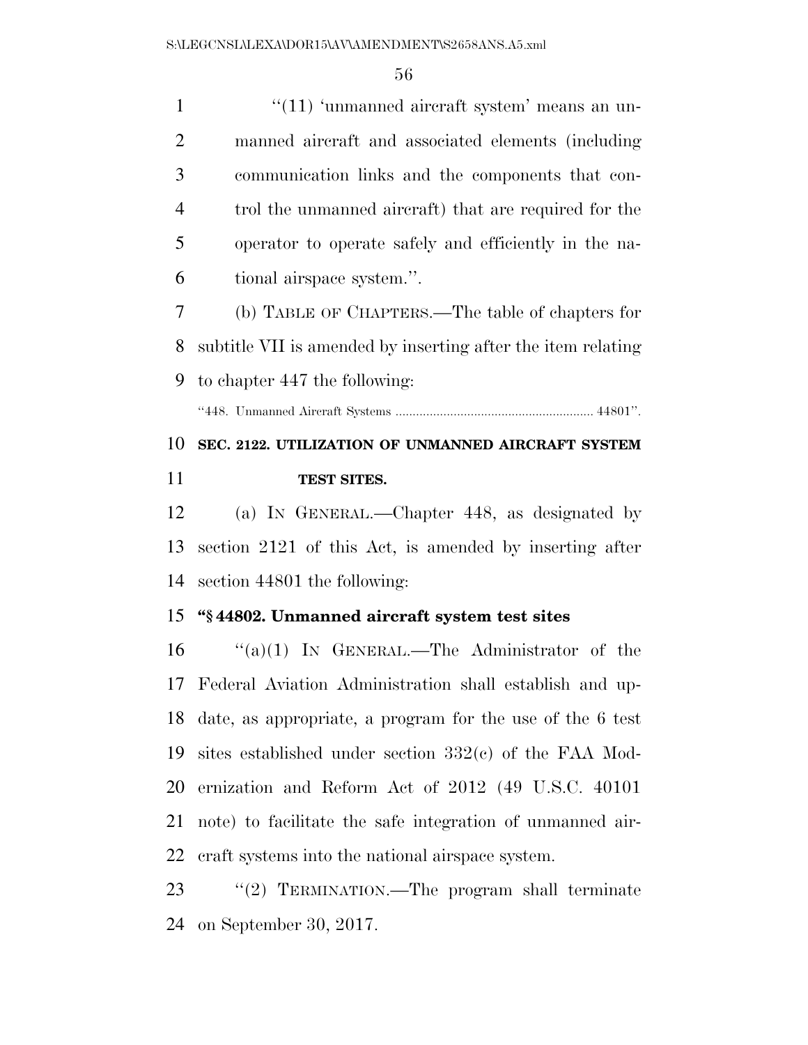''(11) 'unmanned aircraft system' means an unmanned aircraft and associated elements (including communication links and the components that control the unmanned aircraft) that are required for the operator to operate safely and efficiently in the national airspace system.''.

(b) TABLE OF CHAPTERS.—The table of chapters for subtitle VII is amended by inserting after the item relating to chapter 447 the following:

''448. Unmanned Aircraft Systems .......................................................... 44801''.

**SEC. 2122. UTILIZATION OF UNMANNED AIRCRAFT SYSTEM TEST SITES.**

(a) IN GENERAL.—Chapter 448, as designated by section 2121 of this Act, is amended by inserting after section 44801 the following:

**''§ 44802. Unmanned aircraft system test sites**

''(a)(1) IN GENERAL.—The Administrator of the Federal Aviation Administration shall establish and update, as appropriate, a program for the use of the 6 test sites established under section 332(c) of the FAA Modernization and Reform Act of 2012 (49 U.S.C. 40101 note) to facilitate the safe integration of unmanned aircraft systems into the national airspace system.

''(2) TERMINATION.—The program shall terminate on September 30, 2017.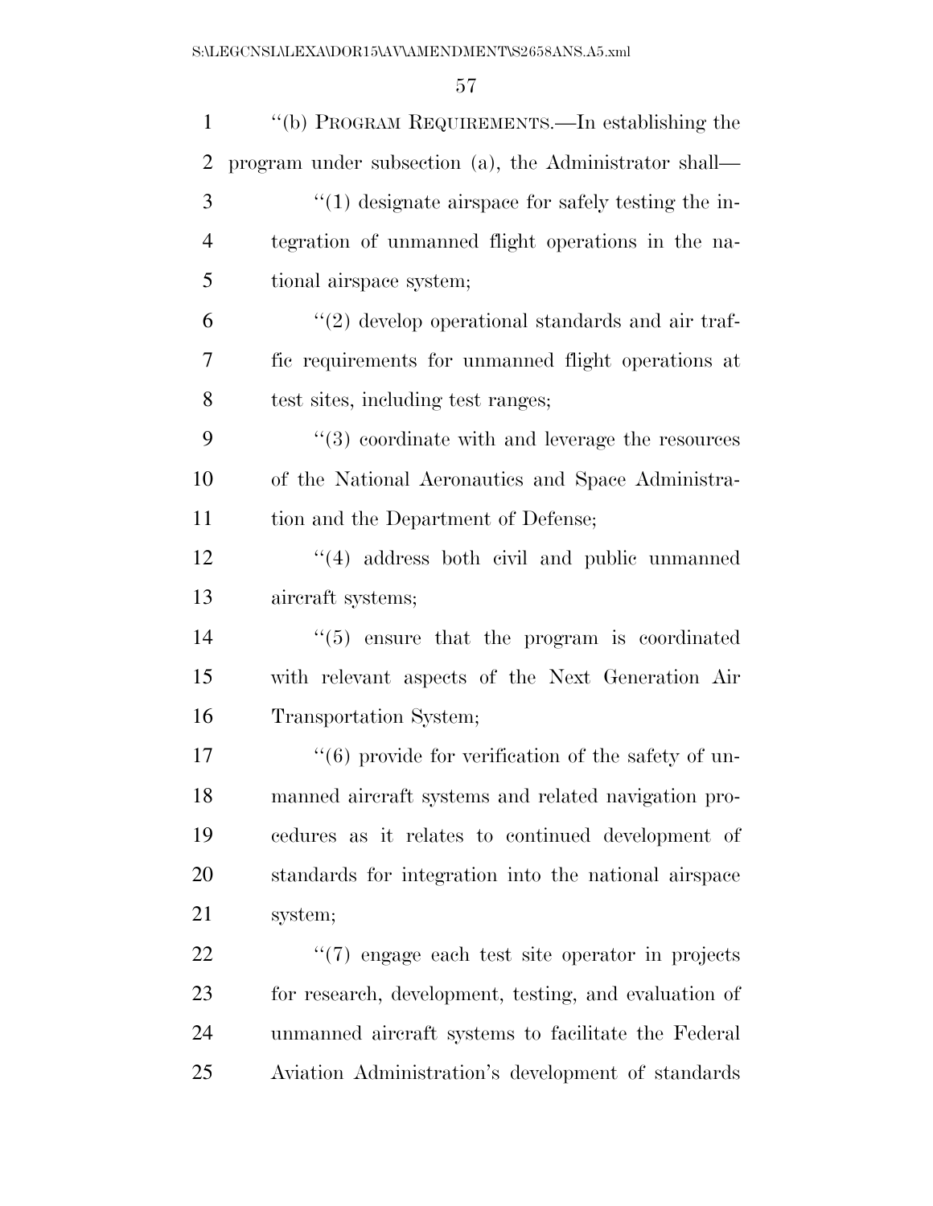"(b) PROGRAM REQUIREMENTS.—In establishing the program under subsection (a), the Administrator shall—

"(1) designate airspace for safely testing the integration of unmanned flight operations in the national airspace system;

"(2) develop operational standards and air traffic requirements for unmanned flight operations at test sites, including test ranges;

"(3) coordinate with and leverage the resources of the National Aeronautics and Space Administration and the Department of Defense;

"(4) address both civil and public unmanned aircraft systems;

"(5) ensure that the program is coordinated with relevant aspects of the Next Generation Air Transportation System;

"(6) provide for verification of the safety of unmanned aircraft systems and related navigation procedures as it relates to continued development of standards for integration into the national airspace system;

"(7) engage each test site operator in projects for research, development, testing, and evaluation of unmanned aircraft systems to facilitate the Federal Aviation Administration's development of standards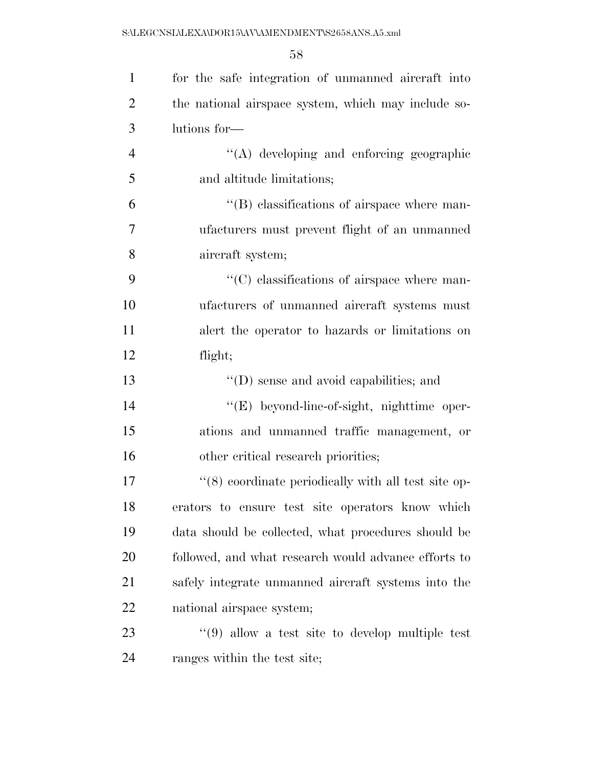for the safe integration of unmanned aircraft into the national airspace system, which may include solutions for—

''(A) developing and enforcing geographic and altitude limitations;

''(B) classifications of airspace where manufacturers must prevent flight of an unmanned aircraft system;

''(C) classifications of airspace where manufacturers of unmanned aircraft systems must alert the operator to hazards or limitations on flight;

''(D) sense and avoid capabilities; and

''(E) beyond-line-of-sight, nighttime operations and unmanned traffic management, or other critical research priorities;

''(8) coordinate periodically with all test site operators to ensure test site operators know which data should be collected, what procedures should be followed, and what research would advance efforts to safely integrate unmanned aircraft systems into the national airspace system;

''(9) allow a test site to develop multiple test ranges within the test site;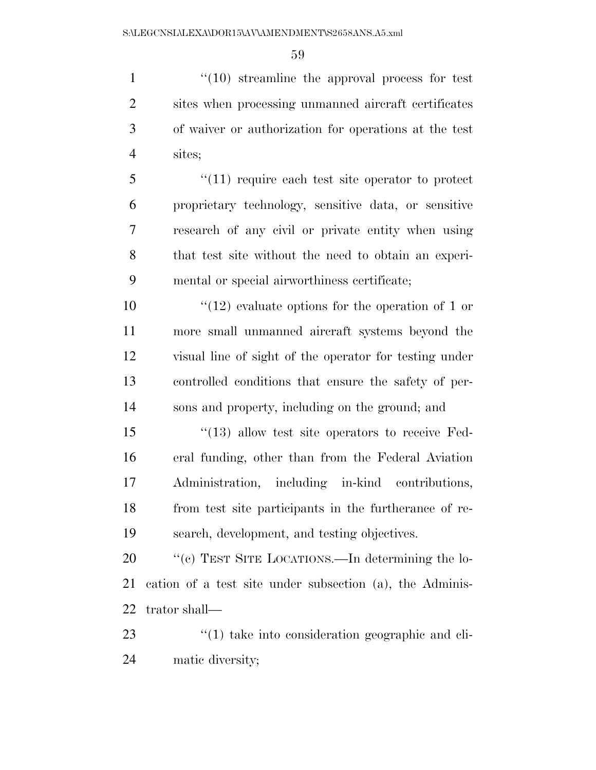"(10) streamline the approval process for test sites when processing unmanned aircraft certificates of waiver or authorization for operations at the test sites;

"(11) require each test site operator to protect proprietary technology, sensitive data, or sensitive research of any civil or private entity when using that test site without the need to obtain an experimental or special airworthiness certificate;

"(12) evaluate options for the operation of 1 or more small unmanned aircraft systems beyond the visual line of sight of the operator for testing under controlled conditions that ensure the safety of persons and property, including on the ground; and

"(13) allow test site operators to receive Federal funding, other than from the Federal Aviation Administration, including in-kind contributions, from test site participants in the furtherance of research, development, and testing objectives.

"(c) TEST SITE LOCATIONS.—In determining the location of a test site under subsection (a), the Administrator shall—

"(1) take into consideration geographic and climatic diversity;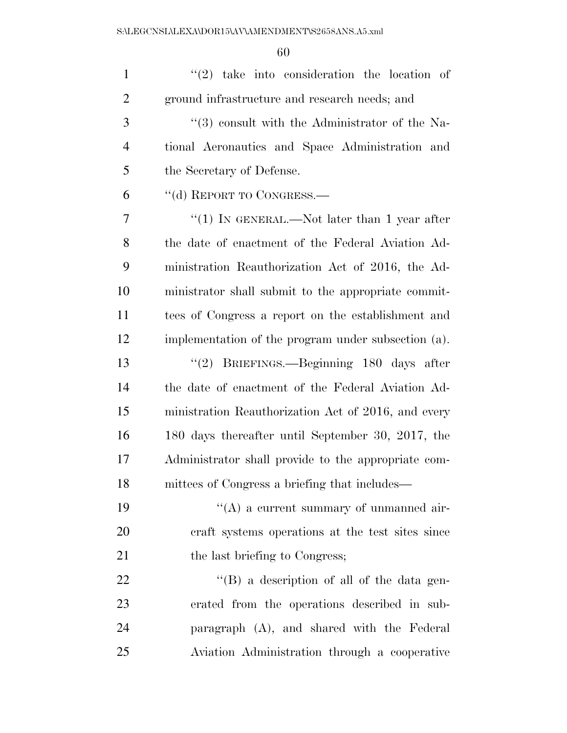''(2) take into consideration the location of ground infrastructure and research needs; and

''(3) consult with the Administrator of the National Aeronautics and Space Administration and the Secretary of Defense.

''(d) REPORT TO CONGRESS.—

''(1) IN GENERAL.—Not later than 1 year after the date of enactment of the Federal Aviation Administration Reauthorization Act of 2016, the Administrator shall submit to the appropriate committees of Congress a report on the establishment and implementation of the program under subsection (a).

''(2) BRIEFINGS.—Beginning 180 days after the date of enactment of the Federal Aviation Administration Reauthorization Act of 2016, and every 180 days thereafter until September 30, 2017, the Administrator shall provide to the appropriate committees of Congress a briefing that includes—

''(A) a current summary of unmanned aircraft systems operations at the test sites since the last briefing to Congress;

''(B) a description of all of the data generated from the operations described in subparagraph (A), and shared with the Federal Aviation Administration through a cooperative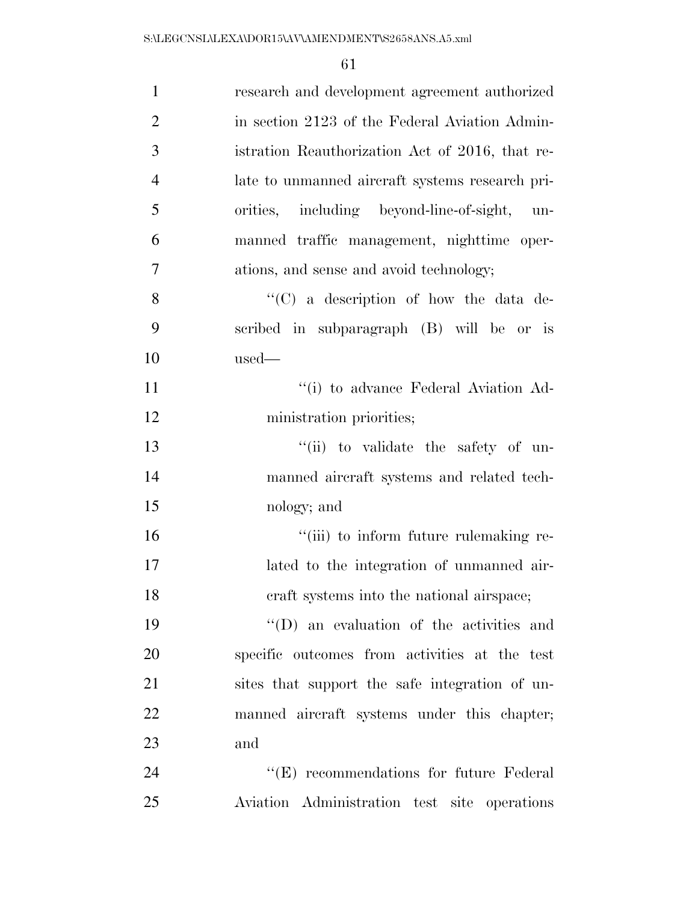research and development agreement authorized in section 2123 of the Federal Aviation Administration Reauthorization Act of 2016, that relate to unmanned aircraft systems research priorities, including beyond-line-of-sight, unmanned traffic management, nighttime operations, and sense and avoid technology;

''(C) a description of how the data described in subparagraph (B) will be or is used—

''(i) to advance Federal Aviation Administration priorities;

''(ii) to validate the safety of unmanned aircraft systems and related technology; and

''(iii) to inform future rulemaking related to the integration of unmanned aircraft systems into the national airspace;

''(D) an evaluation of the activities and specific outcomes from activities at the test sites that support the safe integration of unmanned aircraft systems under this chapter; and

''(E) recommendations for future Federal Aviation Administration test site operations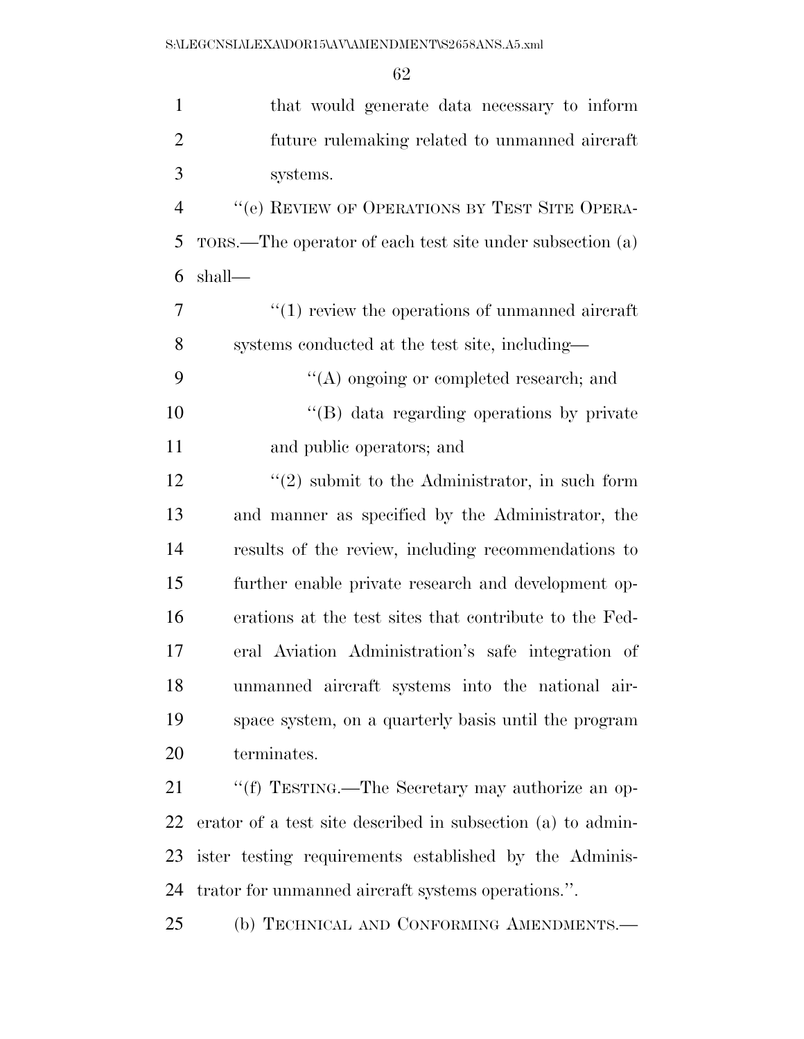that would generate data necessary to inform future rulemaking related to unmanned aircraft systems.

"(e) REVIEW OF OPERATIONS BY TEST SITE OPERATORS.—The operator of each test site under subsection (a) shall—

"(1) review the operations of unmanned aircraft systems conducted at the test site, including—

"(A) ongoing or completed research; and

"(B) data regarding operations by private and public operators; and

"(2) submit to the Administrator, in such form and manner as specified by the Administrator, the results of the review, including recommendations to further enable private research and development operations at the test sites that contribute to the Federal Aviation Administration's safe integration of unmanned aircraft systems into the national airspace system, on a quarterly basis until the program terminates.

"(f) TESTING.—The Secretary may authorize an operator of a test site described in subsection (a) to administer testing requirements established by the Administrator for unmanned aircraft systems operations.".

(b) TECHNICAL AND CONFORMING AMENDMENTS.—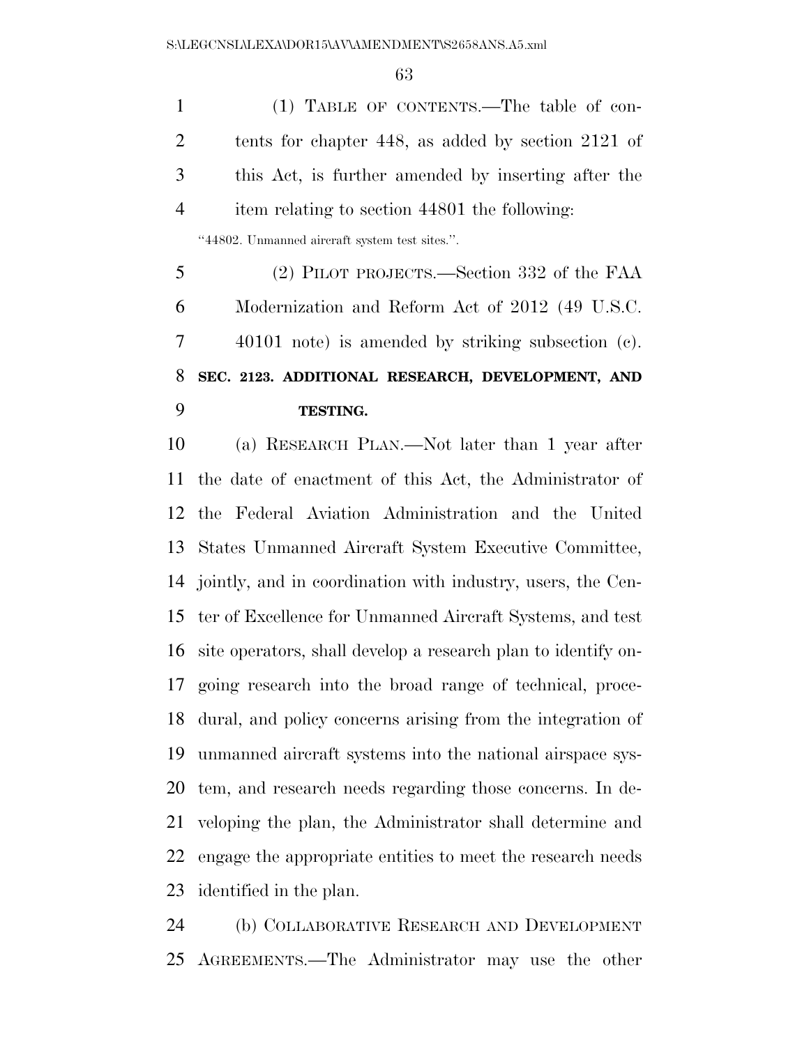(1) TABLE OF CONTENTS.—The table of contents for chapter 448, as added by section 2121 of this Act, is further amended by inserting after the item relating to section 44801 the following:

"44802. Unmanned aircraft system test sites.".

(2) PILOT PROJECTS.—Section 332 of the FAA Modernization and Reform Act of 2012 (49 U.S.C. 40101 note) is amended by striking subsection (c).

**SEC. 2123. ADDITIONAL RESEARCH, DEVELOPMENT, AND TESTING.**

(a) RESEARCH PLAN.—Not later than 1 year after the date of enactment of this Act, the Administrator of the Federal Aviation Administration and the United States Unmanned Aircraft System Executive Committee, jointly, and in coordination with industry, users, the Center of Excellence for Unmanned Aircraft Systems, and test site operators, shall develop a research plan to identify ongoing research into the broad range of technical, procedural, and policy concerns arising from the integration of unmanned aircraft systems into the national airspace system, and research needs regarding those concerns. In developing the plan, the Administrator shall determine and engage the appropriate entities to meet the research needs identified in the plan.

(b) COLLABORATIVE RESEARCH AND DEVELOPMENT AGREEMENTS.—The Administrator may use the other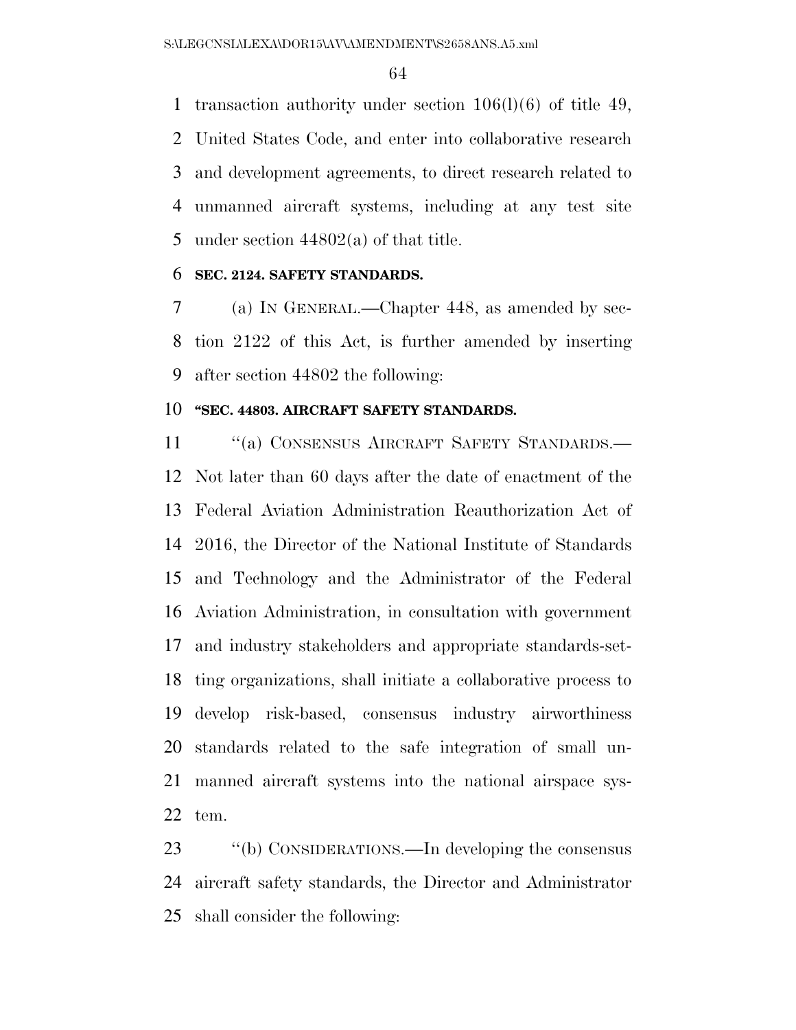transaction authority under section 106(l)(6) of title 49, United States Code, and enter into collaborative research and development agreements, to direct research related to unmanned aircraft systems, including at any test site under section 44802(a) of that title.

**SEC. 2124. SAFETY STANDARDS.**

(a) IN GENERAL.—Chapter 448, as amended by section 2122 of this Act, is further amended by inserting after section 44802 the following:

**"SEC. 44803. AIRCRAFT SAFETY STANDARDS.**

"(a) CONSENSUS AIRCRAFT SAFETY STANDARDS.—Not later than 60 days after the date of enactment of the Federal Aviation Administration Reauthorization Act of 2016, the Director of the National Institute of Standards and Technology and the Administrator of the Federal Aviation Administration, in consultation with government and industry stakeholders and appropriate standards-setting organizations, shall initiate a collaborative process to develop risk-based, consensus industry airworthiness standards related to the safe integration of small unmanned aircraft systems into the national airspace system.

"(b) CONSIDERATIONS.—In developing the consensus aircraft safety standards, the Director and Administrator shall consider the following: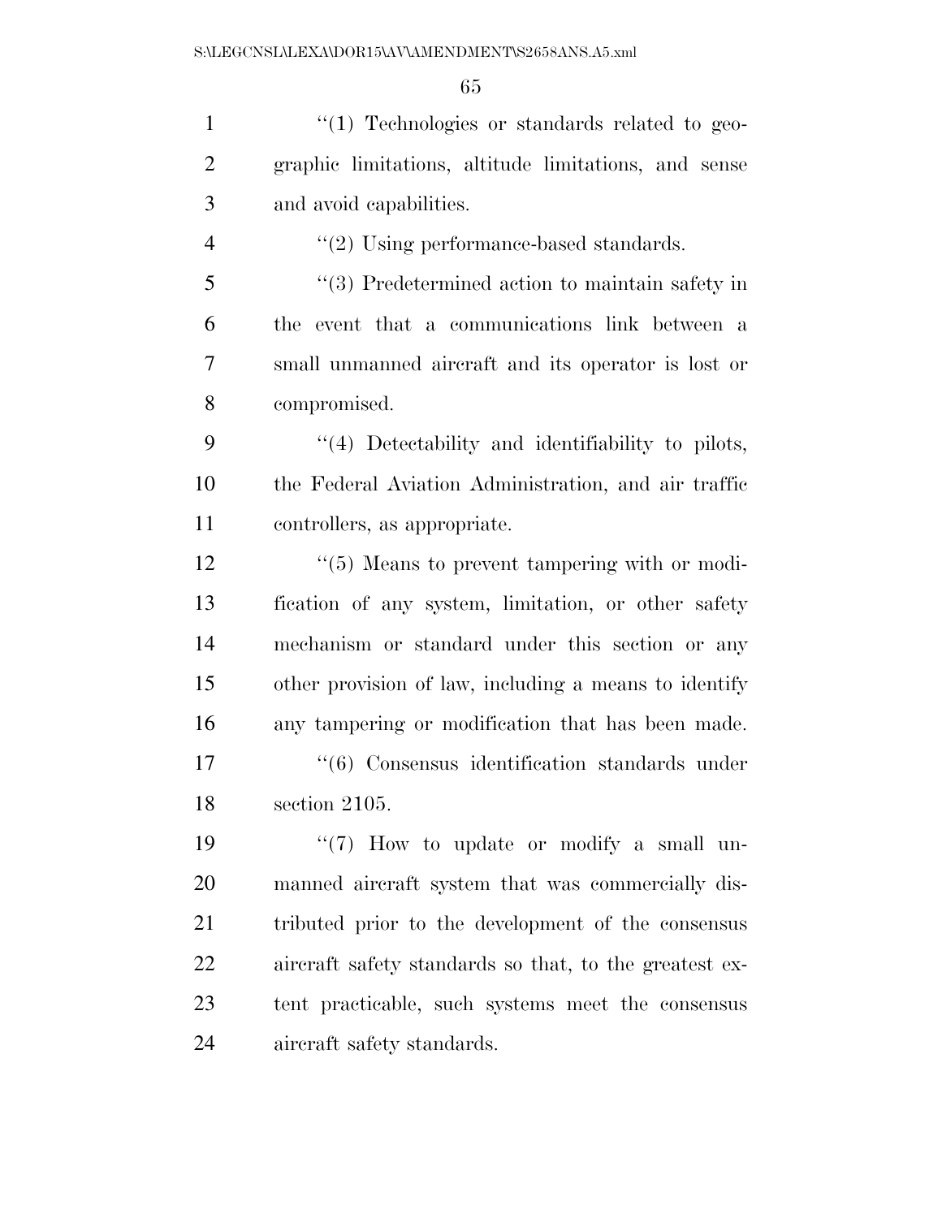''(1) Technologies or standards related to geographic limitations, altitude limitations, and sense and avoid capabilities.

''(2) Using performance-based standards.

''(3) Predetermined action to maintain safety in the event that a communications link between a small unmanned aircraft and its operator is lost or compromised.

''(4) Detectability and identifiability to pilots, the Federal Aviation Administration, and air traffic controllers, as appropriate.

''(5) Means to prevent tampering with or modification of any system, limitation, or other safety mechanism or standard under this section or any other provision of law, including a means to identify any tampering or modification that has been made.

''(6) Consensus identification standards under section 2105.

''(7) How to update or modify a small unmanned aircraft system that was commercially distributed prior to the development of the consensus aircraft safety standards so that, to the greatest extent practicable, such systems meet the consensus aircraft safety standards.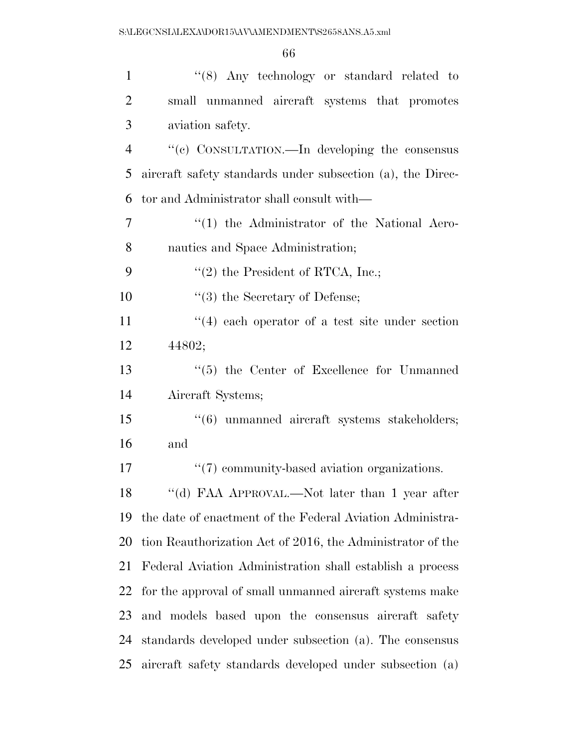"(8) Any technology or standard related to small unmanned aircraft systems that promotes aviation safety.

"(c) CONSULTATION.—In developing the consensus aircraft safety standards under subsection (a), the Director and Administrator shall consult with—

"(1) the Administrator of the National Aeronautics and Space Administration;

"(2) the President of RTCA, Inc.;

"(3) the Secretary of Defense;

"(4) each operator of a test site under section 44802;

"(5) the Center of Excellence for Unmanned Aircraft Systems;

"(6) unmanned aircraft systems stakeholders; and

"(7) community-based aviation organizations.

"(d) FAA APPROVAL.—Not later than 1 year after the date of enactment of the Federal Aviation Administration Reauthorization Act of 2016, the Administrator of the Federal Aviation Administration shall establish a process for the approval of small unmanned aircraft systems make and models based upon the consensus aircraft safety standards developed under subsection (a). The consensus aircraft safety standards developed under subsection (a)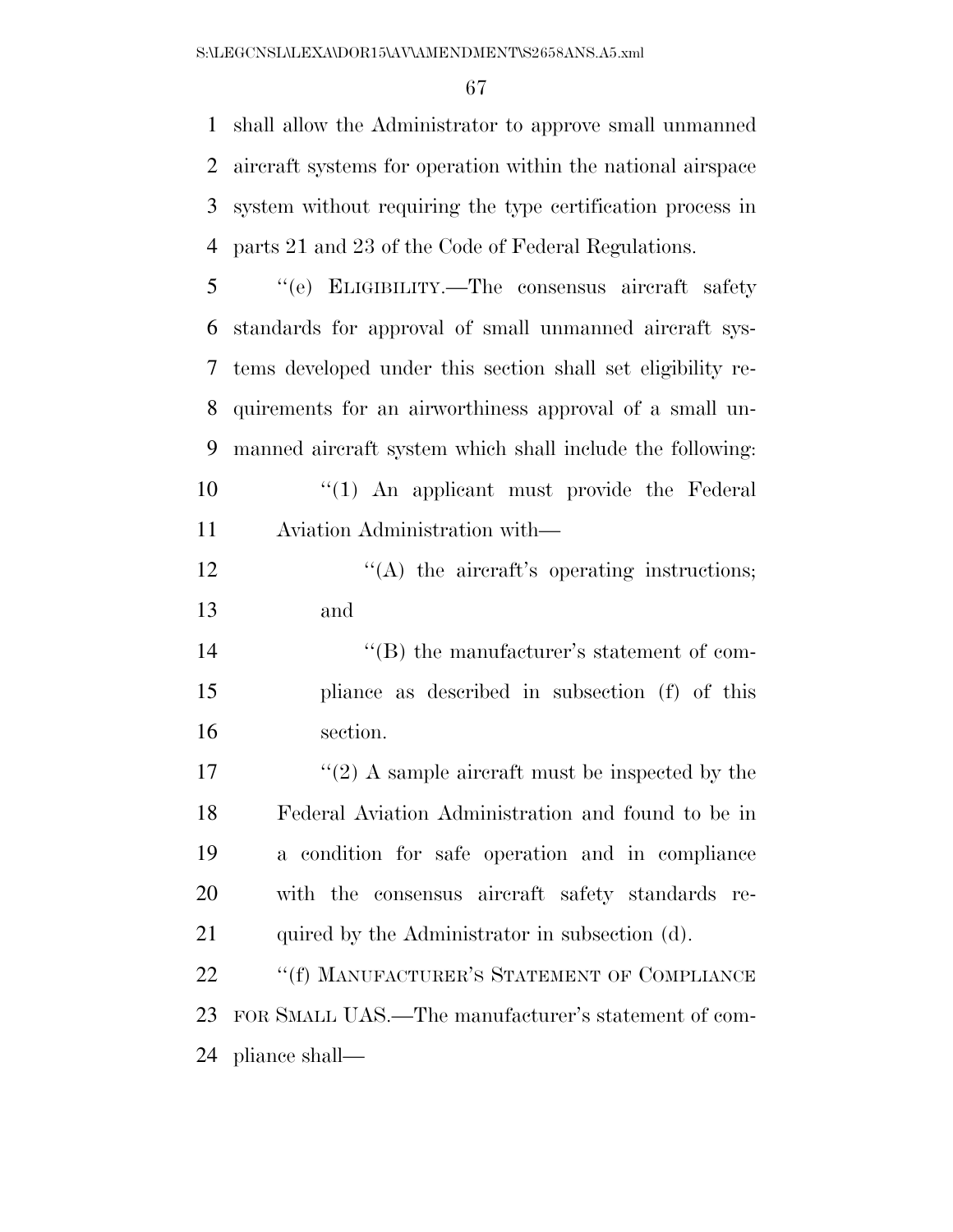shall allow the Administrator to approve small unmanned aircraft systems for operation within the national airspace system without requiring the type certification process in parts 21 and 23 of the Code of Federal Regulations.

"(e) ELIGIBILITY.—The consensus aircraft safety standards for approval of small unmanned aircraft systems developed under this section shall set eligibility requirements for an airworthiness approval of a small unmanned aircraft system which shall include the following:

"(1) An applicant must provide the Federal Aviation Administration with—

"(A) the aircraft's operating instructions; and

"(B) the manufacturer's statement of compliance as described in subsection (f) of this section.

"(2) A sample aircraft must be inspected by the Federal Aviation Administration and found to be in a condition for safe operation and in compliance with the consensus aircraft safety standards required by the Administrator in subsection (d).

"(f) MANUFACTURER'S STATEMENT OF COMPLIANCE FOR SMALL UAS.—The manufacturer's statement of compliance shall—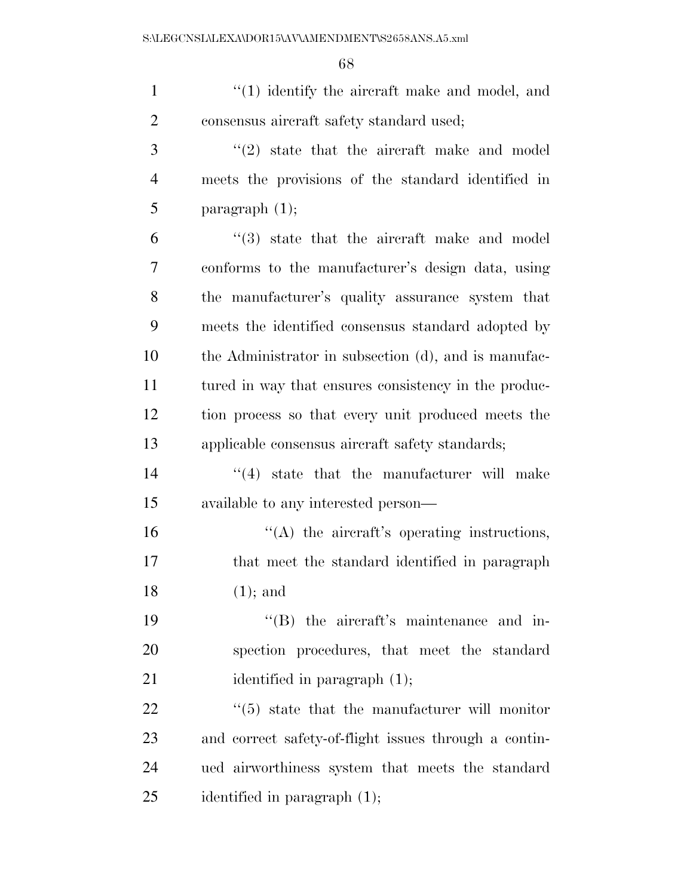"(1) identify the aircraft make and model, and consensus aircraft safety standard used;

"(2) state that the aircraft make and model meets the provisions of the standard identified in paragraph (1);

"(3) state that the aircraft make and model conforms to the manufacturer's design data, using the manufacturer's quality assurance system that meets the identified consensus standard adopted by the Administrator in subsection (d), and is manufactured in way that ensures consistency in the production process so that every unit produced meets the applicable consensus aircraft safety standards;

"(4) state that the manufacturer will make available to any interested person—

"(A) the aircraft's operating instructions, that meet the standard identified in paragraph (1); and

"(B) the aircraft's maintenance and inspection procedures, that meet the standard identified in paragraph (1);

"(5) state that the manufacturer will monitor and correct safety-of-flight issues through a continued airworthiness system that meets the standard identified in paragraph (1);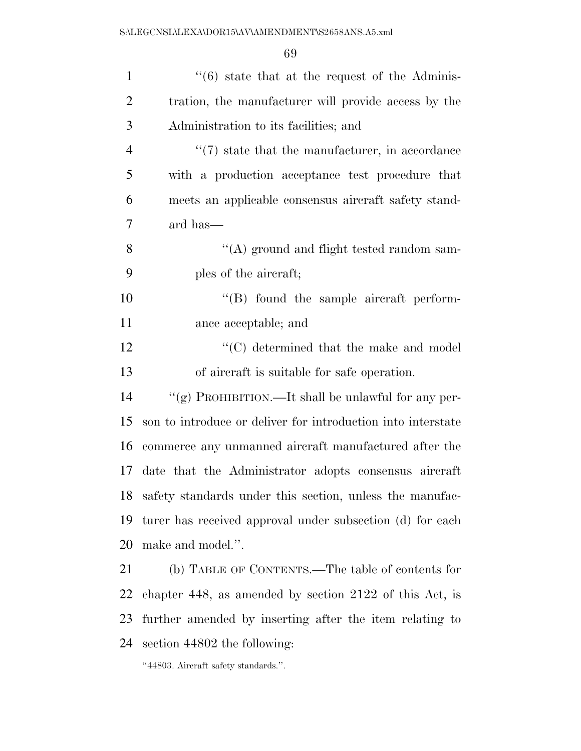''(6) state that at the request of the Administration, the manufacturer will provide access by the Administration to its facilities; and

''(7) state that the manufacturer, in accordance with a production acceptance test procedure that meets an applicable consensus aircraft safety standard has—

''(A) ground and flight tested random samples of the aircraft;

''(B) found the sample aircraft performance acceptable; and

''(C) determined that the make and model of aircraft is suitable for safe operation.

''(g) PROHIBITION.—It shall be unlawful for any person to introduce or deliver for introduction into interstate commerce any unmanned aircraft manufactured after the date that the Administrator adopts consensus aircraft safety standards under this section, unless the manufacturer has received approval under subsection (d) for each make and model.''.

(b) TABLE OF CONTENTS.—The table of contents for chapter 448, as amended by section 2122 of this Act, is further amended by inserting after the item relating to section 44802 the following:

''44803. Aircraft safety standards.''.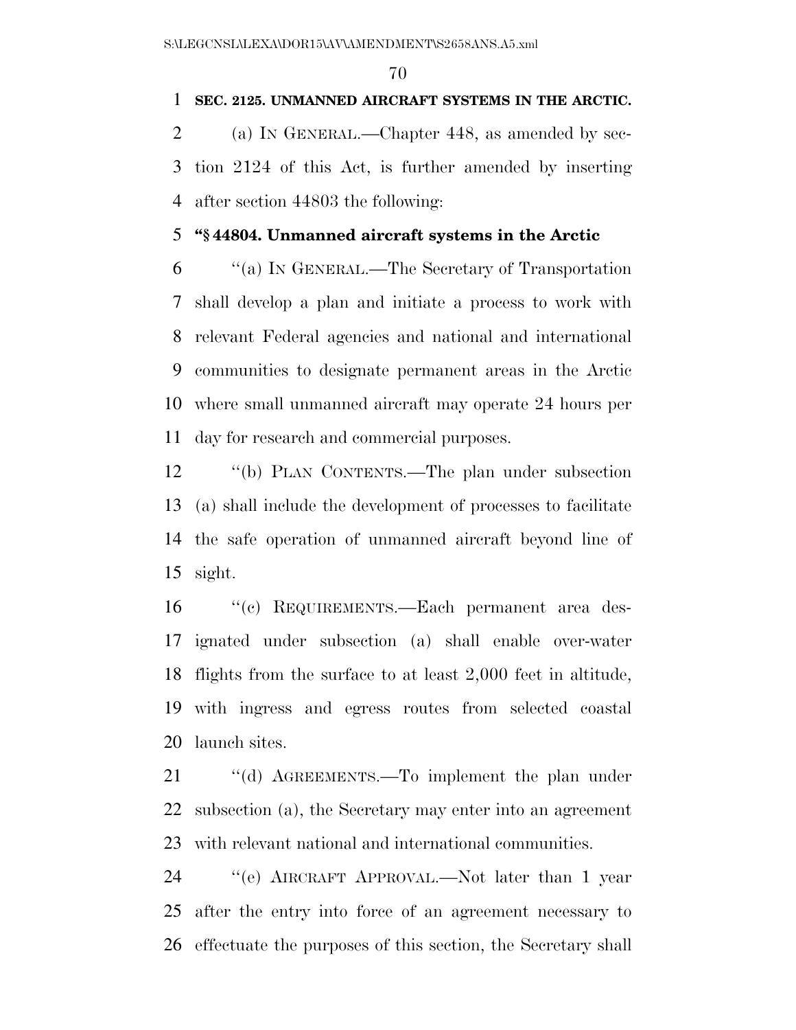**SEC. 2125. UNMANNED AIRCRAFT SYSTEMS IN THE ARCTIC.**

(a) IN GENERAL.—Chapter 448, as amended by section 2124 of this Act, is further amended by inserting after section 44803 the following:

**"§ 44804. Unmanned aircraft systems in the Arctic**

"(a) IN GENERAL.—The Secretary of Transportation shall develop a plan and initiate a process to work with relevant Federal agencies and national and international communities to designate permanent areas in the Arctic where small unmanned aircraft may operate 24 hours per day for research and commercial purposes.

"(b) PLAN CONTENTS.—The plan under subsection (a) shall include the development of processes to facilitate the safe operation of unmanned aircraft beyond line of sight.

"(c) REQUIREMENTS.—Each permanent area designated under subsection (a) shall enable over-water flights from the surface to at least 2,000 feet in altitude, with ingress and egress routes from selected coastal launch sites.

"(d) AGREEMENTS.—To implement the plan under subsection (a), the Secretary may enter into an agreement with relevant national and international communities.

"(e) AIRCRAFT APPROVAL.—Not later than 1 year after the entry into force of an agreement necessary to effectuate the purposes of this section, the Secretary shall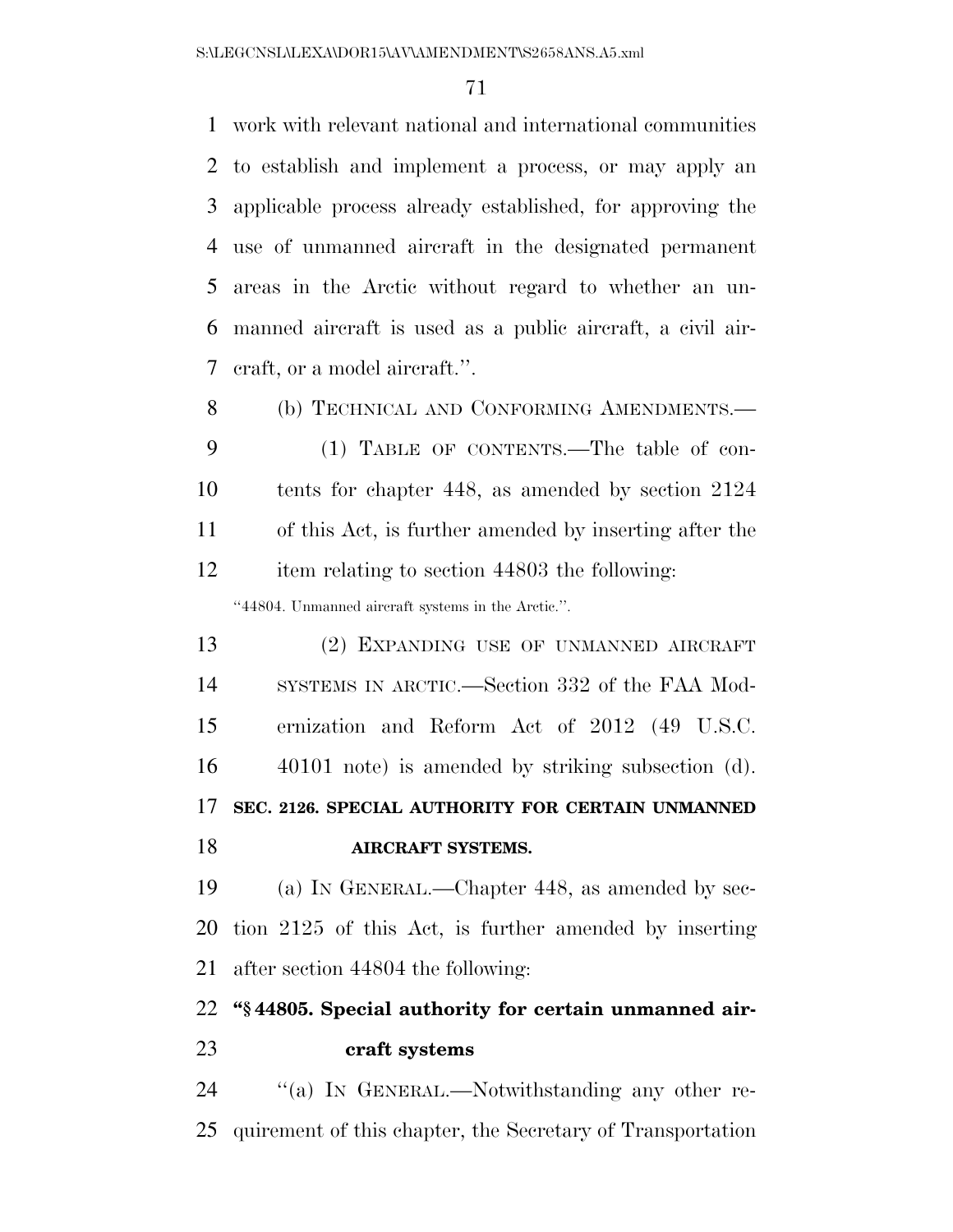work with relevant national and international communities to establish and implement a process, or may apply an applicable process already established, for approving the use of unmanned aircraft in the designated permanent areas in the Arctic without regard to whether an unmanned aircraft is used as a public aircraft, a civil aircraft, or a model aircraft.''.

(b) TECHNICAL AND CONFORMING AMENDMENTS.—

(1) TABLE OF CONTENTS.—The table of contents for chapter 448, as amended by section 2124 of this Act, is further amended by inserting after the item relating to section 44803 the following:

''44804. Unmanned aircraft systems in the Arctic.''.

(2) EXPANDING USE OF UNMANNED AIRCRAFT SYSTEMS IN ARCTIC.—Section 332 of the FAA Modernization and Reform Act of 2012 (49 U.S.C. 40101 note) is amended by striking subsection (d).

**SEC. 2126. SPECIAL AUTHORITY FOR CERTAIN UNMANNED AIRCRAFT SYSTEMS.**

(a) IN GENERAL.—Chapter 448, as amended by section 2125 of this Act, is further amended by inserting after section 44804 the following:

**''§ 44805. Special authority for certain unmanned aircraft systems**

''(a) IN GENERAL.—Notwithstanding any other requirement of this chapter, the Secretary of Transportation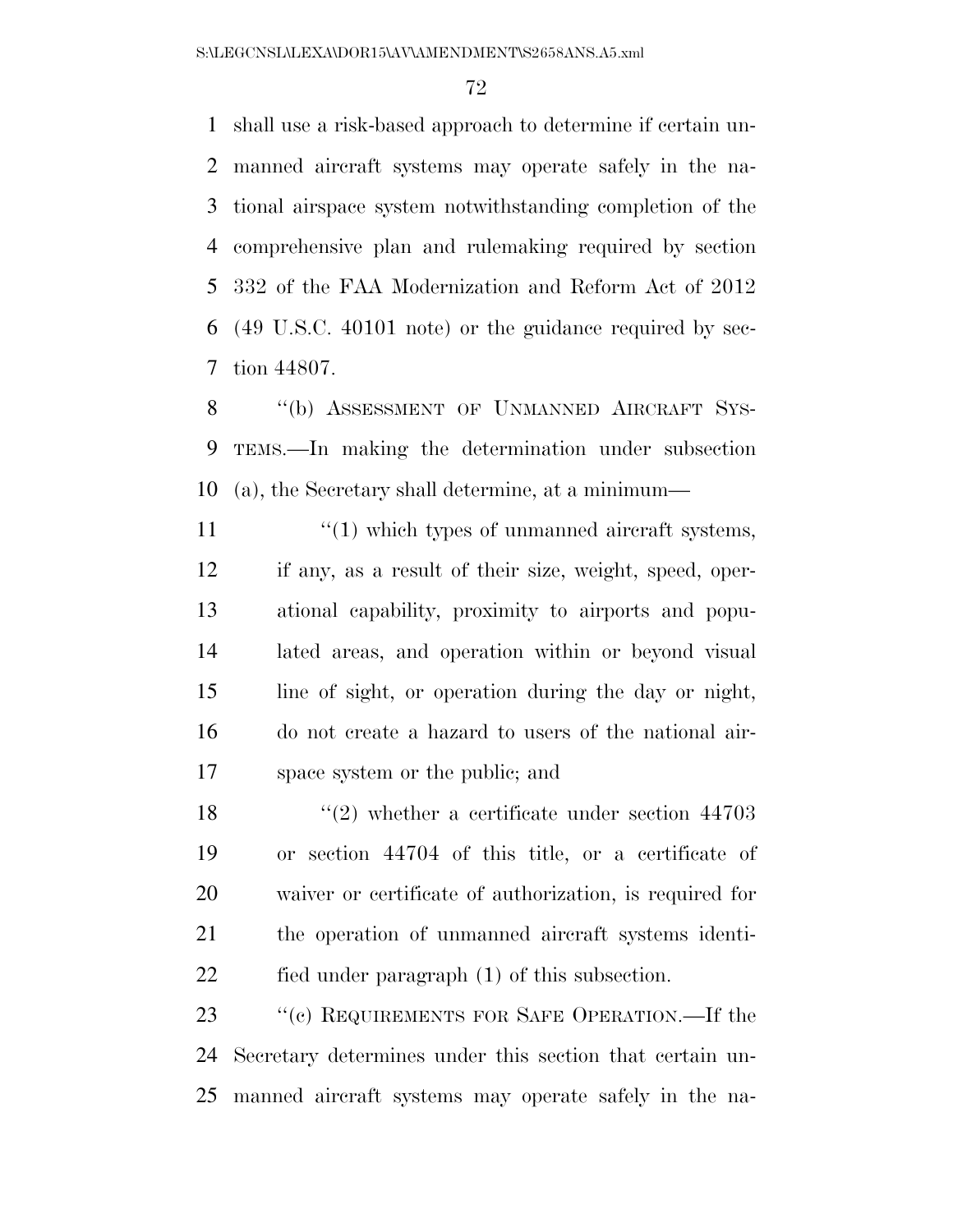shall use a risk-based approach to determine if certain unmanned aircraft systems may operate safely in the national airspace system notwithstanding completion of the comprehensive plan and rulemaking required by section 332 of the FAA Modernization and Reform Act of 2012 (49 U.S.C. 40101 note) or the guidance required by section 44807.

"(b) ASSESSMENT OF UNMANNED AIRCRAFT SYSTEMS.—In making the determination under subsection (a), the Secretary shall determine, at a minimum—

"(1) which types of unmanned aircraft systems, if any, as a result of their size, weight, speed, operational capability, proximity to airports and populated areas, and operation within or beyond visual line of sight, or operation during the day or night, do not create a hazard to users of the national airspace system or the public; and

"(2) whether a certificate under section 44703 or section 44704 of this title, or a certificate of waiver or certificate of authorization, is required for the operation of unmanned aircraft systems identified under paragraph (1) of this subsection.

"(c) REQUIREMENTS FOR SAFE OPERATION.—If the Secretary determines under this section that certain unmanned aircraft systems may operate safely in the na-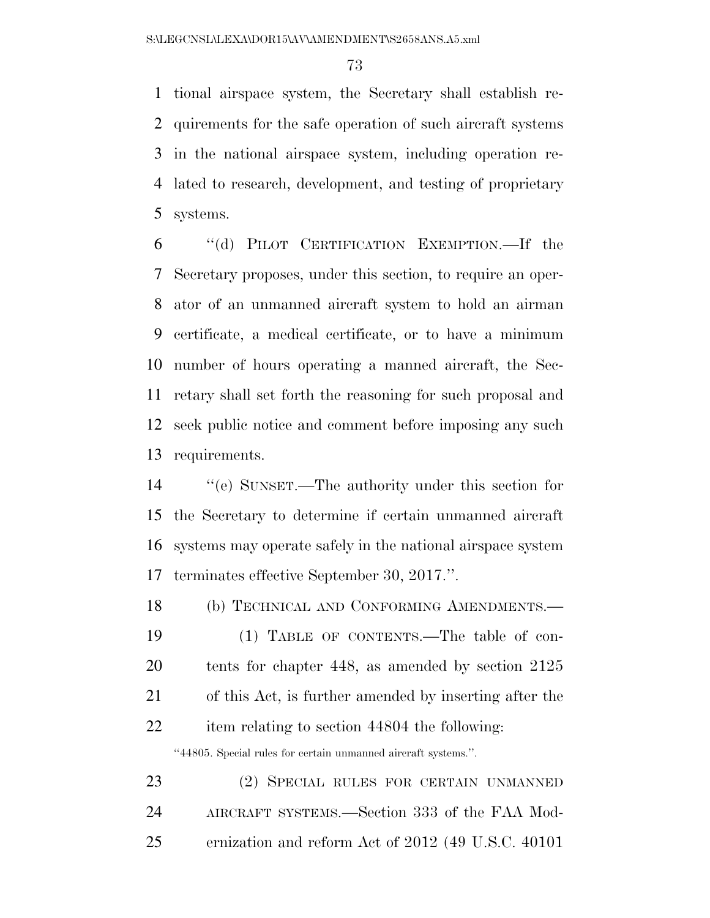tional airspace system, the Secretary shall establish requirements for the safe operation of such aircraft systems in the national airspace system, including operation related to research, development, and testing of proprietary systems.

"(d) PILOT CERTIFICATION EXEMPTION.—If the Secretary proposes, under this section, to require an operator of an unmanned aircraft system to hold an airman certificate, a medical certificate, or to have a minimum number of hours operating a manned aircraft, the Secretary shall set forth the reasoning for such proposal and seek public notice and comment before imposing any such requirements.

"(e) SUNSET.—The authority under this section for the Secretary to determine if certain unmanned aircraft systems may operate safely in the national airspace system terminates effective September 30, 2017.".

(b) TECHNICAL AND CONFORMING AMENDMENTS.—

(1) TABLE OF CONTENTS.—The table of contents for chapter 448, as amended by section 2125 of this Act, is further amended by inserting after the item relating to section 44804 the following:

"44805. Special rules for certain unmanned aircraft systems.".

(2) SPECIAL RULES FOR CERTAIN UNMANNED AIRCRAFT SYSTEMS.—Section 333 of the FAA Modernization and reform Act of 2012 (49 U.S.C. 40101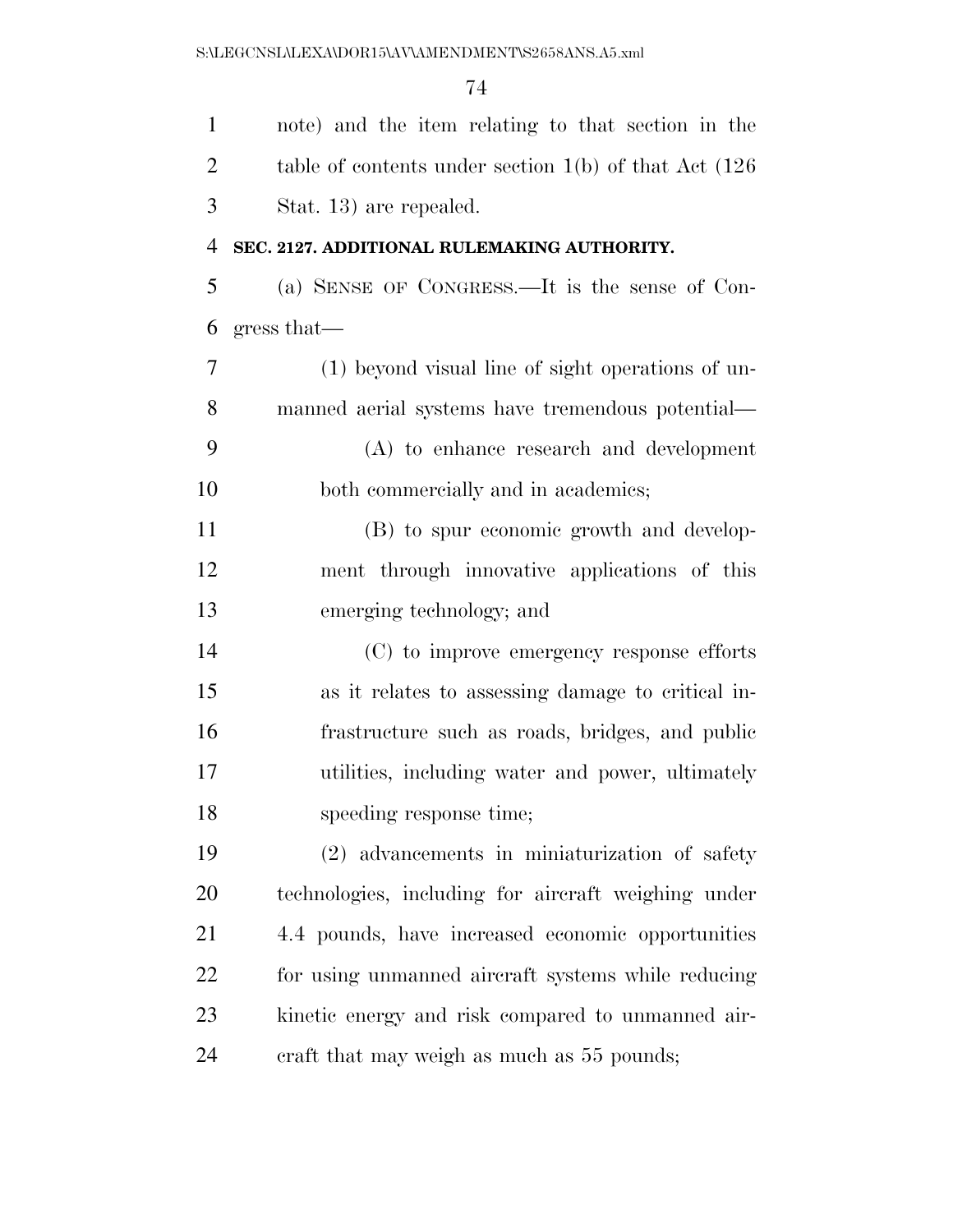note) and the item relating to that section in the table of contents under section 1(b) of that Act (126 Stat. 13) are repealed.

**SEC. 2127. ADDITIONAL RULEMAKING AUTHORITY.**

(a) SENSE OF CONGRESS.—It is the sense of Congress that—

(1) beyond visual line of sight operations of unmanned aerial systems have tremendous potential—

(A) to enhance research and development both commercially and in academics;

(B) to spur economic growth and development through innovative applications of this emerging technology; and

(C) to improve emergency response efforts as it relates to assessing damage to critical infrastructure such as roads, bridges, and public utilities, including water and power, ultimately speeding response time;

(2) advancements in miniaturization of safety technologies, including for aircraft weighing under 4.4 pounds, have increased economic opportunities for using unmanned aircraft systems while reducing kinetic energy and risk compared to unmanned aircraft that may weigh as much as 55 pounds;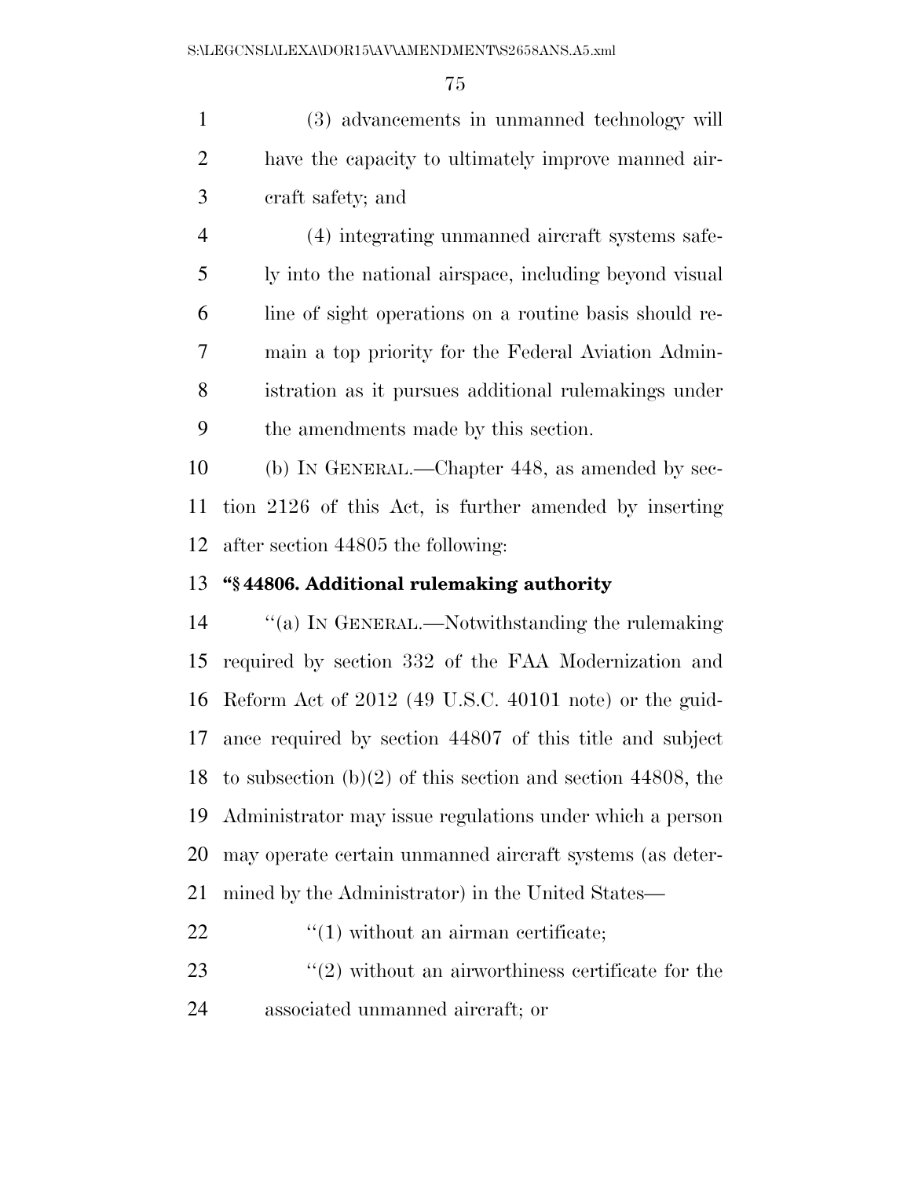(3) advancements in unmanned technology will have the capacity to ultimately improve manned aircraft safety; and

(4) integrating unmanned aircraft systems safely into the national airspace, including beyond visual line of sight operations on a routine basis should remain a top priority for the Federal Aviation Administration as it pursues additional rulemakings under the amendments made by this section.

(b) IN GENERAL.—Chapter 448, as amended by section 2126 of this Act, is further amended by inserting after section 44805 the following:

**"§ 44806. Additional rulemaking authority**

"(a) IN GENERAL.—Notwithstanding the rulemaking required by section 332 of the FAA Modernization and Reform Act of 2012 (49 U.S.C. 40101 note) or the guidance required by section 44807 of this title and subject to subsection (b)(2) of this section and section 44808, the Administrator may issue regulations under which a person may operate certain unmanned aircraft systems (as determined by the Administrator) in the United States—

"(1) without an airman certificate;

"(2) without an airworthiness certificate for the associated unmanned aircraft; or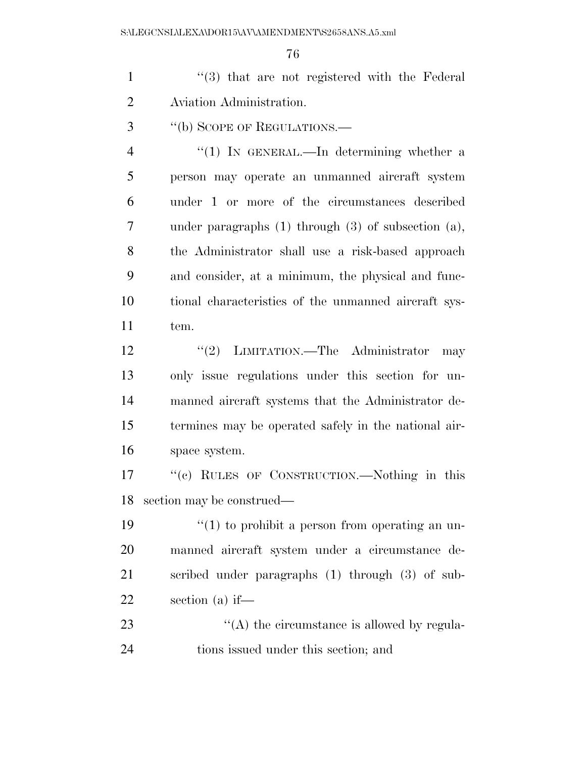"(3) that are not registered with the Federal Aviation Administration.

"(b) SCOPE OF REGULATIONS.—

"(1) IN GENERAL.—In determining whether a person may operate an unmanned aircraft system under 1 or more of the circumstances described under paragraphs (1) through (3) of subsection (a), the Administrator shall use a risk-based approach and consider, at a minimum, the physical and functional characteristics of the unmanned aircraft system.

"(2) LIMITATION.—The Administrator may only issue regulations under this section for unmanned aircraft systems that the Administrator determines may be operated safely in the national airspace system.

"(c) RULES OF CONSTRUCTION.—Nothing in this section may be construed—

"(1) to prohibit a person from operating an unmanned aircraft system under a circumstance described under paragraphs (1) through (3) of subsection (a) if—

"(A) the circumstance is allowed by regulations issued under this section; and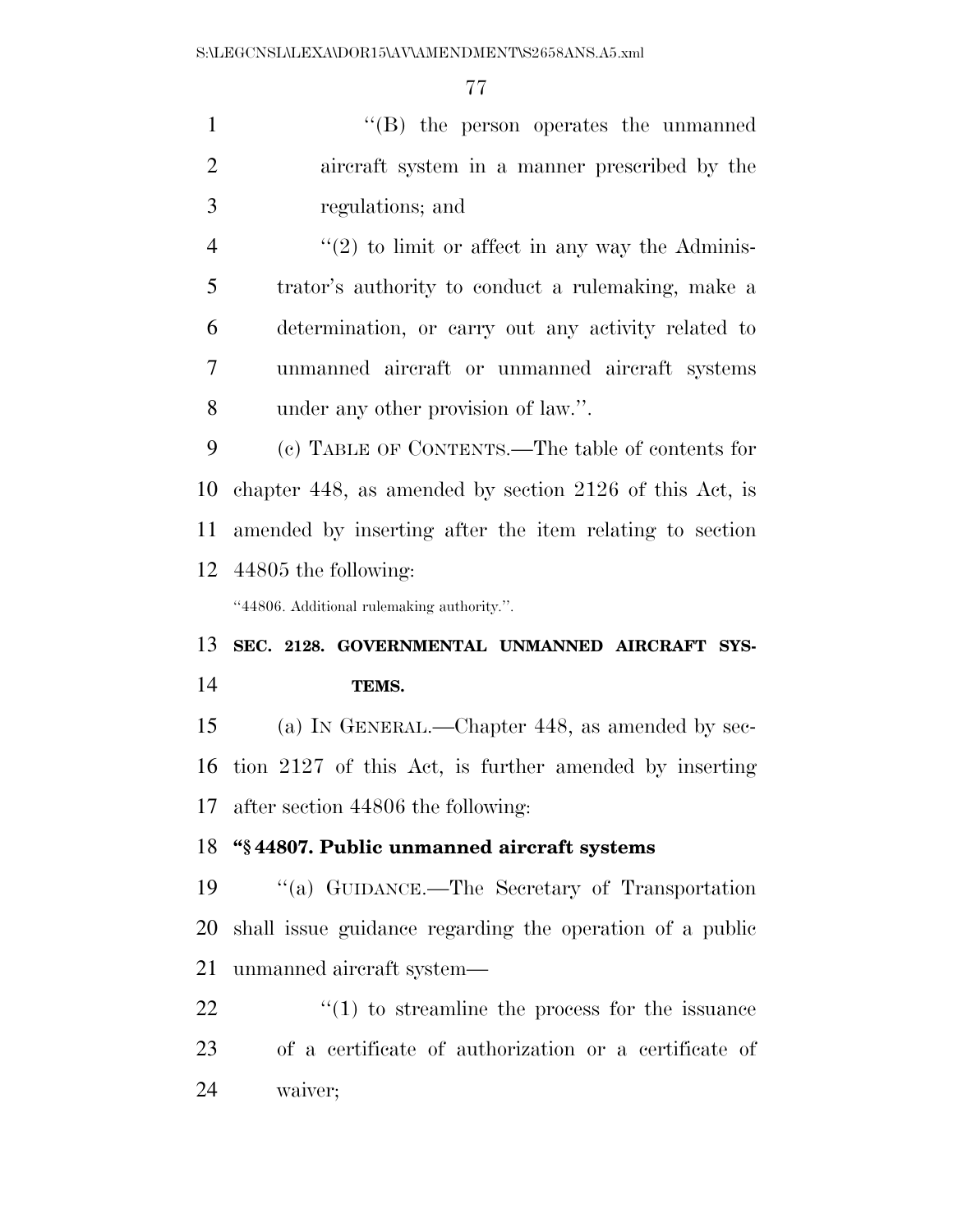''(B) the person operates the unmanned aircraft system in a manner prescribed by the regulations; and

''(2) to limit or affect in any way the Administrator's authority to conduct a rulemaking, make a determination, or carry out any activity related to unmanned aircraft or unmanned aircraft systems under any other provision of law.''.

(c) TABLE OF CONTENTS.—The table of contents for chapter 448, as amended by section 2126 of this Act, is amended by inserting after the item relating to section 44805 the following:

''44806. Additional rulemaking authority.''.

**SEC. 2128. GOVERNMENTAL UNMANNED AIRCRAFT SYSTEMS.**

(a) IN GENERAL.—Chapter 448, as amended by section 2127 of this Act, is further amended by inserting after section 44806 the following:

**''§ 44807. Public unmanned aircraft systems**

''(a) GUIDANCE.—The Secretary of Transportation shall issue guidance regarding the operation of a public unmanned aircraft system—

''(1) to streamline the process for the issuance of a certificate of authorization or a certificate of waiver;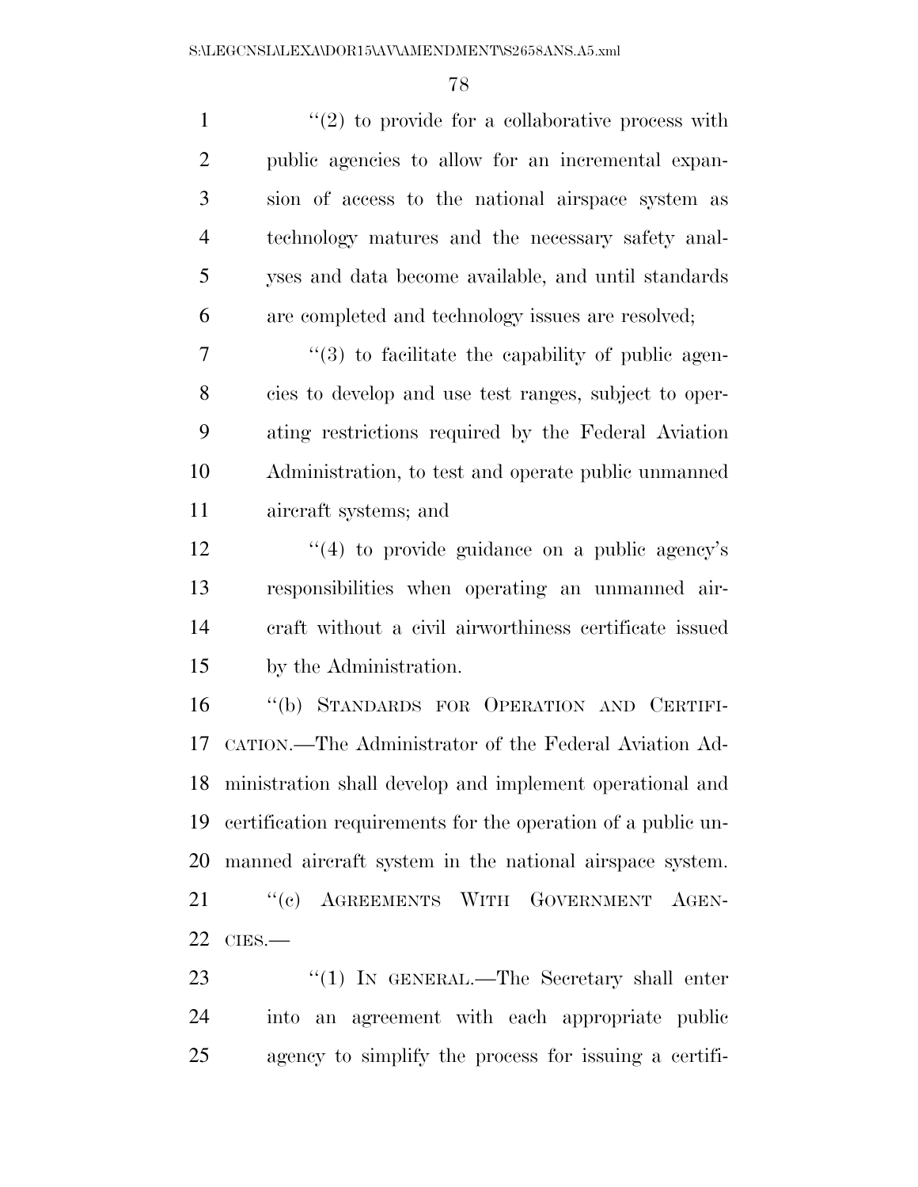"(2) to provide for a collaborative process with public agencies to allow for an incremental expansion of access to the national airspace system as technology matures and the necessary safety analyses and data become available, and until standards are completed and technology issues are resolved;

"(3) to facilitate the capability of public agencies to develop and use test ranges, subject to operating restrictions required by the Federal Aviation Administration, to test and operate public unmanned aircraft systems; and

"(4) to provide guidance on a public agency's responsibilities when operating an unmanned aircraft without a civil airworthiness certificate issued by the Administration.

"(b) STANDARDS FOR OPERATION AND CERTIFICATION.—The Administrator of the Federal Aviation Administration shall develop and implement operational and certification requirements for the operation of a public unmanned aircraft system in the national airspace system.

"(c) AGREEMENTS WITH GOVERNMENT AGENCIES.—

"(1) IN GENERAL.—The Secretary shall enter into an agreement with each appropriate public agency to simplify the process for issuing a certifi-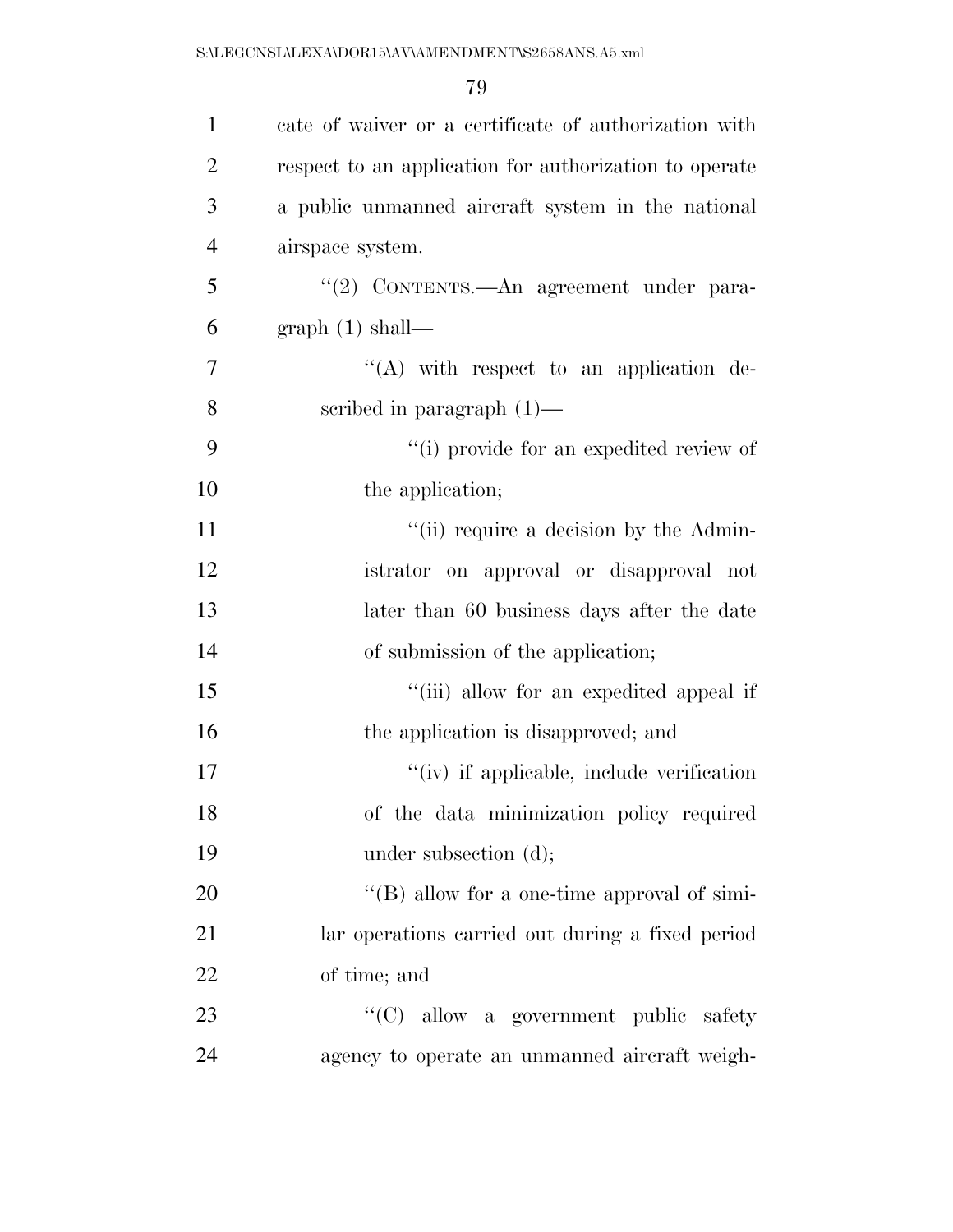cate of waiver or a certificate of authorization with respect to an application for authorization to operate a public unmanned aircraft system in the national airspace system.

"(2) CONTENTS.—An agreement under paragraph (1) shall—

"(A) with respect to an application described in paragraph (1)—

"(i) provide for an expedited review of the application;

"(ii) require a decision by the Administrator on approval or disapproval not later than 60 business days after the date of submission of the application;

"(iii) allow for an expedited appeal if the application is disapproved; and

"(iv) if applicable, include verification of the data minimization policy required under subsection (d);

"(B) allow for a one-time approval of similar operations carried out during a fixed period of time; and

"(C) allow a government public safety agency to operate an unmanned aircraft weigh-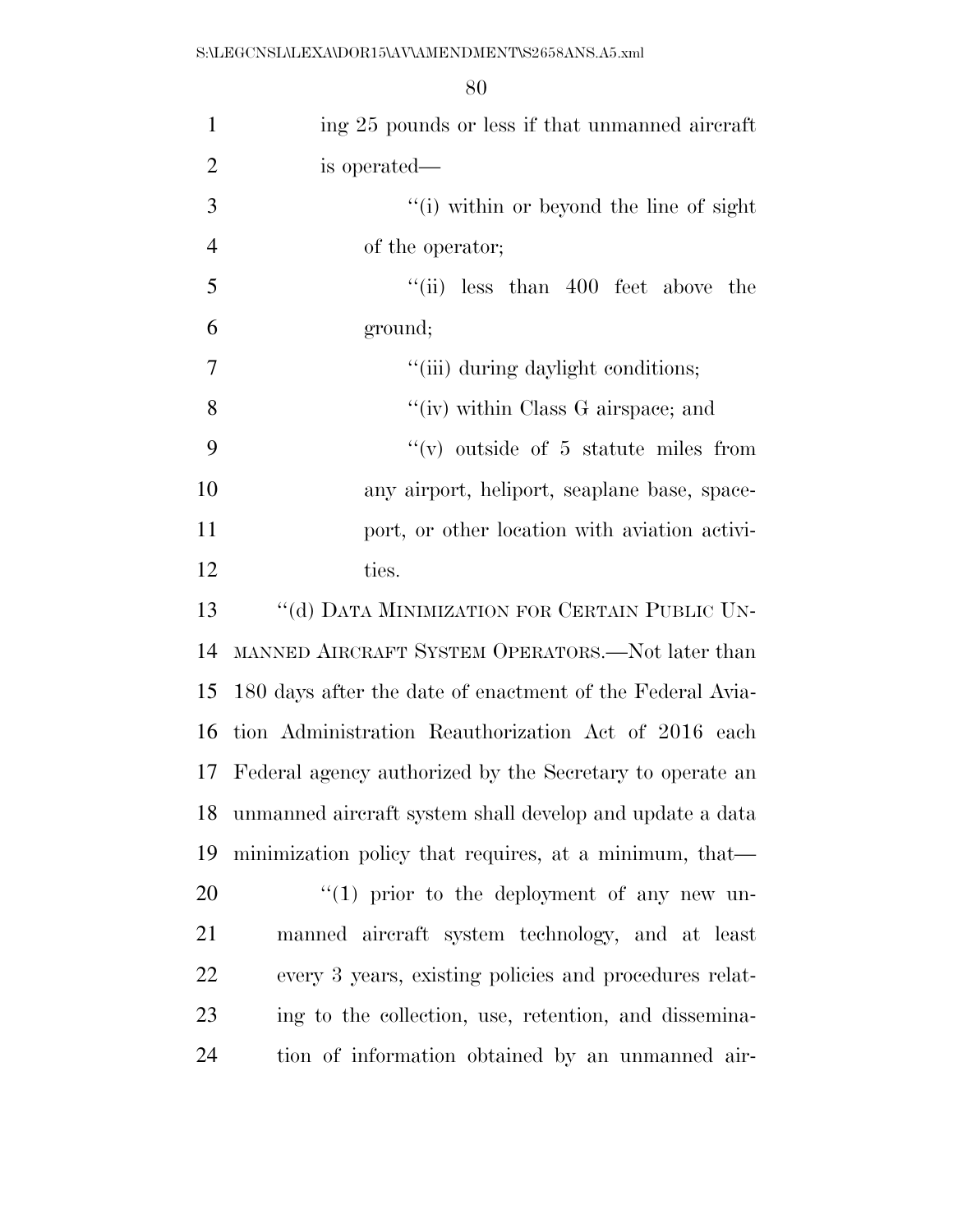ing 25 pounds or less if that unmanned aircraft is operated—

''(i) within or beyond the line of sight of the operator;

''(ii) less than 400 feet above the ground;

''(iii) during daylight conditions;

''(iv) within Class G airspace; and

''(v) outside of 5 statute miles from any airport, heliport, seaplane base, spaceport, or other location with aviation activities.

''(d) DATA MINIMIZATION FOR CERTAIN PUBLIC UNMANNED AIRCRAFT SYSTEM OPERATORS.—Not later than 180 days after the date of enactment of the Federal Aviation Administration Reauthorization Act of 2016 each Federal agency authorized by the Secretary to operate an unmanned aircraft system shall develop and update a data minimization policy that requires, at a minimum, that—

''(1) prior to the deployment of any new unmanned aircraft system technology, and at least every 3 years, existing policies and procedures relating to the collection, use, retention, and dissemination of information obtained by an unmanned air-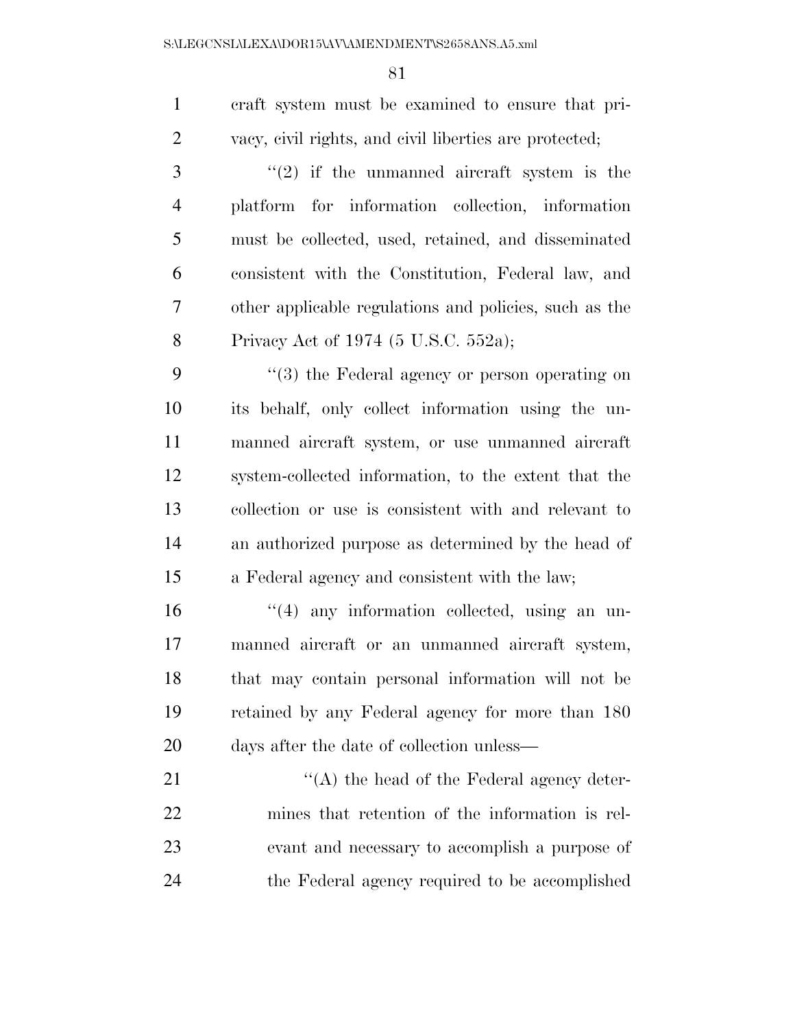craft system must be examined to ensure that privacy, civil rights, and civil liberties are protected;

"(2) if the unmanned aircraft system is the platform for information collection, information must be collected, used, retained, and disseminated consistent with the Constitution, Federal law, and other applicable regulations and policies, such as the Privacy Act of 1974 (5 U.S.C. 552a);

"(3) the Federal agency or person operating on its behalf, only collect information using the unmanned aircraft system, or use unmanned aircraft system-collected information, to the extent that the collection or use is consistent with and relevant to an authorized purpose as determined by the head of a Federal agency and consistent with the law;

"(4) any information collected, using an unmanned aircraft or an unmanned aircraft system, that may contain personal information will not be retained by any Federal agency for more than 180 days after the date of collection unless—

"(A) the head of the Federal agency determines that retention of the information is relevant and necessary to accomplish a purpose of the Federal agency required to be accomplished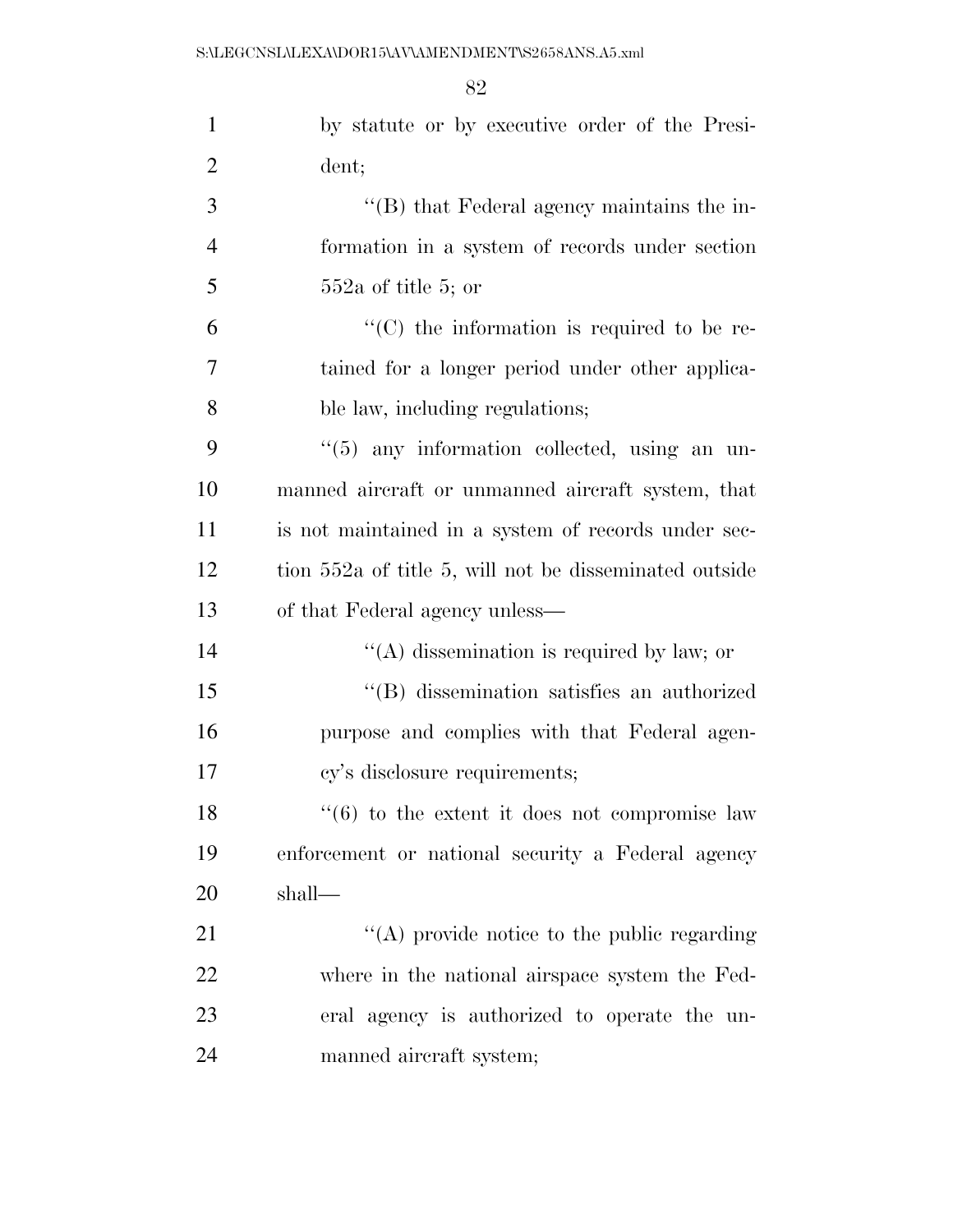by statute or by executive order of the President;

"(B) that Federal agency maintains the information in a system of records under section 552a of title 5; or

"(C) the information is required to be retained for a longer period under other applicable law, including regulations;

"(5) any information collected, using an unmanned aircraft or unmanned aircraft system, that is not maintained in a system of records under section 552a of title 5, will not be disseminated outside of that Federal agency unless—

"(A) dissemination is required by law; or

"(B) dissemination satisfies an authorized purpose and complies with that Federal agency's disclosure requirements;

"(6) to the extent it does not compromise law enforcement or national security a Federal agency shall—

"(A) provide notice to the public regarding where in the national airspace system the Federal agency is authorized to operate the unmanned aircraft system;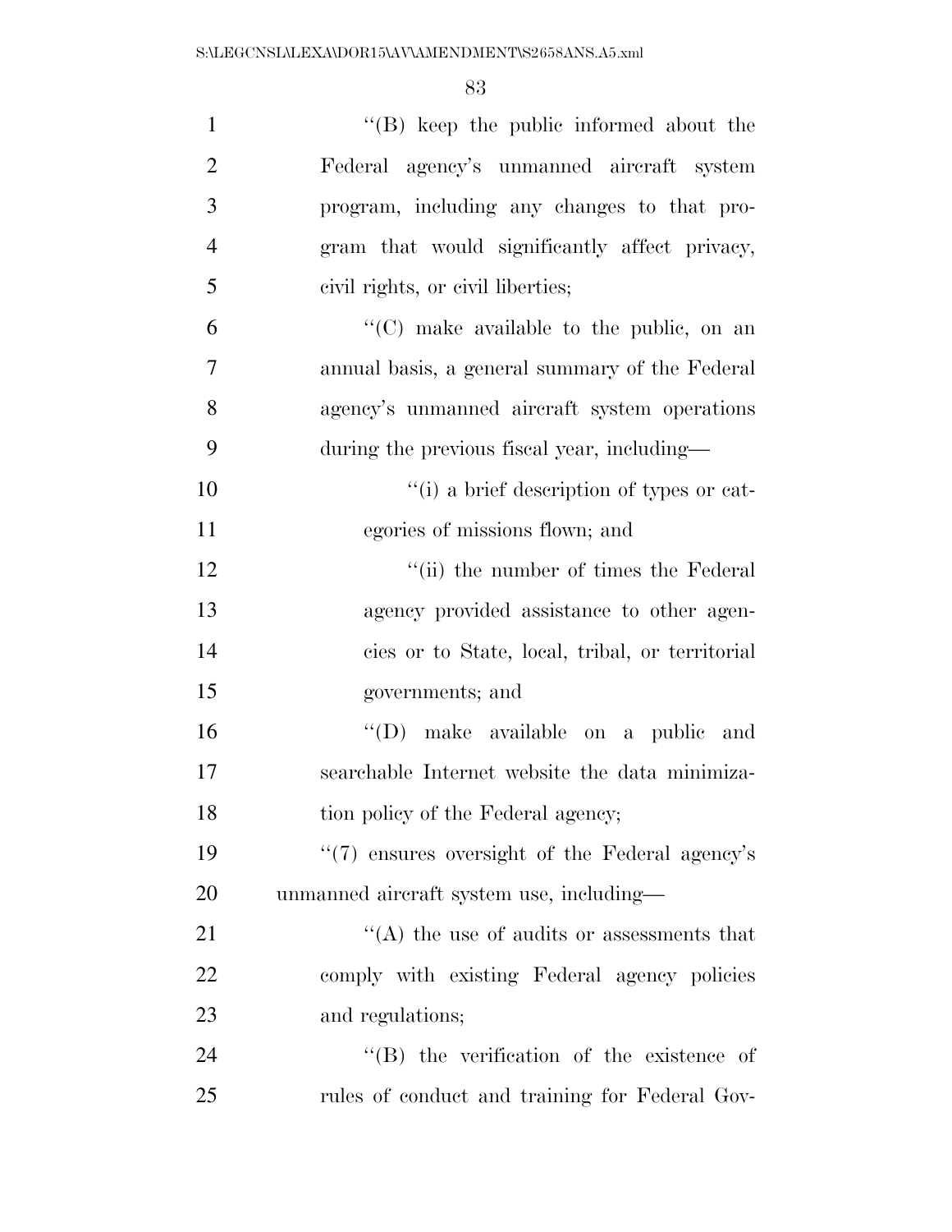''(B) keep the public informed about the Federal agency's unmanned aircraft system program, including any changes to that program that would significantly affect privacy, civil rights, or civil liberties;

''(C) make available to the public, on an annual basis, a general summary of the Federal agency's unmanned aircraft system operations during the previous fiscal year, including—

''(i) a brief description of types or categories of missions flown; and

''(ii) the number of times the Federal agency provided assistance to other agencies or to State, local, tribal, or territorial governments; and

''(D) make available on a public and searchable Internet website the data minimization policy of the Federal agency;

''(7) ensures oversight of the Federal agency's unmanned aircraft system use, including—

''(A) the use of audits or assessments that comply with existing Federal agency policies and regulations;

''(B) the verification of the existence of rules of conduct and training for Federal Gov-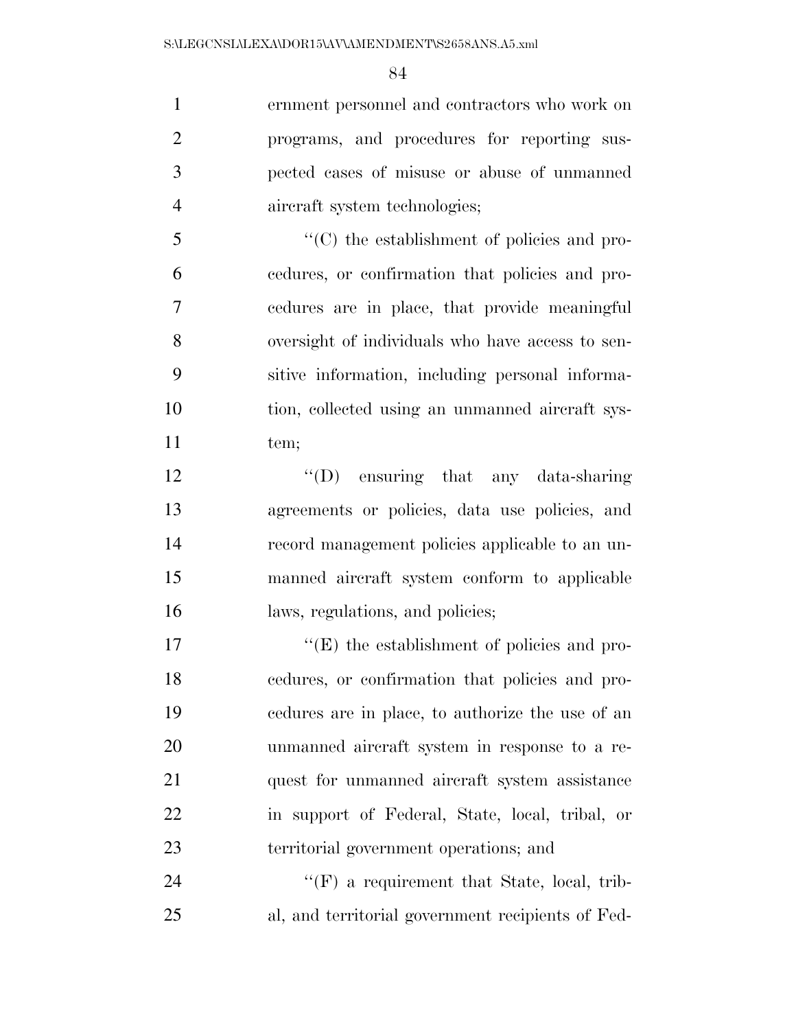ernment personnel and contractors who work on programs, and procedures for reporting suspected cases of misuse or abuse of unmanned aircraft system technologies;

"(C) the establishment of policies and procedures, or confirmation that policies and procedures are in place, that provide meaningful oversight of individuals who have access to sensitive information, including personal information, collected using an unmanned aircraft system;

"(D) ensuring that any data-sharing agreements or policies, data use policies, and record management policies applicable to an unmanned aircraft system conform to applicable laws, regulations, and policies;

"(E) the establishment of policies and procedures, or confirmation that policies and procedures are in place, to authorize the use of an unmanned aircraft system in response to a request for unmanned aircraft system assistance in support of Federal, State, local, tribal, or territorial government operations; and

"(F) a requirement that State, local, tribal, and territorial government recipients of Fed-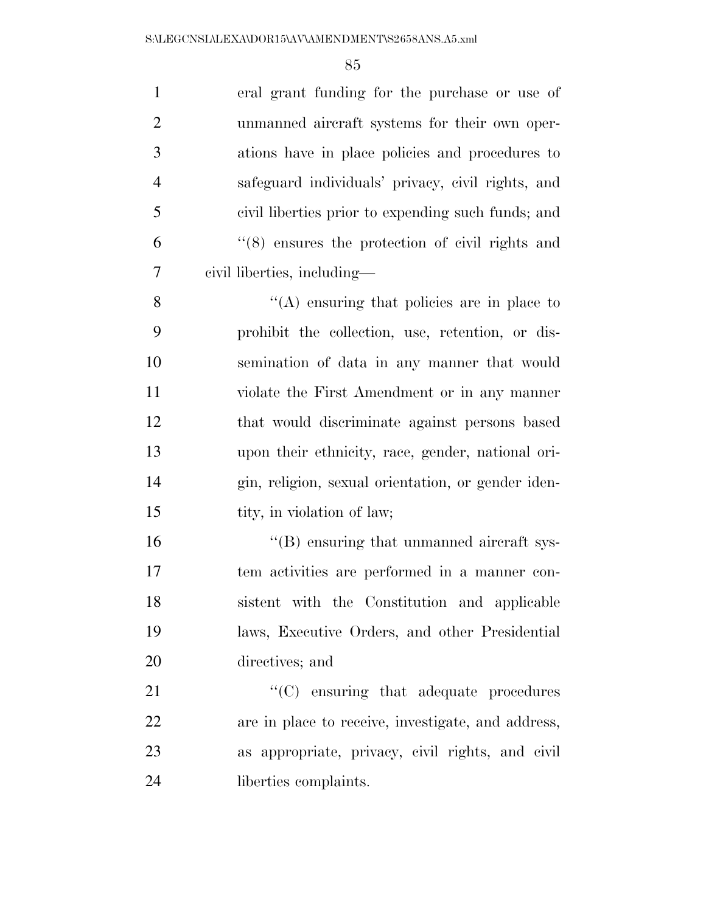eral grant funding for the purchase or use of unmanned aircraft systems for their own operations have in place policies and procedures to safeguard individuals' privacy, civil rights, and civil liberties prior to expending such funds; and

''(8) ensures the protection of civil rights and civil liberties, including—

''(A) ensuring that policies are in place to prohibit the collection, use, retention, or dissemination of data in any manner that would violate the First Amendment or in any manner that would discriminate against persons based upon their ethnicity, race, gender, national origin, religion, sexual orientation, or gender identity, in violation of law;

''(B) ensuring that unmanned aircraft system activities are performed in a manner consistent with the Constitution and applicable laws, Executive Orders, and other Presidential directives; and

''(C) ensuring that adequate procedures are in place to receive, investigate, and address, as appropriate, privacy, civil rights, and civil liberties complaints.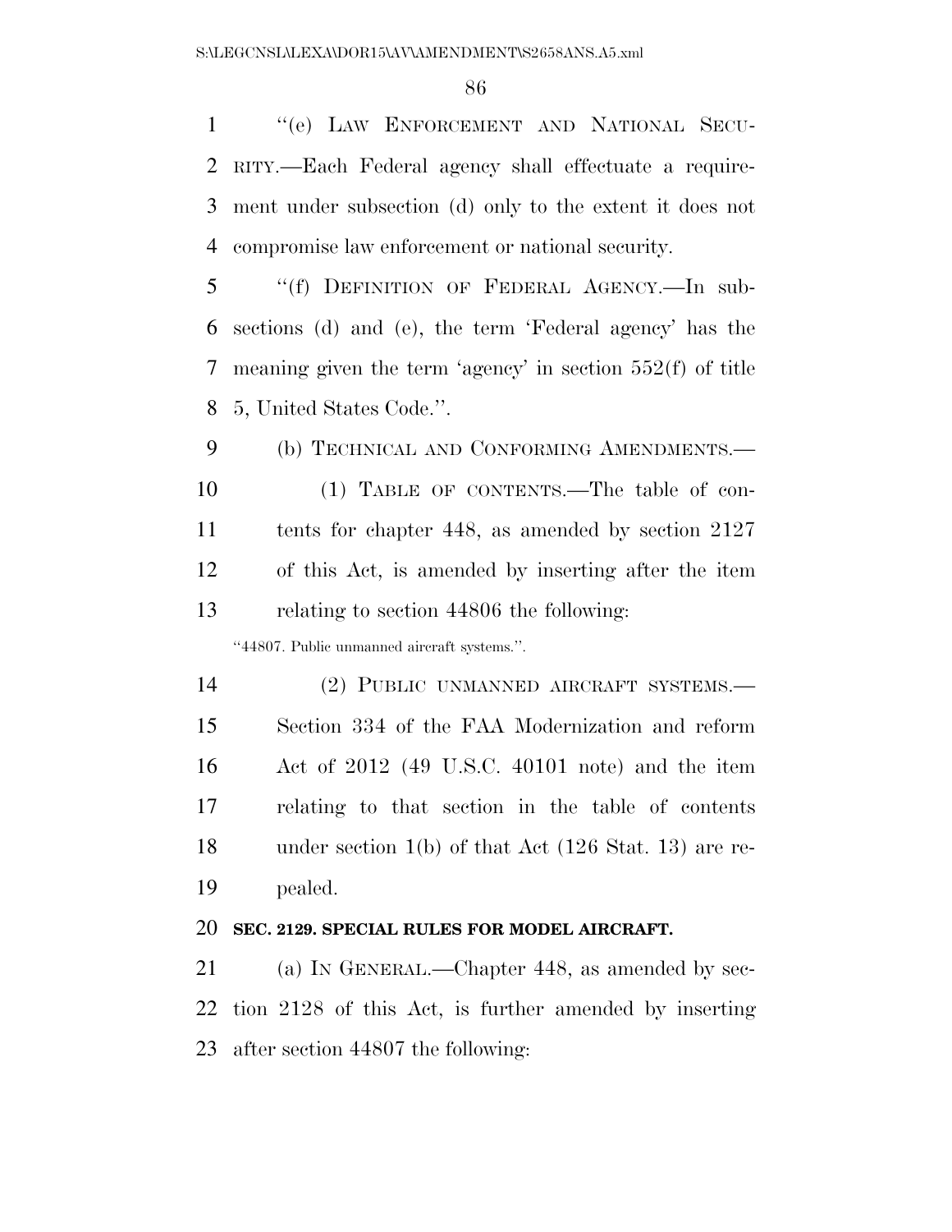"(e) LAW ENFORCEMENT AND NATIONAL SECURITY.—Each Federal agency shall effectuate a requirement under subsection (d) only to the extent it does not compromise law enforcement or national security.

"(f) DEFINITION OF FEDERAL AGENCY.—In subsections (d) and (e), the term 'Federal agency' has the meaning given the term 'agency' in section 552(f) of title 5, United States Code.".

(b) TECHNICAL AND CONFORMING AMENDMENTS.—

(1) TABLE OF CONTENTS.—The table of contents for chapter 448, as amended by section 2127 of this Act, is amended by inserting after the item relating to section 44806 the following:

"44807. Public unmanned aircraft systems.".

(2) PUBLIC UNMANNED AIRCRAFT SYSTEMS.—Section 334 of the FAA Modernization and reform Act of 2012 (49 U.S.C. 40101 note) and the item relating to that section in the table of contents under section 1(b) of that Act (126 Stat. 13) are repealed.

**SEC. 2129. SPECIAL RULES FOR MODEL AIRCRAFT.**

(a) IN GENERAL.—Chapter 448, as amended by section 2128 of this Act, is further amended by inserting after section 44807 the following: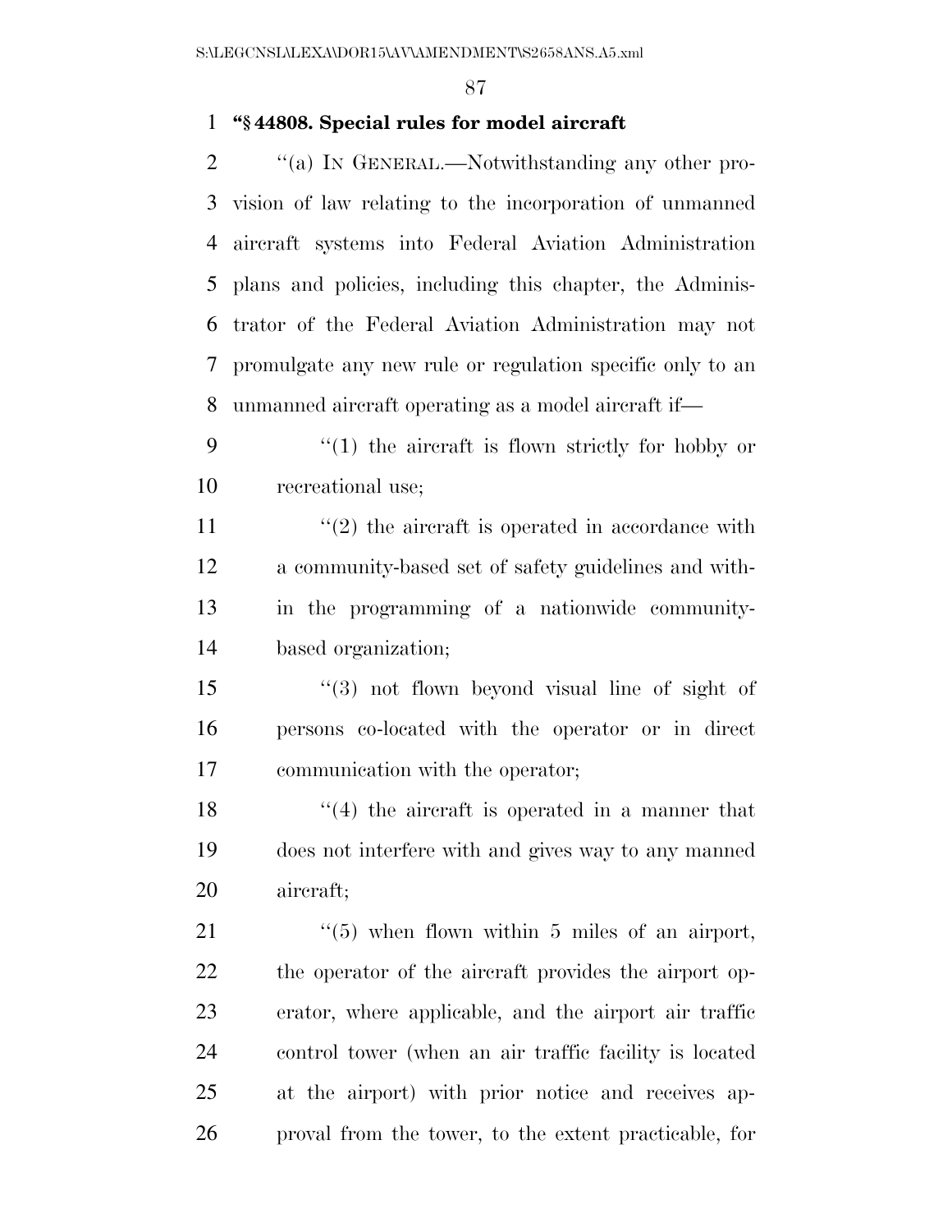**"§ 44808. Special rules for model aircraft**

"(a) IN GENERAL.—Notwithstanding any other provision of law relating to the incorporation of unmanned aircraft systems into Federal Aviation Administration plans and policies, including this chapter, the Administrator of the Federal Aviation Administration may not promulgate any new rule or regulation specific only to an unmanned aircraft operating as a model aircraft if—

"(1) the aircraft is flown strictly for hobby or recreational use;

"(2) the aircraft is operated in accordance with a community-based set of safety guidelines and within the programming of a nationwide community-based organization;

"(3) not flown beyond visual line of sight of persons co-located with the operator or in direct communication with the operator;

"(4) the aircraft is operated in a manner that does not interfere with and gives way to any manned aircraft;

"(5) when flown within 5 miles of an airport, the operator of the aircraft provides the airport operator, where applicable, and the airport air traffic control tower (when an air traffic facility is located at the airport) with prior notice and receives approval from the tower, to the extent practicable, for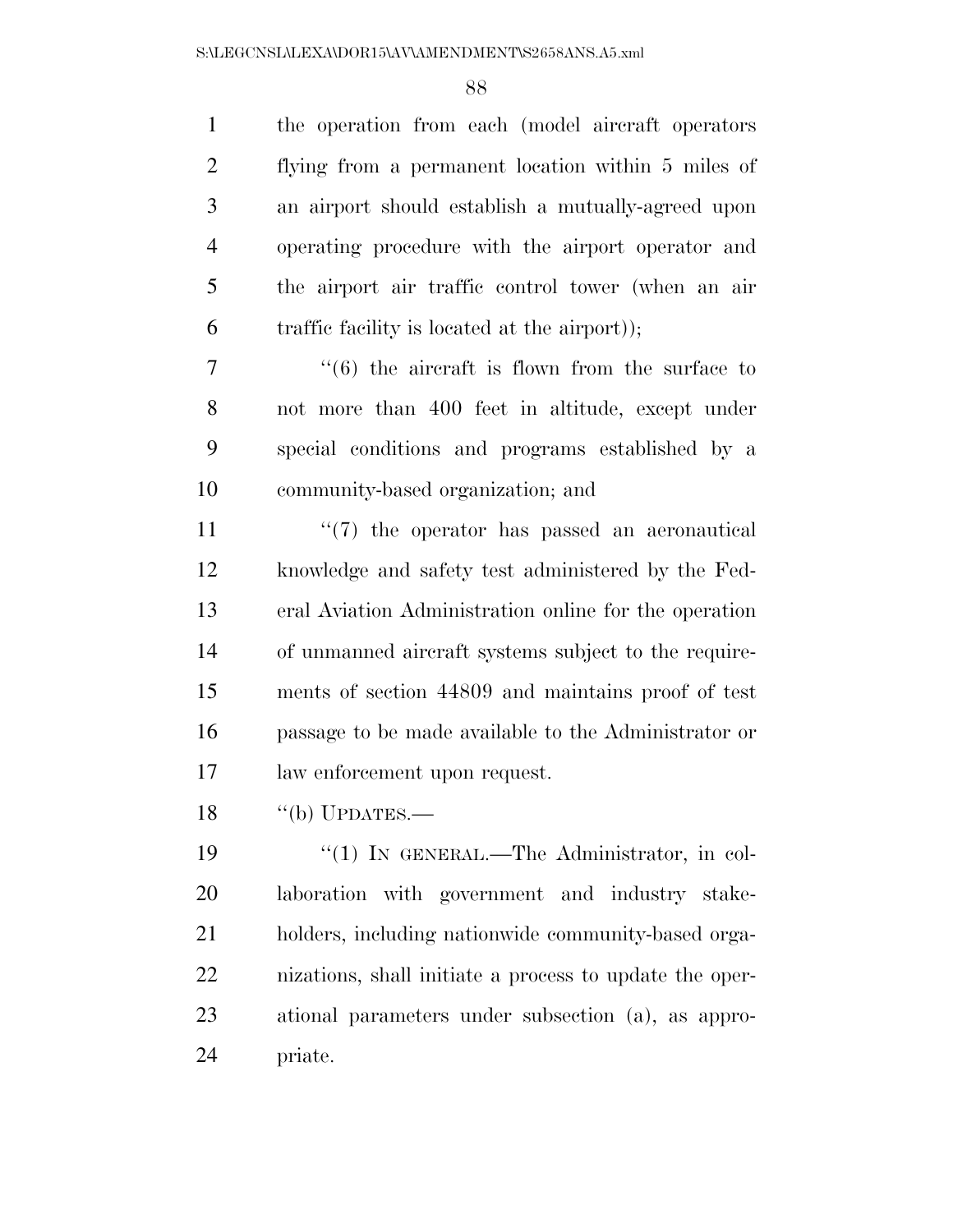the operation from each (model aircraft operators flying from a permanent location within 5 miles of an airport should establish a mutually-agreed upon operating procedure with the airport operator and the airport air traffic control tower (when an air traffic facility is located at the airport));

''(6) the aircraft is flown from the surface to not more than 400 feet in altitude, except under special conditions and programs established by a community-based organization; and

''(7) the operator has passed an aeronautical knowledge and safety test administered by the Federal Aviation Administration online for the operation of unmanned aircraft systems subject to the requirements of section 44809 and maintains proof of test passage to be made available to the Administrator or law enforcement upon request.

''(b) UPDATES.—

''(1) IN GENERAL.—The Administrator, in collaboration with government and industry stakeholders, including nationwide community-based organizations, shall initiate a process to update the operational parameters under subsection (a), as appropriate.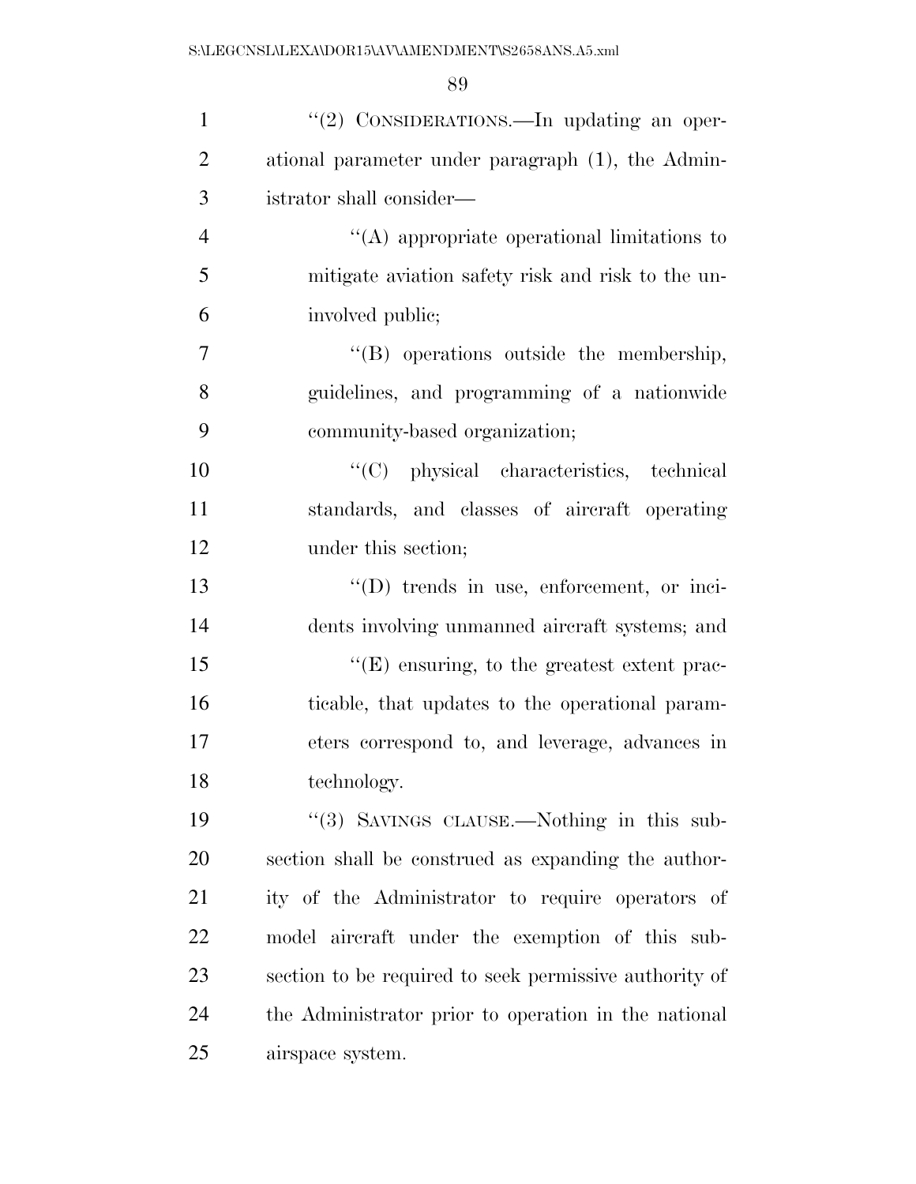''(2) CONSIDERATIONS.—In updating an operational parameter under paragraph (1), the Administrator shall consider—

''(A) appropriate operational limitations to mitigate aviation safety risk and risk to the uninvolved public;

''(B) operations outside the membership, guidelines, and programming of a nationwide community-based organization;

''(C) physical characteristics, technical standards, and classes of aircraft operating under this section;

''(D) trends in use, enforcement, or incidents involving unmanned aircraft systems; and

''(E) ensuring, to the greatest extent practicable, that updates to the operational parameters correspond to, and leverage, advances in technology.

''(3) SAVINGS CLAUSE.—Nothing in this subsection shall be construed as expanding the authority of the Administrator to require operators of model aircraft under the exemption of this subsection to be required to seek permissive authority of the Administrator prior to operation in the national airspace system.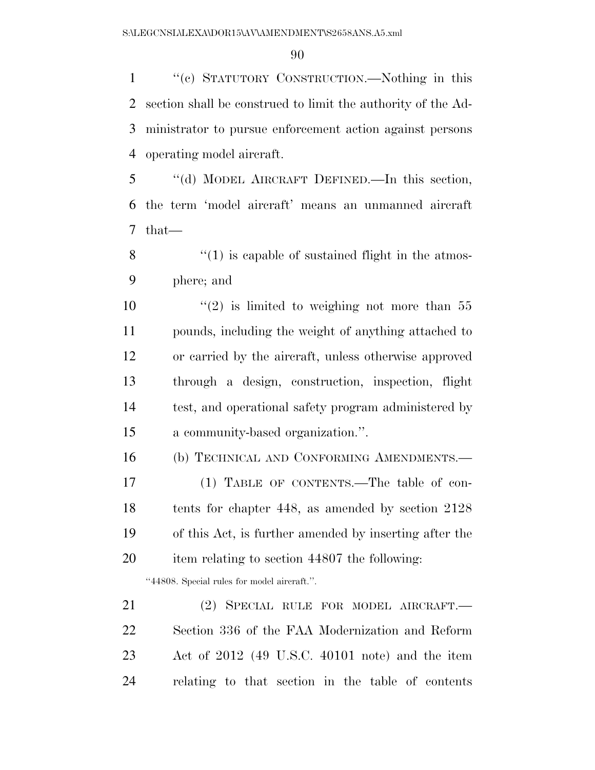"(c) STATUTORY CONSTRUCTION.—Nothing in this section shall be construed to limit the authority of the Administrator to pursue enforcement action against persons operating model aircraft.

"(d) MODEL AIRCRAFT DEFINED.—In this section, the term 'model aircraft' means an unmanned aircraft that—

"(1) is capable of sustained flight in the atmosphere; and

"(2) is limited to weighing not more than 55 pounds, including the weight of anything attached to or carried by the aircraft, unless otherwise approved through a design, construction, inspection, flight test, and operational safety program administered by a community-based organization.".

(b) TECHNICAL AND CONFORMING AMENDMENTS.—

(1) TABLE OF CONTENTS.—The table of contents for chapter 448, as amended by section 2128 of this Act, is further amended by inserting after the item relating to section 44807 the following:

"44808. Special rules for model aircraft.".

(2) SPECIAL RULE FOR MODEL AIRCRAFT.—Section 336 of the FAA Modernization and Reform Act of 2012 (49 U.S.C. 40101 note) and the item relating to that section in the table of contents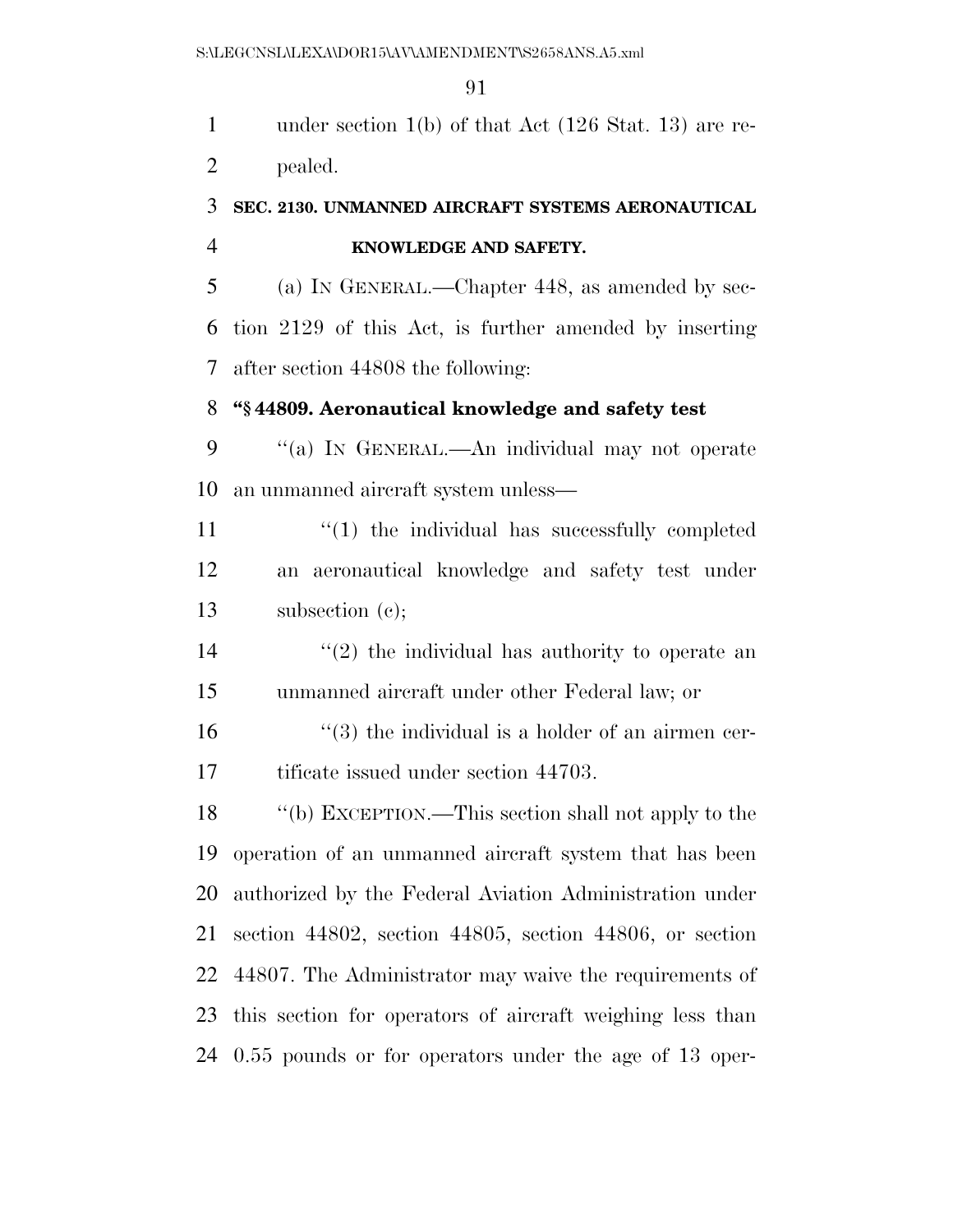under section 1(b) of that Act (126 Stat. 13) are repealed.

### SEC. 2130. UNMANNED AIRCRAFT SYSTEMS AERONAUTICAL KNOWLEDGE AND SAFETY.

(a) IN GENERAL.—Chapter 448, as amended by section 2129 of this Act, is further amended by inserting after section 44808 the following:

**"§ 44809. Aeronautical knowledge and safety test**

"(a) IN GENERAL.—An individual may not operate an unmanned aircraft system unless—

"(1) the individual has successfully completed an aeronautical knowledge and safety test under subsection (c);

"(2) the individual has authority to operate an unmanned aircraft under other Federal law; or

"(3) the individual is a holder of an airmen certificate issued under section 44703.

"(b) EXCEPTION.—This section shall not apply to the operation of an unmanned aircraft system that has been authorized by the Federal Aviation Administration under section 44802, section 44805, section 44806, or section 44807. The Administrator may waive the requirements of this section for operators of aircraft weighing less than 0.55 pounds or for operators under the age of 13 oper-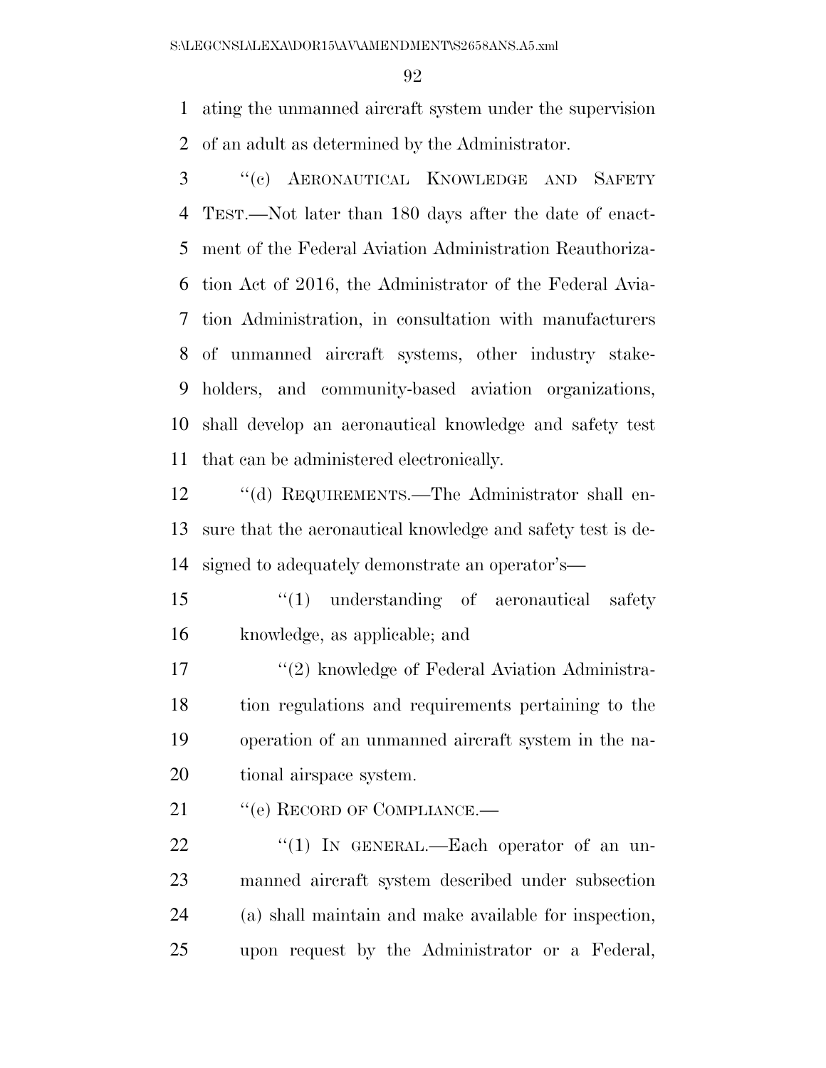ating the unmanned aircraft system under the supervision of an adult as determined by the Administrator.

''(c) AERONAUTICAL KNOWLEDGE AND SAFETY TEST.—Not later than 180 days after the date of enactment of the Federal Aviation Administration Reauthorization Act of 2016, the Administrator of the Federal Aviation Administration, in consultation with manufacturers of unmanned aircraft systems, other industry stakeholders, and community-based aviation organizations, shall develop an aeronautical knowledge and safety test that can be administered electronically.

''(d) REQUIREMENTS.—The Administrator shall ensure that the aeronautical knowledge and safety test is designed to adequately demonstrate an operator's—

''(1) understanding of aeronautical safety knowledge, as applicable; and

''(2) knowledge of Federal Aviation Administration regulations and requirements pertaining to the operation of an unmanned aircraft system in the national airspace system.

''(e) RECORD OF COMPLIANCE.—

''(1) IN GENERAL.—Each operator of an unmanned aircraft system described under subsection (a) shall maintain and make available for inspection, upon request by the Administrator or a Federal,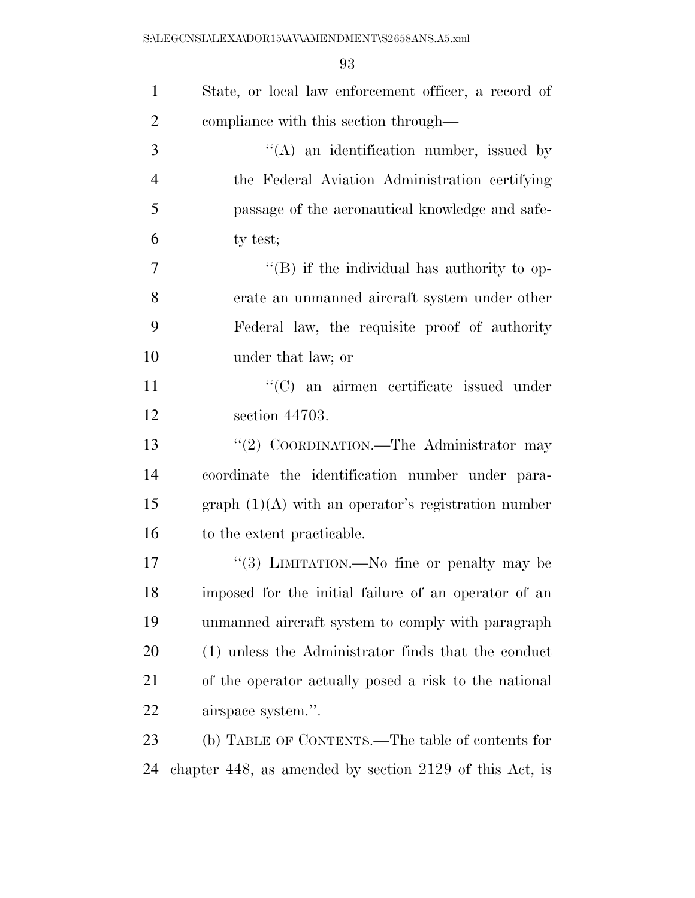State, or local law enforcement officer, a record of compliance with this section through—

''(A) an identification number, issued by the Federal Aviation Administration certifying passage of the aeronautical knowledge and safety test;

''(B) if the individual has authority to operate an unmanned aircraft system under other Federal law, the requisite proof of authority under that law; or

''(C) an airmen certificate issued under section 44703.

''(2) COORDINATION.—The Administrator may coordinate the identification number under paragraph (1)(A) with an operator's registration number to the extent practicable.

''(3) LIMITATION.—No fine or penalty may be imposed for the initial failure of an operator of an unmanned aircraft system to comply with paragraph (1) unless the Administrator finds that the conduct of the operator actually posed a risk to the national airspace system.''.

(b) TABLE OF CONTENTS.—The table of contents for chapter 448, as amended by section 2129 of this Act, is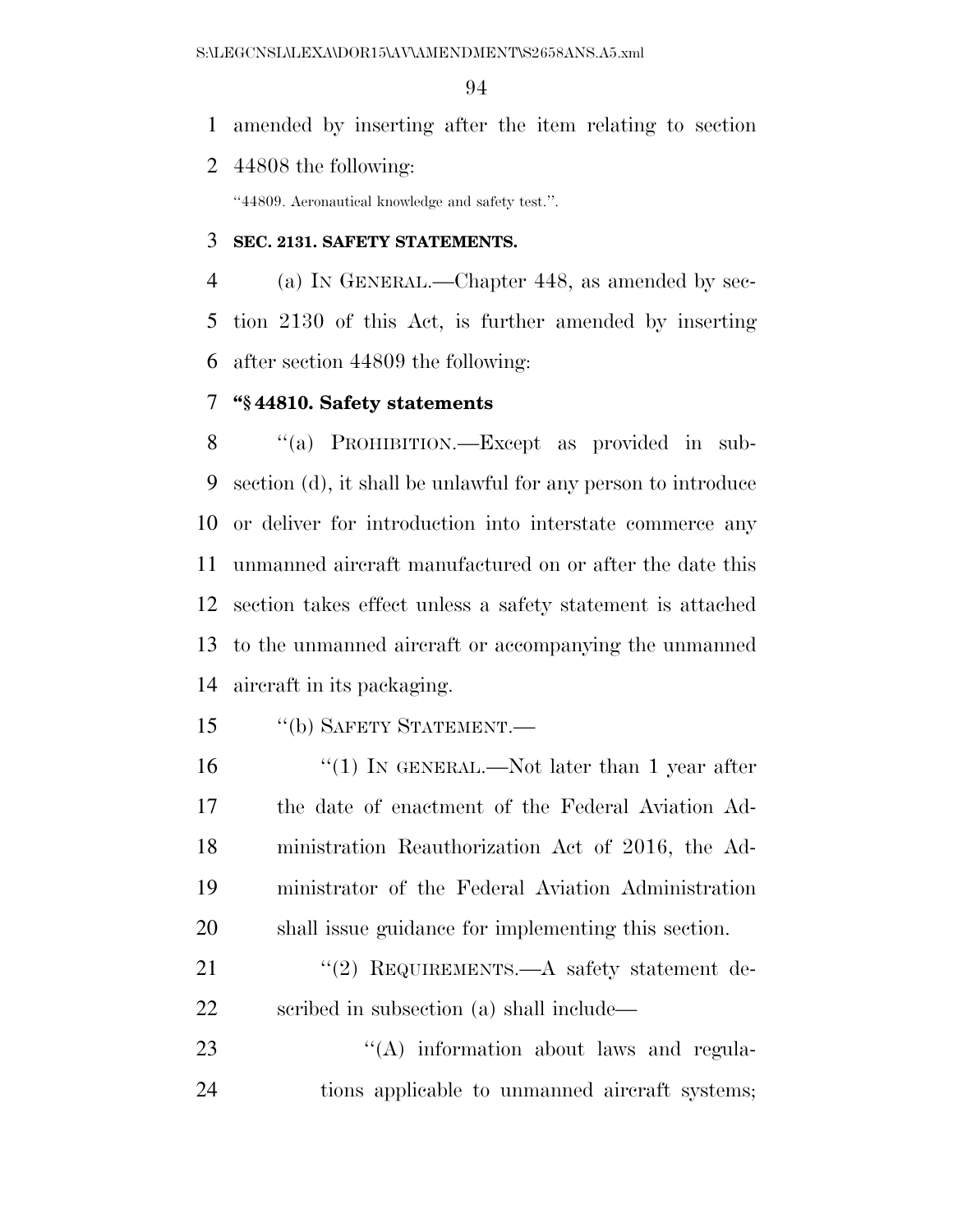amended by inserting after the item relating to section 44808 the following:

"44809. Aeronautical knowledge and safety test.".

**SEC. 2131. SAFETY STATEMENTS.**

(a) IN GENERAL.—Chapter 448, as amended by section 2130 of this Act, is further amended by inserting after section 44809 the following:

**"§ 44810. Safety statements**

"(a) PROHIBITION.—Except as provided in subsection (d), it shall be unlawful for any person to introduce or deliver for introduction into interstate commerce any unmanned aircraft manufactured on or after the date this section takes effect unless a safety statement is attached to the unmanned aircraft or accompanying the unmanned aircraft in its packaging.

"(b) SAFETY STATEMENT.—

"(1) IN GENERAL.—Not later than 1 year after the date of enactment of the Federal Aviation Administration Reauthorization Act of 2016, the Administrator of the Federal Aviation Administration shall issue guidance for implementing this section.

"(2) REQUIREMENTS.—A safety statement described in subsection (a) shall include—

"(A) information about laws and regulations applicable to unmanned aircraft systems;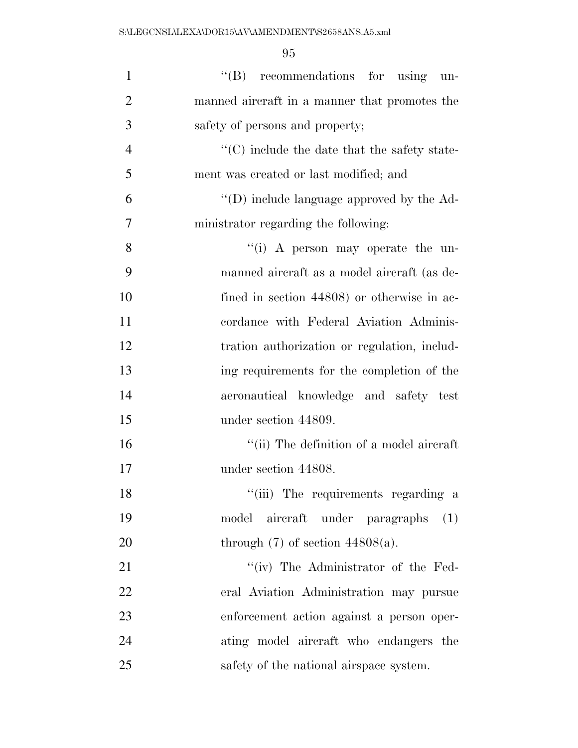"(B) recommendations for using unmanned aircraft in a manner that promotes the safety of persons and property;

"(C) include the date that the safety statement was created or last modified; and

"(D) include language approved by the Administrator regarding the following:

"(i) A person may operate the unmanned aircraft as a model aircraft (as defined in section 44808) or otherwise in accordance with Federal Aviation Administration authorization or regulation, including requirements for the completion of the aeronautical knowledge and safety test under section 44809.

"(ii) The definition of a model aircraft under section 44808.

"(iii) The requirements regarding a model aircraft under paragraphs (1) through (7) of section 44808(a).

"(iv) The Administrator of the Federal Aviation Administration may pursue enforcement action against a person operating model aircraft who endangers the safety of the national airspace system.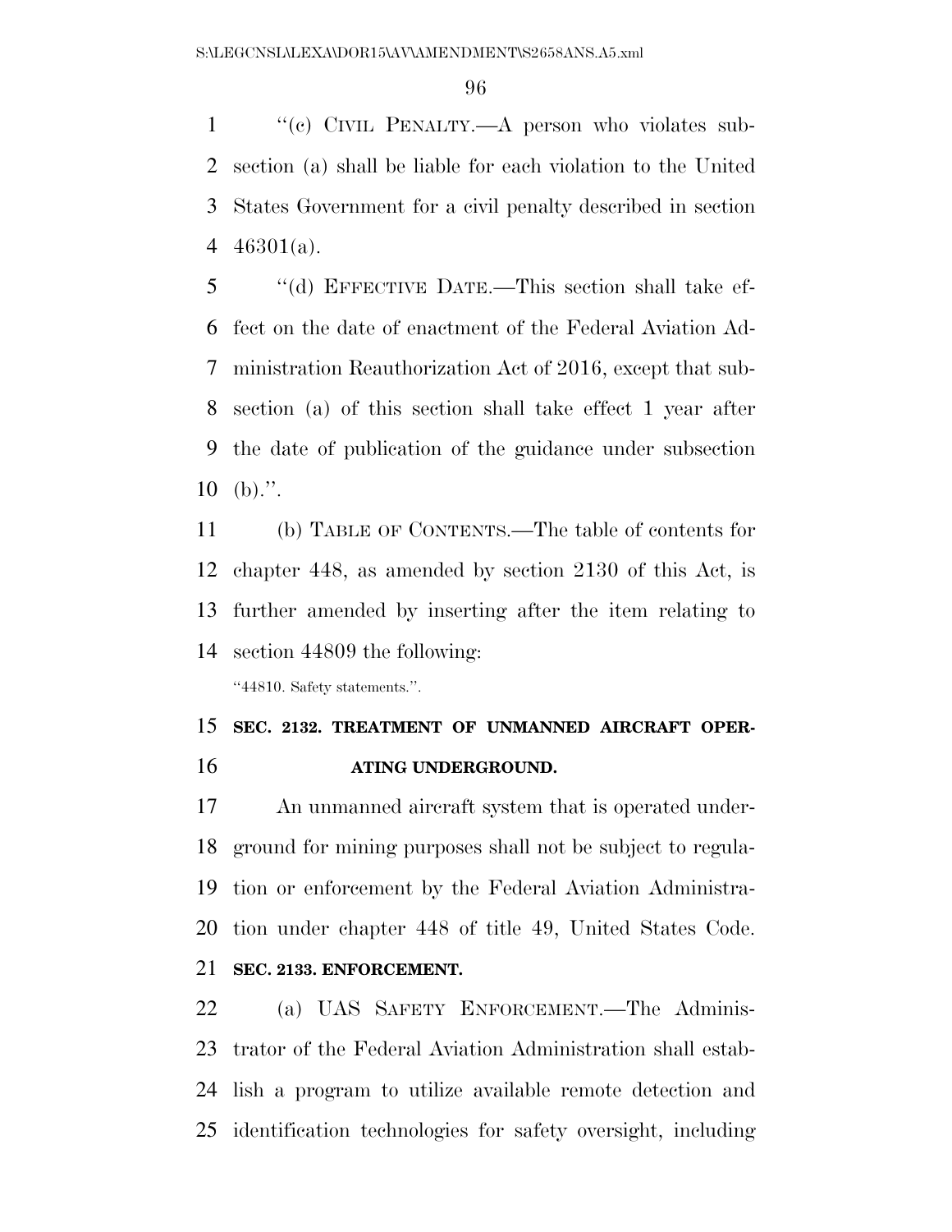"(c) CIVIL PENALTY.—A person who violates subsection (a) shall be liable for each violation to the United States Government for a civil penalty described in section 46301(a).

"(d) EFFECTIVE DATE.—This section shall take effect on the date of enactment of the Federal Aviation Administration Reauthorization Act of 2016, except that subsection (a) of this section shall take effect 1 year after the date of publication of the guidance under subsection (b).".

(b) TABLE OF CONTENTS.—The table of contents for chapter 448, as amended by section 2130 of this Act, is further amended by inserting after the item relating to section 44809 the following:

"44810. Safety statements.".

## SEC. 2132. TREATMENT OF UNMANNED AIRCRAFT OPERATING UNDERGROUND.

An unmanned aircraft system that is operated underground for mining purposes shall not be subject to regulation or enforcement by the Federal Aviation Administration under chapter 448 of title 49, United States Code.

## SEC. 2133. ENFORCEMENT.

(a) UAS SAFETY ENFORCEMENT.—The Administrator of the Federal Aviation Administration shall establish a program to utilize available remote detection and identification technologies for safety oversight, including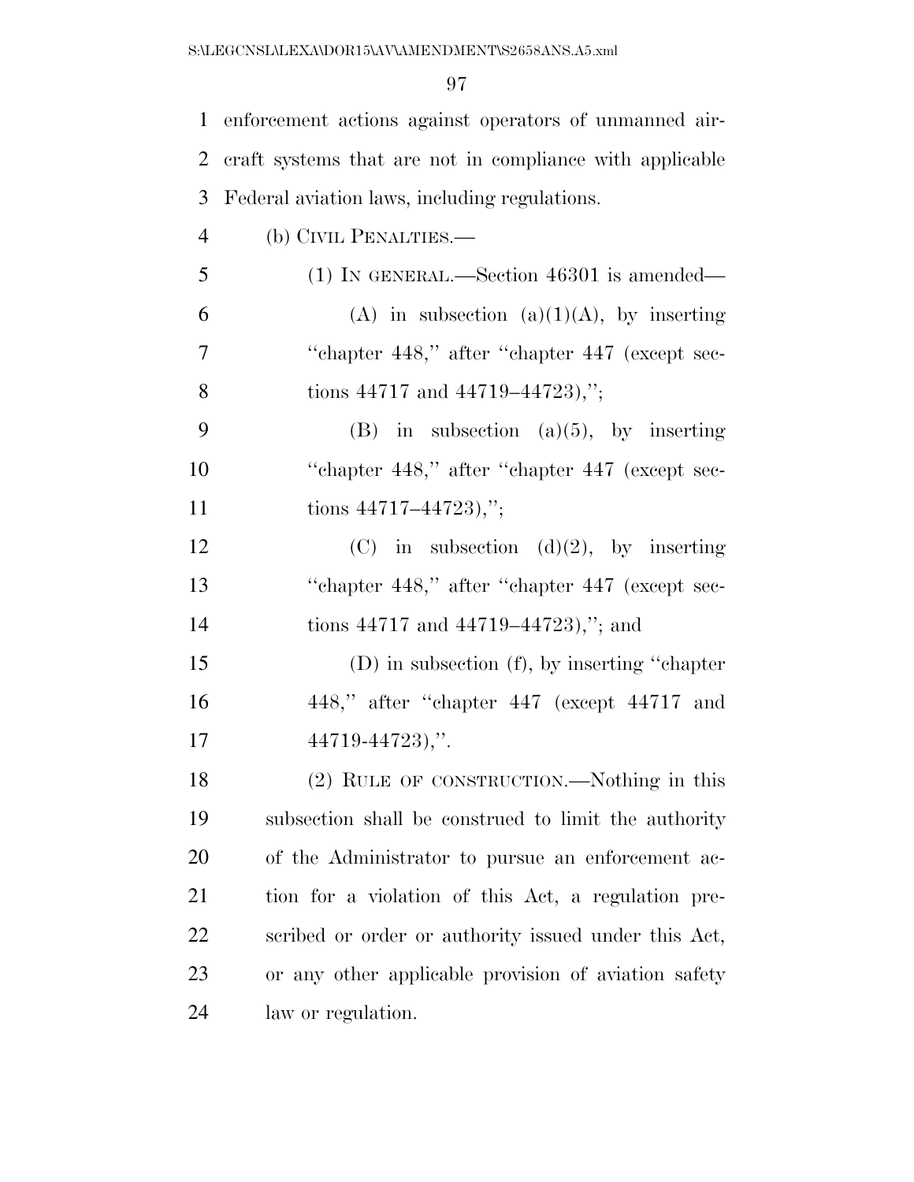enforcement actions against operators of unmanned aircraft systems that are not in compliance with applicable Federal aviation laws, including regulations.

(b) CIVIL PENALTIES.—

(1) IN GENERAL.—Section 46301 is amended—

(A) in subsection (a)(1)(A), by inserting "chapter 448," after "chapter 447 (except sections 44717 and 44719–44723),";

(B) in subsection (a)(5), by inserting "chapter 448," after "chapter 447 (except sections 44717–44723),";

(C) in subsection (d)(2), by inserting "chapter 448," after "chapter 447 (except sections 44717 and 44719–44723),"; and

(D) in subsection (f), by inserting "chapter 448," after "chapter 447 (except 44717 and 44719-44723),".

(2) RULE OF CONSTRUCTION.—Nothing in this subsection shall be construed to limit the authority of the Administrator to pursue an enforcement action for a violation of this Act, a regulation prescribed or order or authority issued under this Act, or any other applicable provision of aviation safety law or regulation.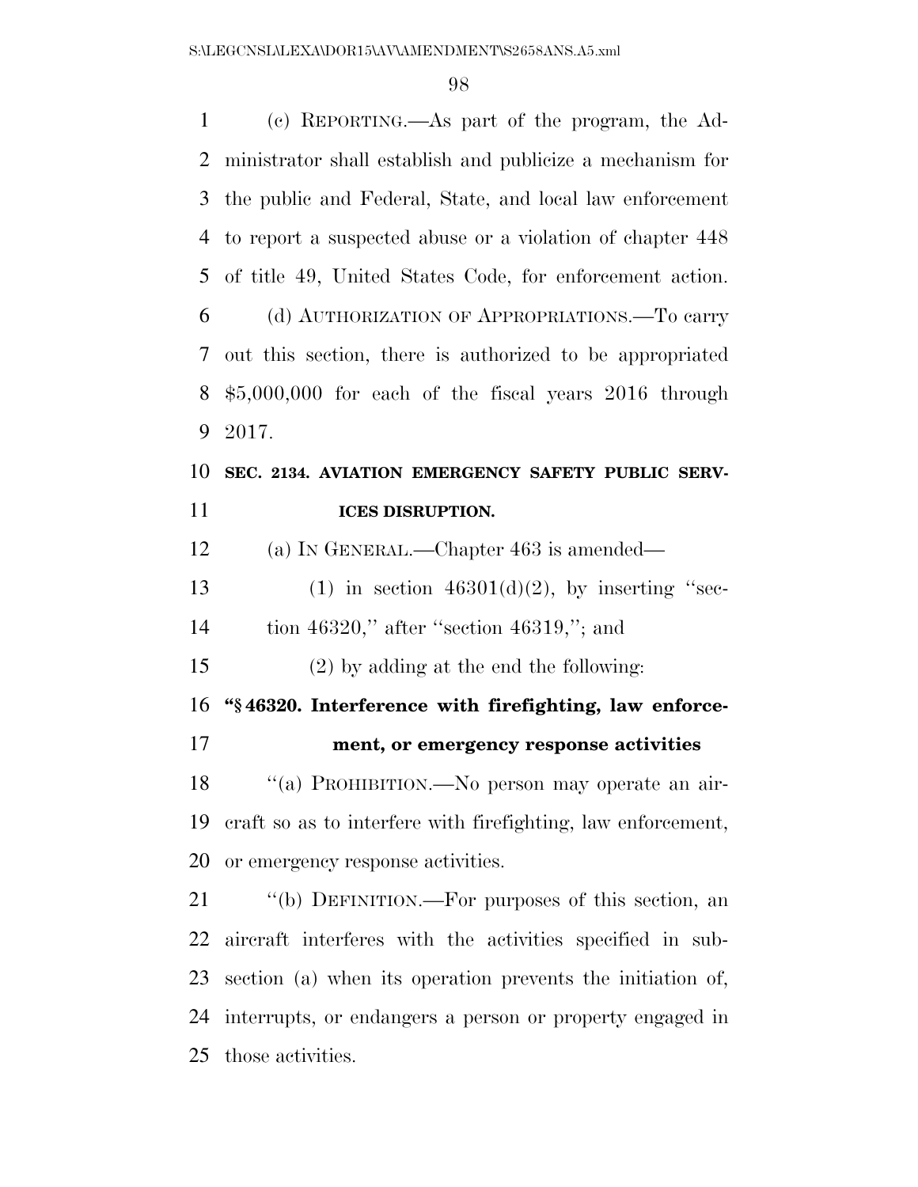(c) REPORTING.—As part of the program, the Administrator shall establish and publicize a mechanism for the public and Federal, State, and local law enforcement to report a suspected abuse or a violation of chapter 448 of title 49, United States Code, for enforcement action.

(d) AUTHORIZATION OF APPROPRIATIONS.—To carry out this section, there is authorized to be appropriated $5,000,000 for each of the fiscal years 2016 through 2017.

**SEC. 2134. AVIATION EMERGENCY SAFETY PUBLIC SERVICES DISRUPTION.**

(a) IN GENERAL.—Chapter 463 is amended—

(1) in section 46301(d)(2), by inserting "section 46320," after "section 46319,"; and

(2) by adding at the end the following:

**"§ 46320. Interference with firefighting, law enforcement, or emergency response activities**

"(a) PROHIBITION.—No person may operate an aircraft so as to interfere with firefighting, law enforcement, or emergency response activities.

"(b) DEFINITION.—For purposes of this section, an aircraft interferes with the activities specified in subsection (a) when its operation prevents the initiation of, interrupts, or endangers a person or property engaged in those activities.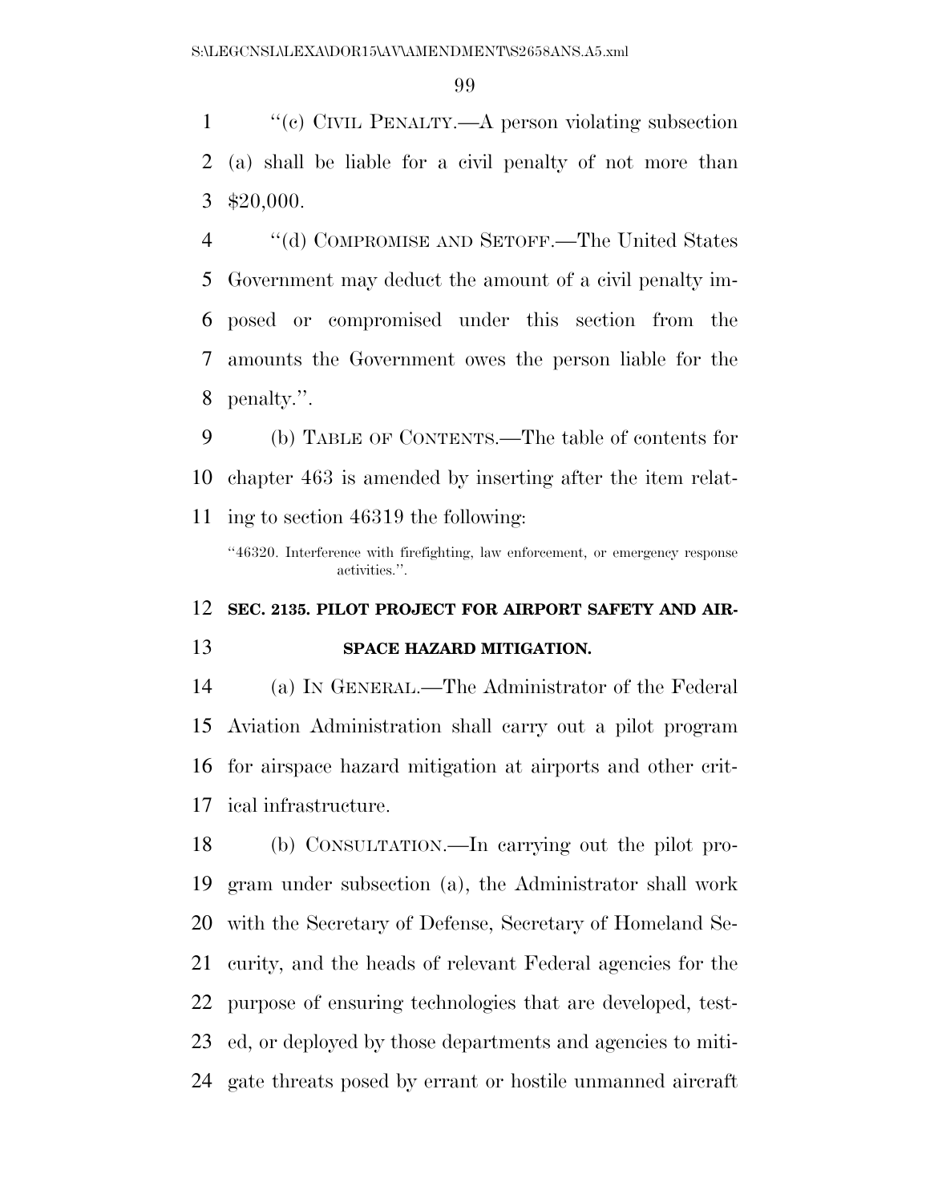''(c) CIVIL PENALTY.—A person violating subsection (a) shall be liable for a civil penalty of not more than $20,000.

''(d) COMPROMISE AND SETOFF.—The United States Government may deduct the amount of a civil penalty imposed or compromised under this section from the amounts the Government owes the person liable for the penalty.''.

(b) TABLE OF CONTENTS.—The table of contents for chapter 463 is amended by inserting after the item relating to section 46319 the following:

''46320. Interference with firefighting, law enforcement, or emergency response activities.''.

**SEC. 2135. PILOT PROJECT FOR AIRPORT SAFETY AND AIRSPACE HAZARD MITIGATION.**

(a) IN GENERAL.—The Administrator of the Federal Aviation Administration shall carry out a pilot program for airspace hazard mitigation at airports and other critical infrastructure.

(b) CONSULTATION.—In carrying out the pilot program under subsection (a), the Administrator shall work with the Secretary of Defense, Secretary of Homeland Security, and the heads of relevant Federal agencies for the purpose of ensuring technologies that are developed, tested, or deployed by those departments and agencies to mitigate threats posed by errant or hostile unmanned aircraft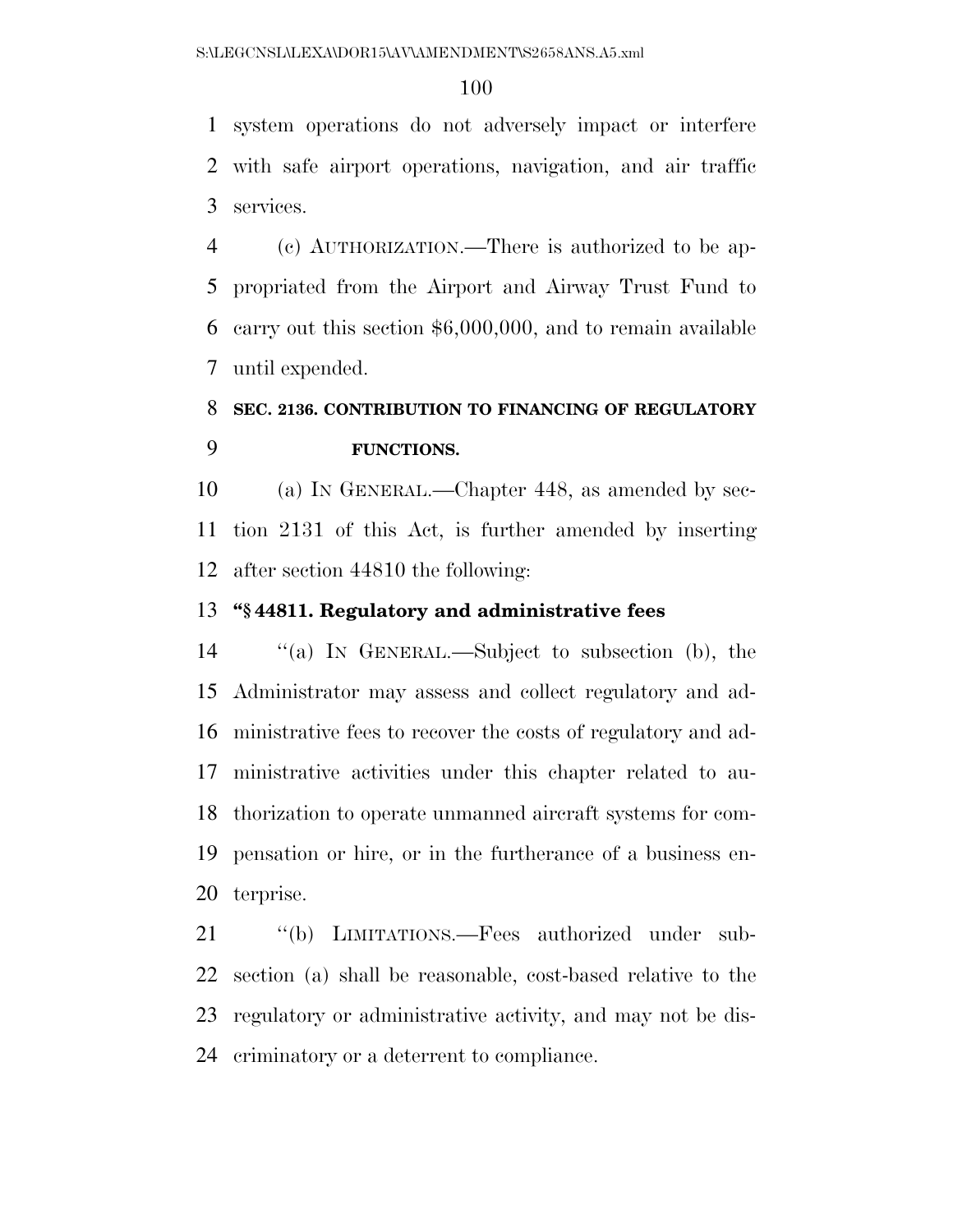system operations do not adversely impact or interfere with safe airport operations, navigation, and air traffic services.

(c) AUTHORIZATION.—There is authorized to be appropriated from the Airport and Airway Trust Fund to carry out this section $6,000,000, and to remain available until expended.

**SEC. 2136. CONTRIBUTION TO FINANCING OF REGULATORY FUNCTIONS.**

(a) IN GENERAL.—Chapter 448, as amended by section 2131 of this Act, is further amended by inserting after section 44810 the following:

**"§ 44811. Regulatory and administrative fees**

"(a) IN GENERAL.—Subject to subsection (b), the Administrator may assess and collect regulatory and administrative fees to recover the costs of regulatory and administrative activities under this chapter related to authorization to operate unmanned aircraft systems for compensation or hire, or in the furtherance of a business enterprise.

"(b) LIMITATIONS.—Fees authorized under subsection (a) shall be reasonable, cost-based relative to the regulatory or administrative activity, and may not be discriminatory or a deterrent to compliance.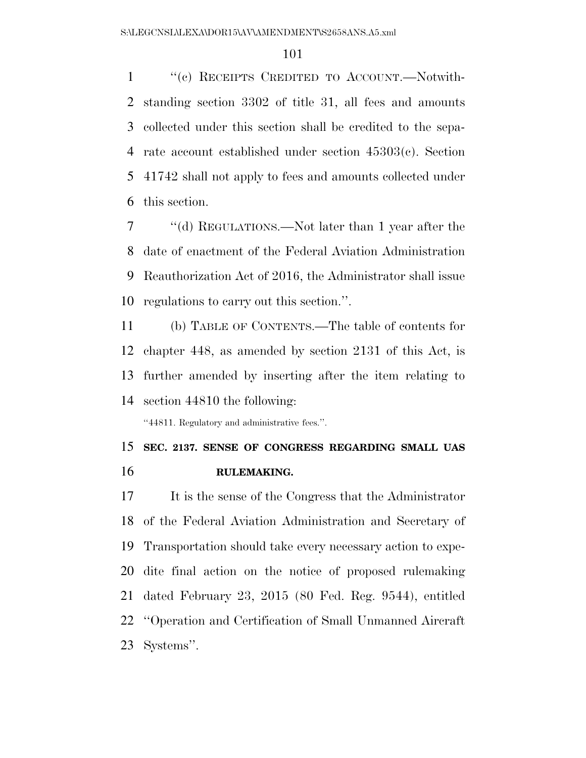"(c) RECEIPTS CREDITED TO ACCOUNT.—Notwithstanding section 3302 of title 31, all fees and amounts collected under this section shall be credited to the separate account established under section 45303(c). Section 41742 shall not apply to fees and amounts collected under this section.

"(d) REGULATIONS.—Not later than 1 year after the date of enactment of the Federal Aviation Administration Reauthorization Act of 2016, the Administrator shall issue regulations to carry out this section.".

(b) TABLE OF CONTENTS.—The table of contents for chapter 448, as amended by section 2131 of this Act, is further amended by inserting after the item relating to section 44810 the following:

"44811. Regulatory and administrative fees.".

**SEC. 2137. SENSE OF CONGRESS REGARDING SMALL UAS RULEMAKING.**

It is the sense of the Congress that the Administrator of the Federal Aviation Administration and Secretary of Transportation should take every necessary action to expedite final action on the notice of proposed rulemaking dated February 23, 2015 (80 Fed. Reg. 9544), entitled "Operation and Certification of Small Unmanned Aircraft Systems".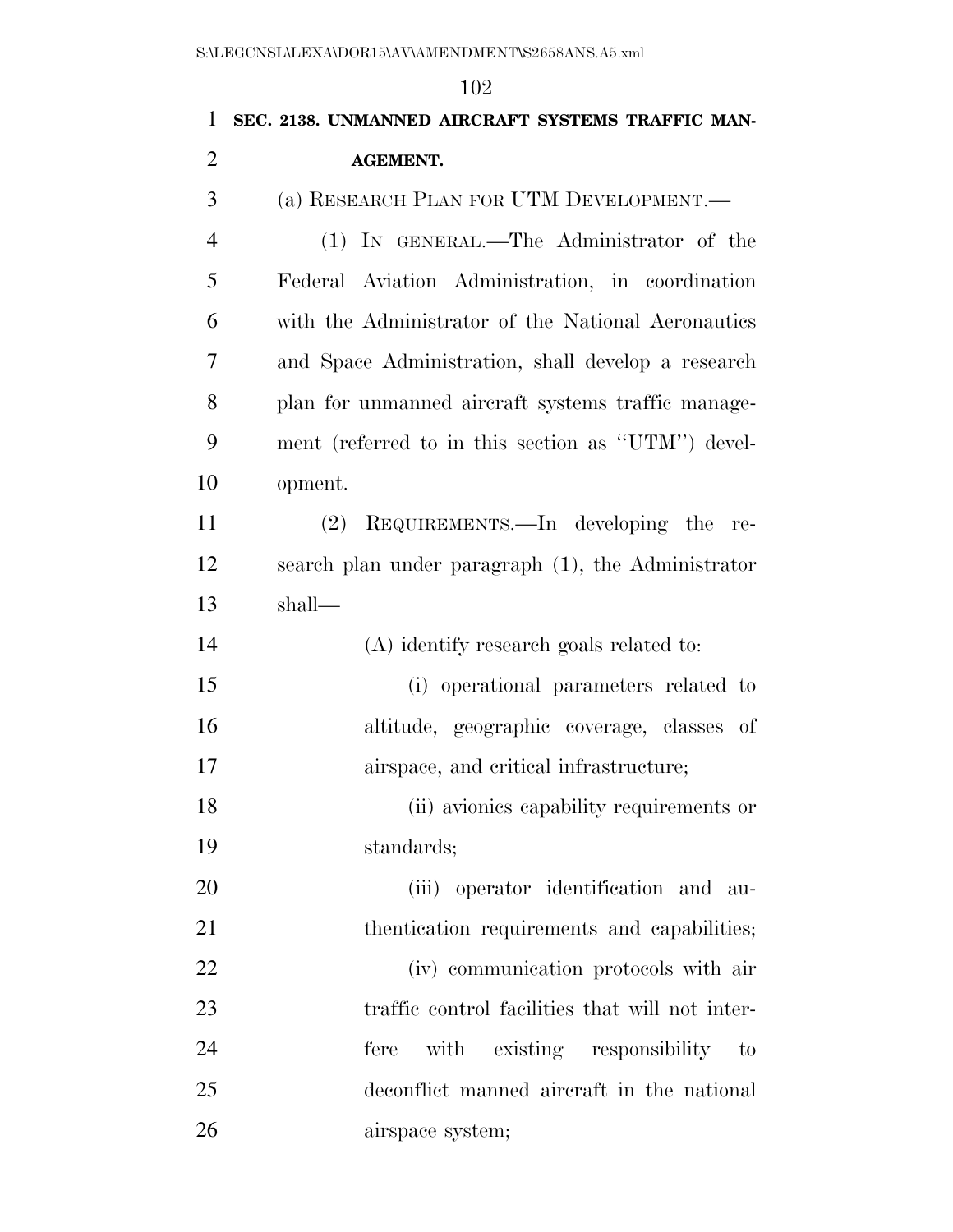**SEC. 2138. UNMANNED AIRCRAFT SYSTEMS TRAFFIC MANAGEMENT.**

(a) RESEARCH PLAN FOR UTM DEVELOPMENT.—

(1) IN GENERAL.—The Administrator of the Federal Aviation Administration, in coordination with the Administrator of the National Aeronautics and Space Administration, shall develop a research plan for unmanned aircraft systems traffic management (referred to in this section as "UTM") development.

(2) REQUIREMENTS.—In developing the research plan under paragraph (1), the Administrator shall—

(A) identify research goals related to:

(i) operational parameters related to altitude, geographic coverage, classes of airspace, and critical infrastructure;

(ii) avionics capability requirements or standards;

(iii) operator identification and authentication requirements and capabilities;

(iv) communication protocols with air traffic control facilities that will not interfere with existing responsibility to deconflict manned aircraft in the national airspace system;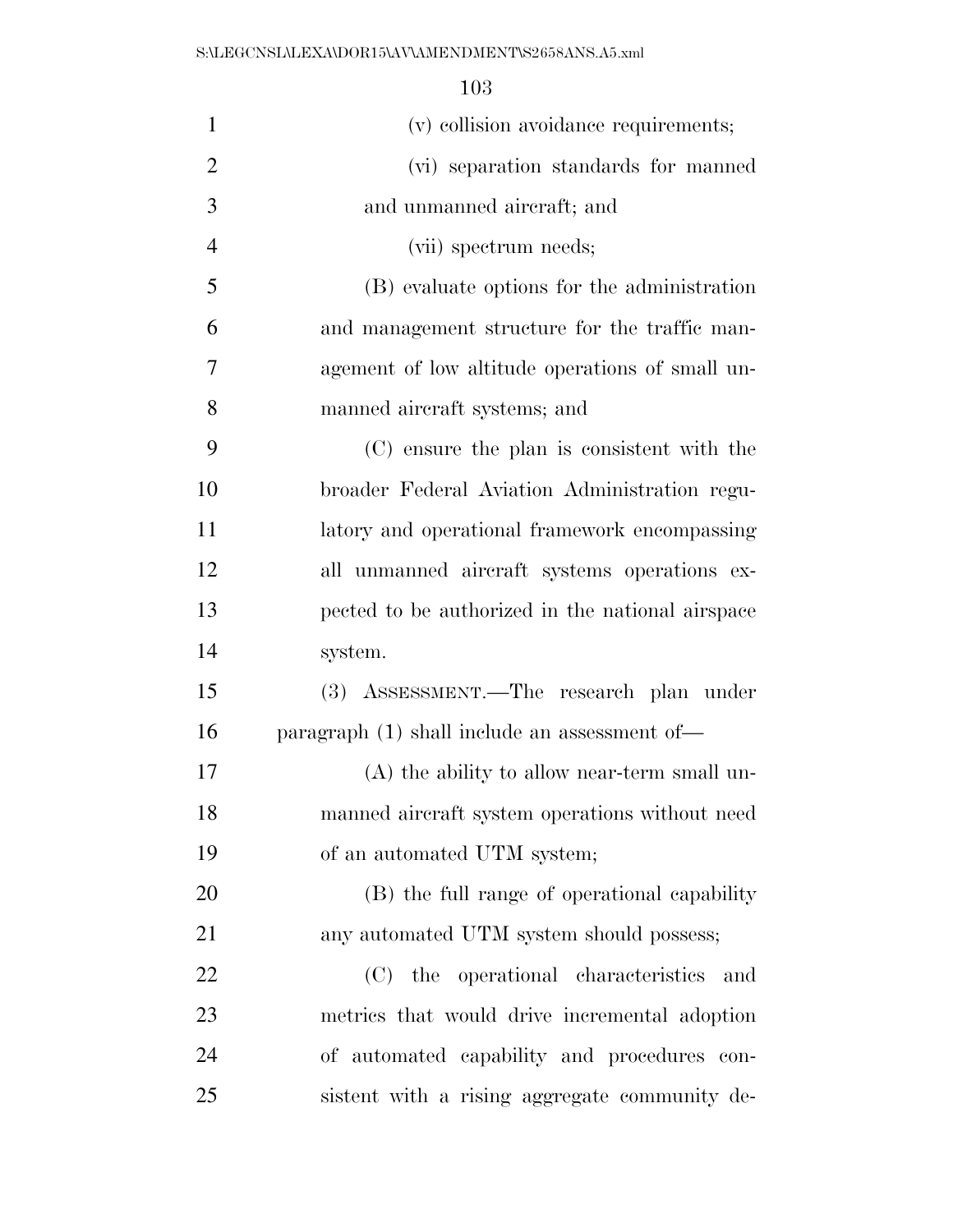(v) collision avoidance requirements;

(vi) separation standards for manned and unmanned aircraft; and

(vii) spectrum needs;

(B) evaluate options for the administration and management structure for the traffic management of low altitude operations of small unmanned aircraft systems; and

(C) ensure the plan is consistent with the broader Federal Aviation Administration regulatory and operational framework encompassing all unmanned aircraft systems operations expected to be authorized in the national airspace system.

(3) ASSESSMENT.—The research plan under paragraph (1) shall include an assessment of—

(A) the ability to allow near-term small unmanned aircraft system operations without need of an automated UTM system;

(B) the full range of operational capability any automated UTM system should possess;

(C) the operational characteristics and metrics that would drive incremental adoption of automated capability and procedures consistent with a rising aggregate community de-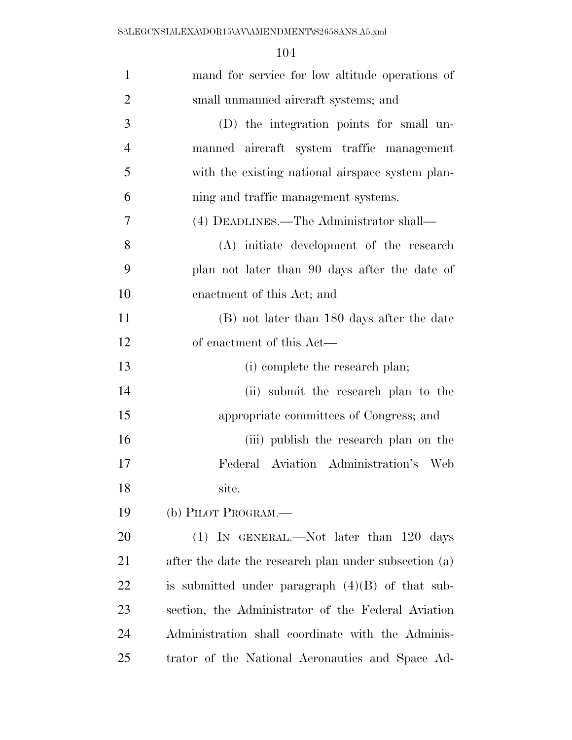mand for service for low altitude operations of small unmanned aircraft systems; and

(D) the integration points for small unmanned aircraft system traffic management with the existing national airspace system planning and traffic management systems.

(4) DEADLINES.—The Administrator shall—

(A) initiate development of the research plan not later than 90 days after the date of enactment of this Act; and

(B) not later than 180 days after the date of enactment of this Act—

(i) complete the research plan;

(ii) submit the research plan to the appropriate committees of Congress; and

(iii) publish the research plan on the Federal Aviation Administration's Web site.

(b) PILOT PROGRAM.—

(1) IN GENERAL.—Not later than 120 days after the date the research plan under subsection (a) is submitted under paragraph (4)(B) of that subsection, the Administrator of the Federal Aviation Administration shall coordinate with the Administrator of the National Aeronautics and Space Ad-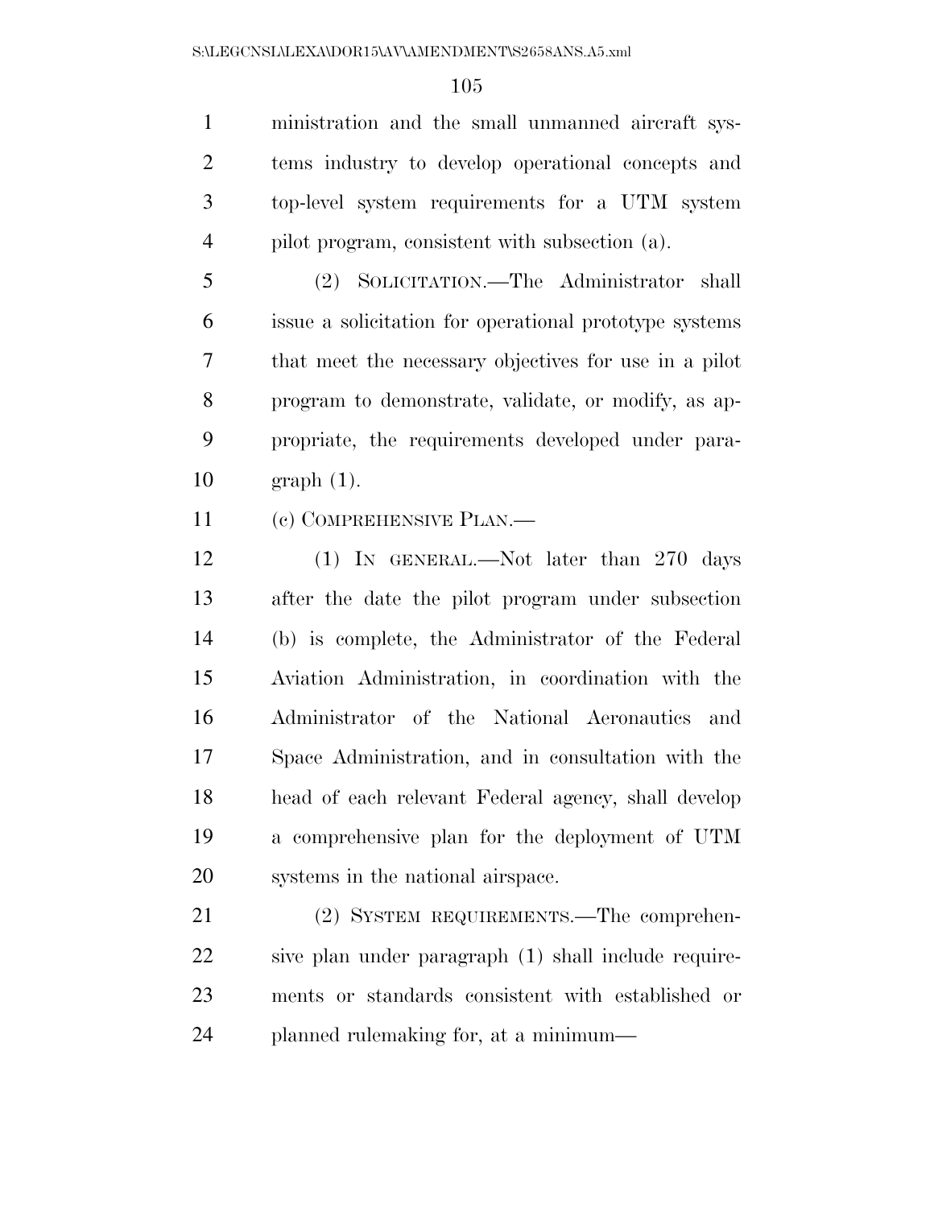ministration and the small unmanned aircraft systems industry to develop operational concepts and top-level system requirements for a UTM system pilot program, consistent with subsection (a).

(2) SOLICITATION.—The Administrator shall issue a solicitation for operational prototype systems that meet the necessary objectives for use in a pilot program to demonstrate, validate, or modify, as appropriate, the requirements developed under paragraph (1).

(c) COMPREHENSIVE PLAN.—

(1) IN GENERAL.—Not later than 270 days after the date the pilot program under subsection (b) is complete, the Administrator of the Federal Aviation Administration, in coordination with the Administrator of the National Aeronautics and Space Administration, and in consultation with the head of each relevant Federal agency, shall develop a comprehensive plan for the deployment of UTM systems in the national airspace.

(2) SYSTEM REQUIREMENTS.—The comprehensive plan under paragraph (1) shall include requirements or standards consistent with established or planned rulemaking for, at a minimum—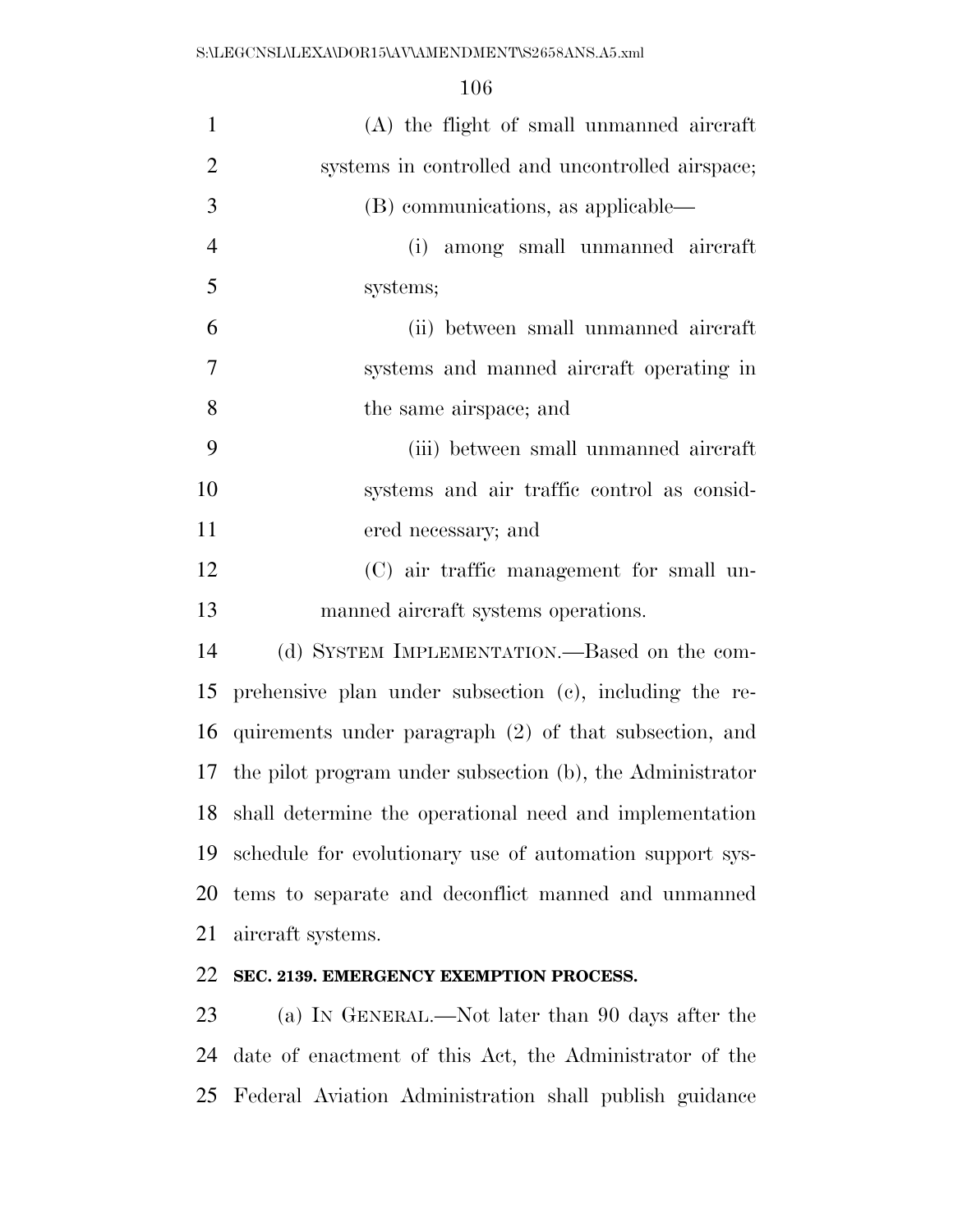(A) the flight of small unmanned aircraft systems in controlled and uncontrolled airspace;

(B) communications, as applicable—

(i) among small unmanned aircraft systems;

(ii) between small unmanned aircraft systems and manned aircraft operating in the same airspace; and

(iii) between small unmanned aircraft systems and air traffic control as considered necessary; and

(C) air traffic management for small unmanned aircraft systems operations.

(d) SYSTEM IMPLEMENTATION.—Based on the comprehensive plan under subsection (c), including the requirements under paragraph (2) of that subsection, and the pilot program under subsection (b), the Administrator shall determine the operational need and implementation schedule for evolutionary use of automation support systems to separate and deconflict manned and unmanned aircraft systems.

**SEC. 2139. EMERGENCY EXEMPTION PROCESS.**

(a) IN GENERAL.—Not later than 90 days after the date of enactment of this Act, the Administrator of the Federal Aviation Administration shall publish guidance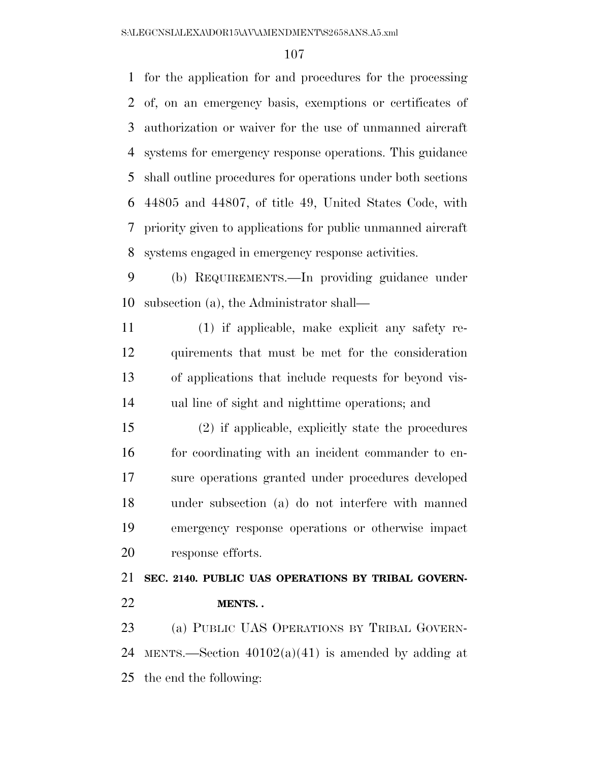for the application for and procedures for the processing of, on an emergency basis, exemptions or certificates of authorization or waiver for the use of unmanned aircraft systems for emergency response operations. This guidance shall outline procedures for operations under both sections 44805 and 44807, of title 49, United States Code, with priority given to applications for public unmanned aircraft systems engaged in emergency response activities.

(b) REQUIREMENTS.—In providing guidance under subsection (a), the Administrator shall—

(1) if applicable, make explicit any safety requirements that must be met for the consideration of applications that include requests for beyond visual line of sight and nighttime operations; and

(2) if applicable, explicitly state the procedures for coordinating with an incident commander to ensure operations granted under procedures developed under subsection (a) do not interfere with manned emergency response operations or otherwise impact response efforts.

**SEC. 2140. PUBLIC UAS OPERATIONS BY TRIBAL GOVERNMENTS. .**

(a) PUBLIC UAS OPERATIONS BY TRIBAL GOVERNMENTS.—Section 40102(a)(41) is amended by adding at the end the following: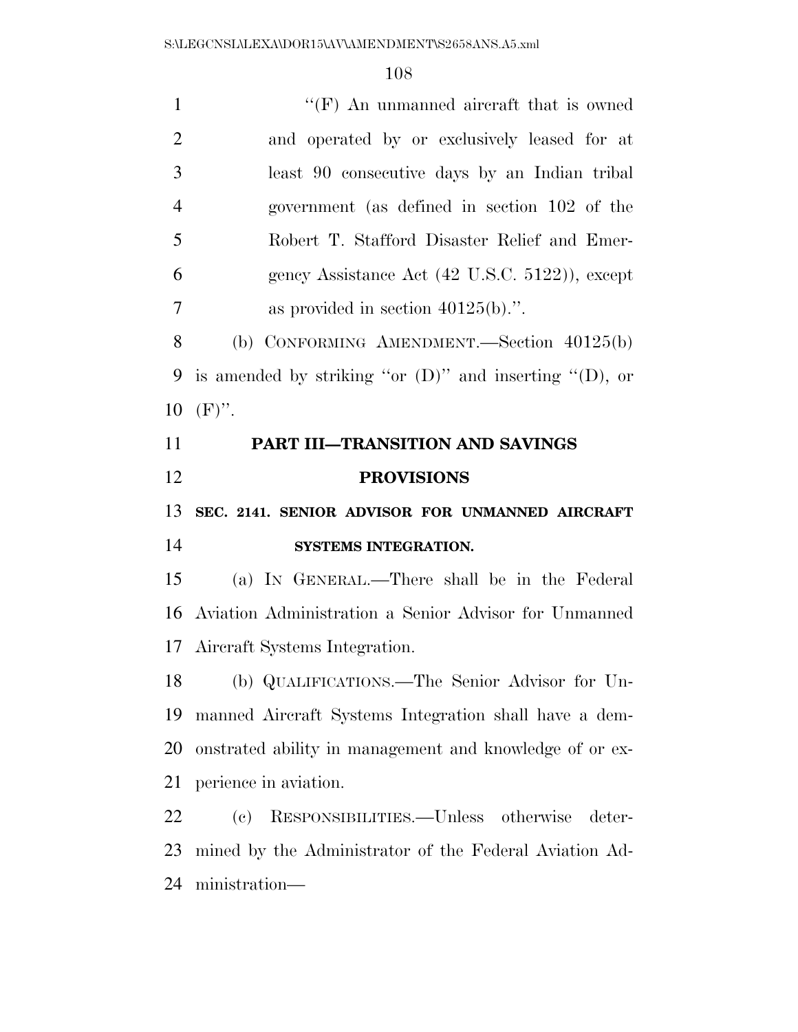"(F) An unmanned aircraft that is owned and operated by or exclusively leased for at least 90 consecutive days by an Indian tribal government (as defined in section 102 of the Robert T. Stafford Disaster Relief and Emergency Assistance Act (42 U.S.C. 5122)), except as provided in section 40125(b).".

(b) CONFORMING AMENDMENT.—Section 40125(b) is amended by striking "or (D)" and inserting "(D), or (F)".

## PART III—TRANSITION AND SAVINGS PROVISIONS

### SEC. 2141. SENIOR ADVISOR FOR UNMANNED AIRCRAFT SYSTEMS INTEGRATION.

(a) IN GENERAL.—There shall be in the Federal Aviation Administration a Senior Advisor for Unmanned Aircraft Systems Integration.

(b) QUALIFICATIONS.—The Senior Advisor for Unmanned Aircraft Systems Integration shall have a demonstrated ability in management and knowledge of or experience in aviation.

(c) RESPONSIBILITIES.—Unless otherwise determined by the Administrator of the Federal Aviation Administration—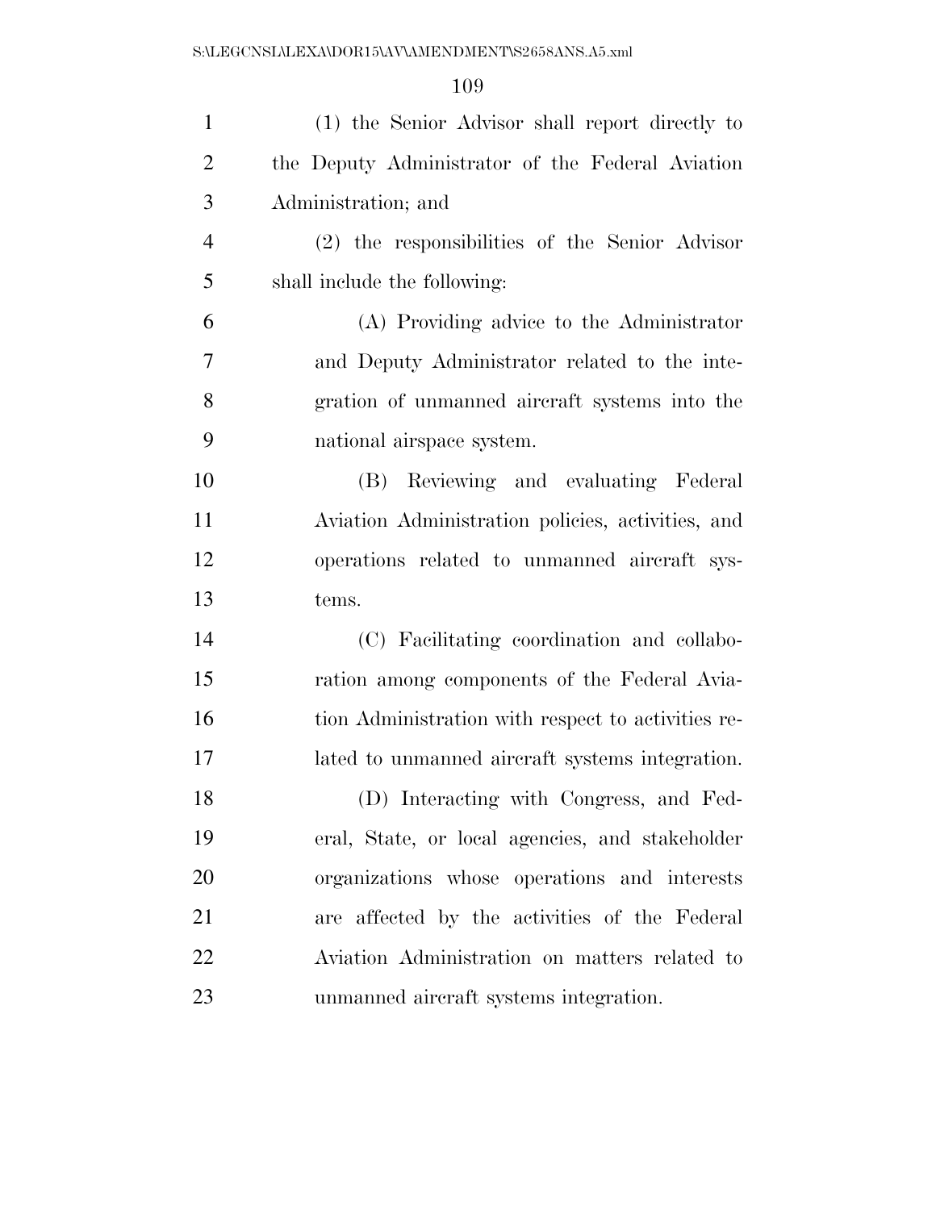(1) the Senior Advisor shall report directly to the Deputy Administrator of the Federal Aviation Administration; and

(2) the responsibilities of the Senior Advisor shall include the following:

(A) Providing advice to the Administrator and Deputy Administrator related to the integration of unmanned aircraft systems into the national airspace system.

(B) Reviewing and evaluating Federal Aviation Administration policies, activities, and operations related to unmanned aircraft systems.

(C) Facilitating coordination and collaboration among components of the Federal Aviation Administration with respect to activities related to unmanned aircraft systems integration.

(D) Interacting with Congress, and Federal, State, or local agencies, and stakeholder organizations whose operations and interests are affected by the activities of the Federal Aviation Administration on matters related to unmanned aircraft systems integration.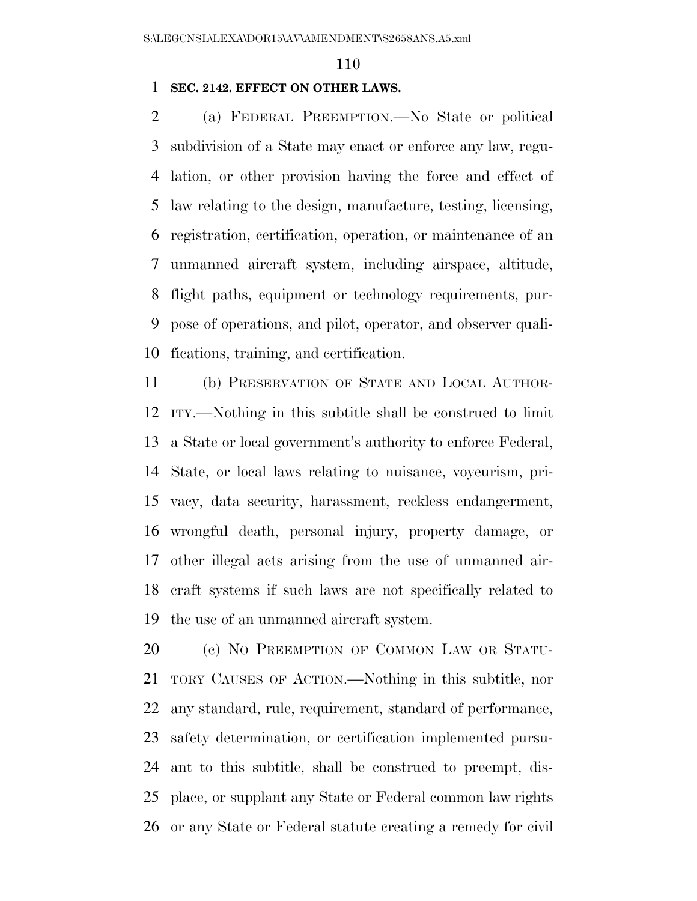**SEC. 2142. EFFECT ON OTHER LAWS.**

(a) FEDERAL PREEMPTION.—No State or political subdivision of a State may enact or enforce any law, regulation, or other provision having the force and effect of law relating to the design, manufacture, testing, licensing, registration, certification, operation, or maintenance of an unmanned aircraft system, including airspace, altitude, flight paths, equipment or technology requirements, purpose of operations, and pilot, operator, and observer qualifications, training, and certification.

(b) PRESERVATION OF STATE AND LOCAL AUTHORITY.—Nothing in this subtitle shall be construed to limit a State or local government's authority to enforce Federal, State, or local laws relating to nuisance, voyeurism, privacy, data security, harassment, reckless endangerment, wrongful death, personal injury, property damage, or other illegal acts arising from the use of unmanned aircraft systems if such laws are not specifically related to the use of an unmanned aircraft system.

(c) NO PREEMPTION OF COMMON LAW OR STATUTORY CAUSES OF ACTION.—Nothing in this subtitle, nor any standard, rule, requirement, standard of performance, safety determination, or certification implemented pursuant to this subtitle, shall be construed to preempt, displace, or supplant any State or Federal common law rights or any State or Federal statute creating a remedy for civil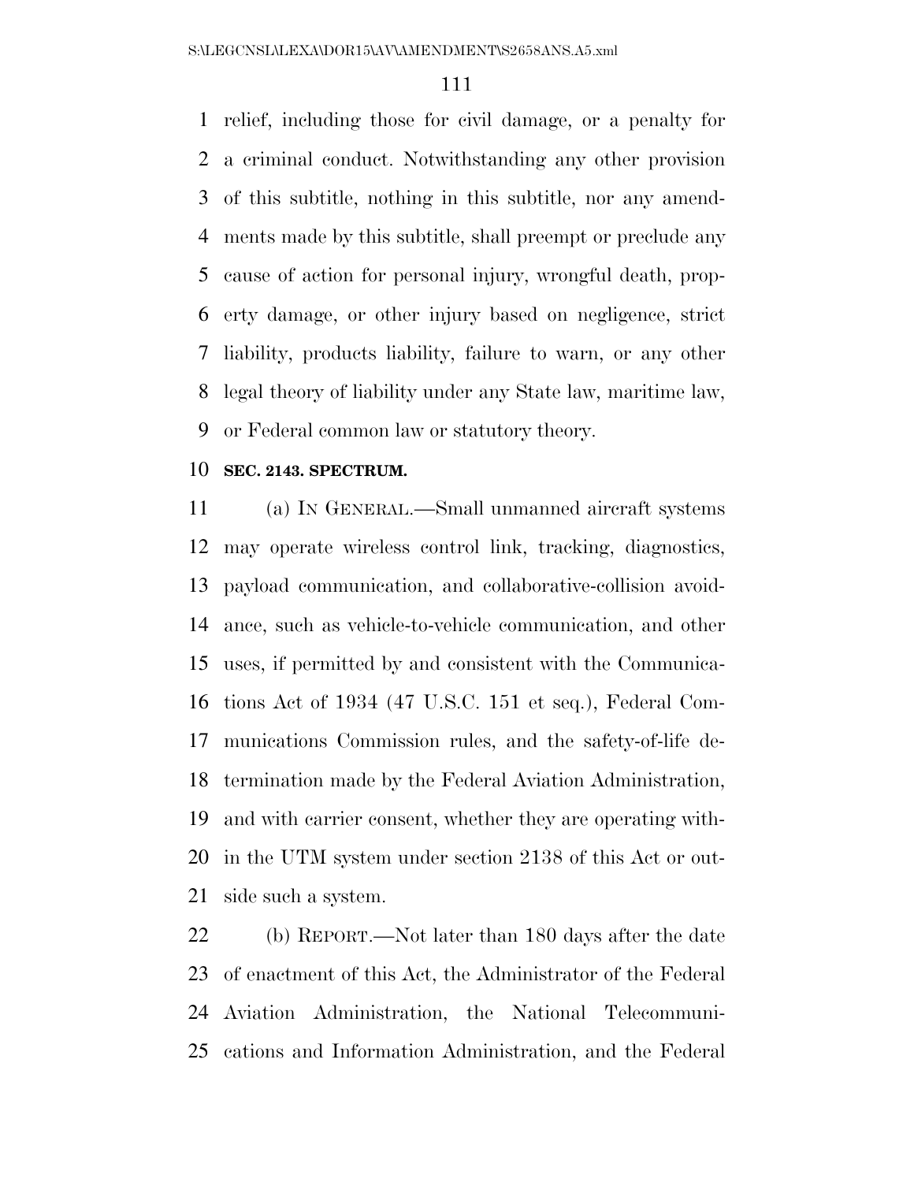relief, including those for civil damage, or a penalty for a criminal conduct. Notwithstanding any other provision of this subtitle, nothing in this subtitle, nor any amendments made by this subtitle, shall preempt or preclude any cause of action for personal injury, wrongful death, property damage, or other injury based on negligence, strict liability, products liability, failure to warn, or any other legal theory of liability under any State law, maritime law, or Federal common law or statutory theory.

**SEC. 2143. SPECTRUM.**

(a) IN GENERAL.—Small unmanned aircraft systems may operate wireless control link, tracking, diagnostics, payload communication, and collaborative-collision avoidance, such as vehicle-to-vehicle communication, and other uses, if permitted by and consistent with the Communications Act of 1934 (47 U.S.C. 151 et seq.), Federal Communications Commission rules, and the safety-of-life determination made by the Federal Aviation Administration, and with carrier consent, whether they are operating within the UTM system under section 2138 of this Act or outside such a system.

(b) REPORT.—Not later than 180 days after the date of enactment of this Act, the Administrator of the Federal Aviation Administration, the National Telecommunications and Information Administration, and the Federal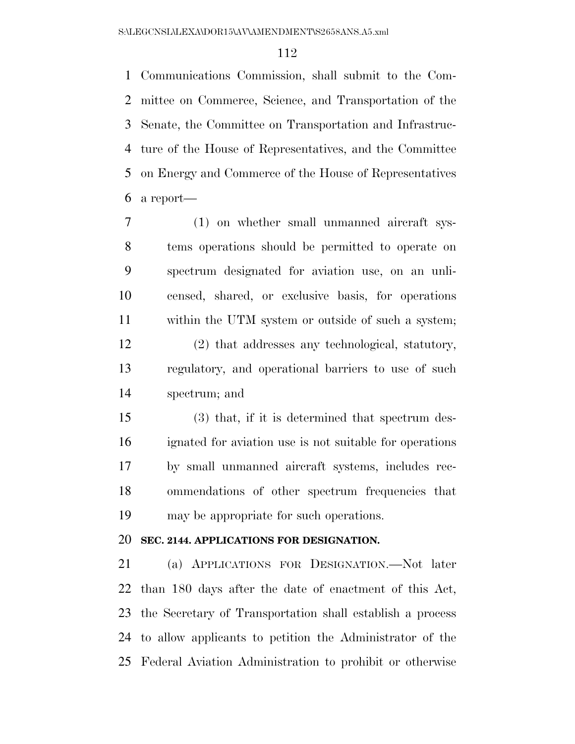Communications Commission, shall submit to the Committee on Commerce, Science, and Transportation of the Senate, the Committee on Transportation and Infrastructure of the House of Representatives, and the Committee on Energy and Commerce of the House of Representatives a report—

(1) on whether small unmanned aircraft systems operations should be permitted to operate on spectrum designated for aviation use, on an unlicensed, shared, or exclusive basis, for operations within the UTM system or outside of such a system;

(2) that addresses any technological, statutory, regulatory, and operational barriers to use of such spectrum; and

(3) that, if it is determined that spectrum designated for aviation use is not suitable for operations by small unmanned aircraft systems, includes recommendations of other spectrum frequencies that may be appropriate for such operations.

**SEC. 2144. APPLICATIONS FOR DESIGNATION.**

(a) APPLICATIONS FOR DESIGNATION.—Not later than 180 days after the date of enactment of this Act, the Secretary of Transportation shall establish a process to allow applicants to petition the Administrator of the Federal Aviation Administration to prohibit or otherwise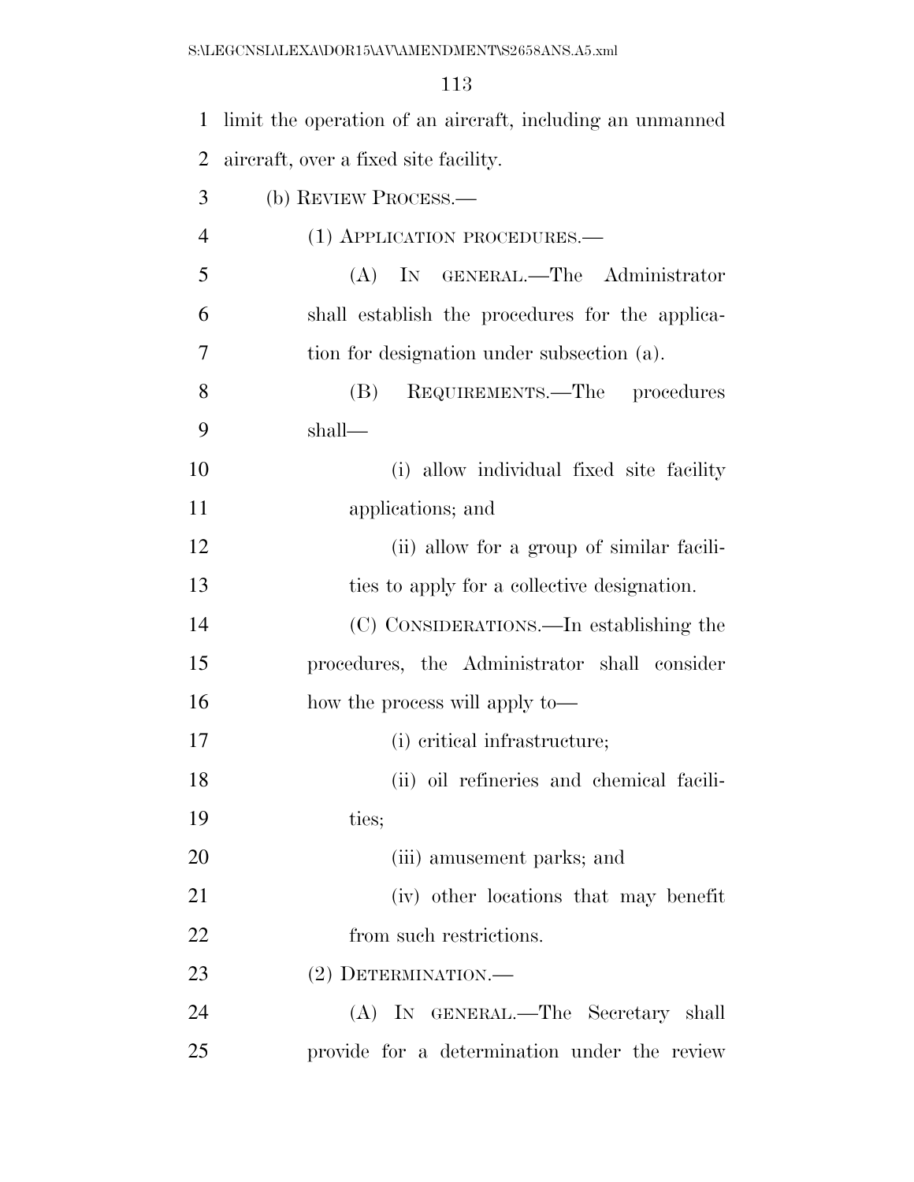limit the operation of an aircraft, including an unmanned aircraft, over a fixed site facility.

(b) REVIEW PROCESS.—

(1) APPLICATION PROCEDURES.—

(A) IN GENERAL.—The Administrator shall establish the procedures for the application for designation under subsection (a).

(B) REQUIREMENTS.—The procedures shall—

(i) allow individual fixed site facility applications; and

(ii) allow for a group of similar facilities to apply for a collective designation.

(C) CONSIDERATIONS.—In establishing the procedures, the Administrator shall consider how the process will apply to—

(i) critical infrastructure;

(ii) oil refineries and chemical facilities;

(iii) amusement parks; and

(iv) other locations that may benefit from such restrictions.

(2) DETERMINATION.—

(A) IN GENERAL.—The Secretary shall provide for a determination under the review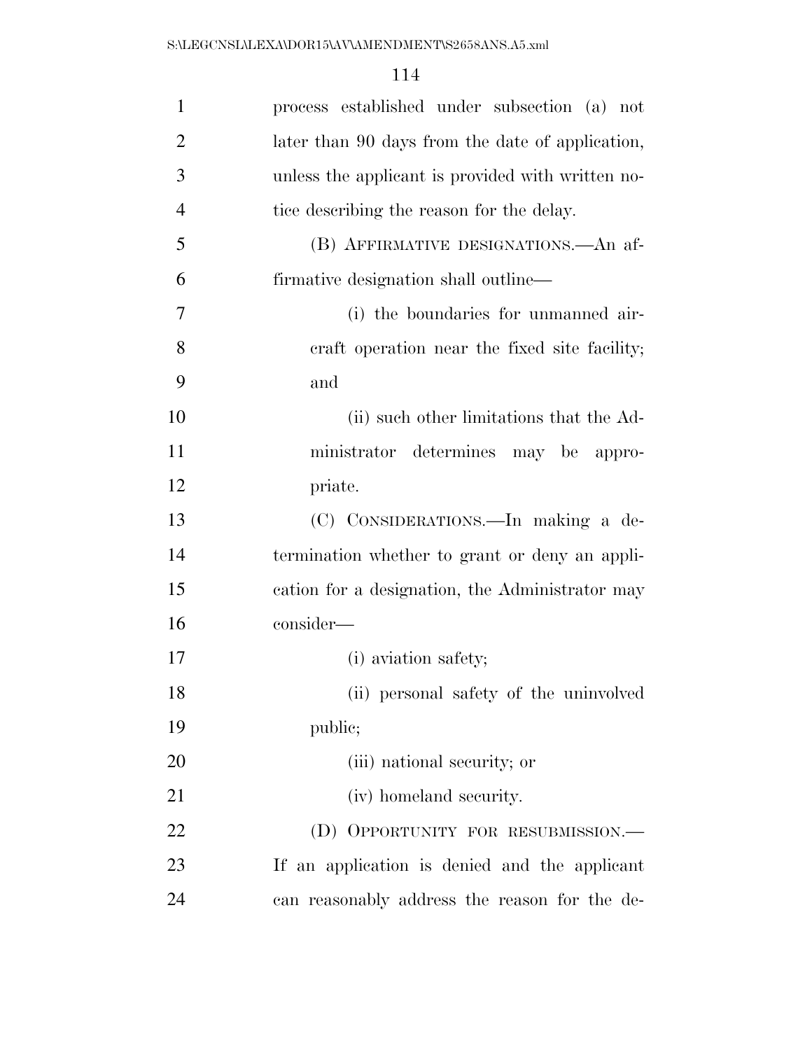process established under subsection (a) not later than 90 days from the date of application, unless the applicant is provided with written notice describing the reason for the delay.

(B) AFFIRMATIVE DESIGNATIONS.—An affirmative designation shall outline—

(i) the boundaries for unmanned aircraft operation near the fixed site facility; and

(ii) such other limitations that the Administrator determines may be appropriate.

(C) CONSIDERATIONS.—In making a determination whether to grant or deny an application for a designation, the Administrator may consider—

(i) aviation safety;

(ii) personal safety of the uninvolved public;

(iii) national security; or

(iv) homeland security.

(D) OPPORTUNITY FOR RESUBMISSION.—If an application is denied and the applicant can reasonably address the reason for the de-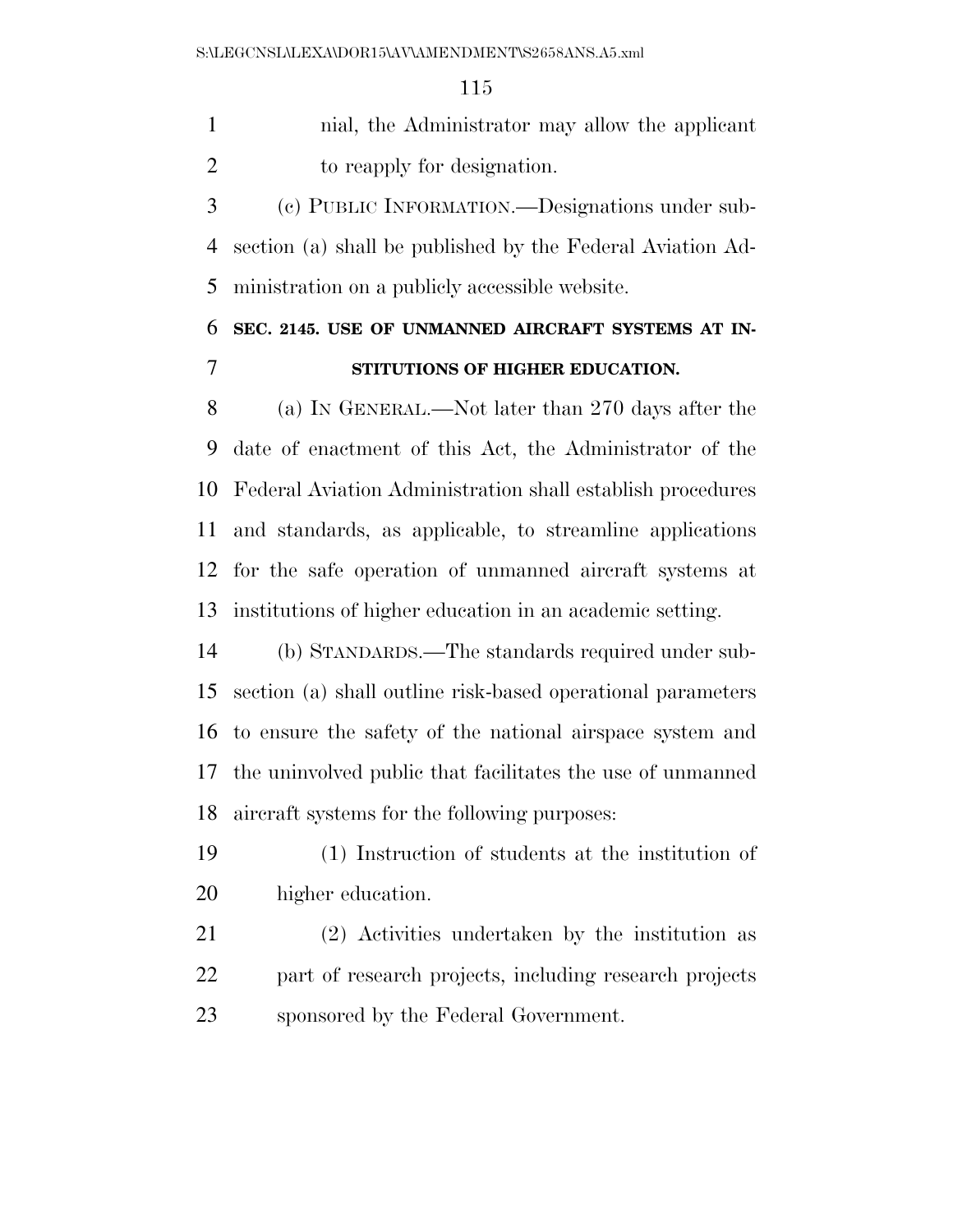nial, the Administrator may allow the applicant to reapply for designation.

(c) PUBLIC INFORMATION.—Designations under subsection (a) shall be published by the Federal Aviation Administration on a publicly accessible website.

**SEC. 2145. USE OF UNMANNED AIRCRAFT SYSTEMS AT INSTITUTIONS OF HIGHER EDUCATION.**

(a) IN GENERAL.—Not later than 270 days after the date of enactment of this Act, the Administrator of the Federal Aviation Administration shall establish procedures and standards, as applicable, to streamline applications for the safe operation of unmanned aircraft systems at institutions of higher education in an academic setting.

(b) STANDARDS.—The standards required under subsection (a) shall outline risk-based operational parameters to ensure the safety of the national airspace system and the uninvolved public that facilitates the use of unmanned aircraft systems for the following purposes:

(1) Instruction of students at the institution of higher education.

(2) Activities undertaken by the institution as part of research projects, including research projects sponsored by the Federal Government.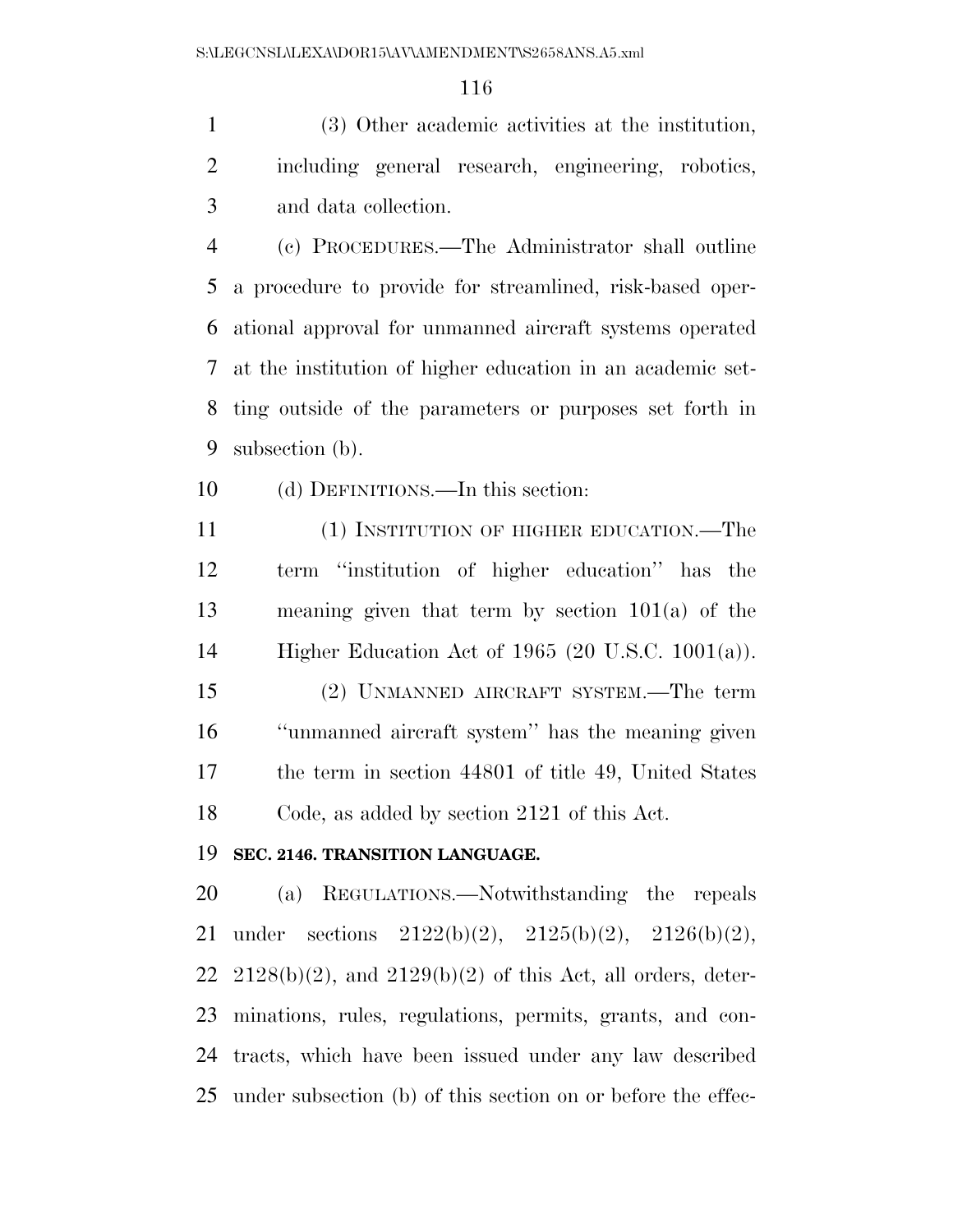(3) Other academic activities at the institution, including general research, engineering, robotics, and data collection.

(c) PROCEDURES.—The Administrator shall outline a procedure to provide for streamlined, risk-based operational approval for unmanned aircraft systems operated at the institution of higher education in an academic setting outside of the parameters or purposes set forth in subsection (b).

(d) DEFINITIONS.—In this section:

(1) INSTITUTION OF HIGHER EDUCATION.—The term ''institution of higher education'' has the meaning given that term by section 101(a) of the Higher Education Act of 1965 (20 U.S.C. 1001(a)).

(2) UNMANNED AIRCRAFT SYSTEM.—The term ''unmanned aircraft system'' has the meaning given the term in section 44801 of title 49, United States Code, as added by section 2121 of this Act.

**SEC. 2146. TRANSITION LANGUAGE.**

(a) REGULATIONS.—Notwithstanding the repeals under sections 2122(b)(2), 2125(b)(2), 2126(b)(2), 2128(b)(2), and 2129(b)(2) of this Act, all orders, determinations, rules, regulations, permits, grants, and contracts, which have been issued under any law described under subsection (b) of this section on or before the effec-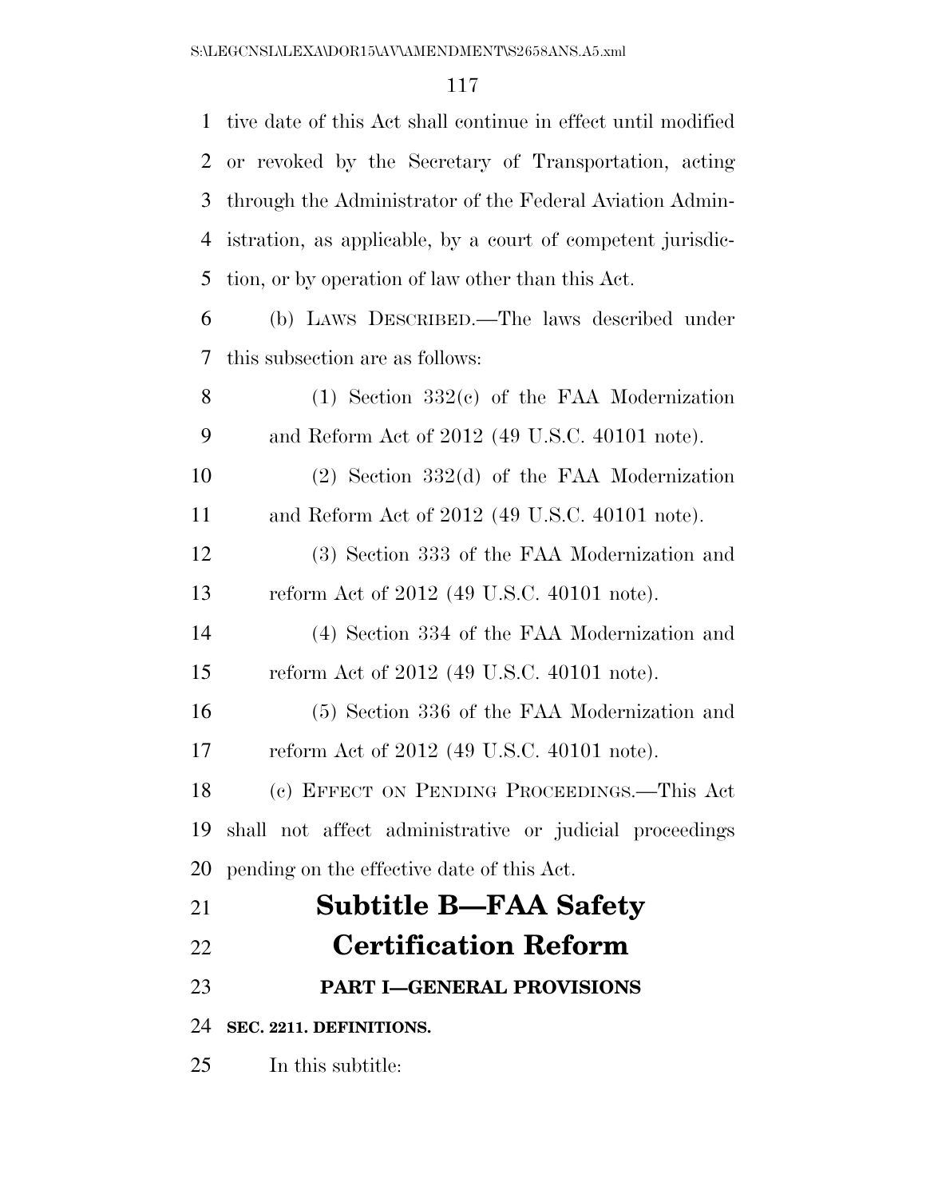tive date of this Act shall continue in effect until modified or revoked by the Secretary of Transportation, acting through the Administrator of the Federal Aviation Administration, as applicable, by a court of competent jurisdiction, or by operation of law other than this Act.

(b) LAWS DESCRIBED.—The laws described under this subsection are as follows:

(1) Section 332(c) of the FAA Modernization and Reform Act of 2012 (49 U.S.C. 40101 note).

(2) Section 332(d) of the FAA Modernization and Reform Act of 2012 (49 U.S.C. 40101 note).

(3) Section 333 of the FAA Modernization and reform Act of 2012 (49 U.S.C. 40101 note).

(4) Section 334 of the FAA Modernization and reform Act of 2012 (49 U.S.C. 40101 note).

(5) Section 336 of the FAA Modernization and reform Act of 2012 (49 U.S.C. 40101 note).

(c) EFFECT ON PENDING PROCEEDINGS.—This Act shall not affect administrative or judicial proceedings pending on the effective date of this Act.

# Subtitle B—FAA Safety Certification Reform

## PART I—GENERAL PROVISIONS

### SEC. 2211. DEFINITIONS.

In this subtitle: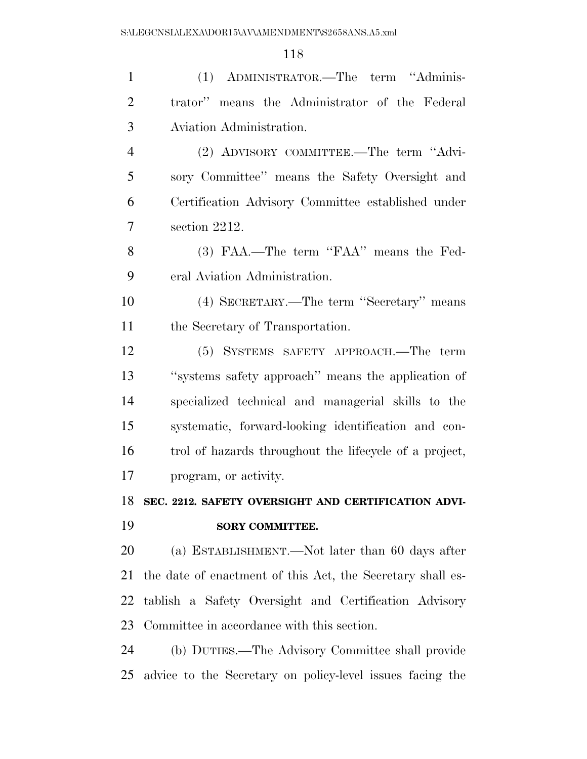(1) ADMINISTRATOR.—The term "Administrator" means the Administrator of the Federal Aviation Administration.

(2) ADVISORY COMMITTEE.—The term "Advisory Committee" means the Safety Oversight and Certification Advisory Committee established under section 2212.

(3) FAA.—The term "FAA" means the Federal Aviation Administration.

(4) SECRETARY.—The term "Secretary" means the Secretary of Transportation.

(5) SYSTEMS SAFETY APPROACH.—The term "systems safety approach" means the application of specialized technical and managerial skills to the systematic, forward-looking identification and control of hazards throughout the lifecycle of a project, program, or activity.

**SEC. 2212. SAFETY OVERSIGHT AND CERTIFICATION ADVISORY COMMITTEE.**

(a) ESTABLISHMENT.—Not later than 60 days after the date of enactment of this Act, the Secretary shall establish a Safety Oversight and Certification Advisory Committee in accordance with this section.

(b) DUTIES.—The Advisory Committee shall provide advice to the Secretary on policy-level issues facing the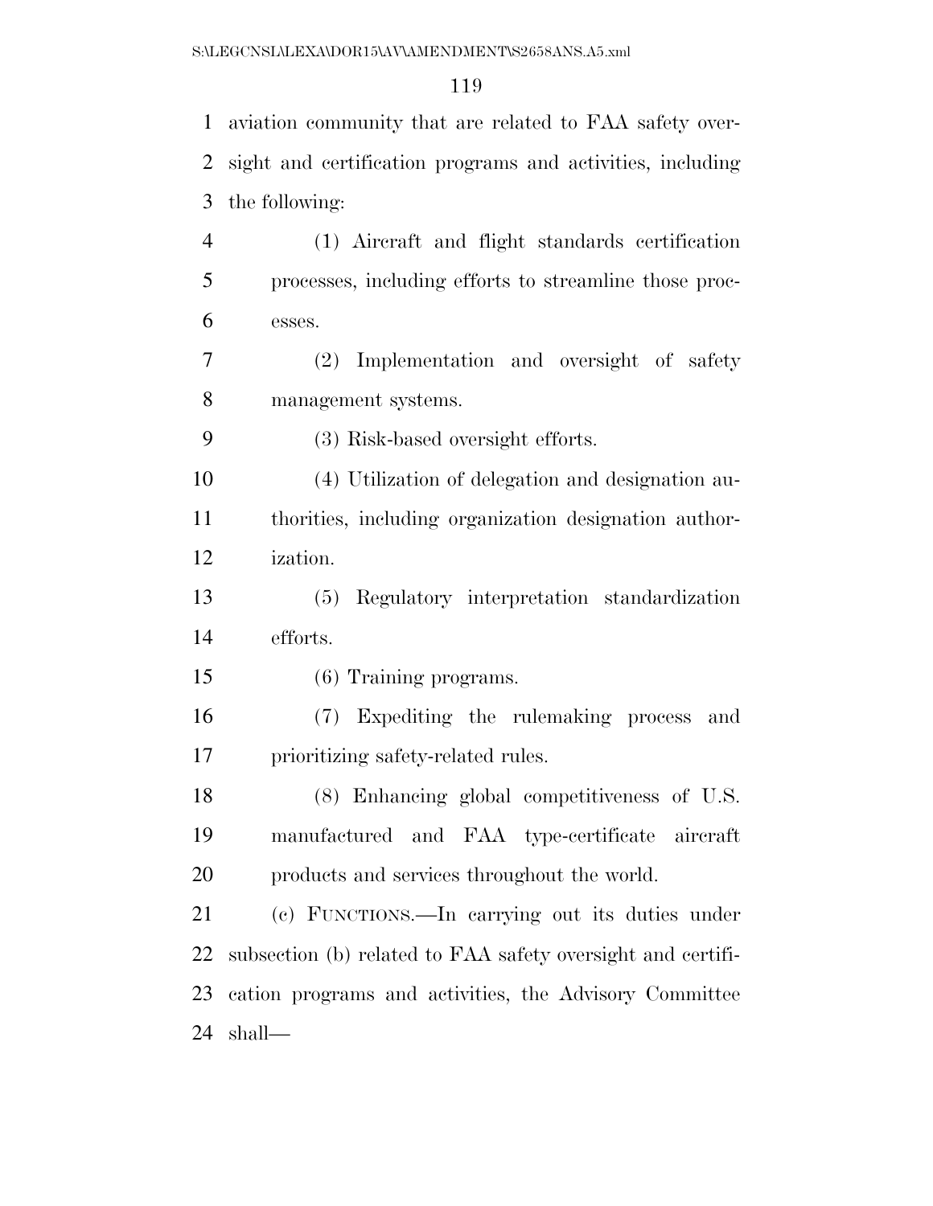aviation community that are related to FAA safety oversight and certification programs and activities, including the following:

(1) Aircraft and flight standards certification processes, including efforts to streamline those processes.

(2) Implementation and oversight of safety management systems.

(3) Risk-based oversight efforts.

(4) Utilization of delegation and designation authorities, including organization designation authorization.

(5) Regulatory interpretation standardization efforts.

(6) Training programs.

(7) Expediting the rulemaking process and prioritizing safety-related rules.

(8) Enhancing global competitiveness of U.S. manufactured and FAA type-certificate aircraft products and services throughout the world.

(c) FUNCTIONS.—In carrying out its duties under subsection (b) related to FAA safety oversight and certification programs and activities, the Advisory Committee shall—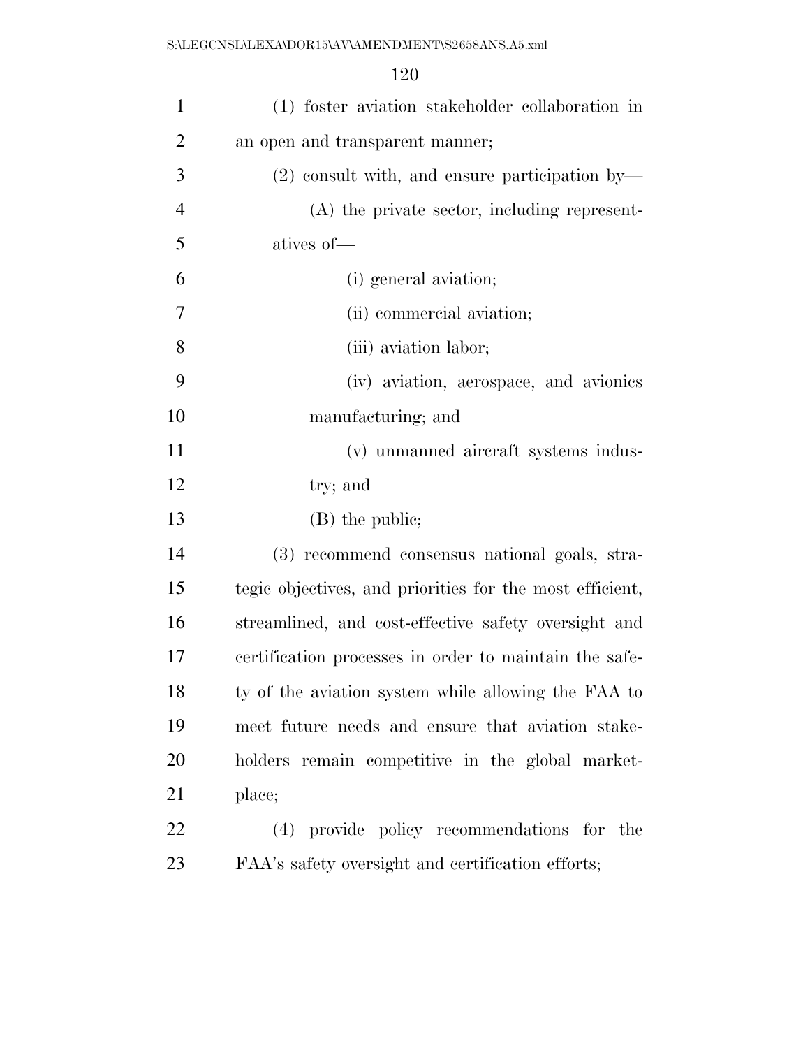(1) foster aviation stakeholder collaboration in an open and transparent manner;

(2) consult with, and ensure participation by—

(A) the private sector, including representatives of—

(i) general aviation;

(ii) commercial aviation;

(iii) aviation labor;

(iv) aviation, aerospace, and avionics manufacturing; and

(v) unmanned aircraft systems industry; and

(B) the public;

(3) recommend consensus national goals, strategic objectives, and priorities for the most efficient, streamlined, and cost-effective safety oversight and certification processes in order to maintain the safety of the aviation system while allowing the FAA to meet future needs and ensure that aviation stakeholders remain competitive in the global marketplace;

(4) provide policy recommendations for the FAA's safety oversight and certification efforts;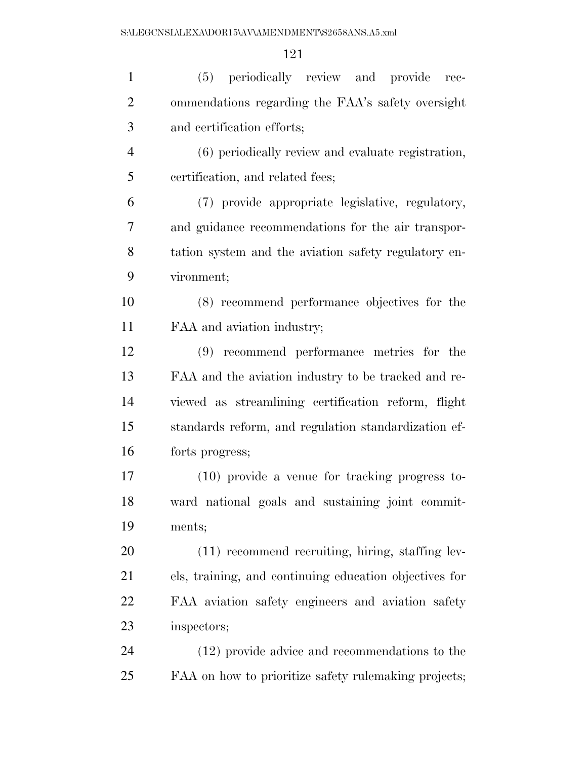(5) periodically review and provide recommendations regarding the FAA's safety oversight and certification efforts;

(6) periodically review and evaluate registration, certification, and related fees;

(7) provide appropriate legislative, regulatory, and guidance recommendations for the air transportation system and the aviation safety regulatory environment;

(8) recommend performance objectives for the FAA and aviation industry;

(9) recommend performance metrics for the FAA and the aviation industry to be tracked and reviewed as streamlining certification reform, flight standards reform, and regulation standardization efforts progress;

(10) provide a venue for tracking progress toward national goals and sustaining joint commitments;

(11) recommend recruiting, hiring, staffing levels, training, and continuing education objectives for FAA aviation safety engineers and aviation safety inspectors;

(12) provide advice and recommendations to the FAA on how to prioritize safety rulemaking projects;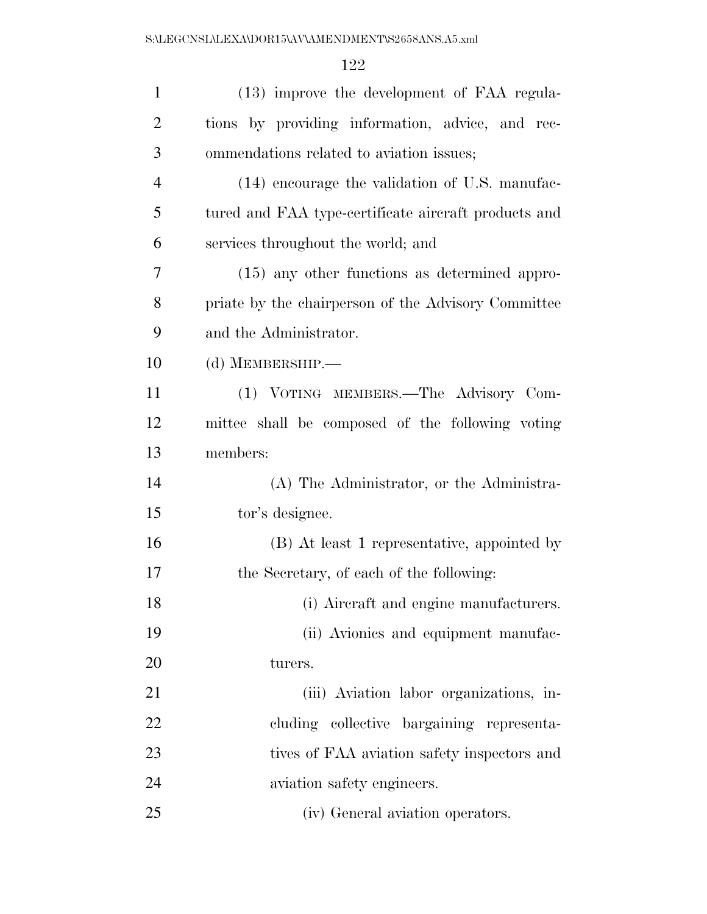(13) improve the development of FAA regulations by providing information, advice, and recommendations related to aviation issues;

(14) encourage the validation of U.S. manufactured and FAA type-certificate aircraft products and services throughout the world; and

(15) any other functions as determined appropriate by the chairperson of the Advisory Committee and the Administrator.

(d) MEMBERSHIP.—

(1) VOTING MEMBERS.—The Advisory Committee shall be composed of the following voting members:

(A) The Administrator, or the Administrator's designee.

(B) At least 1 representative, appointed by the Secretary, of each of the following:

(i) Aircraft and engine manufacturers.

(ii) Avionics and equipment manufacturers.

(iii) Aviation labor organizations, including collective bargaining representatives of FAA aviation safety inspectors and aviation safety engineers.

(iv) General aviation operators.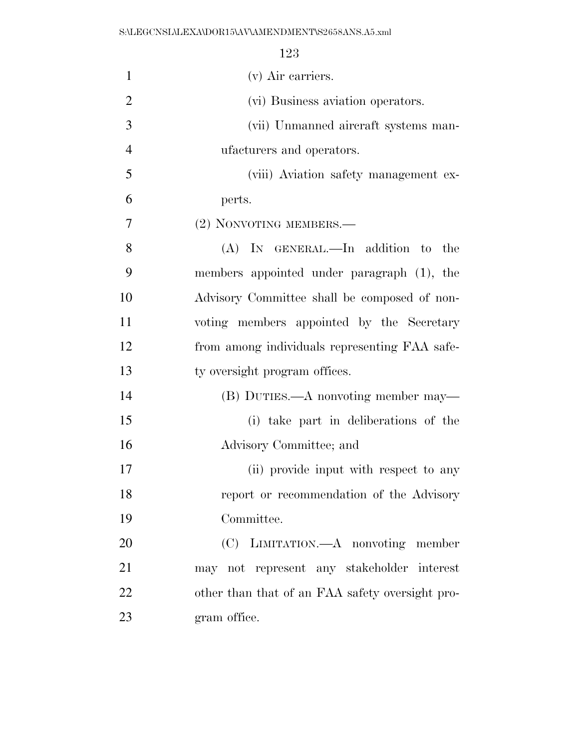(v) Air carriers.

(vi) Business aviation operators.

(vii) Unmanned aircraft systems manufacturers and operators.

(viii) Aviation safety management experts.

(2) NONVOTING MEMBERS.—

(A) IN GENERAL.—In addition to the members appointed under paragraph (1), the Advisory Committee shall be composed of nonvoting members appointed by the Secretary from among individuals representing FAA safety oversight program offices.

(B) DUTIES.—A nonvoting member may—

(i) take part in deliberations of the Advisory Committee; and

(ii) provide input with respect to any report or recommendation of the Advisory Committee.

(C) LIMITATION.—A nonvoting member may not represent any stakeholder interest other than that of an FAA safety oversight program office.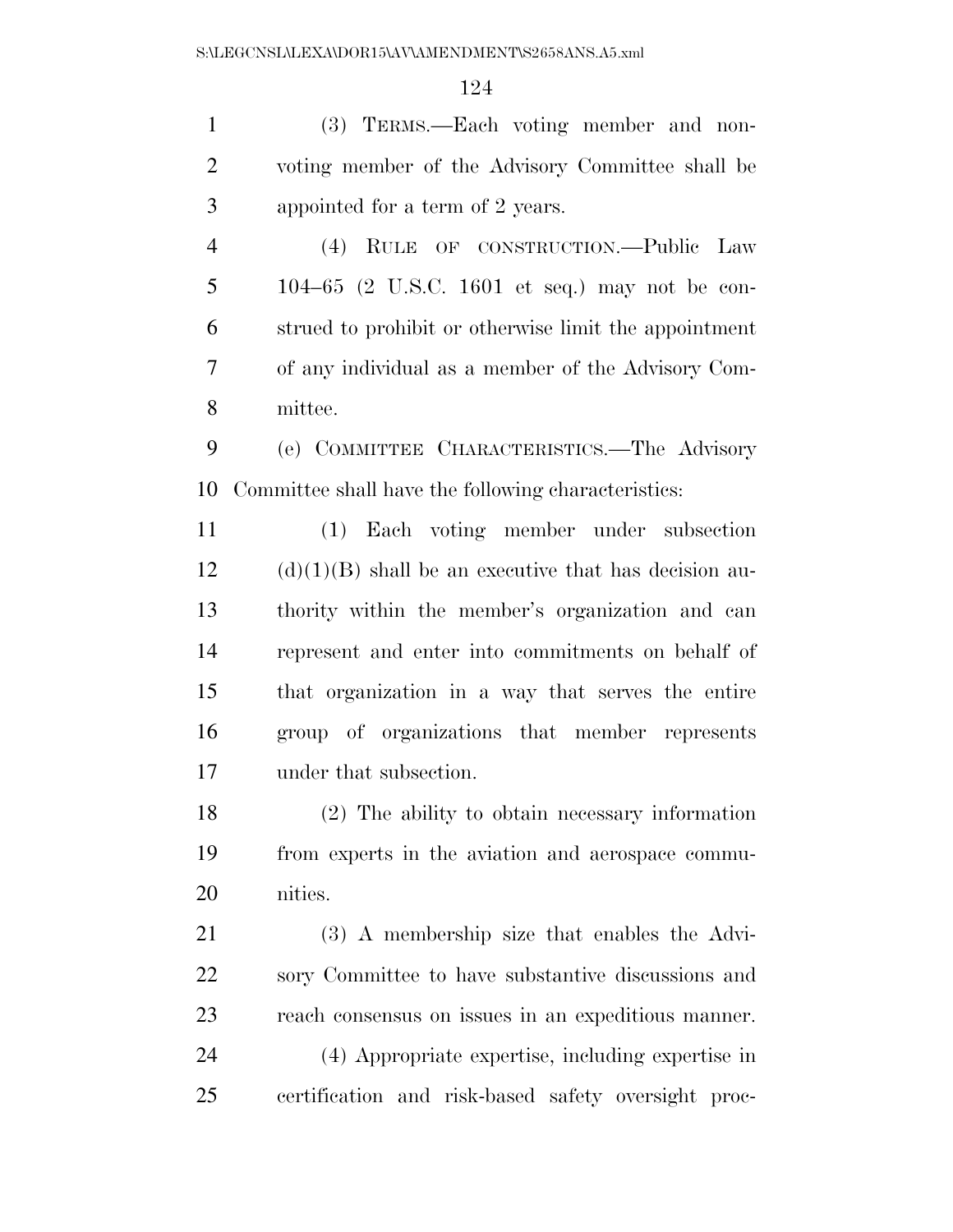(3) TERMS.—Each voting member and non-voting member of the Advisory Committee shall be appointed for a term of 2 years.

(4) RULE OF CONSTRUCTION.—Public Law 104–65 (2 U.S.C. 1601 et seq.) may not be construed to prohibit or otherwise limit the appointment of any individual as a member of the Advisory Committee.

(e) COMMITTEE CHARACTERISTICS.—The Advisory Committee shall have the following characteristics:

(1) Each voting member under subsection (d)(1)(B) shall be an executive that has decision authority within the member's organization and can represent and enter into commitments on behalf of that organization in a way that serves the entire group of organizations that member represents under that subsection.

(2) The ability to obtain necessary information from experts in the aviation and aerospace communities.

(3) A membership size that enables the Advisory Committee to have substantive discussions and reach consensus on issues in an expeditious manner.

(4) Appropriate expertise, including expertise in certification and risk-based safety oversight proc-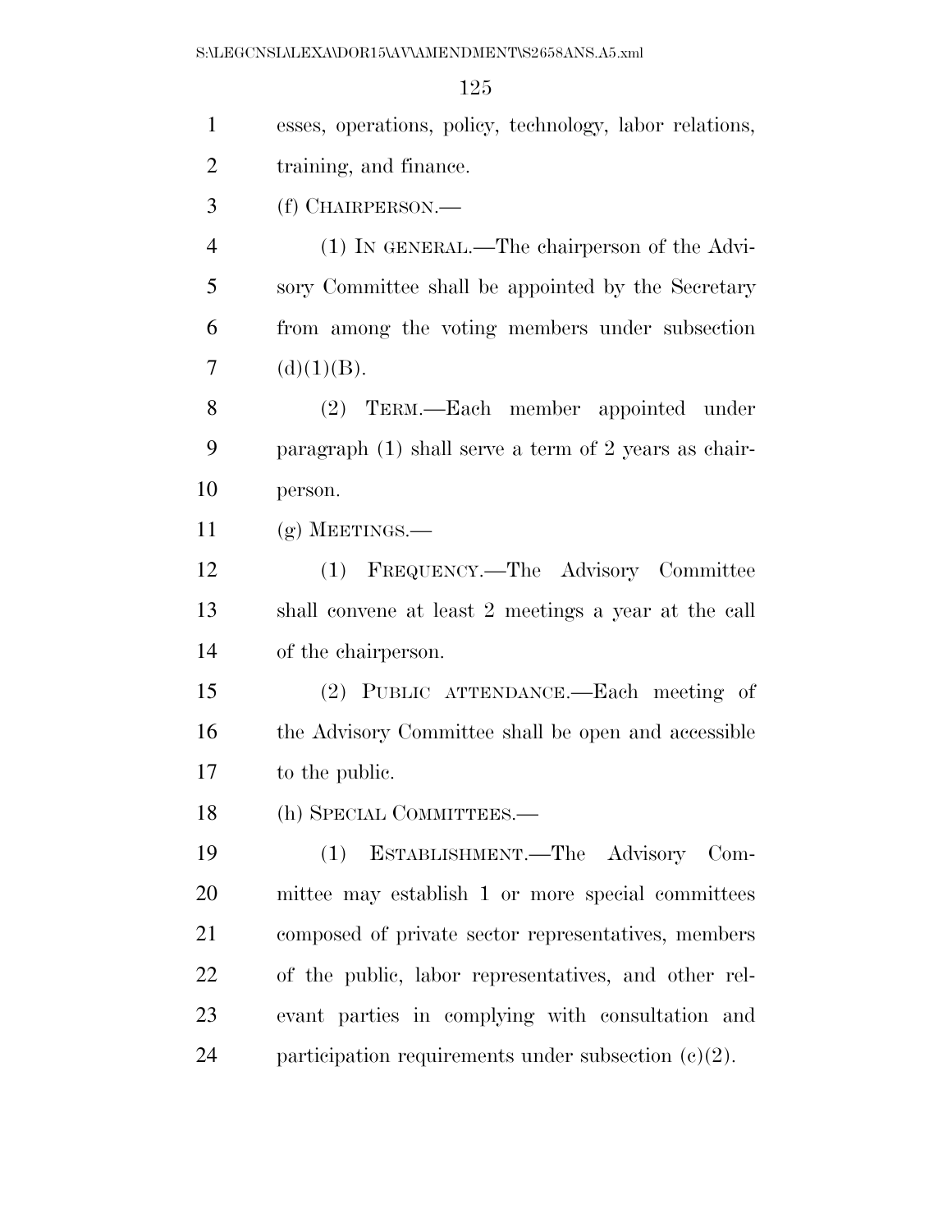esses, operations, policy, technology, labor relations, training, and finance.

(f) CHAIRPERSON.—

(1) IN GENERAL.—The chairperson of the Advisory Committee shall be appointed by the Secretary from among the voting members under subsection (d)(1)(B).

(2) TERM.—Each member appointed under paragraph (1) shall serve a term of 2 years as chairperson.

(g) MEETINGS.—

(1) FREQUENCY.—The Advisory Committee shall convene at least 2 meetings a year at the call of the chairperson.

(2) PUBLIC ATTENDANCE.—Each meeting of the Advisory Committee shall be open and accessible to the public.

(h) SPECIAL COMMITTEES.—

(1) ESTABLISHMENT.—The Advisory Committee may establish 1 or more special committees composed of private sector representatives, members of the public, labor representatives, and other relevant parties in complying with consultation and participation requirements under subsection (c)(2).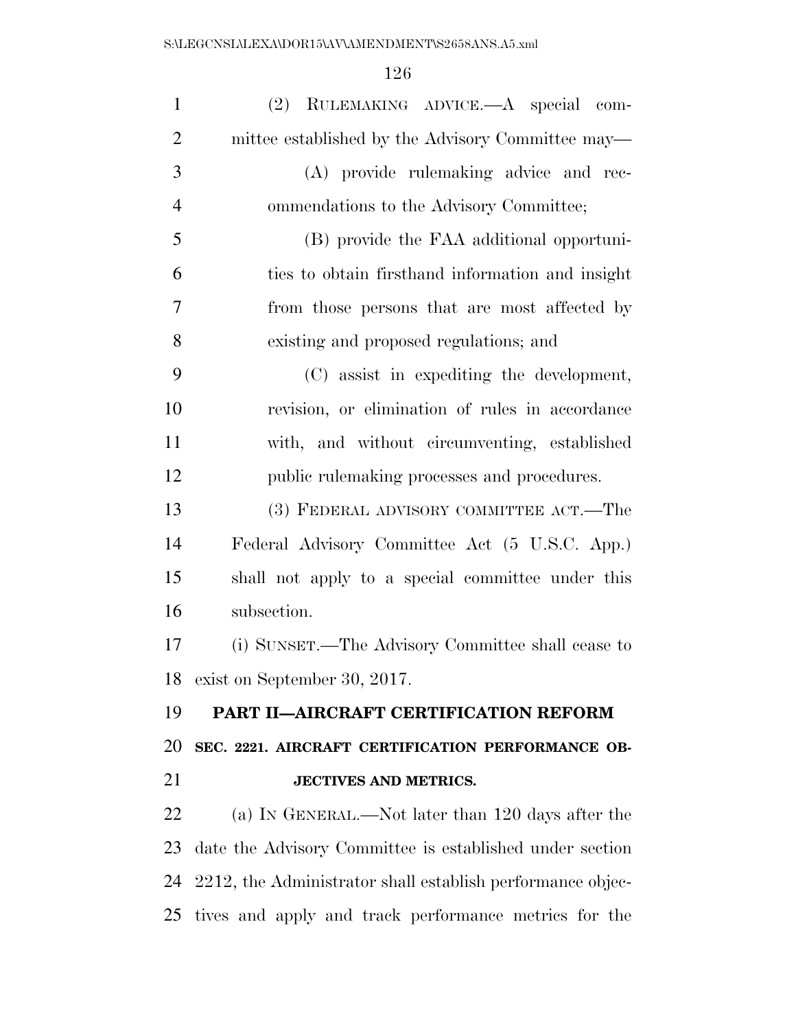(2) RULEMAKING ADVICE.—A special committee established by the Advisory Committee may—

(A) provide rulemaking advice and recommendations to the Advisory Committee;

(B) provide the FAA additional opportunities to obtain firsthand information and insight from those persons that are most affected by existing and proposed regulations; and

(C) assist in expediting the development, revision, or elimination of rules in accordance with, and without circumventing, established public rulemaking processes and procedures.

(3) FEDERAL ADVISORY COMMITTEE ACT.—The Federal Advisory Committee Act (5 U.S.C. App.) shall not apply to a special committee under this subsection.

(i) SUNSET.—The Advisory Committee shall cease to exist on September 30, 2017.

## PART II—AIRCRAFT CERTIFICATION REFORM

### SEC. 2221. AIRCRAFT CERTIFICATION PERFORMANCE OBJECTIVES AND METRICS.

(a) IN GENERAL.—Not later than 120 days after the date the Advisory Committee is established under section 2212, the Administrator shall establish performance objectives and apply and track performance metrics for the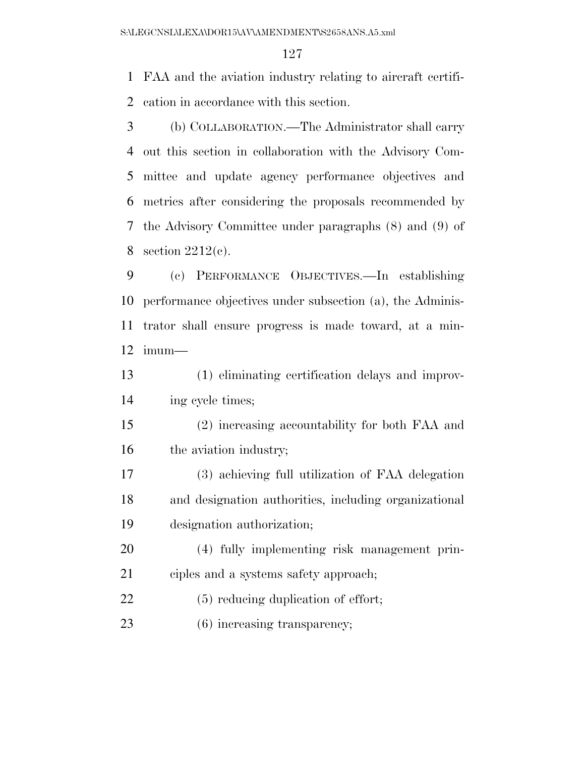FAA and the aviation industry relating to aircraft certification in accordance with this section.

(b) COLLABORATION.—The Administrator shall carry out this section in collaboration with the Advisory Committee and update agency performance objectives and metrics after considering the proposals recommended by the Advisory Committee under paragraphs (8) and (9) of section 2212(c).

(c) PERFORMANCE OBJECTIVES.—In establishing performance objectives under subsection (a), the Administrator shall ensure progress is made toward, at a minimum—

(1) eliminating certification delays and improving cycle times;

(2) increasing accountability for both FAA and the aviation industry;

(3) achieving full utilization of FAA delegation and designation authorities, including organizational designation authorization;

(4) fully implementing risk management principles and a systems safety approach;

(5) reducing duplication of effort;

(6) increasing transparency;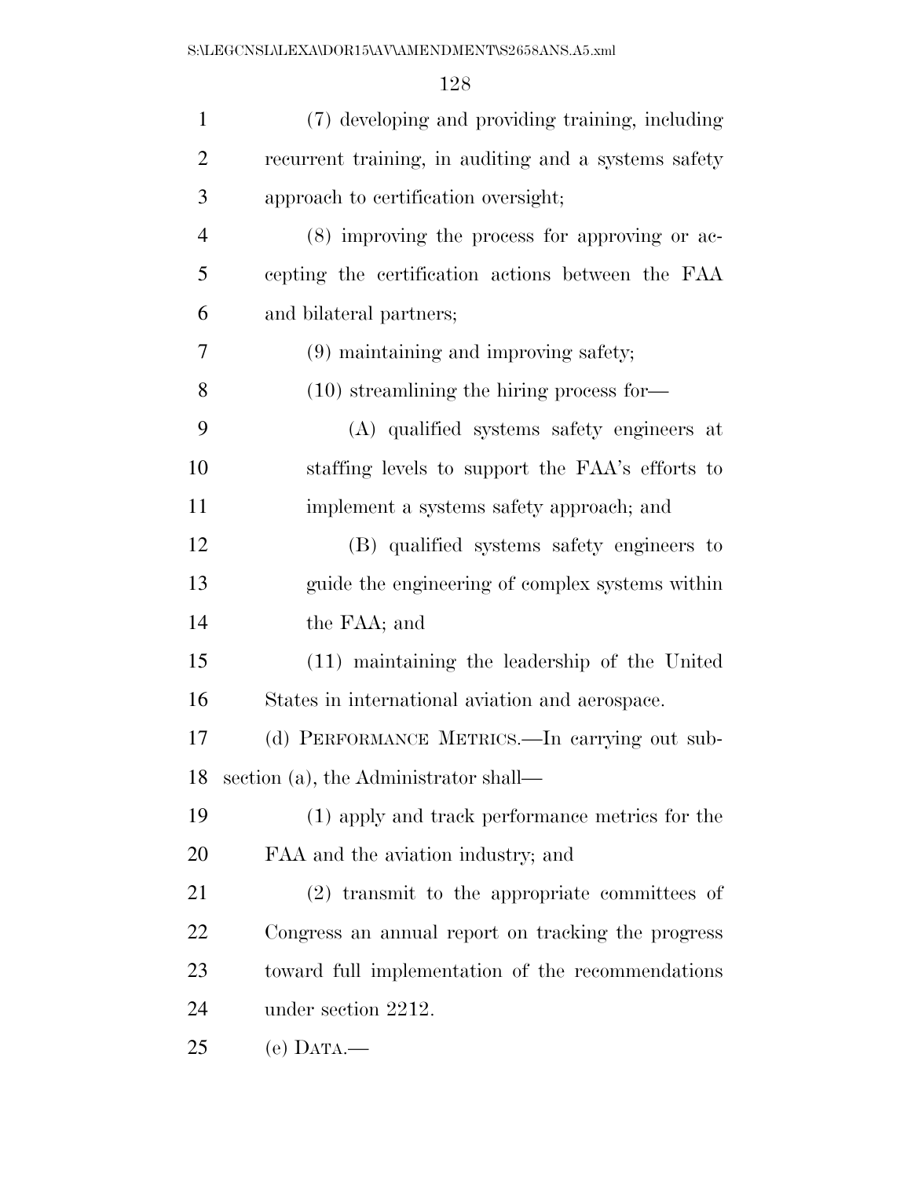(7) developing and providing training, including recurrent training, in auditing and a systems safety approach to certification oversight;

(8) improving the process for approving or accepting the certification actions between the FAA and bilateral partners;

(9) maintaining and improving safety;

(10) streamlining the hiring process for—

(A) qualified systems safety engineers at staffing levels to support the FAA's efforts to implement a systems safety approach; and

(B) qualified systems safety engineers to guide the engineering of complex systems within the FAA; and

(11) maintaining the leadership of the United States in international aviation and aerospace.

(d) PERFORMANCE METRICS.—In carrying out subsection (a), the Administrator shall—

(1) apply and track performance metrics for the FAA and the aviation industry; and

(2) transmit to the appropriate committees of Congress an annual report on tracking the progress toward full implementation of the recommendations under section 2212.

(e) DATA.—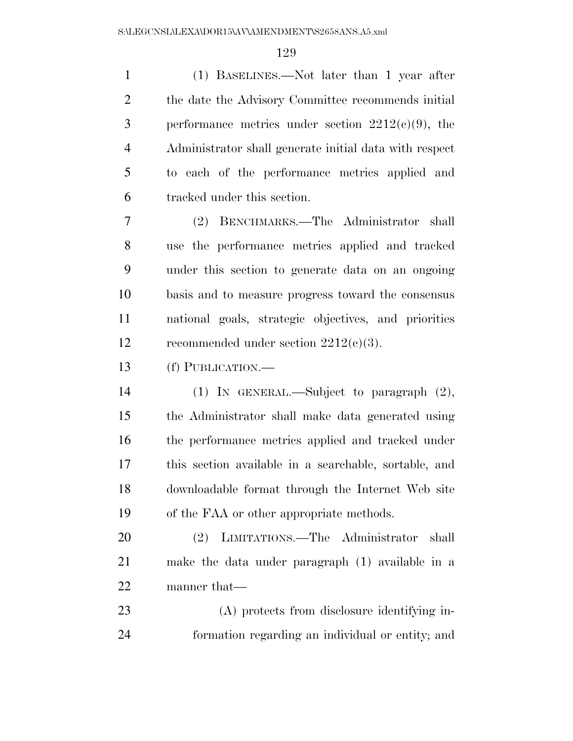(1) BASELINES.—Not later than 1 year after the date the Advisory Committee recommends initial performance metrics under section 2212(c)(9), the Administrator shall generate initial data with respect to each of the performance metrics applied and tracked under this section.

(2) BENCHMARKS.—The Administrator shall use the performance metrics applied and tracked under this section to generate data on an ongoing basis and to measure progress toward the consensus national goals, strategic objectives, and priorities recommended under section 2212(c)(3).

(f) PUBLICATION.—

(1) IN GENERAL.—Subject to paragraph (2), the Administrator shall make data generated using the performance metrics applied and tracked under this section available in a searchable, sortable, and downloadable format through the Internet Web site of the FAA or other appropriate methods.

(2) LIMITATIONS.—The Administrator shall make the data under paragraph (1) available in a manner that—

(A) protects from disclosure identifying information regarding an individual or entity; and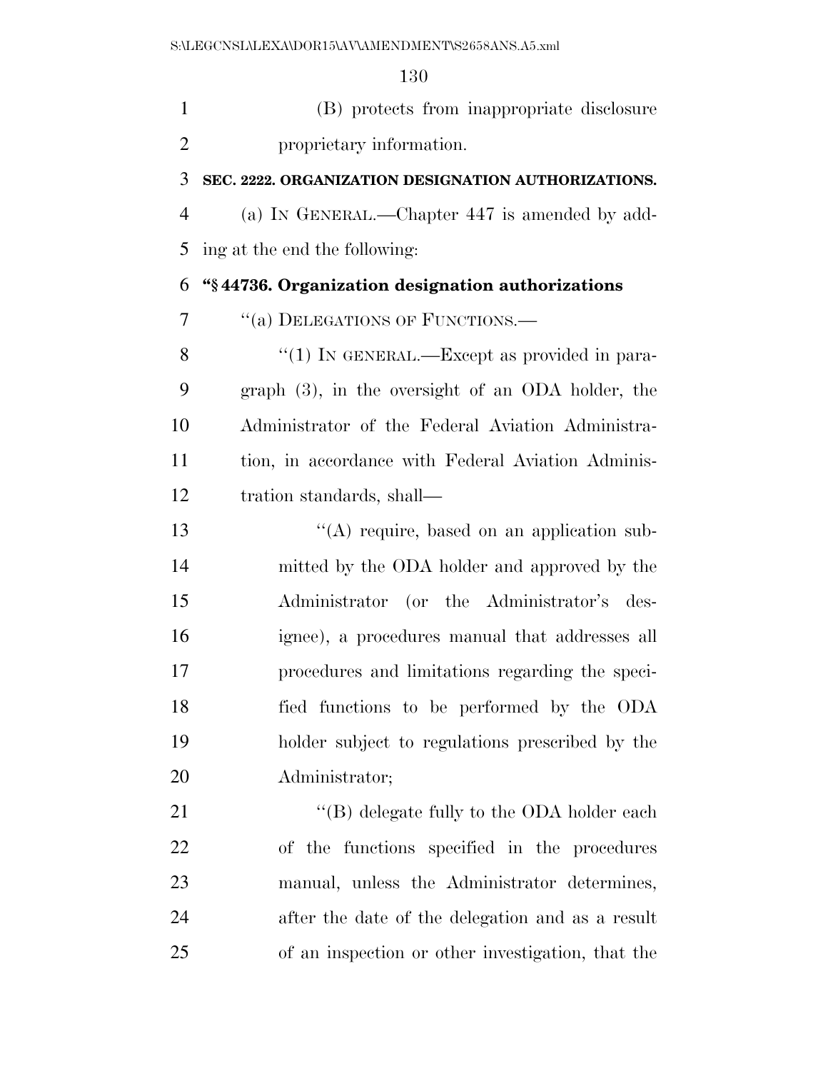(B) protects from inappropriate disclosure proprietary information.

**SEC. 2222. ORGANIZATION DESIGNATION AUTHORIZATIONS.**

(a) IN GENERAL.—Chapter 447 is amended by adding at the end the following:

**"§ 44736. Organization designation authorizations**

"(a) DELEGATIONS OF FUNCTIONS.—

"(1) IN GENERAL.—Except as provided in paragraph (3), in the oversight of an ODA holder, the Administrator of the Federal Aviation Administration, in accordance with Federal Aviation Administration standards, shall—

"(A) require, based on an application submitted by the ODA holder and approved by the Administrator (or the Administrator's designee), a procedures manual that addresses all procedures and limitations regarding the specified functions to be performed by the ODA holder subject to regulations prescribed by the Administrator;

"(B) delegate fully to the ODA holder each of the functions specified in the procedures manual, unless the Administrator determines, after the date of the delegation and as a result of an inspection or other investigation, that the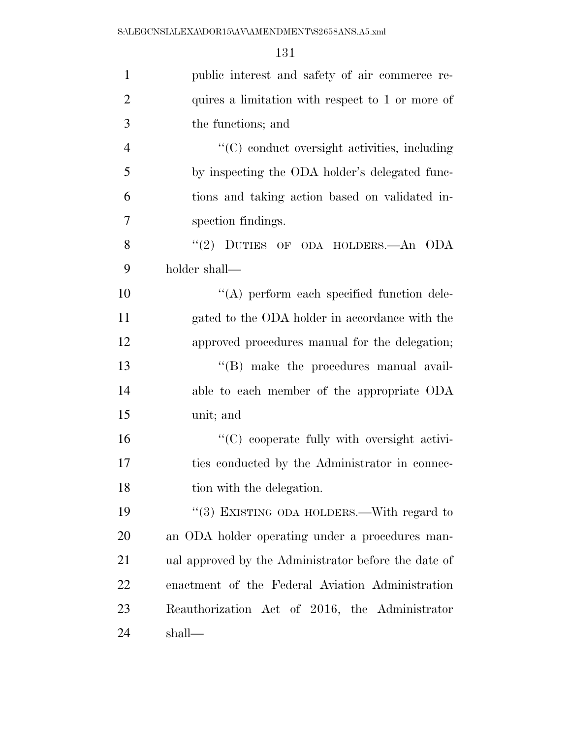public interest and safety of air commerce requires a limitation with respect to 1 or more of the functions; and

"(C) conduct oversight activities, including by inspecting the ODA holder's delegated functions and taking action based on validated inspection findings.

"(2) DUTIES OF ODA HOLDERS.—An ODA holder shall—

"(A) perform each specified function delegated to the ODA holder in accordance with the approved procedures manual for the delegation;

"(B) make the procedures manual available to each member of the appropriate ODA unit; and

"(C) cooperate fully with oversight activities conducted by the Administrator in connection with the delegation.

"(3) EXISTING ODA HOLDERS.—With regard to an ODA holder operating under a procedures manual approved by the Administrator before the date of enactment of the Federal Aviation Administration Reauthorization Act of 2016, the Administrator shall—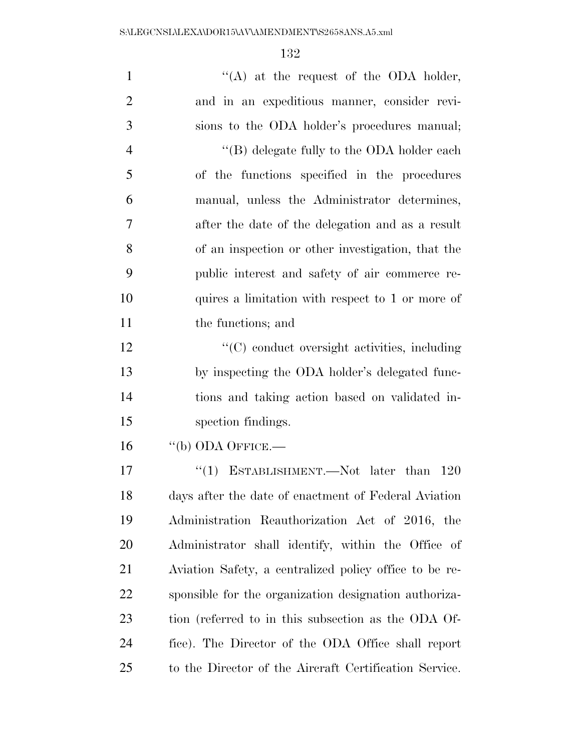''(A) at the request of the ODA holder, and in an expeditious manner, consider revisions to the ODA holder's procedures manual;

''(B) delegate fully to the ODA holder each of the functions specified in the procedures manual, unless the Administrator determines, after the date of the delegation and as a result of an inspection or other investigation, that the public interest and safety of air commerce requires a limitation with respect to 1 or more of the functions; and

''(C) conduct oversight activities, including by inspecting the ODA holder's delegated functions and taking action based on validated inspection findings.

''(b) ODA OFFICE.—

''(1) ESTABLISHMENT.—Not later than 120 days after the date of enactment of Federal Aviation Administration Reauthorization Act of 2016, the Administrator shall identify, within the Office of Aviation Safety, a centralized policy office to be responsible for the organization designation authorization (referred to in this subsection as the ODA Office). The Director of the ODA Office shall report to the Director of the Aircraft Certification Service.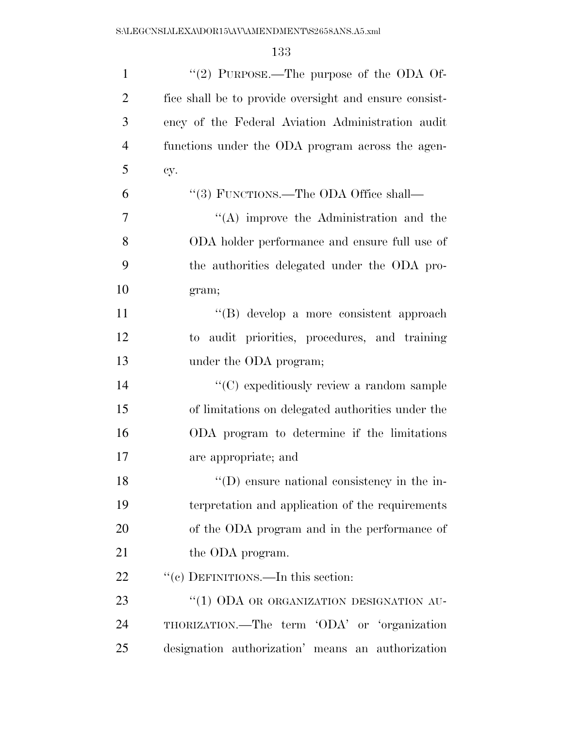''(2) PURPOSE.—The purpose of the ODA Office shall be to provide oversight and ensure consistency of the Federal Aviation Administration audit functions under the ODA program across the agency.

''(3) FUNCTIONS.—The ODA Office shall—

''(A) improve the Administration and the ODA holder performance and ensure full use of the authorities delegated under the ODA program;

''(B) develop a more consistent approach to audit priorities, procedures, and training under the ODA program;

''(C) expeditiously review a random sample of limitations on delegated authorities under the ODA program to determine if the limitations are appropriate; and

''(D) ensure national consistency in the interpretation and application of the requirements of the ODA program and in the performance of the ODA program.

''(c) DEFINITIONS.—In this section:

''(1) ODA OR ORGANIZATION DESIGNATION AUTHORIZATION.—The term 'ODA' or 'organization designation authorization' means an authorization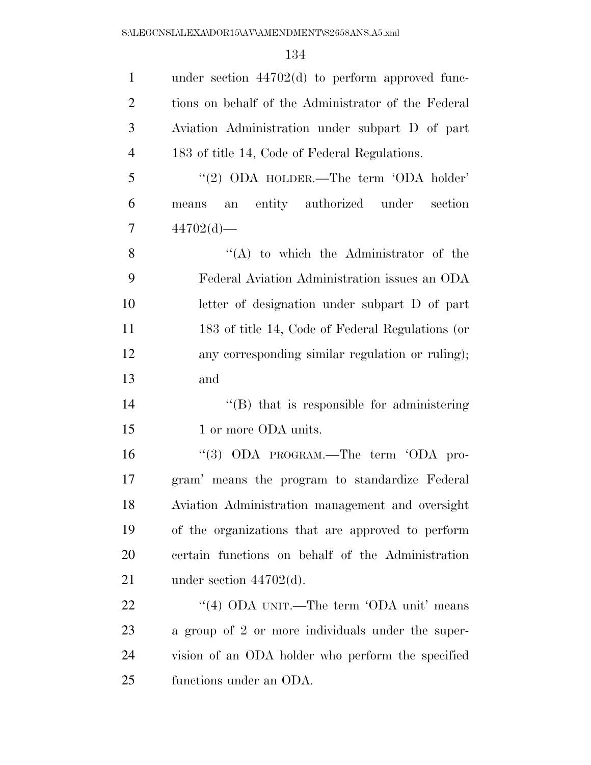under section 44702(d) to perform approved functions on behalf of the Administrator of the Federal Aviation Administration under subpart D of part 183 of title 14, Code of Federal Regulations.

''(2) ODA HOLDER.—The term 'ODA holder' means an entity authorized under section 44702(d)—

''(A) to which the Administrator of the Federal Aviation Administration issues an ODA letter of designation under subpart D of part 183 of title 14, Code of Federal Regulations (or any corresponding similar regulation or ruling); and

''(B) that is responsible for administering 1 or more ODA units.

''(3) ODA PROGRAM.—The term 'ODA program' means the program to standardize Federal Aviation Administration management and oversight of the organizations that are approved to perform certain functions on behalf of the Administration under section 44702(d).

''(4) ODA UNIT.—The term 'ODA unit' means a group of 2 or more individuals under the supervision of an ODA holder who perform the specified functions under an ODA.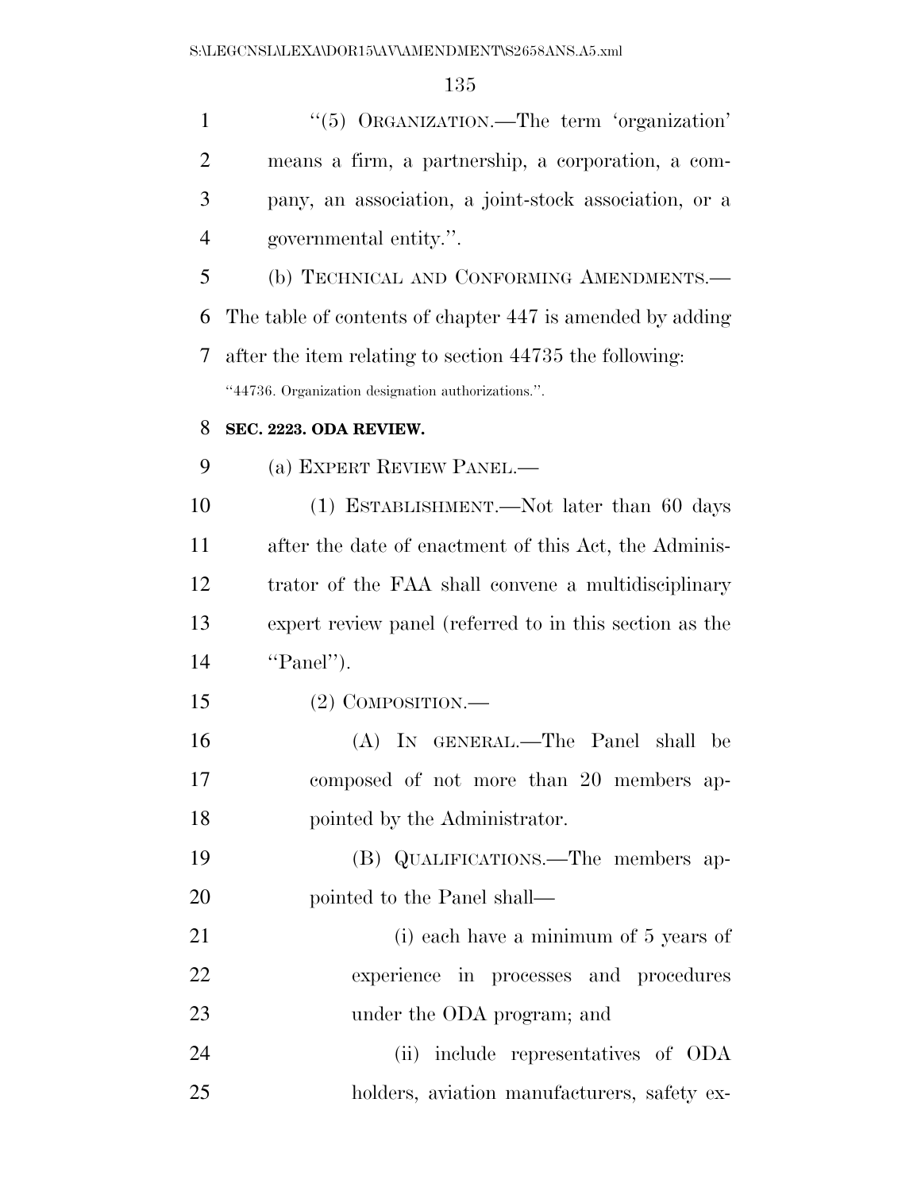"(5) ORGANIZATION.—The term 'organization' means a firm, a partnership, a corporation, a company, an association, a joint-stock association, or a governmental entity.".

(b) TECHNICAL AND CONFORMING AMENDMENTS.—The table of contents of chapter 447 is amended by adding after the item relating to section 44735 the following:

"44736. Organization designation authorizations.".

**SEC. 2223. ODA REVIEW.**

(a) EXPERT REVIEW PANEL.—

(1) ESTABLISHMENT.—Not later than 60 days after the date of enactment of this Act, the Administrator of the FAA shall convene a multidisciplinary expert review panel (referred to in this section as the "Panel").

(2) COMPOSITION.—

(A) IN GENERAL.—The Panel shall be composed of not more than 20 members appointed by the Administrator.

(B) QUALIFICATIONS.—The members appointed to the Panel shall—

(i) each have a minimum of 5 years of experience in processes and procedures under the ODA program; and

(ii) include representatives of ODA holders, aviation manufacturers, safety ex-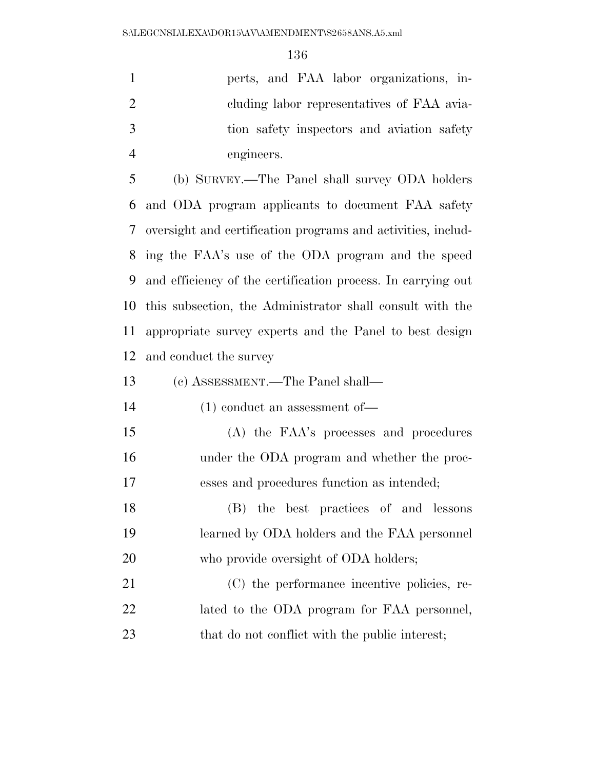perts, and FAA labor organizations, including labor representatives of FAA aviation safety inspectors and aviation safety engineers.

(b) SURVEY.—The Panel shall survey ODA holders and ODA program applicants to document FAA safety oversight and certification programs and activities, including the FAA's use of the ODA program and the speed and efficiency of the certification process. In carrying out this subsection, the Administrator shall consult with the appropriate survey experts and the Panel to best design and conduct the survey

(c) ASSESSMENT.—The Panel shall—

(1) conduct an assessment of—

(A) the FAA's processes and procedures under the ODA program and whether the processes and procedures function as intended;

(B) the best practices of and lessons learned by ODA holders and the FAA personnel who provide oversight of ODA holders;

(C) the performance incentive policies, related to the ODA program for FAA personnel, that do not conflict with the public interest;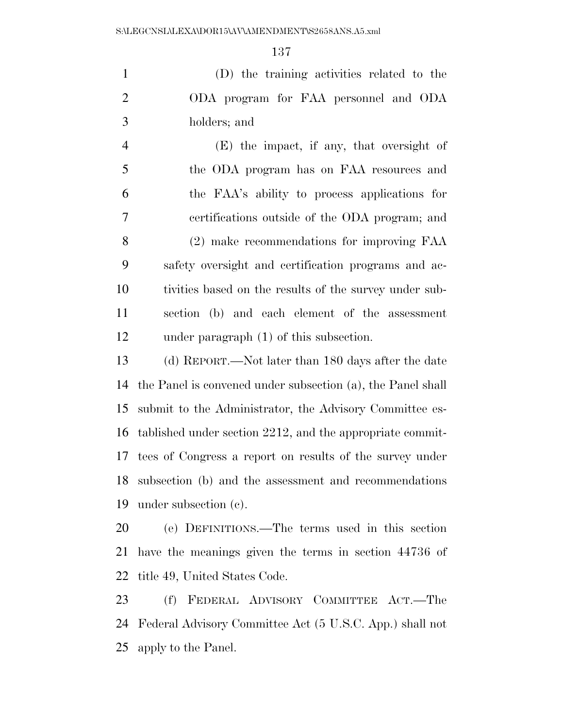(D) the training activities related to the ODA program for FAA personnel and ODA holders; and

(E) the impact, if any, that oversight of the ODA program has on FAA resources and the FAA's ability to process applications for certifications outside of the ODA program; and

(2) make recommendations for improving FAA safety oversight and certification programs and activities based on the results of the survey under subsection (b) and each element of the assessment under paragraph (1) of this subsection.

(d) REPORT.—Not later than 180 days after the date the Panel is convened under subsection (a), the Panel shall submit to the Administrator, the Advisory Committee established under section 2212, and the appropriate committees of Congress a report on results of the survey under subsection (b) and the assessment and recommendations under subsection (c).

(e) DEFINITIONS.—The terms used in this section have the meanings given the terms in section 44736 of title 49, United States Code.

(f) FEDERAL ADVISORY COMMITTEE ACT.—The Federal Advisory Committee Act (5 U.S.C. App.) shall not apply to the Panel.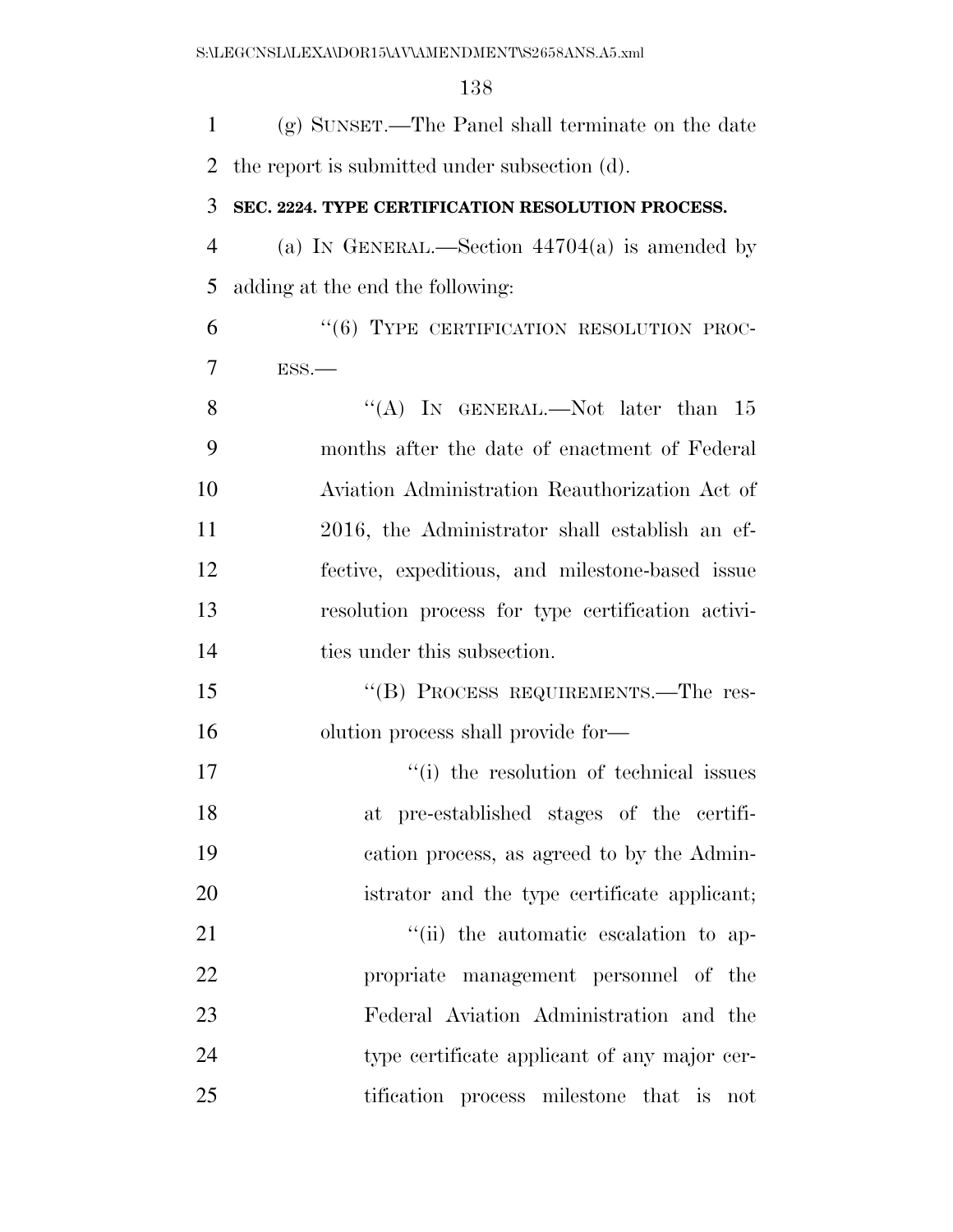(g) SUNSET.—The Panel shall terminate on the date the report is submitted under subsection (d).

**SEC. 2224. TYPE CERTIFICATION RESOLUTION PROCESS.**

(a) IN GENERAL.—Section 44704(a) is amended by adding at the end the following:

"(6) TYPE CERTIFICATION RESOLUTION PROCESS.—

"(A) IN GENERAL.—Not later than 15 months after the date of enactment of Federal Aviation Administration Reauthorization Act of 2016, the Administrator shall establish an effective, expeditious, and milestone-based issue resolution process for type certification activities under this subsection.

"(B) PROCESS REQUIREMENTS.—The resolution process shall provide for—

"(i) the resolution of technical issues at pre-established stages of the certification process, as agreed to by the Administrator and the type certificate applicant;

"(ii) the automatic escalation to appropriate management personnel of the Federal Aviation Administration and the type certificate applicant of any major certification process milestone that is not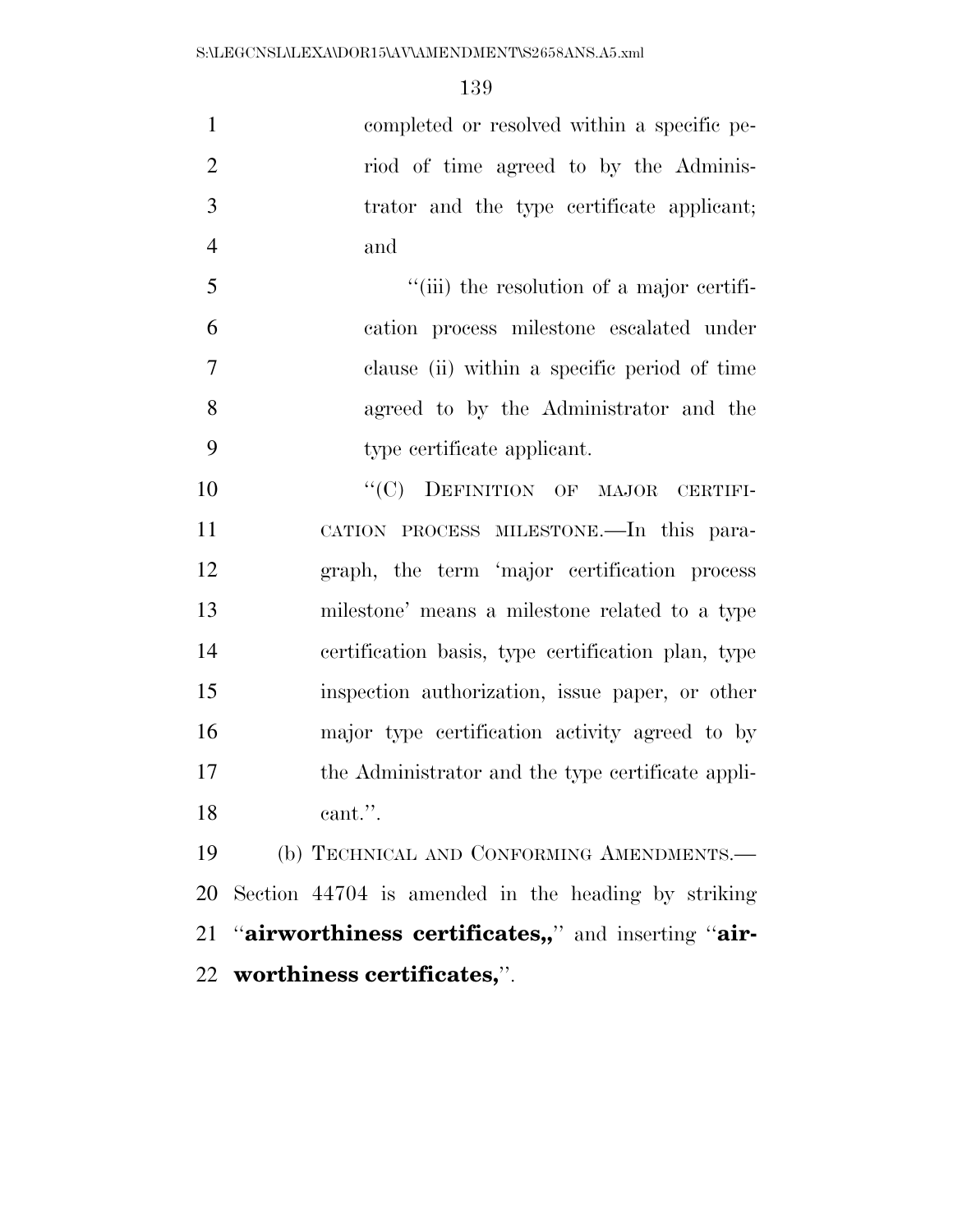completed or resolved within a specific period of time agreed to by the Administrator and the type certificate applicant; and

"(iii) the resolution of a major certification process milestone escalated under clause (ii) within a specific period of time agreed to by the Administrator and the type certificate applicant.

"(C) DEFINITION OF MAJOR CERTIFICATION PROCESS MILESTONE.—In this paragraph, the term 'major certification process milestone' means a milestone related to a type certification basis, type certification plan, type inspection authorization, issue paper, or other major type certification activity agreed to by the Administrator and the type certificate applicant.".

(b) TECHNICAL AND CONFORMING AMENDMENTS.— Section 44704 is amended in the heading by striking "**airworthiness certificates,,**" and inserting "**airworthiness certificates,**".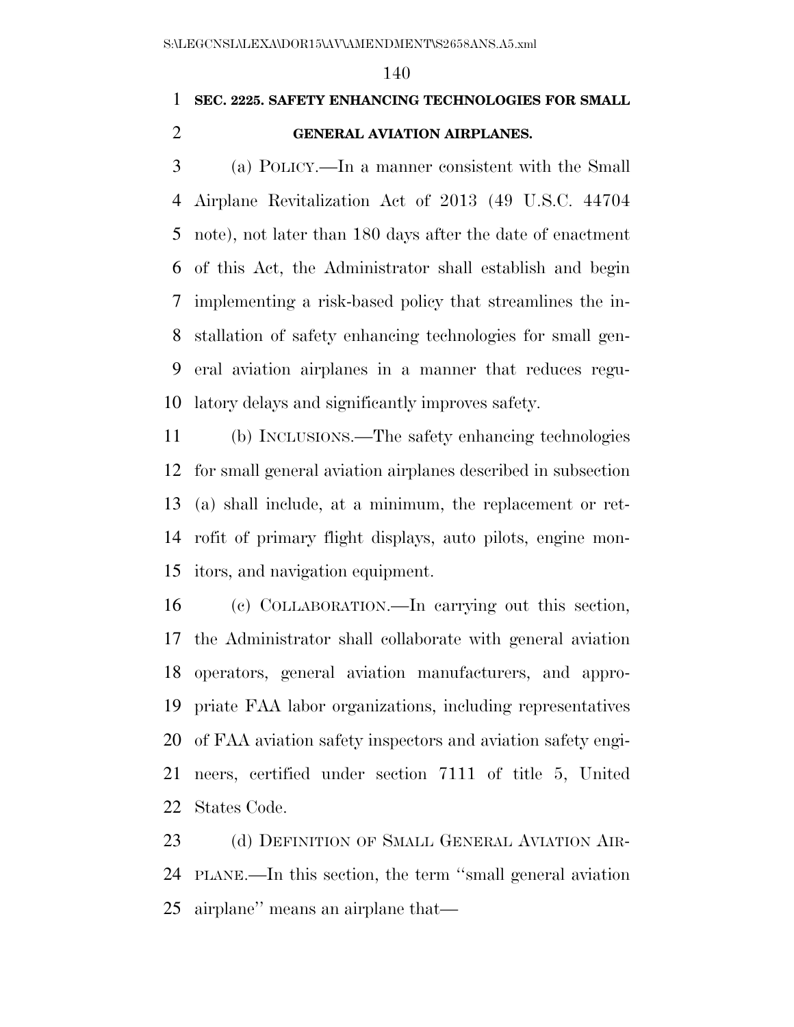### SEC. 2225. SAFETY ENHANCING TECHNOLOGIES FOR SMALL GENERAL AVIATION AIRPLANES.

(a) POLICY.—In a manner consistent with the Small Airplane Revitalization Act of 2013 (49 U.S.C. 44704 note), not later than 180 days after the date of enactment of this Act, the Administrator shall establish and begin implementing a risk-based policy that streamlines the installation of safety enhancing technologies for small general aviation airplanes in a manner that reduces regulatory delays and significantly improves safety.

(b) INCLUSIONS.—The safety enhancing technologies for small general aviation airplanes described in subsection (a) shall include, at a minimum, the replacement or retrofit of primary flight displays, auto pilots, engine monitors, and navigation equipment.

(c) COLLABORATION.—In carrying out this section, the Administrator shall collaborate with general aviation operators, general aviation manufacturers, and appropriate FAA labor organizations, including representatives of FAA aviation safety inspectors and aviation safety engineers, certified under section 7111 of title 5, United States Code.

(d) DEFINITION OF SMALL GENERAL AVIATION AIRPLANE.—In this section, the term ''small general aviation airplane'' means an airplane that—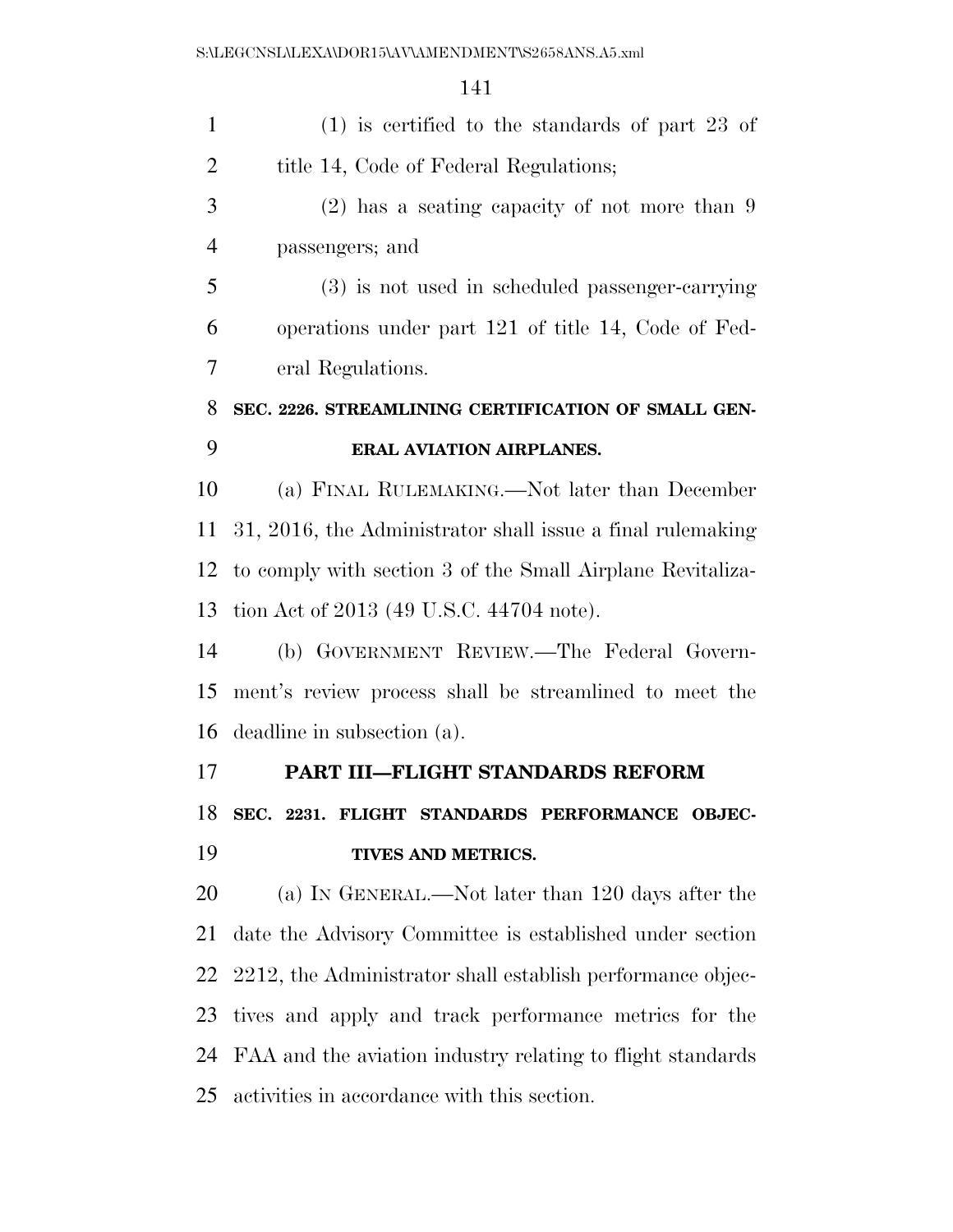(1) is certified to the standards of part 23 of title 14, Code of Federal Regulations;

(2) has a seating capacity of not more than 9 passengers; and

(3) is not used in scheduled passenger-carrying operations under part 121 of title 14, Code of Federal Regulations.

**SEC. 2226. STREAMLINING CERTIFICATION OF SMALL GENERAL AVIATION AIRPLANES.**

(a) FINAL RULEMAKING.—Not later than December 31, 2016, the Administrator shall issue a final rulemaking to comply with section 3 of the Small Airplane Revitalization Act of 2013 (49 U.S.C. 44704 note).

(b) GOVERNMENT REVIEW.—The Federal Government's review process shall be streamlined to meet the deadline in subsection (a).

## PART III—FLIGHT STANDARDS REFORM

**SEC. 2231. FLIGHT STANDARDS PERFORMANCE OBJECTIVES AND METRICS.**

(a) IN GENERAL.—Not later than 120 days after the date the Advisory Committee is established under section 2212, the Administrator shall establish performance objectives and apply and track performance metrics for the FAA and the aviation industry relating to flight standards activities in accordance with this section.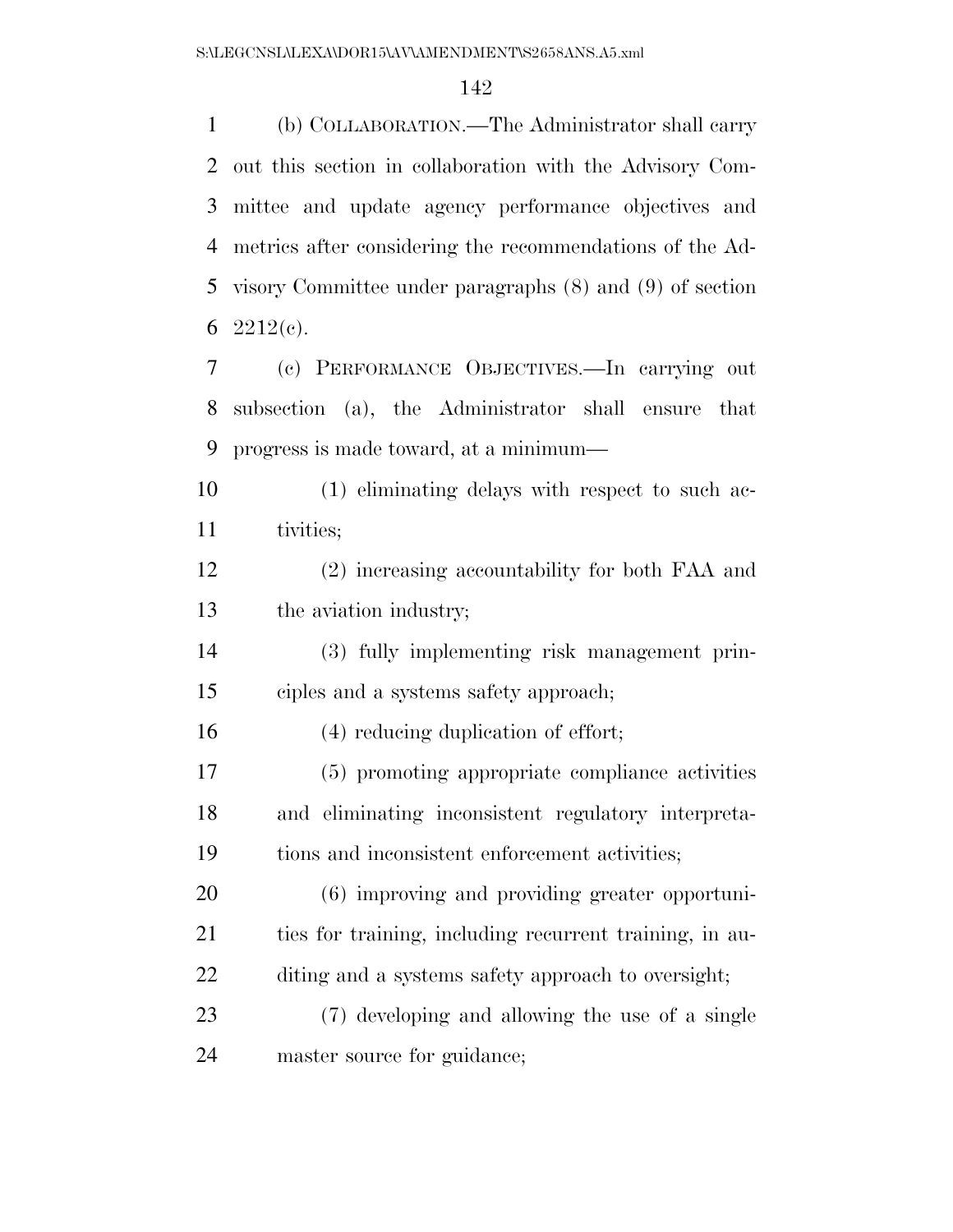(b) COLLABORATION.—The Administrator shall carry out this section in collaboration with the Advisory Committee and update agency performance objectives and metrics after considering the recommendations of the Advisory Committee under paragraphs (8) and (9) of section 2212(c).

(c) PERFORMANCE OBJECTIVES.—In carrying out subsection (a), the Administrator shall ensure that progress is made toward, at a minimum—

(1) eliminating delays with respect to such activities;

(2) increasing accountability for both FAA and the aviation industry;

(3) fully implementing risk management principles and a systems safety approach;

(4) reducing duplication of effort;

(5) promoting appropriate compliance activities and eliminating inconsistent regulatory interpretations and inconsistent enforcement activities;

(6) improving and providing greater opportunities for training, including recurrent training, in auditing and a systems safety approach to oversight;

(7) developing and allowing the use of a single master source for guidance;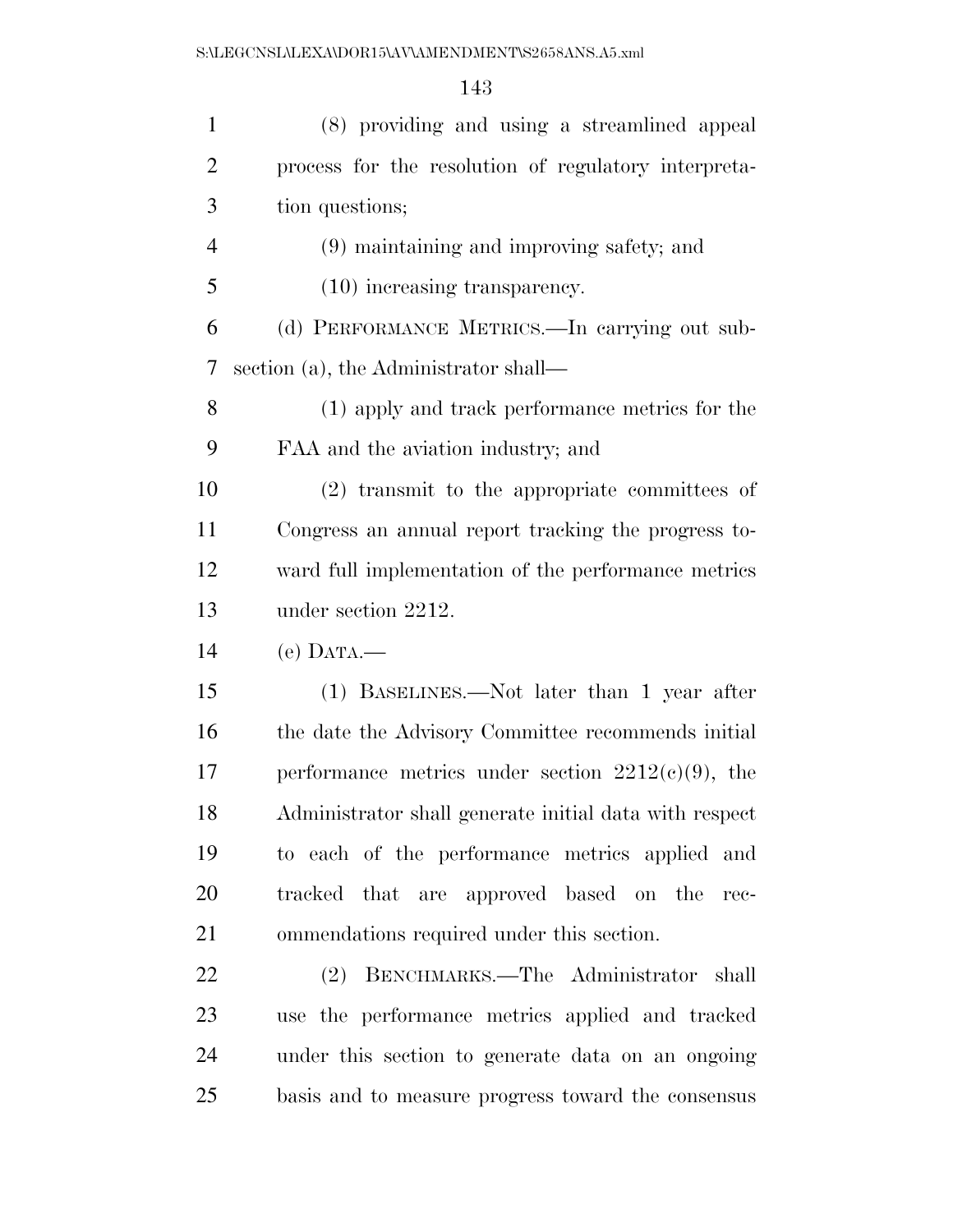(8) providing and using a streamlined appeal process for the resolution of regulatory interpretation questions;

(9) maintaining and improving safety; and

(10) increasing transparency.

(d) PERFORMANCE METRICS.—In carrying out subsection (a), the Administrator shall—

(1) apply and track performance metrics for the FAA and the aviation industry; and

(2) transmit to the appropriate committees of Congress an annual report tracking the progress toward full implementation of the performance metrics under section 2212.

(e) DATA.—

(1) BASELINES.—Not later than 1 year after the date the Advisory Committee recommends initial performance metrics under section 2212(c)(9), the Administrator shall generate initial data with respect to each of the performance metrics applied and tracked that are approved based on the recommendations required under this section.

(2) BENCHMARKS.—The Administrator shall use the performance metrics applied and tracked under this section to generate data on an ongoing basis and to measure progress toward the consensus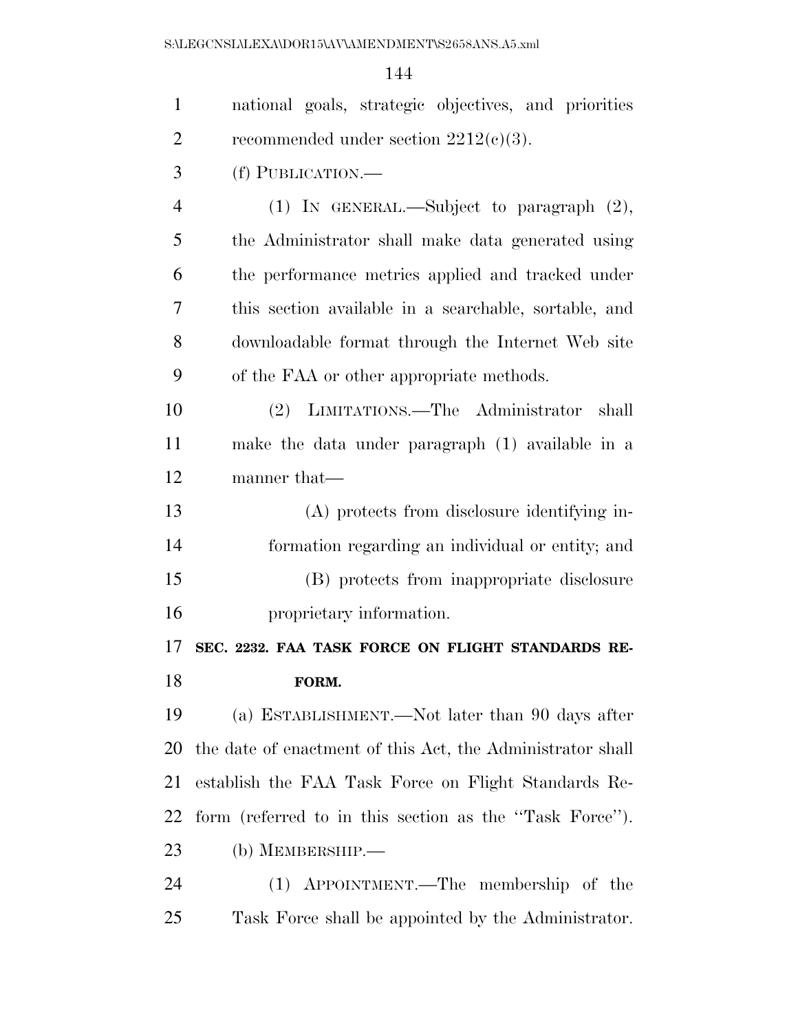national goals, strategic objectives, and priorities recommended under section 2212(c)(3).

(f) PUBLICATION.—

(1) IN GENERAL.—Subject to paragraph (2), the Administrator shall make data generated using the performance metrics applied and tracked under this section available in a searchable, sortable, and downloadable format through the Internet Web site of the FAA or other appropriate methods.

(2) LIMITATIONS.—The Administrator shall make the data under paragraph (1) available in a manner that—

(A) protects from disclosure identifying information regarding an individual or entity; and

(B) protects from inappropriate disclosure proprietary information.

**SEC. 2232. FAA TASK FORCE ON FLIGHT STANDARDS REFORM.**

(a) ESTABLISHMENT.—Not later than 90 days after the date of enactment of this Act, the Administrator shall establish the FAA Task Force on Flight Standards Reform (referred to in this section as the ''Task Force'').

(b) MEMBERSHIP.—

(1) APPOINTMENT.—The membership of the Task Force shall be appointed by the Administrator.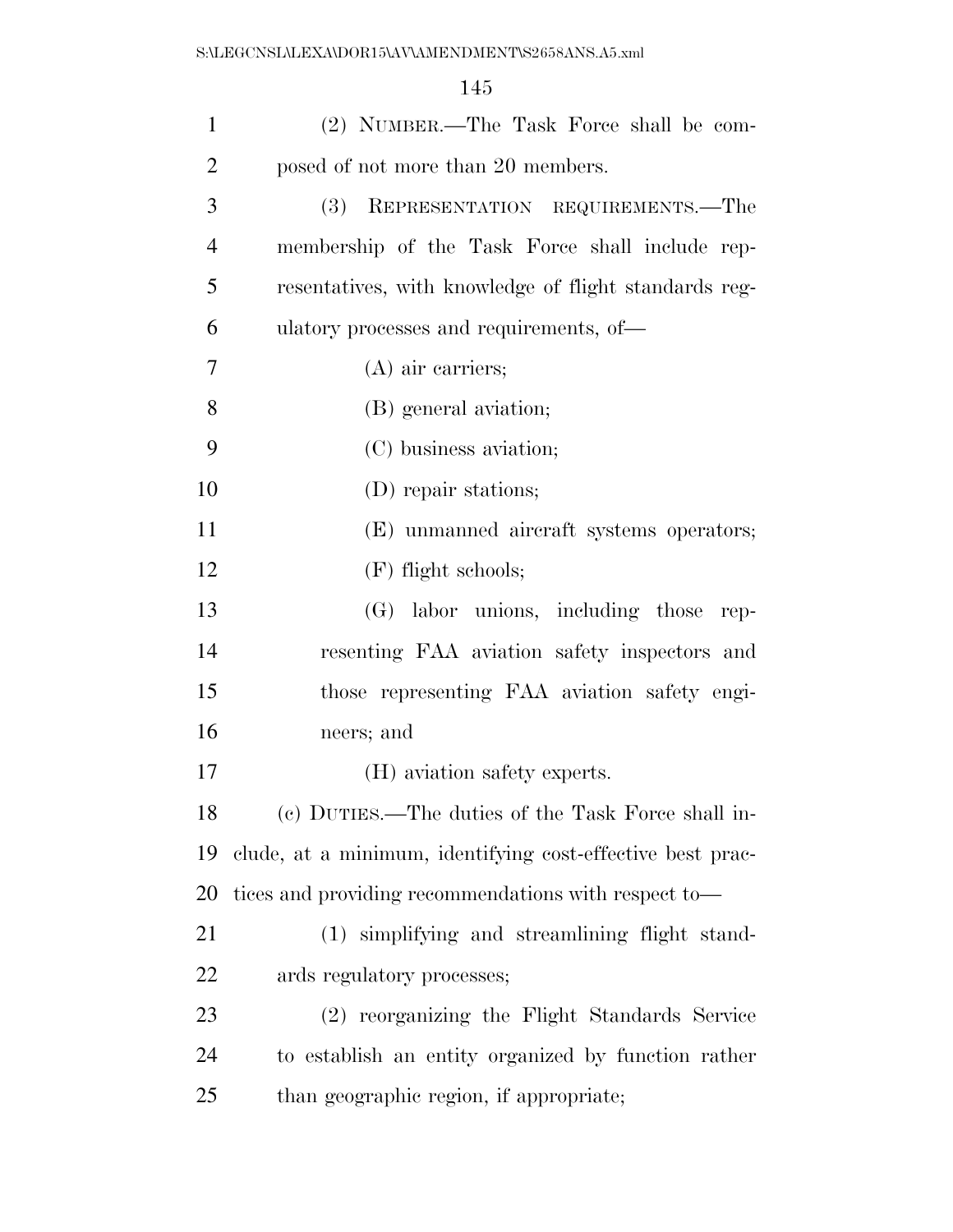(2) NUMBER.—The Task Force shall be composed of not more than 20 members.

(3) REPRESENTATION REQUIREMENTS.—The membership of the Task Force shall include representatives, with knowledge of flight standards regulatory processes and requirements, of—

(A) air carriers;

(B) general aviation;

(C) business aviation;

(D) repair stations;

(E) unmanned aircraft systems operators;

(F) flight schools;

(G) labor unions, including those representing FAA aviation safety inspectors and those representing FAA aviation safety engineers; and

(H) aviation safety experts.

(c) DUTIES.—The duties of the Task Force shall include, at a minimum, identifying cost-effective best practices and providing recommendations with respect to—

(1) simplifying and streamlining flight standards regulatory processes;

(2) reorganizing the Flight Standards Service to establish an entity organized by function rather than geographic region, if appropriate;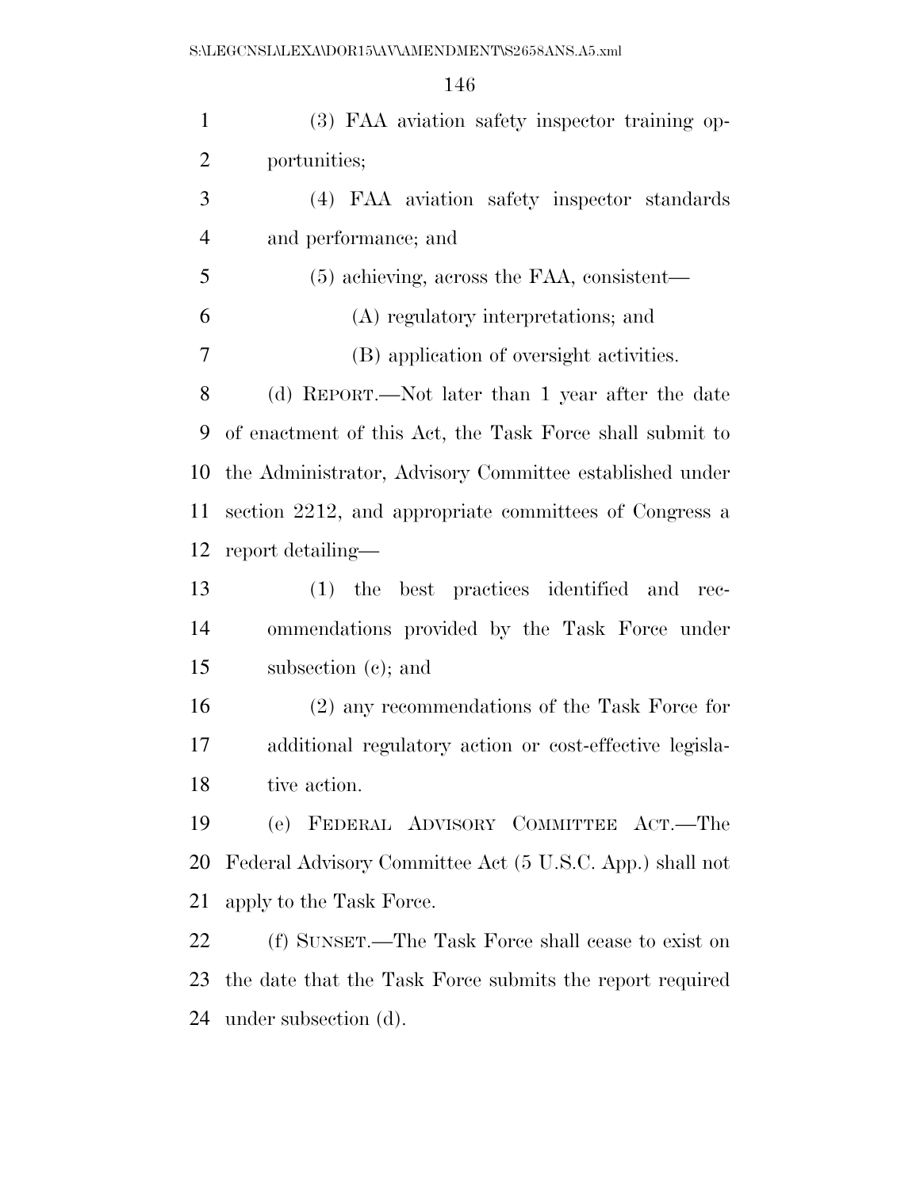(3) FAA aviation safety inspector training opportunities;

(4) FAA aviation safety inspector standards and performance; and

(5) achieving, across the FAA, consistent—

(A) regulatory interpretations; and

(B) application of oversight activities.

(d) REPORT.—Not later than 1 year after the date of enactment of this Act, the Task Force shall submit to the Administrator, Advisory Committee established under section 2212, and appropriate committees of Congress a report detailing—

(1) the best practices identified and recommendations provided by the Task Force under subsection (c); and

(2) any recommendations of the Task Force for additional regulatory action or cost-effective legislative action.

(e) FEDERAL ADVISORY COMMITTEE ACT.—The Federal Advisory Committee Act (5 U.S.C. App.) shall not apply to the Task Force.

(f) SUNSET.—The Task Force shall cease to exist on the date that the Task Force submits the report required under subsection (d).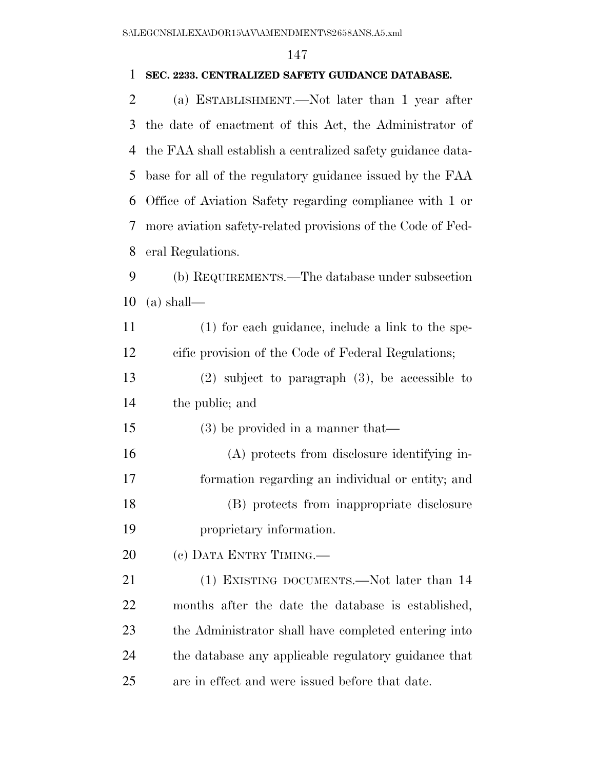**SEC. 2233. CENTRALIZED SAFETY GUIDANCE DATABASE.**

(a) ESTABLISHMENT.—Not later than 1 year after the date of enactment of this Act, the Administrator of the FAA shall establish a centralized safety guidance database for all of the regulatory guidance issued by the FAA Office of Aviation Safety regarding compliance with 1 or more aviation safety-related provisions of the Code of Federal Regulations.

(b) REQUIREMENTS.—The database under subsection (a) shall—

(1) for each guidance, include a link to the specific provision of the Code of Federal Regulations;

(2) subject to paragraph (3), be accessible to the public; and

(3) be provided in a manner that—

(A) protects from disclosure identifying information regarding an individual or entity; and

(B) protects from inappropriate disclosure proprietary information.

(c) DATA ENTRY TIMING.—

(1) EXISTING DOCUMENTS.—Not later than 14 months after the date the database is established, the Administrator shall have completed entering into the database any applicable regulatory guidance that are in effect and were issued before that date.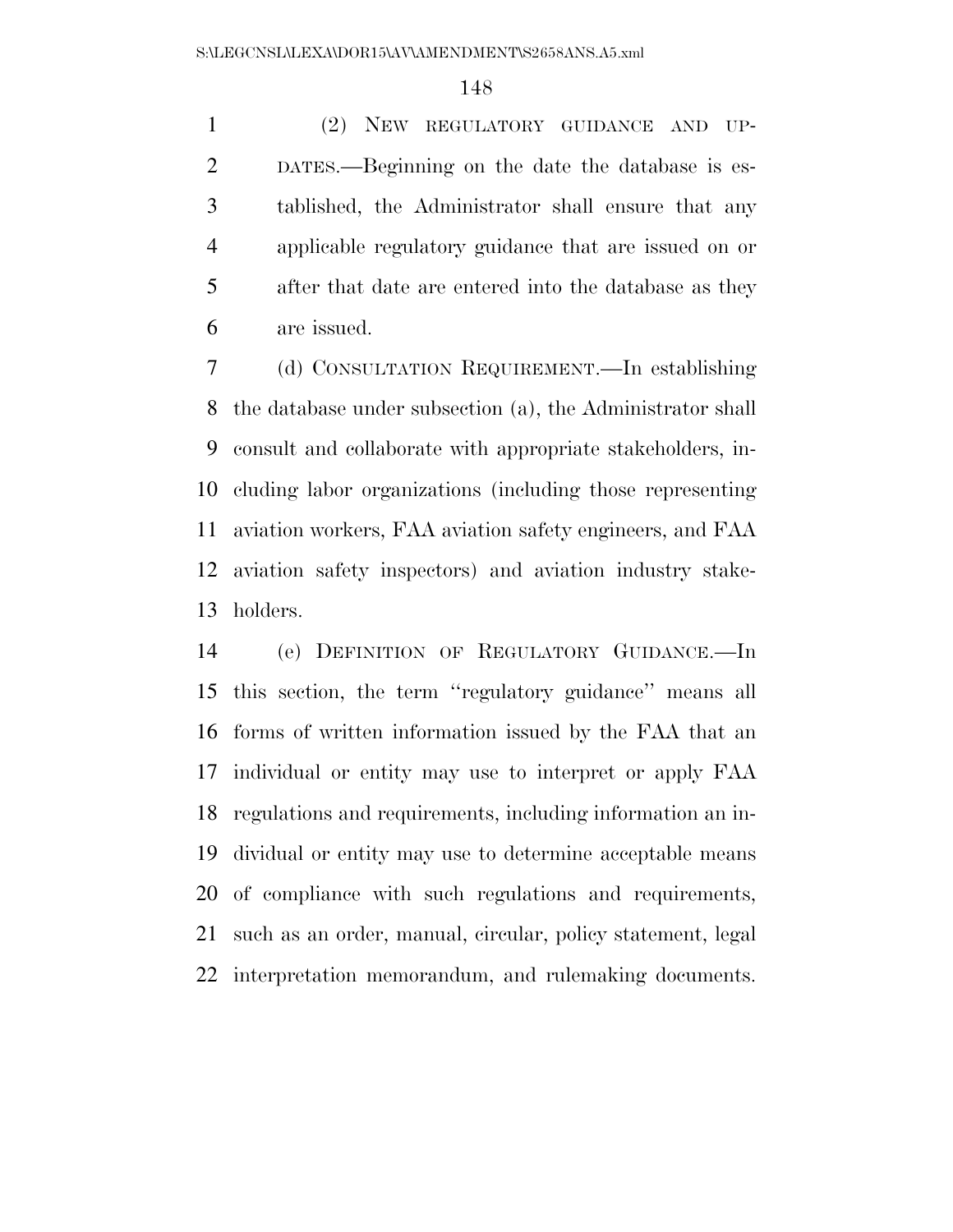(2) NEW REGULATORY GUIDANCE AND UPDATES.—Beginning on the date the database is established, the Administrator shall ensure that any applicable regulatory guidance that are issued on or after that date are entered into the database as they are issued.

(d) CONSULTATION REQUIREMENT.—In establishing the database under subsection (a), the Administrator shall consult and collaborate with appropriate stakeholders, including labor organizations (including those representing aviation workers, FAA aviation safety engineers, and FAA aviation safety inspectors) and aviation industry stakeholders.

(e) DEFINITION OF REGULATORY GUIDANCE.—In this section, the term ''regulatory guidance'' means all forms of written information issued by the FAA that an individual or entity may use to interpret or apply FAA regulations and requirements, including information an individual or entity may use to determine acceptable means of compliance with such regulations and requirements, such as an order, manual, circular, policy statement, legal interpretation memorandum, and rulemaking documents.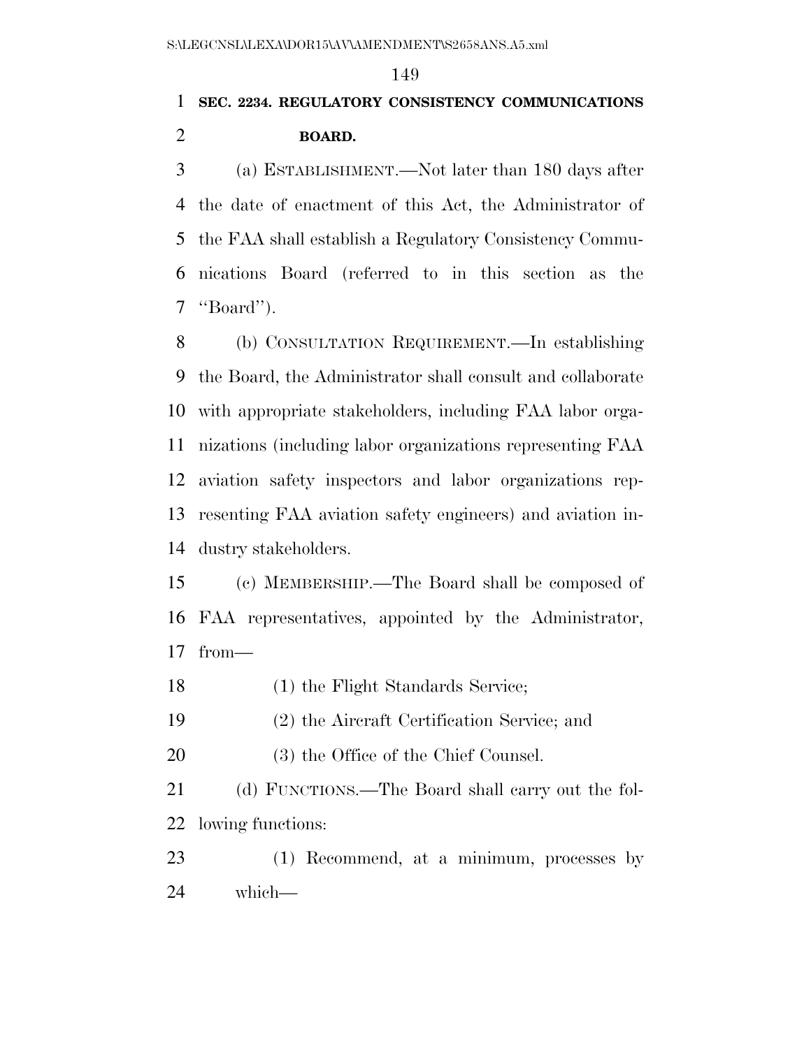### SEC. 2234. REGULATORY CONSISTENCY COMMUNICATIONS BOARD.

(a) ESTABLISHMENT.—Not later than 180 days after the date of enactment of this Act, the Administrator of the FAA shall establish a Regulatory Consistency Communications Board (referred to in this section as the "Board").

(b) CONSULTATION REQUIREMENT.—In establishing the Board, the Administrator shall consult and collaborate with appropriate stakeholders, including FAA labor organizations (including labor organizations representing FAA aviation safety inspectors and labor organizations representing FAA aviation safety engineers) and aviation industry stakeholders.

(c) MEMBERSHIP.—The Board shall be composed of FAA representatives, appointed by the Administrator, from—

(1) the Flight Standards Service;

(2) the Aircraft Certification Service; and

(3) the Office of the Chief Counsel.

(d) FUNCTIONS.—The Board shall carry out the following functions:

(1) Recommend, at a minimum, processes by which—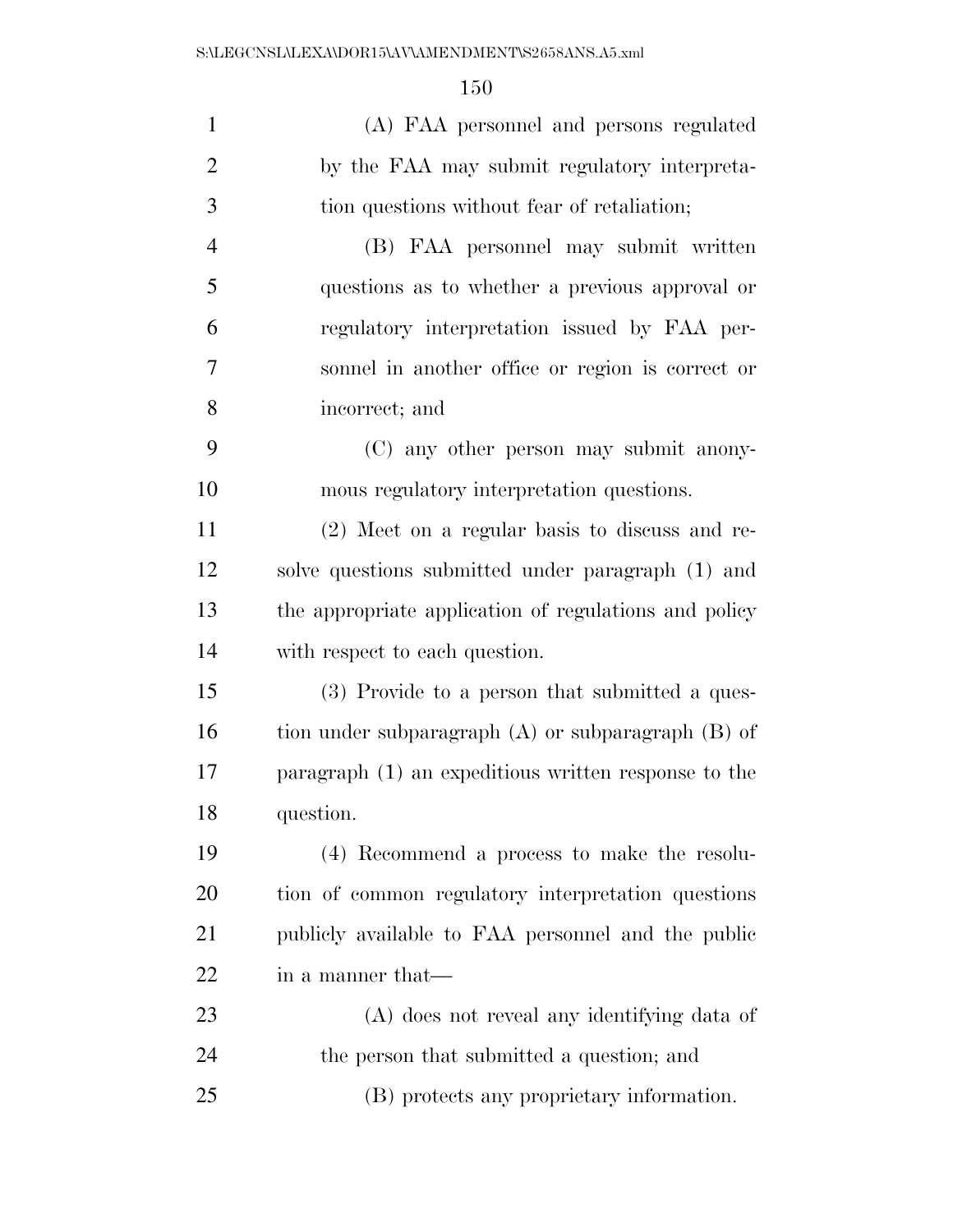(A) FAA personnel and persons regulated by the FAA may submit regulatory interpretation questions without fear of retaliation;

(B) FAA personnel may submit written questions as to whether a previous approval or regulatory interpretation issued by FAA personnel in another office or region is correct or incorrect; and

(C) any other person may submit anonymous regulatory interpretation questions.

(2) Meet on a regular basis to discuss and resolve questions submitted under paragraph (1) and the appropriate application of regulations and policy with respect to each question.

(3) Provide to a person that submitted a question under subparagraph (A) or subparagraph (B) of paragraph (1) an expeditious written response to the question.

(4) Recommend a process to make the resolution of common regulatory interpretation questions publicly available to FAA personnel and the public in a manner that—

(A) does not reveal any identifying data of the person that submitted a question; and

(B) protects any proprietary information.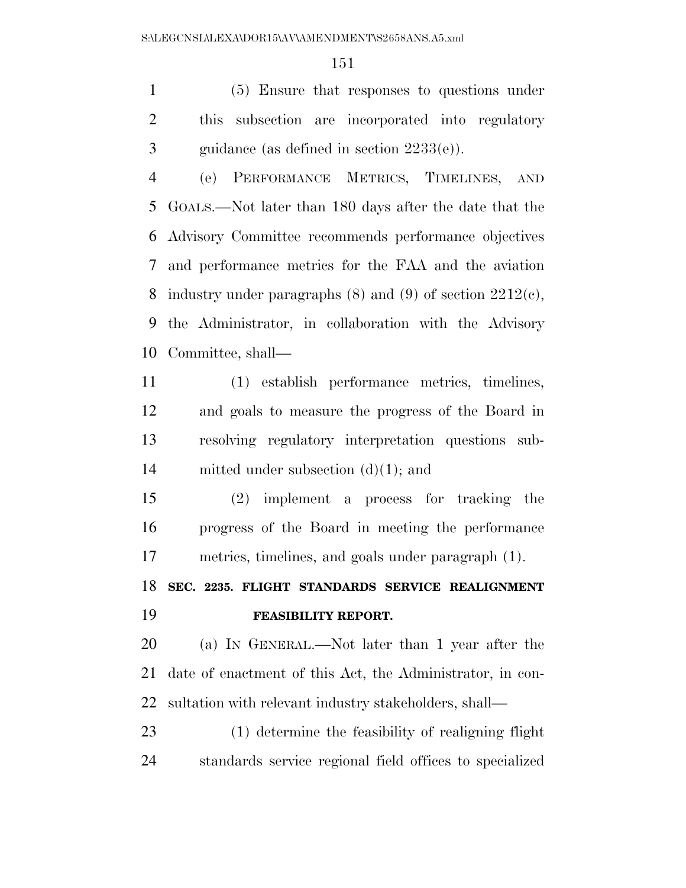(5) Ensure that responses to questions under this subsection are incorporated into regulatory guidance (as defined in section 2233(e)).

(e) PERFORMANCE METRICS, TIMELINES, AND GOALS.—Not later than 180 days after the date that the Advisory Committee recommends performance objectives and performance metrics for the FAA and the aviation industry under paragraphs (8) and (9) of section 2212(c), the Administrator, in collaboration with the Advisory Committee, shall—

(1) establish performance metrics, timelines, and goals to measure the progress of the Board in resolving regulatory interpretation questions submitted under subsection (d)(1); and

(2) implement a process for tracking the progress of the Board in meeting the performance metrics, timelines, and goals under paragraph (1).

**SEC. 2235. FLIGHT STANDARDS SERVICE REALIGNMENT FEASIBILITY REPORT.**

(a) IN GENERAL.—Not later than 1 year after the date of enactment of this Act, the Administrator, in consultation with relevant industry stakeholders, shall—

(1) determine the feasibility of realigning flight standards service regional field offices to specialized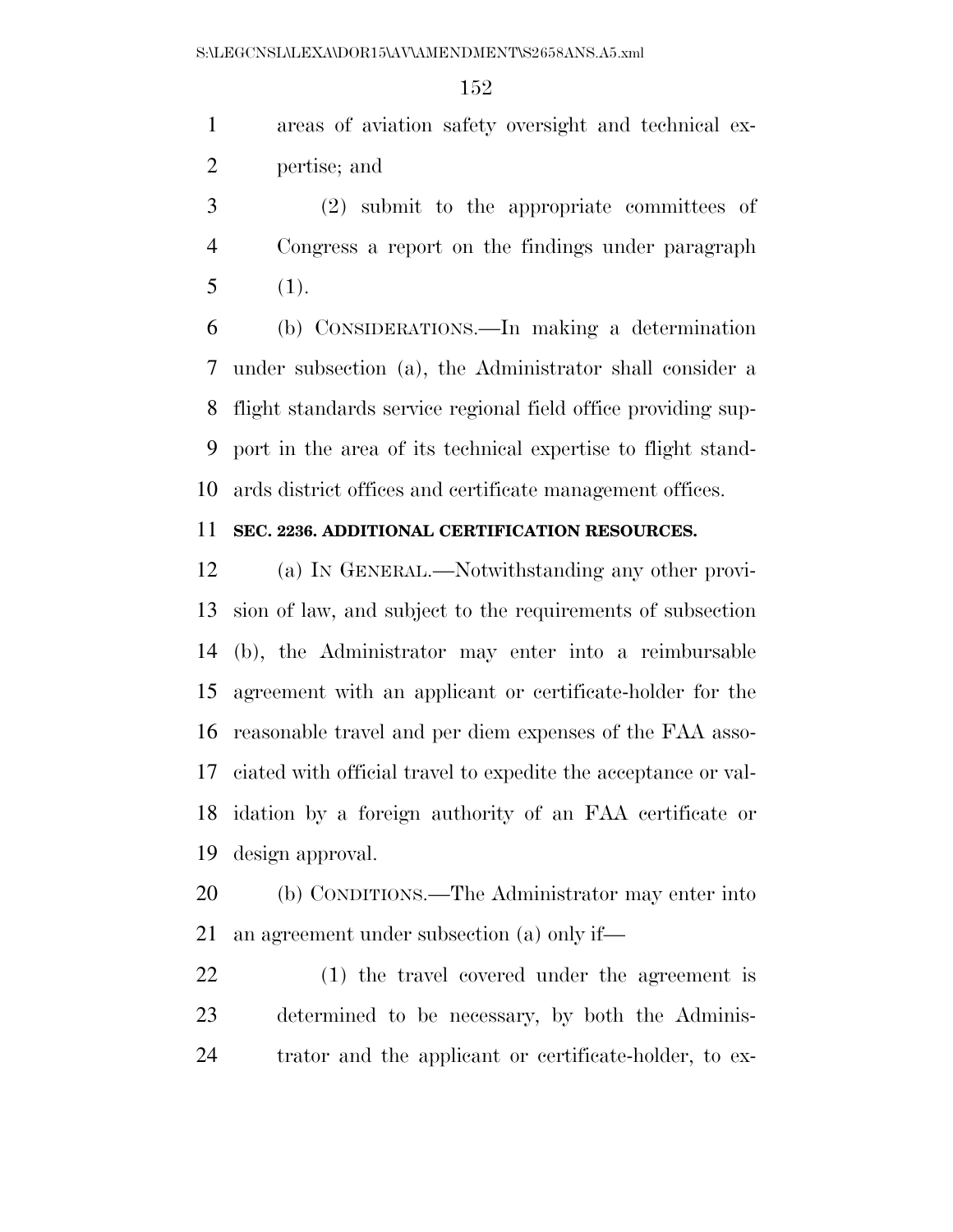areas of aviation safety oversight and technical expertise; and

(2) submit to the appropriate committees of Congress a report on the findings under paragraph (1).

(b) CONSIDERATIONS.—In making a determination under subsection (a), the Administrator shall consider a flight standards service regional field office providing support in the area of its technical expertise to flight standards district offices and certificate management offices.

**SEC. 2236. ADDITIONAL CERTIFICATION RESOURCES.**

(a) IN GENERAL.—Notwithstanding any other provision of law, and subject to the requirements of subsection (b), the Administrator may enter into a reimbursable agreement with an applicant or certificate-holder for the reasonable travel and per diem expenses of the FAA associated with official travel to expedite the acceptance or validation by a foreign authority of an FAA certificate or design approval.

(b) CONDITIONS.—The Administrator may enter into an agreement under subsection (a) only if—

(1) the travel covered under the agreement is determined to be necessary, by both the Administrator and the applicant or certificate-holder, to ex-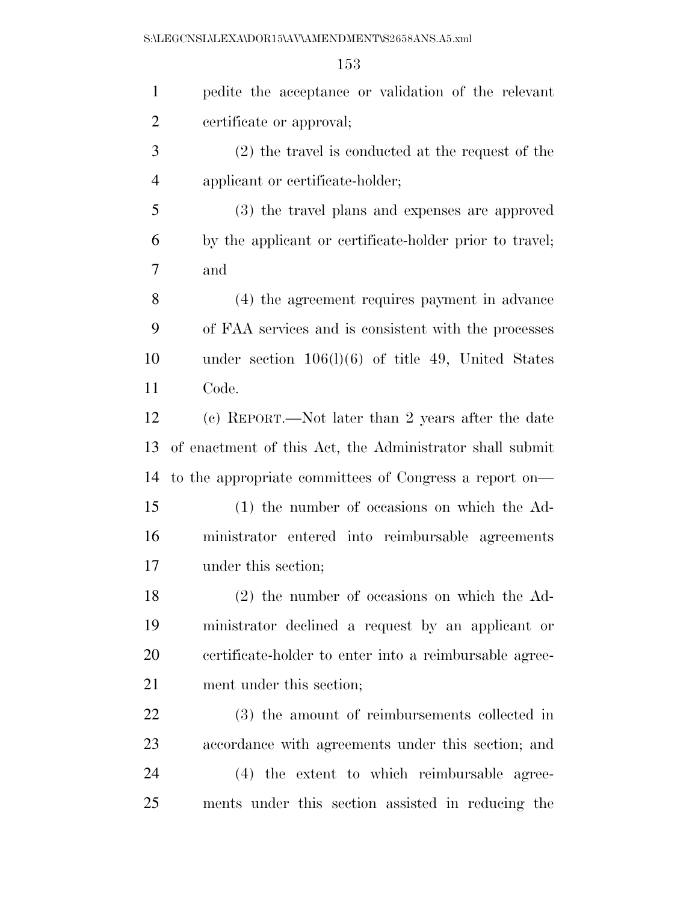pedite the acceptance or validation of the relevant certificate or approval;

(2) the travel is conducted at the request of the applicant or certificate-holder;

(3) the travel plans and expenses are approved by the applicant or certificate-holder prior to travel; and

(4) the agreement requires payment in advance of FAA services and is consistent with the processes under section 106(l)(6) of title 49, United States Code.

(c) REPORT.—Not later than 2 years after the date of enactment of this Act, the Administrator shall submit to the appropriate committees of Congress a report on—

(1) the number of occasions on which the Administrator entered into reimbursable agreements under this section;

(2) the number of occasions on which the Administrator declined a request by an applicant or certificate-holder to enter into a reimbursable agreement under this section;

(3) the amount of reimbursements collected in accordance with agreements under this section; and

(4) the extent to which reimbursable agreements under this section assisted in reducing the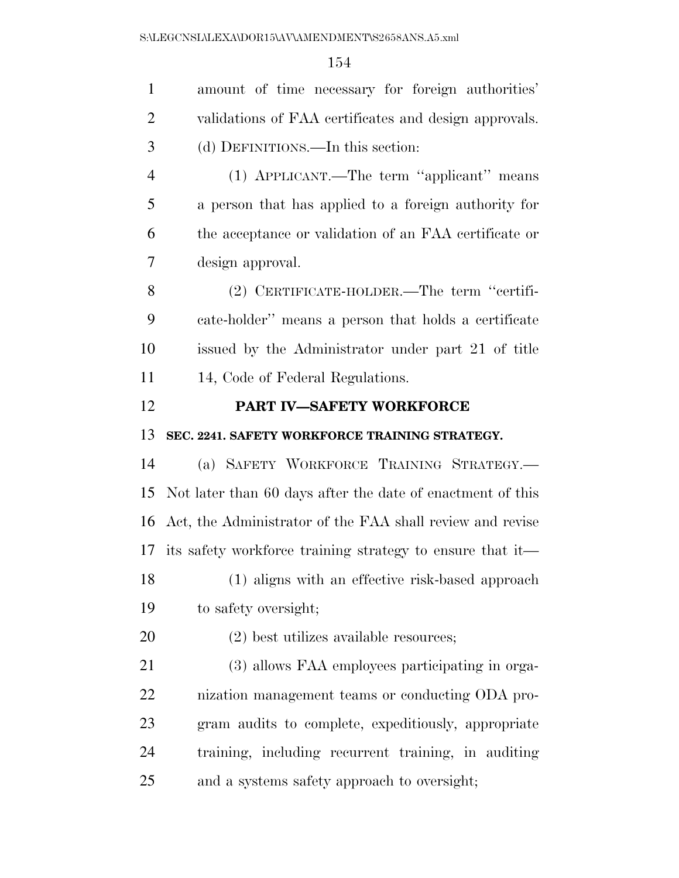amount of time necessary for foreign authorities' validations of FAA certificates and design approvals.

(d) DEFINITIONS.—In this section:

(1) APPLICANT.—The term ''applicant'' means a person that has applied to a foreign authority for the acceptance or validation of an FAA certificate or design approval.

(2) CERTIFICATE-HOLDER.—The term ''certificate-holder'' means a person that holds a certificate issued by the Administrator under part 21 of title 14, Code of Federal Regulations.

## PART IV—SAFETY WORKFORCE

### SEC. 2241. SAFETY WORKFORCE TRAINING STRATEGY.

(a) SAFETY WORKFORCE TRAINING STRATEGY.—Not later than 60 days after the date of enactment of this Act, the Administrator of the FAA shall review and revise its safety workforce training strategy to ensure that it—

(1) aligns with an effective risk-based approach to safety oversight;

(2) best utilizes available resources;

(3) allows FAA employees participating in organization management teams or conducting ODA program audits to complete, expeditiously, appropriate training, including recurrent training, in auditing and a systems safety approach to oversight;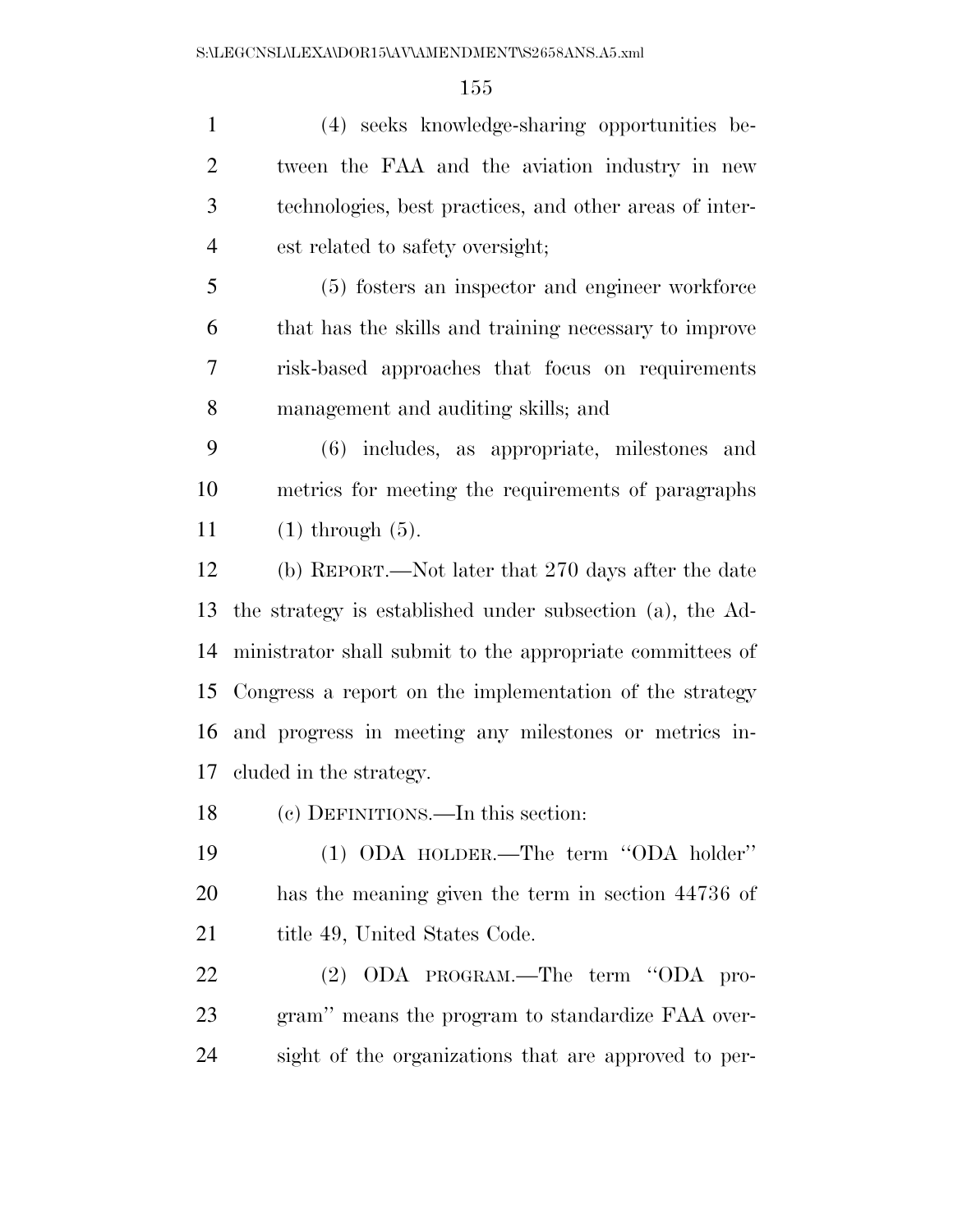(4) seeks knowledge-sharing opportunities between the FAA and the aviation industry in new technologies, best practices, and other areas of interest related to safety oversight;

(5) fosters an inspector and engineer workforce that has the skills and training necessary to improve risk-based approaches that focus on requirements management and auditing skills; and

(6) includes, as appropriate, milestones and metrics for meeting the requirements of paragraphs (1) through (5).

(b) REPORT.—Not later that 270 days after the date the strategy is established under subsection (a), the Administrator shall submit to the appropriate committees of Congress a report on the implementation of the strategy and progress in meeting any milestones or metrics included in the strategy.

(c) DEFINITIONS.—In this section:

(1) ODA HOLDER.—The term ''ODA holder'' has the meaning given the term in section 44736 of title 49, United States Code.

(2) ODA PROGRAM.—The term ''ODA program'' means the program to standardize FAA oversight of the organizations that are approved to per-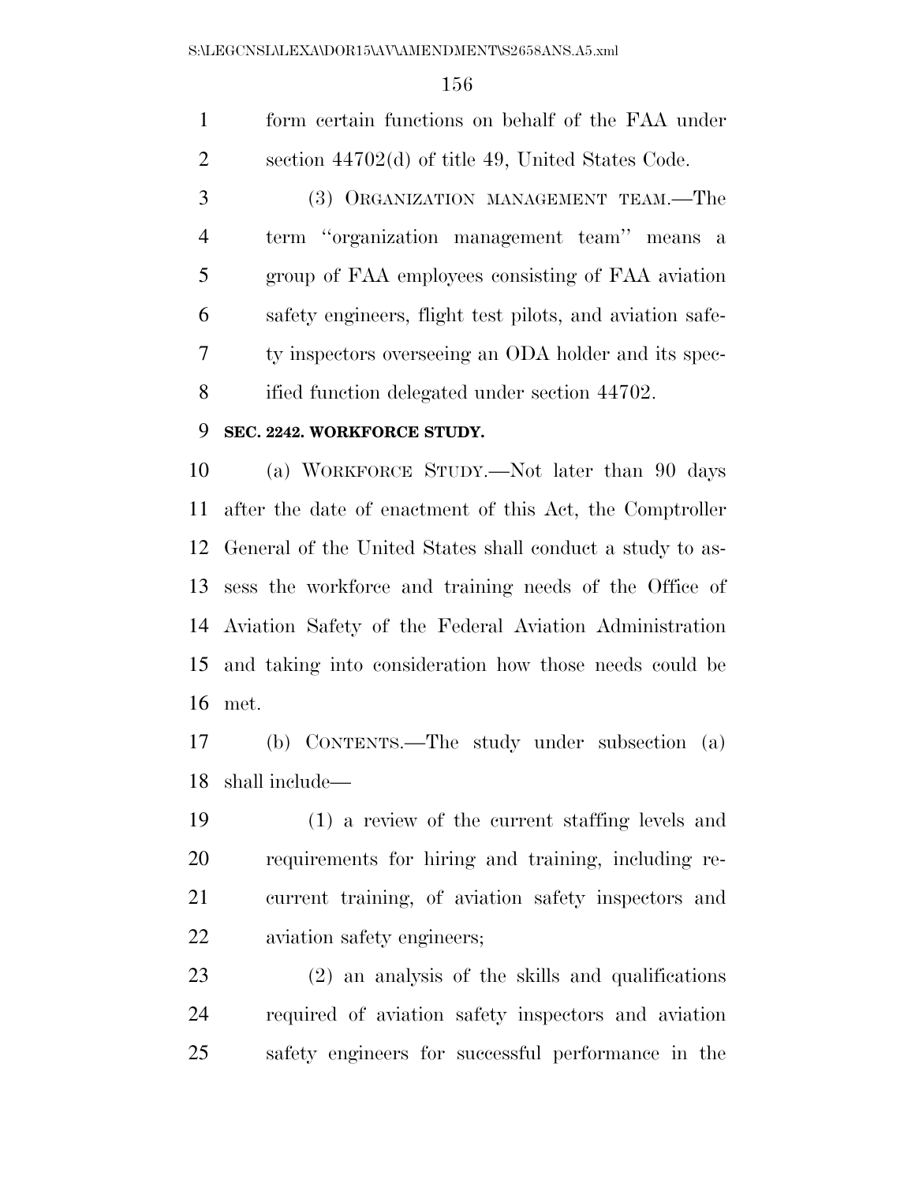form certain functions on behalf of the FAA under section 44702(d) of title 49, United States Code.

(3) ORGANIZATION MANAGEMENT TEAM.—The term "organization management team" means a group of FAA employees consisting of FAA aviation safety engineers, flight test pilots, and aviation safety inspectors overseeing an ODA holder and its specified function delegated under section 44702.

**SEC. 2242. WORKFORCE STUDY.**

(a) WORKFORCE STUDY.—Not later than 90 days after the date of enactment of this Act, the Comptroller General of the United States shall conduct a study to assess the workforce and training needs of the Office of Aviation Safety of the Federal Aviation Administration and taking into consideration how those needs could be met.

(b) CONTENTS.—The study under subsection (a) shall include—

(1) a review of the current staffing levels and requirements for hiring and training, including recurrent training, of aviation safety inspectors and aviation safety engineers;

(2) an analysis of the skills and qualifications required of aviation safety inspectors and aviation safety engineers for successful performance in the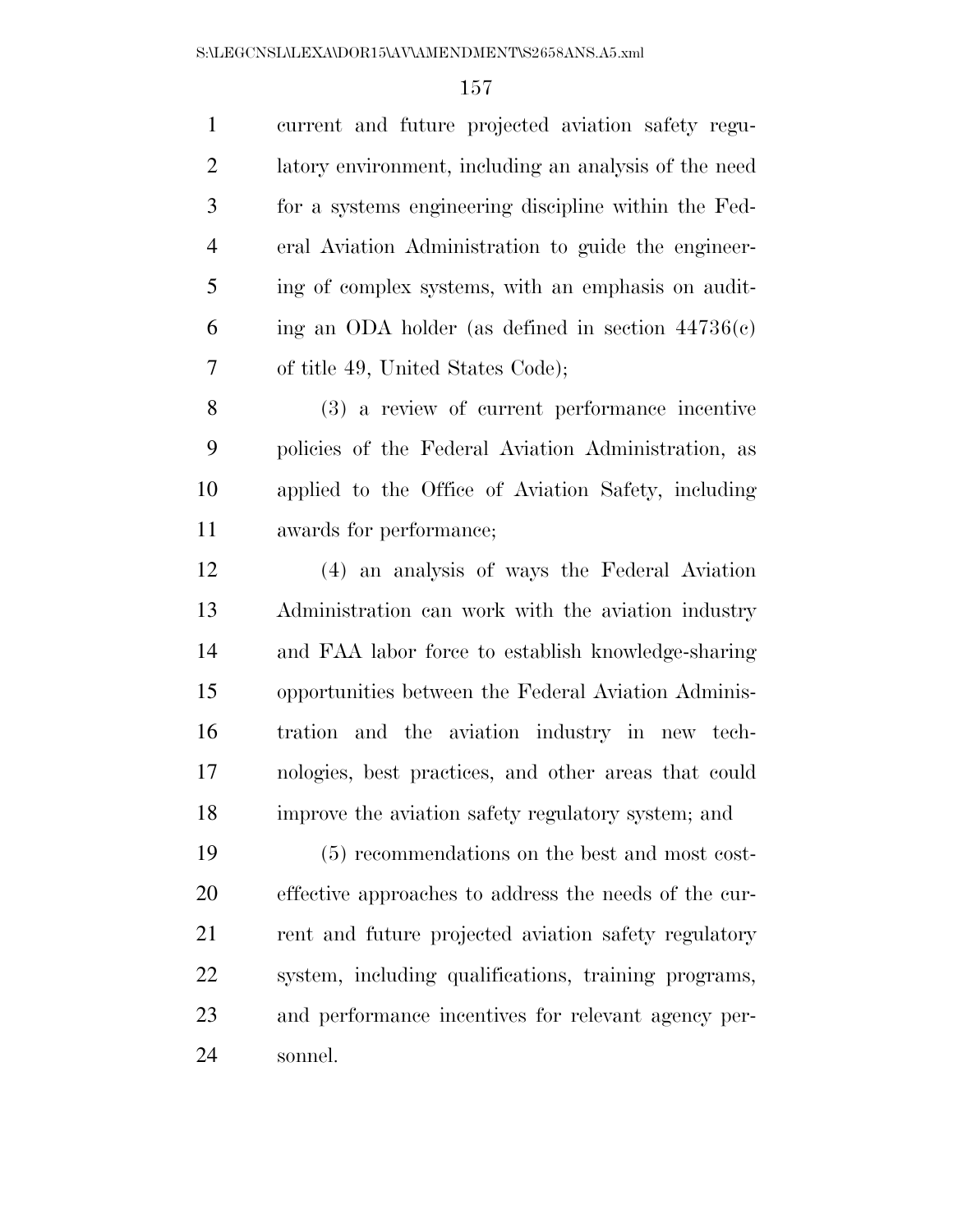current and future projected aviation safety regulatory environment, including an analysis of the need for a systems engineering discipline within the Federal Aviation Administration to guide the engineering of complex systems, with an emphasis on auditing an ODA holder (as defined in section 44736(c) of title 49, United States Code);

(3) a review of current performance incentive policies of the Federal Aviation Administration, as applied to the Office of Aviation Safety, including awards for performance;

(4) an analysis of ways the Federal Aviation Administration can work with the aviation industry and FAA labor force to establish knowledge-sharing opportunities between the Federal Aviation Administration and the aviation industry in new technologies, best practices, and other areas that could improve the aviation safety regulatory system; and

(5) recommendations on the best and most cost-effective approaches to address the needs of the current and future projected aviation safety regulatory system, including qualifications, training programs, and performance incentives for relevant agency personnel.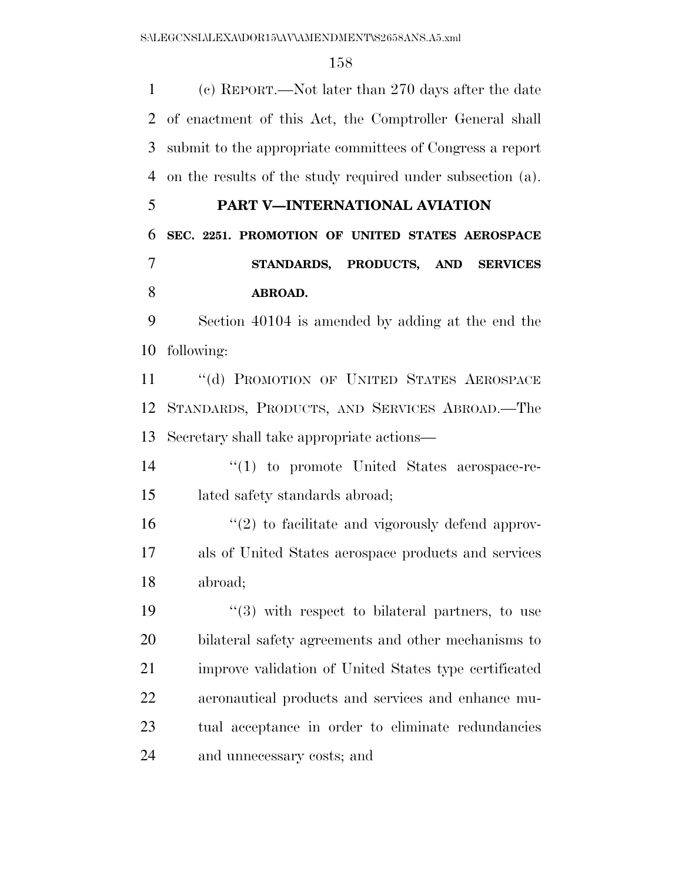(c) REPORT.—Not later than 270 days after the date of enactment of this Act, the Comptroller General shall submit to the appropriate committees of Congress a report on the results of the study required under subsection (a).

## PART V—INTERNATIONAL AVIATION

### SEC. 2251. PROMOTION OF UNITED STATES AEROSPACE STANDARDS, PRODUCTS, AND SERVICES ABROAD.

Section 40104 is amended by adding at the end the following:

"(d) PROMOTION OF UNITED STATES AEROSPACE STANDARDS, PRODUCTS, AND SERVICES ABROAD.—The Secretary shall take appropriate actions—

"(1) to promote United States aerospace-related safety standards abroad;

"(2) to facilitate and vigorously defend approvals of United States aerospace products and services abroad;

"(3) with respect to bilateral partners, to use bilateral safety agreements and other mechanisms to improve validation of United States type certificated aeronautical products and services and enhance mutual acceptance in order to eliminate redundancies and unnecessary costs; and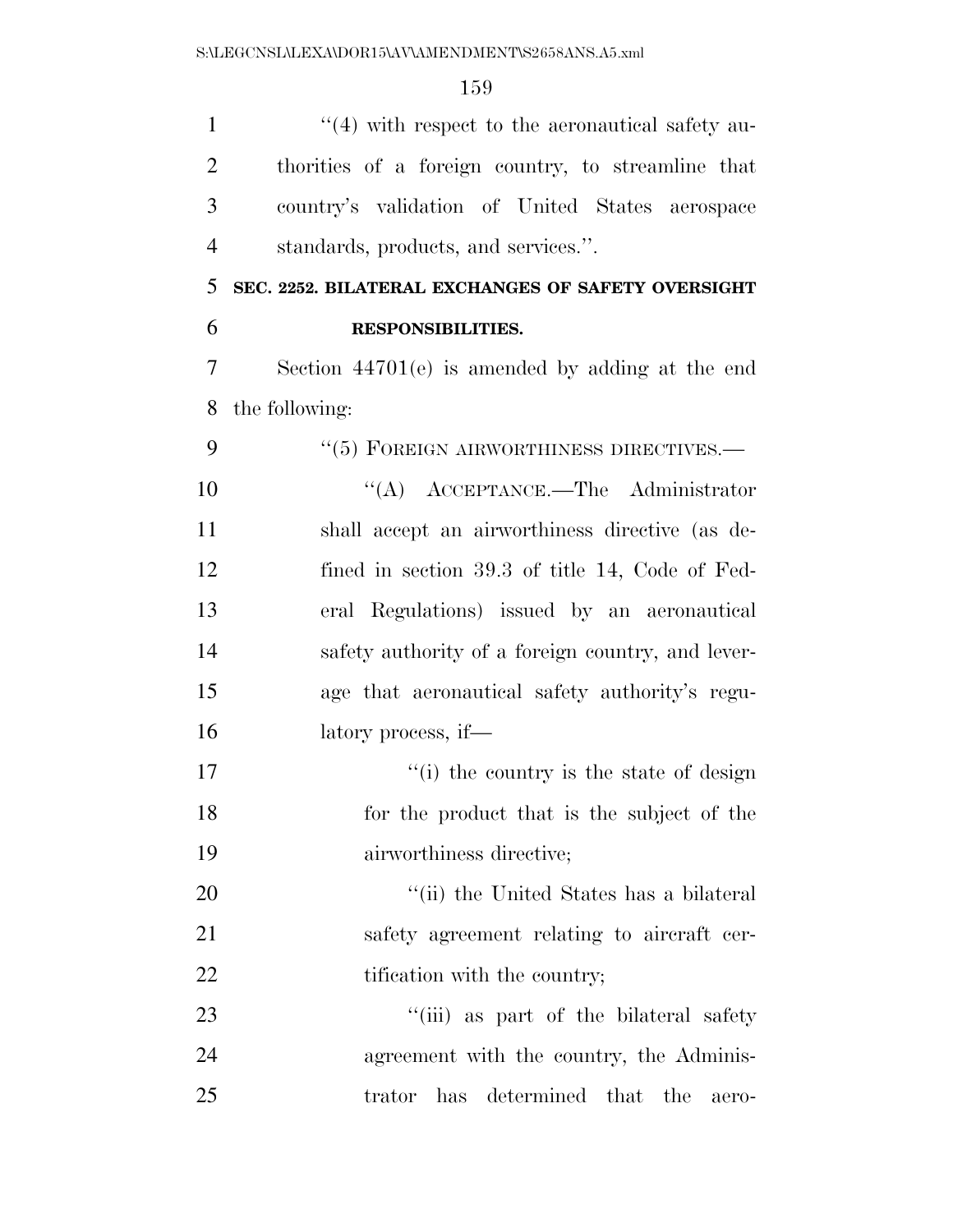''(4) with respect to the aeronautical safety authorities of a foreign country, to streamline that country's validation of United States aerospace standards, products, and services.''.

**SEC. 2252. BILATERAL EXCHANGES OF SAFETY OVERSIGHT RESPONSIBILITIES.**

Section 44701(e) is amended by adding at the end the following:

''(5) FOREIGN AIRWORTHINESS DIRECTIVES.—

''(A) ACCEPTANCE.—The Administrator shall accept an airworthiness directive (as defined in section 39.3 of title 14, Code of Federal Regulations) issued by an aeronautical safety authority of a foreign country, and leverage that aeronautical safety authority's regulatory process, if—

''(i) the country is the state of design for the product that is the subject of the airworthiness directive;

''(ii) the United States has a bilateral safety agreement relating to aircraft certification with the country;

''(iii) as part of the bilateral safety agreement with the country, the Administrator has determined that the aero-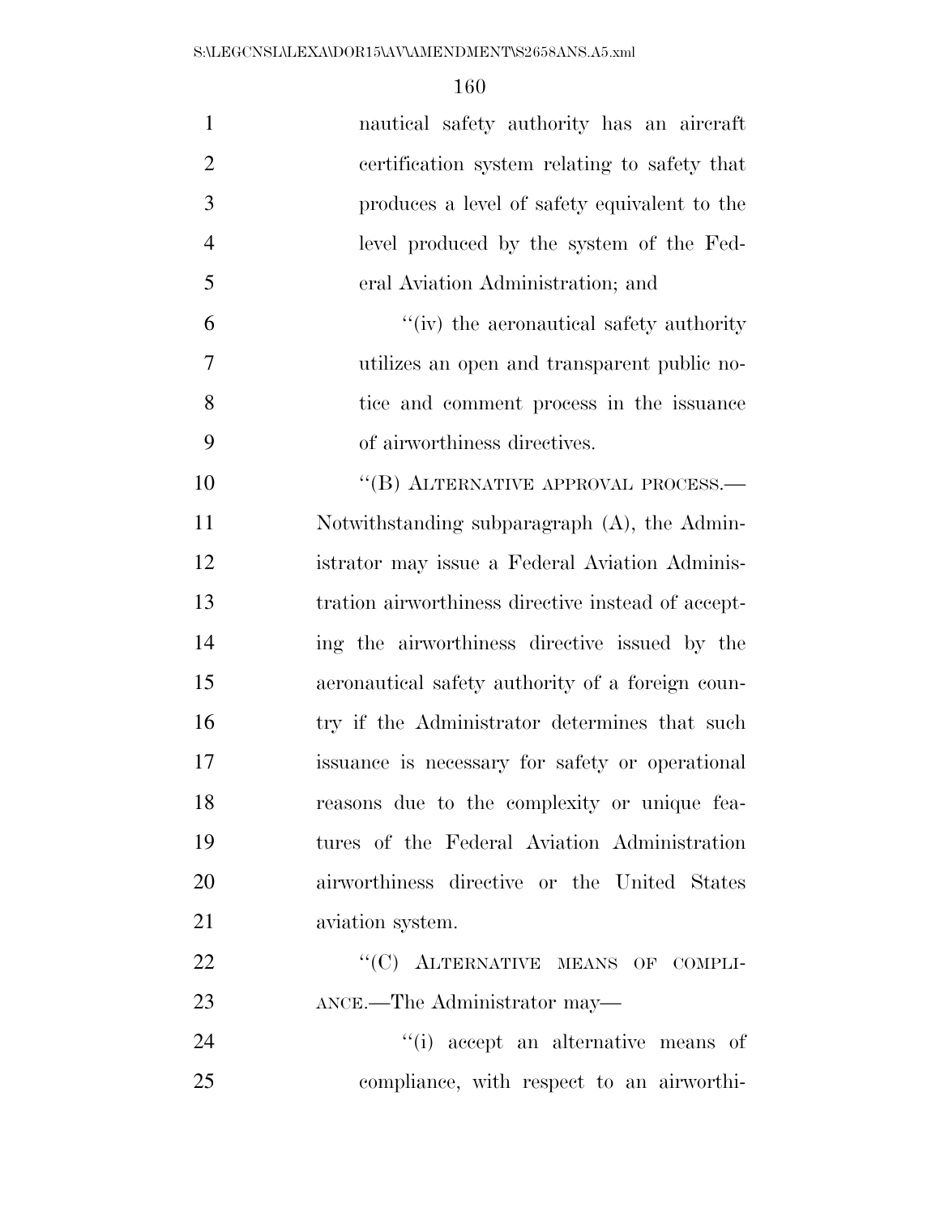nautical safety authority has an aircraft certification system relating to safety that produces a level of safety equivalent to the level produced by the system of the Federal Aviation Administration; and

"(iv) the aeronautical safety authority utilizes an open and transparent public notice and comment process in the issuance of airworthiness directives.

"(B) ALTERNATIVE APPROVAL PROCESS.—Notwithstanding subparagraph (A), the Administrator may issue a Federal Aviation Administration airworthiness directive instead of accepting the airworthiness directive issued by the aeronautical safety authority of a foreign country if the Administrator determines that such issuance is necessary for safety or operational reasons due to the complexity or unique features of the Federal Aviation Administration airworthiness directive or the United States aviation system.

"(C) ALTERNATIVE MEANS OF COMPLIANCE.—The Administrator may—

"(i) accept an alternative means of compliance, with respect to an airworthi-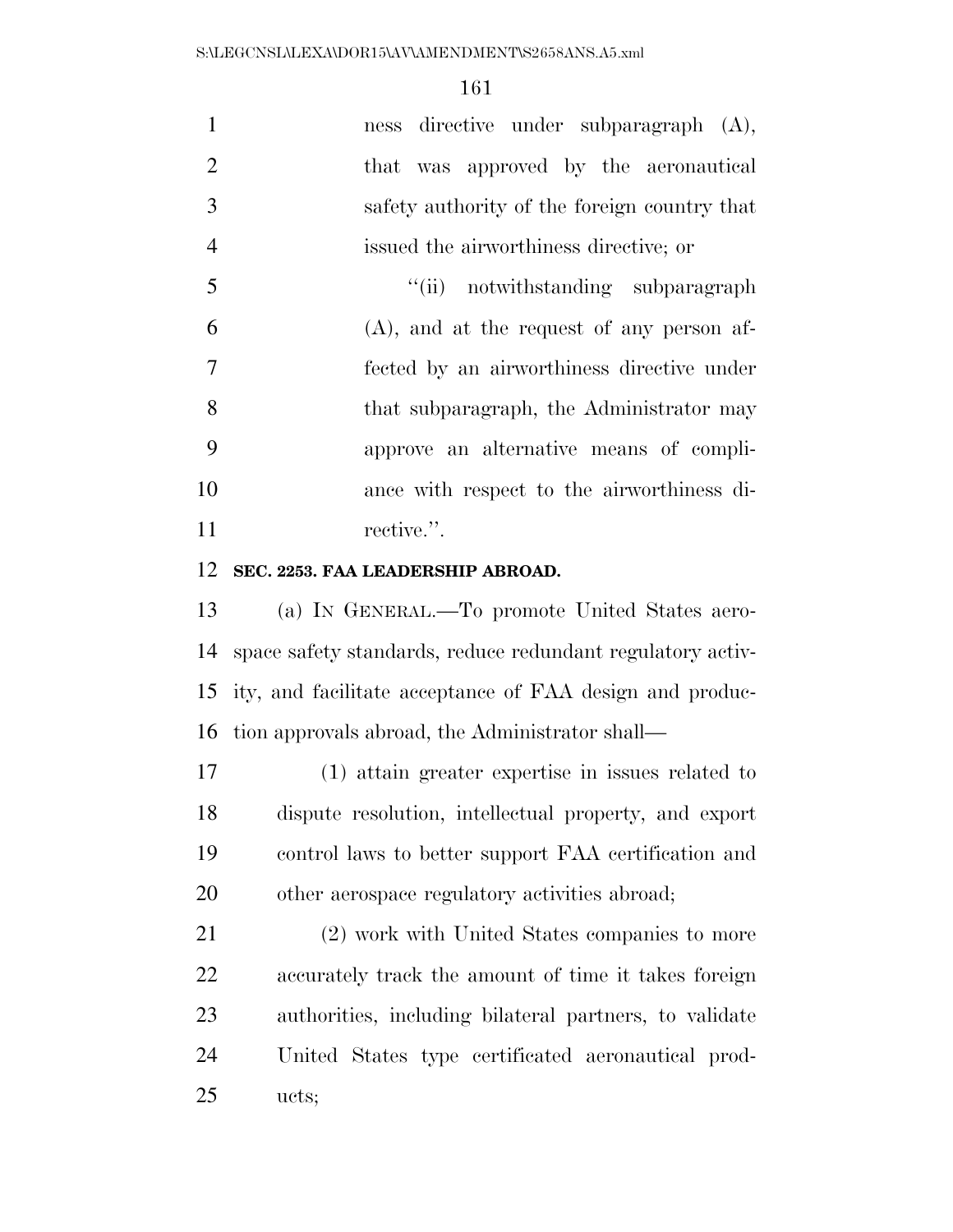ness directive under subparagraph (A), that was approved by the aeronautical safety authority of the foreign country that issued the airworthiness directive; or

"(ii) notwithstanding subparagraph (A), and at the request of any person affected by an airworthiness directive under that subparagraph, the Administrator may approve an alternative means of compliance with respect to the airworthiness directive.".

**SEC. 2253. FAA LEADERSHIP ABROAD.**

(a) IN GENERAL.—To promote United States aerospace safety standards, reduce redundant regulatory activity, and facilitate acceptance of FAA design and production approvals abroad, the Administrator shall—

(1) attain greater expertise in issues related to dispute resolution, intellectual property, and export control laws to better support FAA certification and other aerospace regulatory activities abroad;

(2) work with United States companies to more accurately track the amount of time it takes foreign authorities, including bilateral partners, to validate United States type certificated aeronautical products;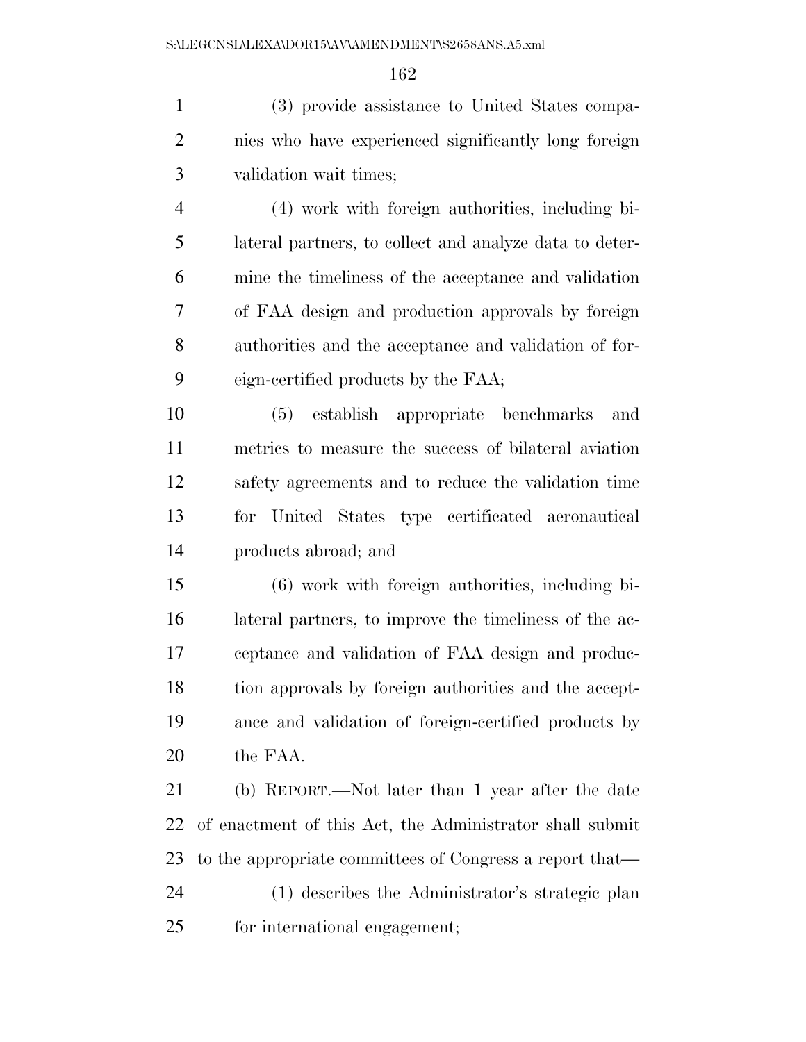(3) provide assistance to United States companies who have experienced significantly long foreign validation wait times;

(4) work with foreign authorities, including bilateral partners, to collect and analyze data to determine the timeliness of the acceptance and validation of FAA design and production approvals by foreign authorities and the acceptance and validation of foreign-certified products by the FAA;

(5) establish appropriate benchmarks and metrics to measure the success of bilateral aviation safety agreements and to reduce the validation time for United States type certificated aeronautical products abroad; and

(6) work with foreign authorities, including bilateral partners, to improve the timeliness of the acceptance and validation of FAA design and production approvals by foreign authorities and the acceptance and validation of foreign-certified products by the FAA.

(b) REPORT.—Not later than 1 year after the date of enactment of this Act, the Administrator shall submit to the appropriate committees of Congress a report that—

(1) describes the Administrator's strategic plan for international engagement;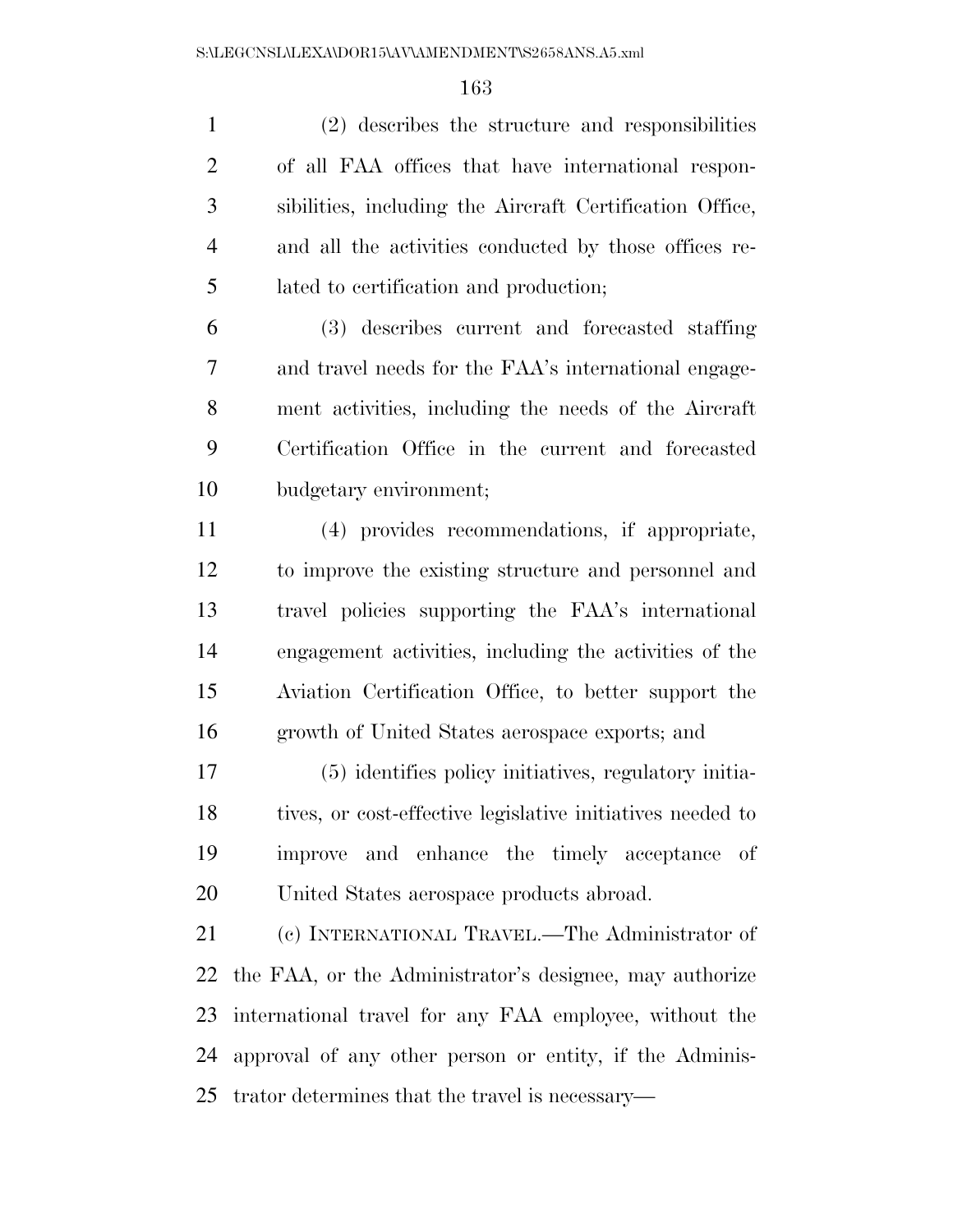(2) describes the structure and responsibilities of all FAA offices that have international responsibilities, including the Aircraft Certification Office, and all the activities conducted by those offices related to certification and production;

(3) describes current and forecasted staffing and travel needs for the FAA's international engagement activities, including the needs of the Aircraft Certification Office in the current and forecasted budgetary environment;

(4) provides recommendations, if appropriate, to improve the existing structure and personnel and travel policies supporting the FAA's international engagement activities, including the activities of the Aviation Certification Office, to better support the growth of United States aerospace exports; and

(5) identifies policy initiatives, regulatory initiatives, or cost-effective legislative initiatives needed to improve and enhance the timely acceptance of United States aerospace products abroad.

(c) INTERNATIONAL TRAVEL.—The Administrator of the FAA, or the Administrator's designee, may authorize international travel for any FAA employee, without the approval of any other person or entity, if the Administrator determines that the travel is necessary—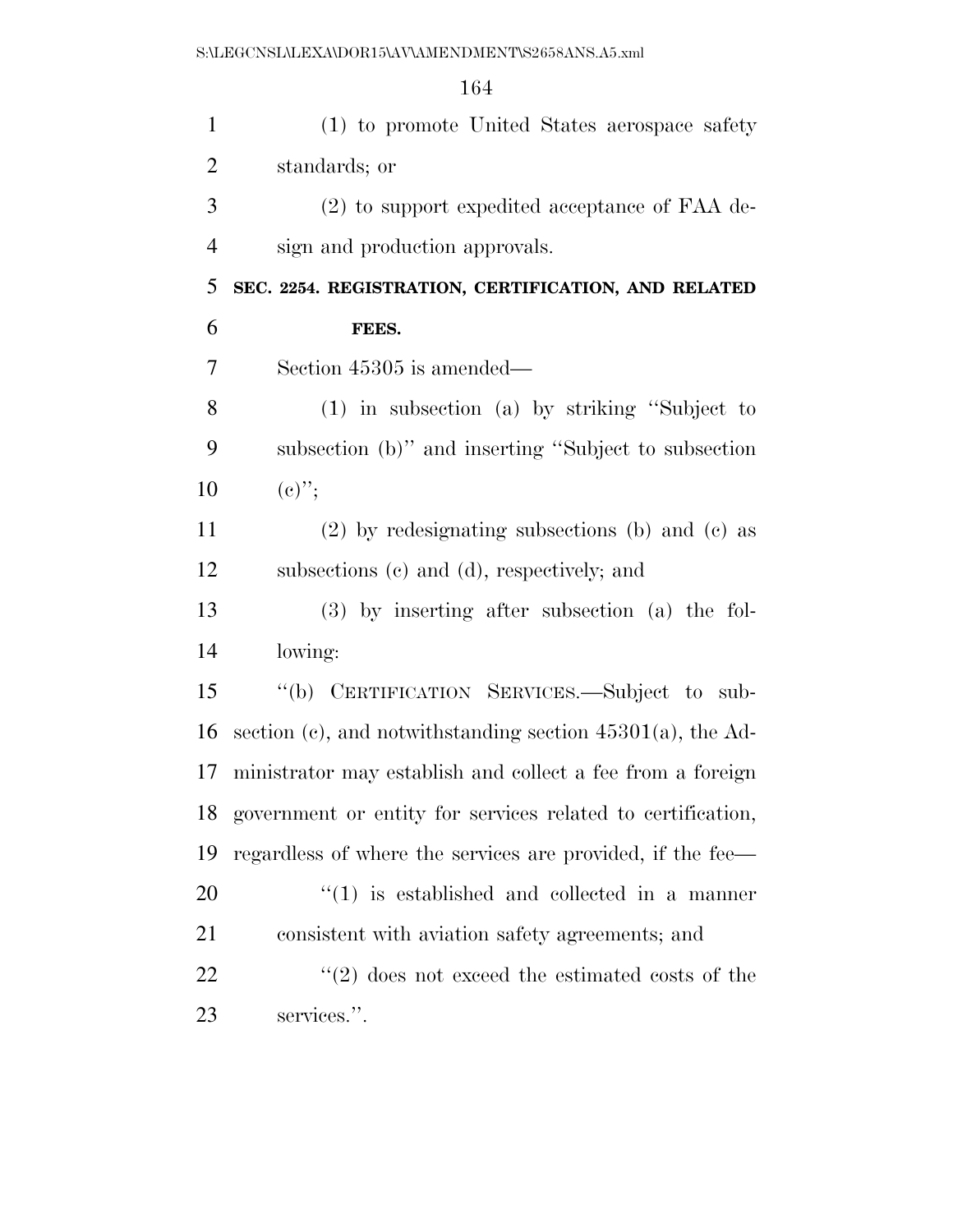(1) to promote United States aerospace safety standards; or

(2) to support expedited acceptance of FAA design and production approvals.

**SEC. 2254. REGISTRATION, CERTIFICATION, AND RELATED FEES.**

Section 45305 is amended—

(1) in subsection (a) by striking ''Subject to subsection (b)'' and inserting ''Subject to subsection (c)'';

(2) by redesignating subsections (b) and (c) as subsections (c) and (d), respectively; and

(3) by inserting after subsection (a) the following:

''(b) CERTIFICATION SERVICES.—Subject to subsection (c), and notwithstanding section 45301(a), the Administrator may establish and collect a fee from a foreign government or entity for services related to certification, regardless of where the services are provided, if the fee—

''(1) is established and collected in a manner consistent with aviation safety agreements; and

''(2) does not exceed the estimated costs of the services.''.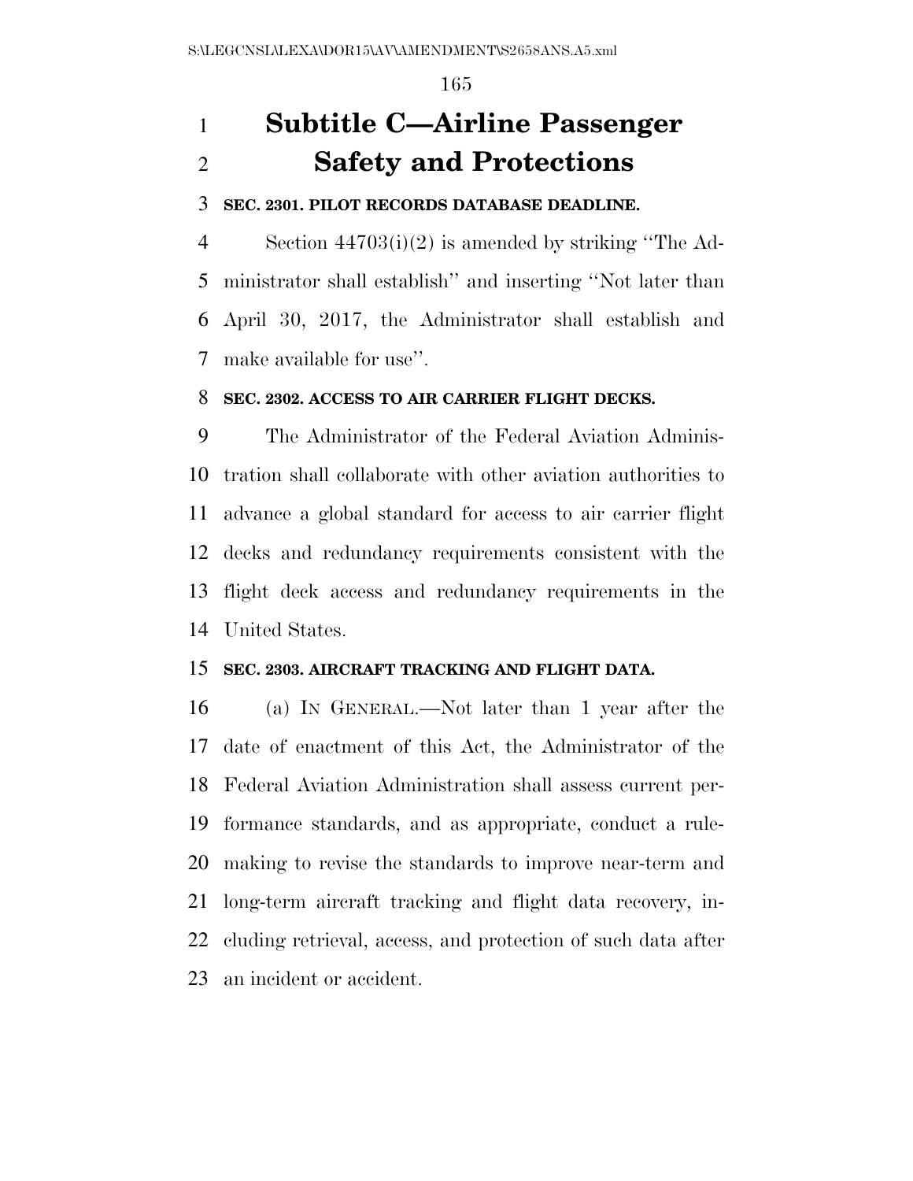# Subtitle C—Airline Passenger Safety and Protections

### SEC. 2301. PILOT RECORDS DATABASE DEADLINE.

Section 44703(i)(2) is amended by striking ''The Administrator shall establish'' and inserting ''Not later than April 30, 2017, the Administrator shall establish and make available for use''.

### SEC. 2302. ACCESS TO AIR CARRIER FLIGHT DECKS.

The Administrator of the Federal Aviation Administration shall collaborate with other aviation authorities to advance a global standard for access to air carrier flight decks and redundancy requirements consistent with the flight deck access and redundancy requirements in the United States.

### SEC. 2303. AIRCRAFT TRACKING AND FLIGHT DATA.

(a) IN GENERAL.—Not later than 1 year after the date of enactment of this Act, the Administrator of the Federal Aviation Administration shall assess current performance standards, and as appropriate, conduct a rulemaking to revise the standards to improve near-term and long-term aircraft tracking and flight data recovery, including retrieval, access, and protection of such data after an incident or accident.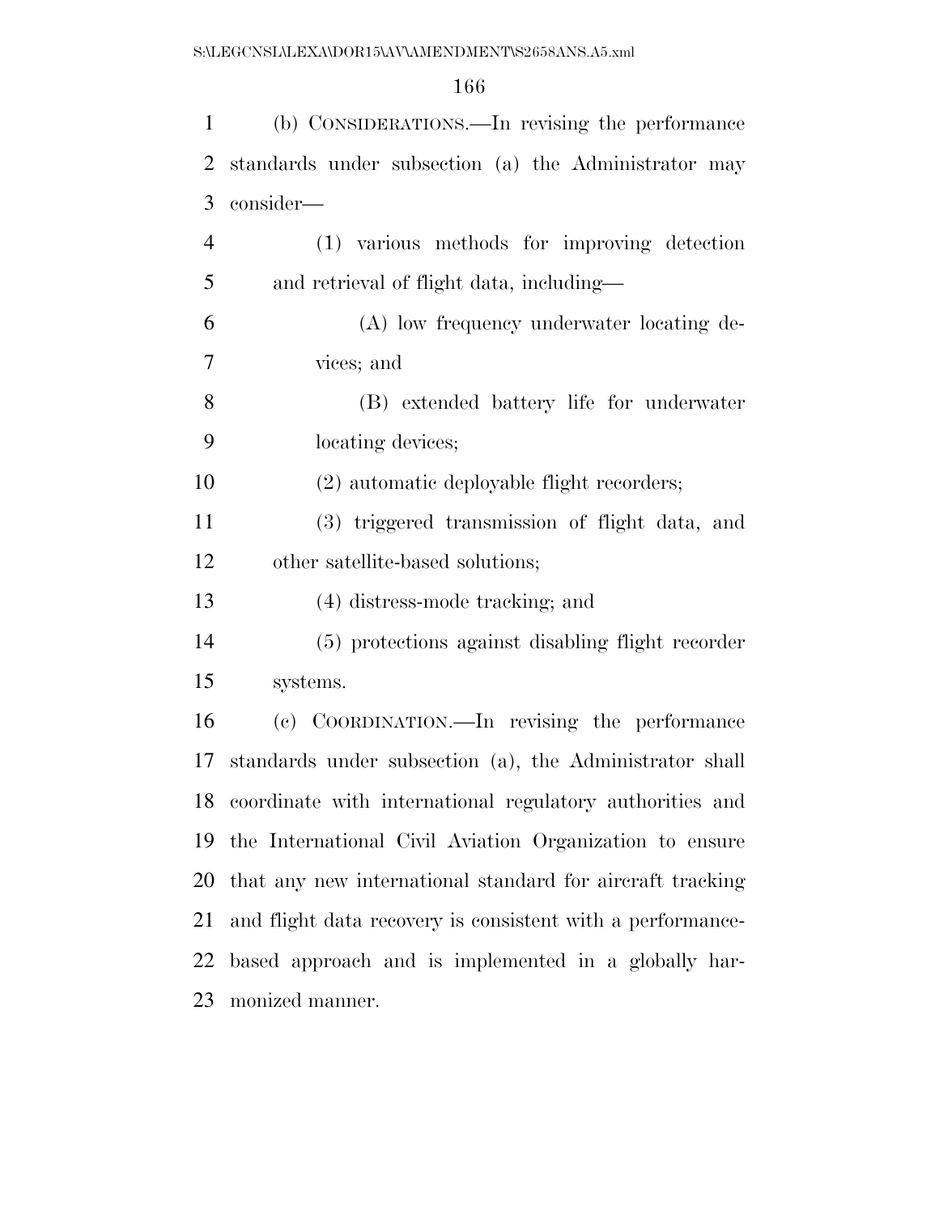(b) CONSIDERATIONS.—In revising the performance standards under subsection (a) the Administrator may consider—

(1) various methods for improving detection and retrieval of flight data, including—

(A) low frequency underwater locating devices; and

(B) extended battery life for underwater locating devices;

(2) automatic deployable flight recorders;

(3) triggered transmission of flight data, and other satellite-based solutions;

(4) distress-mode tracking; and

(5) protections against disabling flight recorder systems.

(c) COORDINATION.—In revising the performance standards under subsection (a), the Administrator shall coordinate with international regulatory authorities and the International Civil Aviation Organization to ensure that any new international standard for aircraft tracking and flight data recovery is consistent with a performance-based approach and is implemented in a globally harmonized manner.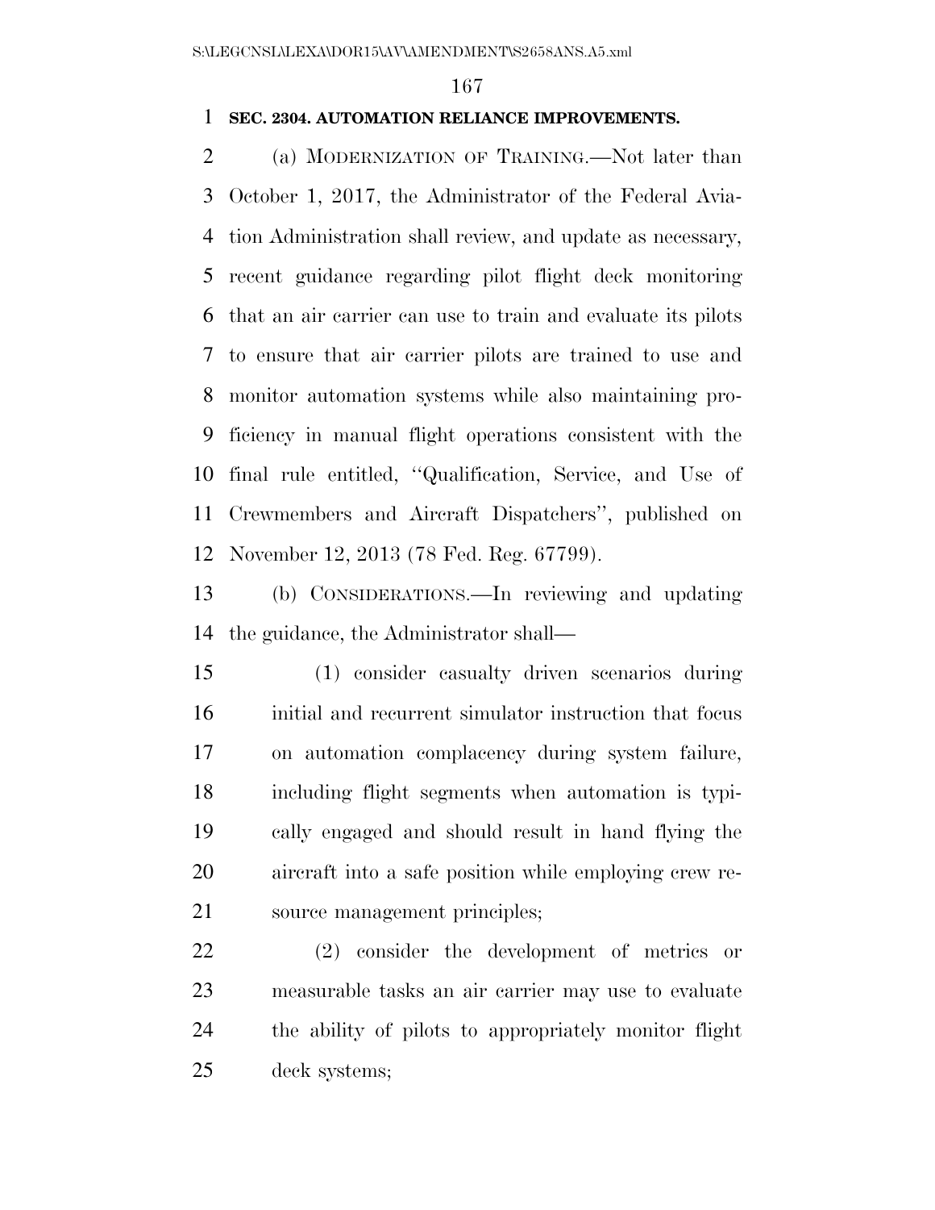**SEC. 2304. AUTOMATION RELIANCE IMPROVEMENTS.**

(a) MODERNIZATION OF TRAINING.—Not later than October 1, 2017, the Administrator of the Federal Aviation Administration shall review, and update as necessary, recent guidance regarding pilot flight deck monitoring that an air carrier can use to train and evaluate its pilots to ensure that air carrier pilots are trained to use and monitor automation systems while also maintaining proficiency in manual flight operations consistent with the final rule entitled, ''Qualification, Service, and Use of Crewmembers and Aircraft Dispatchers'', published on November 12, 2013 (78 Fed. Reg. 67799).

(b) CONSIDERATIONS.—In reviewing and updating the guidance, the Administrator shall—

(1) consider casualty driven scenarios during initial and recurrent simulator instruction that focus on automation complacency during system failure, including flight segments when automation is typically engaged and should result in hand flying the aircraft into a safe position while employing crew resource management principles;

(2) consider the development of metrics or measurable tasks an air carrier may use to evaluate the ability of pilots to appropriately monitor flight deck systems;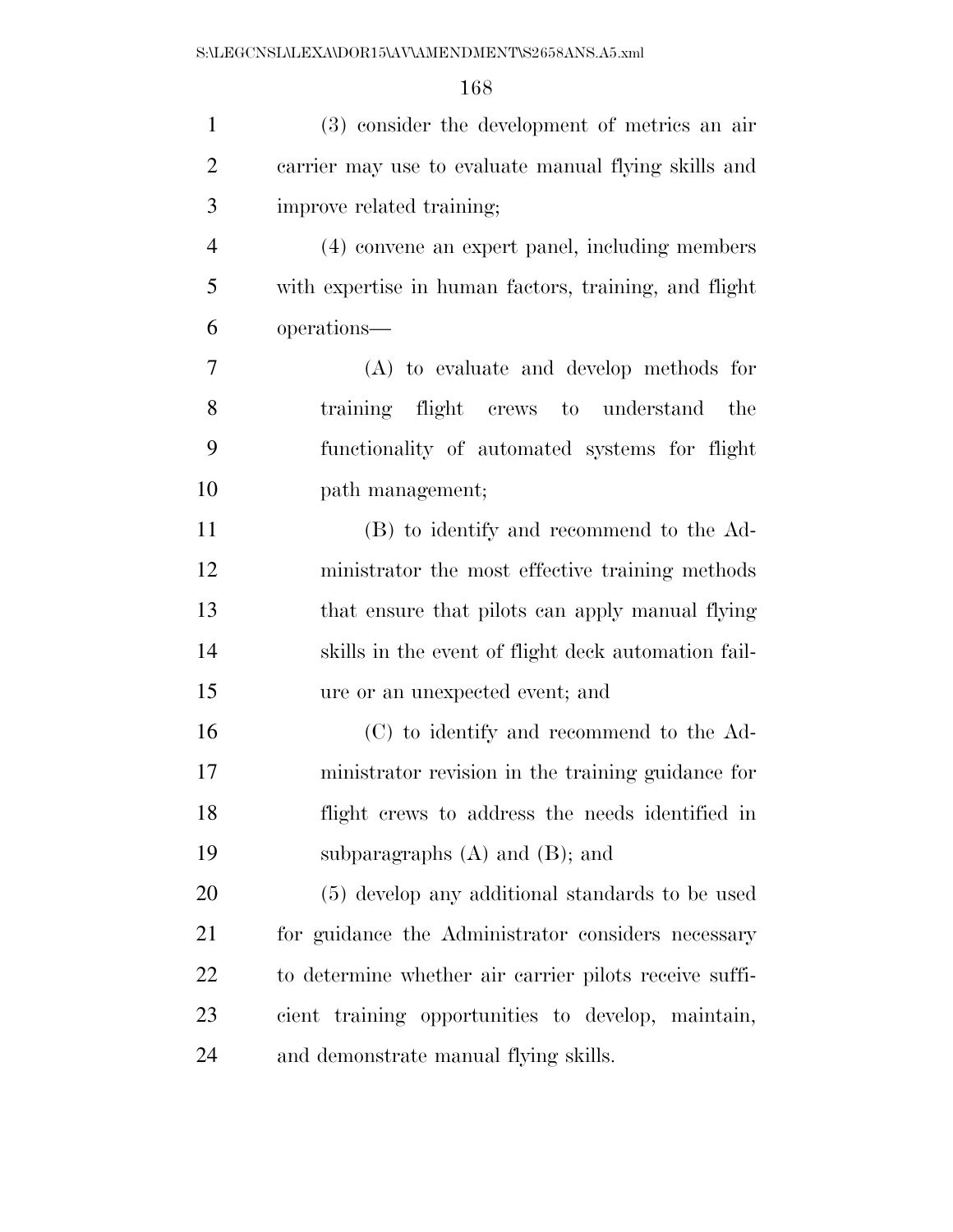(3) consider the development of metrics an air carrier may use to evaluate manual flying skills and improve related training;

(4) convene an expert panel, including members with expertise in human factors, training, and flight operations—

(A) to evaluate and develop methods for training flight crews to understand the functionality of automated systems for flight path management;

(B) to identify and recommend to the Administrator the most effective training methods that ensure that pilots can apply manual flying skills in the event of flight deck automation failure or an unexpected event; and

(C) to identify and recommend to the Administrator revision in the training guidance for flight crews to address the needs identified in subparagraphs (A) and (B); and

(5) develop any additional standards to be used for guidance the Administrator considers necessary to determine whether air carrier pilots receive sufficient training opportunities to develop, maintain, and demonstrate manual flying skills.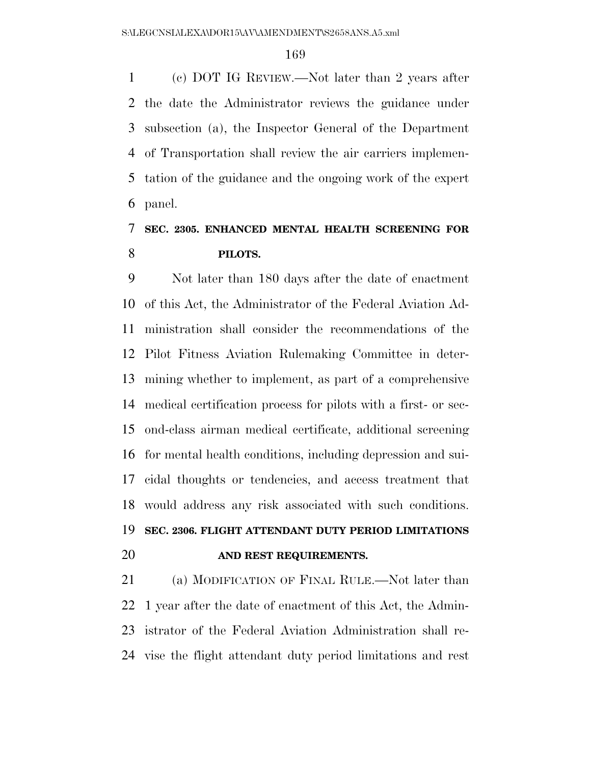(c) DOT IG REVIEW.—Not later than 2 years after the date the Administrator reviews the guidance under subsection (a), the Inspector General of the Department of Transportation shall review the air carriers implementation of the guidance and the ongoing work of the expert panel.

**SEC. 2305. ENHANCED MENTAL HEALTH SCREENING FOR PILOTS.**

Not later than 180 days after the date of enactment of this Act, the Administrator of the Federal Aviation Administration shall consider the recommendations of the Pilot Fitness Aviation Rulemaking Committee in determining whether to implement, as part of a comprehensive medical certification process for pilots with a first- or second-class airman medical certificate, additional screening for mental health conditions, including depression and suicidal thoughts or tendencies, and access treatment that would address any risk associated with such conditions.

**SEC. 2306. FLIGHT ATTENDANT DUTY PERIOD LIMITATIONS AND REST REQUIREMENTS.**

(a) MODIFICATION OF FINAL RULE.—Not later than 1 year after the date of enactment of this Act, the Administrator of the Federal Aviation Administration shall revise the flight attendant duty period limitations and rest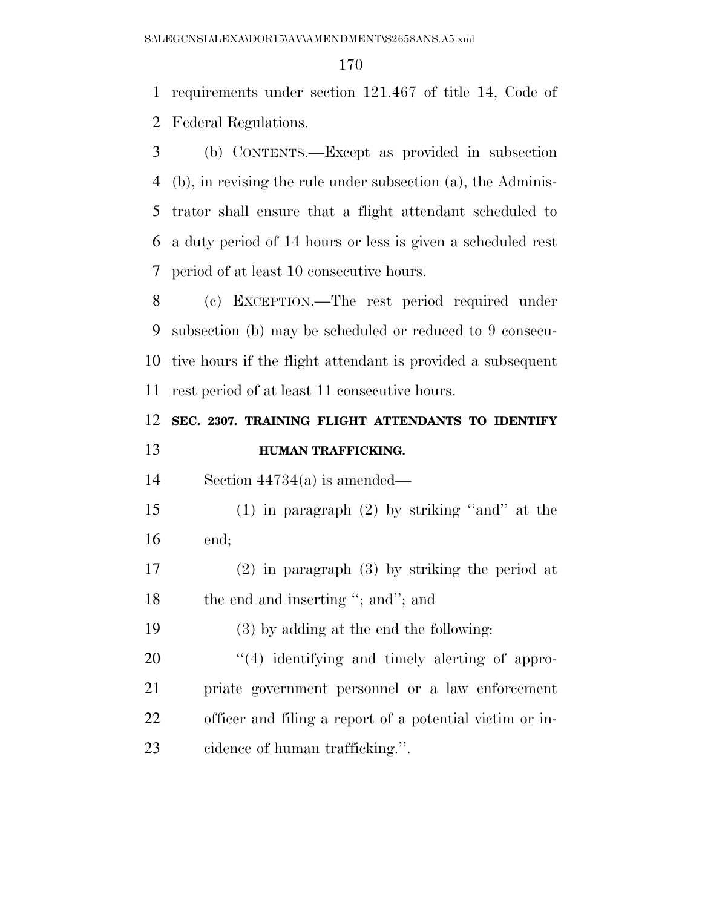requirements under section 121.467 of title 14, Code of Federal Regulations.

(b) CONTENTS.—Except as provided in subsection (b), in revising the rule under subsection (a), the Administrator shall ensure that a flight attendant scheduled to a duty period of 14 hours or less is given a scheduled rest period of at least 10 consecutive hours.

(c) EXCEPTION.—The rest period required under subsection (b) may be scheduled or reduced to 9 consecutive hours if the flight attendant is provided a subsequent rest period of at least 11 consecutive hours.

### SEC. 2307. TRAINING FLIGHT ATTENDANTS TO IDENTIFY HUMAN TRAFFICKING.

Section 44734(a) is amended—

(1) in paragraph (2) by striking "and" at the end;

(2) in paragraph (3) by striking the period at the end and inserting "; and"; and

(3) by adding at the end the following:

"(4) identifying and timely alerting of appropriate government personnel or a law enforcement officer and filing a report of a potential victim or incidence of human trafficking.".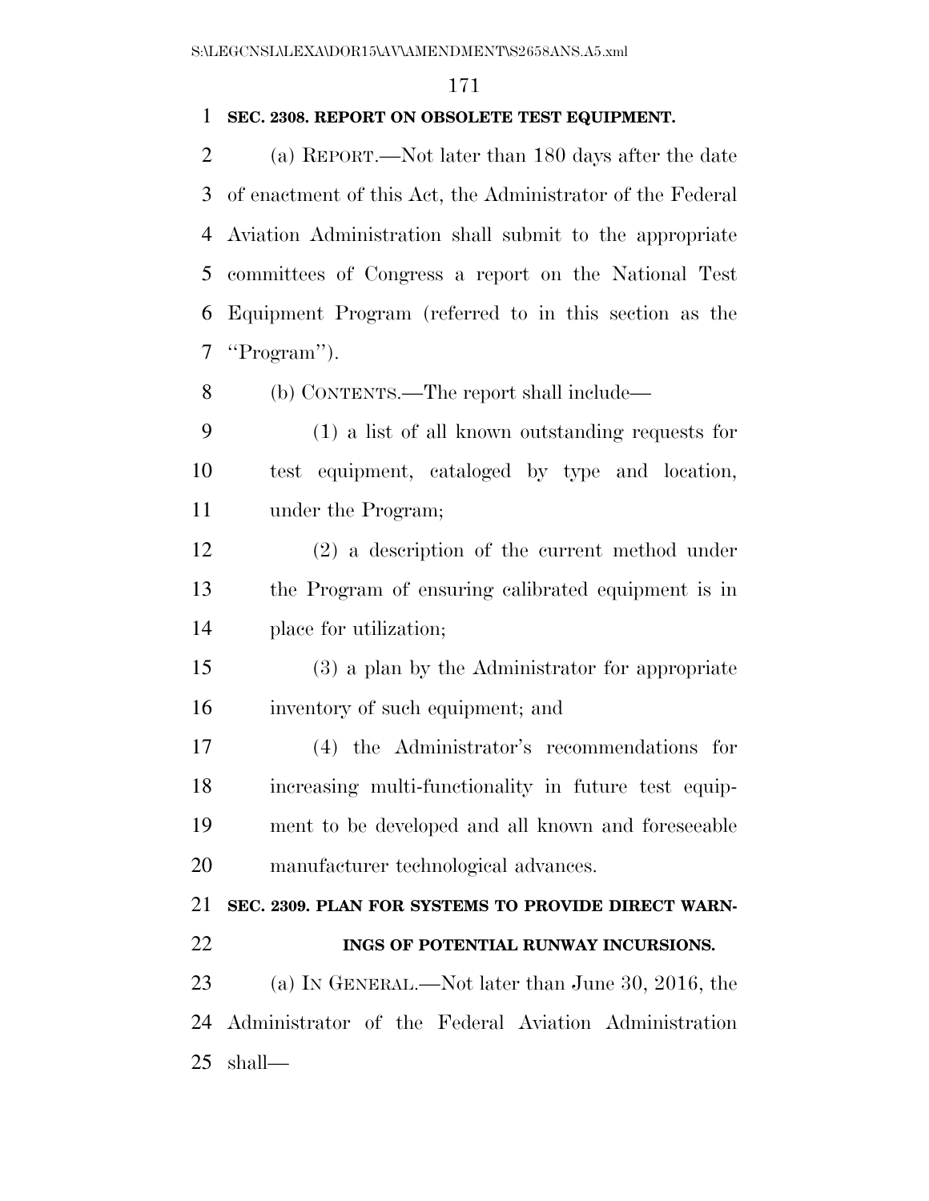**SEC. 2308. REPORT ON OBSOLETE TEST EQUIPMENT.**

(a) REPORT.—Not later than 180 days after the date of enactment of this Act, the Administrator of the Federal Aviation Administration shall submit to the appropriate committees of Congress a report on the National Test Equipment Program (referred to in this section as the ''Program'').

(b) CONTENTS.—The report shall include—

(1) a list of all known outstanding requests for test equipment, cataloged by type and location, under the Program;

(2) a description of the current method under the Program of ensuring calibrated equipment is in place for utilization;

(3) a plan by the Administrator for appropriate inventory of such equipment; and

(4) the Administrator's recommendations for increasing multi-functionality in future test equipment to be developed and all known and foreseeable manufacturer technological advances.

**SEC. 2309. PLAN FOR SYSTEMS TO PROVIDE DIRECT WARNINGS OF POTENTIAL RUNWAY INCURSIONS.**

(a) IN GENERAL.—Not later than June 30, 2016, the Administrator of the Federal Aviation Administration shall—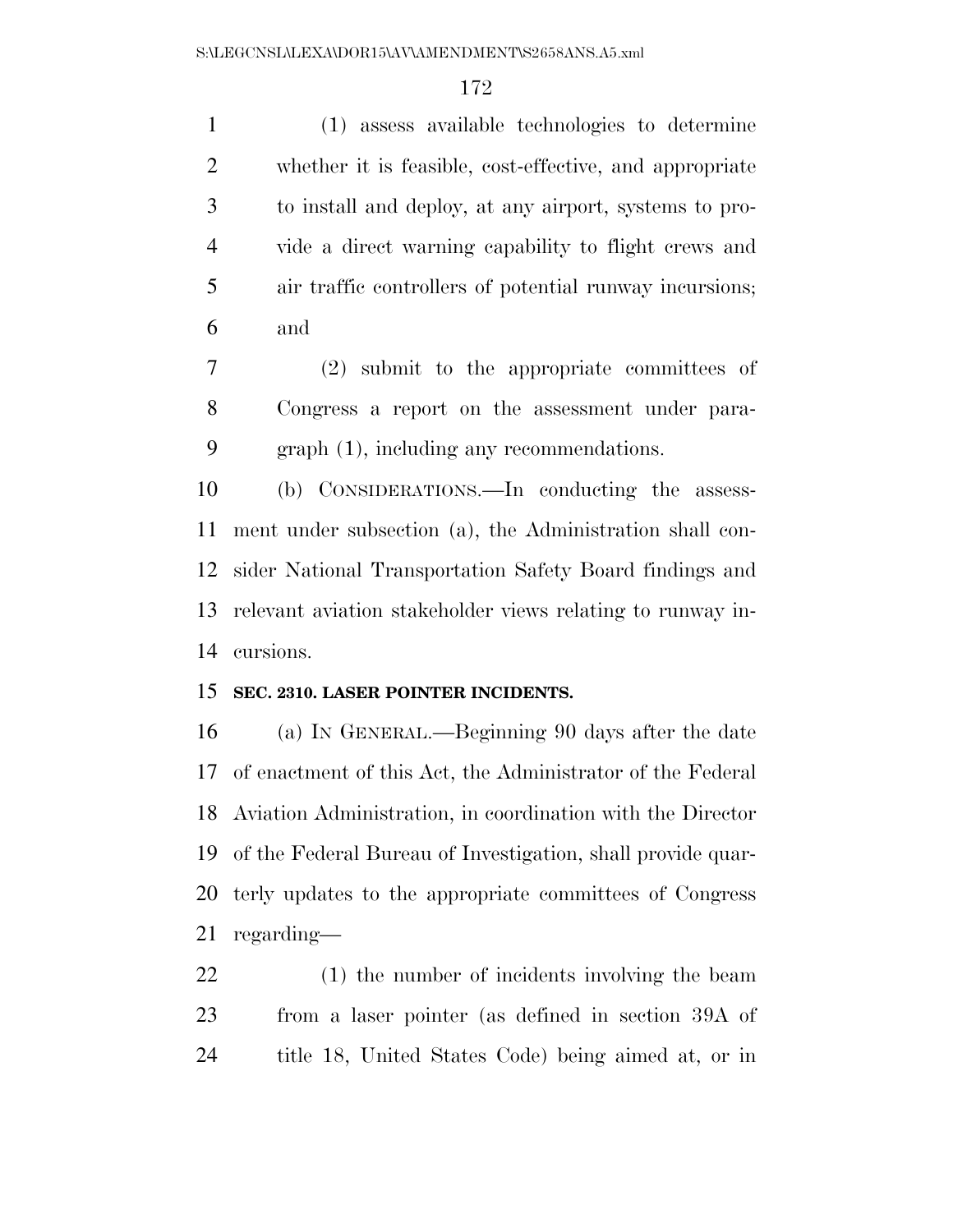(1) assess available technologies to determine whether it is feasible, cost-effective, and appropriate to install and deploy, at any airport, systems to provide a direct warning capability to flight crews and air traffic controllers of potential runway incursions; and

(2) submit to the appropriate committees of Congress a report on the assessment under paragraph (1), including any recommendations.

(b) CONSIDERATIONS.—In conducting the assessment under subsection (a), the Administration shall consider National Transportation Safety Board findings and relevant aviation stakeholder views relating to runway incursions.

**SEC. 2310. LASER POINTER INCIDENTS.**

(a) IN GENERAL.—Beginning 90 days after the date of enactment of this Act, the Administrator of the Federal Aviation Administration, in coordination with the Director of the Federal Bureau of Investigation, shall provide quarterly updates to the appropriate committees of Congress regarding—

(1) the number of incidents involving the beam from a laser pointer (as defined in section 39A of title 18, United States Code) being aimed at, or in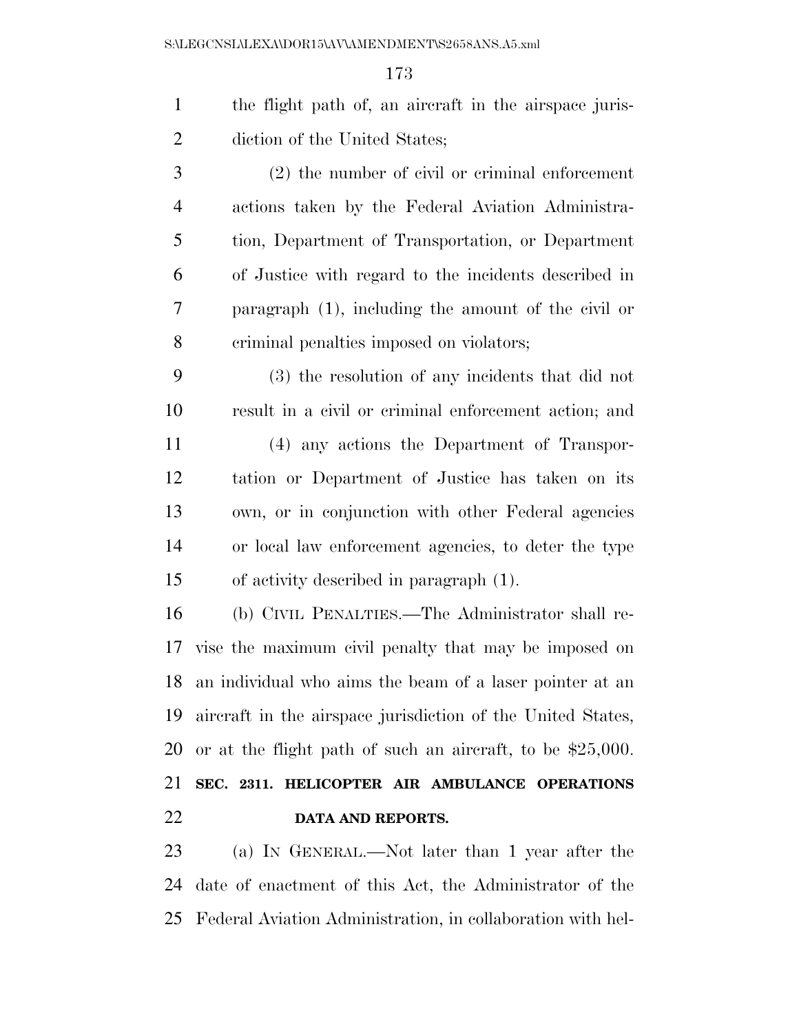the flight path of, an aircraft in the airspace jurisdiction of the United States;

(2) the number of civil or criminal enforcement actions taken by the Federal Aviation Administration, Department of Transportation, or Department of Justice with regard to the incidents described in paragraph (1), including the amount of the civil or criminal penalties imposed on violators;

(3) the resolution of any incidents that did not result in a civil or criminal enforcement action; and

(4) any actions the Department of Transportation or Department of Justice has taken on its own, or in conjunction with other Federal agencies or local law enforcement agencies, to deter the type of activity described in paragraph (1).

(b) CIVIL PENALTIES.—The Administrator shall revise the maximum civil penalty that may be imposed on an individual who aims the beam of a laser pointer at an aircraft in the airspace jurisdiction of the United States, or at the flight path of such an aircraft, to be $25,000.

**SEC. 2311. HELICOPTER AIR AMBULANCE OPERATIONS DATA AND REPORTS.**

(a) IN GENERAL.—Not later than 1 year after the date of enactment of this Act, the Administrator of the Federal Aviation Administration, in collaboration with hel-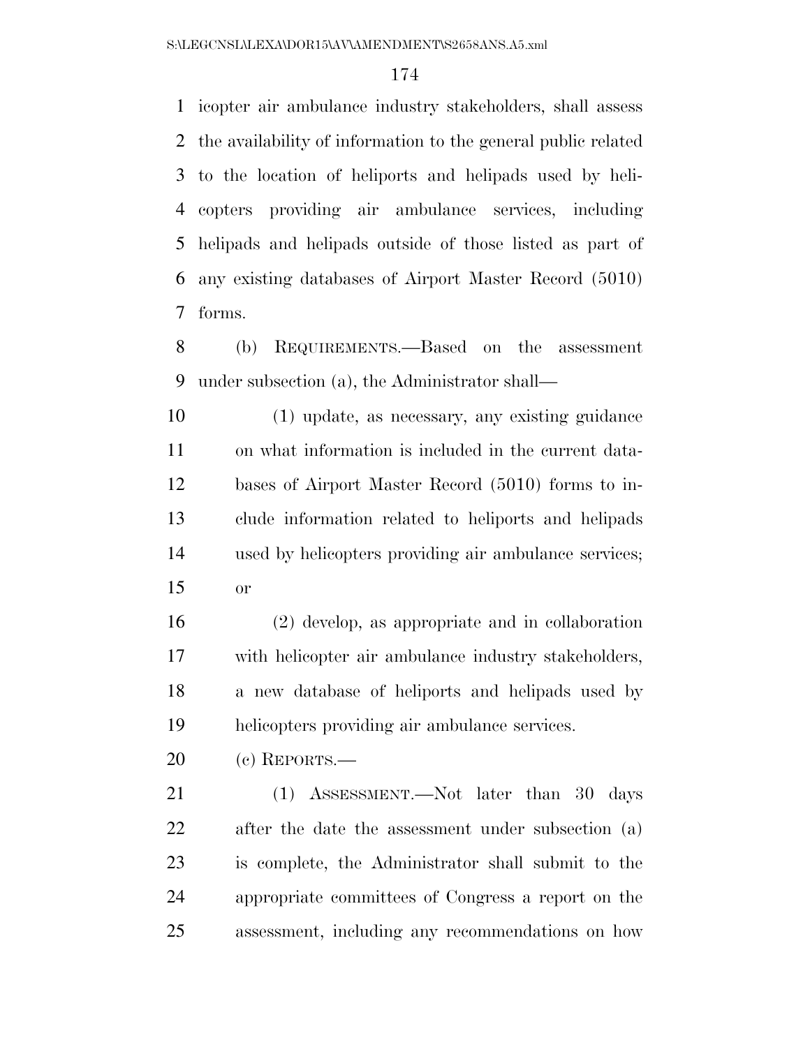icopter air ambulance industry stakeholders, shall assess the availability of information to the general public related to the location of heliports and helipads used by helicopters providing air ambulance services, including helipads and helipads outside of those listed as part of any existing databases of Airport Master Record (5010) forms.

(b) REQUIREMENTS.—Based on the assessment under subsection (a), the Administrator shall—

(1) update, as necessary, any existing guidance on what information is included in the current databases of Airport Master Record (5010) forms to include information related to heliports and helipads used by helicopters providing air ambulance services; or

(2) develop, as appropriate and in collaboration with helicopter air ambulance industry stakeholders, a new database of heliports and helipads used by helicopters providing air ambulance services.

(c) REPORTS.—

(1) ASSESSMENT.—Not later than 30 days after the date the assessment under subsection (a) is complete, the Administrator shall submit to the appropriate committees of Congress a report on the assessment, including any recommendations on how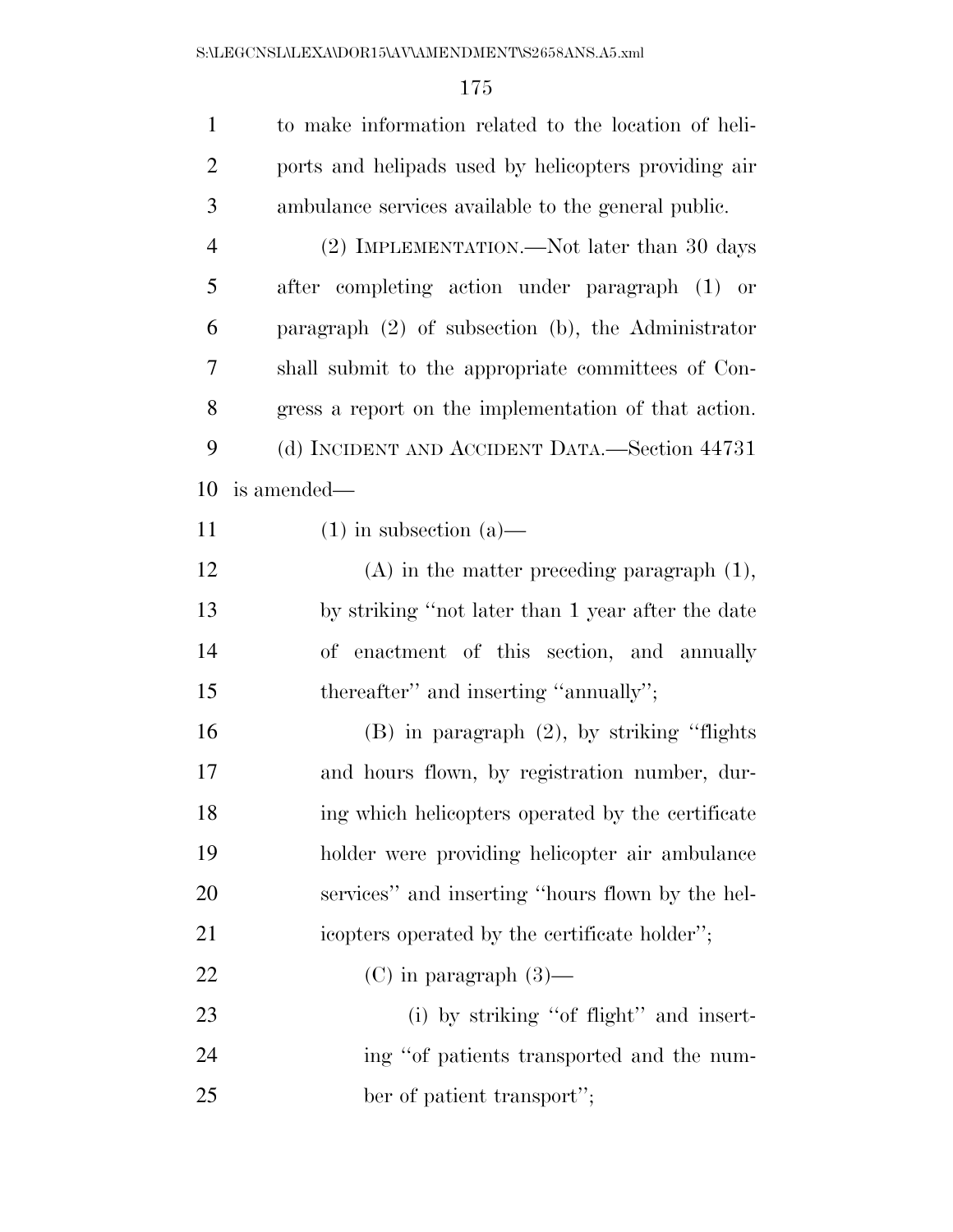to make information related to the location of heliports and helipads used by helicopters providing air ambulance services available to the general public.

(2) IMPLEMENTATION.—Not later than 30 days after completing action under paragraph (1) or paragraph (2) of subsection (b), the Administrator shall submit to the appropriate committees of Congress a report on the implementation of that action.

(d) INCIDENT AND ACCIDENT DATA.—Section 44731 is amended—

(1) in subsection (a)—

(A) in the matter preceding paragraph (1), by striking ''not later than 1 year after the date of enactment of this section, and annually thereafter'' and inserting ''annually'';

(B) in paragraph (2), by striking ''flights and hours flown, by registration number, during which helicopters operated by the certificate holder were providing helicopter air ambulance services'' and inserting ''hours flown by the helicopters operated by the certificate holder'';

(C) in paragraph (3)—

(i) by striking ''of flight'' and inserting ''of patients transported and the number of patient transport'';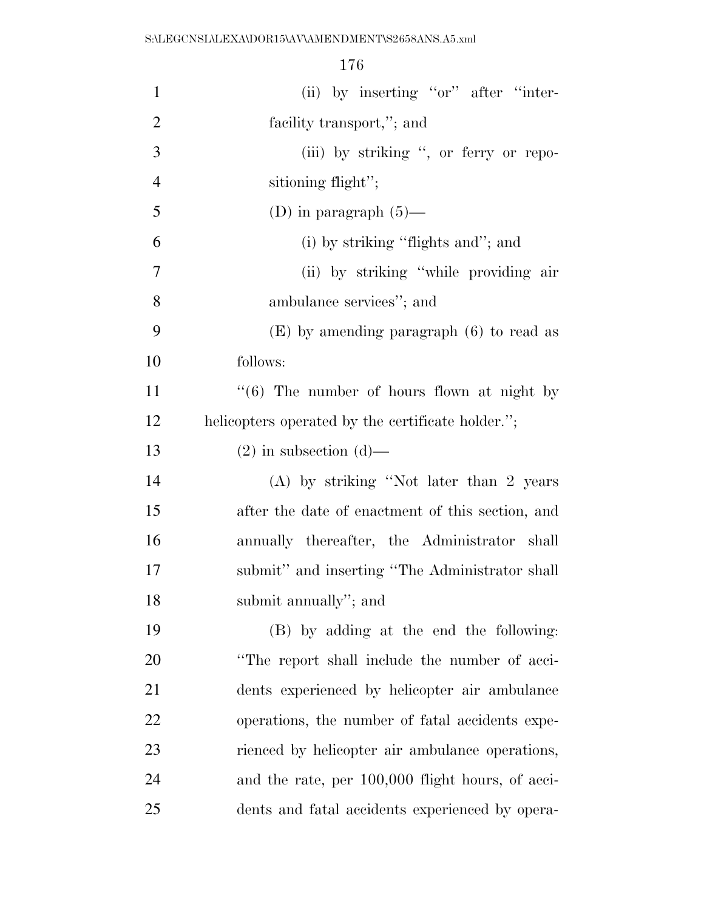(ii) by inserting "or" after "inter-facility transport,"; and

(iii) by striking ", or ferry or repositioning flight";

(D) in paragraph (5)—

(i) by striking "flights and"; and

(ii) by striking "while providing air ambulance services"; and

(E) by amending paragraph (6) to read as follows:

"(6) The number of hours flown at night by helicopters operated by the certificate holder.";

(2) in subsection (d)—

(A) by striking "Not later than 2 years after the date of enactment of this section, and annually thereafter, the Administrator shall submit" and inserting "The Administrator shall submit annually"; and

(B) by adding at the end the following: "The report shall include the number of accidents experienced by helicopter air ambulance operations, the number of fatal accidents experienced by helicopter air ambulance operations, and the rate, per 100,000 flight hours, of accidents and fatal accidents experienced by opera-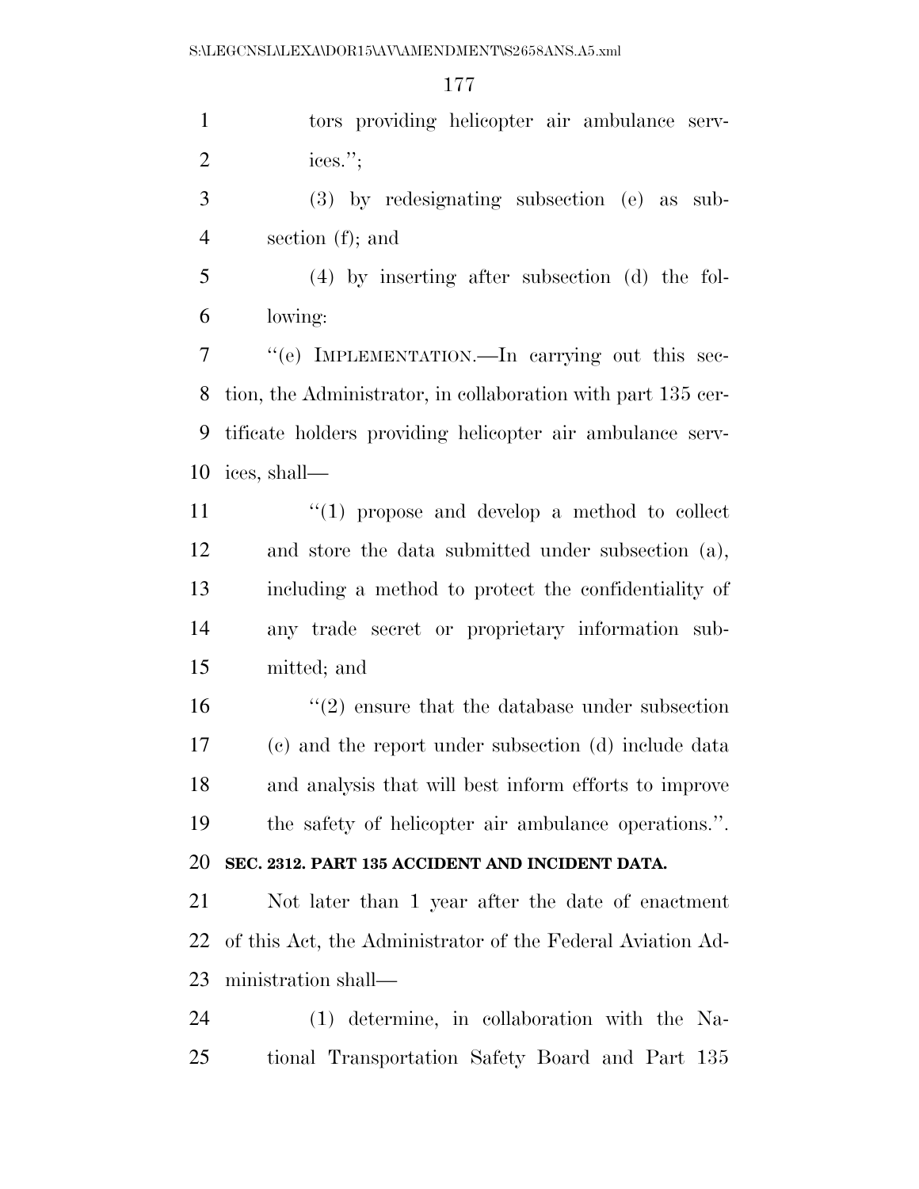tors providing helicopter air ambulance services.'';

(3) by redesignating subsection (e) as subsection (f); and

(4) by inserting after subsection (d) the following:

''(e) IMPLEMENTATION.—In carrying out this section, the Administrator, in collaboration with part 135 certificate holders providing helicopter air ambulance services, shall—

''(1) propose and develop a method to collect and store the data submitted under subsection (a), including a method to protect the confidentiality of any trade secret or proprietary information submitted; and

''(2) ensure that the database under subsection (c) and the report under subsection (d) include data and analysis that will best inform efforts to improve the safety of helicopter air ambulance operations.''.

**SEC. 2312. PART 135 ACCIDENT AND INCIDENT DATA.**

Not later than 1 year after the date of enactment of this Act, the Administrator of the Federal Aviation Administration shall—

(1) determine, in collaboration with the National Transportation Safety Board and Part 135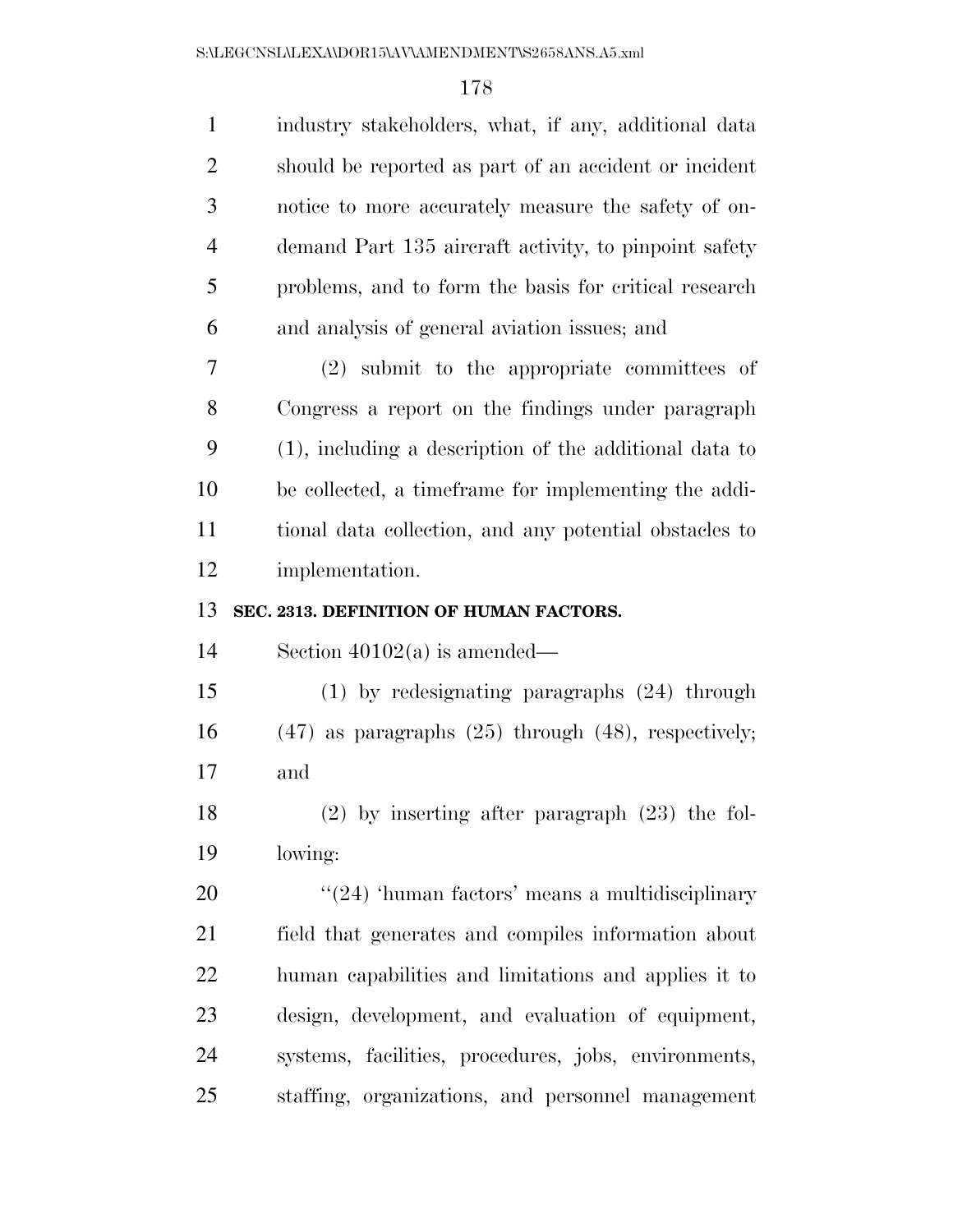industry stakeholders, what, if any, additional data should be reported as part of an accident or incident notice to more accurately measure the safety of on-demand Part 135 aircraft activity, to pinpoint safety problems, and to form the basis for critical research and analysis of general aviation issues; and

(2) submit to the appropriate committees of Congress a report on the findings under paragraph (1), including a description of the additional data to be collected, a timeframe for implementing the additional data collection, and any potential obstacles to implementation.

**SEC. 2313. DEFINITION OF HUMAN FACTORS.**

Section 40102(a) is amended—

(1) by redesignating paragraphs (24) through (47) as paragraphs (25) through (48), respectively; and

(2) by inserting after paragraph (23) the following:

"(24) 'human factors' means a multidisciplinary field that generates and compiles information about human capabilities and limitations and applies it to design, development, and evaluation of equipment, systems, facilities, procedures, jobs, environments, staffing, organizations, and personnel management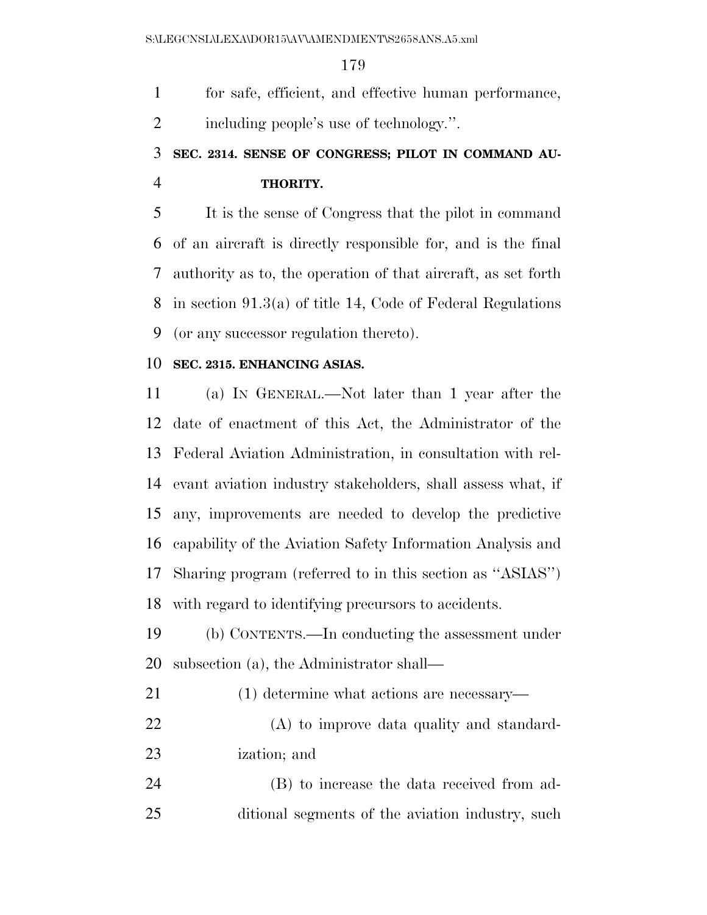for safe, efficient, and effective human performance, including people's use of technology.''.

**SEC. 2314. SENSE OF CONGRESS; PILOT IN COMMAND AUTHORITY.**

It is the sense of Congress that the pilot in command of an aircraft is directly responsible for, and is the final authority as to, the operation of that aircraft, as set forth in section 91.3(a) of title 14, Code of Federal Regulations (or any successor regulation thereto).

**SEC. 2315. ENHANCING ASIAS.**

(a) IN GENERAL.—Not later than 1 year after the date of enactment of this Act, the Administrator of the Federal Aviation Administration, in consultation with relevant aviation industry stakeholders, shall assess what, if any, improvements are needed to develop the predictive capability of the Aviation Safety Information Analysis and Sharing program (referred to in this section as ''ASIAS'') with regard to identifying precursors to accidents.

(b) CONTENTS.—In conducting the assessment under subsection (a), the Administrator shall—

(1) determine what actions are necessary—

(A) to improve data quality and standardization; and

(B) to increase the data received from additional segments of the aviation industry, such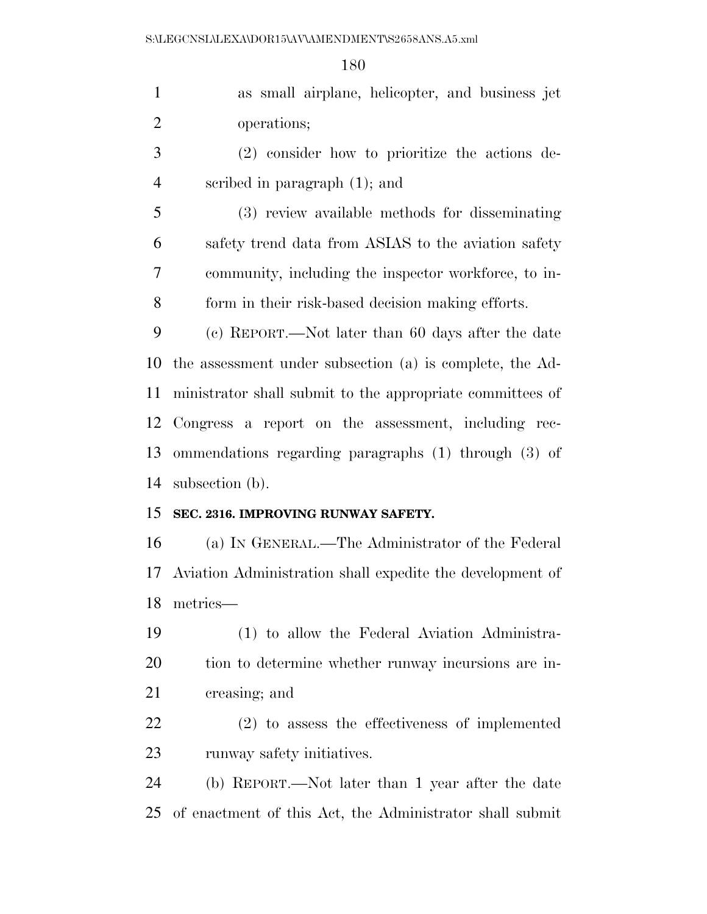as small airplane, helicopter, and business jet operations;

(2) consider how to prioritize the actions described in paragraph (1); and

(3) review available methods for disseminating safety trend data from ASIAS to the aviation safety community, including the inspector workforce, to inform in their risk-based decision making efforts.

(c) REPORT.—Not later than 60 days after the date the assessment under subsection (a) is complete, the Administrator shall submit to the appropriate committees of Congress a report on the assessment, including recommendations regarding paragraphs (1) through (3) of subsection (b).

**SEC. 2316. IMPROVING RUNWAY SAFETY.**

(a) IN GENERAL.—The Administrator of the Federal Aviation Administration shall expedite the development of metrics—

(1) to allow the Federal Aviation Administration to determine whether runway incursions are increasing; and

(2) to assess the effectiveness of implemented runway safety initiatives.

(b) REPORT.—Not later than 1 year after the date of enactment of this Act, the Administrator shall submit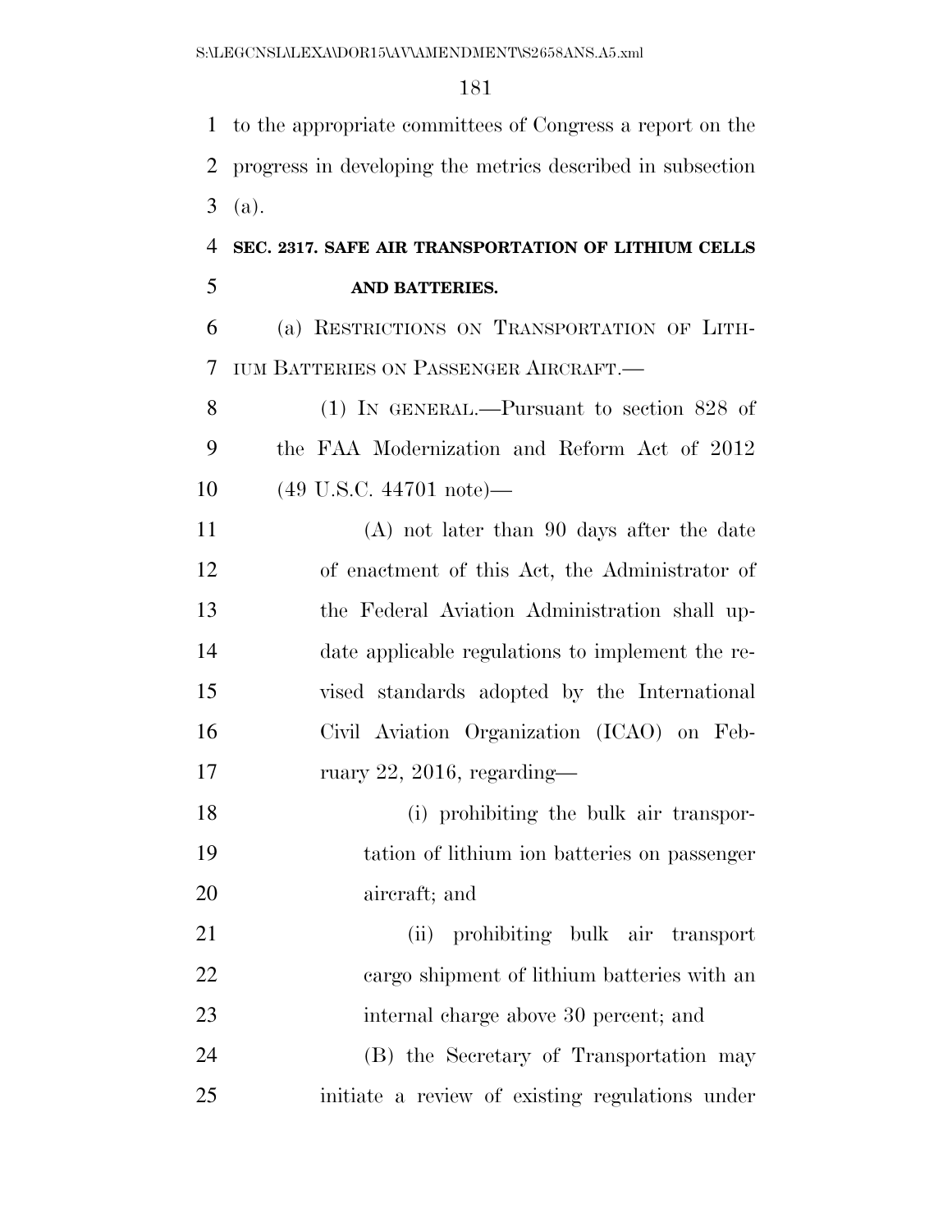to the appropriate committees of Congress a report on the progress in developing the metrics described in subsection (a).

**SEC. 2317. SAFE AIR TRANSPORTATION OF LITHIUM CELLS AND BATTERIES.**

(a) RESTRICTIONS ON TRANSPORTATION OF LITHIUM BATTERIES ON PASSENGER AIRCRAFT.—

(1) IN GENERAL.—Pursuant to section 828 of the FAA Modernization and Reform Act of 2012 (49 U.S.C. 44701 note)—

(A) not later than 90 days after the date of enactment of this Act, the Administrator of the Federal Aviation Administration shall update applicable regulations to implement the revised standards adopted by the International Civil Aviation Organization (ICAO) on February 22, 2016, regarding—

(i) prohibiting the bulk air transportation of lithium ion batteries on passenger aircraft; and

(ii) prohibiting bulk air transport cargo shipment of lithium batteries with an internal charge above 30 percent; and

(B) the Secretary of Transportation may initiate a review of existing regulations under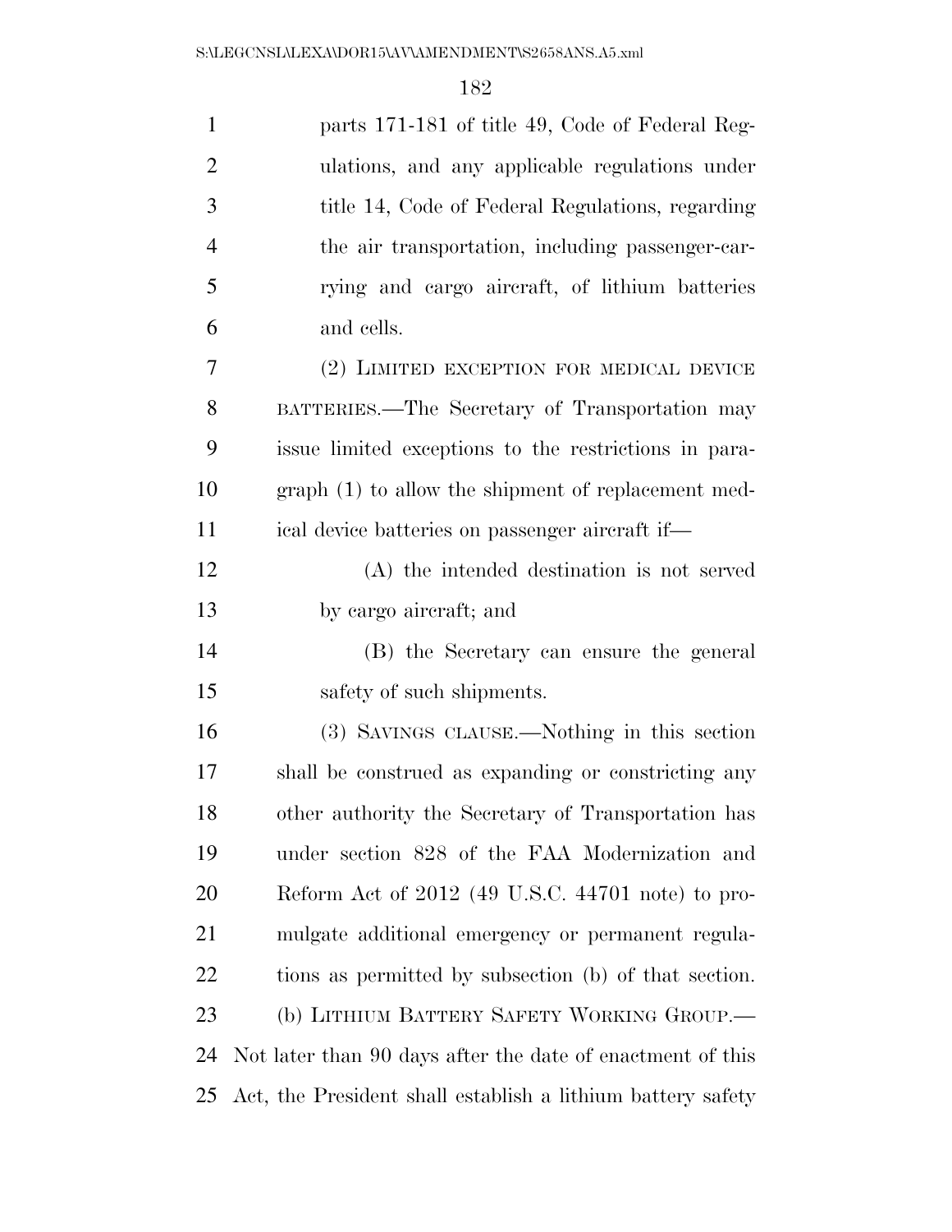parts 171-181 of title 49, Code of Federal Regulations, and any applicable regulations under title 14, Code of Federal Regulations, regarding the air transportation, including passenger-carrying and cargo aircraft, of lithium batteries and cells.

(2) LIMITED EXCEPTION FOR MEDICAL DEVICE BATTERIES.—The Secretary of Transportation may issue limited exceptions to the restrictions in paragraph (1) to allow the shipment of replacement medical device batteries on passenger aircraft if—

(A) the intended destination is not served by cargo aircraft; and

(B) the Secretary can ensure the general safety of such shipments.

(3) SAVINGS CLAUSE.—Nothing in this section shall be construed as expanding or constricting any other authority the Secretary of Transportation has under section 828 of the FAA Modernization and Reform Act of 2012 (49 U.S.C. 44701 note) to promulgate additional emergency or permanent regulations as permitted by subsection (b) of that section.

(b) LITHIUM BATTERY SAFETY WORKING GROUP.—Not later than 90 days after the date of enactment of this Act, the President shall establish a lithium battery safety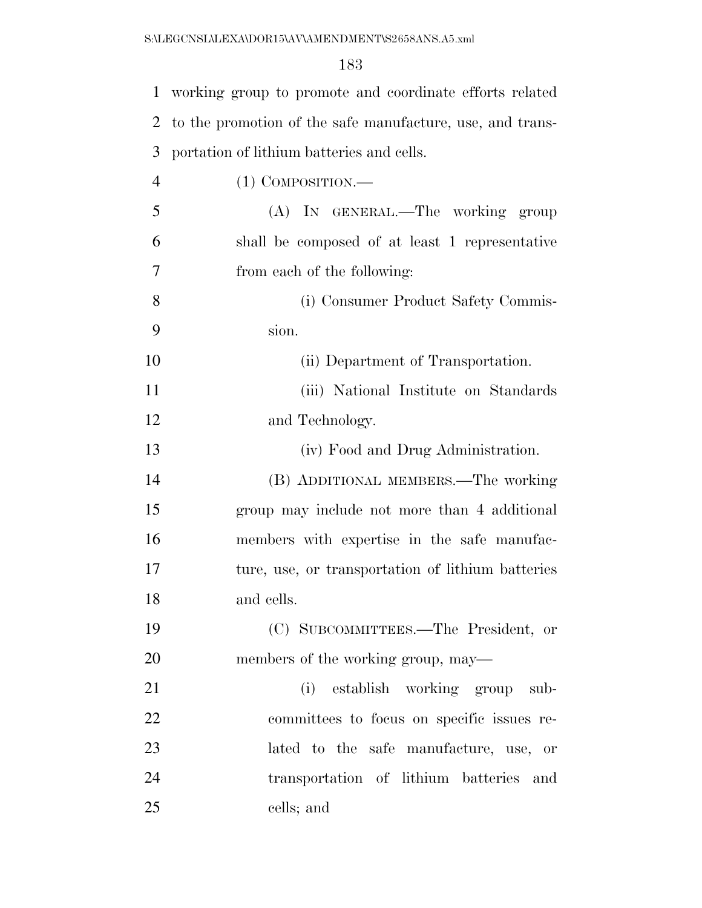working group to promote and coordinate efforts related to the promotion of the safe manufacture, use, and transportation of lithium batteries and cells.

(1) COMPOSITION.—

(A) IN GENERAL.—The working group shall be composed of at least 1 representative from each of the following:

(i) Consumer Product Safety Commission.

(ii) Department of Transportation.

(iii) National Institute on Standards and Technology.

(iv) Food and Drug Administration.

(B) ADDITIONAL MEMBERS.—The working group may include not more than 4 additional members with expertise in the safe manufacture, use, or transportation of lithium batteries and cells.

(C) SUBCOMMITTEES.—The President, or members of the working group, may—

(i) establish working group subcommittees to focus on specific issues related to the safe manufacture, use, or transportation of lithium batteries and cells; and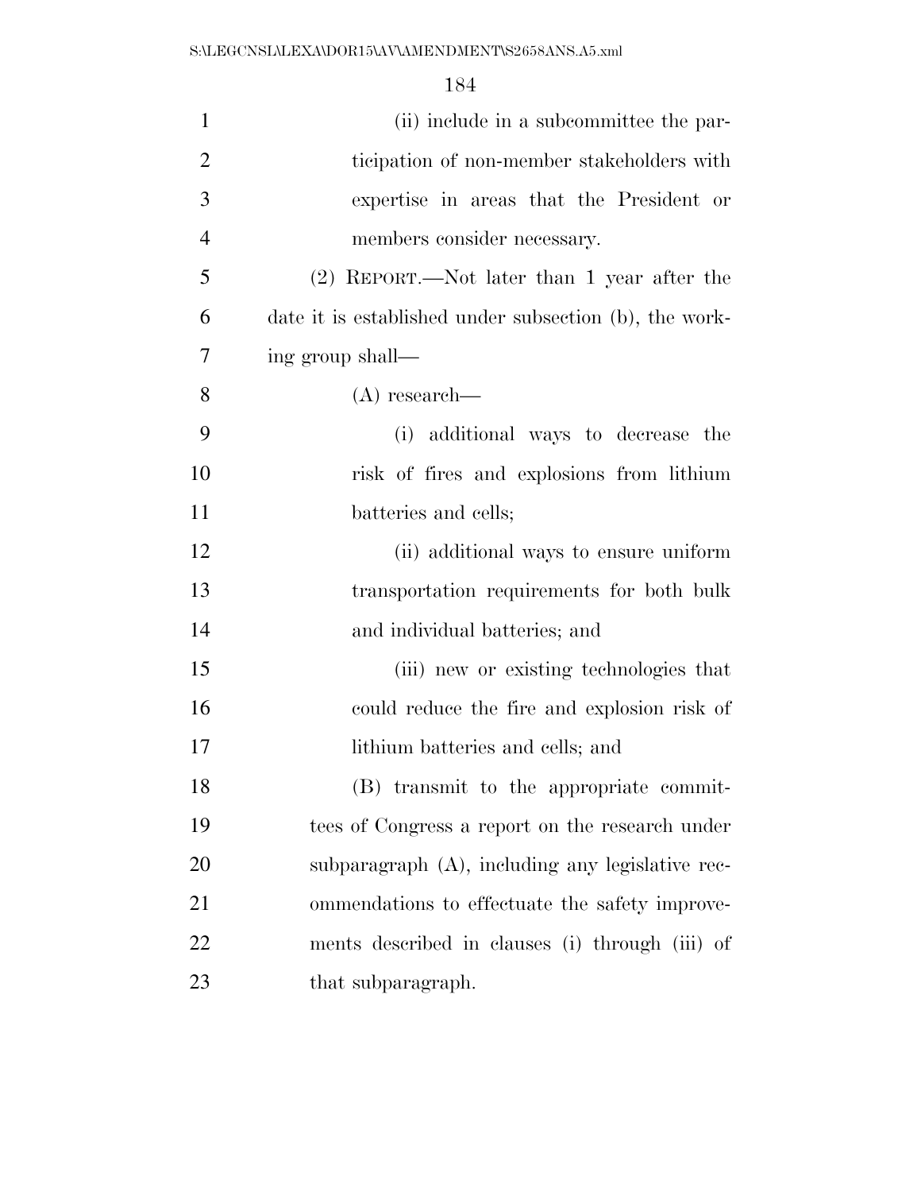(ii) include in a subcommittee the participation of non-member stakeholders with expertise in areas that the President or members consider necessary.

(2) REPORT.—Not later than 1 year after the date it is established under subsection (b), the working group shall—

(A) research—

(i) additional ways to decrease the risk of fires and explosions from lithium batteries and cells;

(ii) additional ways to ensure uniform transportation requirements for both bulk and individual batteries; and

(iii) new or existing technologies that could reduce the fire and explosion risk of lithium batteries and cells; and

(B) transmit to the appropriate committees of Congress a report on the research under subparagraph (A), including any legislative recommendations to effectuate the safety improvements described in clauses (i) through (iii) of that subparagraph.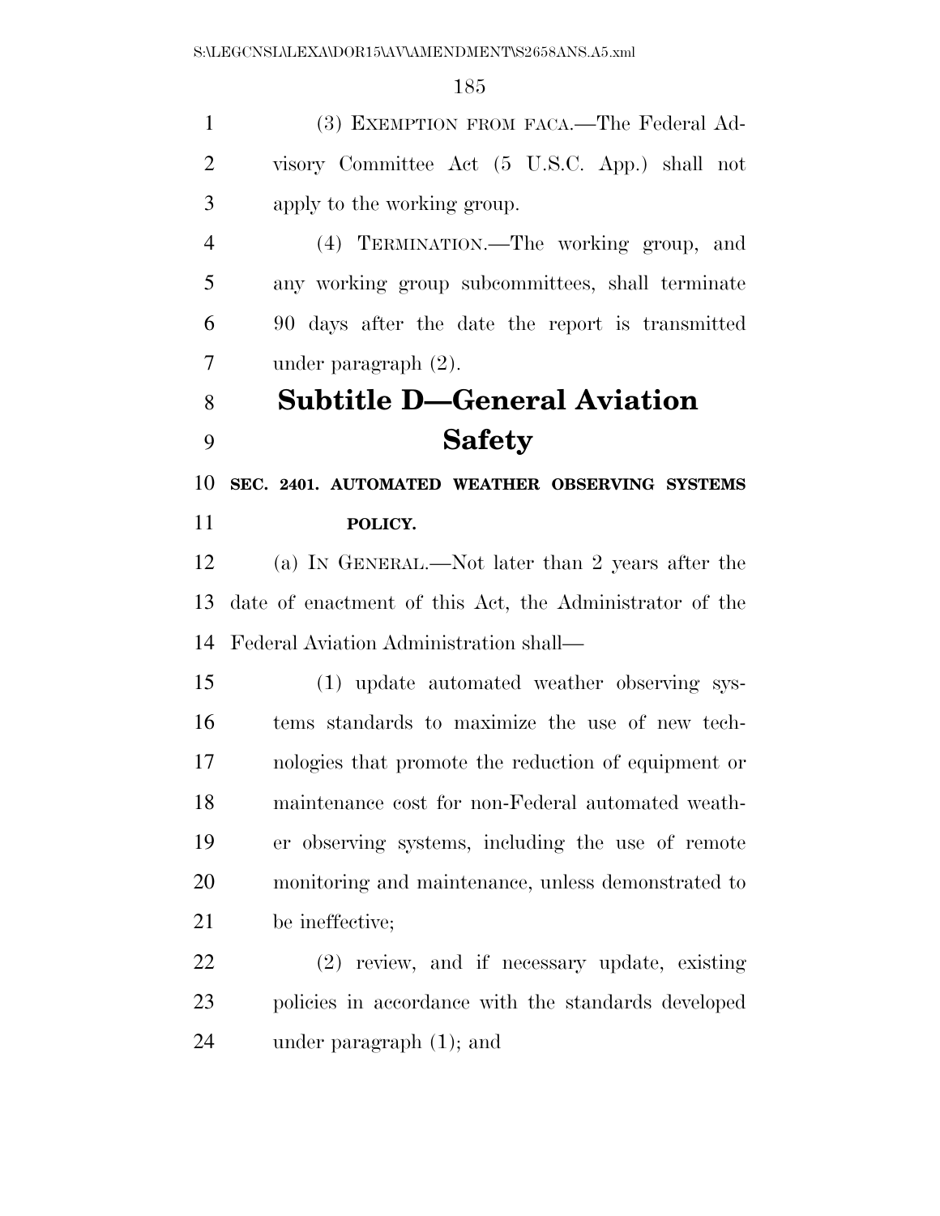(3) EXEMPTION FROM FACA.—The Federal Advisory Committee Act (5 U.S.C. App.) shall not apply to the working group.

(4) TERMINATION.—The working group, and any working group subcommittees, shall terminate 90 days after the date the report is transmitted under paragraph (2).

## Subtitle D—General Aviation Safety

### SEC. 2401. AUTOMATED WEATHER OBSERVING SYSTEMS POLICY.

(a) IN GENERAL.—Not later than 2 years after the date of enactment of this Act, the Administrator of the Federal Aviation Administration shall—

(1) update automated weather observing systems standards to maximize the use of new technologies that promote the reduction of equipment or maintenance cost for non-Federal automated weather observing systems, including the use of remote monitoring and maintenance, unless demonstrated to be ineffective;

(2) review, and if necessary update, existing policies in accordance with the standards developed under paragraph (1); and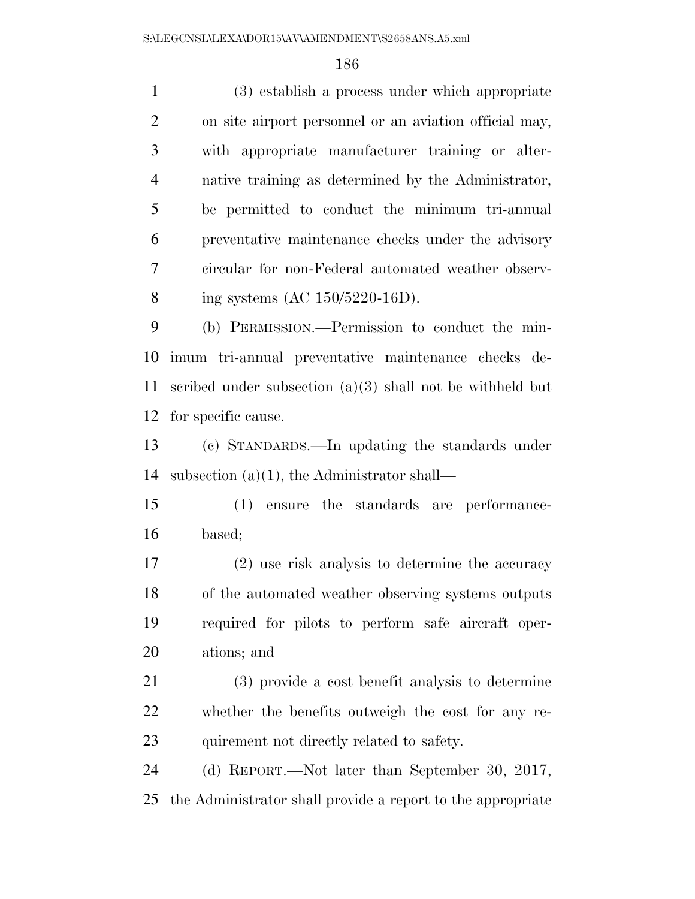(3) establish a process under which appropriate on site airport personnel or an aviation official may, with appropriate manufacturer training or alternative training as determined by the Administrator, be permitted to conduct the minimum tri-annual preventative maintenance checks under the advisory circular for non-Federal automated weather observing systems (AC 150/5220-16D).

(b) PERMISSION.—Permission to conduct the minimum tri-annual preventative maintenance checks described under subsection (a)(3) shall not be withheld but for specific cause.

(c) STANDARDS.—In updating the standards under subsection (a)(1), the Administrator shall—

(1) ensure the standards are performance-based;

(2) use risk analysis to determine the accuracy of the automated weather observing systems outputs required for pilots to perform safe aircraft operations; and

(3) provide a cost benefit analysis to determine whether the benefits outweigh the cost for any requirement not directly related to safety.

(d) REPORT.—Not later than September 30, 2017, the Administrator shall provide a report to the appropriate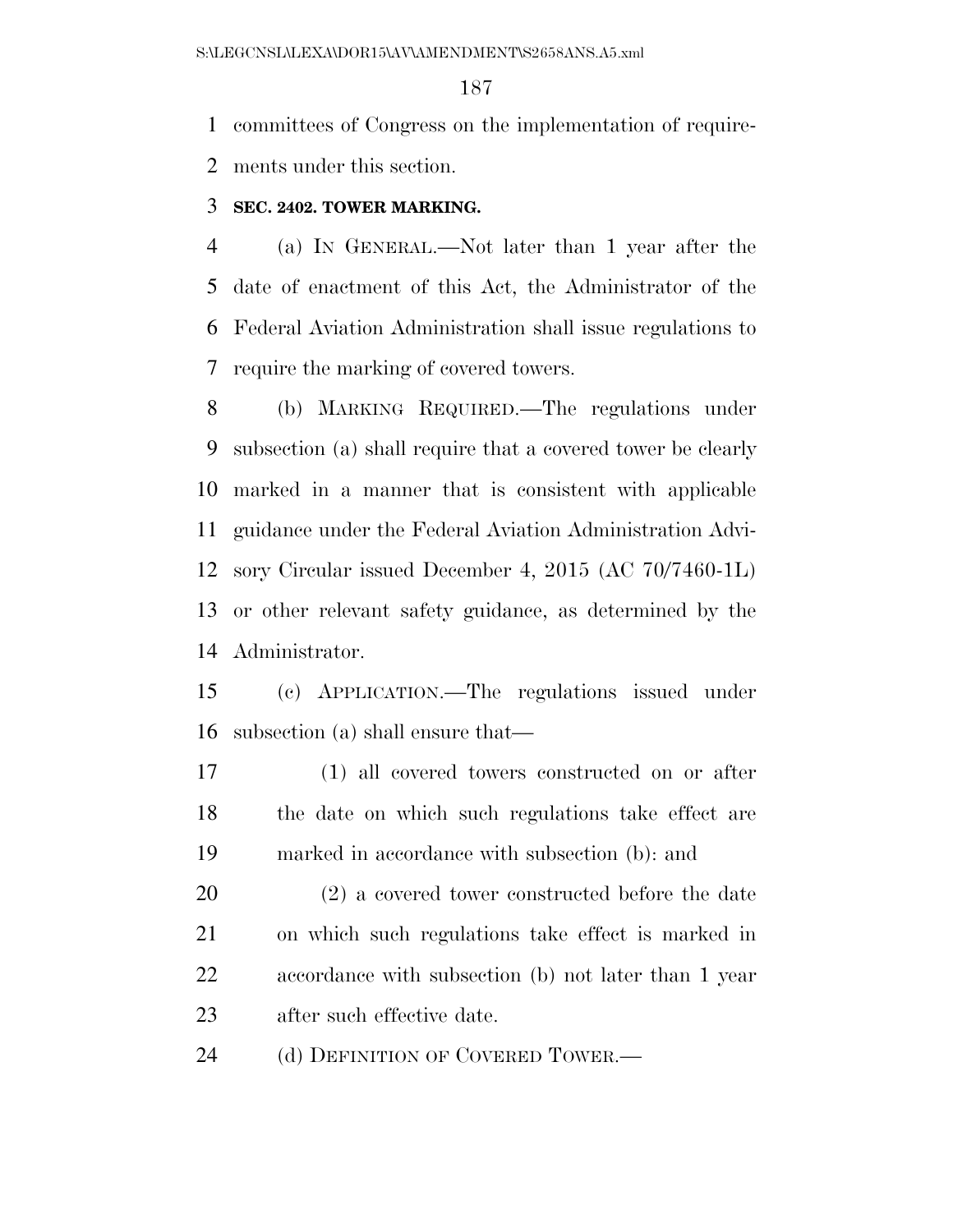committees of Congress on the implementation of requirements under this section.

### SEC. 2402. TOWER MARKING.

(a) IN GENERAL.—Not later than 1 year after the date of enactment of this Act, the Administrator of the Federal Aviation Administration shall issue regulations to require the marking of covered towers.

(b) MARKING REQUIRED.—The regulations under subsection (a) shall require that a covered tower be clearly marked in a manner that is consistent with applicable guidance under the Federal Aviation Administration Advisory Circular issued December 4, 2015 (AC 70/7460-1L) or other relevant safety guidance, as determined by the Administrator.

(c) APPLICATION.—The regulations issued under subsection (a) shall ensure that—

(1) all covered towers constructed on or after the date on which such regulations take effect are marked in accordance with subsection (b): and

(2) a covered tower constructed before the date on which such regulations take effect is marked in accordance with subsection (b) not later than 1 year after such effective date.

(d) DEFINITION OF COVERED TOWER.—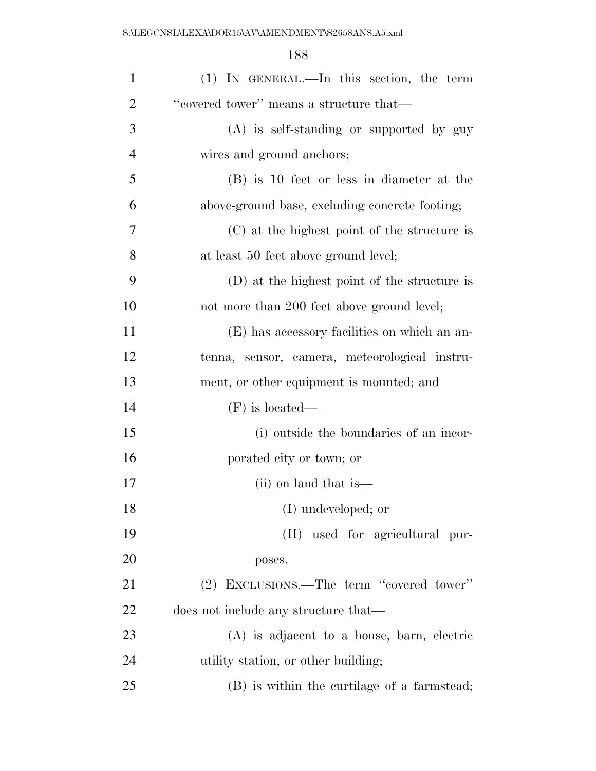(1) IN GENERAL.—In this section, the term "covered tower" means a structure that—

(A) is self-standing or supported by guy wires and ground anchors;

(B) is 10 feet or less in diameter at the above-ground base, excluding concrete footing;

(C) at the highest point of the structure is at least 50 feet above ground level;

(D) at the highest point of the structure is not more than 200 feet above ground level;

(E) has accessory facilities on which an antenna, sensor, camera, meteorological instrument, or other equipment is mounted; and

(F) is located—

(i) outside the boundaries of an incorporated city or town; or

(ii) on land that is—

(I) undeveloped; or

(II) used for agricultural purposes.

(2) EXCLUSIONS.—The term "covered tower" does not include any structure that—

(A) is adjacent to a house, barn, electric utility station, or other building;

(B) is within the curtilage of a farmstead;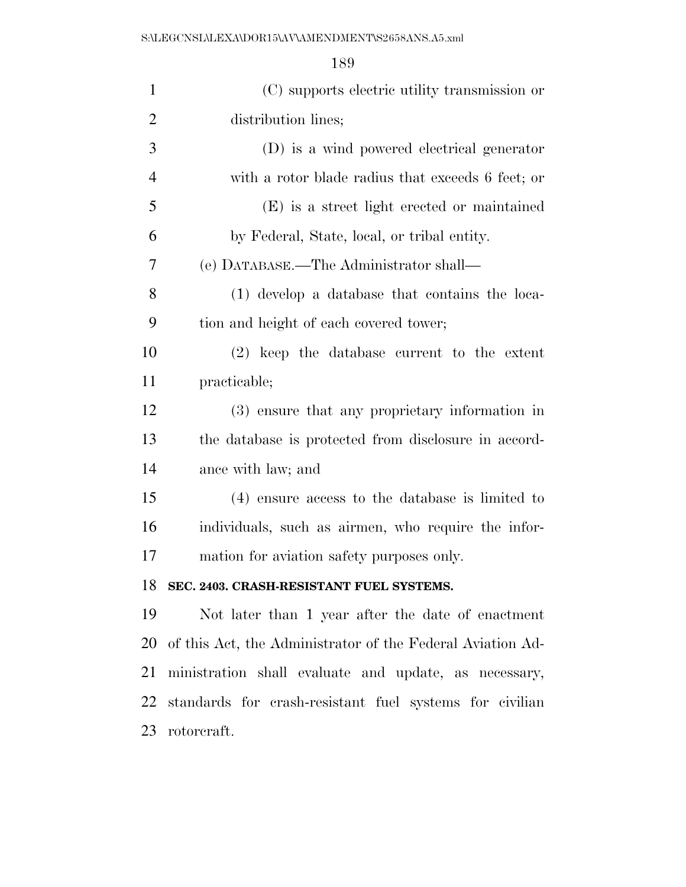(C) supports electric utility transmission or distribution lines;

(D) is a wind powered electrical generator with a rotor blade radius that exceeds 6 feet; or

(E) is a street light erected or maintained by Federal, State, local, or tribal entity.

(e) DATABASE.—The Administrator shall—

(1) develop a database that contains the location and height of each covered tower;

(2) keep the database current to the extent practicable;

(3) ensure that any proprietary information in the database is protected from disclosure in accordance with law; and

(4) ensure access to the database is limited to individuals, such as airmen, who require the information for aviation safety purposes only.

**SEC. 2403. CRASH-RESISTANT FUEL SYSTEMS.**

Not later than 1 year after the date of enactment of this Act, the Administrator of the Federal Aviation Administration shall evaluate and update, as necessary, standards for crash-resistant fuel systems for civilian rotorcraft.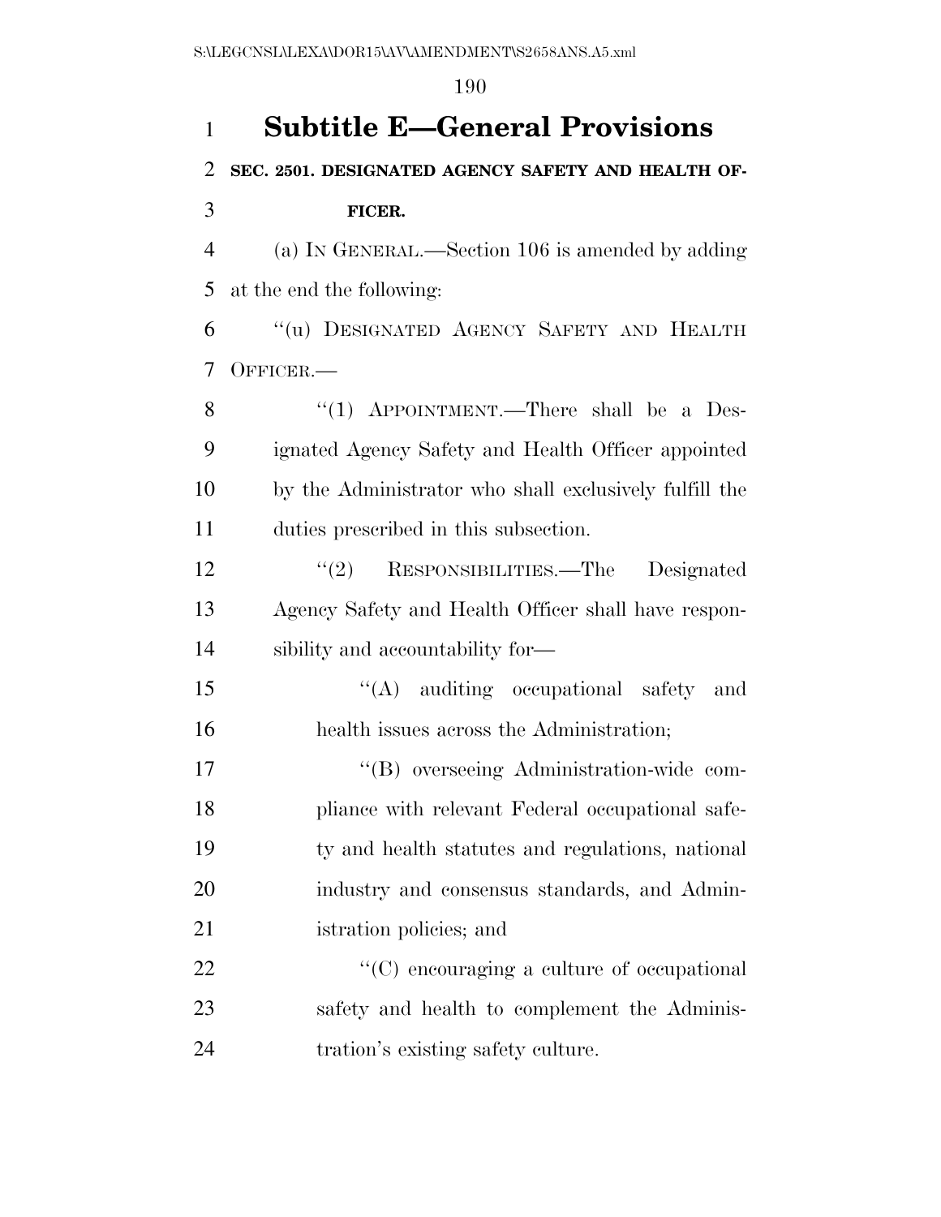# Subtitle E—General Provisions

**SEC. 2501. DESIGNATED AGENCY SAFETY AND HEALTH OFFICER.**

(a) IN GENERAL.—Section 106 is amended by adding at the end the following:

"(u) DESIGNATED AGENCY SAFETY AND HEALTH OFFICER.—

"(1) APPOINTMENT.—There shall be a Designated Agency Safety and Health Officer appointed by the Administrator who shall exclusively fulfill the duties prescribed in this subsection.

"(2) RESPONSIBILITIES.—The Designated Agency Safety and Health Officer shall have responsibility and accountability for—

"(A) auditing occupational safety and health issues across the Administration;

"(B) overseeing Administration-wide compliance with relevant Federal occupational safety and health statutes and regulations, national industry and consensus standards, and Administration policies; and

"(C) encouraging a culture of occupational safety and health to complement the Administration's existing safety culture.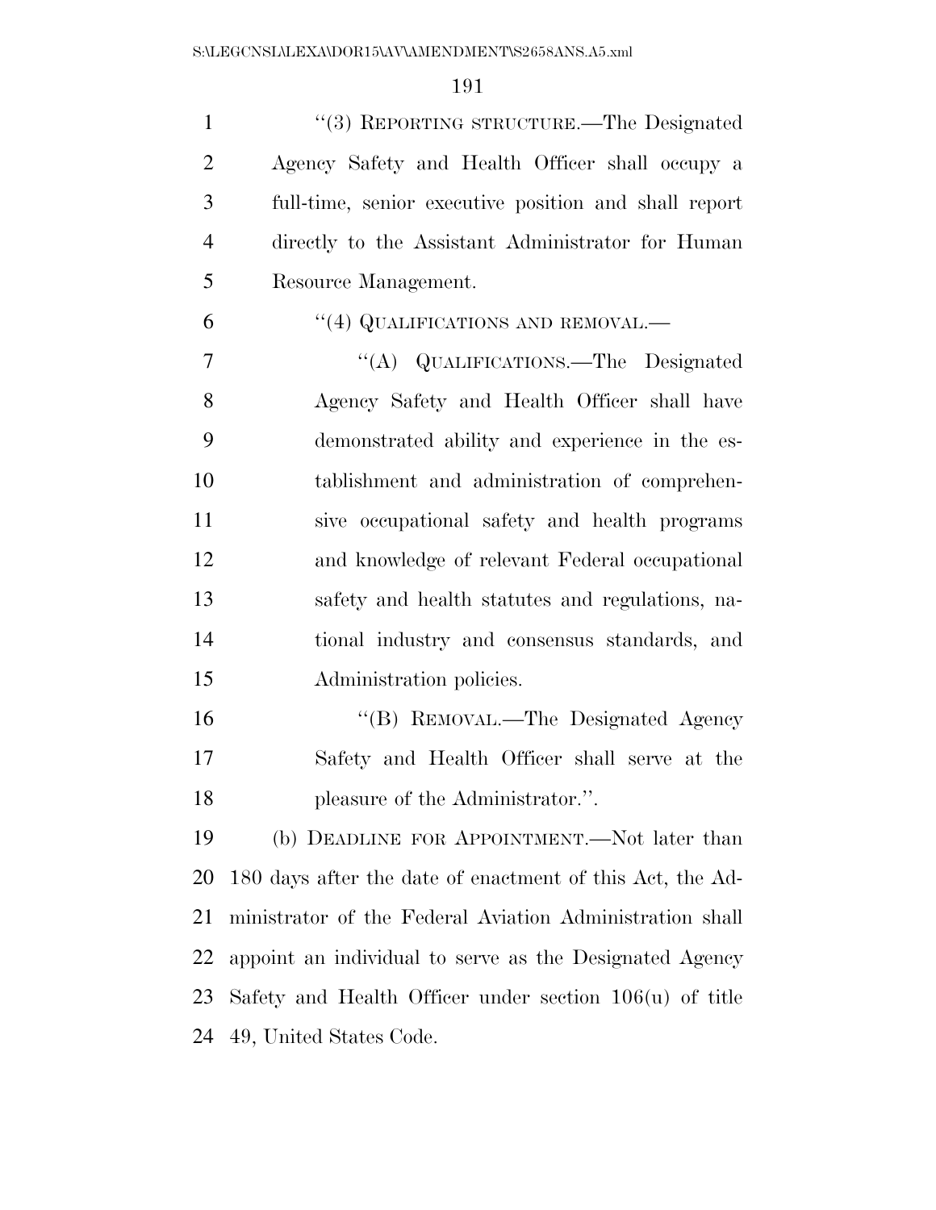''(3) REPORTING STRUCTURE.—The Designated Agency Safety and Health Officer shall occupy a full-time, senior executive position and shall report directly to the Assistant Administrator for Human Resource Management.

''(4) QUALIFICATIONS AND REMOVAL.—

''(A) QUALIFICATIONS.—The Designated Agency Safety and Health Officer shall have demonstrated ability and experience in the establishment and administration of comprehensive occupational safety and health programs and knowledge of relevant Federal occupational safety and health statutes and regulations, national industry and consensus standards, and Administration policies.

''(B) REMOVAL.—The Designated Agency Safety and Health Officer shall serve at the pleasure of the Administrator.''.

(b) DEADLINE FOR APPOINTMENT.—Not later than 180 days after the date of enactment of this Act, the Administrator of the Federal Aviation Administration shall appoint an individual to serve as the Designated Agency Safety and Health Officer under section 106(u) of title 49, United States Code.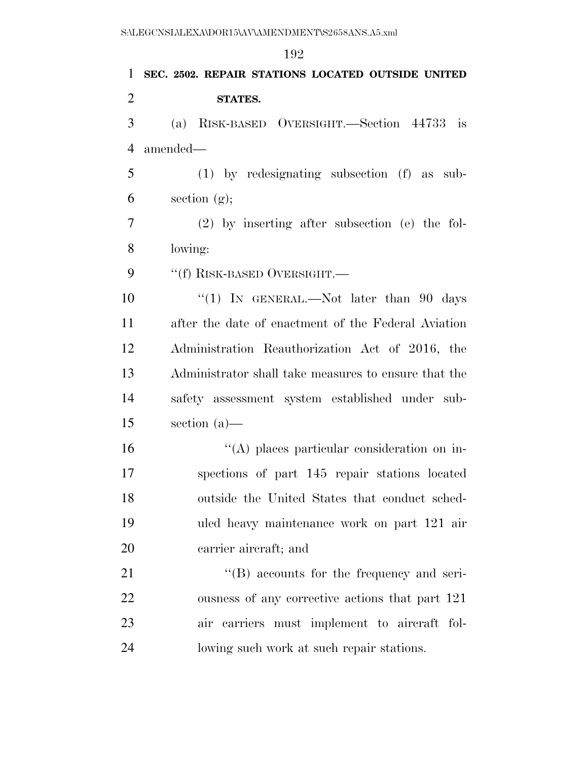**SEC. 2502. REPAIR STATIONS LOCATED OUTSIDE UNITED STATES.**

(a) RISK-BASED OVERSIGHT.—Section 44733 is amended—

(1) by redesignating subsection (f) as subsection (g);

(2) by inserting after subsection (e) the following:

"(f) RISK-BASED OVERSIGHT.—

"(1) IN GENERAL.—Not later than 90 days after the date of enactment of the Federal Aviation Administration Reauthorization Act of 2016, the Administrator shall take measures to ensure that the safety assessment system established under subsection (a)—

"(A) places particular consideration on inspections of part 145 repair stations located outside the United States that conduct scheduled heavy maintenance work on part 121 air carrier aircraft; and

"(B) accounts for the frequency and seriousness of any corrective actions that part 121 air carriers must implement to aircraft following such work at such repair stations.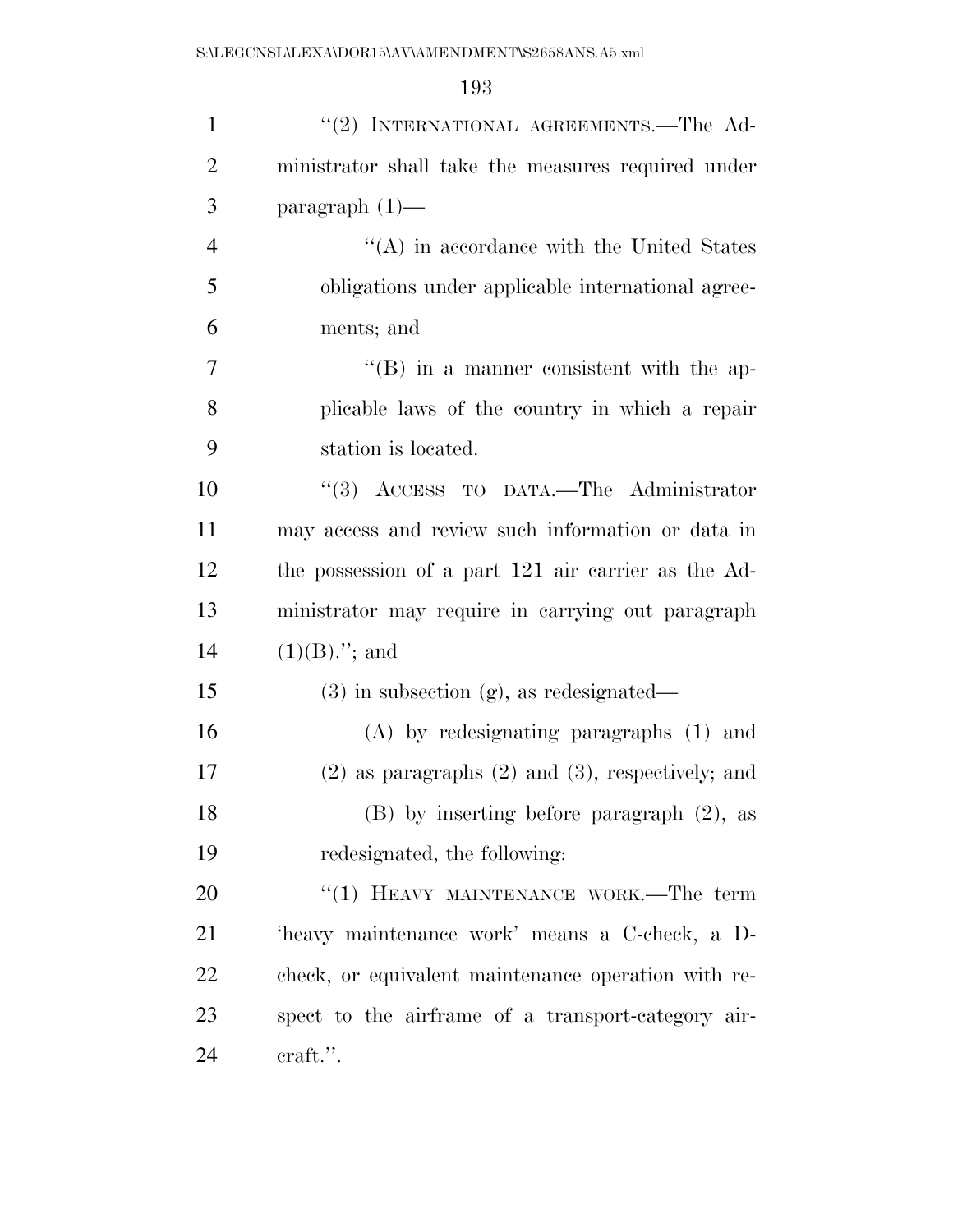"(2) INTERNATIONAL AGREEMENTS.—The Administrator shall take the measures required under paragraph (1)—

"(A) in accordance with the United States obligations under applicable international agreements; and

"(B) in a manner consistent with the applicable laws of the country in which a repair station is located.

"(3) ACCESS TO DATA.—The Administrator may access and review such information or data in the possession of a part 121 air carrier as the Administrator may require in carrying out paragraph (1)(B)."; and

(3) in subsection (g), as redesignated—

(A) by redesignating paragraphs (1) and (2) as paragraphs (2) and (3), respectively; and

(B) by inserting before paragraph (2), as redesignated, the following:

"(1) HEAVY MAINTENANCE WORK.—The term 'heavy maintenance work' means a C-check, a D-check, or equivalent maintenance operation with respect to the airframe of a transport-category aircraft.".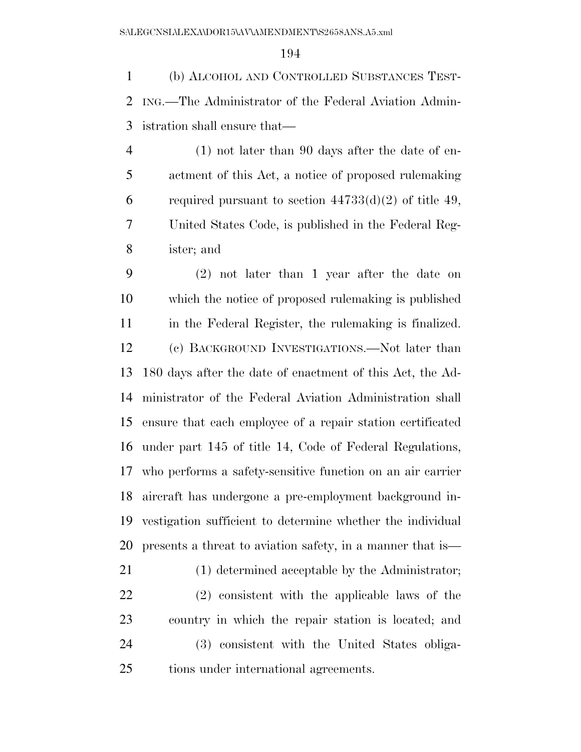(b) ALCOHOL AND CONTROLLED SUBSTANCES TESTING.—The Administrator of the Federal Aviation Administration shall ensure that—

(1) not later than 90 days after the date of enactment of this Act, a notice of proposed rulemaking required pursuant to section 44733(d)(2) of title 49, United States Code, is published in the Federal Register; and

(2) not later than 1 year after the date on which the notice of proposed rulemaking is published in the Federal Register, the rulemaking is finalized.

(c) BACKGROUND INVESTIGATIONS.—Not later than 180 days after the date of enactment of this Act, the Administrator of the Federal Aviation Administration shall ensure that each employee of a repair station certificated under part 145 of title 14, Code of Federal Regulations, who performs a safety-sensitive function on an air carrier aircraft has undergone a pre-employment background investigation sufficient to determine whether the individual presents a threat to aviation safety, in a manner that is—

(1) determined acceptable by the Administrator;

(2) consistent with the applicable laws of the country in which the repair station is located; and

(3) consistent with the United States obligations under international agreements.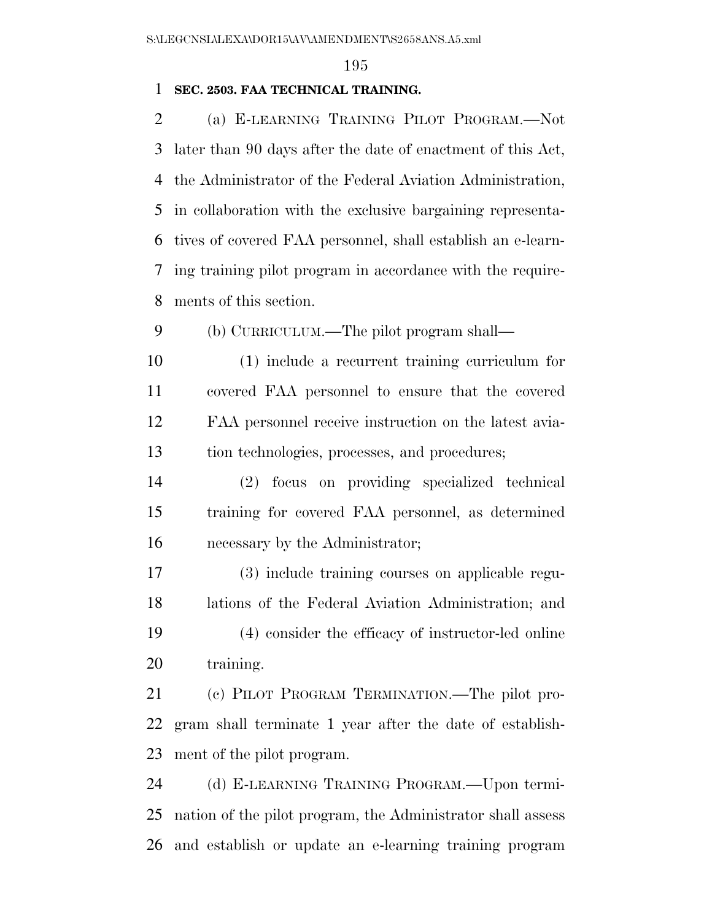**SEC. 2503. FAA TECHNICAL TRAINING.**

(a) E-LEARNING TRAINING PILOT PROGRAM.—Not later than 90 days after the date of enactment of this Act, the Administrator of the Federal Aviation Administration, in collaboration with the exclusive bargaining representatives of covered FAA personnel, shall establish an e-learning training pilot program in accordance with the requirements of this section.

(b) CURRICULUM.—The pilot program shall—

(1) include a recurrent training curriculum for covered FAA personnel to ensure that the covered FAA personnel receive instruction on the latest aviation technologies, processes, and procedures;

(2) focus on providing specialized technical training for covered FAA personnel, as determined necessary by the Administrator;

(3) include training courses on applicable regulations of the Federal Aviation Administration; and

(4) consider the efficacy of instructor-led online training.

(c) PILOT PROGRAM TERMINATION.—The pilot program shall terminate 1 year after the date of establishment of the pilot program.

(d) E-LEARNING TRAINING PROGRAM.—Upon termination of the pilot program, the Administrator shall assess and establish or update an e-learning training program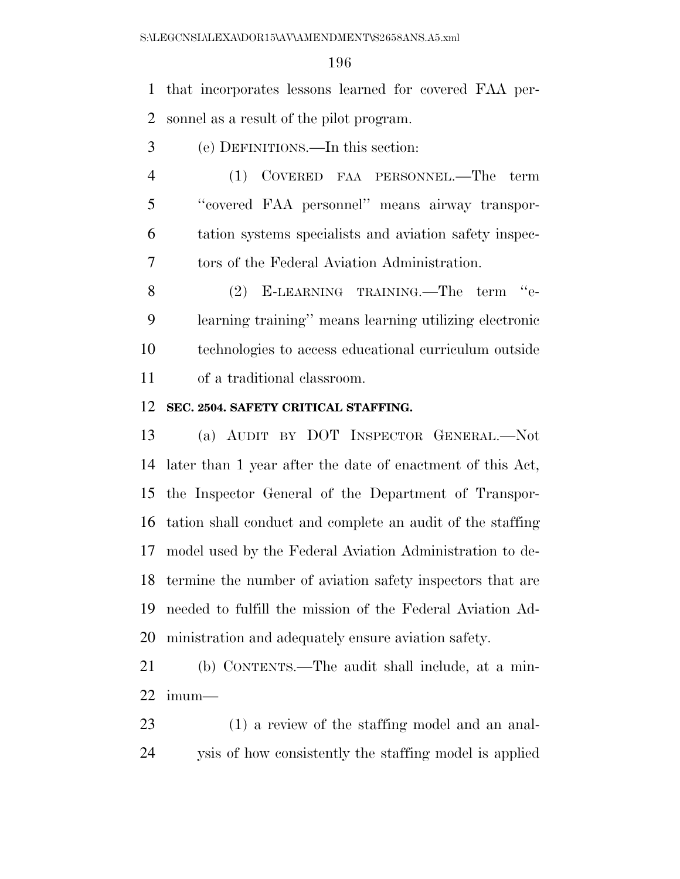that incorporates lessons learned for covered FAA personnel as a result of the pilot program.

(e) DEFINITIONS.—In this section:

(1) COVERED FAA PERSONNEL.—The term "covered FAA personnel" means airway transportation systems specialists and aviation safety inspectors of the Federal Aviation Administration.

(2) E-LEARNING TRAINING.—The term "e-learning training" means learning utilizing electronic technologies to access educational curriculum outside of a traditional classroom.

**SEC. 2504. SAFETY CRITICAL STAFFING.**

(a) AUDIT BY DOT INSPECTOR GENERAL.—Not later than 1 year after the date of enactment of this Act, the Inspector General of the Department of Transportation shall conduct and complete an audit of the staffing model used by the Federal Aviation Administration to determine the number of aviation safety inspectors that are needed to fulfill the mission of the Federal Aviation Administration and adequately ensure aviation safety.

(b) CONTENTS.—The audit shall include, at a minimum—

(1) a review of the staffing model and an analysis of how consistently the staffing model is applied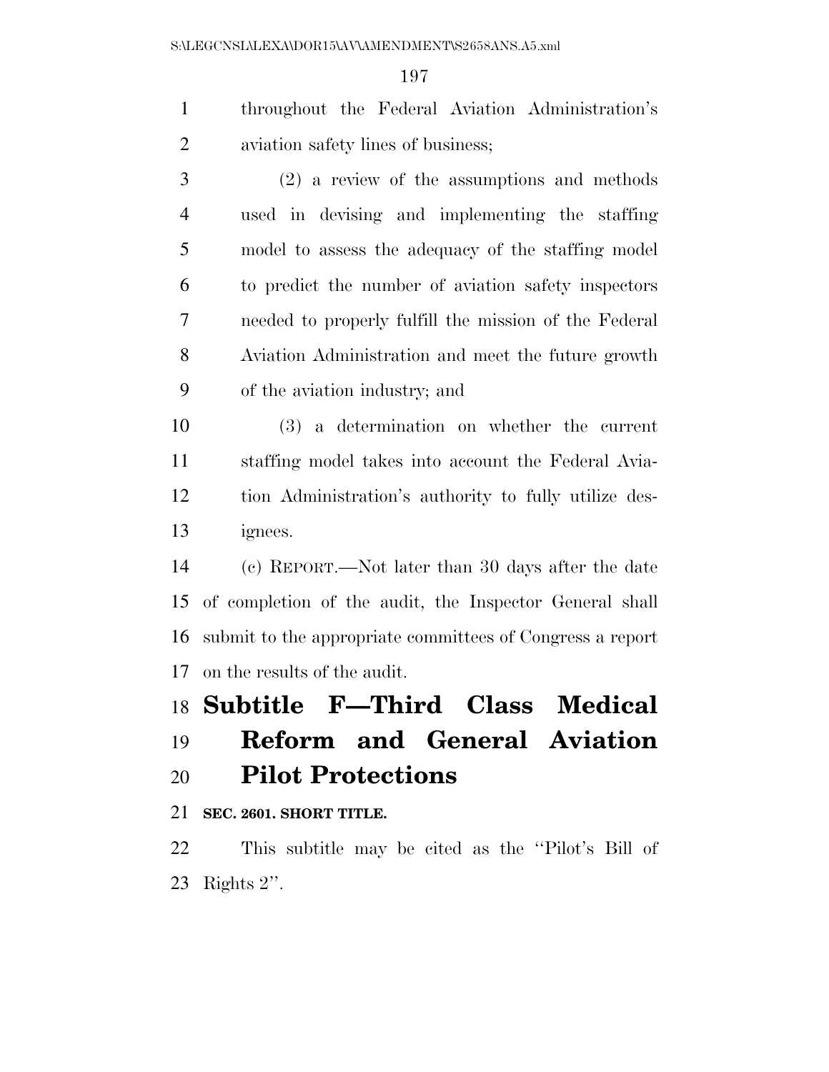throughout the Federal Aviation Administration's aviation safety lines of business;

(2) a review of the assumptions and methods used in devising and implementing the staffing model to assess the adequacy of the staffing model to predict the number of aviation safety inspectors needed to properly fulfill the mission of the Federal Aviation Administration and meet the future growth of the aviation industry; and

(3) a determination on whether the current staffing model takes into account the Federal Aviation Administration's authority to fully utilize designees.

(c) REPORT.—Not later than 30 days after the date of completion of the audit, the Inspector General shall submit to the appropriate committees of Congress a report on the results of the audit.

## Subtitle F—Third Class Medical Reform and General Aviation Pilot Protections

**SEC. 2601. SHORT TITLE.**

This subtitle may be cited as the ''Pilot's Bill of Rights 2''.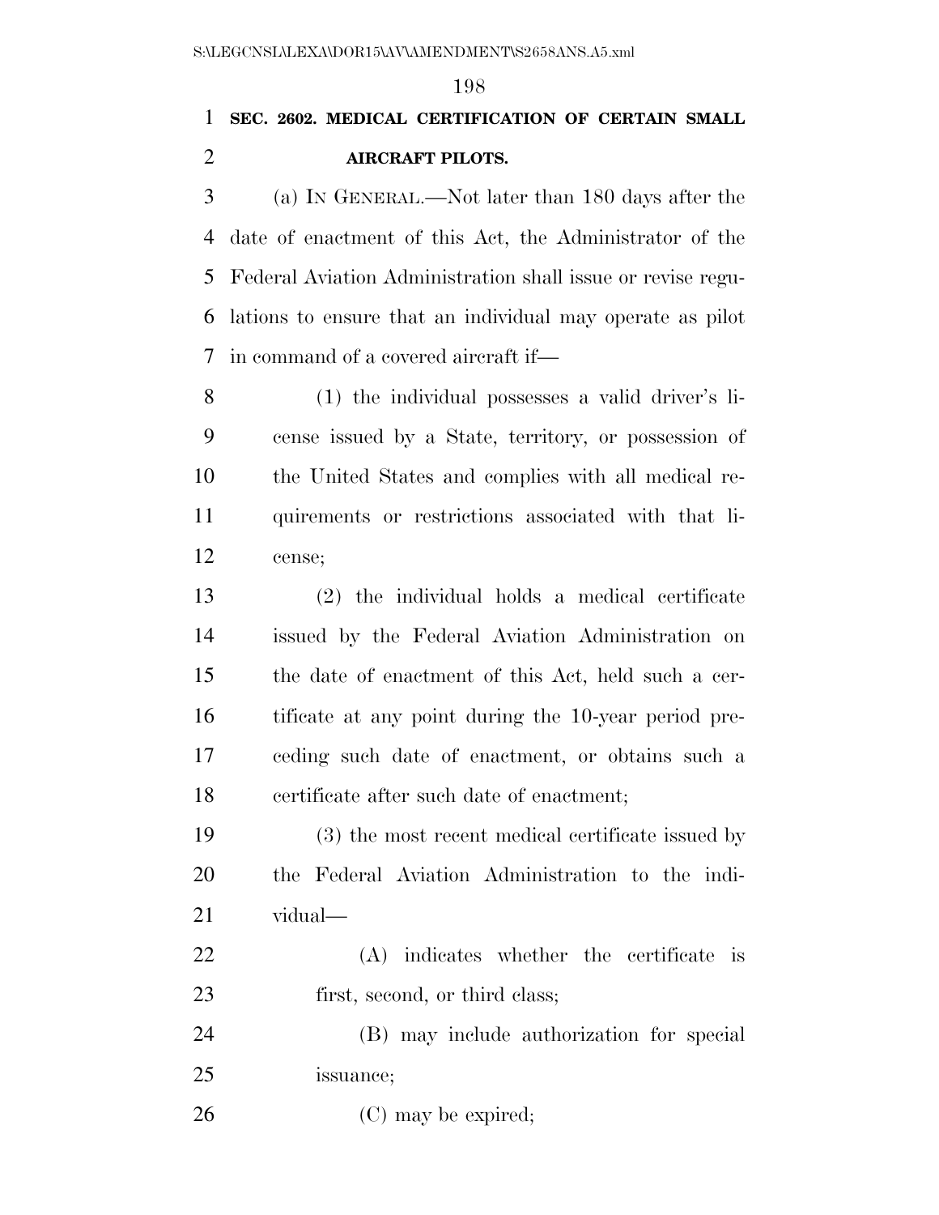**SEC. 2602. MEDICAL CERTIFICATION OF CERTAIN SMALL AIRCRAFT PILOTS.**

(a) IN GENERAL.—Not later than 180 days after the date of enactment of this Act, the Administrator of the Federal Aviation Administration shall issue or revise regulations to ensure that an individual may operate as pilot in command of a covered aircraft if—

(1) the individual possesses a valid driver's license issued by a State, territory, or possession of the United States and complies with all medical requirements or restrictions associated with that license;

(2) the individual holds a medical certificate issued by the Federal Aviation Administration on the date of enactment of this Act, held such a certificate at any point during the 10-year period preceding such date of enactment, or obtains such a certificate after such date of enactment;

(3) the most recent medical certificate issued by the Federal Aviation Administration to the individual—

(A) indicates whether the certificate is first, second, or third class;

(B) may include authorization for special issuance;

(C) may be expired;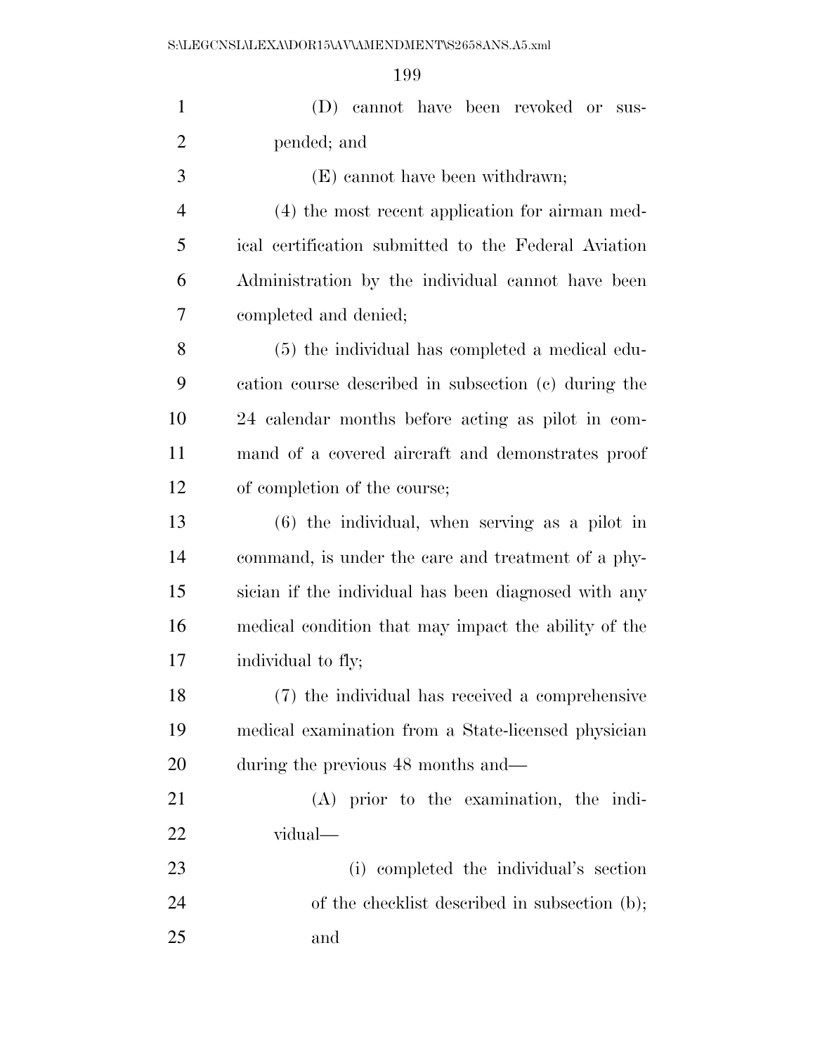(D) cannot have been revoked or suspended; and

(E) cannot have been withdrawn;

(4) the most recent application for airman medical certification submitted to the Federal Aviation Administration by the individual cannot have been completed and denied;

(5) the individual has completed a medical education course described in subsection (c) during the 24 calendar months before acting as pilot in command of a covered aircraft and demonstrates proof of completion of the course;

(6) the individual, when serving as a pilot in command, is under the care and treatment of a physician if the individual has been diagnosed with any medical condition that may impact the ability of the individual to fly;

(7) the individual has received a comprehensive medical examination from a State-licensed physician during the previous 48 months and—

(A) prior to the examination, the individual—

(i) completed the individual's section of the checklist described in subsection (b); and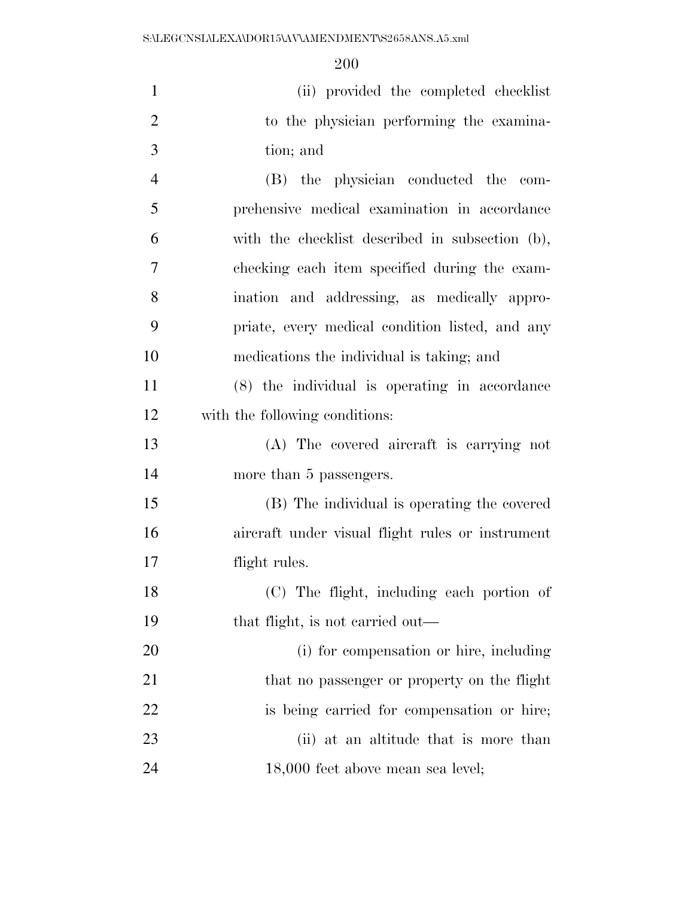(ii) provided the completed checklist to the physician performing the examination; and

(B) the physician conducted the comprehensive medical examination in accordance with the checklist described in subsection (b), checking each item specified during the examination and addressing, as medically appropriate, every medical condition listed, and any medications the individual is taking; and

(8) the individual is operating in accordance with the following conditions:

(A) The covered aircraft is carrying not more than 5 passengers.

(B) The individual is operating the covered aircraft under visual flight rules or instrument flight rules.

(C) The flight, including each portion of that flight, is not carried out—

(i) for compensation or hire, including that no passenger or property on the flight is being carried for compensation or hire;

(ii) at an altitude that is more than 18,000 feet above mean sea level;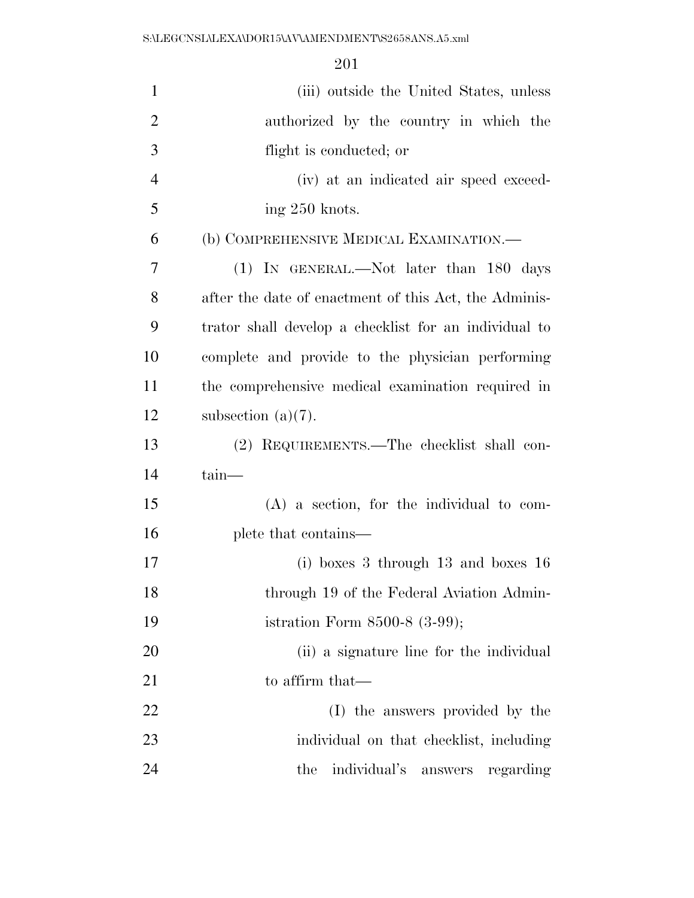(iii) outside the United States, unless authorized by the country in which the flight is conducted; or

(iv) at an indicated air speed exceeding 250 knots.

(b) COMPREHENSIVE MEDICAL EXAMINATION.—

(1) IN GENERAL.—Not later than 180 days after the date of enactment of this Act, the Administrator shall develop a checklist for an individual to complete and provide to the physician performing the comprehensive medical examination required in subsection (a)(7).

(2) REQUIREMENTS.—The checklist shall contain—

(A) a section, for the individual to complete that contains—

(i) boxes 3 through 13 and boxes 16 through 19 of the Federal Aviation Administration Form 8500-8 (3-99);

(ii) a signature line for the individual to affirm that—

(I) the answers provided by the individual on that checklist, including the individual's answers regarding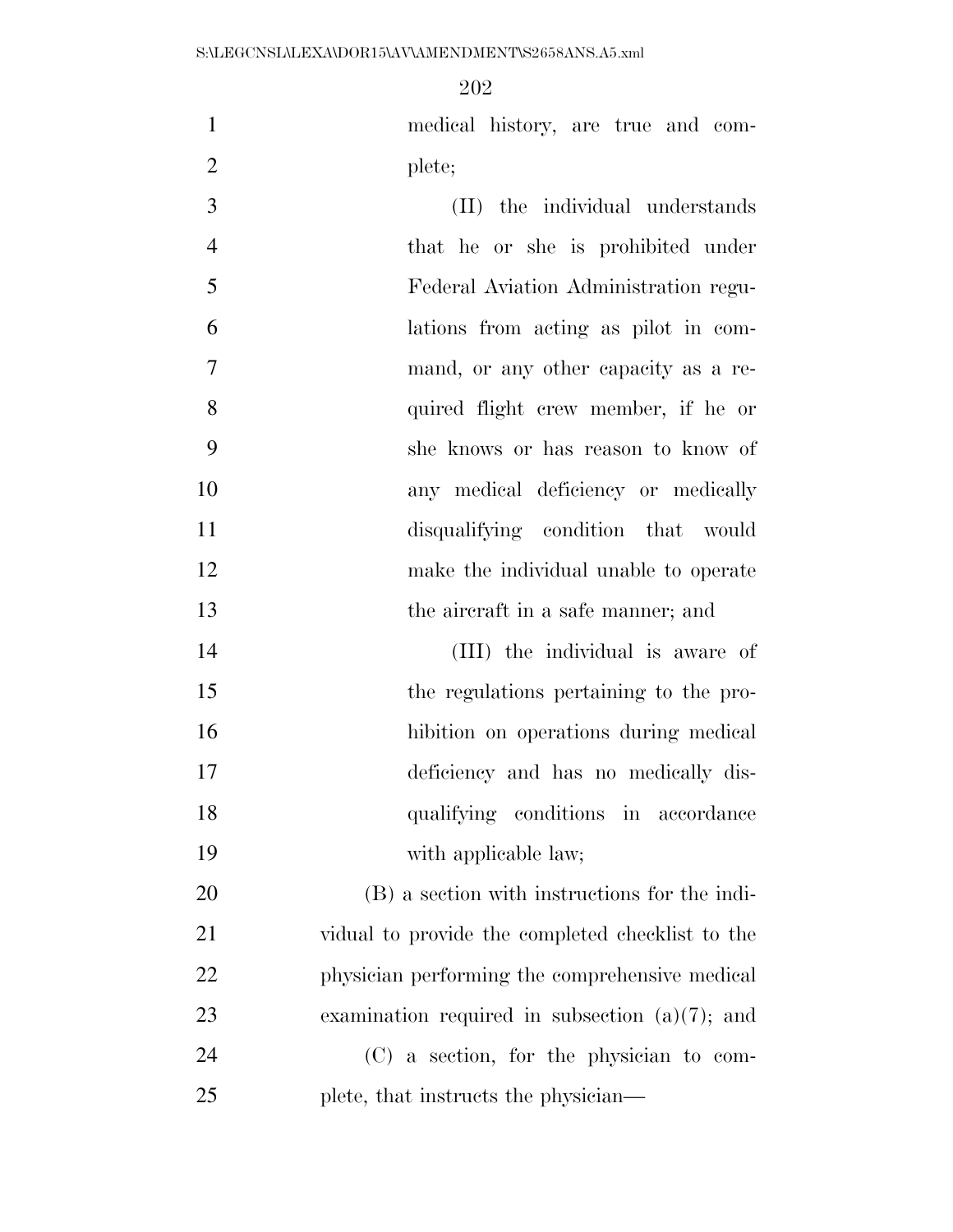medical history, are true and complete;

(II) the individual understands that he or she is prohibited under Federal Aviation Administration regulations from acting as pilot in command, or any other capacity as a required flight crew member, if he or she knows or has reason to know of any medical deficiency or medically disqualifying condition that would make the individual unable to operate the aircraft in a safe manner; and

(III) the individual is aware of the regulations pertaining to the prohibition on operations during medical deficiency and has no medically disqualifying conditions in accordance with applicable law;

(B) a section with instructions for the individual to provide the completed checklist to the physician performing the comprehensive medical examination required in subsection (a)(7); and

(C) a section, for the physician to complete, that instructs the physician—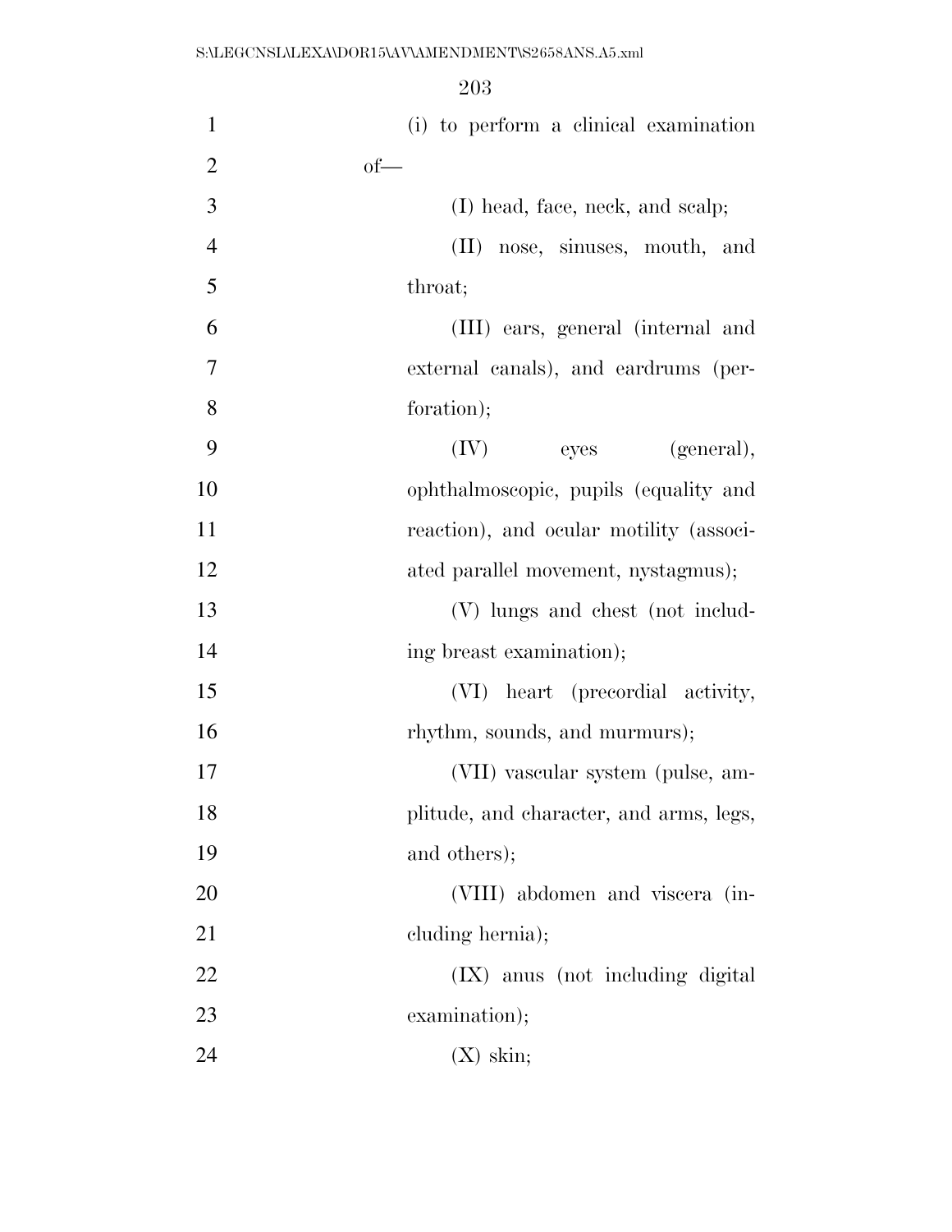(i) to perform a clinical examination of—

(I) head, face, neck, and scalp;

(II) nose, sinuses, mouth, and throat;

(III) ears, general (internal and external canals), and eardrums (perforation);

(IV) eyes (general), ophthalmoscopic, pupils (equality and reaction), and ocular motility (associated parallel movement, nystagmus);

(V) lungs and chest (not including breast examination);

(VI) heart (precordial activity, rhythm, sounds, and murmurs);

(VII) vascular system (pulse, amplitude, and character, and arms, legs, and others);

(VIII) abdomen and viscera (including hernia);

(IX) anus (not including digital examination);

(X) skin;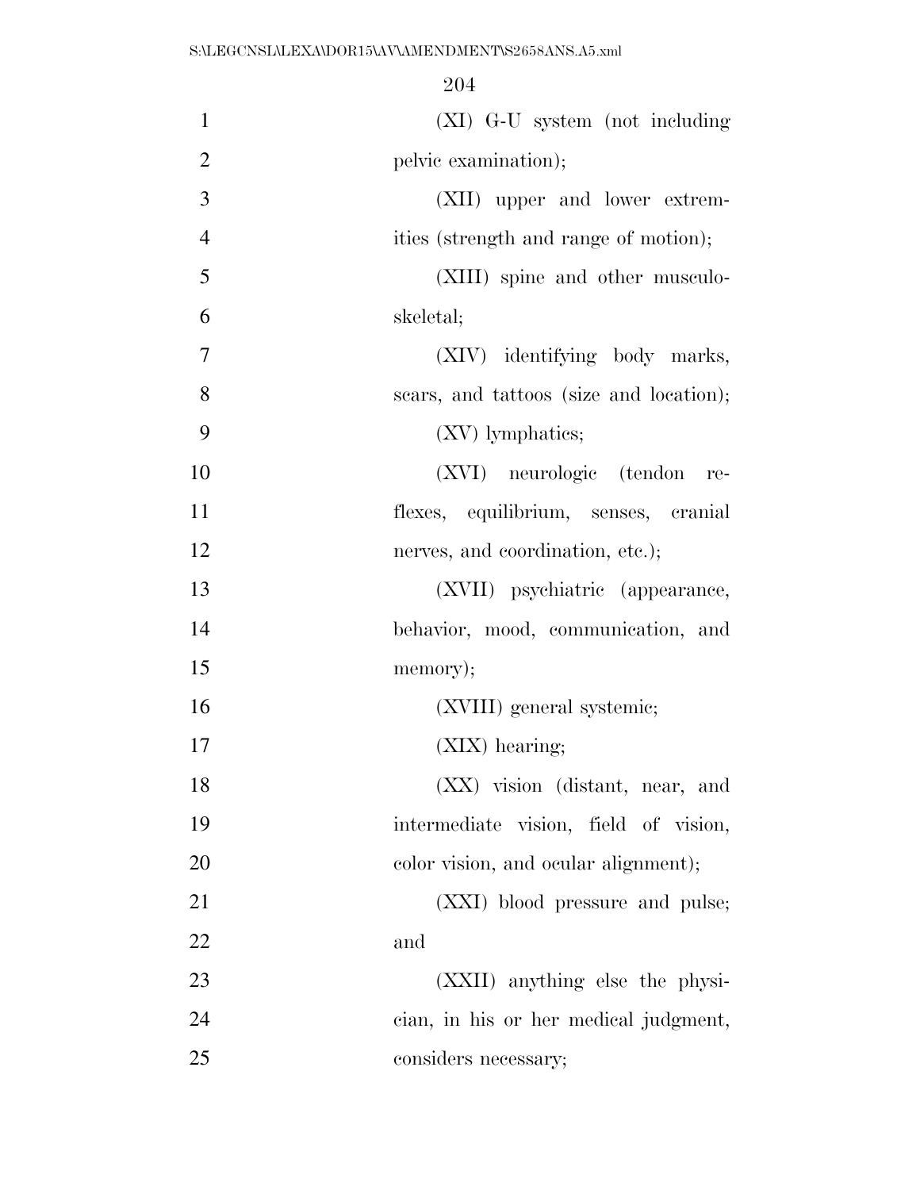(XI) G-U system (not including pelvic examination);

(XII) upper and lower extremities (strength and range of motion);

(XIII) spine and other musculoskeletal;

(XIV) identifying body marks, scars, and tattoos (size and location);

(XV) lymphatics;

(XVI) neurologic (tendon reflexes, equilibrium, senses, cranial nerves, and coordination, etc.);

(XVII) psychiatric (appearance, behavior, mood, communication, and memory);

(XVIII) general systemic;

(XIX) hearing;

(XX) vision (distant, near, and intermediate vision, field of vision, color vision, and ocular alignment);

(XXI) blood pressure and pulse; and

(XXII) anything else the physician, in his or her medical judgment, considers necessary;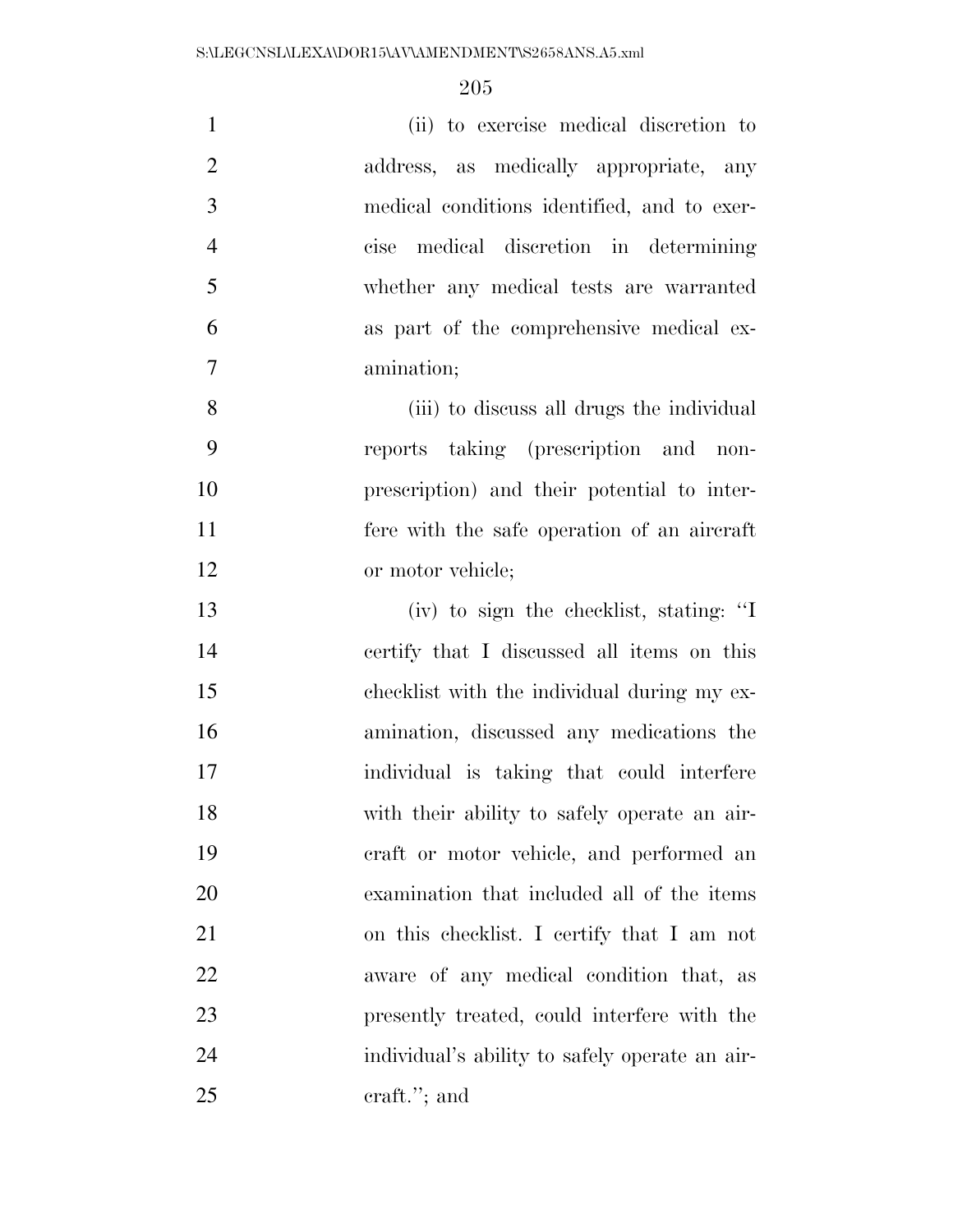(ii) to exercise medical discretion to address, as medically appropriate, any medical conditions identified, and to exercise medical discretion in determining whether any medical tests are warranted as part of the comprehensive medical examination;

(iii) to discuss all drugs the individual reports taking (prescription and non-prescription) and their potential to interfere with the safe operation of an aircraft or motor vehicle;

(iv) to sign the checklist, stating: "I certify that I discussed all items on this checklist with the individual during my examination, discussed any medications the individual is taking that could interfere with their ability to safely operate an aircraft or motor vehicle, and performed an examination that included all of the items on this checklist. I certify that I am not aware of any medical condition that, as presently treated, could interfere with the individual's ability to safely operate an aircraft."; and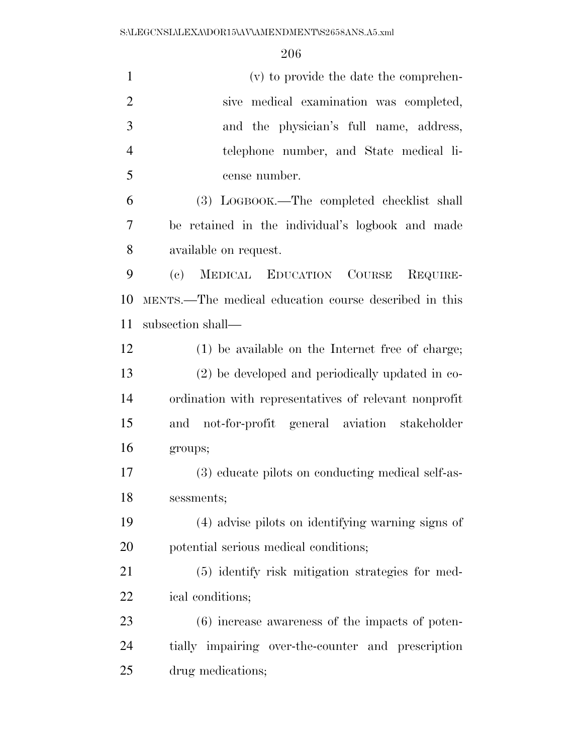(v) to provide the date the comprehensive medical examination was completed, and the physician's full name, address, telephone number, and State medical license number.

(3) LOGBOOK.—The completed checklist shall be retained in the individual's logbook and made available on request.

(c) MEDICAL EDUCATION COURSE REQUIREMENTS.—The medical education course described in this subsection shall—

(1) be available on the Internet free of charge;

(2) be developed and periodically updated in coordination with representatives of relevant nonprofit and not-for-profit general aviation stakeholder groups;

(3) educate pilots on conducting medical self-assessments;

(4) advise pilots on identifying warning signs of potential serious medical conditions;

(5) identify risk mitigation strategies for medical conditions;

(6) increase awareness of the impacts of potentially impairing over-the-counter and prescription drug medications;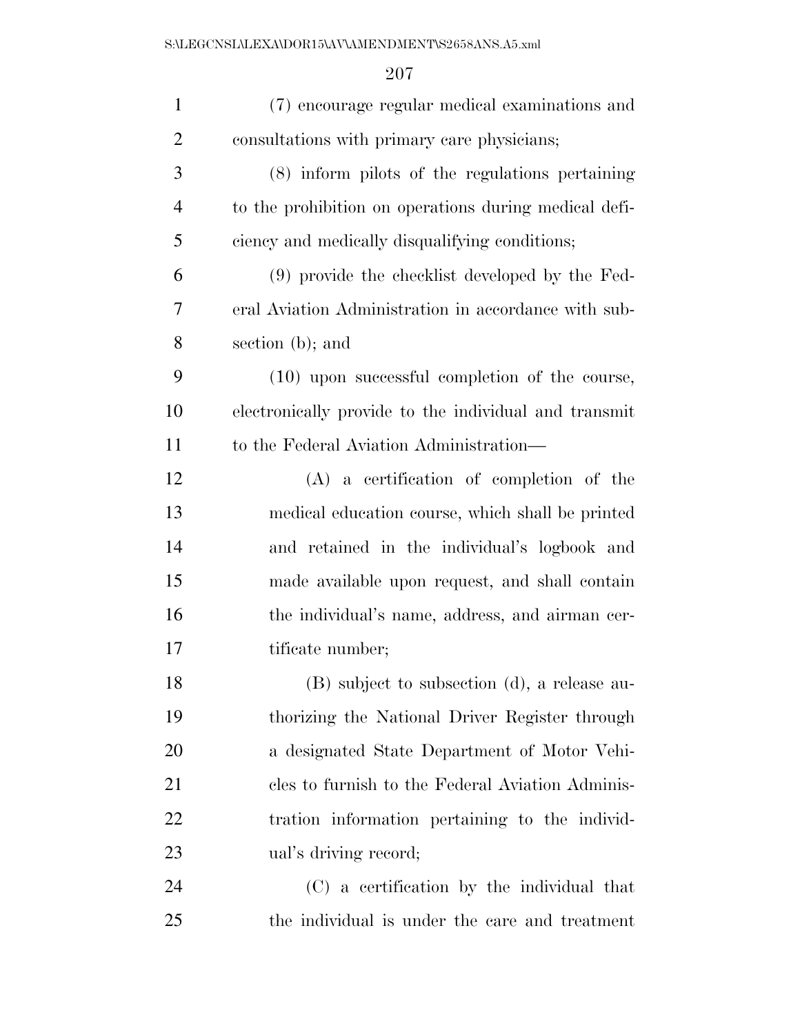(7) encourage regular medical examinations and consultations with primary care physicians;

(8) inform pilots of the regulations pertaining to the prohibition on operations during medical deficiency and medically disqualifying conditions;

(9) provide the checklist developed by the Federal Aviation Administration in accordance with subsection (b); and

(10) upon successful completion of the course, electronically provide to the individual and transmit to the Federal Aviation Administration—

(A) a certification of completion of the medical education course, which shall be printed and retained in the individual's logbook and made available upon request, and shall contain the individual's name, address, and airman certificate number;

(B) subject to subsection (d), a release authorizing the National Driver Register through a designated State Department of Motor Vehicles to furnish to the Federal Aviation Administration information pertaining to the individual's driving record;

(C) a certification by the individual that the individual is under the care and treatment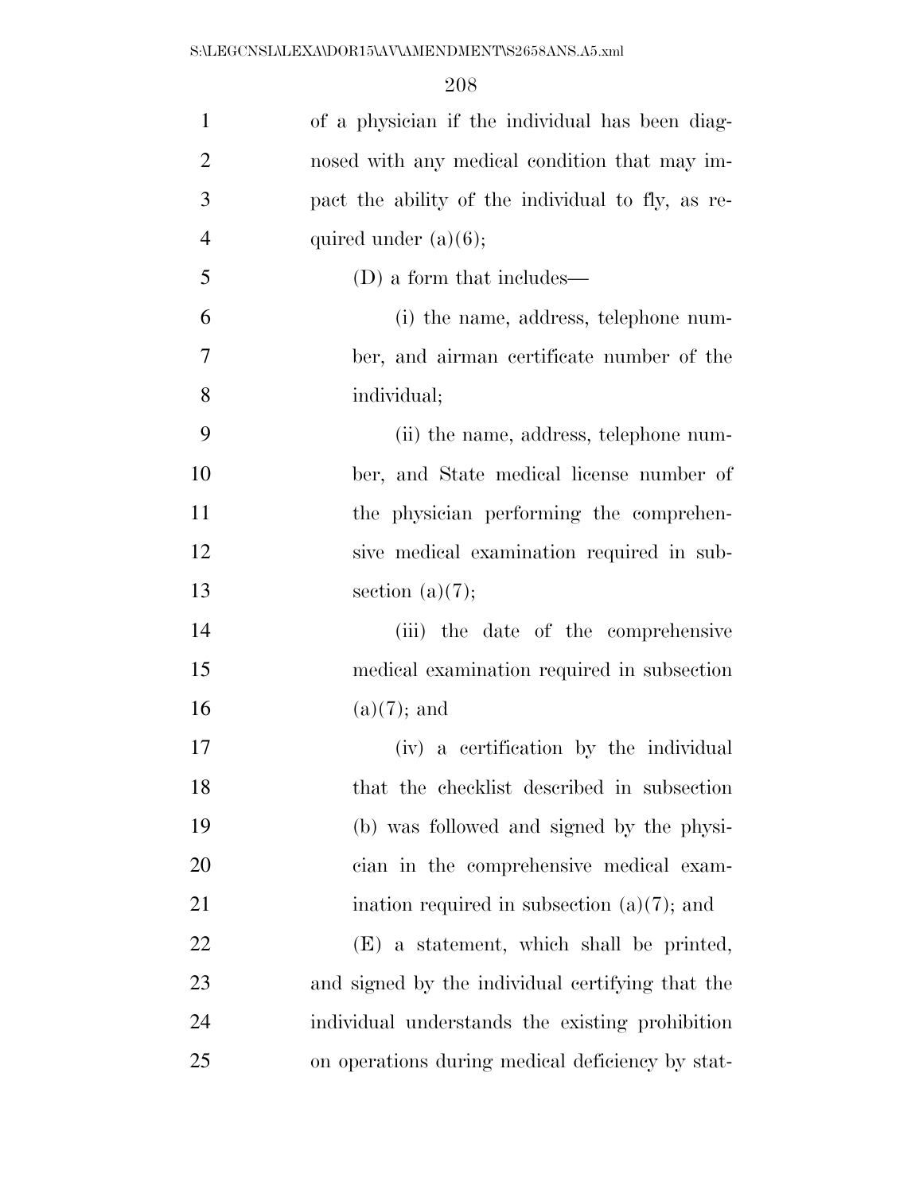of a physician if the individual has been diagnosed with any medical condition that may impact the ability of the individual to fly, as required under (a)(6);

(D) a form that includes—

(i) the name, address, telephone number, and airman certificate number of the individual;

(ii) the name, address, telephone number, and State medical license number of the physician performing the comprehensive medical examination required in subsection (a)(7);

(iii) the date of the comprehensive medical examination required in subsection (a)(7); and

(iv) a certification by the individual that the checklist described in subsection (b) was followed and signed by the physician in the comprehensive medical examination required in subsection (a)(7); and

(E) a statement, which shall be printed, and signed by the individual certifying that the individual understands the existing prohibition on operations during medical deficiency by stat-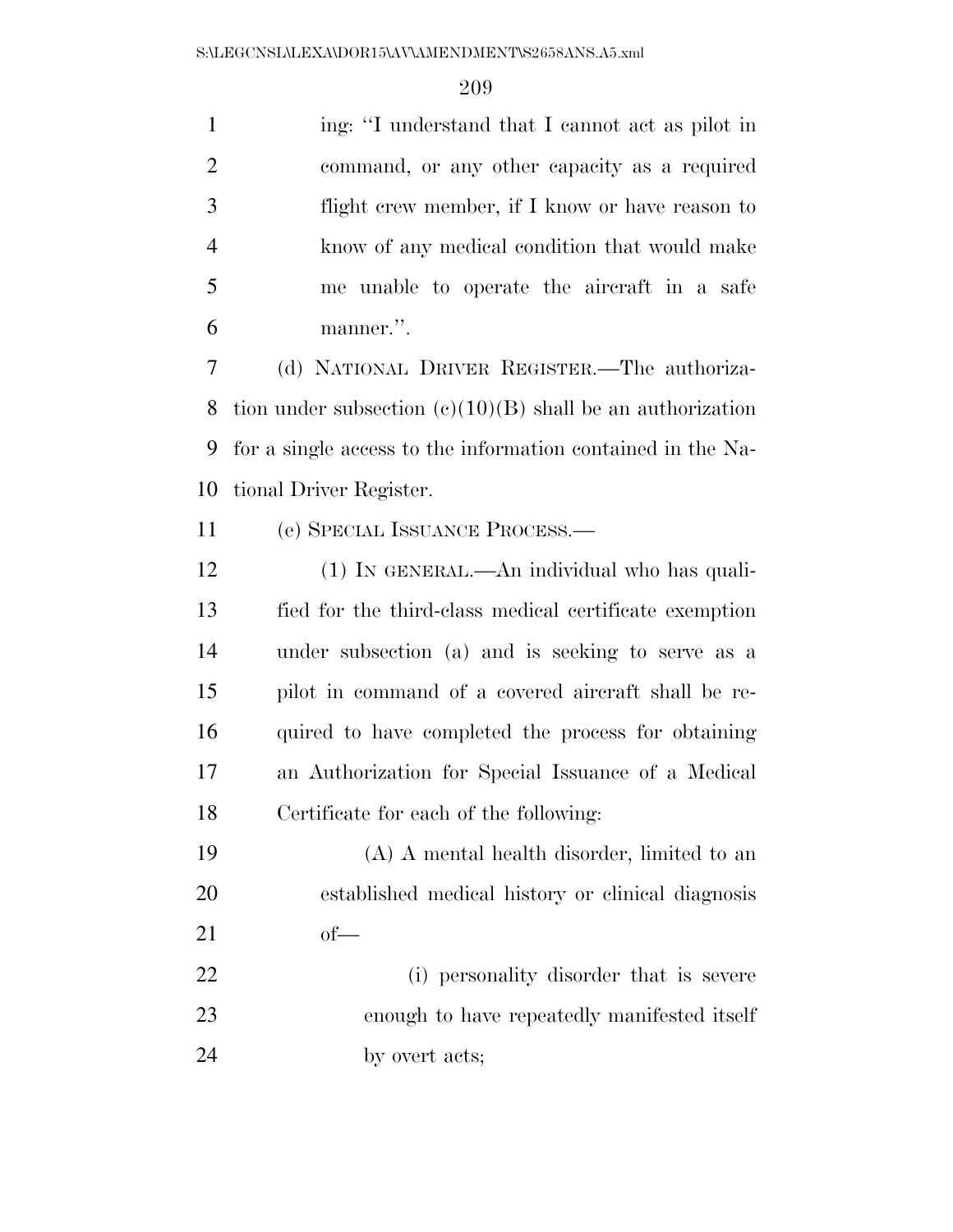ing: "I understand that I cannot act as pilot in command, or any other capacity as a required flight crew member, if I know or have reason to know of any medical condition that would make me unable to operate the aircraft in a safe manner.".

(d) NATIONAL DRIVER REGISTER.—The authorization under subsection (c)(10)(B) shall be an authorization for a single access to the information contained in the National Driver Register.

(e) SPECIAL ISSUANCE PROCESS.—

(1) IN GENERAL.—An individual who has qualified for the third-class medical certificate exemption under subsection (a) and is seeking to serve as a pilot in command of a covered aircraft shall be required to have completed the process for obtaining an Authorization for Special Issuance of a Medical Certificate for each of the following:

(A) A mental health disorder, limited to an established medical history or clinical diagnosis of—

(i) personality disorder that is severe enough to have repeatedly manifested itself by overt acts;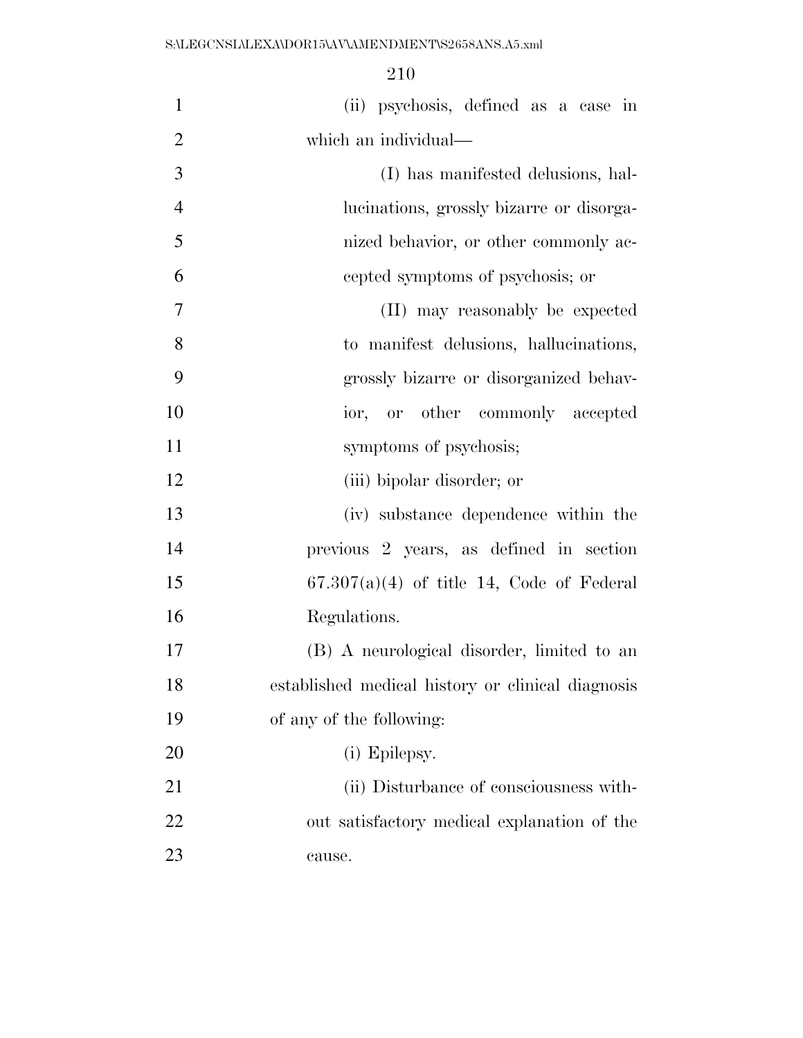(ii) psychosis, defined as a case in which an individual—

(I) has manifested delusions, hallucinations, grossly bizarre or disorganized behavior, or other commonly accepted symptoms of psychosis; or

(II) may reasonably be expected to manifest delusions, hallucinations, grossly bizarre or disorganized behavior, or other commonly accepted symptoms of psychosis;

(iii) bipolar disorder; or

(iv) substance dependence within the previous 2 years, as defined in section 67.307(a)(4) of title 14, Code of Federal Regulations.

(B) A neurological disorder, limited to an established medical history or clinical diagnosis of any of the following:

(i) Epilepsy.

(ii) Disturbance of consciousness without satisfactory medical explanation of the cause.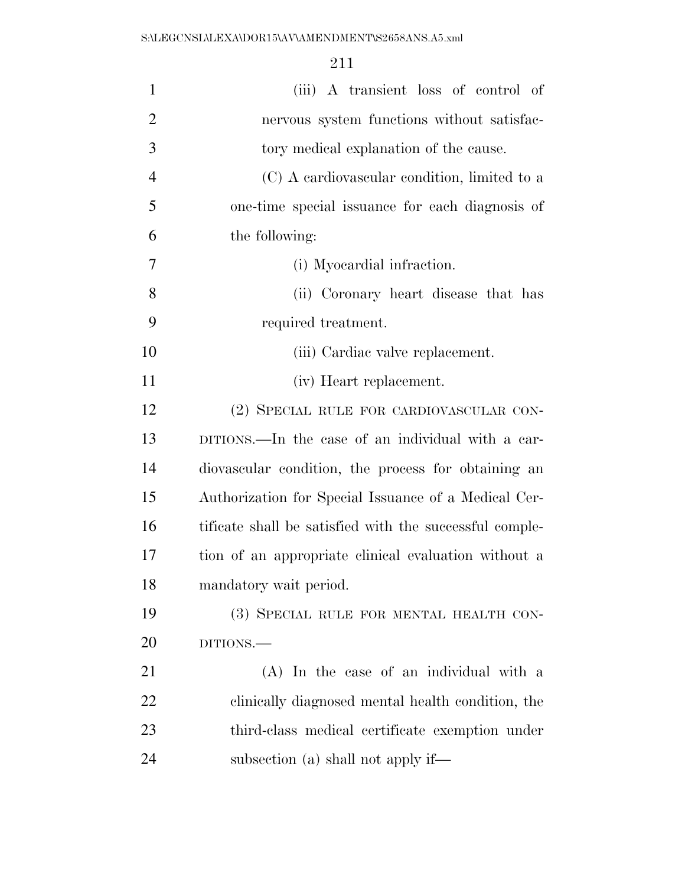(iii) A transient loss of control of nervous system functions without satisfactory medical explanation of the cause.

(C) A cardiovascular condition, limited to a one-time special issuance for each diagnosis of the following:

(i) Myocardial infraction.

(ii) Coronary heart disease that has required treatment.

(iii) Cardiac valve replacement.

(iv) Heart replacement.

(2) SPECIAL RULE FOR CARDIOVASCULAR CONDITIONS.—In the case of an individual with a cardiovascular condition, the process for obtaining an Authorization for Special Issuance of a Medical Certificate shall be satisfied with the successful completion of an appropriate clinical evaluation without a mandatory wait period.

(3) SPECIAL RULE FOR MENTAL HEALTH CONDITIONS.—

(A) In the case of an individual with a clinically diagnosed mental health condition, the third-class medical certificate exemption under subsection (a) shall not apply if—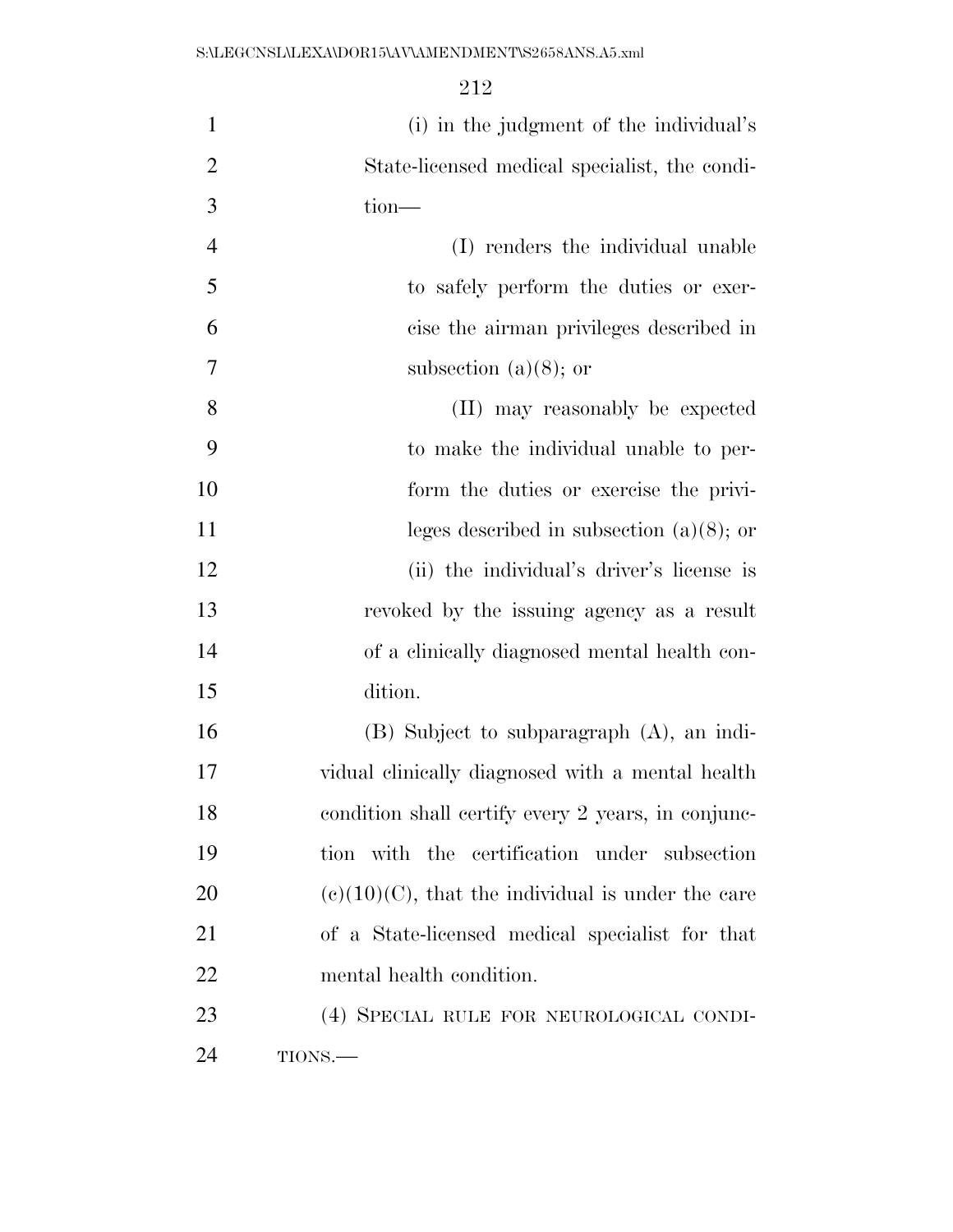(i) in the judgment of the individual's State-licensed medical specialist, the condition—

(I) renders the individual unable to safely perform the duties or exercise the airman privileges described in subsection (a)(8); or

(II) may reasonably be expected to make the individual unable to perform the duties or exercise the privileges described in subsection (a)(8); or

(ii) the individual's driver's license is revoked by the issuing agency as a result of a clinically diagnosed mental health condition.

(B) Subject to subparagraph (A), an individual clinically diagnosed with a mental health condition shall certify every 2 years, in conjunction with the certification under subsection (c)(10)(C), that the individual is under the care of a State-licensed medical specialist for that mental health condition.

(4) SPECIAL RULE FOR NEUROLOGICAL CONDITIONS.—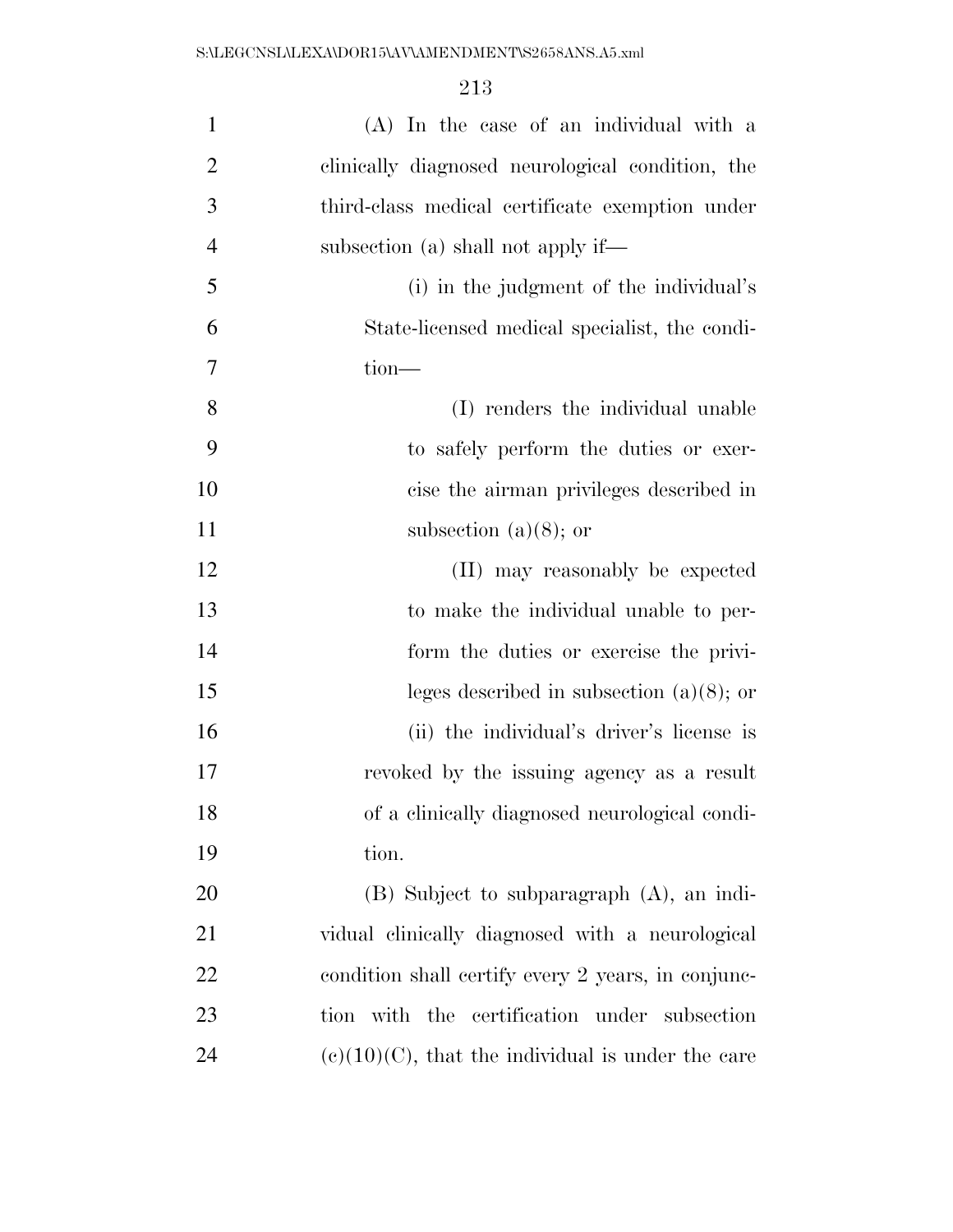(A) In the case of an individual with a clinically diagnosed neurological condition, the third-class medical certificate exemption under subsection (a) shall not apply if—

(i) in the judgment of the individual's State-licensed medical specialist, the condition—

(I) renders the individual unable to safely perform the duties or exercise the airman privileges described in subsection (a)(8); or

(II) may reasonably be expected to make the individual unable to perform the duties or exercise the privileges described in subsection (a)(8); or

(ii) the individual's driver's license is revoked by the issuing agency as a result of a clinically diagnosed neurological condition.

(B) Subject to subparagraph (A), an individual clinically diagnosed with a neurological condition shall certify every 2 years, in conjunction with the certification under subsection (c)(10)(C), that the individual is under the care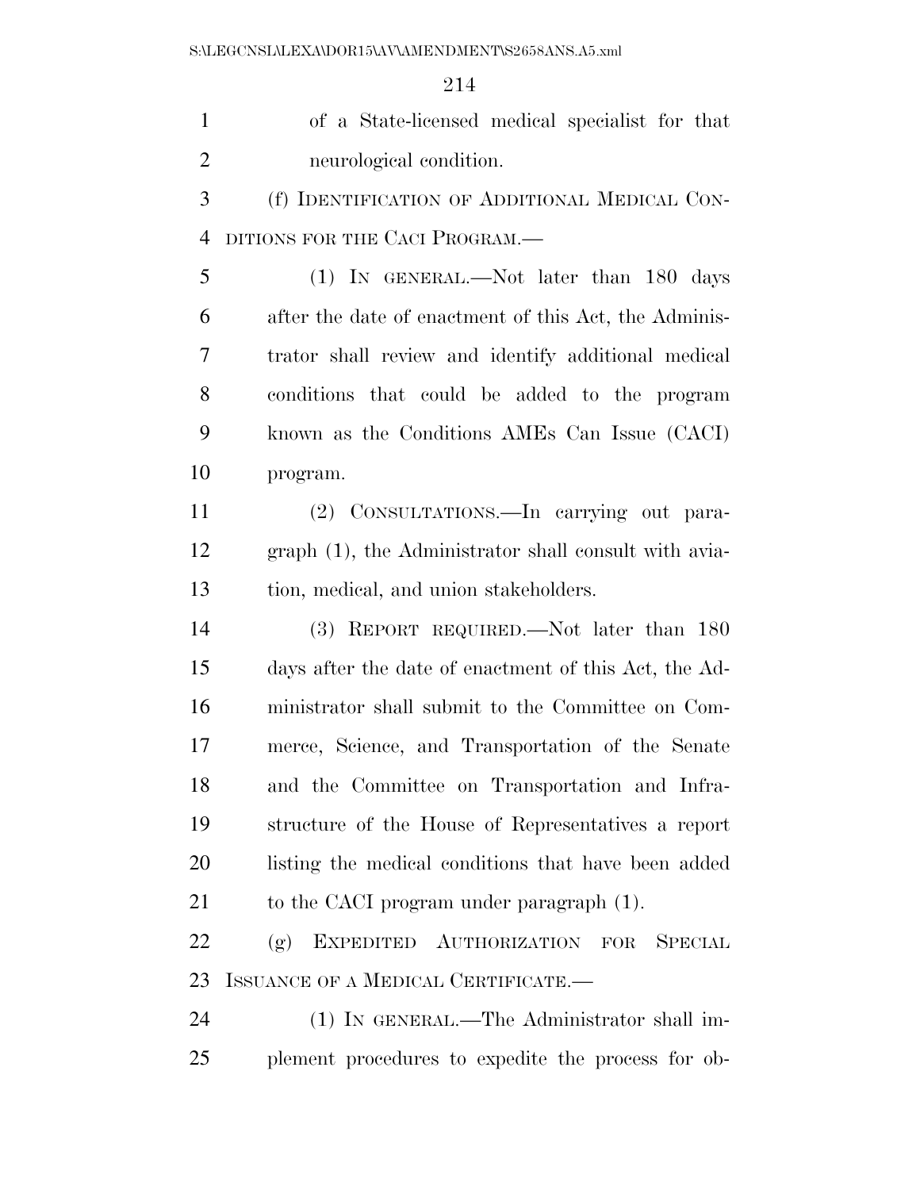of a State-licensed medical specialist for that neurological condition.

(f) IDENTIFICATION OF ADDITIONAL MEDICAL CONDITIONS FOR THE CACI PROGRAM.—

(1) IN GENERAL.—Not later than 180 days after the date of enactment of this Act, the Administrator shall review and identify additional medical conditions that could be added to the program known as the Conditions AMEs Can Issue (CACI) program.

(2) CONSULTATIONS.—In carrying out paragraph (1), the Administrator shall consult with aviation, medical, and union stakeholders.

(3) REPORT REQUIRED.—Not later than 180 days after the date of enactment of this Act, the Administrator shall submit to the Committee on Commerce, Science, and Transportation of the Senate and the Committee on Transportation and Infrastructure of the House of Representatives a report listing the medical conditions that have been added to the CACI program under paragraph (1).

(g) EXPEDITED AUTHORIZATION FOR SPECIAL ISSUANCE OF A MEDICAL CERTIFICATE.—

(1) IN GENERAL.—The Administrator shall implement procedures to expedite the process for ob-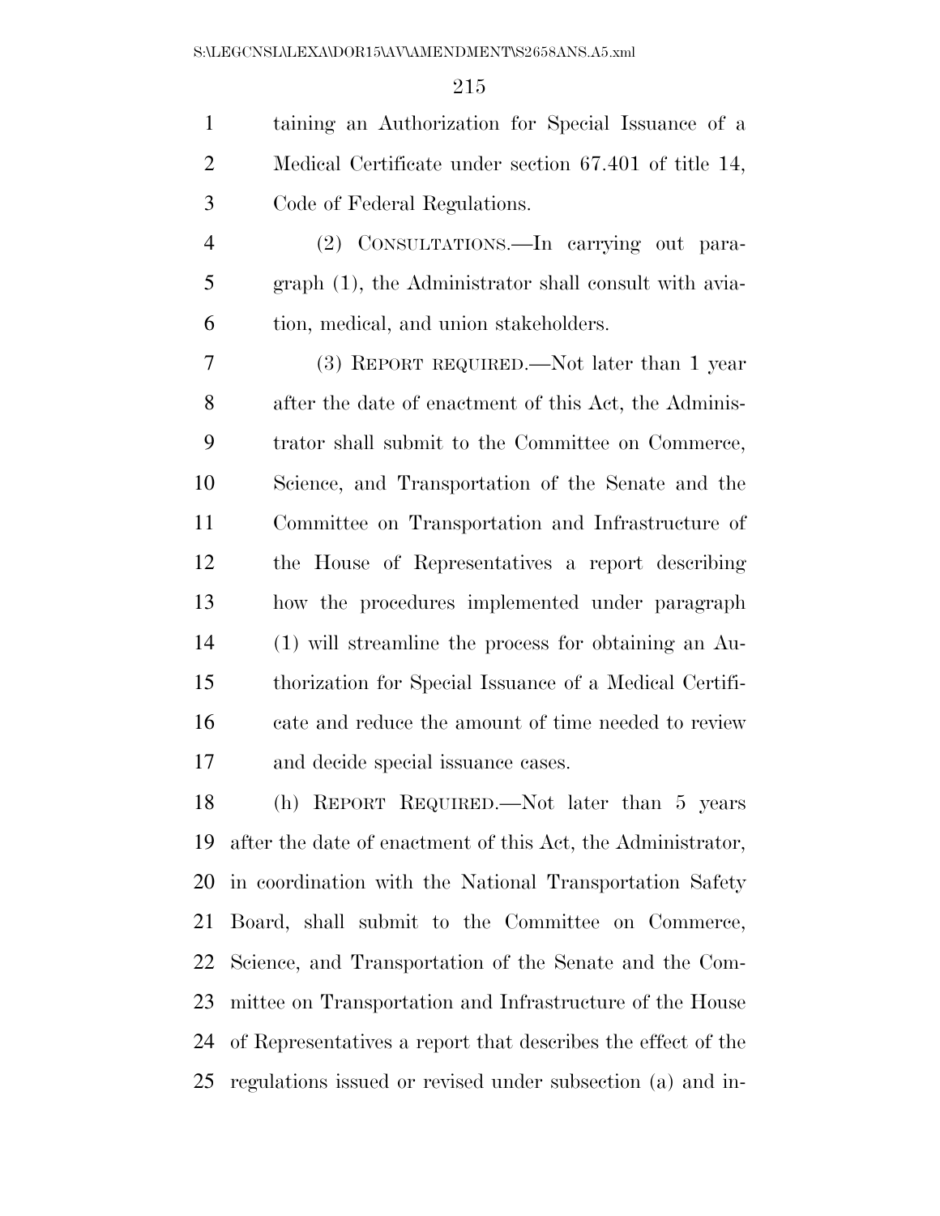taining an Authorization for Special Issuance of a Medical Certificate under section 67.401 of title 14, Code of Federal Regulations.

(2) CONSULTATIONS.—In carrying out paragraph (1), the Administrator shall consult with aviation, medical, and union stakeholders.

(3) REPORT REQUIRED.—Not later than 1 year after the date of enactment of this Act, the Administrator shall submit to the Committee on Commerce, Science, and Transportation of the Senate and the Committee on Transportation and Infrastructure of the House of Representatives a report describing how the procedures implemented under paragraph (1) will streamline the process for obtaining an Authorization for Special Issuance of a Medical Certificate and reduce the amount of time needed to review and decide special issuance cases.

(h) REPORT REQUIRED.—Not later than 5 years after the date of enactment of this Act, the Administrator, in coordination with the National Transportation Safety Board, shall submit to the Committee on Commerce, Science, and Transportation of the Senate and the Committee on Transportation and Infrastructure of the House of Representatives a report that describes the effect of the regulations issued or revised under subsection (a) and in-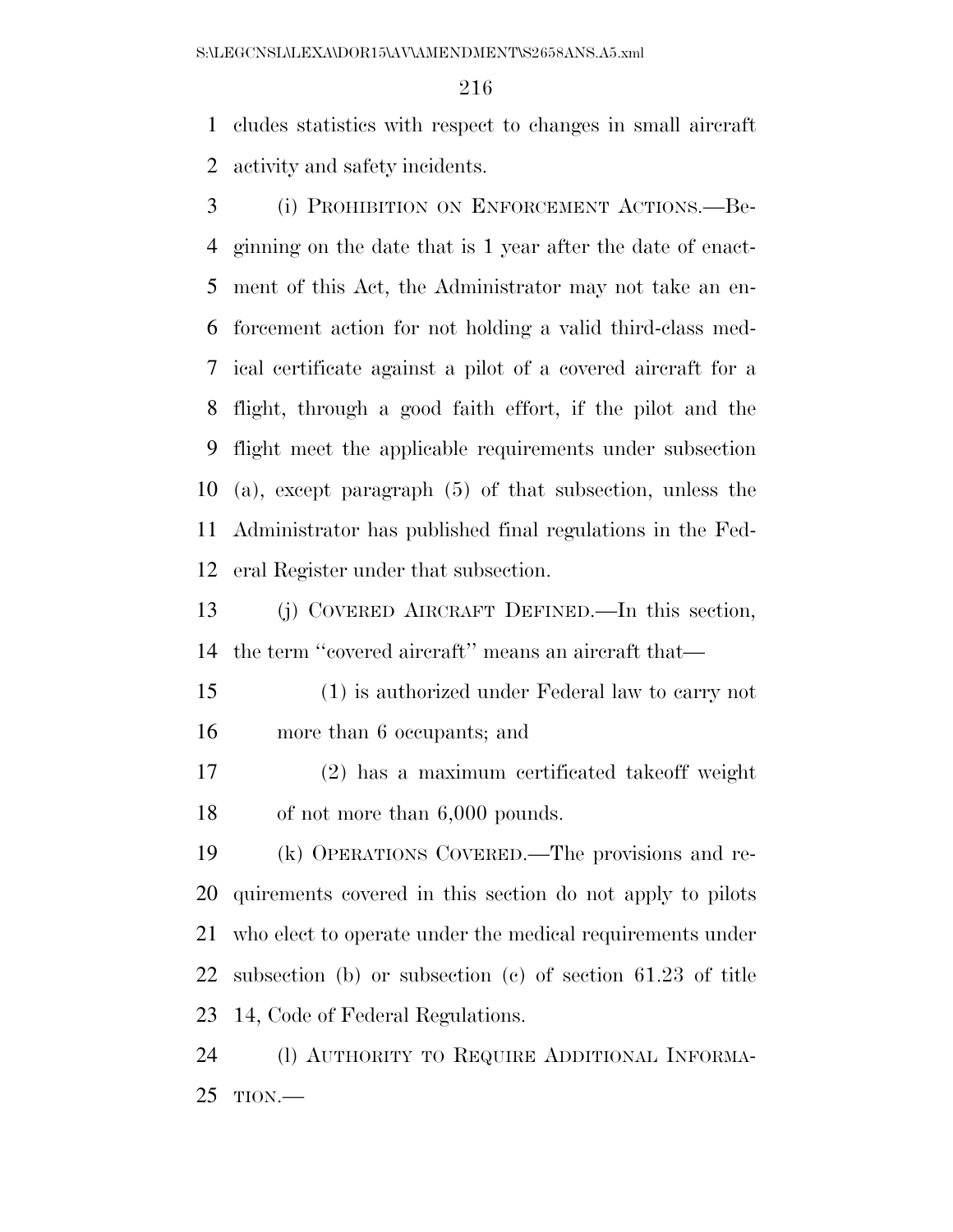cludes statistics with respect to changes in small aircraft activity and safety incidents.

(i) PROHIBITION ON ENFORCEMENT ACTIONS.—Beginning on the date that is 1 year after the date of enactment of this Act, the Administrator may not take an enforcement action for not holding a valid third-class medical certificate against a pilot of a covered aircraft for a flight, through a good faith effort, if the pilot and the flight meet the applicable requirements under subsection (a), except paragraph (5) of that subsection, unless the Administrator has published final regulations in the Federal Register under that subsection.

(j) COVERED AIRCRAFT DEFINED.—In this section, the term ''covered aircraft'' means an aircraft that—

(1) is authorized under Federal law to carry not more than 6 occupants; and

(2) has a maximum certificated takeoff weight of not more than 6,000 pounds.

(k) OPERATIONS COVERED.—The provisions and requirements covered in this section do not apply to pilots who elect to operate under the medical requirements under subsection (b) or subsection (c) of section 61.23 of title 14, Code of Federal Regulations.

(l) AUTHORITY TO REQUIRE ADDITIONAL INFORMATION.—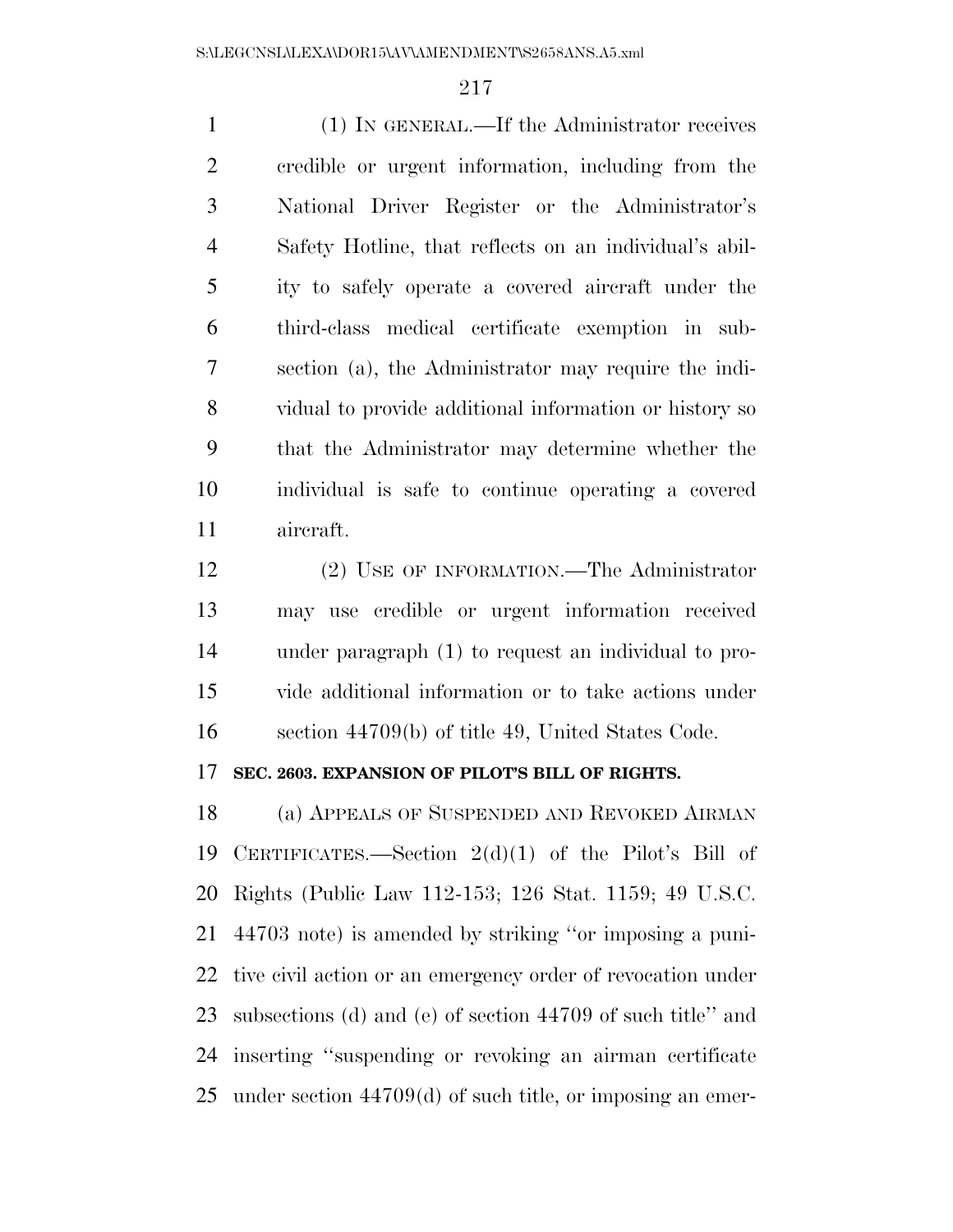(1) IN GENERAL.—If the Administrator receives credible or urgent information, including from the National Driver Register or the Administrator's Safety Hotline, that reflects on an individual's ability to safely operate a covered aircraft under the third-class medical certificate exemption in subsection (a), the Administrator may require the individual to provide additional information or history so that the Administrator may determine whether the individual is safe to continue operating a covered aircraft.

(2) USE OF INFORMATION.—The Administrator may use credible or urgent information received under paragraph (1) to request an individual to provide additional information or to take actions under section 44709(b) of title 49, United States Code.

**SEC. 2603. EXPANSION OF PILOT'S BILL OF RIGHTS.**

(a) APPEALS OF SUSPENDED AND REVOKED AIRMAN CERTIFICATES.—Section 2(d)(1) of the Pilot's Bill of Rights (Public Law 112-153; 126 Stat. 1159; 49 U.S.C. 44703 note) is amended by striking "or imposing a punitive civil action or an emergency order of revocation under subsections (d) and (e) of section 44709 of such title" and inserting "suspending or revoking an airman certificate under section 44709(d) of such title, or imposing an emer-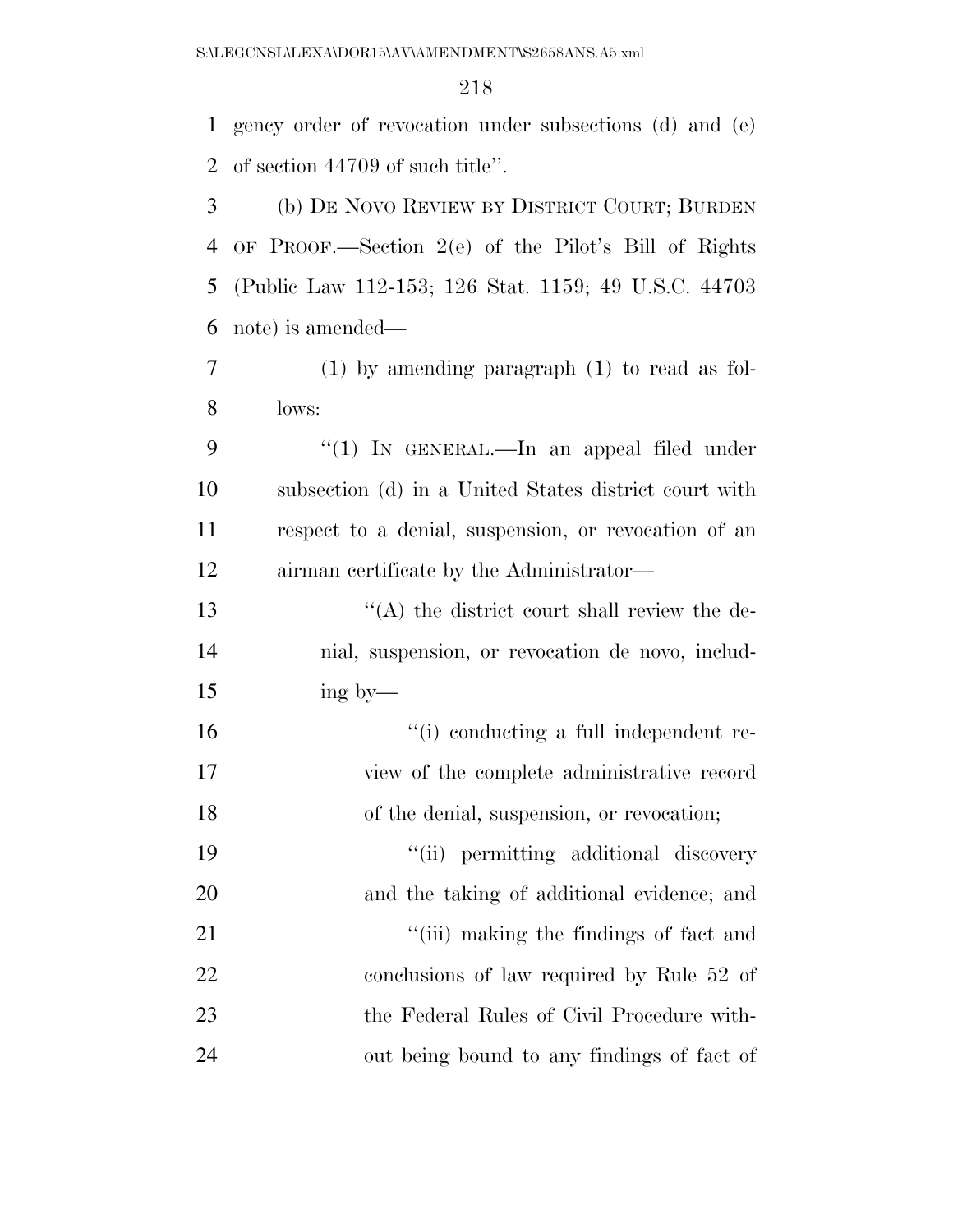gency order of revocation under subsections (d) and (e) of section 44709 of such title''.

(b) DE NOVO REVIEW BY DISTRICT COURT; BURDEN OF PROOF.—Section 2(e) of the Pilot's Bill of Rights (Public Law 112-153; 126 Stat. 1159; 49 U.S.C. 44703 note) is amended—

(1) by amending paragraph (1) to read as follows:

''(1) IN GENERAL.—In an appeal filed under subsection (d) in a United States district court with respect to a denial, suspension, or revocation of an airman certificate by the Administrator—

''(A) the district court shall review the denial, suspension, or revocation de novo, including by—

''(i) conducting a full independent review of the complete administrative record of the denial, suspension, or revocation;

''(ii) permitting additional discovery and the taking of additional evidence; and

''(iii) making the findings of fact and conclusions of law required by Rule 52 of the Federal Rules of Civil Procedure without being bound to any findings of fact of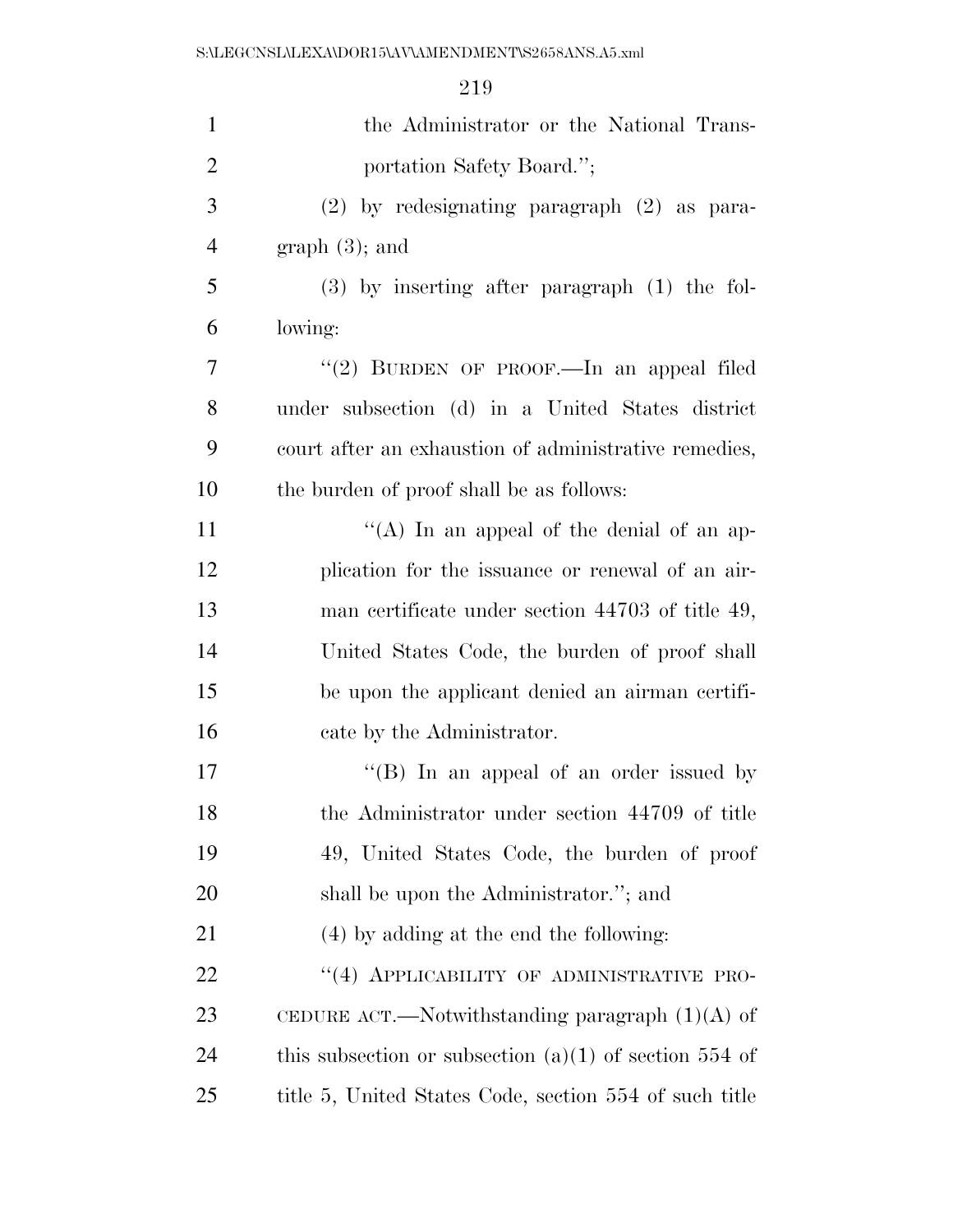the Administrator or the National Transportation Safety Board.'';

(2) by redesignating paragraph (2) as paragraph (3); and

(3) by inserting after paragraph (1) the following:

''(2) BURDEN OF PROOF.—In an appeal filed under subsection (d) in a United States district court after an exhaustion of administrative remedies, the burden of proof shall be as follows:

''(A) In an appeal of the denial of an application for the issuance or renewal of an airman certificate under section 44703 of title 49, United States Code, the burden of proof shall be upon the applicant denied an airman certificate by the Administrator.

''(B) In an appeal of an order issued by the Administrator under section 44709 of title 49, United States Code, the burden of proof shall be upon the Administrator.''; and

(4) by adding at the end the following:

''(4) APPLICABILITY OF ADMINISTRATIVE PROCEDURE ACT.—Notwithstanding paragraph (1)(A) of this subsection or subsection (a)(1) of section 554 of title 5, United States Code, section 554 of such title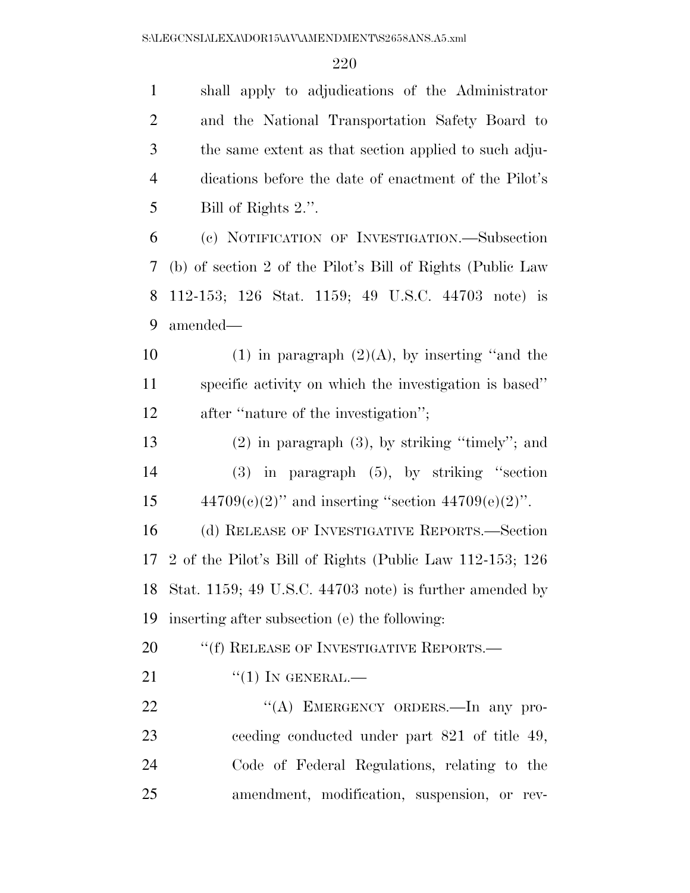shall apply to adjudications of the Administrator and the National Transportation Safety Board to the same extent as that section applied to such adjudications before the date of enactment of the Pilot's Bill of Rights 2.''.

(c) NOTIFICATION OF INVESTIGATION.—Subsection (b) of section 2 of the Pilot's Bill of Rights (Public Law 112-153; 126 Stat. 1159; 49 U.S.C. 44703 note) is amended—

(1) in paragraph (2)(A), by inserting ''and the specific activity on which the investigation is based'' after ''nature of the investigation'';

(2) in paragraph (3), by striking ''timely''; and

(3) in paragraph (5), by striking ''section 44709(c)(2)'' and inserting ''section 44709(e)(2)''.

(d) RELEASE OF INVESTIGATIVE REPORTS.—Section 2 of the Pilot's Bill of Rights (Public Law 112-153; 126 Stat. 1159; 49 U.S.C. 44703 note) is further amended by inserting after subsection (e) the following:

''(f) RELEASE OF INVESTIGATIVE REPORTS.—

''(1) IN GENERAL.—

''(A) EMERGENCY ORDERS.—In any proceeding conducted under part 821 of title 49, Code of Federal Regulations, relating to the amendment, modification, suspension, or rev-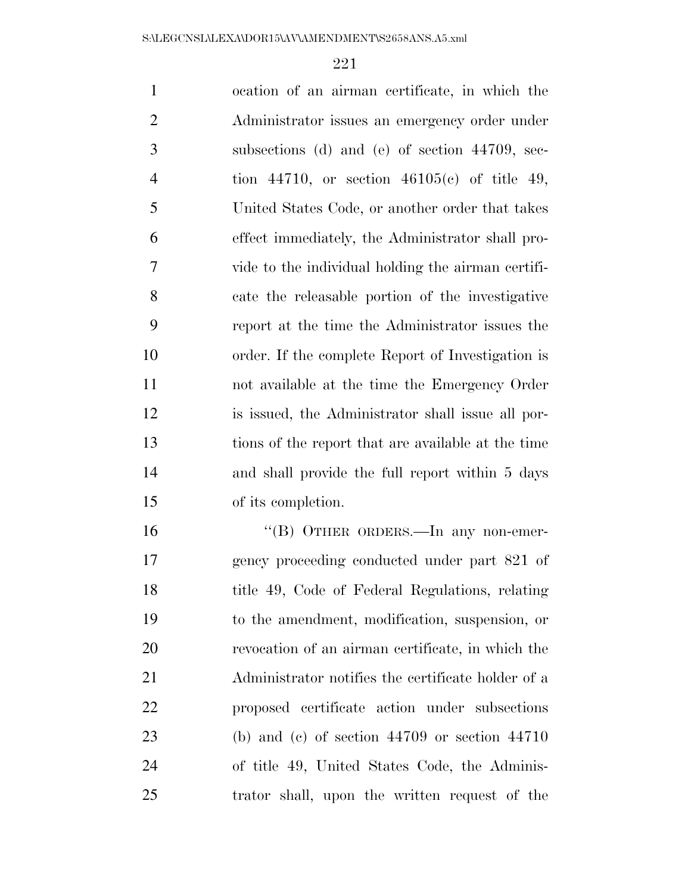ocation of an airman certificate, in which the Administrator issues an emergency order under subsections (d) and (e) of section 44709, section 44710, or section 46105(c) of title 49, United States Code, or another order that takes effect immediately, the Administrator shall provide to the individual holding the airman certificate the releasable portion of the investigative report at the time the Administrator issues the order. If the complete Report of Investigation is not available at the time the Emergency Order is issued, the Administrator shall issue all portions of the report that are available at the time and shall provide the full report within 5 days of its completion.

"(B) OTHER ORDERS.—In any non-emergency proceeding conducted under part 821 of title 49, Code of Federal Regulations, relating to the amendment, modification, suspension, or revocation of an airman certificate, in which the Administrator notifies the certificate holder of a proposed certificate action under subsections (b) and (c) of section 44709 or section 44710 of title 49, United States Code, the Administrator shall, upon the written request of the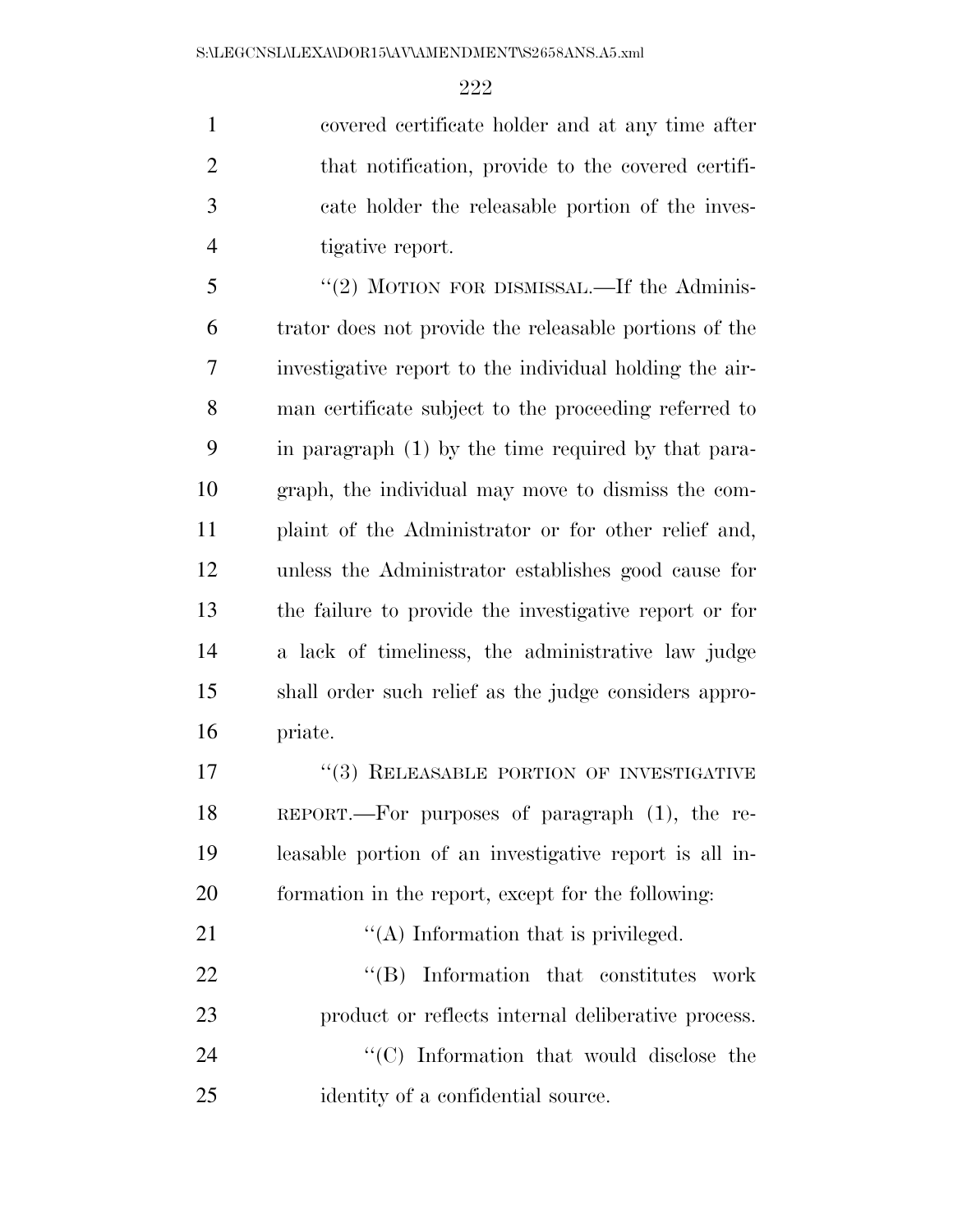covered certificate holder and at any time after that notification, provide to the covered certificate holder the releasable portion of the investigative report.

"(2) MOTION FOR DISMISSAL.—If the Administrator does not provide the releasable portions of the investigative report to the individual holding the airman certificate subject to the proceeding referred to in paragraph (1) by the time required by that paragraph, the individual may move to dismiss the complaint of the Administrator or for other relief and, unless the Administrator establishes good cause for the failure to provide the investigative report or for a lack of timeliness, the administrative law judge shall order such relief as the judge considers appropriate.

"(3) RELEASABLE PORTION OF INVESTIGATIVE REPORT.—For purposes of paragraph (1), the releasable portion of an investigative report is all information in the report, except for the following:

"(A) Information that is privileged.

"(B) Information that constitutes work product or reflects internal deliberative process.

"(C) Information that would disclose the identity of a confidential source.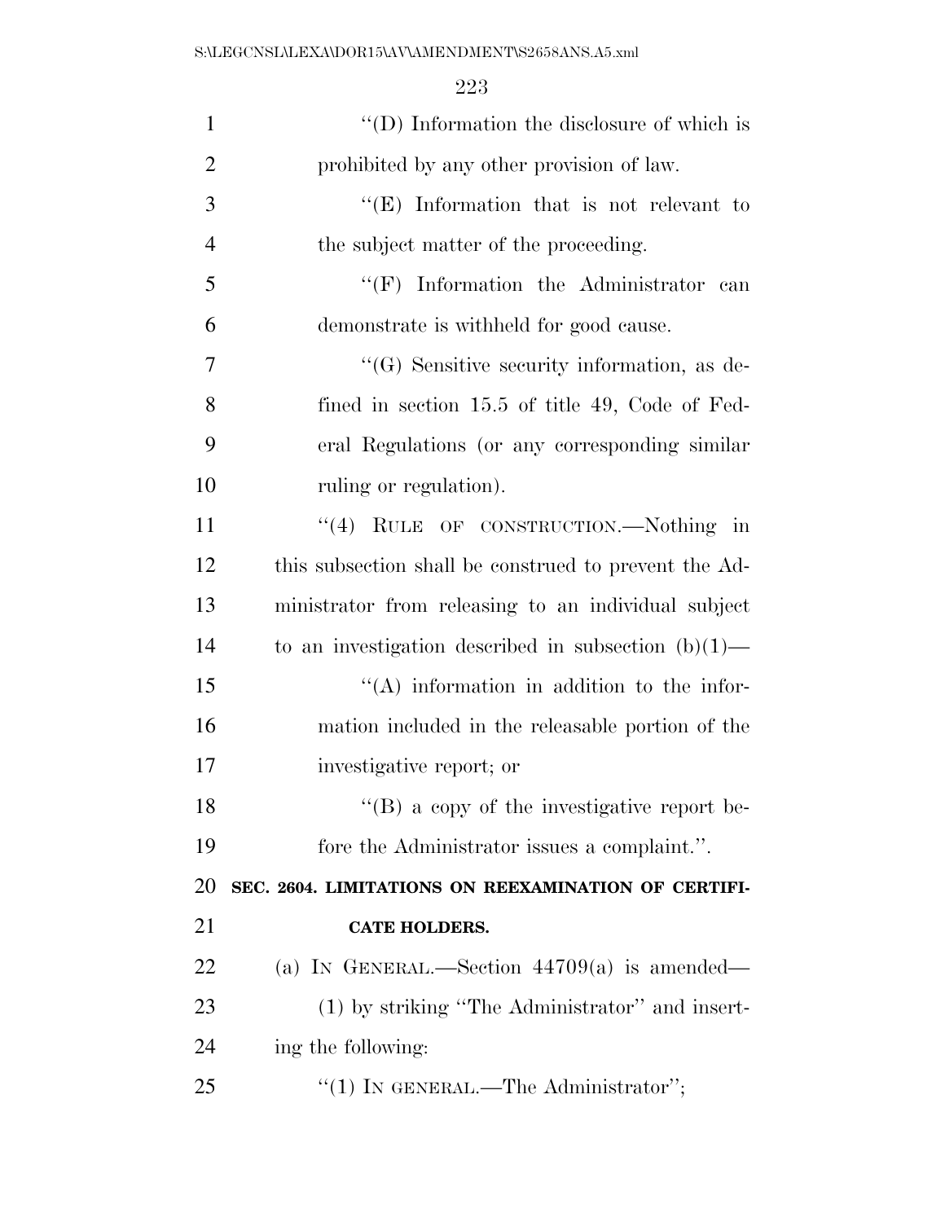"(D) Information the disclosure of which is prohibited by any other provision of law.

"(E) Information that is not relevant to the subject matter of the proceeding.

"(F) Information the Administrator can demonstrate is withheld for good cause.

"(G) Sensitive security information, as defined in section 15.5 of title 49, Code of Federal Regulations (or any corresponding similar ruling or regulation).

"(4) RULE OF CONSTRUCTION.—Nothing in this subsection shall be construed to prevent the Administrator from releasing to an individual subject to an investigation described in subsection (b)(1)—

"(A) information in addition to the information included in the releasable portion of the investigative report; or

"(B) a copy of the investigative report before the Administrator issues a complaint.".

**SEC. 2604. LIMITATIONS ON REEXAMINATION OF CERTIFICATE HOLDERS.**

(a) IN GENERAL.—Section 44709(a) is amended—

(1) by striking "The Administrator" and inserting the following:

"(1) IN GENERAL.—The Administrator";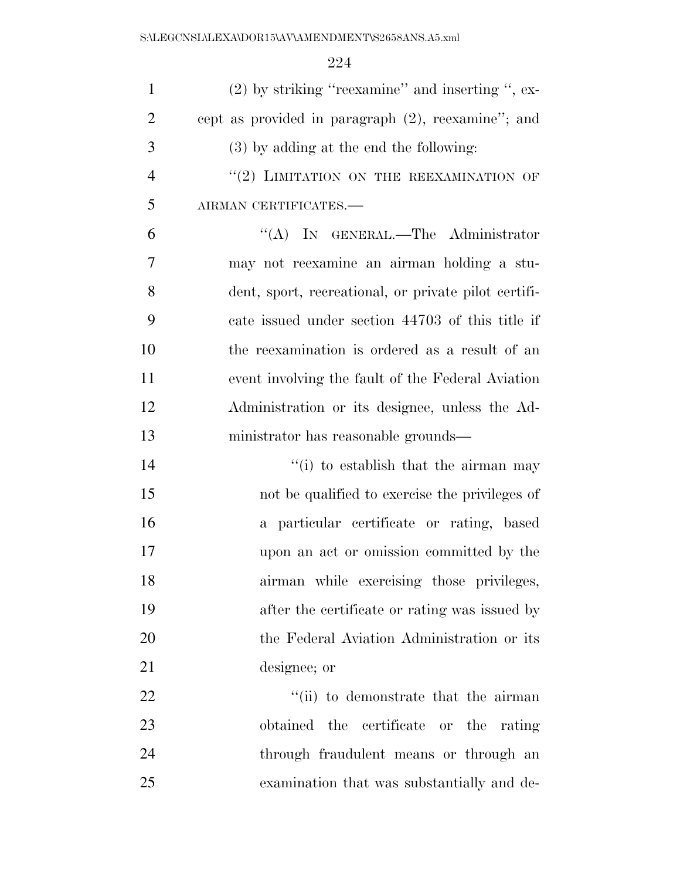(2) by striking "reexamine" and inserting ", except as provided in paragraph (2), reexamine"; and

(3) by adding at the end the following:

"(2) LIMITATION ON THE REEXAMINATION OF AIRMAN CERTIFICATES.—

"(A) IN GENERAL.—The Administrator may not reexamine an airman holding a student, sport, recreational, or private pilot certificate issued under section 44703 of this title if the reexamination is ordered as a result of an event involving the fault of the Federal Aviation Administration or its designee, unless the Administrator has reasonable grounds—

"(i) to establish that the airman may not be qualified to exercise the privileges of a particular certificate or rating, based upon an act or omission committed by the airman while exercising those privileges, after the certificate or rating was issued by the Federal Aviation Administration or its designee; or

"(ii) to demonstrate that the airman obtained the certificate or the rating through fraudulent means or through an examination that was substantially and de-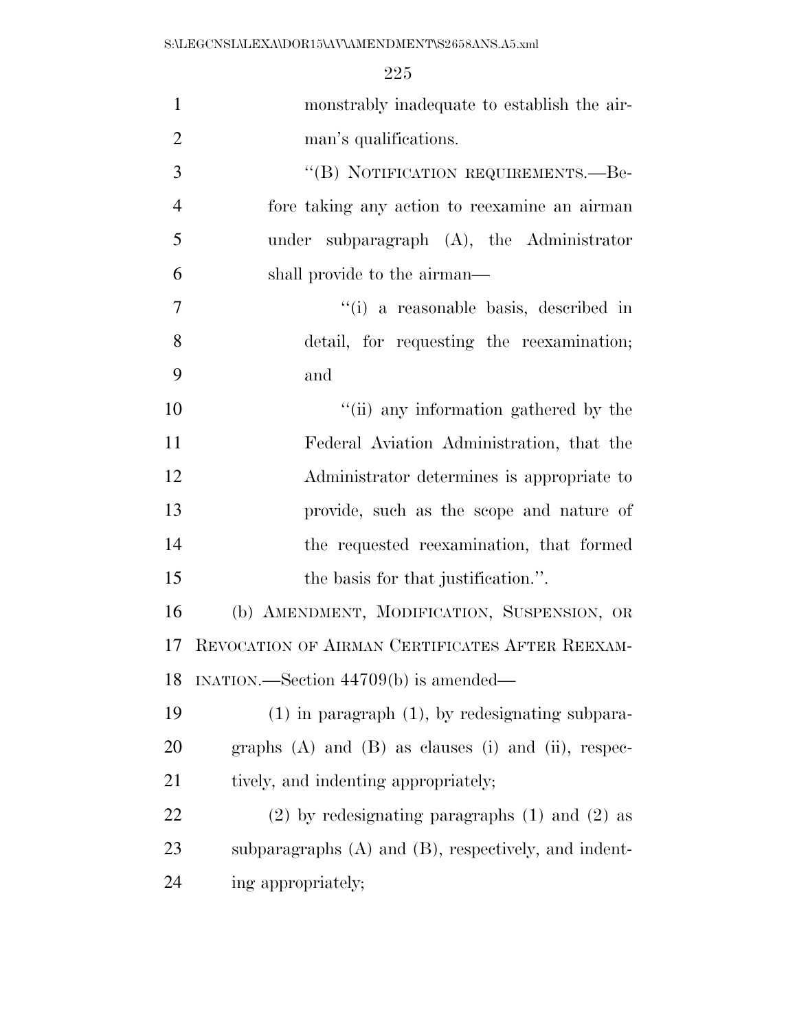monstrably inadequate to establish the airman's qualifications.

"(B) NOTIFICATION REQUIREMENTS.—Before taking any action to reexamine an airman under subparagraph (A), the Administrator shall provide to the airman—

"(i) a reasonable basis, described in detail, for requesting the reexamination; and

"(ii) any information gathered by the Federal Aviation Administration, that the Administrator determines is appropriate to provide, such as the scope and nature of the requested reexamination, that formed the basis for that justification.".

(b) AMENDMENT, MODIFICATION, SUSPENSION, OR REVOCATION OF AIRMAN CERTIFICATES AFTER REEXAMINATION.—Section 44709(b) is amended—

(1) in paragraph (1), by redesignating subparagraphs (A) and (B) as clauses (i) and (ii), respectively, and indenting appropriately;

(2) by redesignating paragraphs (1) and (2) as subparagraphs (A) and (B), respectively, and indenting appropriately;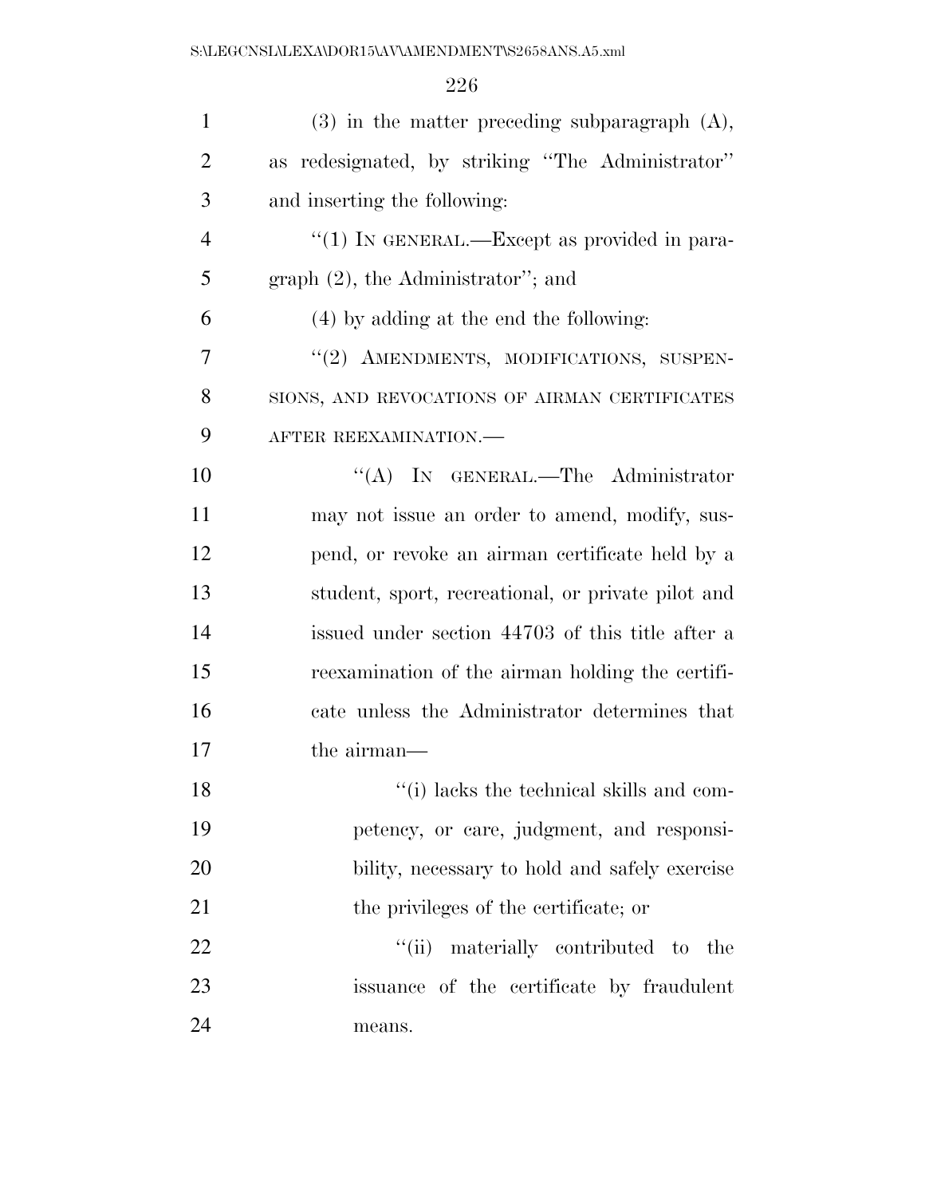(3) in the matter preceding subparagraph (A), as redesignated, by striking "The Administrator" and inserting the following:

"(1) IN GENERAL.—Except as provided in paragraph (2), the Administrator"; and

(4) by adding at the end the following:

"(2) AMENDMENTS, MODIFICATIONS, SUSPENSIONS, AND REVOCATIONS OF AIRMAN CERTIFICATES AFTER REEXAMINATION.—

"(A) IN GENERAL.—The Administrator may not issue an order to amend, modify, suspend, or revoke an airman certificate held by a student, sport, recreational, or private pilot and issued under section 44703 of this title after a reexamination of the airman holding the certificate unless the Administrator determines that the airman—

"(i) lacks the technical skills and competency, or care, judgment, and responsibility, necessary to hold and safely exercise the privileges of the certificate; or

"(ii) materially contributed to the issuance of the certificate by fraudulent means.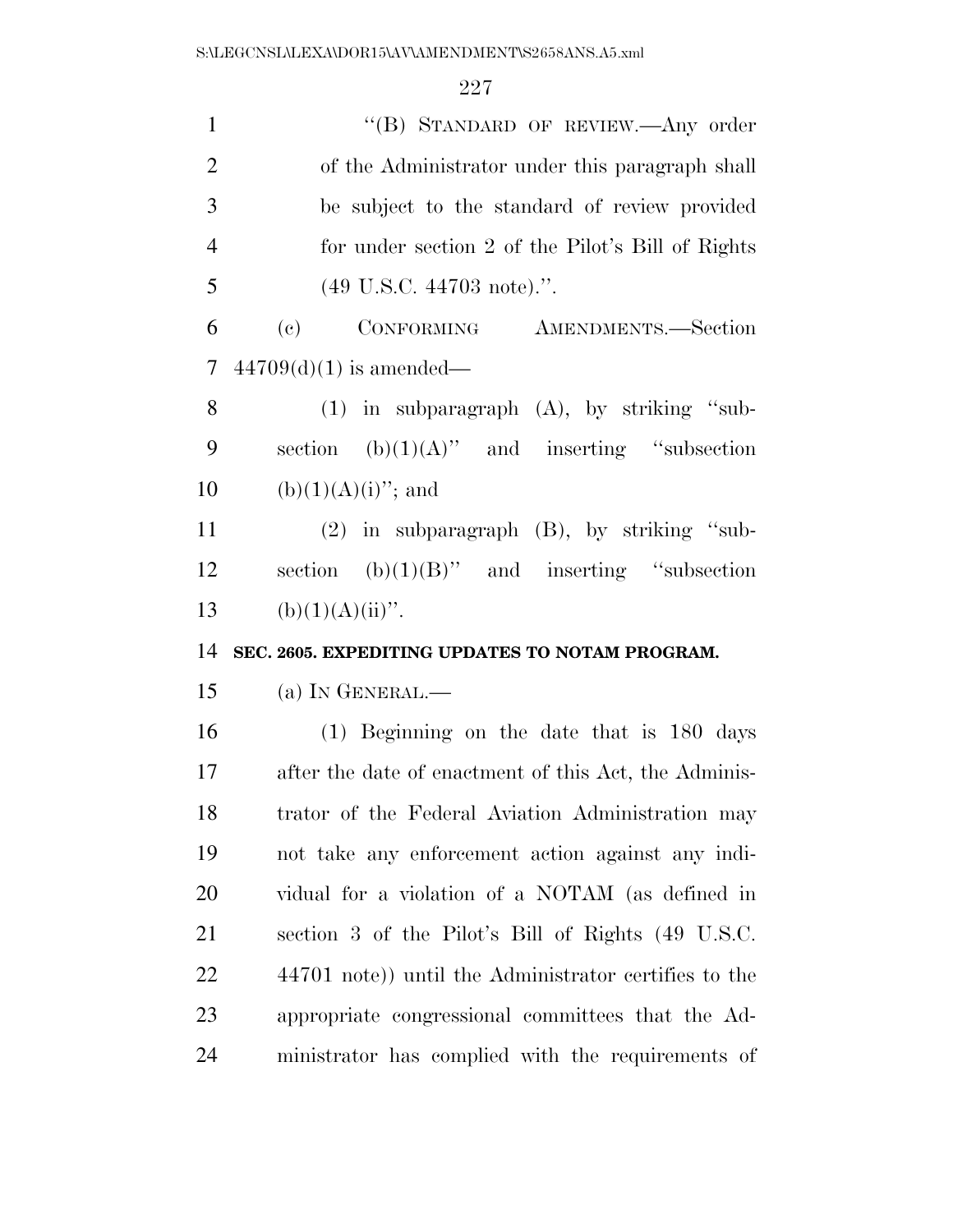"(B) STANDARD OF REVIEW.—Any order of the Administrator under this paragraph shall be subject to the standard of review provided for under section 2 of the Pilot's Bill of Rights (49 U.S.C. 44703 note).".

(c) CONFORMING AMENDMENTS.—Section 44709(d)(1) is amended—

(1) in subparagraph (A), by striking "subsection (b)(1)(A)" and inserting "subsection (b)(1)(A)(i)"; and

(2) in subparagraph (B), by striking "subsection (b)(1)(B)" and inserting "subsection (b)(1)(A)(ii)".

**SEC. 2605. EXPEDITING UPDATES TO NOTAM PROGRAM.**

(a) IN GENERAL.—

(1) Beginning on the date that is 180 days after the date of enactment of this Act, the Administrator of the Federal Aviation Administration may not take any enforcement action against any individual for a violation of a NOTAM (as defined in section 3 of the Pilot's Bill of Rights (49 U.S.C. 44701 note)) until the Administrator certifies to the appropriate congressional committees that the Administrator has complied with the requirements of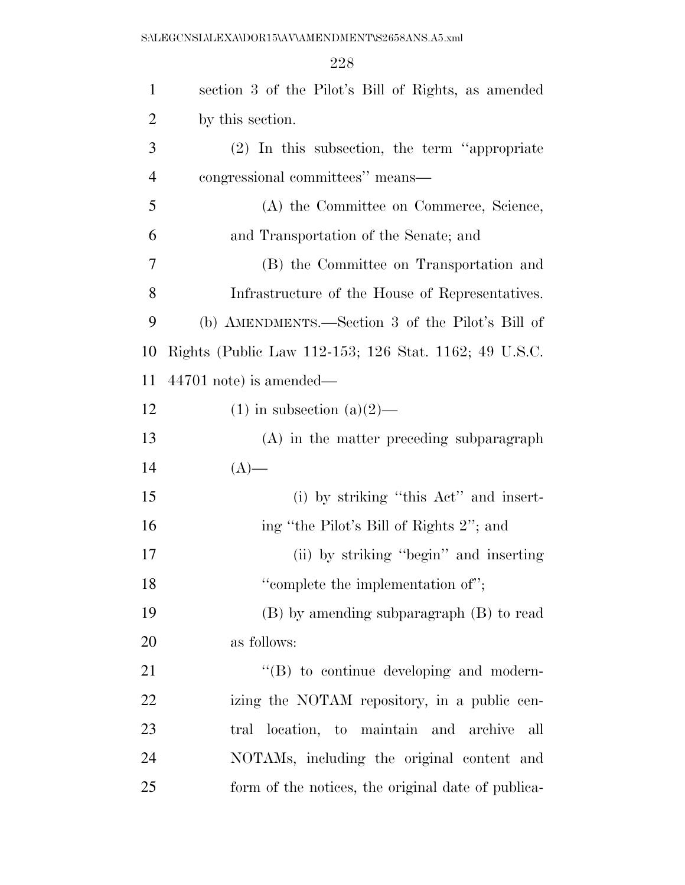section 3 of the Pilot's Bill of Rights, as amended by this section.

(2) In this subsection, the term ''appropriate congressional committees'' means—

(A) the Committee on Commerce, Science, and Transportation of the Senate; and

(B) the Committee on Transportation and Infrastructure of the House of Representatives.

(b) AMENDMENTS.—Section 3 of the Pilot's Bill of Rights (Public Law 112-153; 126 Stat. 1162; 49 U.S.C. 44701 note) is amended—

(1) in subsection (a)(2)—

(A) in the matter preceding subparagraph (A)—

(i) by striking ''this Act'' and inserting ''the Pilot's Bill of Rights 2''; and

(ii) by striking ''begin'' and inserting ''complete the implementation of'';

(B) by amending subparagraph (B) to read as follows:

''(B) to continue developing and modernizing the NOTAM repository, in a public central location, to maintain and archive all NOTAMs, including the original content and form of the notices, the original date of publica-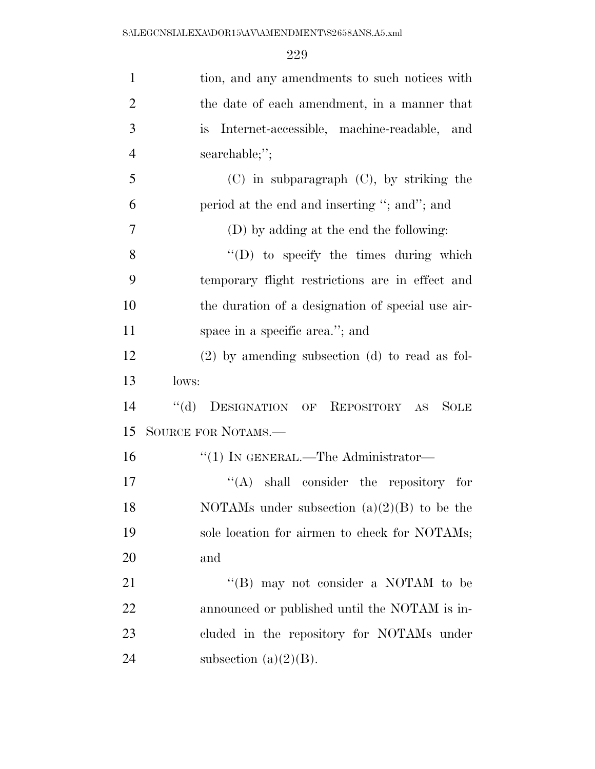tion, and any amendments to such notices with the date of each amendment, in a manner that is Internet-accessible, machine-readable, and searchable;'';

(C) in subparagraph (C), by striking the period at the end and inserting ''; and''; and

(D) by adding at the end the following:

''(D) to specify the times during which temporary flight restrictions are in effect and the duration of a designation of special use airspace in a specific area.''; and

(2) by amending subsection (d) to read as follows:

''(d) DESIGNATION OF REPOSITORY AS SOLE SOURCE FOR NOTAMS.—

''(1) IN GENERAL.—The Administrator—

''(A) shall consider the repository for NOTAMs under subsection (a)(2)(B) to be the sole location for airmen to check for NOTAMs; and

''(B) may not consider a NOTAM to be announced or published until the NOTAM is included in the repository for NOTAMs under subsection (a)(2)(B).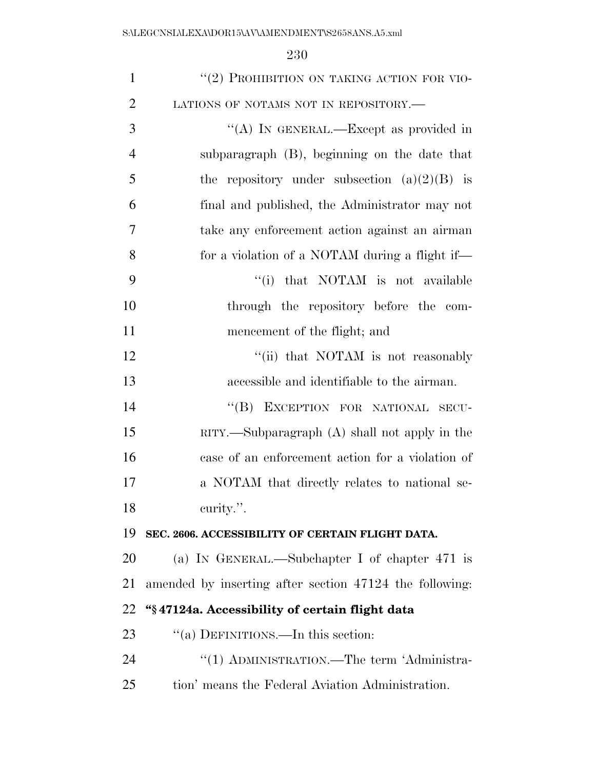"(2) PROHIBITION ON TAKING ACTION FOR VIOLATIONS OF NOTAMS NOT IN REPOSITORY.—

"(A) IN GENERAL.—Except as provided in subparagraph (B), beginning on the date that the repository under subsection (a)(2)(B) is final and published, the Administrator may not take any enforcement action against an airman for a violation of a NOTAM during a flight if—

"(i) that NOTAM is not available through the repository before the commencement of the flight; and

"(ii) that NOTAM is not reasonably accessible and identifiable to the airman.

"(B) EXCEPTION FOR NATIONAL SECURITY.—Subparagraph (A) shall not apply in the case of an enforcement action for a violation of a NOTAM that directly relates to national security.".

**SEC. 2606. ACCESSIBILITY OF CERTAIN FLIGHT DATA.**

(a) IN GENERAL.—Subchapter I of chapter 471 is amended by inserting after section 47124 the following:

**"§ 47124a. Accessibility of certain flight data**

"(a) DEFINITIONS.—In this section:

"(1) ADMINISTRATION.—The term 'Administration' means the Federal Aviation Administration.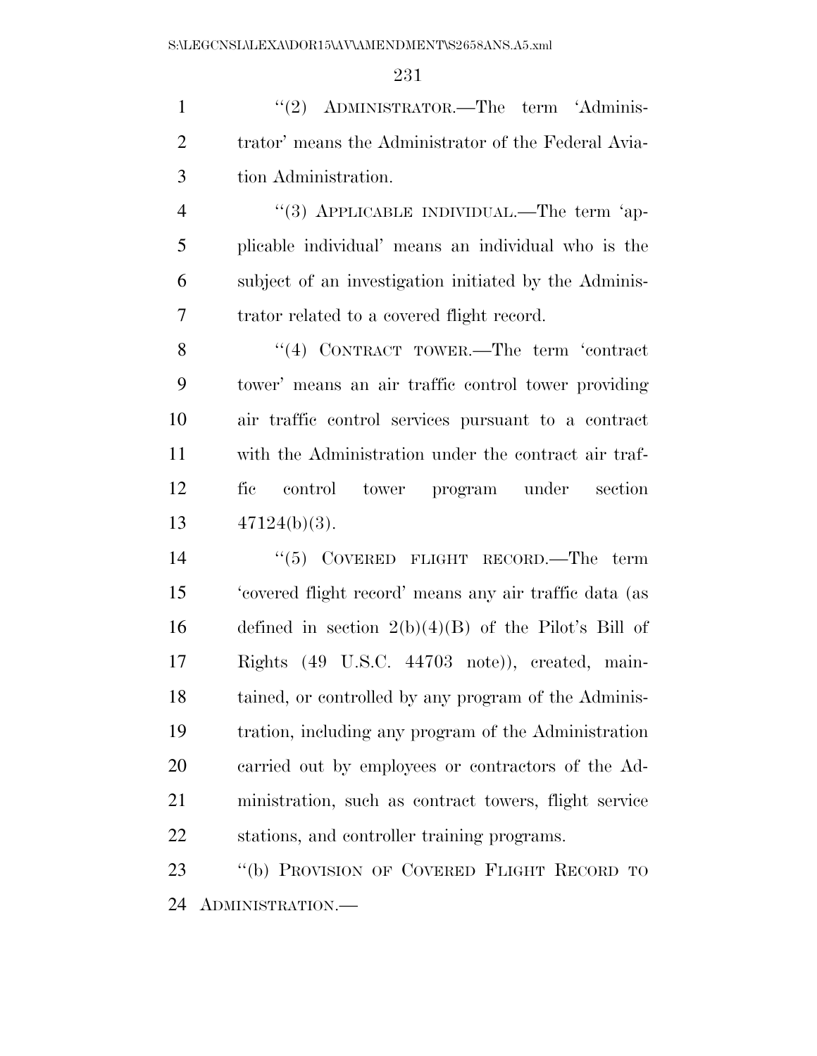''(2) ADMINISTRATOR.—The term 'Administrator' means the Administrator of the Federal Aviation Administration.

''(3) APPLICABLE INDIVIDUAL.—The term 'applicable individual' means an individual who is the subject of an investigation initiated by the Administrator related to a covered flight record.

''(4) CONTRACT TOWER.—The term 'contract tower' means an air traffic control tower providing air traffic control services pursuant to a contract with the Administration under the contract air traffic control tower program under section 47124(b)(3).

''(5) COVERED FLIGHT RECORD.—The term 'covered flight record' means any air traffic data (as defined in section 2(b)(4)(B) of the Pilot's Bill of Rights (49 U.S.C. 44703 note)), created, maintained, or controlled by any program of the Administration, including any program of the Administration carried out by employees or contractors of the Administration, such as contract towers, flight service stations, and controller training programs.

''(b) PROVISION OF COVERED FLIGHT RECORD TO ADMINISTRATION.—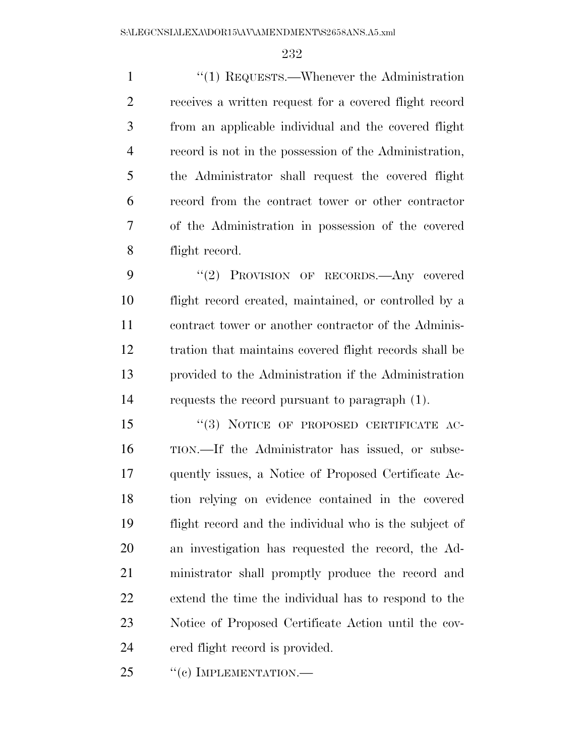''(1) REQUESTS.—Whenever the Administration receives a written request for a covered flight record from an applicable individual and the covered flight record is not in the possession of the Administration, the Administrator shall request the covered flight record from the contract tower or other contractor of the Administration in possession of the covered flight record.

''(2) PROVISION OF RECORDS.—Any covered flight record created, maintained, or controlled by a contract tower or another contractor of the Administration that maintains covered flight records shall be provided to the Administration if the Administration requests the record pursuant to paragraph (1).

''(3) NOTICE OF PROPOSED CERTIFICATE ACTION.—If the Administrator has issued, or subsequently issues, a Notice of Proposed Certificate Action relying on evidence contained in the covered flight record and the individual who is the subject of an investigation has requested the record, the Administrator shall promptly produce the record and extend the time the individual has to respond to the Notice of Proposed Certificate Action until the covered flight record is provided.

''(c) IMPLEMENTATION.—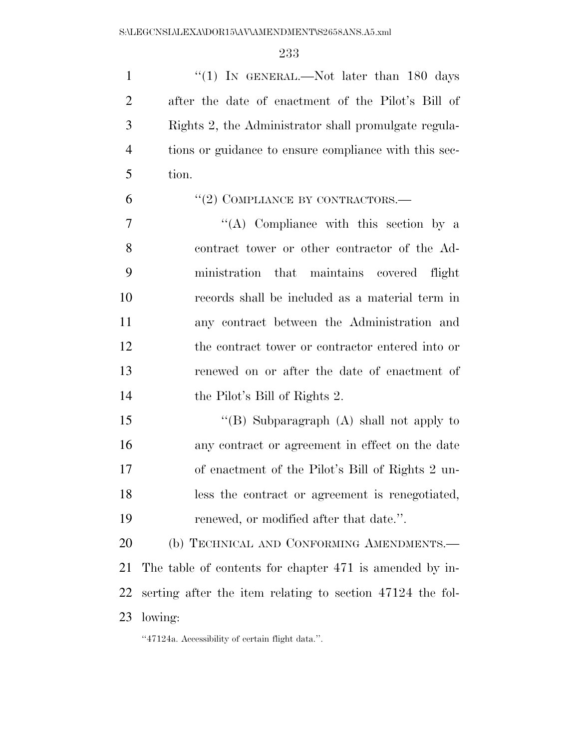"(1) IN GENERAL.—Not later than 180 days after the date of enactment of the Pilot's Bill of Rights 2, the Administrator shall promulgate regulations or guidance to ensure compliance with this section.

"(2) COMPLIANCE BY CONTRACTORS.—

"(A) Compliance with this section by a contract tower or other contractor of the Administration that maintains covered flight records shall be included as a material term in any contract between the Administration and the contract tower or contractor entered into or renewed on or after the date of enactment of the Pilot's Bill of Rights 2.

"(B) Subparagraph (A) shall not apply to any contract or agreement in effect on the date of enactment of the Pilot's Bill of Rights 2 unless the contract or agreement is renegotiated, renewed, or modified after that date.".

(b) TECHNICAL AND CONFORMING AMENDMENTS.—The table of contents for chapter 471 is amended by inserting after the item relating to section 47124 the following:

"47124a. Accessibility of certain flight data.".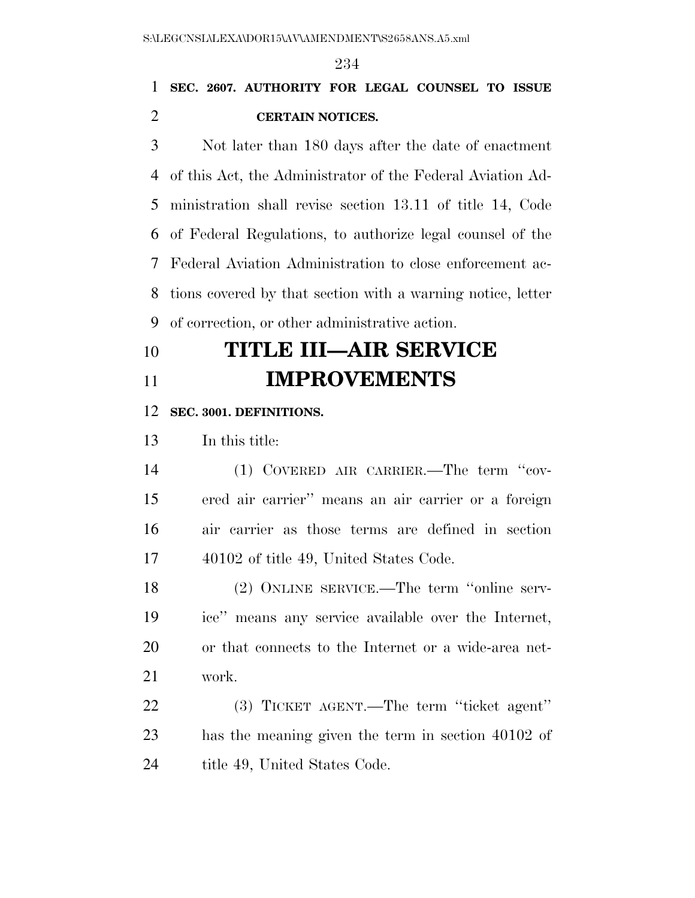**SEC. 2607. AUTHORITY FOR LEGAL COUNSEL TO ISSUE CERTAIN NOTICES.**

Not later than 180 days after the date of enactment of this Act, the Administrator of the Federal Aviation Administration shall revise section 13.11 of title 14, Code of Federal Regulations, to authorize legal counsel of the Federal Aviation Administration to close enforcement actions covered by that section with a warning notice, letter of correction, or other administrative action.

# TITLE III—AIR SERVICE IMPROVEMENTS

**SEC. 3001. DEFINITIONS.**

In this title:

(1) COVERED AIR CARRIER.—The term ''covered air carrier'' means an air carrier or a foreign air carrier as those terms are defined in section 40102 of title 49, United States Code.

(2) ONLINE SERVICE.—The term ''online service'' means any service available over the Internet, or that connects to the Internet or a wide-area network.

(3) TICKET AGENT.—The term ''ticket agent'' has the meaning given the term in section 40102 of title 49, United States Code.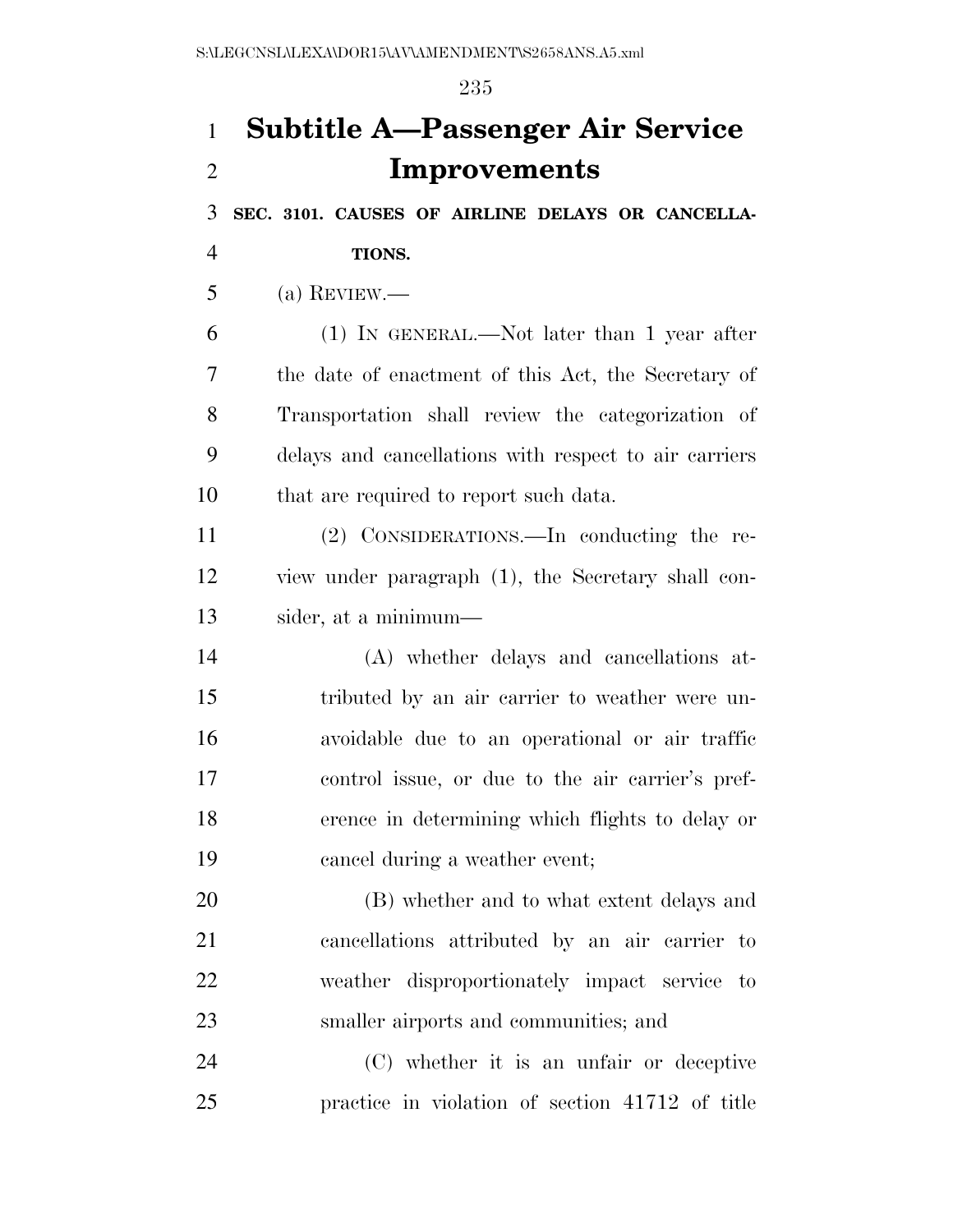# Subtitle A—Passenger Air Service Improvements

**SEC. 3101. CAUSES OF AIRLINE DELAYS OR CANCELLATIONS.**

(a) REVIEW.—

(1) IN GENERAL.—Not later than 1 year after the date of enactment of this Act, the Secretary of Transportation shall review the categorization of delays and cancellations with respect to air carriers that are required to report such data.

(2) CONSIDERATIONS.—In conducting the review under paragraph (1), the Secretary shall consider, at a minimum—

(A) whether delays and cancellations attributed by an air carrier to weather were unavoidable due to an operational or air traffic control issue, or due to the air carrier's preference in determining which flights to delay or cancel during a weather event;

(B) whether and to what extent delays and cancellations attributed by an air carrier to weather disproportionately impact service to smaller airports and communities; and

(C) whether it is an unfair or deceptive practice in violation of section 41712 of title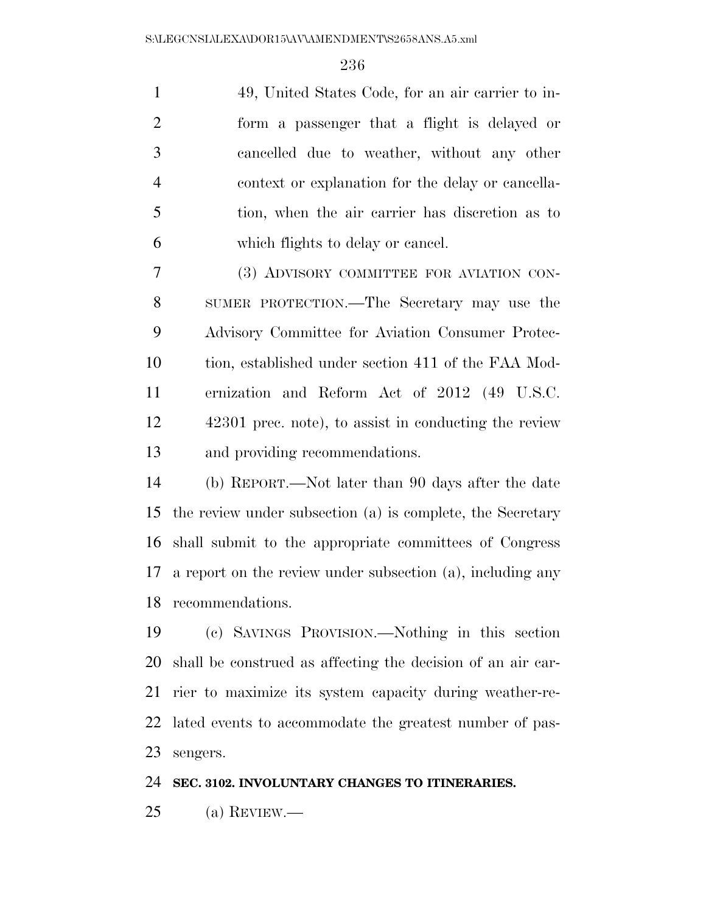49, United States Code, for an air carrier to inform a passenger that a flight is delayed or cancelled due to weather, without any other context or explanation for the delay or cancellation, when the air carrier has discretion as to which flights to delay or cancel.

(3) ADVISORY COMMITTEE FOR AVIATION CONSUMER PROTECTION.—The Secretary may use the Advisory Committee for Aviation Consumer Protection, established under section 411 of the FAA Modernization and Reform Act of 2012 (49 U.S.C. 42301 prec. note), to assist in conducting the review and providing recommendations.

(b) REPORT.—Not later than 90 days after the date the review under subsection (a) is complete, the Secretary shall submit to the appropriate committees of Congress a report on the review under subsection (a), including any recommendations.

(c) SAVINGS PROVISION.—Nothing in this section shall be construed as affecting the decision of an air carrier to maximize its system capacity during weather-related events to accommodate the greatest number of passengers.

**SEC. 3102. INVOLUNTARY CHANGES TO ITINERARIES.**

(a) REVIEW.—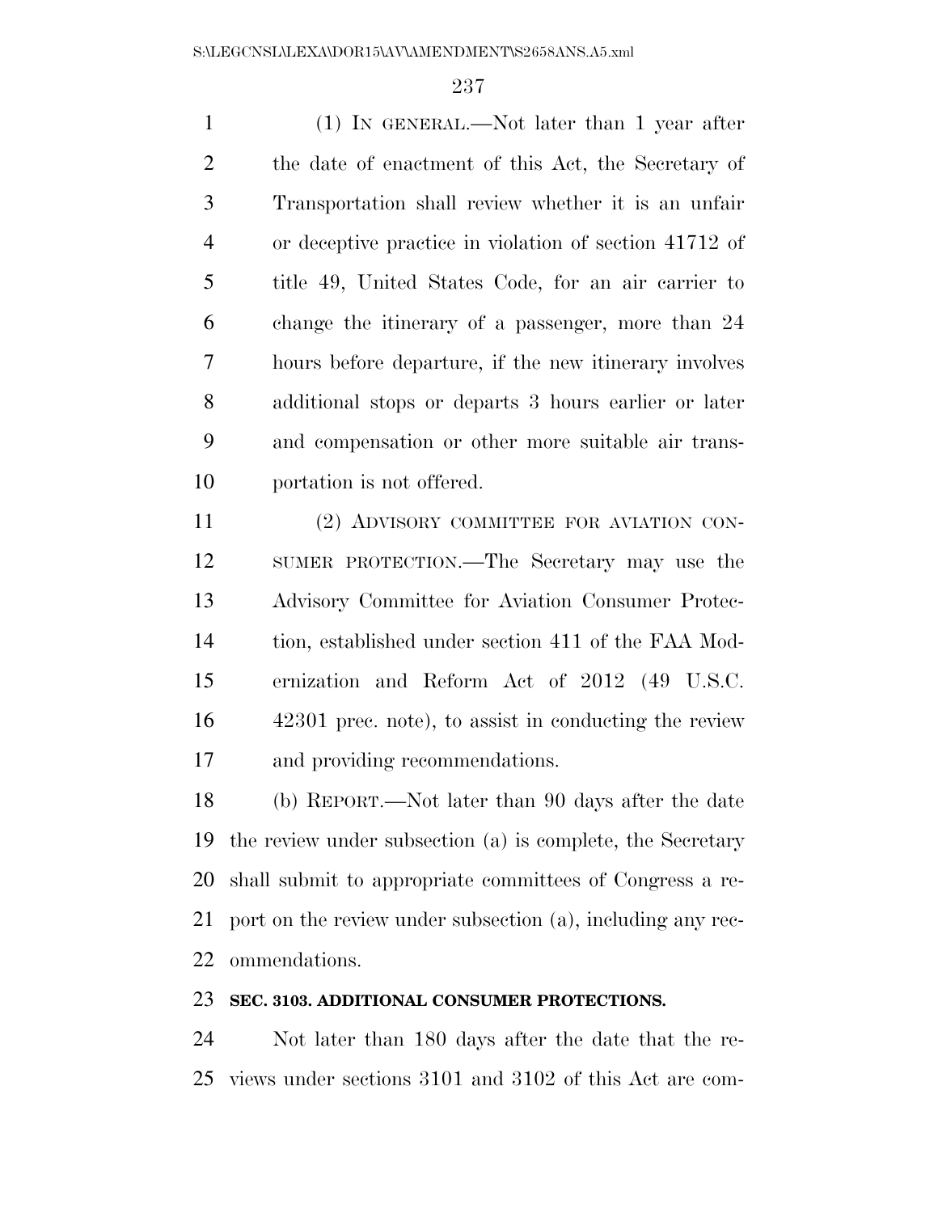(1) IN GENERAL.—Not later than 1 year after the date of enactment of this Act, the Secretary of Transportation shall review whether it is an unfair or deceptive practice in violation of section 41712 of title 49, United States Code, for an air carrier to change the itinerary of a passenger, more than 24 hours before departure, if the new itinerary involves additional stops or departs 3 hours earlier or later and compensation or other more suitable air transportation is not offered.

(2) ADVISORY COMMITTEE FOR AVIATION CONSUMER PROTECTION.—The Secretary may use the Advisory Committee for Aviation Consumer Protection, established under section 411 of the FAA Modernization and Reform Act of 2012 (49 U.S.C. 42301 prec. note), to assist in conducting the review and providing recommendations.

(b) REPORT.—Not later than 90 days after the date the review under subsection (a) is complete, the Secretary shall submit to appropriate committees of Congress a report on the review under subsection (a), including any recommendations.

**SEC. 3103. ADDITIONAL CONSUMER PROTECTIONS.**

Not later than 180 days after the date that the reviews under sections 3101 and 3102 of this Act are com-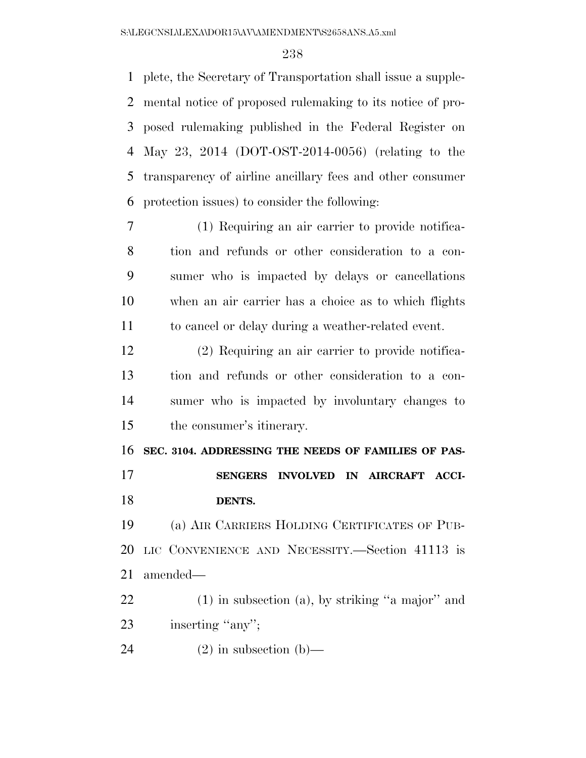plete, the Secretary of Transportation shall issue a supplemental notice of proposed rulemaking to its notice of proposed rulemaking published in the Federal Register on May 23, 2014 (DOT-OST-2014-0056) (relating to the transparency of airline ancillary fees and other consumer protection issues) to consider the following:

(1) Requiring an air carrier to provide notification and refunds or other consideration to a consumer who is impacted by delays or cancellations when an air carrier has a choice as to which flights to cancel or delay during a weather-related event.

(2) Requiring an air carrier to provide notification and refunds or other consideration to a consumer who is impacted by involuntary changes to the consumer's itinerary.

**SEC. 3104. ADDRESSING THE NEEDS OF FAMILIES OF PASSENGERS INVOLVED IN AIRCRAFT ACCIDENTS.**

(a) AIR CARRIERS HOLDING CERTIFICATES OF PUBLIC CONVENIENCE AND NECESSITY.—Section 41113 is amended—

(1) in subsection (a), by striking ''a major'' and inserting ''any'';

(2) in subsection (b)—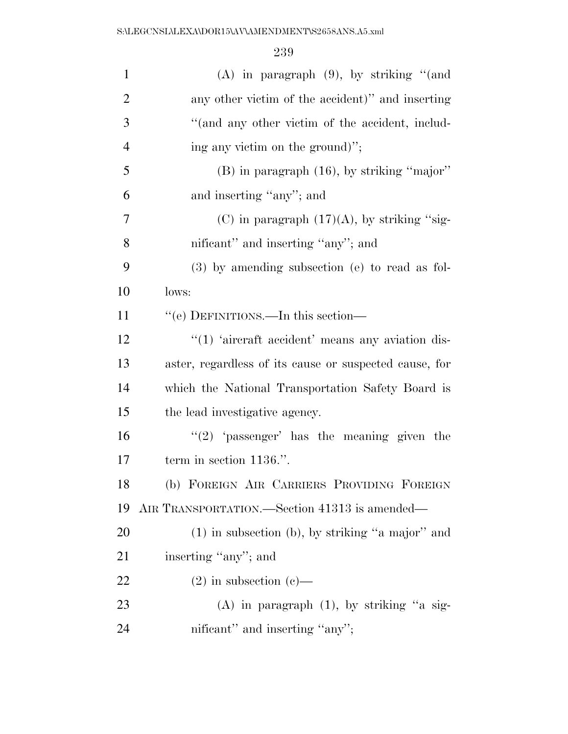(A) in paragraph (9), by striking "(and any other victim of the accident)" and inserting "(and any other victim of the accident, including any victim on the ground)";

(B) in paragraph (16), by striking "major" and inserting "any"; and

(C) in paragraph (17)(A), by striking "significant" and inserting "any"; and

(3) by amending subsection (e) to read as follows:

"(e) DEFINITIONS.—In this section—

"(1) 'aircraft accident' means any aviation disaster, regardless of its cause or suspected cause, for which the National Transportation Safety Board is the lead investigative agency.

"(2) 'passenger' has the meaning given the term in section 1136.".

(b) FOREIGN AIR CARRIERS PROVIDING FOREIGN AIR TRANSPORTATION.—Section 41313 is amended—

(1) in subsection (b), by striking "a major" and inserting "any"; and

(2) in subsection (c)—

(A) in paragraph (1), by striking "a significant" and inserting "any";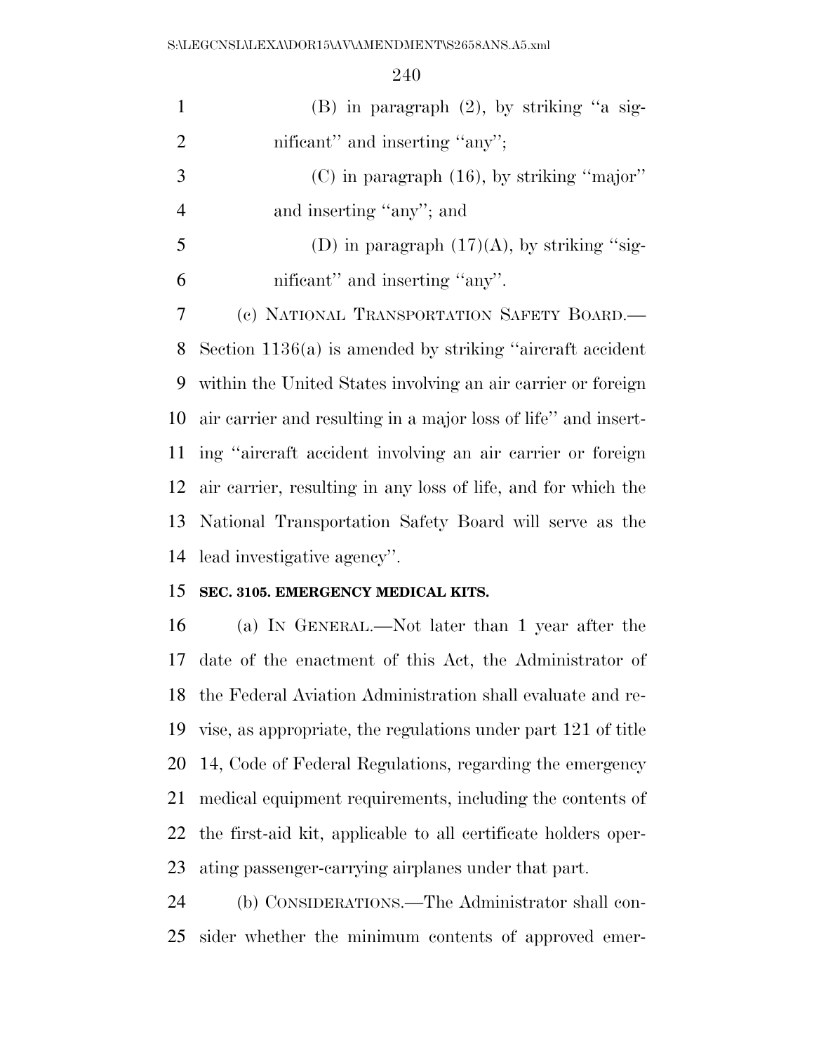(B) in paragraph (2), by striking ''a significant'' and inserting ''any'';

(C) in paragraph (16), by striking ''major'' and inserting ''any''; and

(D) in paragraph (17)(A), by striking ''significant'' and inserting ''any''.

(c) NATIONAL TRANSPORTATION SAFETY BOARD.—Section 1136(a) is amended by striking ''aircraft accident within the United States involving an air carrier or foreign air carrier and resulting in a major loss of life'' and inserting ''aircraft accident involving an air carrier or foreign air carrier, resulting in any loss of life, and for which the National Transportation Safety Board will serve as the lead investigative agency''.

**SEC. 3105. EMERGENCY MEDICAL KITS.**

(a) IN GENERAL.—Not later than 1 year after the date of the enactment of this Act, the Administrator of the Federal Aviation Administration shall evaluate and revise, as appropriate, the regulations under part 121 of title 14, Code of Federal Regulations, regarding the emergency medical equipment requirements, including the contents of the first-aid kit, applicable to all certificate holders operating passenger-carrying airplanes under that part.

(b) CONSIDERATIONS.—The Administrator shall consider whether the minimum contents of approved emer-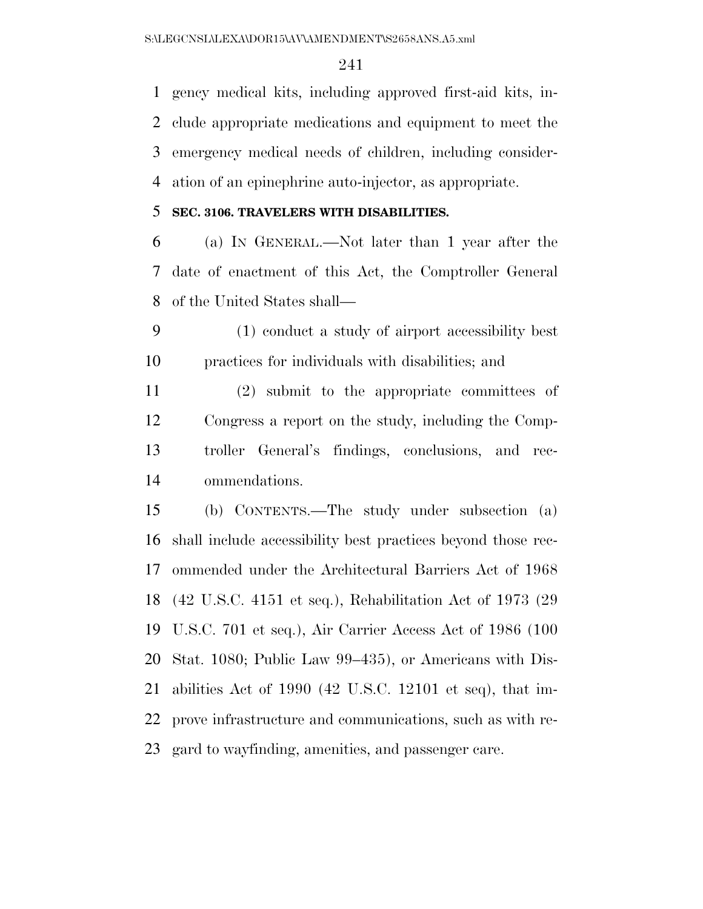gency medical kits, including approved first-aid kits, include appropriate medications and equipment to meet the emergency medical needs of children, including consideration of an epinephrine auto-injector, as appropriate.

**SEC. 3106. TRAVELERS WITH DISABILITIES.**

(a) IN GENERAL.—Not later than 1 year after the date of enactment of this Act, the Comptroller General of the United States shall—

(1) conduct a study of airport accessibility best practices for individuals with disabilities; and

(2) submit to the appropriate committees of Congress a report on the study, including the Comptroller General's findings, conclusions, and recommendations.

(b) CONTENTS.—The study under subsection (a) shall include accessibility best practices beyond those recommended under the Architectural Barriers Act of 1968 (42 U.S.C. 4151 et seq.), Rehabilitation Act of 1973 (29 U.S.C. 701 et seq.), Air Carrier Access Act of 1986 (100 Stat. 1080; Public Law 99–435), or Americans with Disabilities Act of 1990 (42 U.S.C. 12101 et seq), that improve infrastructure and communications, such as with regard to wayfinding, amenities, and passenger care.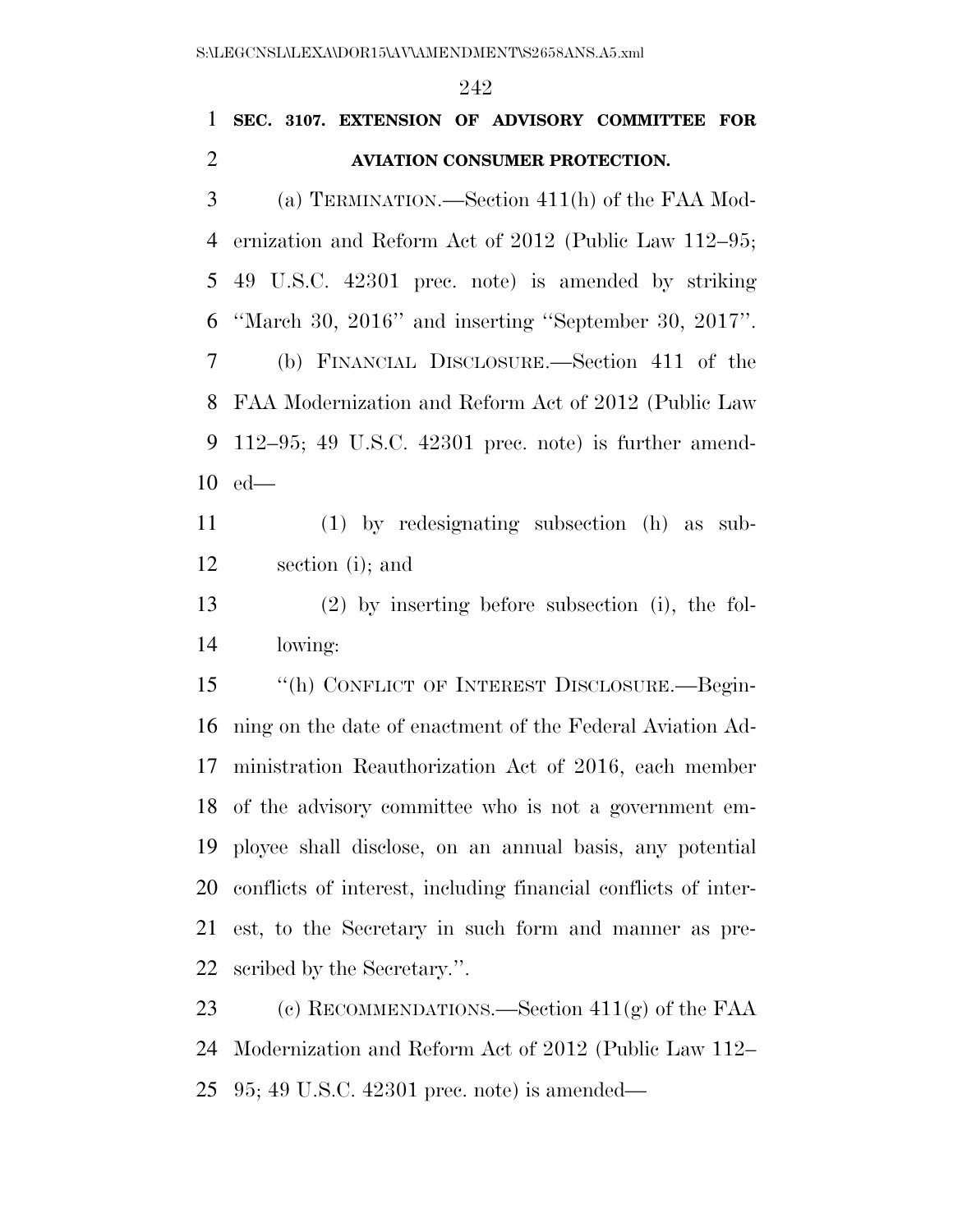**SEC. 3107. EXTENSION OF ADVISORY COMMITTEE FOR AVIATION CONSUMER PROTECTION.**

(a) TERMINATION.—Section 411(h) of the FAA Modernization and Reform Act of 2012 (Public Law 112–95; 49 U.S.C. 42301 prec. note) is amended by striking ''March 30, 2016'' and inserting ''September 30, 2017''.

(b) FINANCIAL DISCLOSURE.—Section 411 of the FAA Modernization and Reform Act of 2012 (Public Law 112–95; 49 U.S.C. 42301 prec. note) is further amended—

(1) by redesignating subsection (h) as subsection (i); and

(2) by inserting before subsection (i), the following:

''(h) CONFLICT OF INTEREST DISCLOSURE.—Beginning on the date of enactment of the Federal Aviation Administration Reauthorization Act of 2016, each member of the advisory committee who is not a government employee shall disclose, on an annual basis, any potential conflicts of interest, including financial conflicts of interest, to the Secretary in such form and manner as prescribed by the Secretary.''.

(c) RECOMMENDATIONS.—Section 411(g) of the FAA Modernization and Reform Act of 2012 (Public Law 112–95; 49 U.S.C. 42301 prec. note) is amended—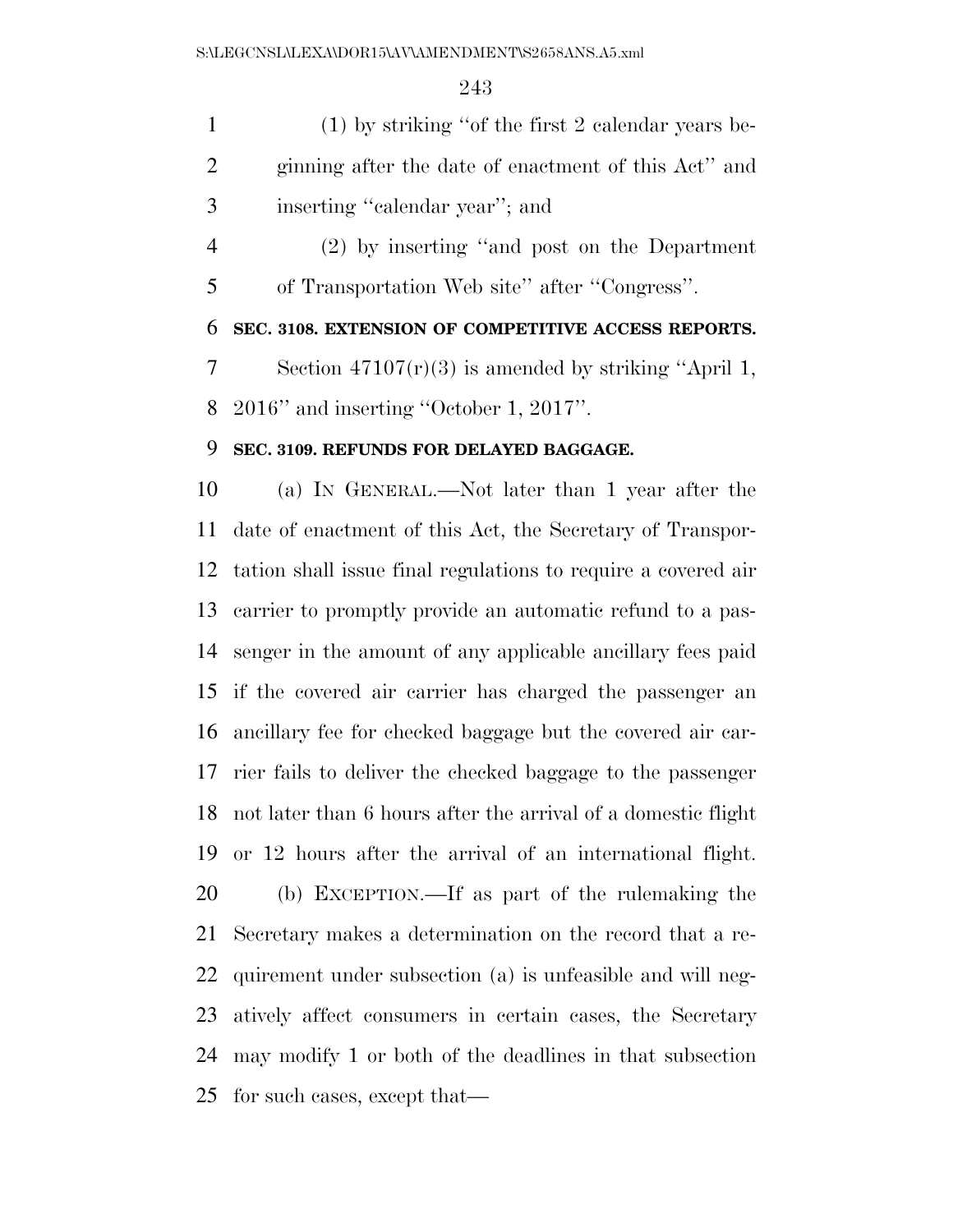(1) by striking "of the first 2 calendar years beginning after the date of enactment of this Act" and inserting "calendar year"; and

(2) by inserting "and post on the Department of Transportation Web site" after "Congress".

**SEC. 3108. EXTENSION OF COMPETITIVE ACCESS REPORTS.**

Section 47107(r)(3) is amended by striking "April 1, 2016" and inserting "October 1, 2017".

**SEC. 3109. REFUNDS FOR DELAYED BAGGAGE.**

(a) IN GENERAL.—Not later than 1 year after the date of enactment of this Act, the Secretary of Transportation shall issue final regulations to require a covered air carrier to promptly provide an automatic refund to a passenger in the amount of any applicable ancillary fees paid if the covered air carrier has charged the passenger an ancillary fee for checked baggage but the covered air carrier fails to deliver the checked baggage to the passenger not later than 6 hours after the arrival of a domestic flight or 12 hours after the arrival of an international flight.

(b) EXCEPTION.—If as part of the rulemaking the Secretary makes a determination on the record that a requirement under subsection (a) is unfeasible and will negatively affect consumers in certain cases, the Secretary may modify 1 or both of the deadlines in that subsection for such cases, except that—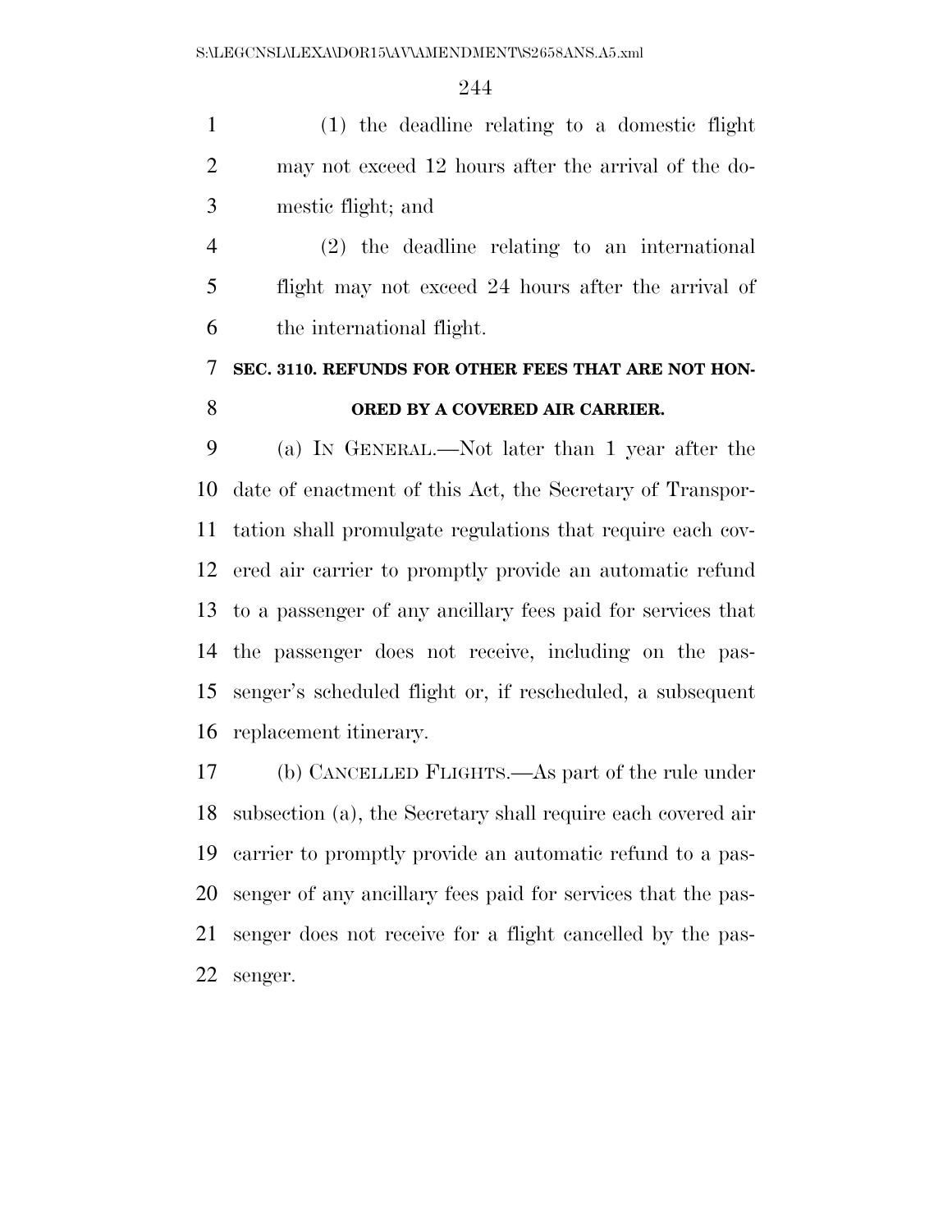(1) the deadline relating to a domestic flight may not exceed 12 hours after the arrival of the domestic flight; and

(2) the deadline relating to an international flight may not exceed 24 hours after the arrival of the international flight.

### SEC. 3110. REFUNDS FOR OTHER FEES THAT ARE NOT HONORED BY A COVERED AIR CARRIER.

(a) IN GENERAL.—Not later than 1 year after the date of enactment of this Act, the Secretary of Transportation shall promulgate regulations that require each covered air carrier to promptly provide an automatic refund to a passenger of any ancillary fees paid for services that the passenger does not receive, including on the passenger's scheduled flight or, if rescheduled, a subsequent replacement itinerary.

(b) CANCELLED FLIGHTS.—As part of the rule under subsection (a), the Secretary shall require each covered air carrier to promptly provide an automatic refund to a passenger of any ancillary fees paid for services that the passenger does not receive for a flight cancelled by the passenger.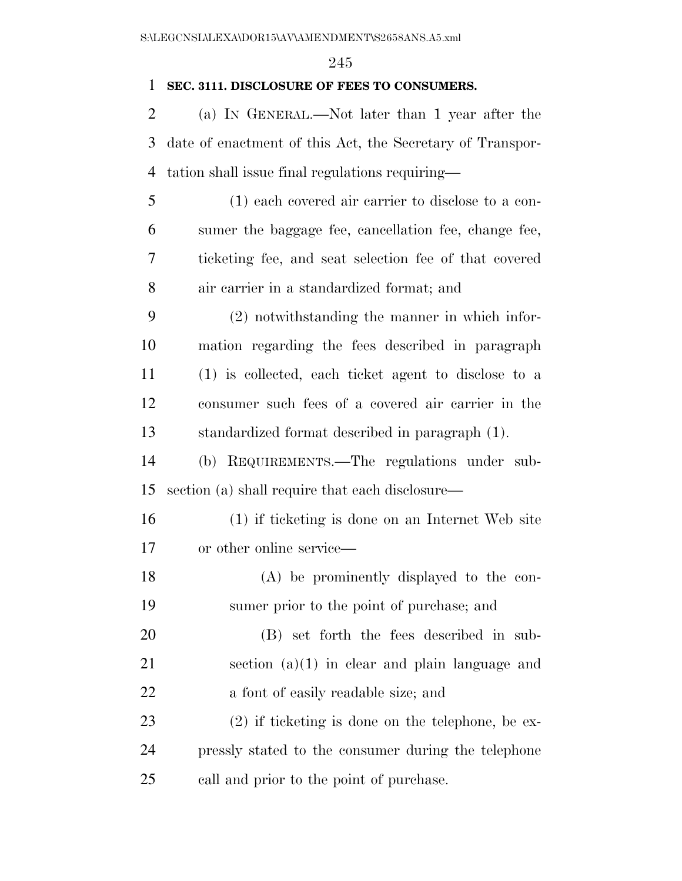**SEC. 3111. DISCLOSURE OF FEES TO CONSUMERS.**

(a) IN GENERAL.—Not later than 1 year after the date of enactment of this Act, the Secretary of Transportation shall issue final regulations requiring—

(1) each covered air carrier to disclose to a consumer the baggage fee, cancellation fee, change fee, ticketing fee, and seat selection fee of that covered air carrier in a standardized format; and

(2) notwithstanding the manner in which information regarding the fees described in paragraph (1) is collected, each ticket agent to disclose to a consumer such fees of a covered air carrier in the standardized format described in paragraph (1).

(b) REQUIREMENTS.—The regulations under subsection (a) shall require that each disclosure—

(1) if ticketing is done on an Internet Web site or other online service—

(A) be prominently displayed to the consumer prior to the point of purchase; and

(B) set forth the fees described in subsection (a)(1) in clear and plain language and a font of easily readable size; and

(2) if ticketing is done on the telephone, be expressly stated to the consumer during the telephone call and prior to the point of purchase.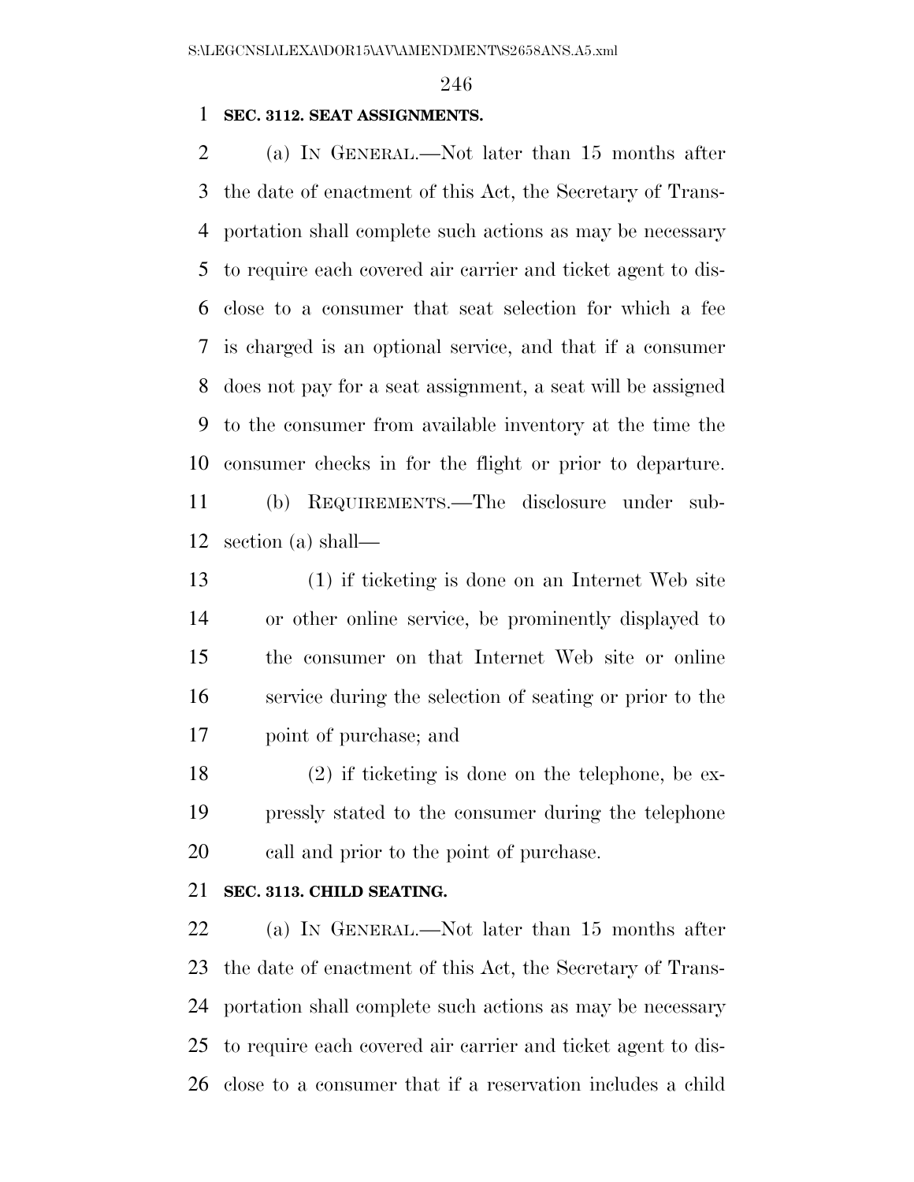**SEC. 3112. SEAT ASSIGNMENTS.**

(a) IN GENERAL.—Not later than 15 months after the date of enactment of this Act, the Secretary of Transportation shall complete such actions as may be necessary to require each covered air carrier and ticket agent to disclose to a consumer that seat selection for which a fee is charged is an optional service, and that if a consumer does not pay for a seat assignment, a seat will be assigned to the consumer from available inventory at the time the consumer checks in for the flight or prior to departure.

(b) REQUIREMENTS.—The disclosure under subsection (a) shall—

(1) if ticketing is done on an Internet Web site or other online service, be prominently displayed to the consumer on that Internet Web site or online service during the selection of seating or prior to the point of purchase; and

(2) if ticketing is done on the telephone, be expressly stated to the consumer during the telephone call and prior to the point of purchase.

**SEC. 3113. CHILD SEATING.**

(a) IN GENERAL.—Not later than 15 months after the date of enactment of this Act, the Secretary of Transportation shall complete such actions as may be necessary to require each covered air carrier and ticket agent to disclose to a consumer that if a reservation includes a child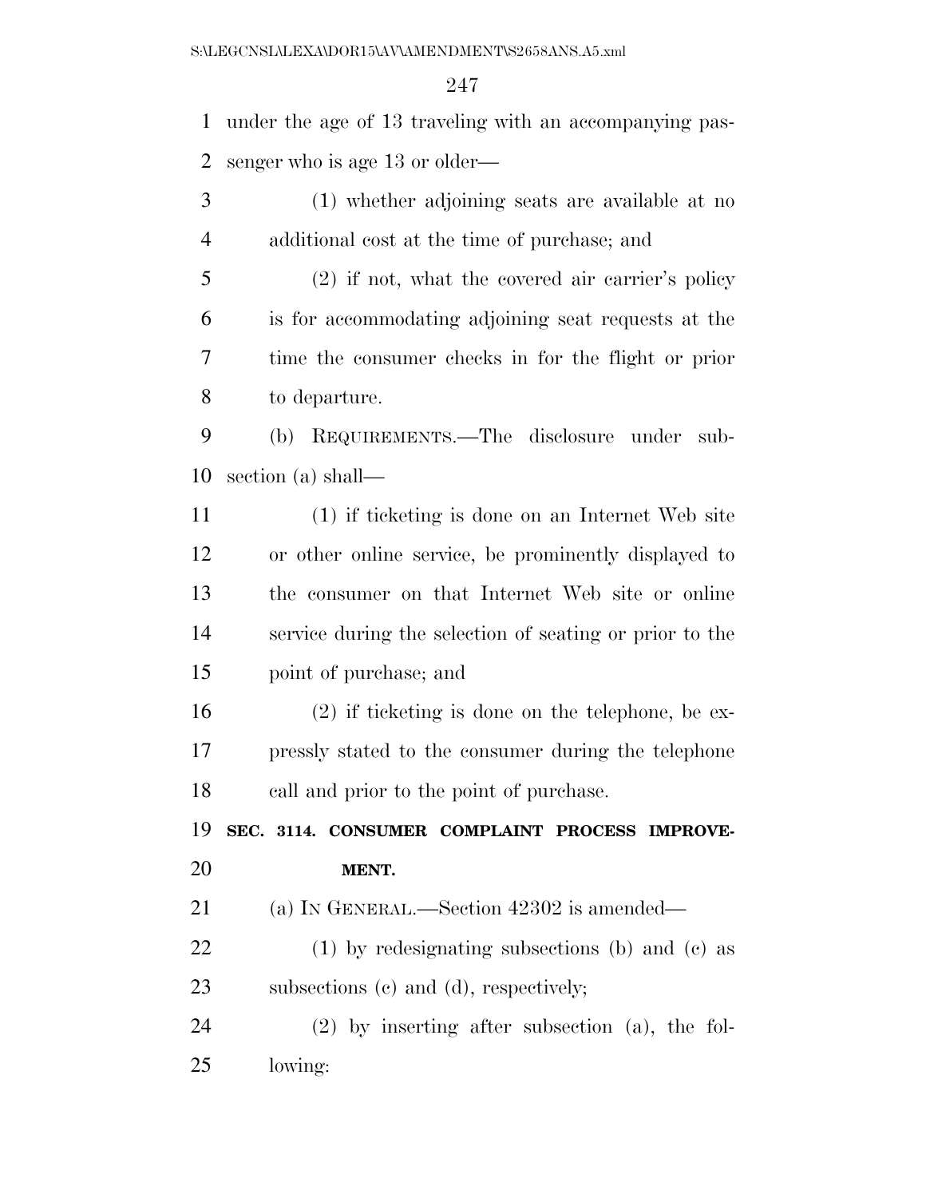under the age of 13 traveling with an accompanying passenger who is age 13 or older—

(1) whether adjoining seats are available at no additional cost at the time of purchase; and

(2) if not, what the covered air carrier's policy is for accommodating adjoining seat requests at the time the consumer checks in for the flight or prior to departure.

(b) REQUIREMENTS.—The disclosure under subsection (a) shall—

(1) if ticketing is done on an Internet Web site or other online service, be prominently displayed to the consumer on that Internet Web site or online service during the selection of seating or prior to the point of purchase; and

(2) if ticketing is done on the telephone, be expressly stated to the consumer during the telephone call and prior to the point of purchase.

**SEC. 3114. CONSUMER COMPLAINT PROCESS IMPROVEMENT.**

(a) IN GENERAL.—Section 42302 is amended—

(1) by redesignating subsections (b) and (c) as subsections (c) and (d), respectively;

(2) by inserting after subsection (a), the following: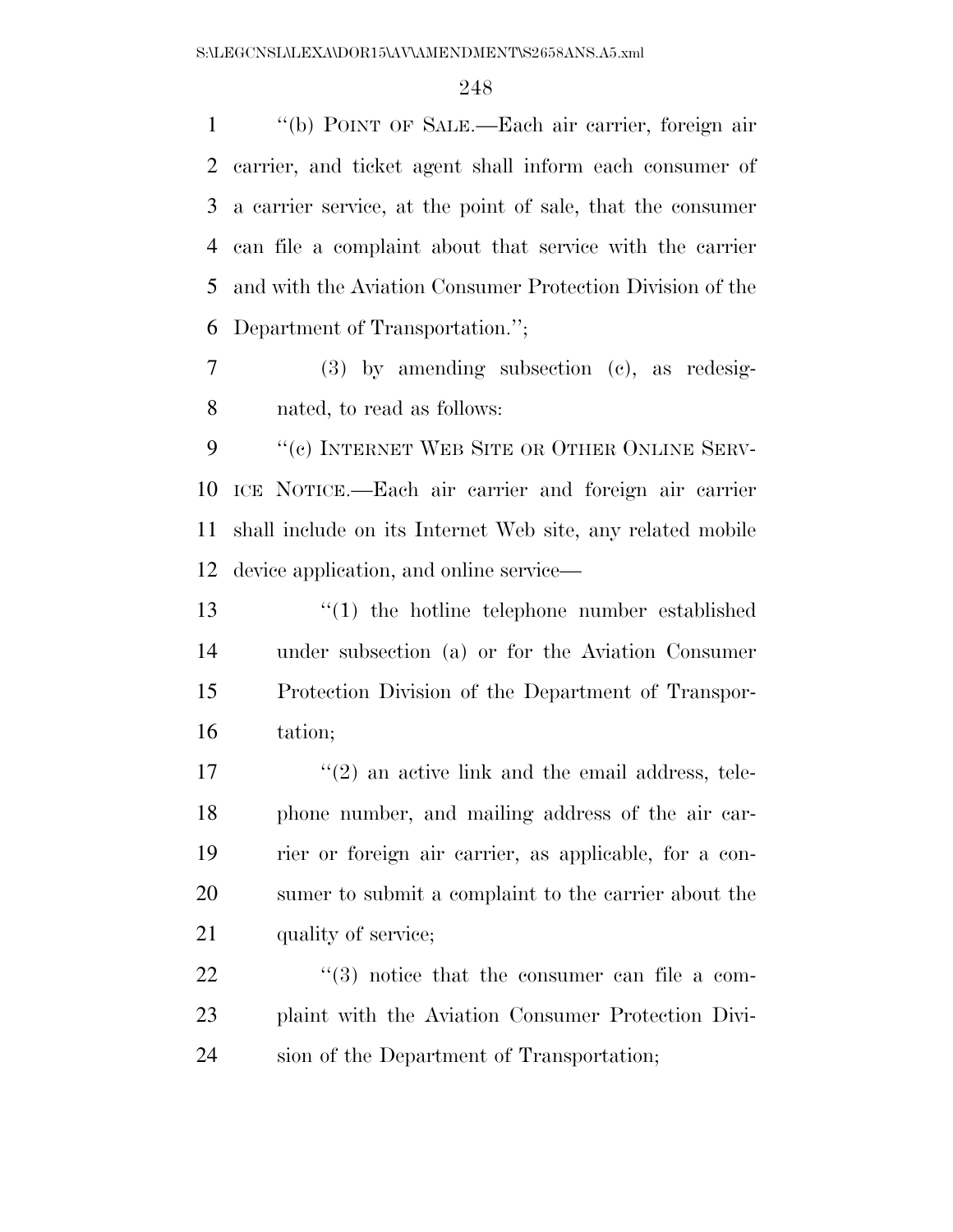"(b) POINT OF SALE.—Each air carrier, foreign air carrier, and ticket agent shall inform each consumer of a carrier service, at the point of sale, that the consumer can file a complaint about that service with the carrier and with the Aviation Consumer Protection Division of the Department of Transportation.";

(3) by amending subsection (c), as redesignated, to read as follows:

"(c) INTERNET WEB SITE OR OTHER ONLINE SERVICE NOTICE.—Each air carrier and foreign air carrier shall include on its Internet Web site, any related mobile device application, and online service—

"(1) the hotline telephone number established under subsection (a) or for the Aviation Consumer Protection Division of the Department of Transportation;

"(2) an active link and the email address, telephone number, and mailing address of the air carrier or foreign air carrier, as applicable, for a consumer to submit a complaint to the carrier about the quality of service;

"(3) notice that the consumer can file a complaint with the Aviation Consumer Protection Division of the Department of Transportation;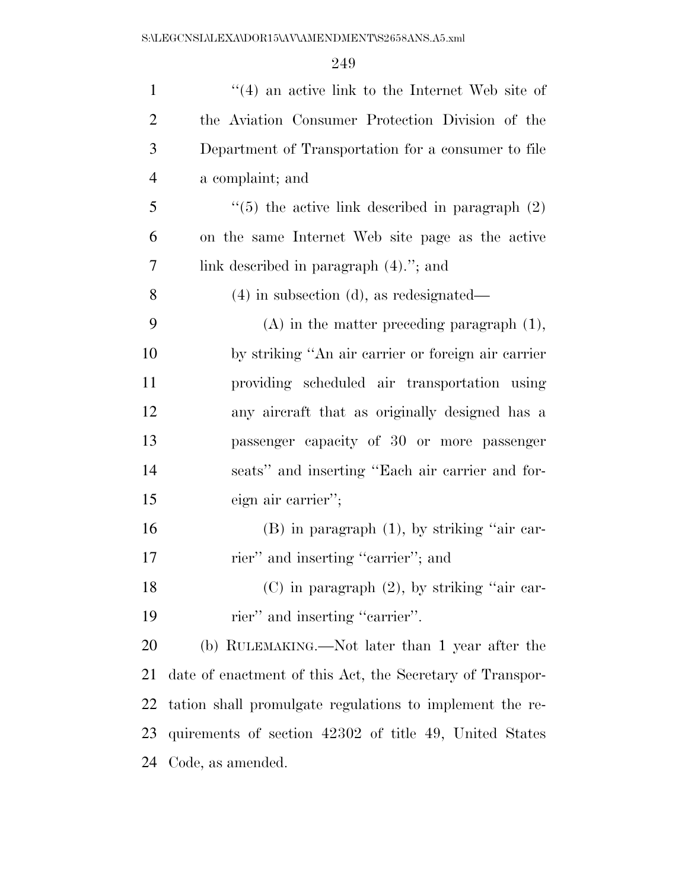''(4) an active link to the Internet Web site of the Aviation Consumer Protection Division of the Department of Transportation for a consumer to file a complaint; and

''(5) the active link described in paragraph (2) on the same Internet Web site page as the active link described in paragraph (4).''; and

(4) in subsection (d), as redesignated—

(A) in the matter preceding paragraph (1), by striking ''An air carrier or foreign air carrier providing scheduled air transportation using any aircraft that as originally designed has a passenger capacity of 30 or more passenger seats'' and inserting ''Each air carrier and foreign air carrier'';

(B) in paragraph (1), by striking ''air carrier'' and inserting ''carrier''; and

(C) in paragraph (2), by striking ''air carrier'' and inserting ''carrier''.

(b) RULEMAKING.—Not later than 1 year after the date of enactment of this Act, the Secretary of Transportation shall promulgate regulations to implement the requirements of section 42302 of title 49, United States Code, as amended.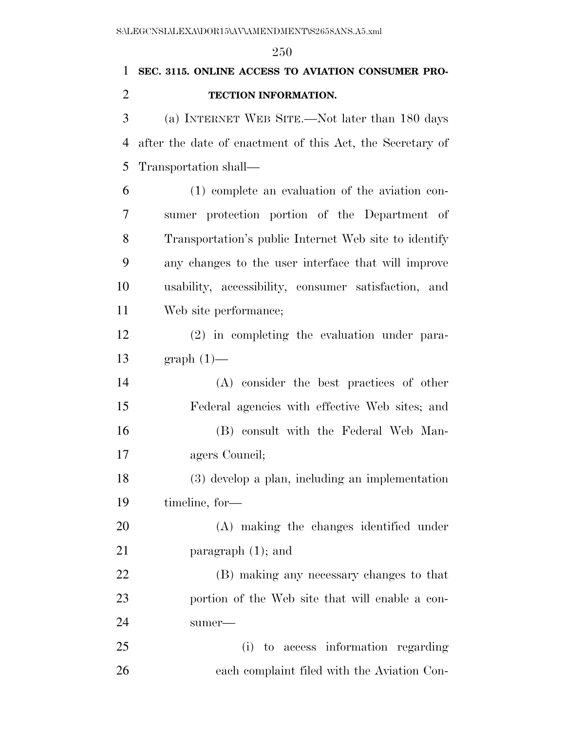**SEC. 3115. ONLINE ACCESS TO AVIATION CONSUMER PROTECTION INFORMATION.**

(a) INTERNET WEB SITE.—Not later than 180 days after the date of enactment of this Act, the Secretary of Transportation shall—

(1) complete an evaluation of the aviation consumer protection portion of the Department of Transportation's public Internet Web site to identify any changes to the user interface that will improve usability, accessibility, consumer satisfaction, and Web site performance;

(2) in completing the evaluation under paragraph (1)—

(A) consider the best practices of other Federal agencies with effective Web sites; and

(B) consult with the Federal Web Managers Council;

(3) develop a plan, including an implementation timeline, for—

(A) making the changes identified under paragraph (1); and

(B) making any necessary changes to that portion of the Web site that will enable a consumer—

(i) to access information regarding each complaint filed with the Aviation Con-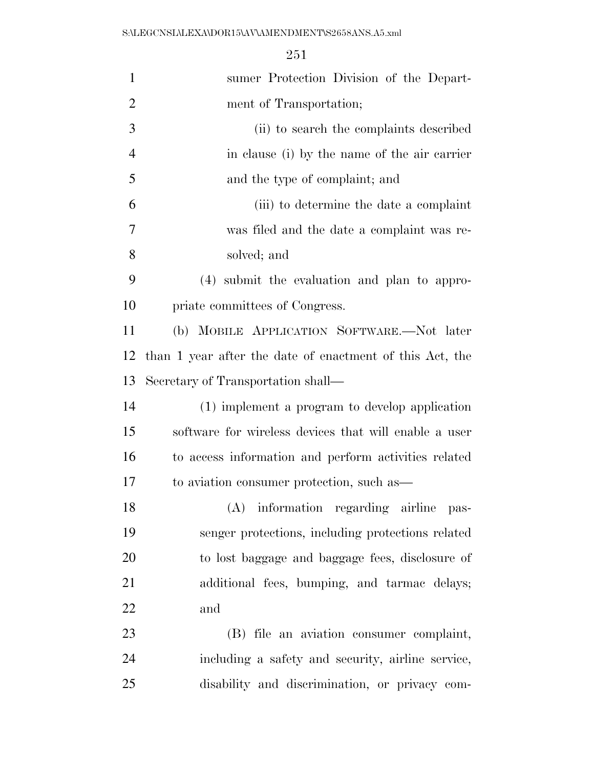sumer Protection Division of the Department of Transportation;

(ii) to search the complaints described in clause (i) by the name of the air carrier and the type of complaint; and

(iii) to determine the date a complaint was filed and the date a complaint was resolved; and

(4) submit the evaluation and plan to appropriate committees of Congress.

(b) MOBILE APPLICATION SOFTWARE.—Not later than 1 year after the date of enactment of this Act, the Secretary of Transportation shall—

(1) implement a program to develop application software for wireless devices that will enable a user to access information and perform activities related to aviation consumer protection, such as—

(A) information regarding airline passenger protections, including protections related to lost baggage and baggage fees, disclosure of additional fees, bumping, and tarmac delays; and

(B) file an aviation consumer complaint, including a safety and security, airline service, disability and discrimination, or privacy com-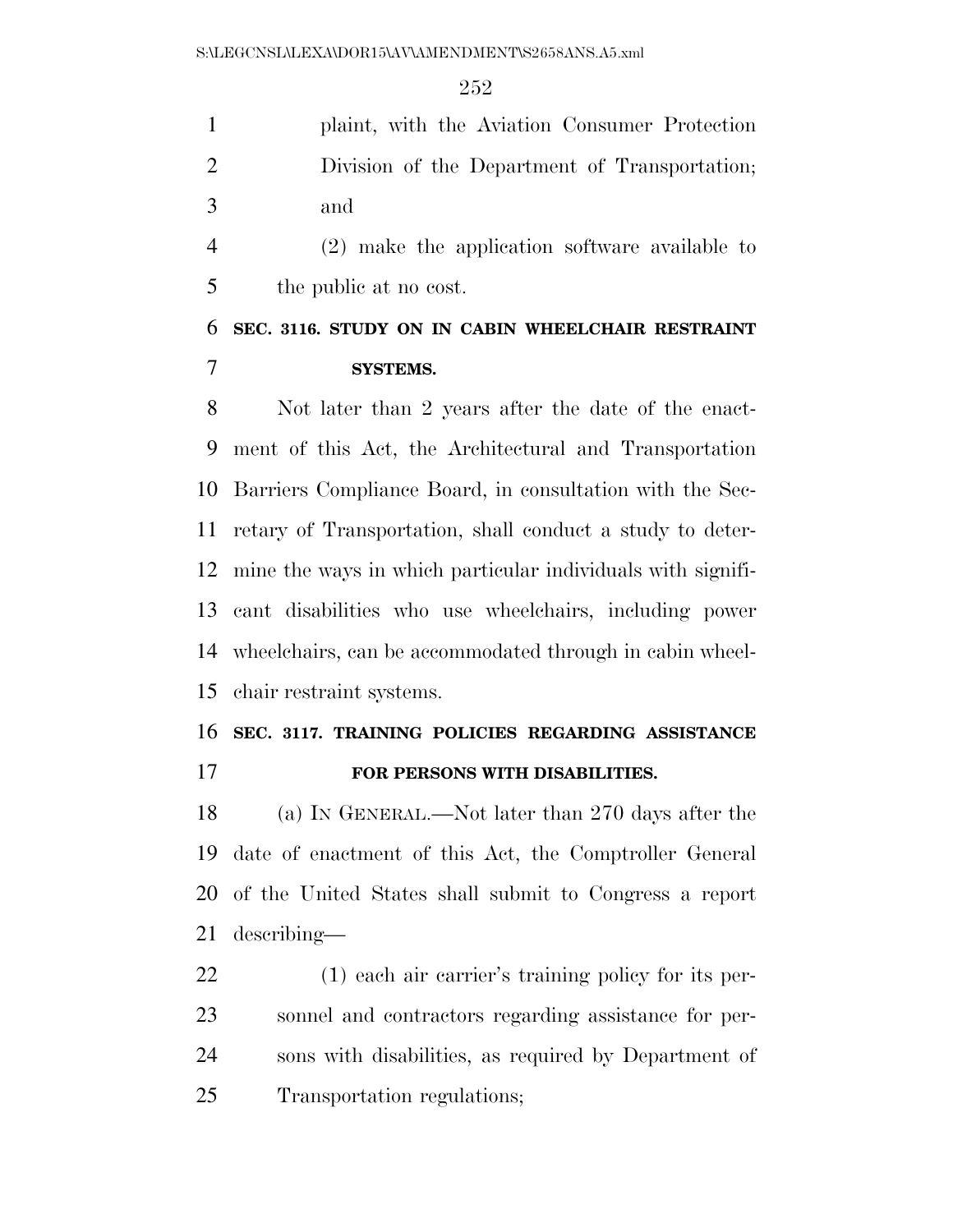plaint, with the Aviation Consumer Protection Division of the Department of Transportation; and

(2) make the application software available to the public at no cost.

**SEC. 3116. STUDY ON IN CABIN WHEELCHAIR RESTRAINT SYSTEMS.**

Not later than 2 years after the date of the enactment of this Act, the Architectural and Transportation Barriers Compliance Board, in consultation with the Secretary of Transportation, shall conduct a study to determine the ways in which particular individuals with significant disabilities who use wheelchairs, including power wheelchairs, can be accommodated through in cabin wheelchair restraint systems.

**SEC. 3117. TRAINING POLICIES REGARDING ASSISTANCE FOR PERSONS WITH DISABILITIES.**

(a) IN GENERAL.—Not later than 270 days after the date of enactment of this Act, the Comptroller General of the United States shall submit to Congress a report describing—

(1) each air carrier's training policy for its personnel and contractors regarding assistance for persons with disabilities, as required by Department of Transportation regulations;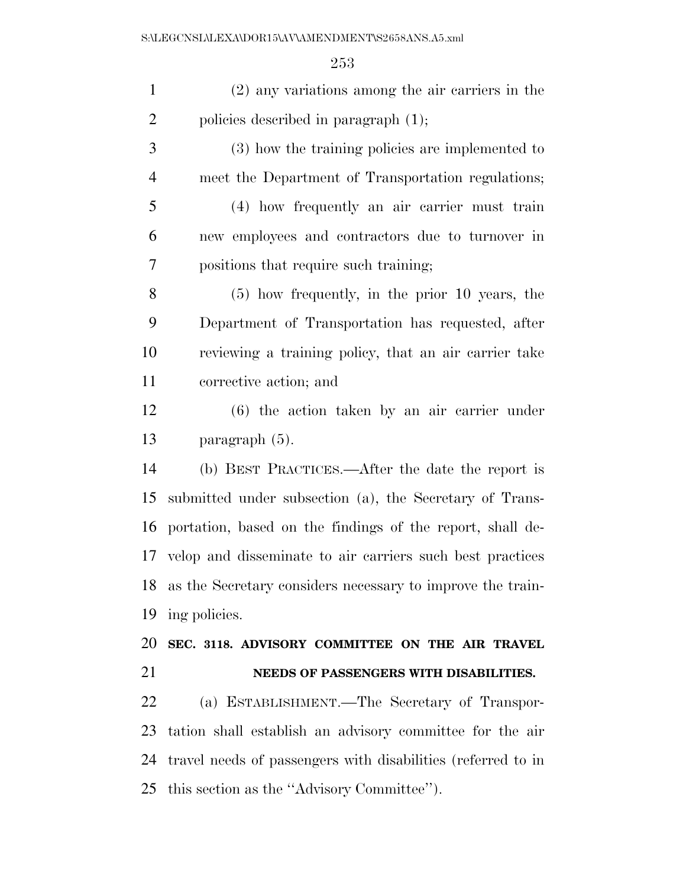(2) any variations among the air carriers in the policies described in paragraph (1);

(3) how the training policies are implemented to meet the Department of Transportation regulations;

(4) how frequently an air carrier must train new employees and contractors due to turnover in positions that require such training;

(5) how frequently, in the prior 10 years, the Department of Transportation has requested, after reviewing a training policy, that an air carrier take corrective action; and

(6) the action taken by an air carrier under paragraph (5).

(b) BEST PRACTICES.—After the date the report is submitted under subsection (a), the Secretary of Transportation, based on the findings of the report, shall develop and disseminate to air carriers such best practices as the Secretary considers necessary to improve the training policies.

**SEC. 3118. ADVISORY COMMITTEE ON THE AIR TRAVEL NEEDS OF PASSENGERS WITH DISABILITIES.**

(a) ESTABLISHMENT.—The Secretary of Transportation shall establish an advisory committee for the air travel needs of passengers with disabilities (referred to in this section as the ''Advisory Committee'').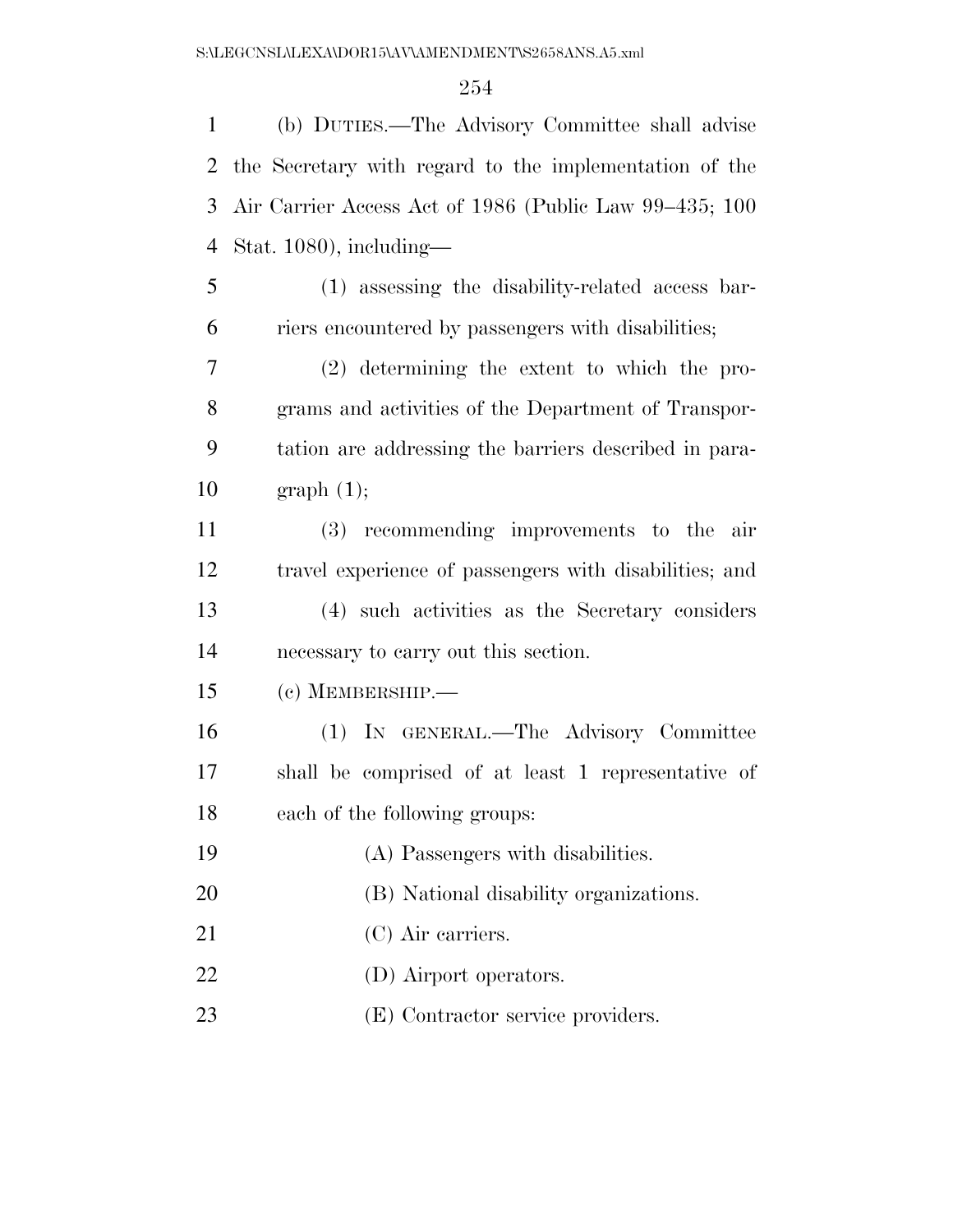(b) DUTIES.—The Advisory Committee shall advise the Secretary with regard to the implementation of the Air Carrier Access Act of 1986 (Public Law 99–435; 100 Stat. 1080), including—

(1) assessing the disability-related access barriers encountered by passengers with disabilities;

(2) determining the extent to which the programs and activities of the Department of Transportation are addressing the barriers described in paragraph (1);

(3) recommending improvements to the air travel experience of passengers with disabilities; and

(4) such activities as the Secretary considers necessary to carry out this section.

(c) MEMBERSHIP.—

(1) IN GENERAL.—The Advisory Committee shall be comprised of at least 1 representative of each of the following groups:

(A) Passengers with disabilities.

(B) National disability organizations.

(C) Air carriers.

(D) Airport operators.

(E) Contractor service providers.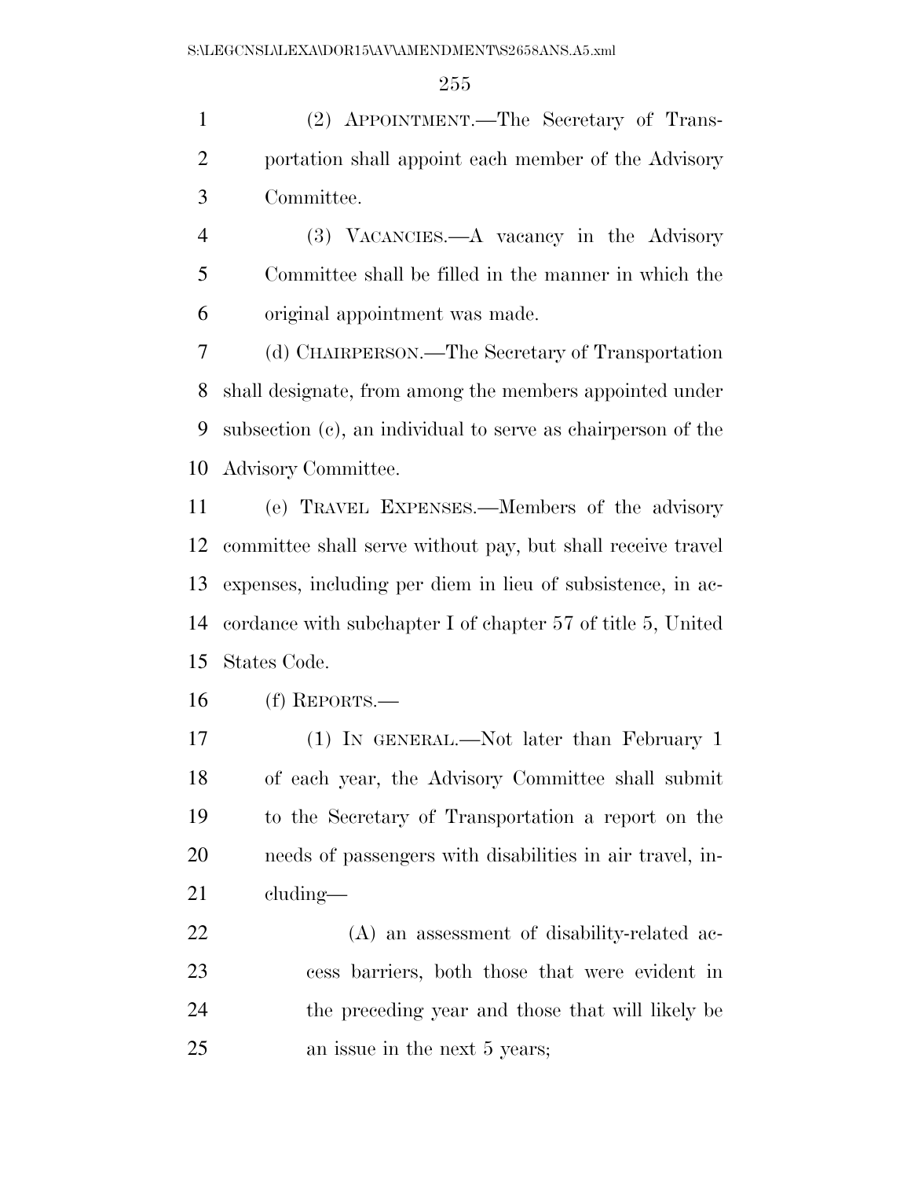(2) APPOINTMENT.—The Secretary of Transportation shall appoint each member of the Advisory Committee.

(3) VACANCIES.—A vacancy in the Advisory Committee shall be filled in the manner in which the original appointment was made.

(d) CHAIRPERSON.—The Secretary of Transportation shall designate, from among the members appointed under subsection (c), an individual to serve as chairperson of the Advisory Committee.

(e) TRAVEL EXPENSES.—Members of the advisory committee shall serve without pay, but shall receive travel expenses, including per diem in lieu of subsistence, in accordance with subchapter I of chapter 57 of title 5, United States Code.

(f) REPORTS.—

(1) IN GENERAL.—Not later than February 1 of each year, the Advisory Committee shall submit to the Secretary of Transportation a report on the needs of passengers with disabilities in air travel, including—

(A) an assessment of disability-related access barriers, both those that were evident in the preceding year and those that will likely be an issue in the next 5 years;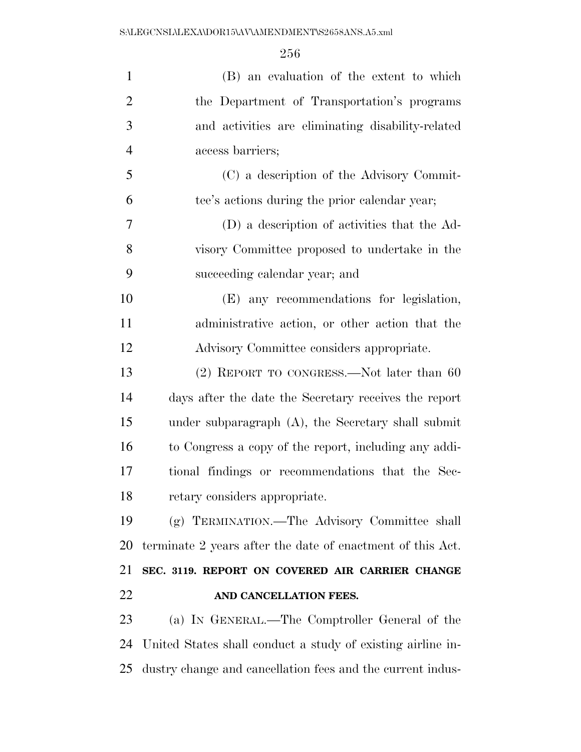(B) an evaluation of the extent to which the Department of Transportation's programs and activities are eliminating disability-related access barriers;

(C) a description of the Advisory Committee's actions during the prior calendar year;

(D) a description of activities that the Advisory Committee proposed to undertake in the succeeding calendar year; and

(E) any recommendations for legislation, administrative action, or other action that the Advisory Committee considers appropriate.

(2) REPORT TO CONGRESS.—Not later than 60 days after the date the Secretary receives the report under subparagraph (A), the Secretary shall submit to Congress a copy of the report, including any additional findings or recommendations that the Secretary considers appropriate.

(g) TERMINATION.—The Advisory Committee shall terminate 2 years after the date of enactment of this Act.

**SEC. 3119. REPORT ON COVERED AIR CARRIER CHANGE AND CANCELLATION FEES.**

(a) IN GENERAL.—The Comptroller General of the United States shall conduct a study of existing airline industry change and cancellation fees and the current indus-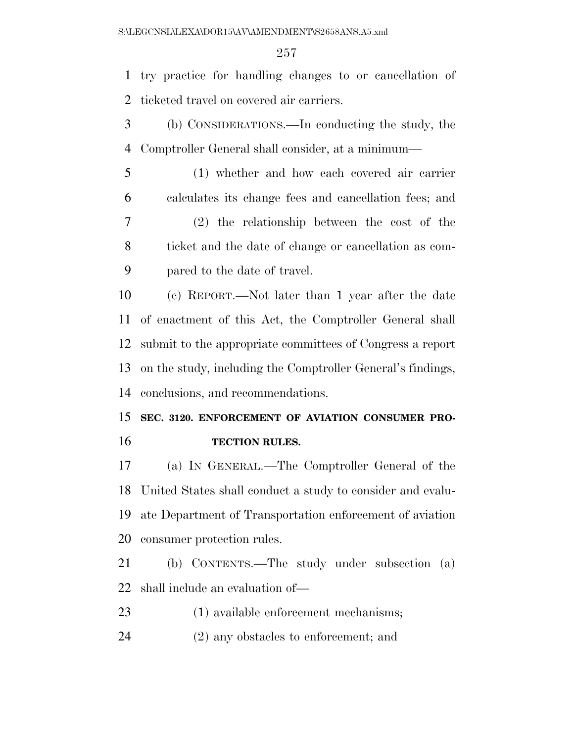try practice for handling changes to or cancellation of ticketed travel on covered air carriers.

(b) CONSIDERATIONS.—In conducting the study, the Comptroller General shall consider, at a minimum—

(1) whether and how each covered air carrier calculates its change fees and cancellation fees; and

(2) the relationship between the cost of the ticket and the date of change or cancellation as compared to the date of travel.

(c) REPORT.—Not later than 1 year after the date of enactment of this Act, the Comptroller General shall submit to the appropriate committees of Congress a report on the study, including the Comptroller General's findings, conclusions, and recommendations.

**SEC. 3120. ENFORCEMENT OF AVIATION CONSUMER PROTECTION RULES.**

(a) IN GENERAL.—The Comptroller General of the United States shall conduct a study to consider and evaluate Department of Transportation enforcement of aviation consumer protection rules.

(b) CONTENTS.—The study under subsection (a) shall include an evaluation of—

(1) available enforcement mechanisms;

(2) any obstacles to enforcement; and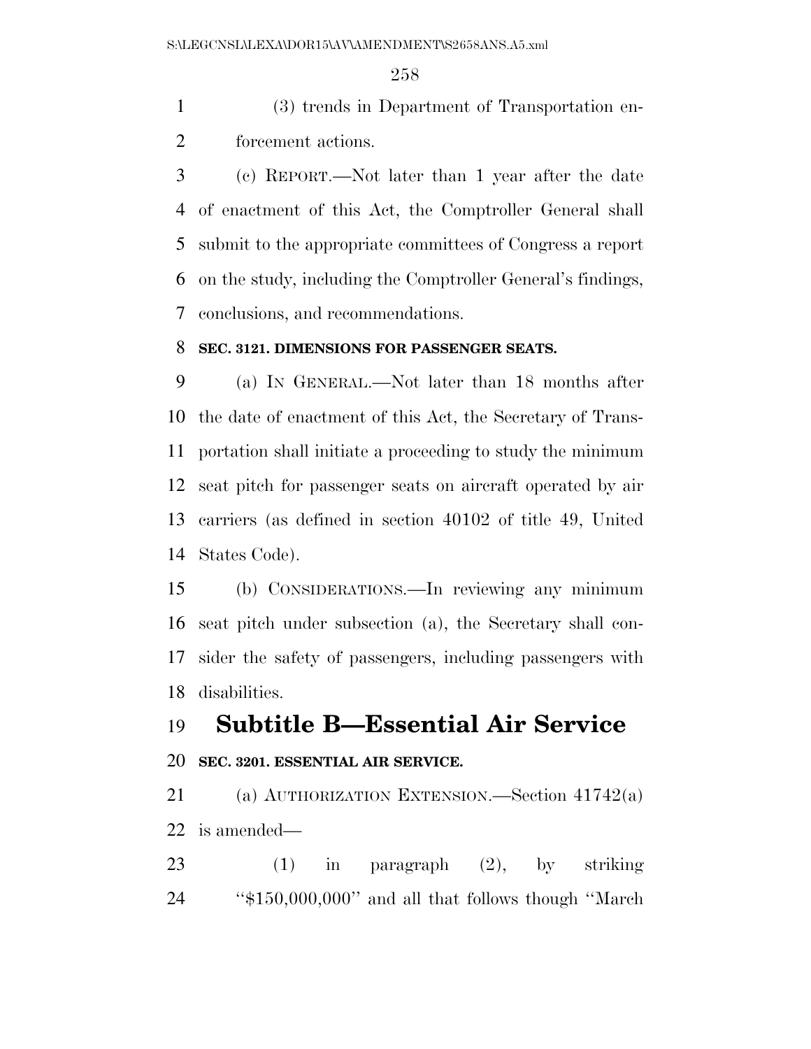(3) trends in Department of Transportation enforcement actions.

(c) REPORT.—Not later than 1 year after the date of enactment of this Act, the Comptroller General shall submit to the appropriate committees of Congress a report on the study, including the Comptroller General's findings, conclusions, and recommendations.

**SEC. 3121. DIMENSIONS FOR PASSENGER SEATS.**

(a) IN GENERAL.—Not later than 18 months after the date of enactment of this Act, the Secretary of Transportation shall initiate a proceeding to study the minimum seat pitch for passenger seats on aircraft operated by air carriers (as defined in section 40102 of title 49, United States Code).

(b) CONSIDERATIONS.—In reviewing any minimum seat pitch under subsection (a), the Secretary shall consider the safety of passengers, including passengers with disabilities.

## Subtitle B—Essential Air Service

**SEC. 3201. ESSENTIAL AIR SERVICE.**

(a) AUTHORIZATION EXTENSION.—Section 41742(a) is amended—

(1) in paragraph (2), by striking "$150,000,000" and all that follows though "March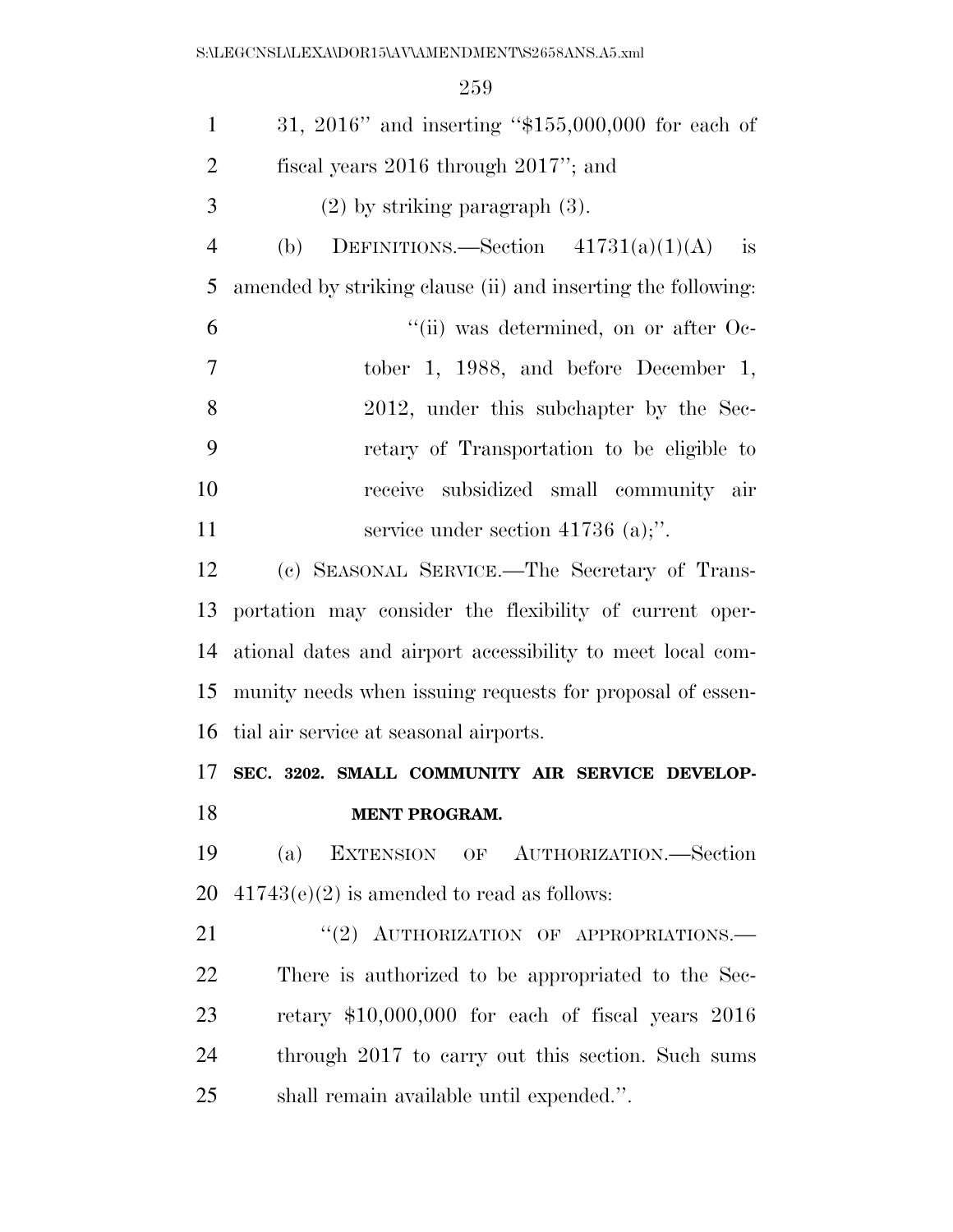31, 2016'' and inserting ''$155,000,000 for each of fiscal years 2016 through 2017''; and

(2) by striking paragraph (3).

(b) DEFINITIONS.—Section 41731(a)(1)(A) is amended by striking clause (ii) and inserting the following:

''(ii) was determined, on or after October 1, 1988, and before December 1, 2012, under this subchapter by the Secretary of Transportation to be eligible to receive subsidized small community air service under section 41736 (a);''.

(c) SEASONAL SERVICE.—The Secretary of Transportation may consider the flexibility of current operational dates and airport accessibility to meet local community needs when issuing requests for proposal of essential air service at seasonal airports.

**SEC. 3202. SMALL COMMUNITY AIR SERVICE DEVELOPMENT PROGRAM.**

(a) EXTENSION OF AUTHORIZATION.—Section 41743(e)(2) is amended to read as follows:

''(2) AUTHORIZATION OF APPROPRIATIONS.—There is authorized to be appropriated to the Secretary $10,000,000 for each of fiscal years 2016 through 2017 to carry out this section. Such sums shall remain available until expended.''.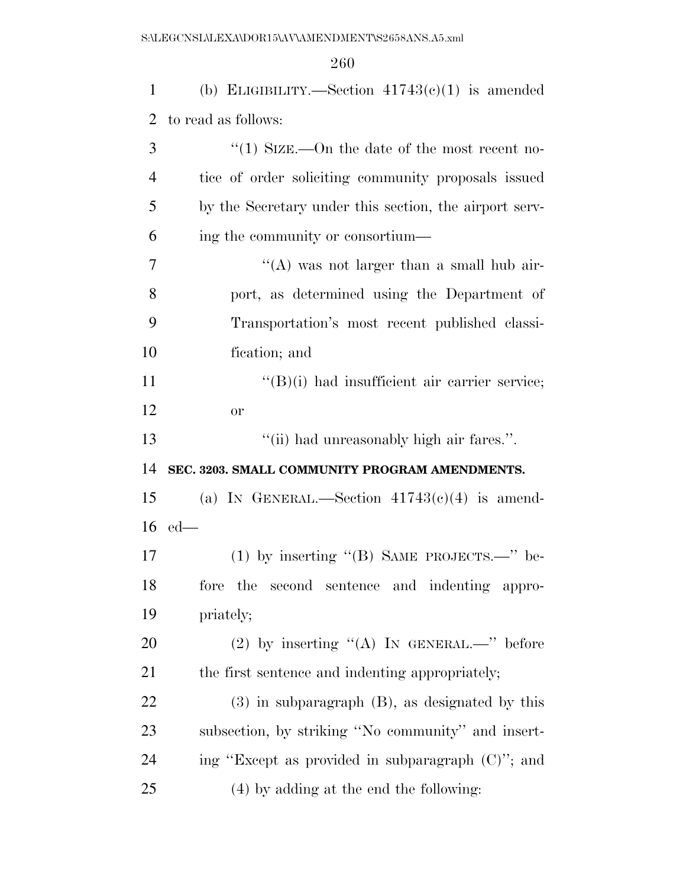(b) ELIGIBILITY.—Section 41743(c)(1) is amended to read as follows:

"(1) SIZE.—On the date of the most recent notice of order soliciting community proposals issued by the Secretary under this section, the airport serving the community or consortium—

"(A) was not larger than a small hub airport, as determined using the Department of Transportation's most recent published classification; and

"(B)(i) had insufficient air carrier service; or

"(ii) had unreasonably high air fares.".

**SEC. 3203. SMALL COMMUNITY PROGRAM AMENDMENTS.**

(a) IN GENERAL.—Section 41743(c)(4) is amended—

(1) by inserting "(B) SAME PROJECTS.—" before the second sentence and indenting appropriately;

(2) by inserting "(A) IN GENERAL.—" before the first sentence and indenting appropriately;

(3) in subparagraph (B), as designated by this subsection, by striking "No community" and inserting "Except as provided in subparagraph (C)"; and

(4) by adding at the end the following: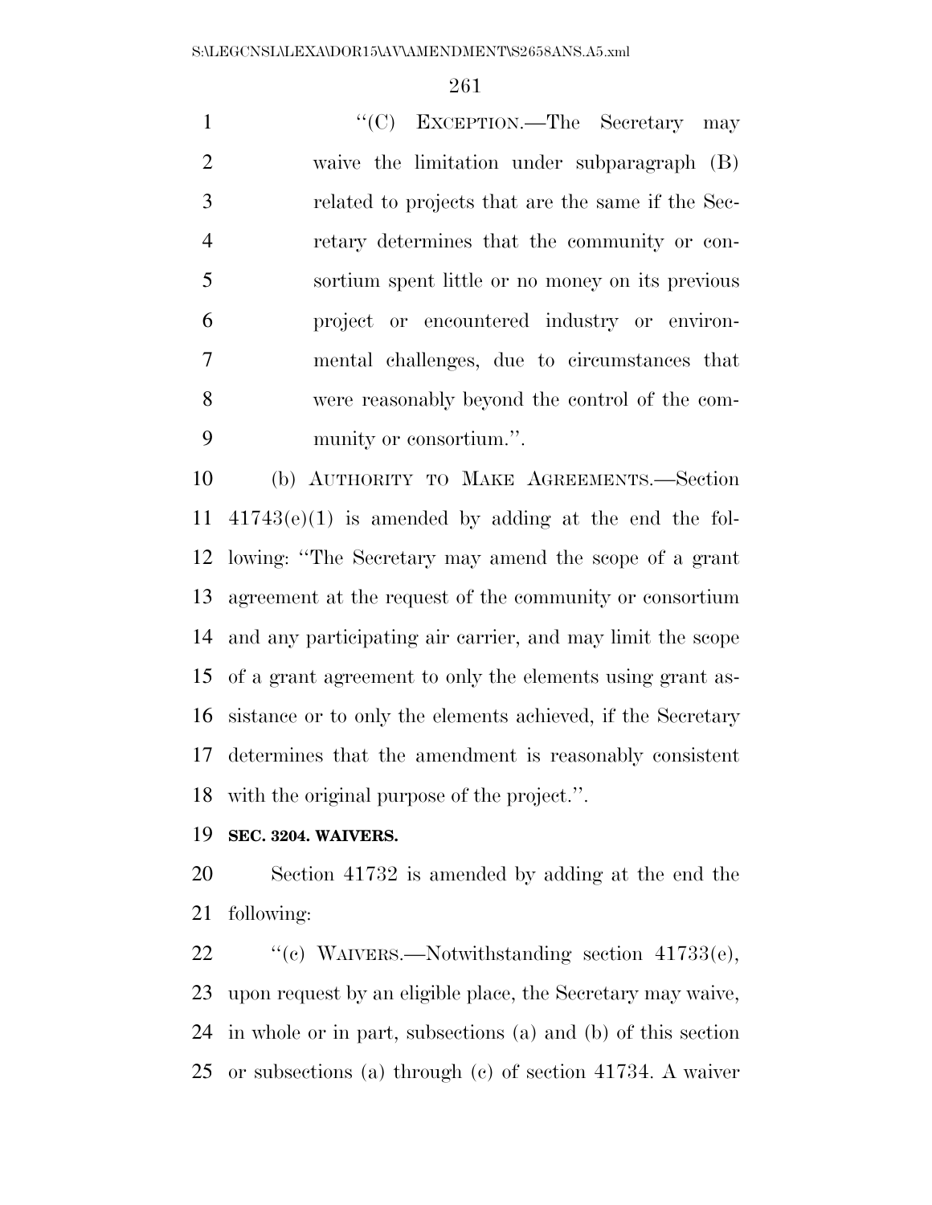"(C) EXCEPTION.—The Secretary may waive the limitation under subparagraph (B) related to projects that are the same if the Secretary determines that the community or consortium spent little or no money on its previous project or encountered industry or environmental challenges, due to circumstances that were reasonably beyond the control of the community or consortium.".

(b) AUTHORITY TO MAKE AGREEMENTS.—Section 41743(e)(1) is amended by adding at the end the following: "The Secretary may amend the scope of a grant agreement at the request of the community or consortium and any participating air carrier, and may limit the scope of a grant agreement to only the elements using grant assistance or to only the elements achieved, if the Secretary determines that the amendment is reasonably consistent with the original purpose of the project.".

**SEC. 3204. WAIVERS.**

Section 41732 is amended by adding at the end the following:

"(c) WAIVERS.—Notwithstanding section 41733(e), upon request by an eligible place, the Secretary may waive, in whole or in part, subsections (a) and (b) of this section or subsections (a) through (c) of section 41734. A waiver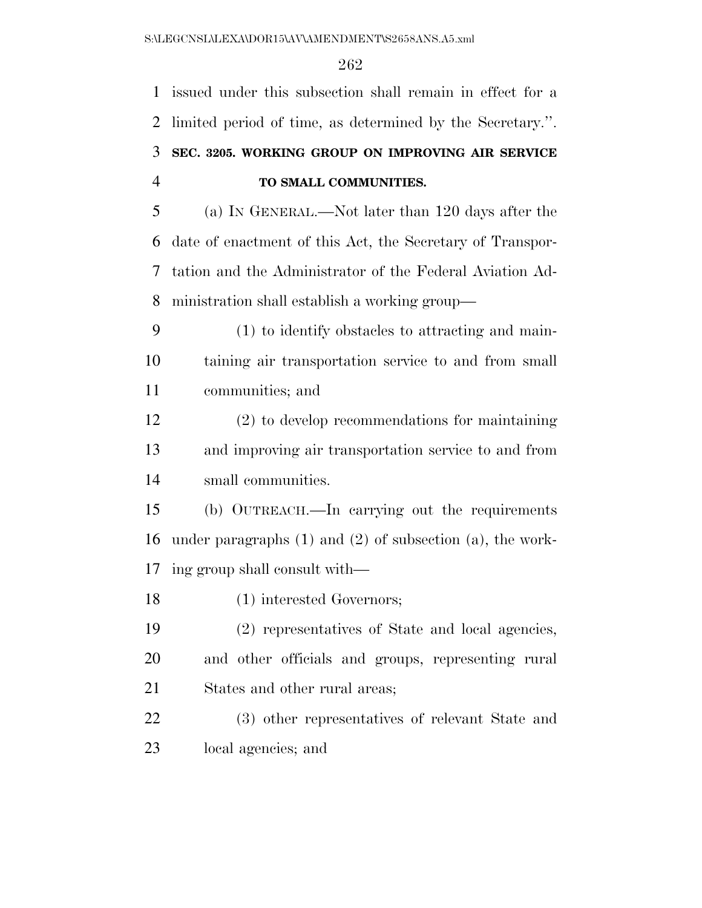issued under this subsection shall remain in effect for a limited period of time, as determined by the Secretary.''.

**SEC. 3205. WORKING GROUP ON IMPROVING AIR SERVICE TO SMALL COMMUNITIES.**

(a) IN GENERAL.—Not later than 120 days after the date of enactment of this Act, the Secretary of Transportation and the Administrator of the Federal Aviation Administration shall establish a working group—

(1) to identify obstacles to attracting and maintaining air transportation service to and from small communities; and

(2) to develop recommendations for maintaining and improving air transportation service to and from small communities.

(b) OUTREACH.—In carrying out the requirements under paragraphs (1) and (2) of subsection (a), the working group shall consult with—

(1) interested Governors;

(2) representatives of State and local agencies, and other officials and groups, representing rural States and other rural areas;

(3) other representatives of relevant State and local agencies; and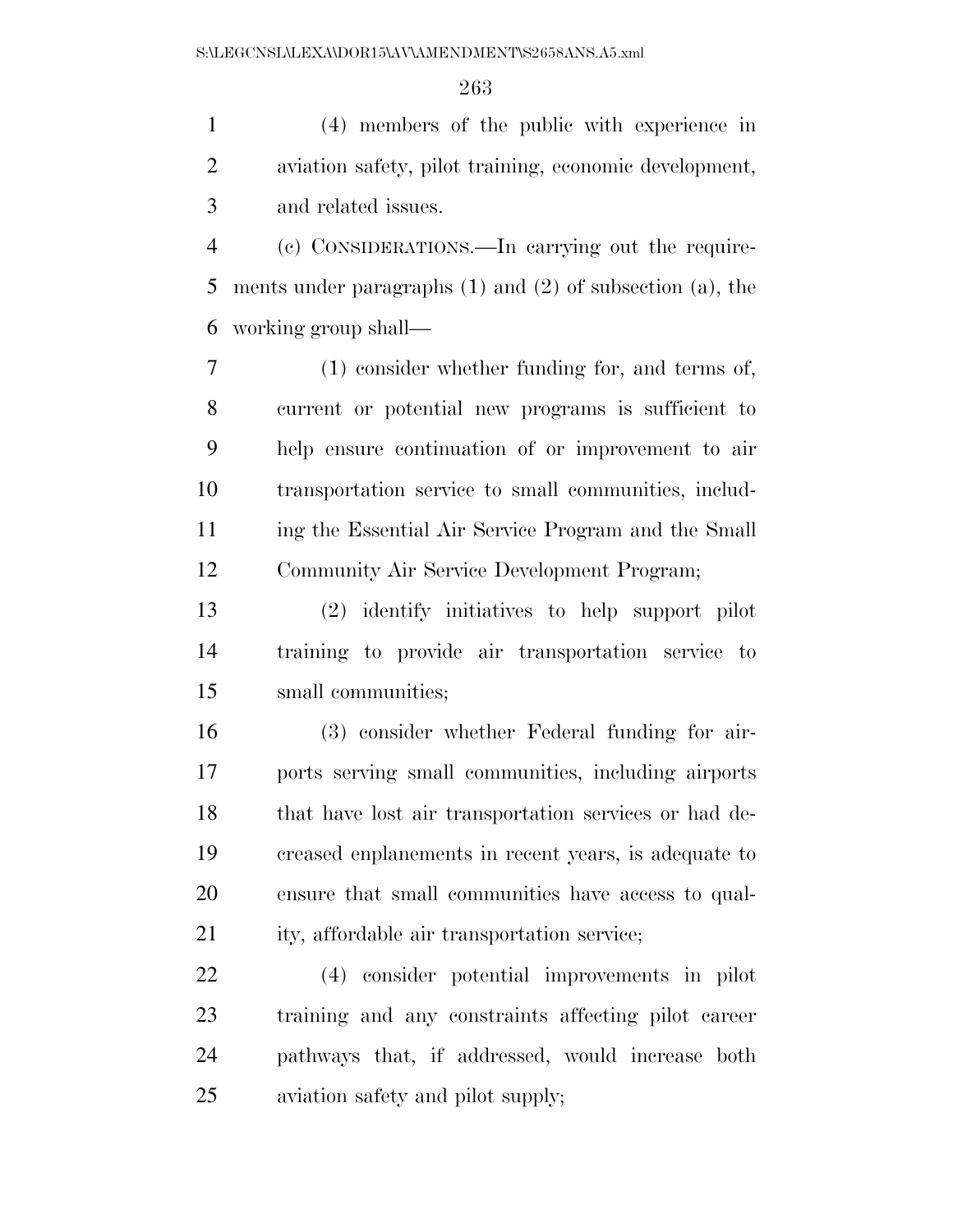(4) members of the public with experience in aviation safety, pilot training, economic development, and related issues.

(c) CONSIDERATIONS.—In carrying out the requirements under paragraphs (1) and (2) of subsection (a), the working group shall—

(1) consider whether funding for, and terms of, current or potential new programs is sufficient to help ensure continuation of or improvement to air transportation service to small communities, including the Essential Air Service Program and the Small Community Air Service Development Program;

(2) identify initiatives to help support pilot training to provide air transportation service to small communities;

(3) consider whether Federal funding for airports serving small communities, including airports that have lost air transportation services or had decreased enplanements in recent years, is adequate to ensure that small communities have access to quality, affordable air transportation service;

(4) consider potential improvements in pilot training and any constraints affecting pilot career pathways that, if addressed, would increase both aviation safety and pilot supply;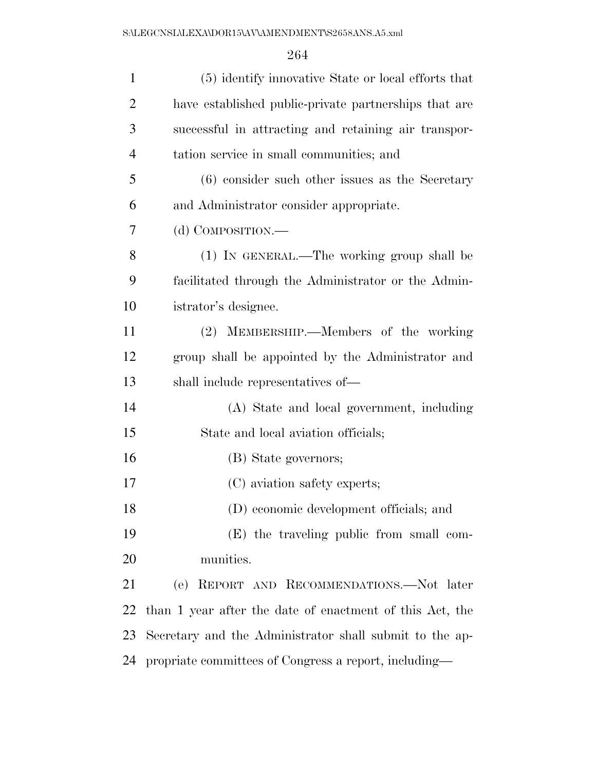(5) identify innovative State or local efforts that have established public-private partnerships that are successful in attracting and retaining air transportation service in small communities; and

(6) consider such other issues as the Secretary and Administrator consider appropriate.

(d) COMPOSITION.—

(1) IN GENERAL.—The working group shall be facilitated through the Administrator or the Administrator's designee.

(2) MEMBERSHIP.—Members of the working group shall be appointed by the Administrator and shall include representatives of—

(A) State and local government, including State and local aviation officials;

(B) State governors;

(C) aviation safety experts;

(D) economic development officials; and

(E) the traveling public from small communities.

(e) REPORT AND RECOMMENDATIONS.—Not later than 1 year after the date of enactment of this Act, the Secretary and the Administrator shall submit to the appropriate committees of Congress a report, including—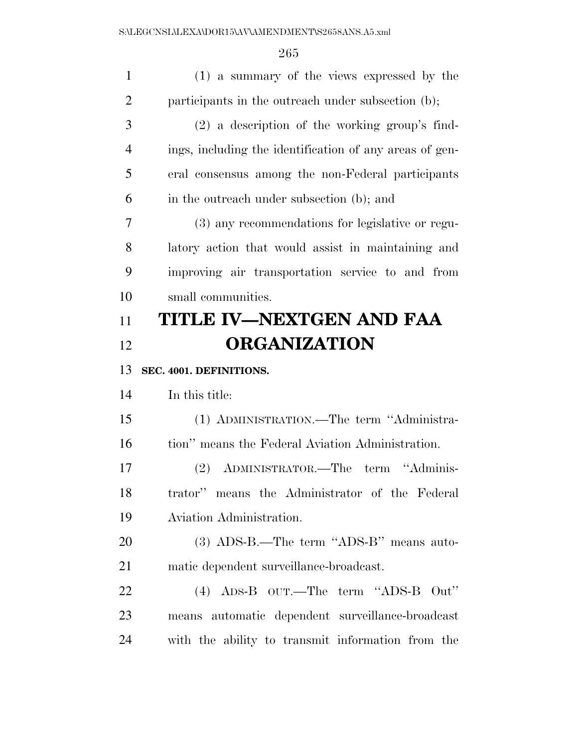(1) a summary of the views expressed by the participants in the outreach under subsection (b);

(2) a description of the working group's findings, including the identification of any areas of general consensus among the non-Federal participants in the outreach under subsection (b); and

(3) any recommendations for legislative or regulatory action that would assist in maintaining and improving air transportation service to and from small communities.

# TITLE IV—NEXTGEN AND FAA ORGANIZATION

### SEC. 4001. DEFINITIONS.

In this title:

(1) ADMINISTRATION.—The term ''Administration'' means the Federal Aviation Administration.

(2) ADMINISTRATOR.—The term ''Administrator'' means the Administrator of the Federal Aviation Administration.

(3) ADS-B.—The term ''ADS-B'' means automatic dependent surveillance-broadcast.

(4) ADS-B OUT.—The term ''ADS-B Out'' means automatic dependent surveillance-broadcast with the ability to transmit information from the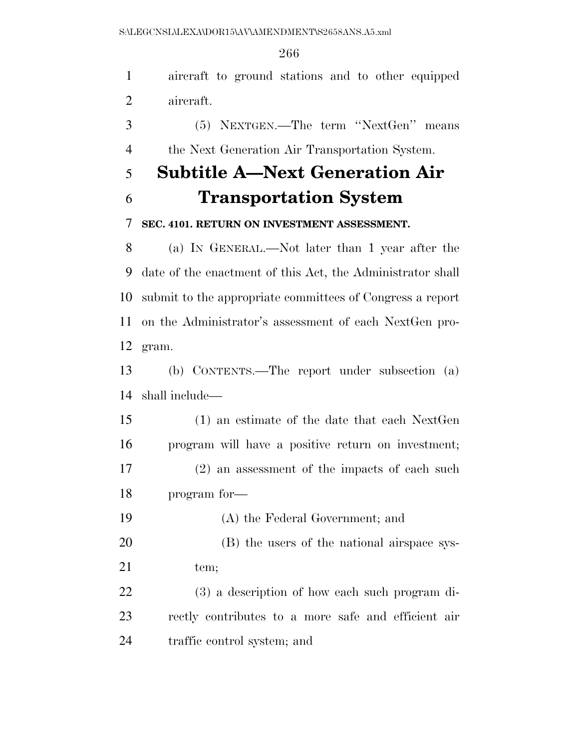aircraft to ground stations and to other equipped aircraft.

(5) NEXTGEN.—The term ''NextGen'' means the Next Generation Air Transportation System.

## Subtitle A—Next Generation Air Transportation System

### SEC. 4101. RETURN ON INVESTMENT ASSESSMENT.

(a) IN GENERAL.—Not later than 1 year after the date of the enactment of this Act, the Administrator shall submit to the appropriate committees of Congress a report on the Administrator's assessment of each NextGen program.

(b) CONTENTS.—The report under subsection (a) shall include—

(1) an estimate of the date that each NextGen program will have a positive return on investment;

(2) an assessment of the impacts of each such program for—

(A) the Federal Government; and

(B) the users of the national airspace system;

(3) a description of how each such program directly contributes to a more safe and efficient air traffic control system; and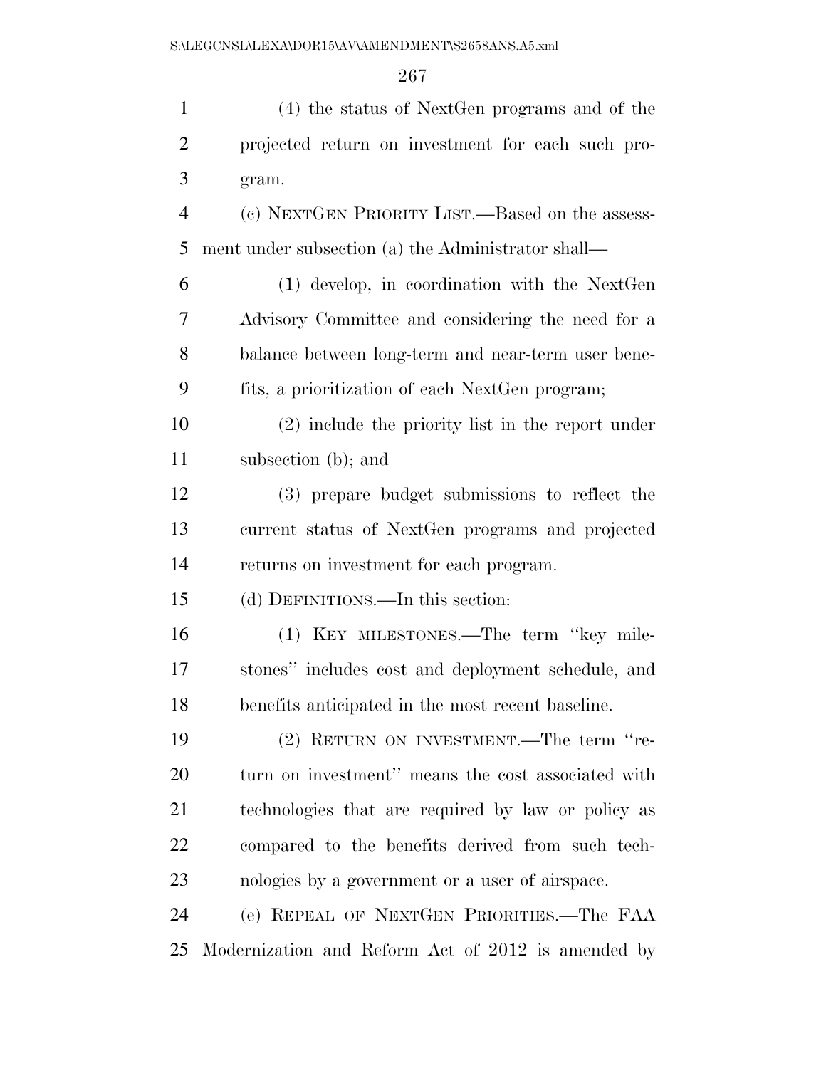(4) the status of NextGen programs and of the projected return on investment for each such program.

(c) NEXTGEN PRIORITY LIST.—Based on the assessment under subsection (a) the Administrator shall—

(1) develop, in coordination with the NextGen Advisory Committee and considering the need for a balance between long-term and near-term user benefits, a prioritization of each NextGen program;

(2) include the priority list in the report under subsection (b); and

(3) prepare budget submissions to reflect the current status of NextGen programs and projected returns on investment for each program.

(d) DEFINITIONS.—In this section:

(1) KEY MILESTONES.—The term ''key milestones'' includes cost and deployment schedule, and benefits anticipated in the most recent baseline.

(2) RETURN ON INVESTMENT.—The term ''return on investment'' means the cost associated with technologies that are required by law or policy as compared to the benefits derived from such technologies by a government or a user of airspace.

(e) REPEAL OF NEXTGEN PRIORITIES.—The FAA Modernization and Reform Act of 2012 is amended by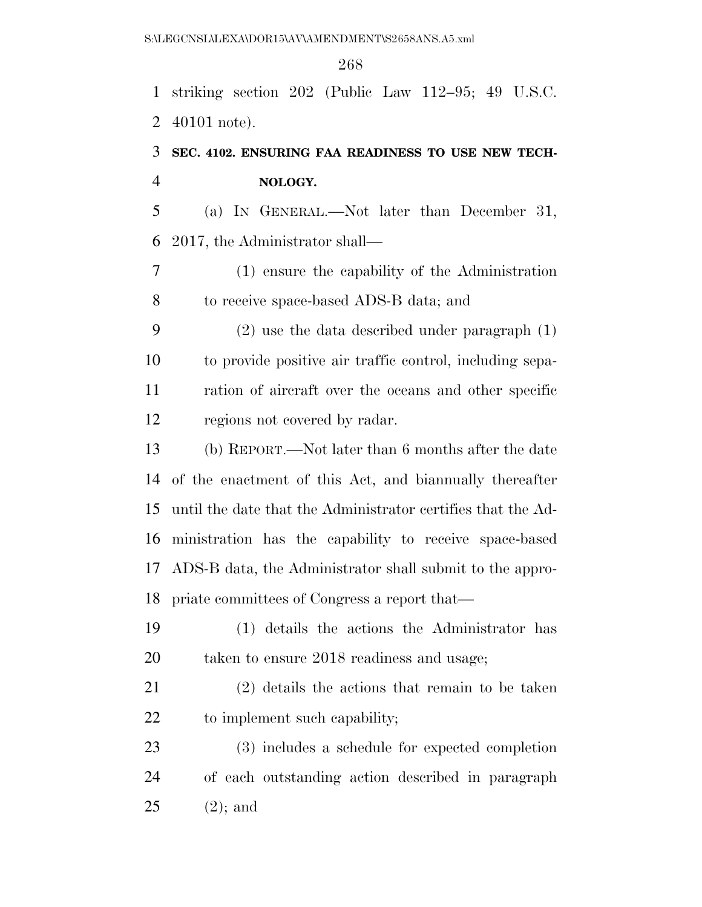striking section 202 (Public Law 112–95; 49 U.S.C. 40101 note).

**SEC. 4102. ENSURING FAA READINESS TO USE NEW TECHNOLOGY.**

(a) IN GENERAL.—Not later than December 31, 2017, the Administrator shall—

(1) ensure the capability of the Administration to receive space-based ADS-B data; and

(2) use the data described under paragraph (1) to provide positive air traffic control, including separation of aircraft over the oceans and other specific regions not covered by radar.

(b) REPORT.—Not later than 6 months after the date of the enactment of this Act, and biannually thereafter until the date that the Administrator certifies that the Administration has the capability to receive space-based ADS-B data, the Administrator shall submit to the appropriate committees of Congress a report that—

(1) details the actions the Administrator has taken to ensure 2018 readiness and usage;

(2) details the actions that remain to be taken to implement such capability;

(3) includes a schedule for expected completion of each outstanding action described in paragraph (2); and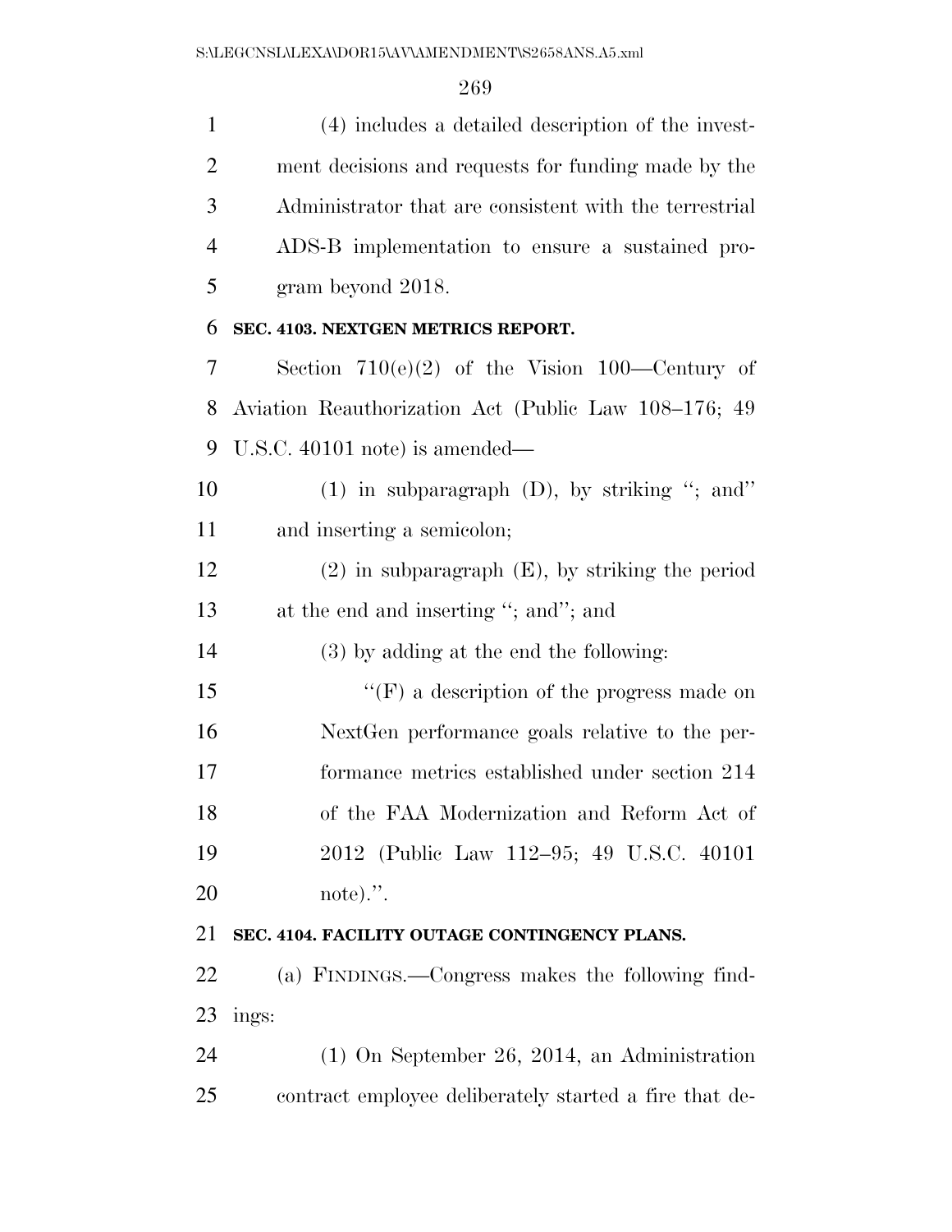(4) includes a detailed description of the investment decisions and requests for funding made by the Administrator that are consistent with the terrestrial ADS-B implementation to ensure a sustained program beyond 2018.

**SEC. 4103. NEXTGEN METRICS REPORT.**

Section 710(e)(2) of the Vision 100—Century of Aviation Reauthorization Act (Public Law 108–176; 49 U.S.C. 40101 note) is amended—

(1) in subparagraph (D), by striking "; and" and inserting a semicolon;

(2) in subparagraph (E), by striking the period at the end and inserting "; and"; and

(3) by adding at the end the following:

"(F) a description of the progress made on NextGen performance goals relative to the performance metrics established under section 214 of the FAA Modernization and Reform Act of 2012 (Public Law 112–95; 49 U.S.C. 40101 note).".

**SEC. 4104. FACILITY OUTAGE CONTINGENCY PLANS.**

(a) FINDINGS.—Congress makes the following findings:

(1) On September 26, 2014, an Administration contract employee deliberately started a fire that de-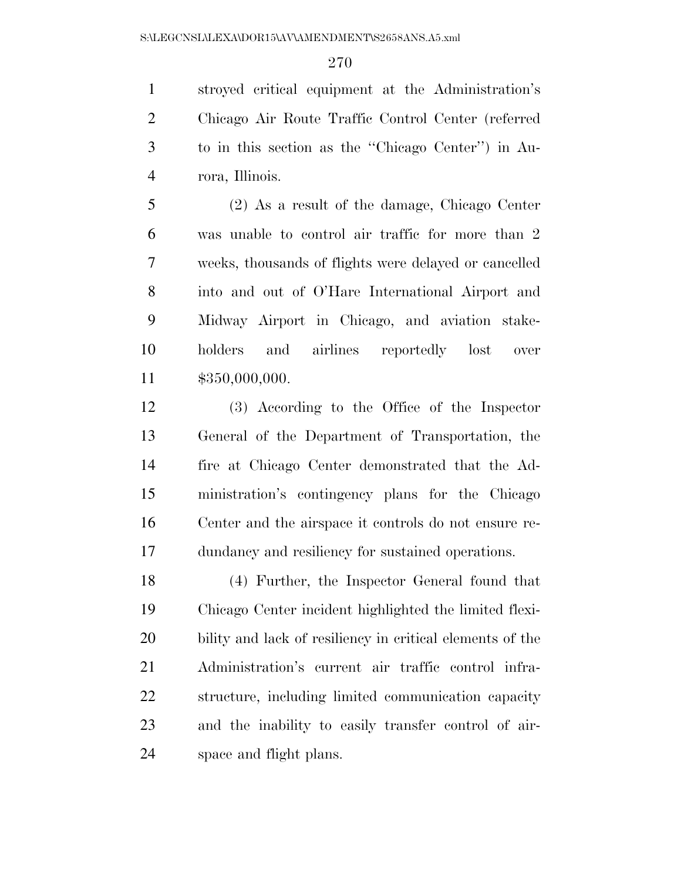stroyed critical equipment at the Administration's Chicago Air Route Traffic Control Center (referred to in this section as the ''Chicago Center'') in Aurora, Illinois.

(2) As a result of the damage, Chicago Center was unable to control air traffic for more than 2 weeks, thousands of flights were delayed or cancelled into and out of O'Hare International Airport and Midway Airport in Chicago, and aviation stakeholders and airlines reportedly lost over $350,000,000.

(3) According to the Office of the Inspector General of the Department of Transportation, the fire at Chicago Center demonstrated that the Administration's contingency plans for the Chicago Center and the airspace it controls do not ensure redundancy and resiliency for sustained operations.

(4) Further, the Inspector General found that Chicago Center incident highlighted the limited flexibility and lack of resiliency in critical elements of the Administration's current air traffic control infrastructure, including limited communication capacity and the inability to easily transfer control of airspace and flight plans.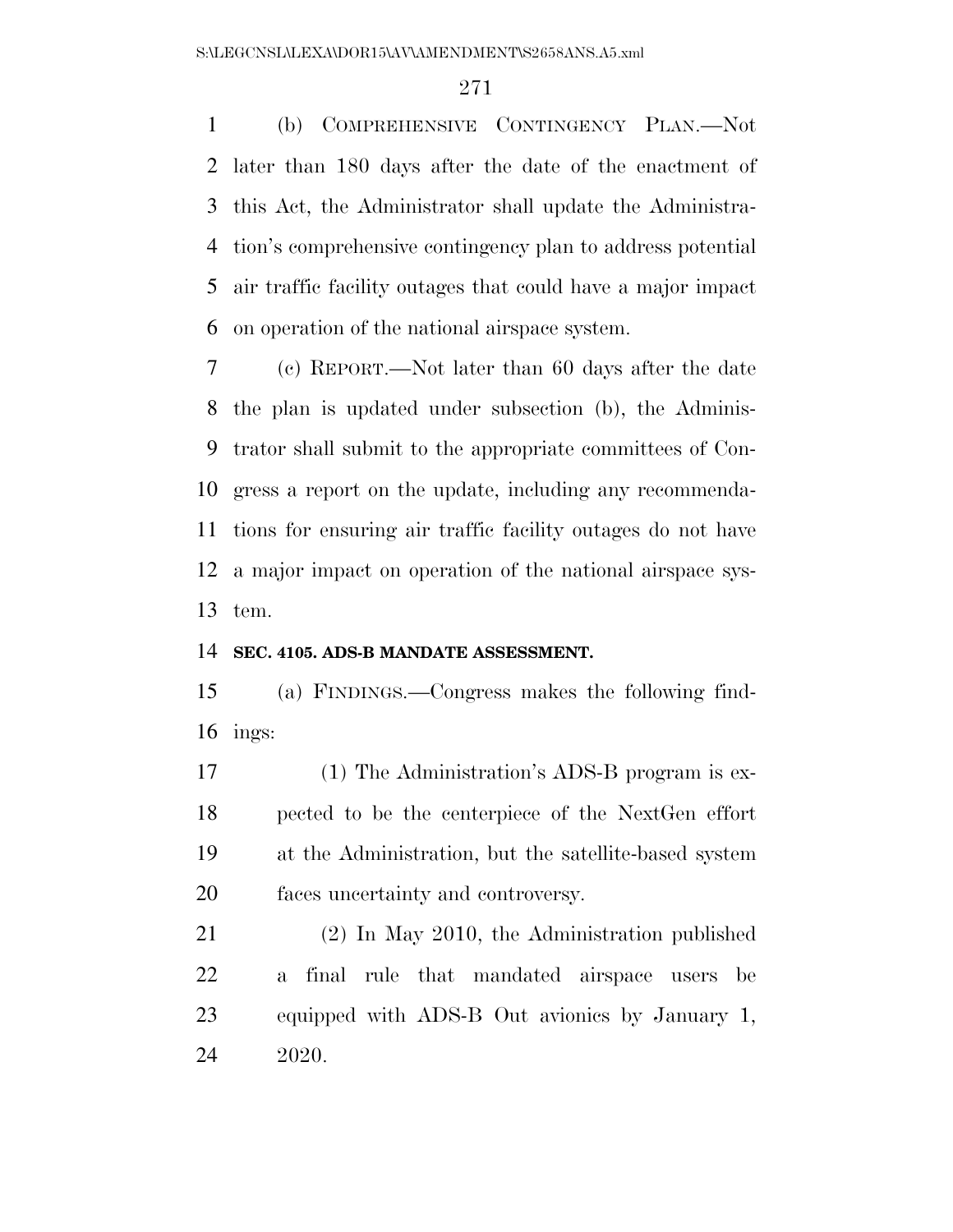(b) COMPREHENSIVE CONTINGENCY PLAN.—Not later than 180 days after the date of the enactment of this Act, the Administrator shall update the Administration's comprehensive contingency plan to address potential air traffic facility outages that could have a major impact on operation of the national airspace system.

(c) REPORT.—Not later than 60 days after the date the plan is updated under subsection (b), the Administrator shall submit to the appropriate committees of Congress a report on the update, including any recommendations for ensuring air traffic facility outages do not have a major impact on operation of the national airspace system.

**SEC. 4105. ADS-B MANDATE ASSESSMENT.**

(a) FINDINGS.—Congress makes the following findings:

(1) The Administration's ADS-B program is expected to be the centerpiece of the NextGen effort at the Administration, but the satellite-based system faces uncertainty and controversy.

(2) In May 2010, the Administration published a final rule that mandated airspace users be equipped with ADS-B Out avionics by January 1, 2020.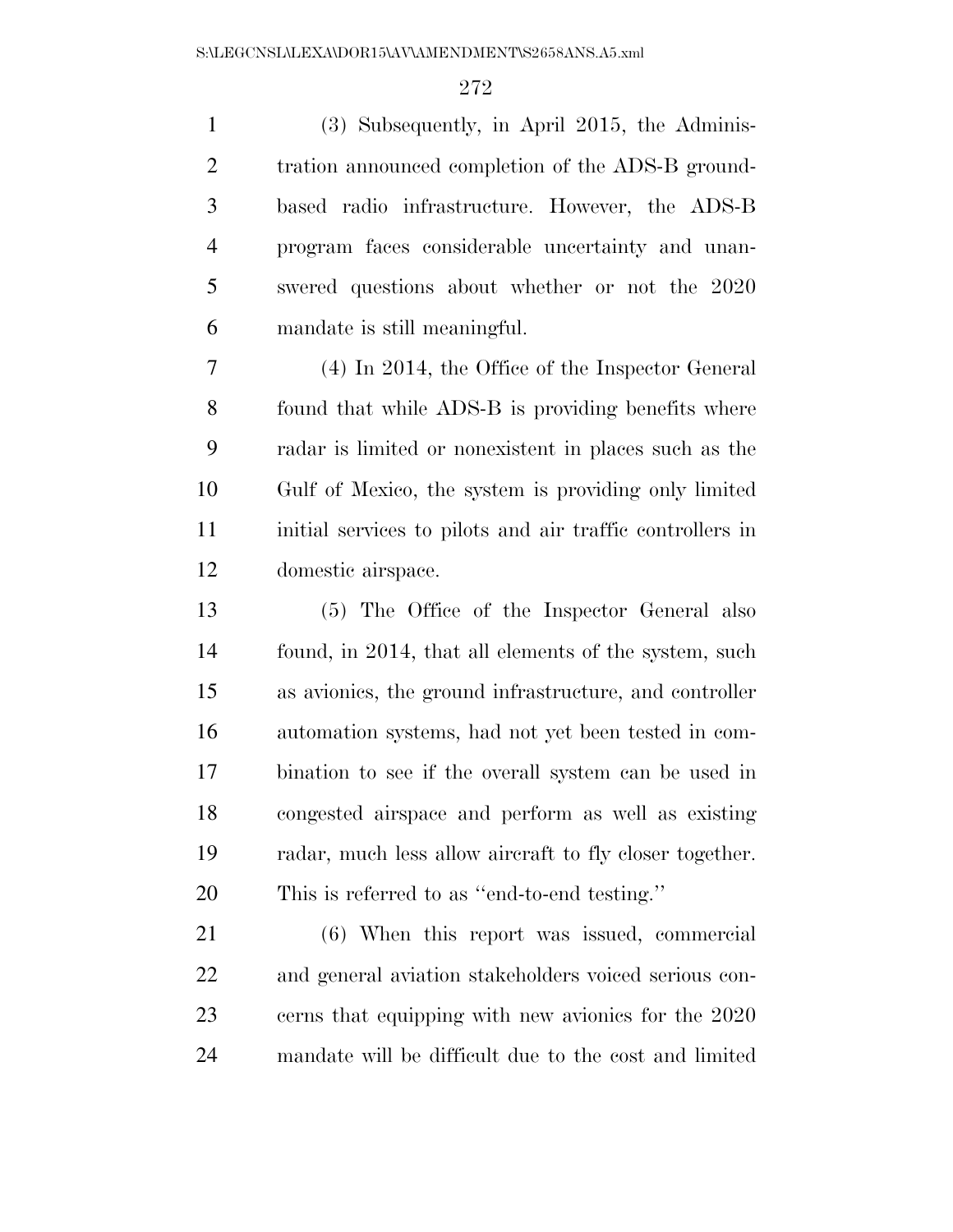(3) Subsequently, in April 2015, the Administration announced completion of the ADS-B ground-based radio infrastructure. However, the ADS-B program faces considerable uncertainty and unanswered questions about whether or not the 2020 mandate is still meaningful.

(4) In 2014, the Office of the Inspector General found that while ADS-B is providing benefits where radar is limited or nonexistent in places such as the Gulf of Mexico, the system is providing only limited initial services to pilots and air traffic controllers in domestic airspace.

(5) The Office of the Inspector General also found, in 2014, that all elements of the system, such as avionics, the ground infrastructure, and controller automation systems, had not yet been tested in combination to see if the overall system can be used in congested airspace and perform as well as existing radar, much less allow aircraft to fly closer together. This is referred to as ''end-to-end testing.''

(6) When this report was issued, commercial and general aviation stakeholders voiced serious concerns that equipping with new avionics for the 2020 mandate will be difficult due to the cost and limited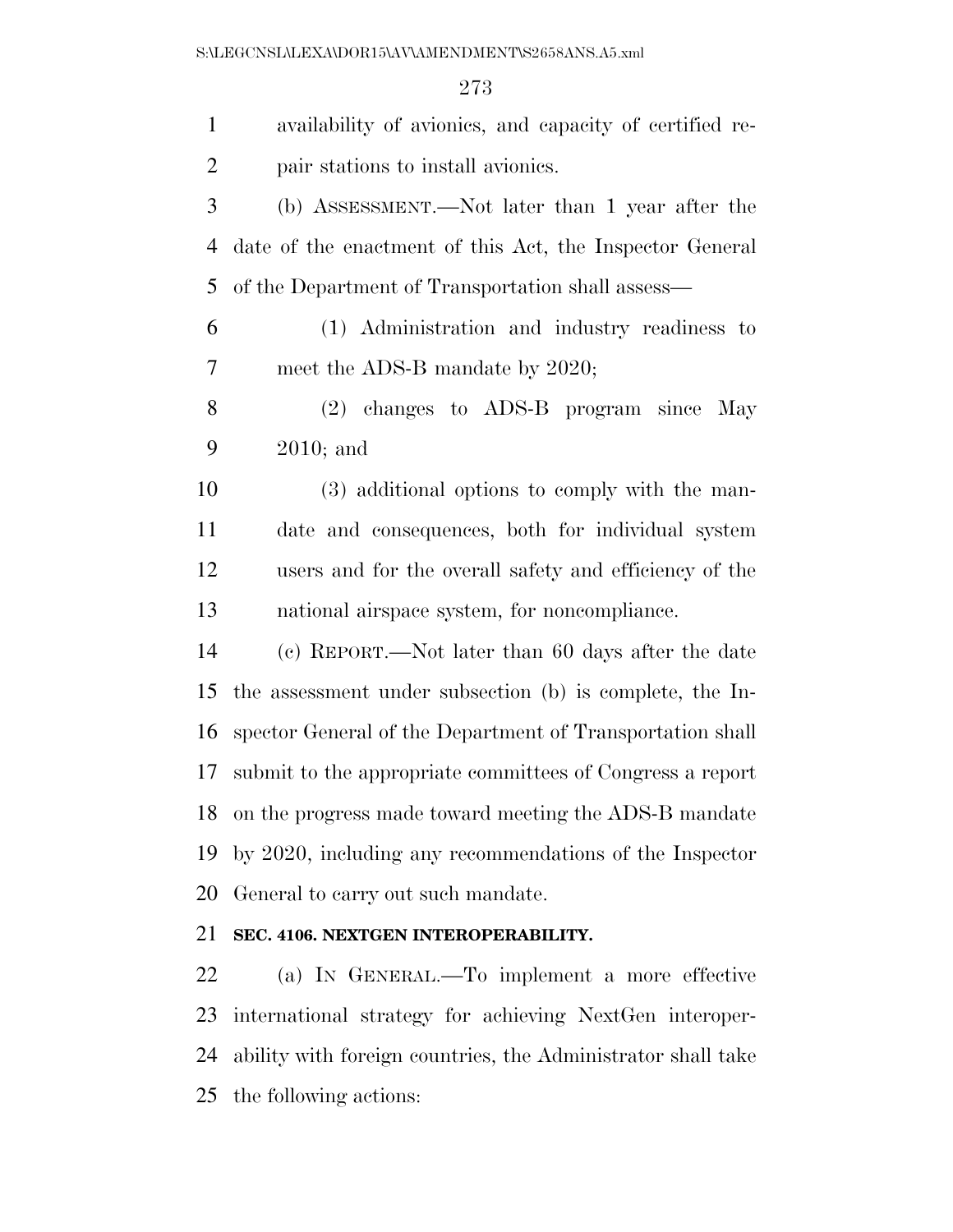availability of avionics, and capacity of certified repair stations to install avionics.

(b) ASSESSMENT.—Not later than 1 year after the date of the enactment of this Act, the Inspector General of the Department of Transportation shall assess—

(1) Administration and industry readiness to meet the ADS-B mandate by 2020;

(2) changes to ADS-B program since May 2010; and

(3) additional options to comply with the mandate and consequences, both for individual system users and for the overall safety and efficiency of the national airspace system, for noncompliance.

(c) REPORT.—Not later than 60 days after the date the assessment under subsection (b) is complete, the Inspector General of the Department of Transportation shall submit to the appropriate committees of Congress a report on the progress made toward meeting the ADS-B mandate by 2020, including any recommendations of the Inspector General to carry out such mandate.

**SEC. 4106. NEXTGEN INTEROPERABILITY.**

(a) IN GENERAL.—To implement a more effective international strategy for achieving NextGen interoperability with foreign countries, the Administrator shall take the following actions: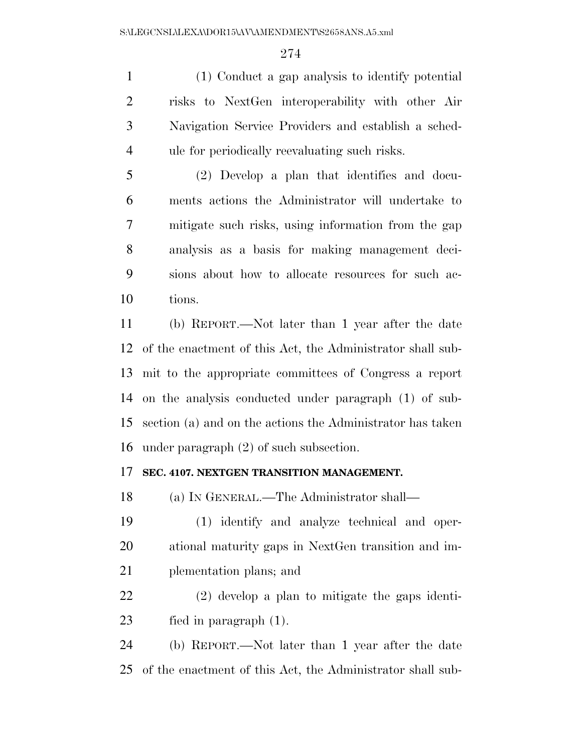(1) Conduct a gap analysis to identify potential risks to NextGen interoperability with other Air Navigation Service Providers and establish a schedule for periodically reevaluating such risks.

(2) Develop a plan that identifies and documents actions the Administrator will undertake to mitigate such risks, using information from the gap analysis as a basis for making management decisions about how to allocate resources for such actions.

(b) REPORT.—Not later than 1 year after the date of the enactment of this Act, the Administrator shall submit to the appropriate committees of Congress a report on the analysis conducted under paragraph (1) of subsection (a) and on the actions the Administrator has taken under paragraph (2) of such subsection.

**SEC. 4107. NEXTGEN TRANSITION MANAGEMENT.**

(a) IN GENERAL.—The Administrator shall—

(1) identify and analyze technical and operational maturity gaps in NextGen transition and implementation plans; and

(2) develop a plan to mitigate the gaps identified in paragraph (1).

(b) REPORT.—Not later than 1 year after the date of the enactment of this Act, the Administrator shall sub-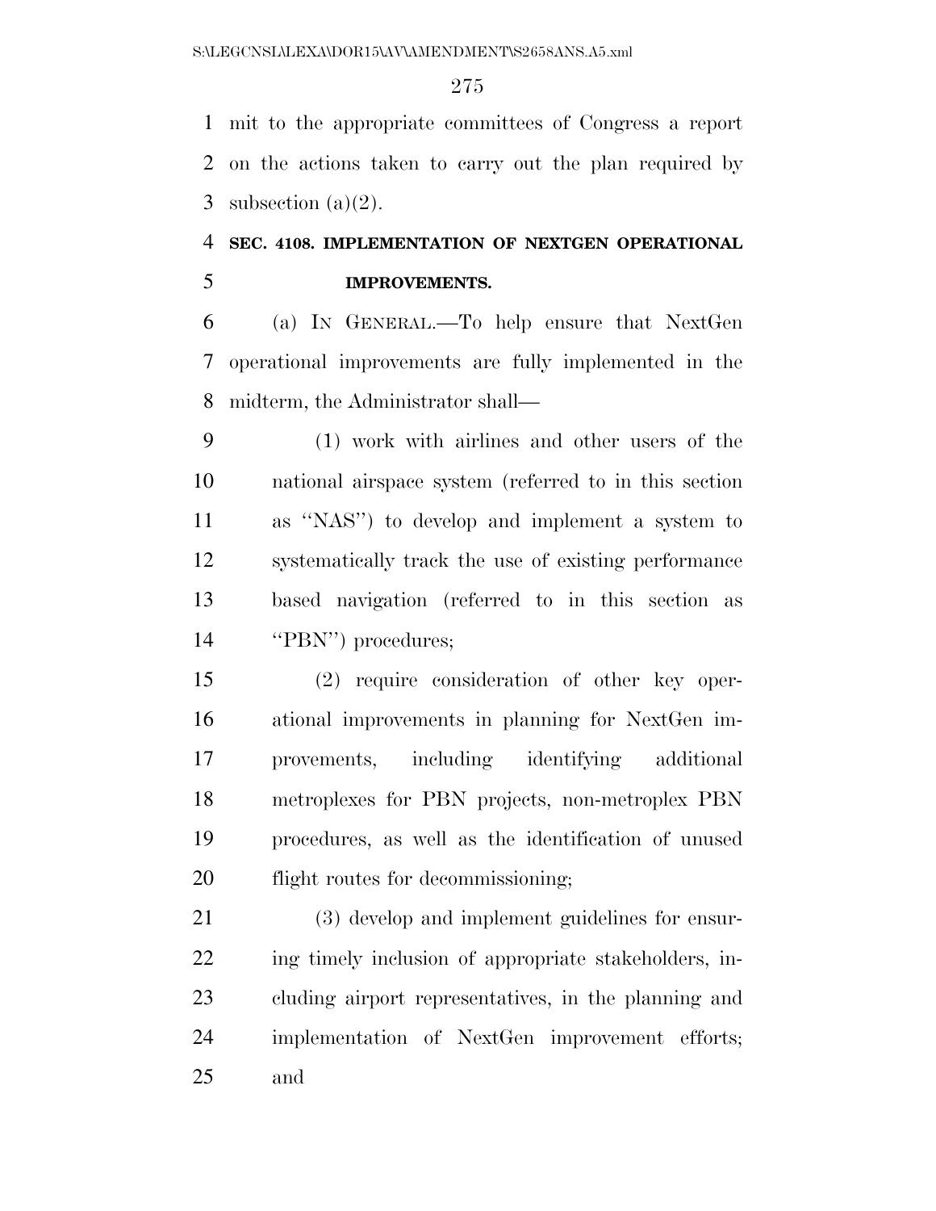mit to the appropriate committees of Congress a report on the actions taken to carry out the plan required by subsection (a)(2).

### SEC. 4108. IMPLEMENTATION OF NEXTGEN OPERATIONAL IMPROVEMENTS.

(a) IN GENERAL.—To help ensure that NextGen operational improvements are fully implemented in the midterm, the Administrator shall—

(1) work with airlines and other users of the national airspace system (referred to in this section as ''NAS'') to develop and implement a system to systematically track the use of existing performance based navigation (referred to in this section as ''PBN'') procedures;

(2) require consideration of other key operational improvements in planning for NextGen improvements, including identifying additional metroplexes for PBN projects, non-metroplex PBN procedures, as well as the identification of unused flight routes for decommissioning;

(3) develop and implement guidelines for ensuring timely inclusion of appropriate stakeholders, including airport representatives, in the planning and implementation of NextGen improvement efforts; and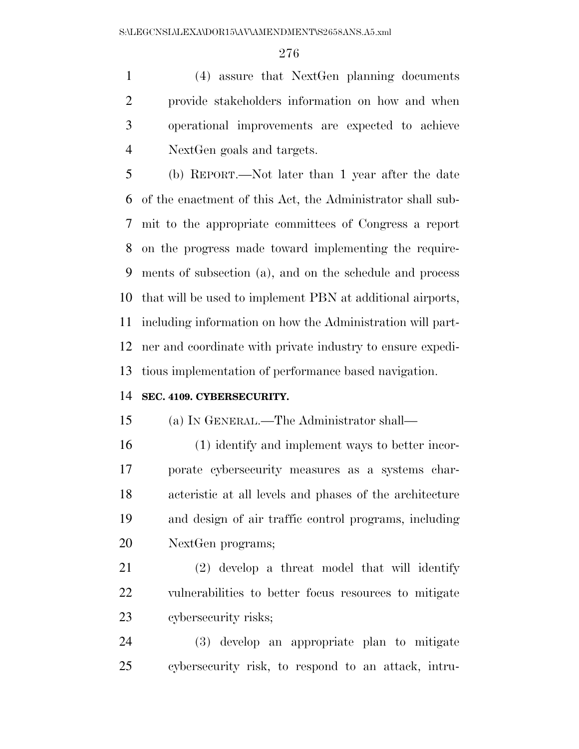(4) assure that NextGen planning documents provide stakeholders information on how and when operational improvements are expected to achieve NextGen goals and targets.

(b) REPORT.—Not later than 1 year after the date of the enactment of this Act, the Administrator shall submit to the appropriate committees of Congress a report on the progress made toward implementing the requirements of subsection (a), and on the schedule and process that will be used to implement PBN at additional airports, including information on how the Administration will partner and coordinate with private industry to ensure expeditious implementation of performance based navigation.

**SEC. 4109. CYBERSECURITY.**

(a) IN GENERAL.—The Administrator shall—

(1) identify and implement ways to better incorporate cybersecurity measures as a systems characteristic at all levels and phases of the architecture and design of air traffic control programs, including NextGen programs;

(2) develop a threat model that will identify vulnerabilities to better focus resources to mitigate cybersecurity risks;

(3) develop an appropriate plan to mitigate cybersecurity risk, to respond to an attack, intru-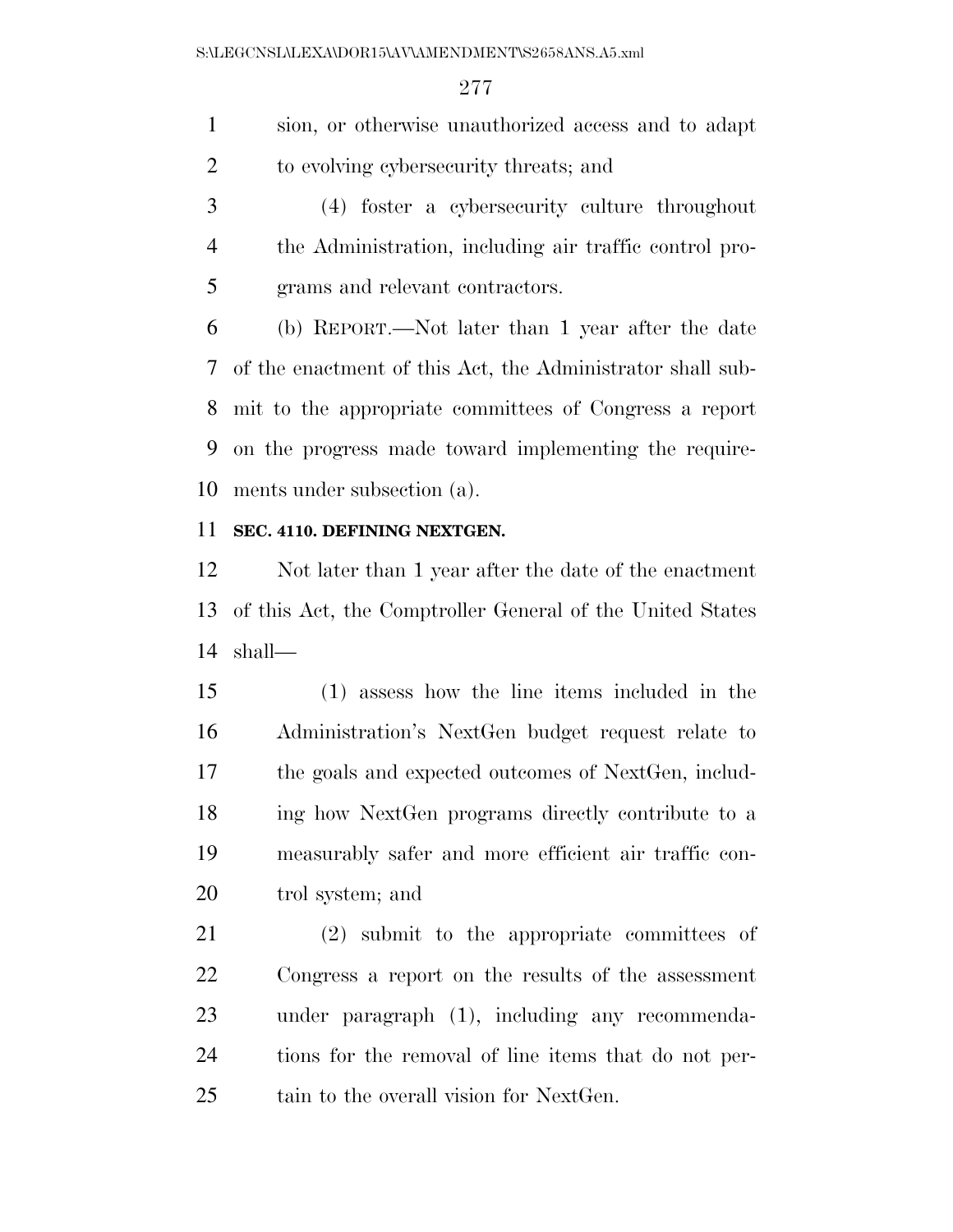sion, or otherwise unauthorized access and to adapt to evolving cybersecurity threats; and

(4) foster a cybersecurity culture throughout the Administration, including air traffic control programs and relevant contractors.

(b) REPORT.—Not later than 1 year after the date of the enactment of this Act, the Administrator shall submit to the appropriate committees of Congress a report on the progress made toward implementing the requirements under subsection (a).

**SEC. 4110. DEFINING NEXTGEN.**

Not later than 1 year after the date of the enactment of this Act, the Comptroller General of the United States shall—

(1) assess how the line items included in the Administration's NextGen budget request relate to the goals and expected outcomes of NextGen, including how NextGen programs directly contribute to a measurably safer and more efficient air traffic control system; and

(2) submit to the appropriate committees of Congress a report on the results of the assessment under paragraph (1), including any recommendations for the removal of line items that do not pertain to the overall vision for NextGen.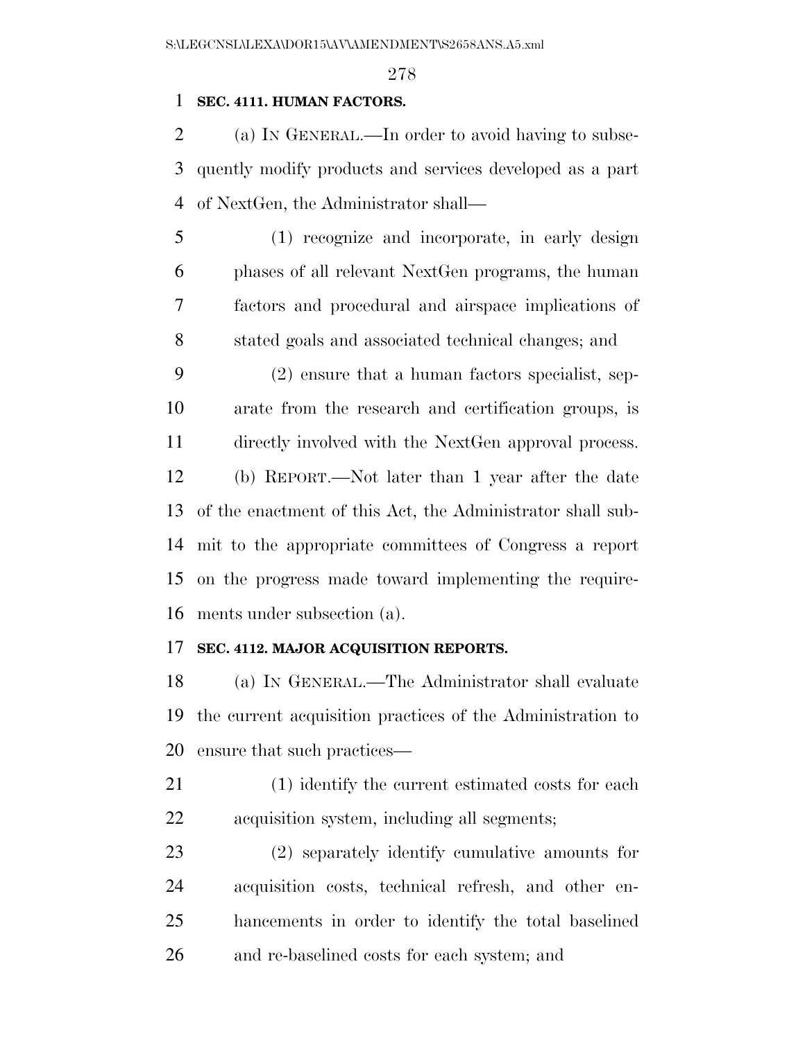**SEC. 4111. HUMAN FACTORS.**

(a) IN GENERAL.—In order to avoid having to subsequently modify products and services developed as a part of NextGen, the Administrator shall—

(1) recognize and incorporate, in early design phases of all relevant NextGen programs, the human factors and procedural and airspace implications of stated goals and associated technical changes; and

(2) ensure that a human factors specialist, separate from the research and certification groups, is directly involved with the NextGen approval process.

(b) REPORT.—Not later than 1 year after the date of the enactment of this Act, the Administrator shall submit to the appropriate committees of Congress a report on the progress made toward implementing the requirements under subsection (a).

**SEC. 4112. MAJOR ACQUISITION REPORTS.**

(a) IN GENERAL.—The Administrator shall evaluate the current acquisition practices of the Administration to ensure that such practices—

(1) identify the current estimated costs for each acquisition system, including all segments;

(2) separately identify cumulative amounts for acquisition costs, technical refresh, and other enhancements in order to identify the total baselined and re-baselined costs for each system; and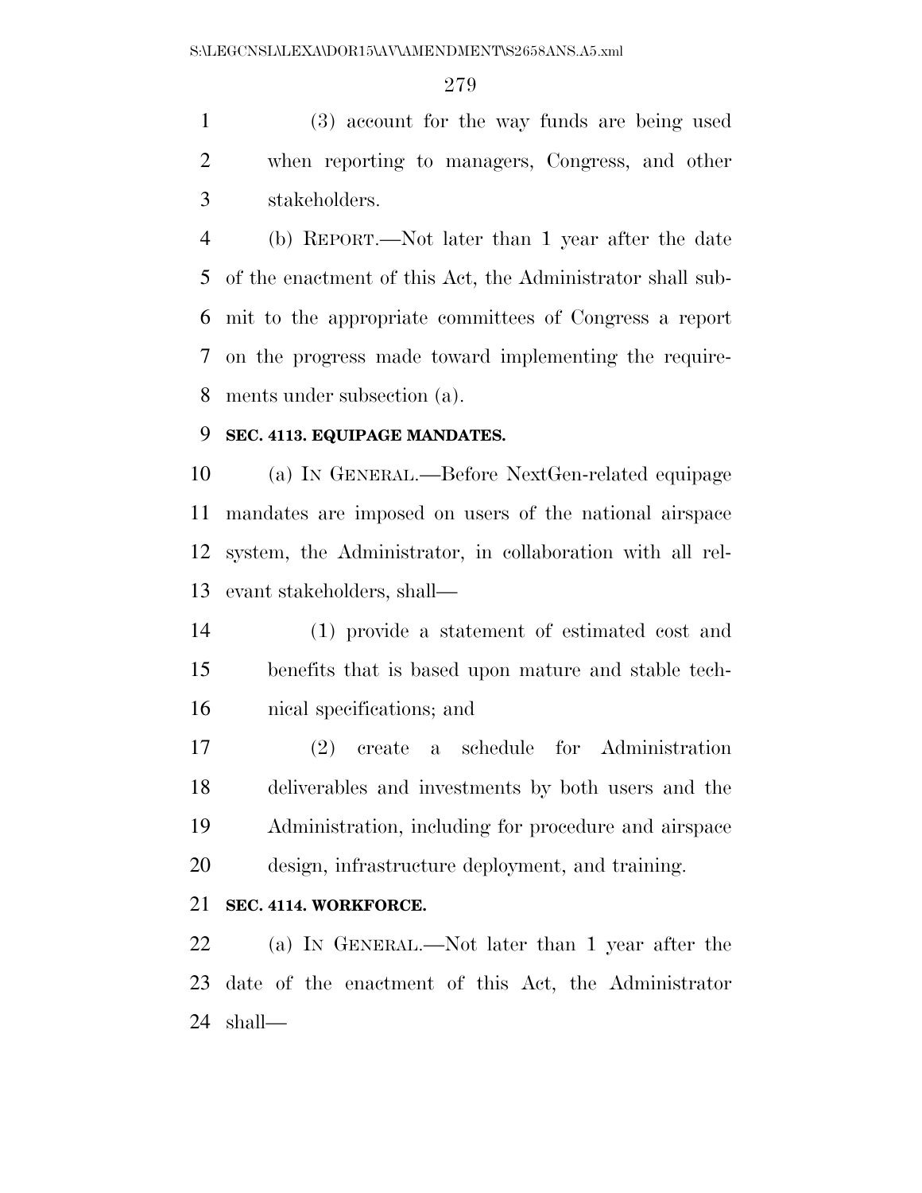(3) account for the way funds are being used when reporting to managers, Congress, and other stakeholders.

(b) REPORT.—Not later than 1 year after the date of the enactment of this Act, the Administrator shall submit to the appropriate committees of Congress a report on the progress made toward implementing the requirements under subsection (a).

**SEC. 4113. EQUIPAGE MANDATES.**

(a) IN GENERAL.—Before NextGen-related equipage mandates are imposed on users of the national airspace system, the Administrator, in collaboration with all relevant stakeholders, shall—

(1) provide a statement of estimated cost and benefits that is based upon mature and stable technical specifications; and

(2) create a schedule for Administration deliverables and investments by both users and the Administration, including for procedure and airspace design, infrastructure deployment, and training.

**SEC. 4114. WORKFORCE.**

(a) IN GENERAL.—Not later than 1 year after the date of the enactment of this Act, the Administrator shall—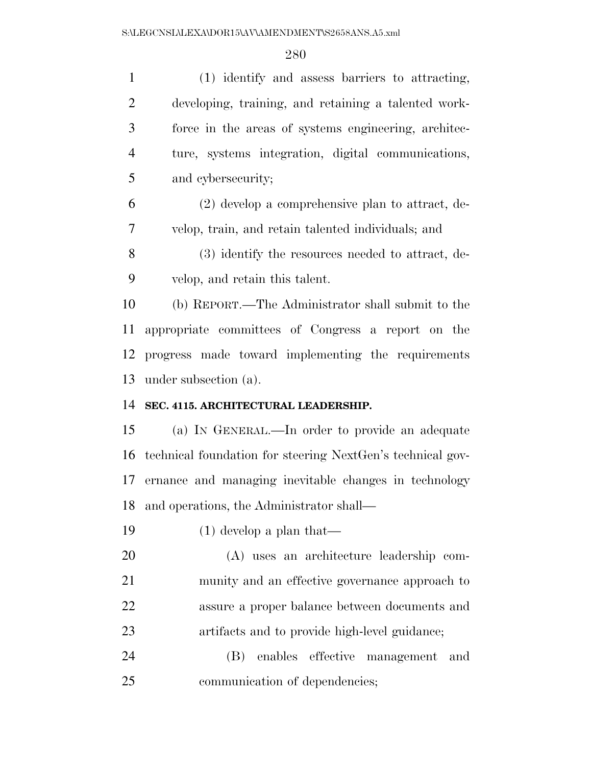(1) identify and assess barriers to attracting, developing, training, and retaining a talented workforce in the areas of systems engineering, architecture, systems integration, digital communications, and cybersecurity;

(2) develop a comprehensive plan to attract, develop, train, and retain talented individuals; and

(3) identify the resources needed to attract, develop, and retain this talent.

(b) REPORT.—The Administrator shall submit to the appropriate committees of Congress a report on the progress made toward implementing the requirements under subsection (a).

**SEC. 4115. ARCHITECTURAL LEADERSHIP.**

(a) IN GENERAL.—In order to provide an adequate technical foundation for steering NextGen's technical governance and managing inevitable changes in technology and operations, the Administrator shall—

(1) develop a plan that—

(A) uses an architecture leadership community and an effective governance approach to assure a proper balance between documents and artifacts and to provide high-level guidance;

(B) enables effective management and communication of dependencies;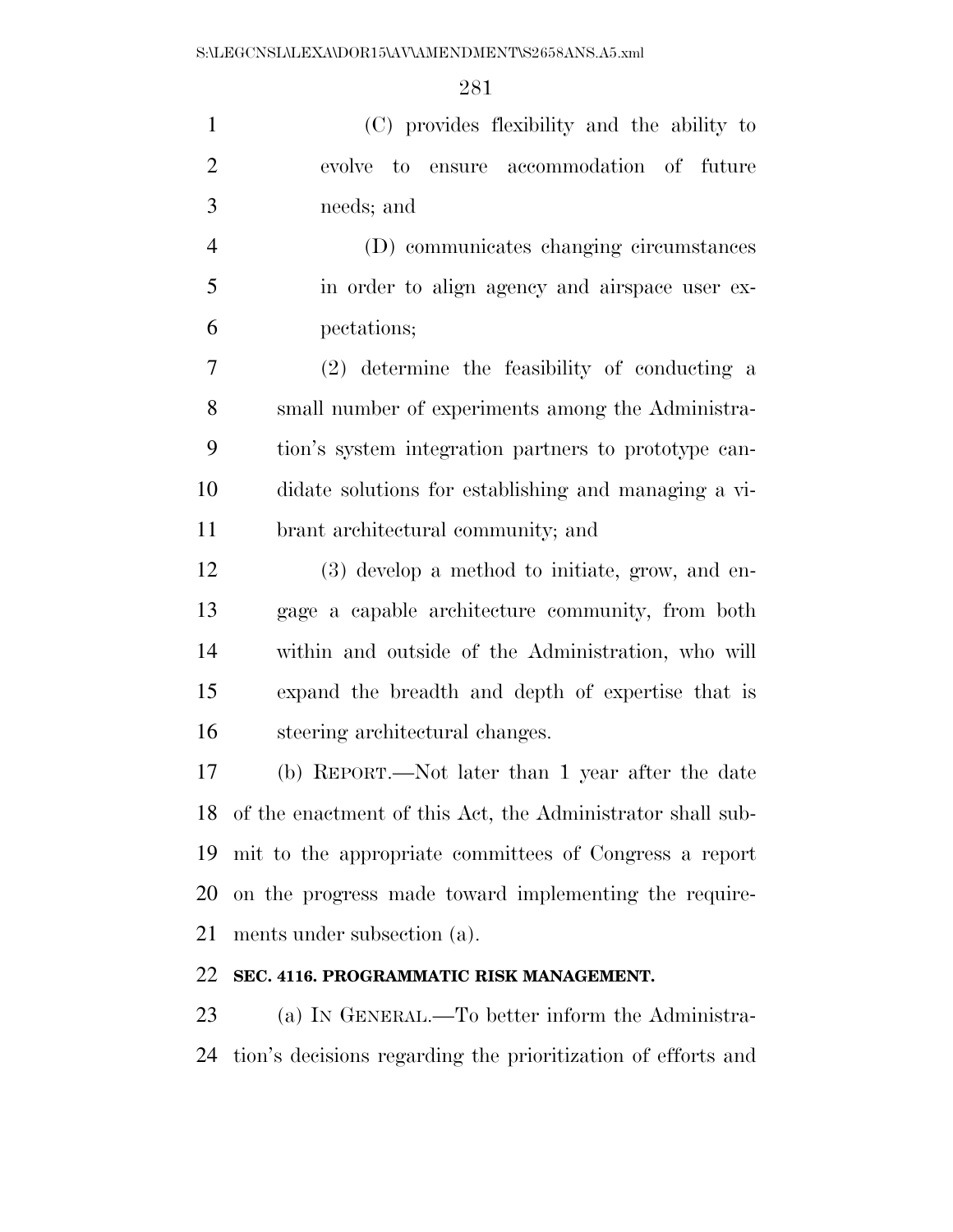(C) provides flexibility and the ability to evolve to ensure accommodation of future needs; and

(D) communicates changing circumstances in order to align agency and airspace user expectations;

(2) determine the feasibility of conducting a small number of experiments among the Administration's system integration partners to prototype candidate solutions for establishing and managing a vibrant architectural community; and

(3) develop a method to initiate, grow, and engage a capable architecture community, from both within and outside of the Administration, who will expand the breadth and depth of expertise that is steering architectural changes.

(b) REPORT.—Not later than 1 year after the date of the enactment of this Act, the Administrator shall submit to the appropriate committees of Congress a report on the progress made toward implementing the requirements under subsection (a).

**SEC. 4116. PROGRAMMATIC RISK MANAGEMENT.**

(a) IN GENERAL.—To better inform the Administration's decisions regarding the prioritization of efforts and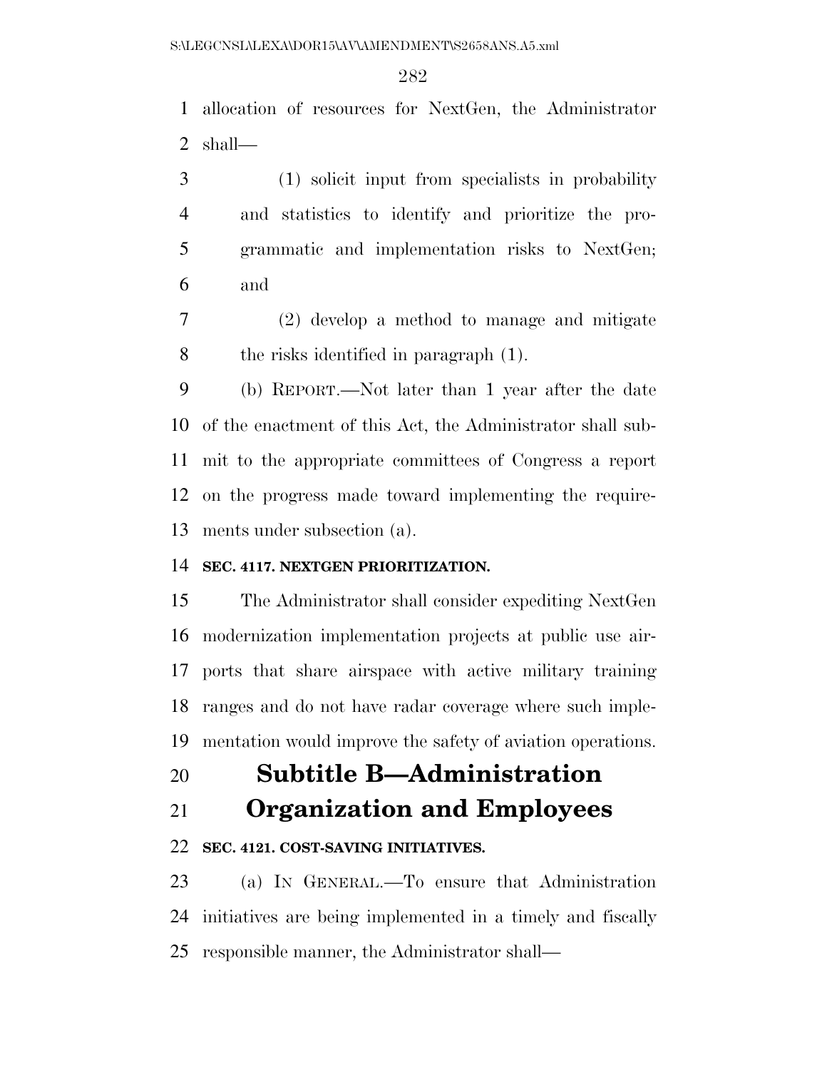allocation of resources for NextGen, the Administrator shall—

(1) solicit input from specialists in probability and statistics to identify and prioritize the programmatic and implementation risks to NextGen; and

(2) develop a method to manage and mitigate the risks identified in paragraph (1).

(b) REPORT.—Not later than 1 year after the date of the enactment of this Act, the Administrator shall submit to the appropriate committees of Congress a report on the progress made toward implementing the requirements under subsection (a).

**SEC. 4117. NEXTGEN PRIORITIZATION.**

The Administrator shall consider expediting NextGen modernization implementation projects at public use airports that share airspace with active military training ranges and do not have radar coverage where such implementation would improve the safety of aviation operations.

## Subtitle B—Administration Organization and Employees

**SEC. 4121. COST-SAVING INITIATIVES.**

(a) IN GENERAL.—To ensure that Administration initiatives are being implemented in a timely and fiscally responsible manner, the Administrator shall—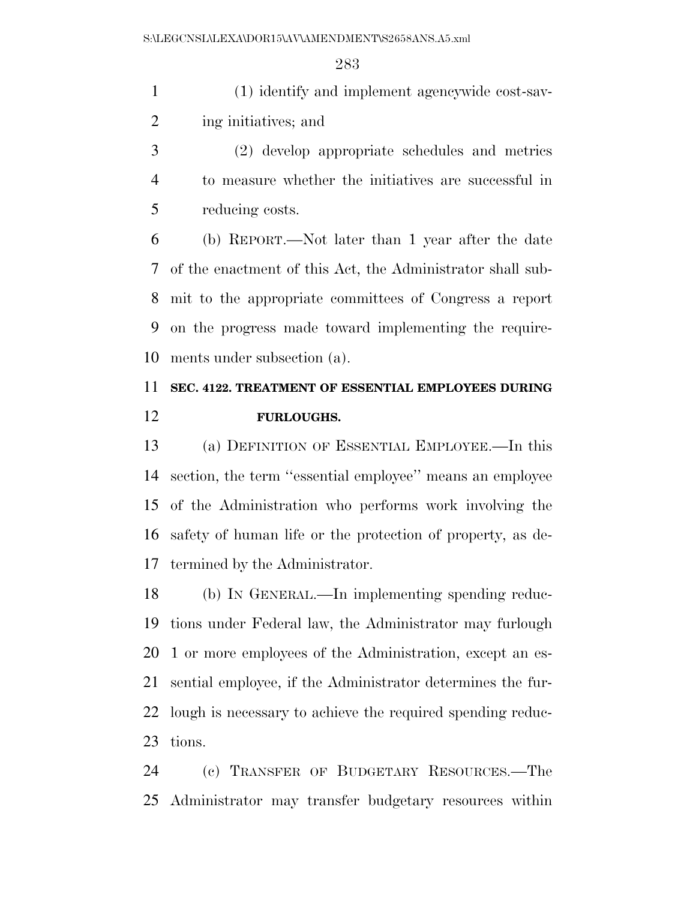(1) identify and implement agencywide cost-saving initiatives; and

(2) develop appropriate schedules and metrics to measure whether the initiatives are successful in reducing costs.

(b) REPORT.—Not later than 1 year after the date of the enactment of this Act, the Administrator shall submit to the appropriate committees of Congress a report on the progress made toward implementing the requirements under subsection (a).

### SEC. 4122. TREATMENT OF ESSENTIAL EMPLOYEES DURING FURLOUGHS.

(a) DEFINITION OF ESSENTIAL EMPLOYEE.—In this section, the term ''essential employee'' means an employee of the Administration who performs work involving the safety of human life or the protection of property, as determined by the Administrator.

(b) IN GENERAL.—In implementing spending reductions under Federal law, the Administrator may furlough 1 or more employees of the Administration, except an essential employee, if the Administrator determines the furlough is necessary to achieve the required spending reductions.

(c) TRANSFER OF BUDGETARY RESOURCES.—The Administrator may transfer budgetary resources within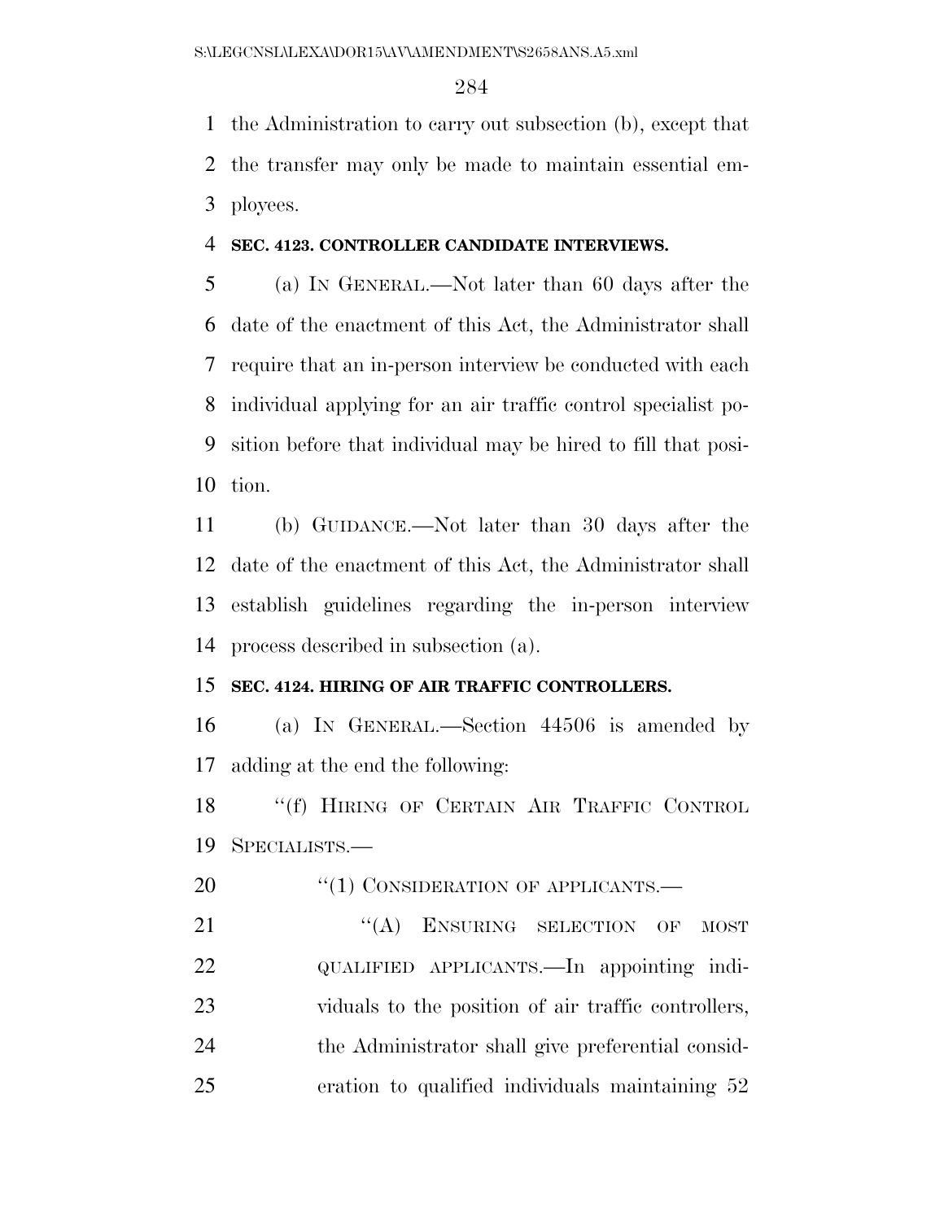the Administration to carry out subsection (b), except that the transfer may only be made to maintain essential employees.

**SEC. 4123. CONTROLLER CANDIDATE INTERVIEWS.**

(a) IN GENERAL.—Not later than 60 days after the date of the enactment of this Act, the Administrator shall require that an in-person interview be conducted with each individual applying for an air traffic control specialist position before that individual may be hired to fill that position.

(b) GUIDANCE.—Not later than 30 days after the date of the enactment of this Act, the Administrator shall establish guidelines regarding the in-person interview process described in subsection (a).

**SEC. 4124. HIRING OF AIR TRAFFIC CONTROLLERS.**

(a) IN GENERAL.—Section 44506 is amended by adding at the end the following:

"(f) HIRING OF CERTAIN AIR TRAFFIC CONTROL SPECIALISTS.—

"(1) CONSIDERATION OF APPLICANTS.—

"(A) ENSURING SELECTION OF MOST QUALIFIED APPLICANTS.—In appointing individuals to the position of air traffic controllers, the Administrator shall give preferential consideration to qualified individuals maintaining 52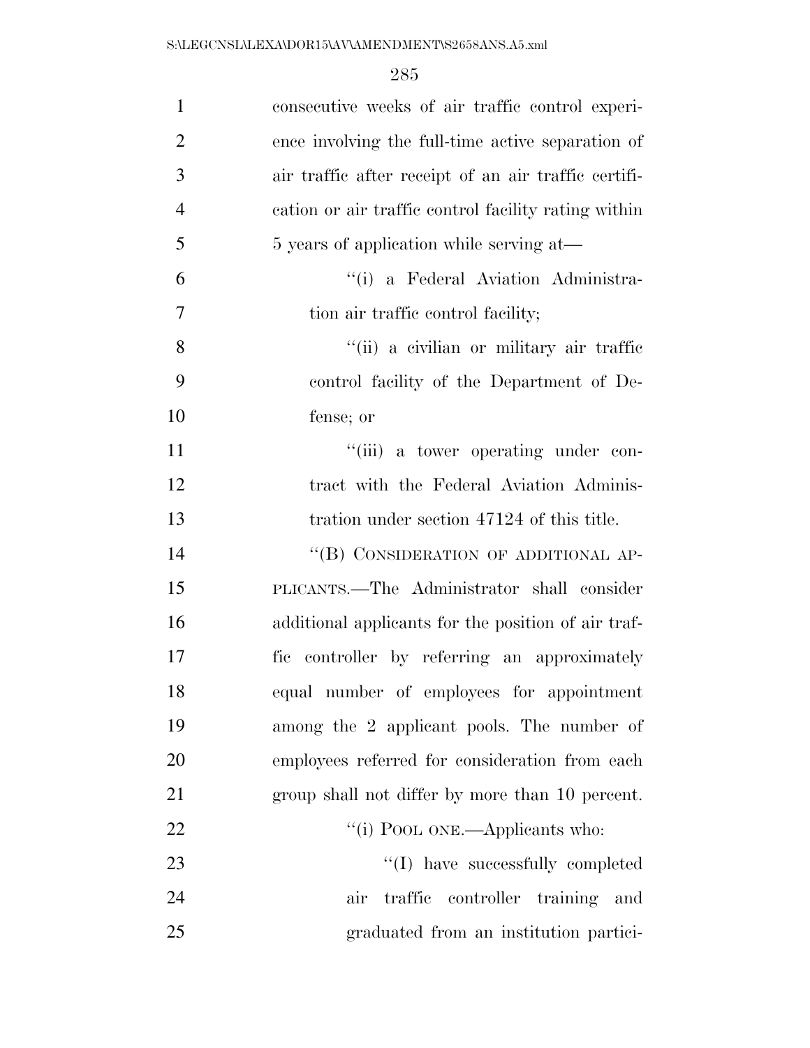consecutive weeks of air traffic control experience involving the full-time active separation of air traffic after receipt of an air traffic certification or air traffic control facility rating within 5 years of application while serving at—

''(i) a Federal Aviation Administration air traffic control facility;

''(ii) a civilian or military air traffic control facility of the Department of Defense; or

''(iii) a tower operating under contract with the Federal Aviation Administration under section 47124 of this title.

''(B) CONSIDERATION OF ADDITIONAL APPLICANTS.—The Administrator shall consider additional applicants for the position of air traffic controller by referring an approximately equal number of employees for appointment among the 2 applicant pools. The number of employees referred for consideration from each group shall not differ by more than 10 percent.

''(i) POOL ONE.—Applicants who:

''(I) have successfully completed air traffic controller training and graduated from an institution partici-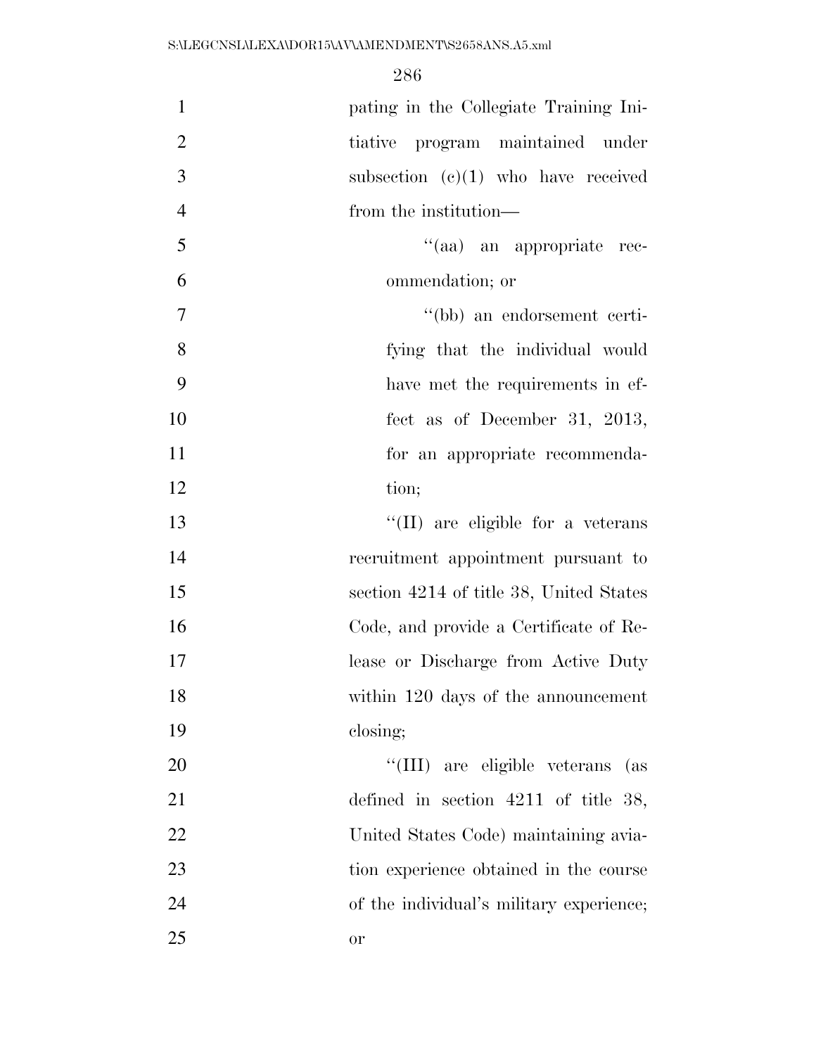pating in the Collegiate Training Initiative program maintained under subsection (c)(1) who have received from the institution—

''(aa) an appropriate recommendation; or

''(bb) an endorsement certifying that the individual would have met the requirements in effect as of December 31, 2013, for an appropriate recommendation;

''(II) are eligible for a veterans recruitment appointment pursuant to section 4214 of title 38, United States Code, and provide a Certificate of Release or Discharge from Active Duty within 120 days of the announcement closing;

''(III) are eligible veterans (as defined in section 4211 of title 38, United States Code) maintaining aviation experience obtained in the course of the individual's military experience; or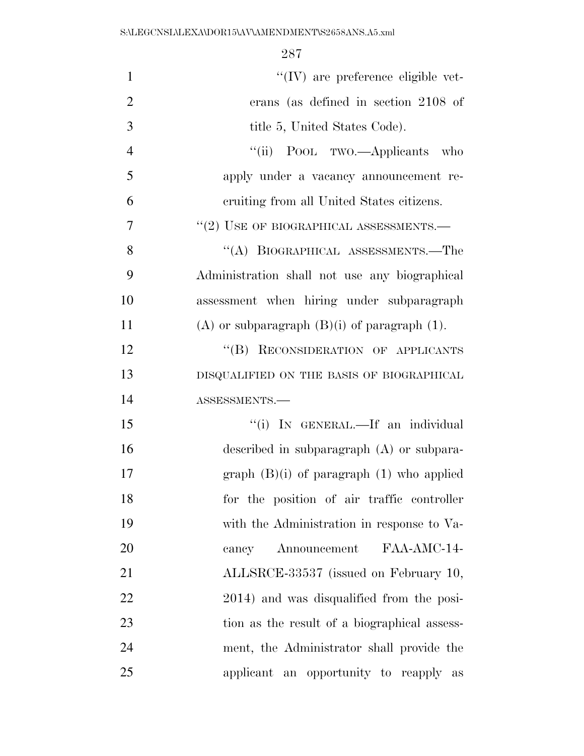"(IV) are preference eligible veterans (as defined in section 2108 of title 5, United States Code).

"(ii) POOL TWO.—Applicants who apply under a vacancy announcement recruiting from all United States citizens.

"(2) USE OF BIOGRAPHICAL ASSESSMENTS.—

"(A) BIOGRAPHICAL ASSESSMENTS.—The Administration shall not use any biographical assessment when hiring under subparagraph (A) or subparagraph (B)(i) of paragraph (1).

"(B) RECONSIDERATION OF APPLICANTS DISQUALIFIED ON THE BASIS OF BIOGRAPHICAL ASSESSMENTS.—

"(i) IN GENERAL.—If an individual described in subparagraph (A) or subparagraph (B)(i) of paragraph (1) who applied for the position of air traffic controller with the Administration in response to Vacancy Announcement FAA-AMC-14-ALLSRCE-33537 (issued on February 10, 2014) and was disqualified from the position as the result of a biographical assessment, the Administrator shall provide the applicant an opportunity to reapply as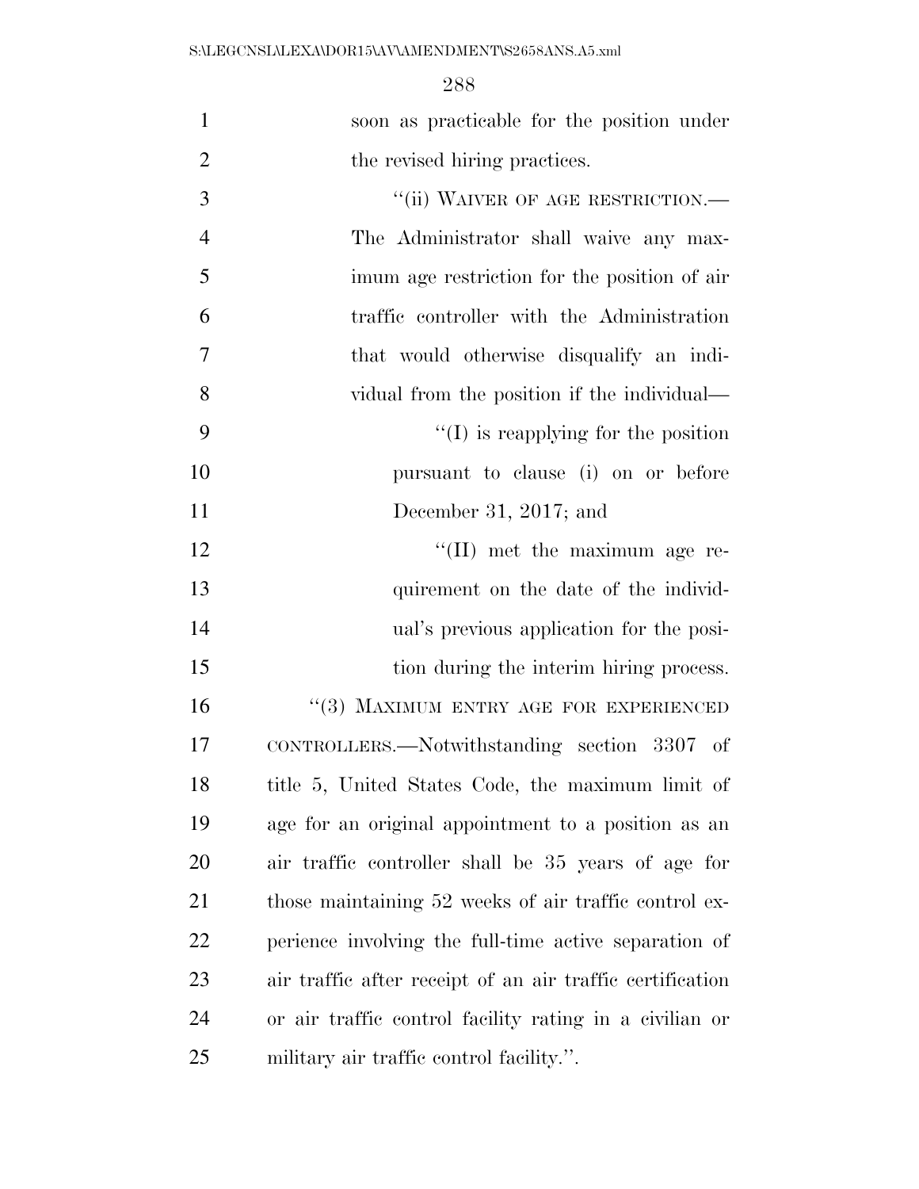soon as practicable for the position under the revised hiring practices.

"(ii) WAIVER OF AGE RESTRICTION.—The Administrator shall waive any maximum age restriction for the position of air traffic controller with the Administration that would otherwise disqualify an individual from the position if the individual—

"(I) is reapplying for the position pursuant to clause (i) on or before December 31, 2017; and

"(II) met the maximum age requirement on the date of the individual's previous application for the position during the interim hiring process.

"(3) MAXIMUM ENTRY AGE FOR EXPERIENCED CONTROLLERS.—Notwithstanding section 3307 of title 5, United States Code, the maximum limit of age for an original appointment to a position as an air traffic controller shall be 35 years of age for those maintaining 52 weeks of air traffic control experience involving the full-time active separation of air traffic after receipt of an air traffic certification or air traffic control facility rating in a civilian or military air traffic control facility.".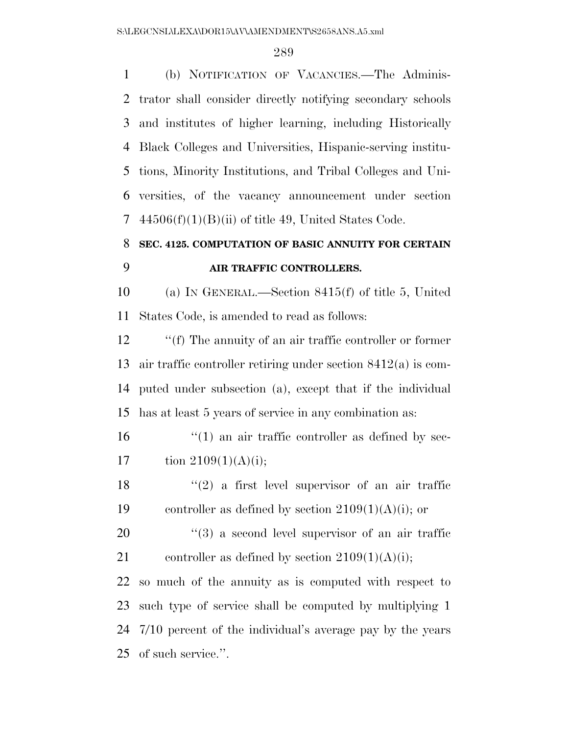(b) NOTIFICATION OF VACANCIES.—The Administrator shall consider directly notifying secondary schools and institutes of higher learning, including Historically Black Colleges and Universities, Hispanic-serving institutions, Minority Institutions, and Tribal Colleges and Universities, of the vacancy announcement under section 44506(f)(1)(B)(ii) of title 49, United States Code.

**SEC. 4125. COMPUTATION OF BASIC ANNUITY FOR CERTAIN AIR TRAFFIC CONTROLLERS.**

(a) IN GENERAL.—Section 8415(f) of title 5, United States Code, is amended to read as follows:

''(f) The annuity of an air traffic controller or former air traffic controller retiring under section 8412(a) is computed under subsection (a), except that if the individual has at least 5 years of service in any combination as:

''(1) an air traffic controller as defined by section 2109(1)(A)(i);

''(2) a first level supervisor of an air traffic controller as defined by section 2109(1)(A)(i); or

''(3) a second level supervisor of an air traffic controller as defined by section 2109(1)(A)(i);

so much of the annuity as is computed with respect to such type of service shall be computed by multiplying 1 7/10 percent of the individual's average pay by the years of such service.''.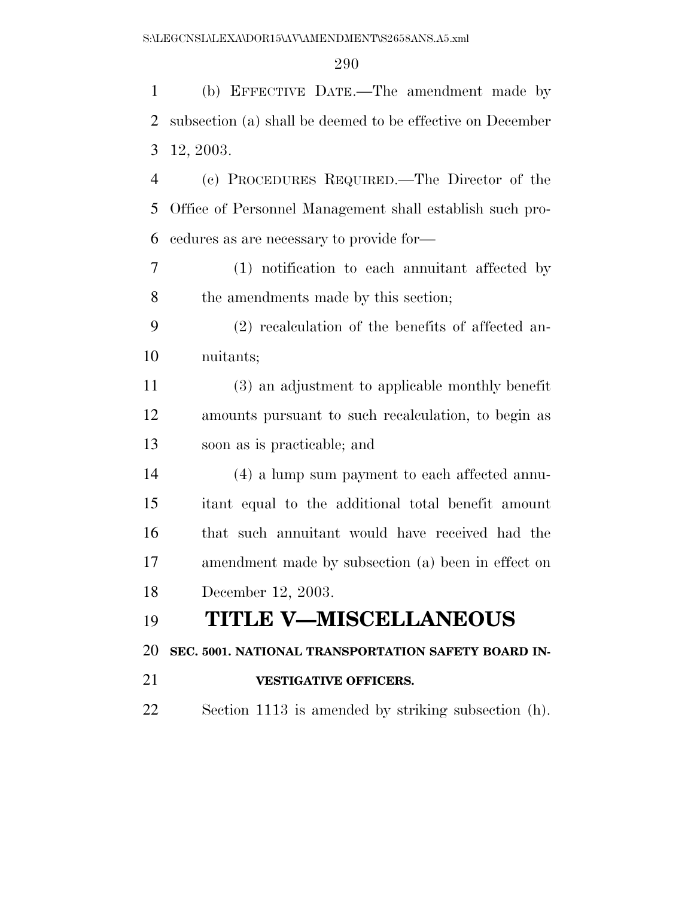(b) EFFECTIVE DATE.—The amendment made by subsection (a) shall be deemed to be effective on December 12, 2003.

(c) PROCEDURES REQUIRED.—The Director of the Office of Personnel Management shall establish such procedures as are necessary to provide for—

(1) notification to each annuitant affected by the amendments made by this section;

(2) recalculation of the benefits of affected annuitants;

(3) an adjustment to applicable monthly benefit amounts pursuant to such recalculation, to begin as soon as is practicable; and

(4) a lump sum payment to each affected annuitant equal to the additional total benefit amount that such annuitant would have received had the amendment made by subsection (a) been in effect on December 12, 2003.

# TITLE V—MISCELLANEOUS

## SEC. 5001. NATIONAL TRANSPORTATION SAFETY BOARD INVESTIGATIVE OFFICERS.

Section 1113 is amended by striking subsection (h).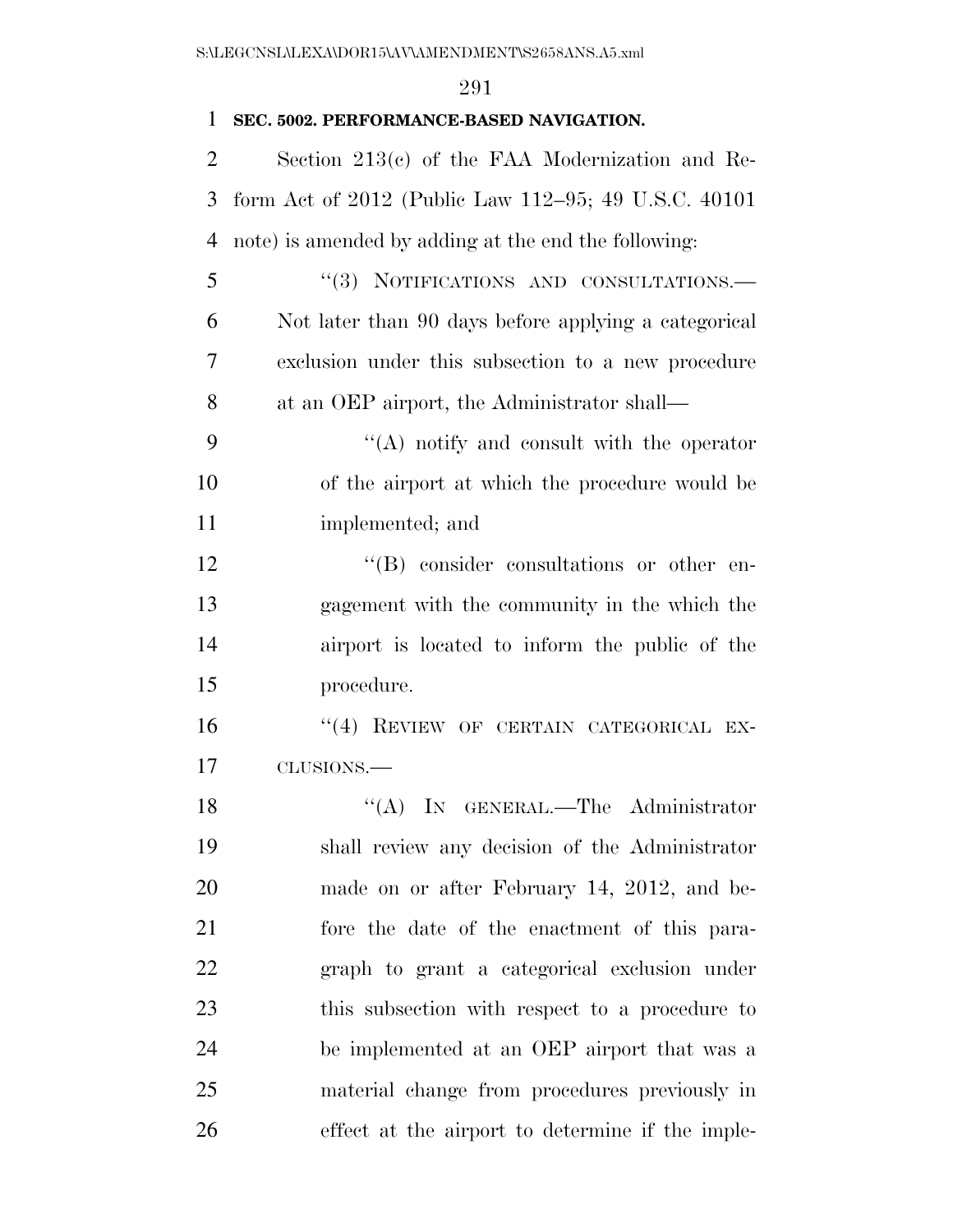**SEC. 5002. PERFORMANCE-BASED NAVIGATION.**

Section 213(c) of the FAA Modernization and Reform Act of 2012 (Public Law 112–95; 49 U.S.C. 40101 note) is amended by adding at the end the following:

"(3) NOTIFICATIONS AND CONSULTATIONS.—Not later than 90 days before applying a categorical exclusion under this subsection to a new procedure at an OEP airport, the Administrator shall—

"(A) notify and consult with the operator of the airport at which the procedure would be implemented; and

"(B) consider consultations or other engagement with the community in the which the airport is located to inform the public of the procedure.

"(4) REVIEW OF CERTAIN CATEGORICAL EXCLUSIONS.—

"(A) IN GENERAL.—The Administrator shall review any decision of the Administrator made on or after February 14, 2012, and before the date of the enactment of this paragraph to grant a categorical exclusion under this subsection with respect to a procedure to be implemented at an OEP airport that was a material change from procedures previously in effect at the airport to determine if the imple-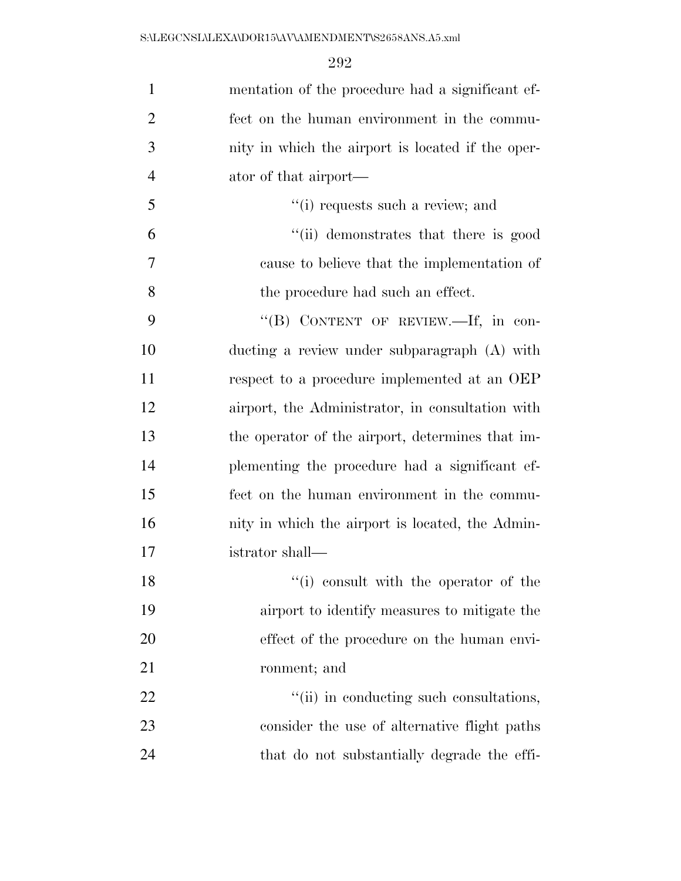mentation of the procedure had a significant effect on the human environment in the community in which the airport is located if the operator of that airport—

''(i) requests such a review; and

''(ii) demonstrates that there is good cause to believe that the implementation of the procedure had such an effect.

''(B) CONTENT OF REVIEW.—If, in conducting a review under subparagraph (A) with respect to a procedure implemented at an OEP airport, the Administrator, in consultation with the operator of the airport, determines that implementing the procedure had a significant effect on the human environment in the community in which the airport is located, the Administrator shall—

''(i) consult with the operator of the airport to identify measures to mitigate the effect of the procedure on the human environment; and

''(ii) in conducting such consultations, consider the use of alternative flight paths that do not substantially degrade the effi-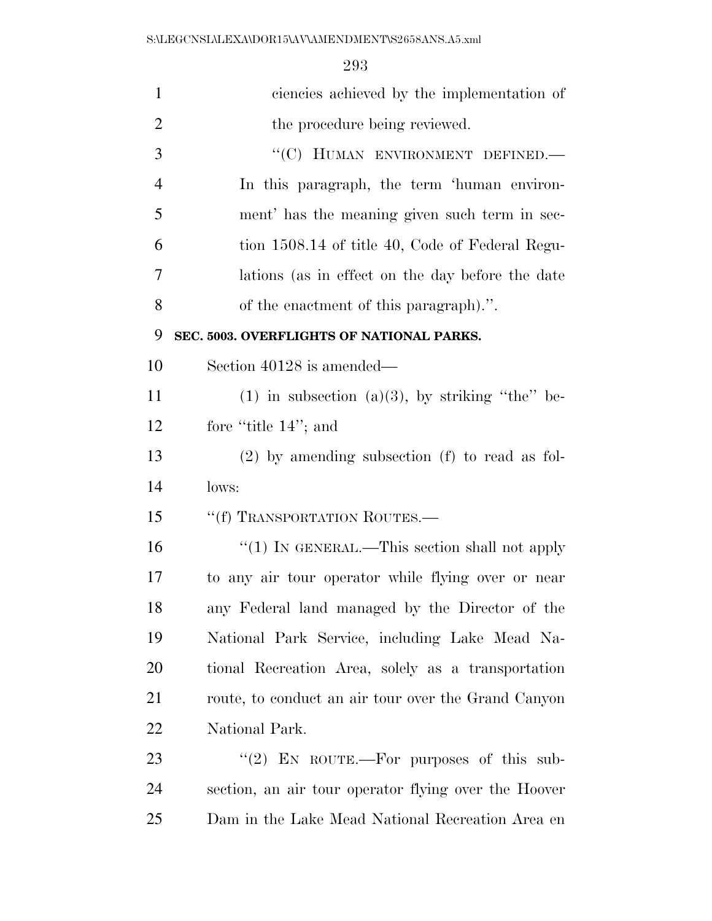ciencies achieved by the implementation of the procedure being reviewed.

"(C) HUMAN ENVIRONMENT DEFINED.— In this paragraph, the term 'human environment' has the meaning given such term in section 1508.14 of title 40, Code of Federal Regulations (as in effect on the day before the date of the enactment of this paragraph).".

**SEC. 5003. OVERFLIGHTS OF NATIONAL PARKS.**

Section 40128 is amended—

(1) in subsection (a)(3), by striking "the" before "title 14"; and

(2) by amending subsection (f) to read as follows:

"(f) TRANSPORTATION ROUTES.—

"(1) IN GENERAL.—This section shall not apply to any air tour operator while flying over or near any Federal land managed by the Director of the National Park Service, including Lake Mead National Recreation Area, solely as a transportation route, to conduct an air tour over the Grand Canyon National Park.

"(2) EN ROUTE.—For purposes of this subsection, an air tour operator flying over the Hoover Dam in the Lake Mead National Recreation Area en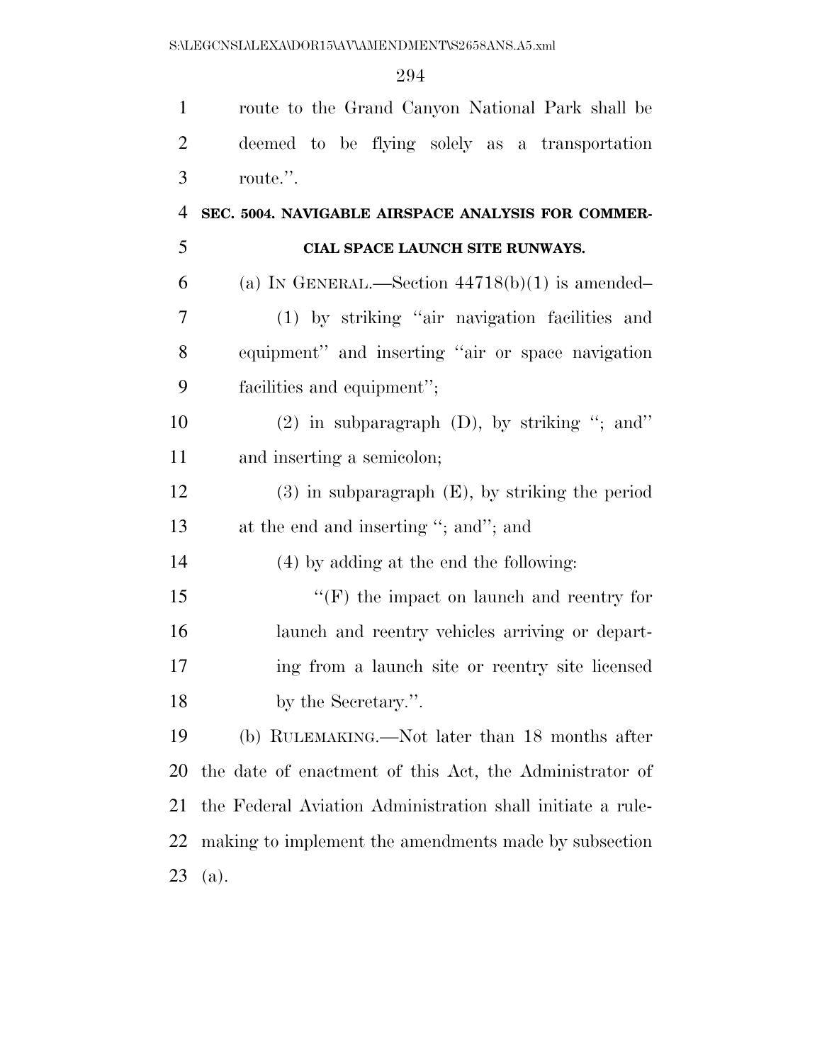route to the Grand Canyon National Park shall be deemed to be flying solely as a transportation route.''.

**SEC. 5004. NAVIGABLE AIRSPACE ANALYSIS FOR COMMERCIAL SPACE LAUNCH SITE RUNWAYS.**

(a) IN GENERAL.—Section 44718(b)(1) is amended–

(1) by striking ''air navigation facilities and equipment'' and inserting ''air or space navigation facilities and equipment'';

(2) in subparagraph (D), by striking ''; and'' and inserting a semicolon;

(3) in subparagraph (E), by striking the period at the end and inserting ''; and''; and

(4) by adding at the end the following:

''(F) the impact on launch and reentry for launch and reentry vehicles arriving or departing from a launch site or reentry site licensed by the Secretary.''.

(b) RULEMAKING.—Not later than 18 months after the date of enactment of this Act, the Administrator of the Federal Aviation Administration shall initiate a rulemaking to implement the amendments made by subsection (a).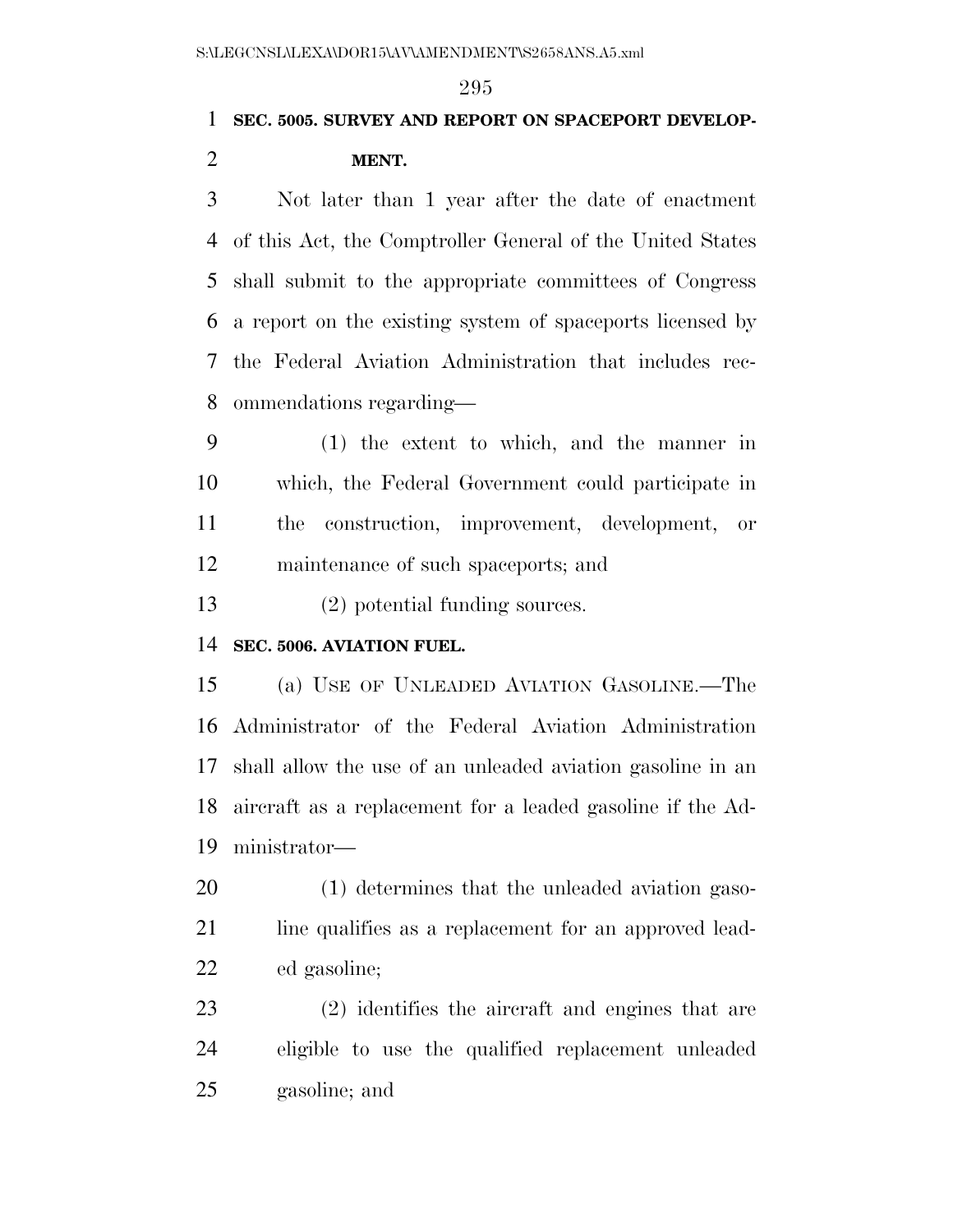**SEC. 5005. SURVEY AND REPORT ON SPACEPORT DEVELOPMENT.**

Not later than 1 year after the date of enactment of this Act, the Comptroller General of the United States shall submit to the appropriate committees of Congress a report on the existing system of spaceports licensed by the Federal Aviation Administration that includes recommendations regarding—

(1) the extent to which, and the manner in which, the Federal Government could participate in the construction, improvement, development, or maintenance of such spaceports; and

(2) potential funding sources.

**SEC. 5006. AVIATION FUEL.**

(a) USE OF UNLEADED AVIATION GASOLINE.—The Administrator of the Federal Aviation Administration shall allow the use of an unleaded aviation gasoline in an aircraft as a replacement for a leaded gasoline if the Administrator—

(1) determines that the unleaded aviation gasoline qualifies as a replacement for an approved leaded gasoline;

(2) identifies the aircraft and engines that are eligible to use the qualified replacement unleaded gasoline; and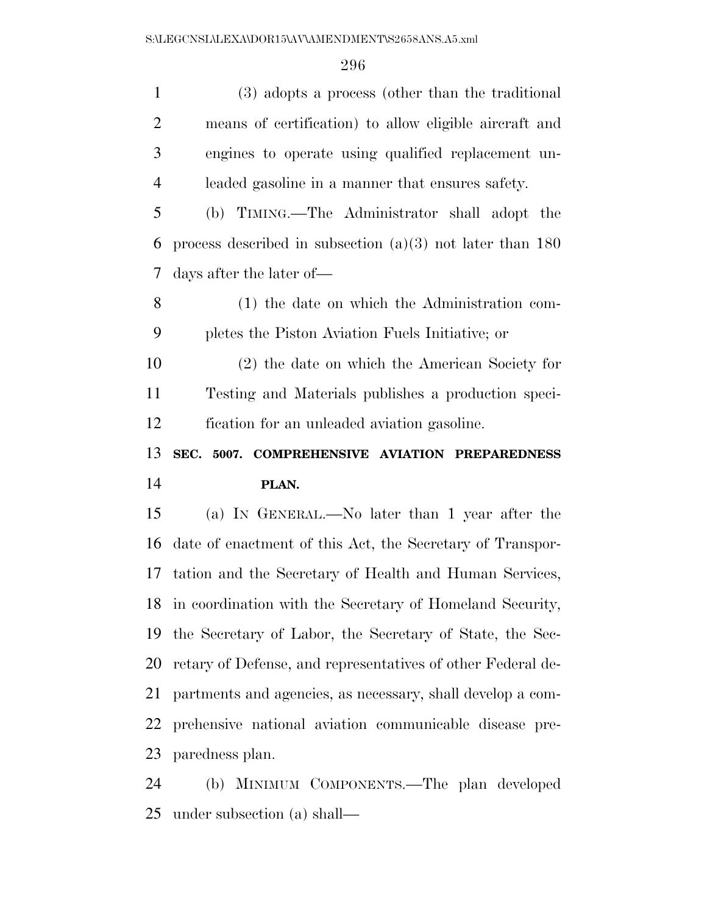(3) adopts a process (other than the traditional means of certification) to allow eligible aircraft and engines to operate using qualified replacement unleaded gasoline in a manner that ensures safety.

(b) TIMING.—The Administrator shall adopt the process described in subsection (a)(3) not later than 180 days after the later of—

(1) the date on which the Administration completes the Piston Aviation Fuels Initiative; or

(2) the date on which the American Society for Testing and Materials publishes a production specification for an unleaded aviation gasoline.

**SEC. 5007. COMPREHENSIVE AVIATION PREPAREDNESS PLAN.**

(a) IN GENERAL.—No later than 1 year after the date of enactment of this Act, the Secretary of Transportation and the Secretary of Health and Human Services, in coordination with the Secretary of Homeland Security, the Secretary of Labor, the Secretary of State, the Secretary of Defense, and representatives of other Federal departments and agencies, as necessary, shall develop a comprehensive national aviation communicable disease preparedness plan.

(b) MINIMUM COMPONENTS.—The plan developed under subsection (a) shall—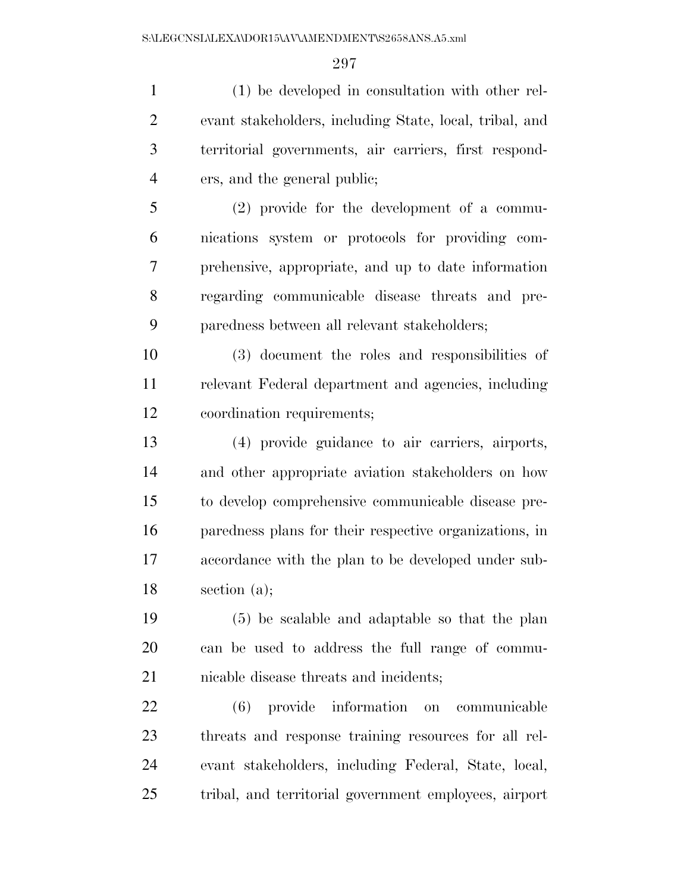(1) be developed in consultation with other relevant stakeholders, including State, local, tribal, and territorial governments, air carriers, first responders, and the general public;

(2) provide for the development of a communications system or protocols for providing comprehensive, appropriate, and up to date information regarding communicable disease threats and preparedness between all relevant stakeholders;

(3) document the roles and responsibilities of relevant Federal department and agencies, including coordination requirements;

(4) provide guidance to air carriers, airports, and other appropriate aviation stakeholders on how to develop comprehensive communicable disease preparedness plans for their respective organizations, in accordance with the plan to be developed under subsection (a);

(5) be scalable and adaptable so that the plan can be used to address the full range of communicable disease threats and incidents;

(6) provide information on communicable threats and response training resources for all relevant stakeholders, including Federal, State, local, tribal, and territorial government employees, airport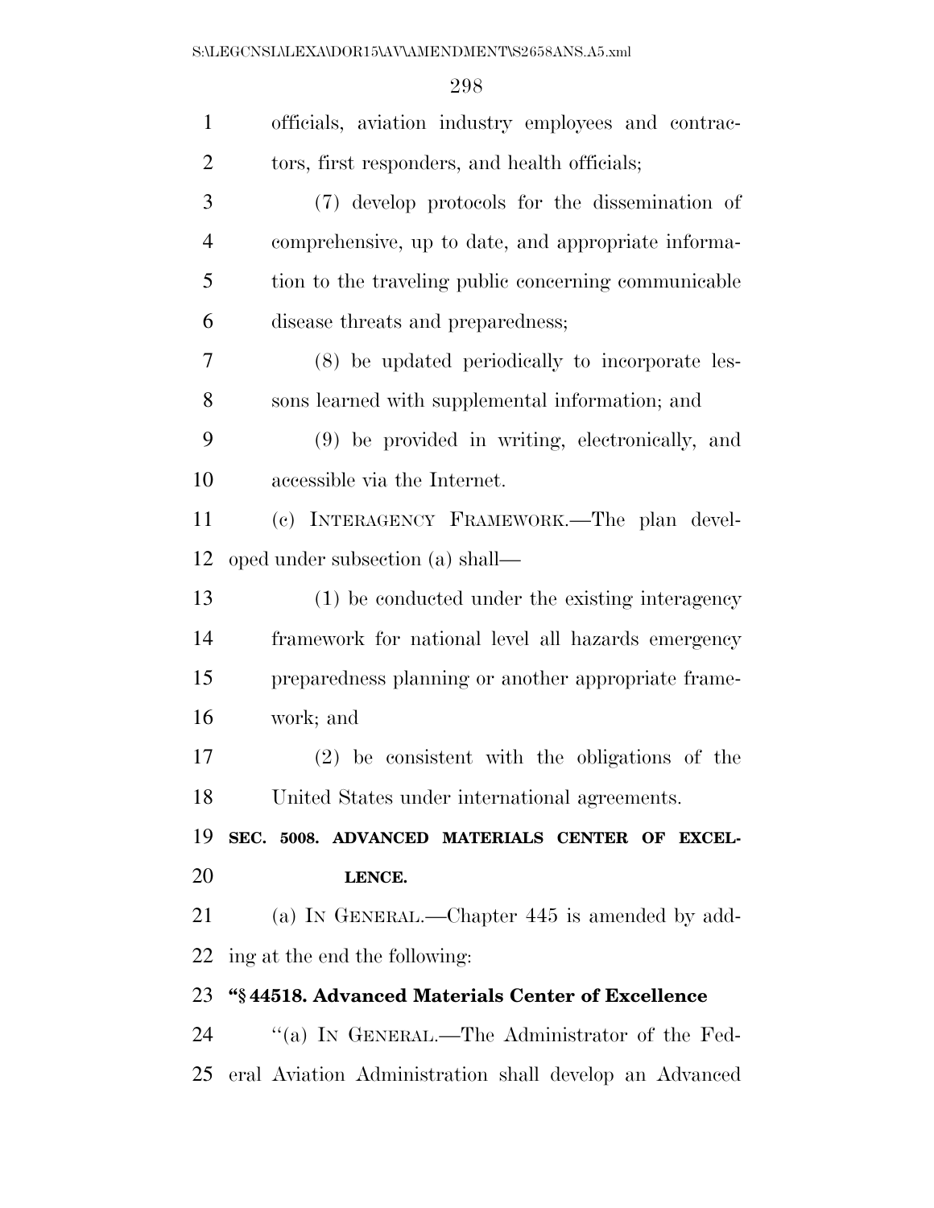officials, aviation industry employees and contractors, first responders, and health officials;

(7) develop protocols for the dissemination of comprehensive, up to date, and appropriate information to the traveling public concerning communicable disease threats and preparedness;

(8) be updated periodically to incorporate lessons learned with supplemental information; and

(9) be provided in writing, electronically, and accessible via the Internet.

(c) INTERAGENCY FRAMEWORK.—The plan developed under subsection (a) shall—

(1) be conducted under the existing interagency framework for national level all hazards emergency preparedness planning or another appropriate framework; and

(2) be consistent with the obligations of the United States under international agreements.

**SEC. 5008. ADVANCED MATERIALS CENTER OF EXCELLENCE.**

(a) IN GENERAL.—Chapter 445 is amended by adding at the end the following:

**"§ 44518. Advanced Materials Center of Excellence**

"(a) IN GENERAL.—The Administrator of the Federal Aviation Administration shall develop an Advanced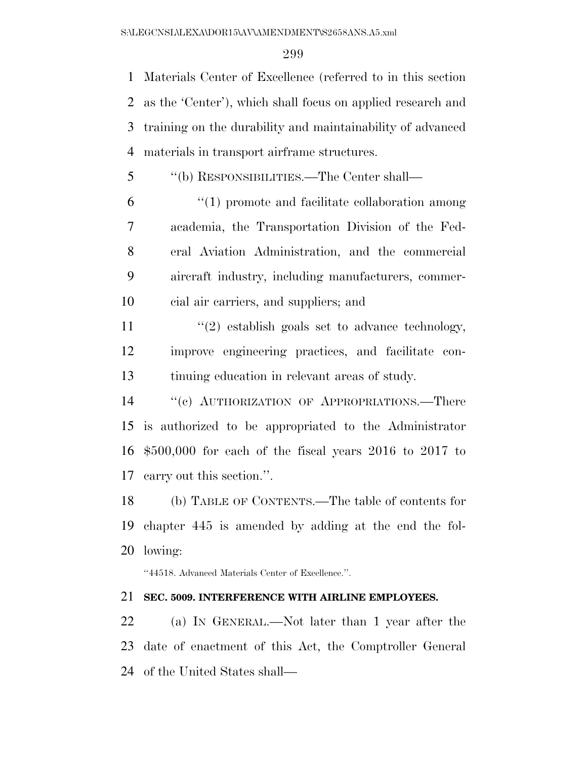Materials Center of Excellence (referred to in this section as the 'Center'), which shall focus on applied research and training on the durability and maintainability of advanced materials in transport airframe structures.

"(b) RESPONSIBILITIES.—The Center shall—

"(1) promote and facilitate collaboration among academia, the Transportation Division of the Federal Aviation Administration, and the commercial aircraft industry, including manufacturers, commercial air carriers, and suppliers; and

"(2) establish goals set to advance technology, improve engineering practices, and facilitate continuing education in relevant areas of study.

"(c) AUTHORIZATION OF APPROPRIATIONS.—There is authorized to be appropriated to the Administrator $500,000 for each of the fiscal years 2016 to 2017 to carry out this section.".

(b) TABLE OF CONTENTS.—The table of contents for chapter 445 is amended by adding at the end the following:

"44518. Advanced Materials Center of Excellence.".

**SEC. 5009. INTERFERENCE WITH AIRLINE EMPLOYEES.**

(a) IN GENERAL.—Not later than 1 year after the date of enactment of this Act, the Comptroller General of the United States shall—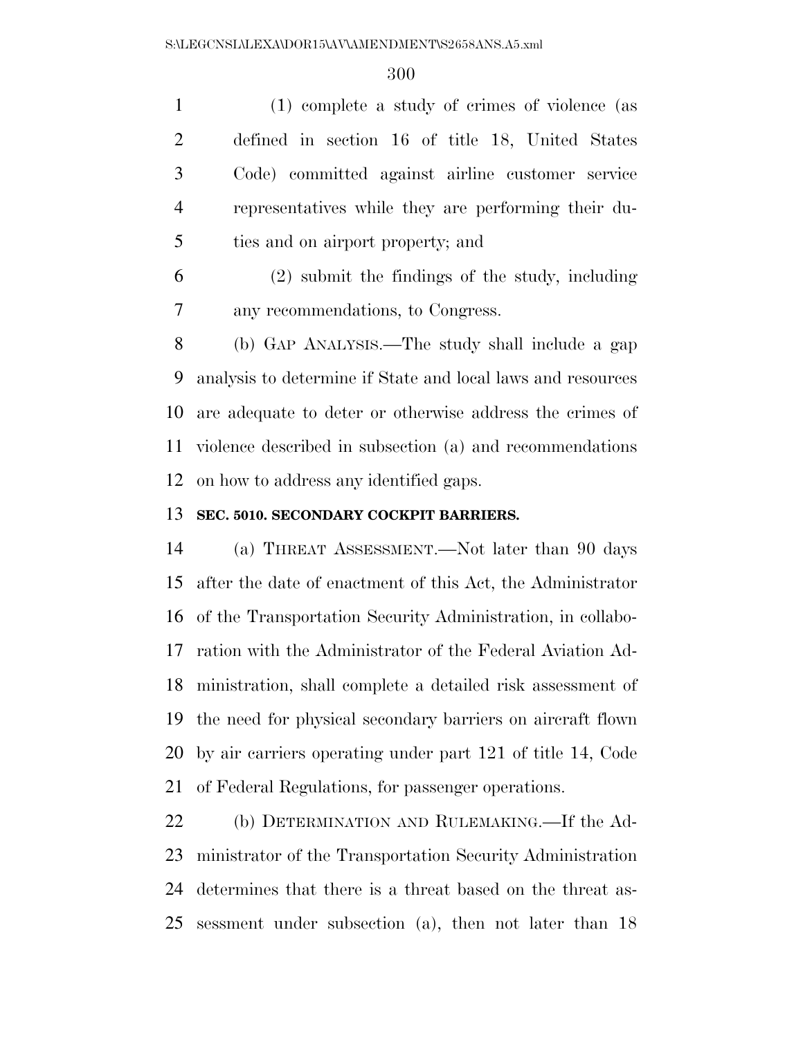(1) complete a study of crimes of violence (as defined in section 16 of title 18, United States Code) committed against airline customer service representatives while they are performing their duties and on airport property; and

(2) submit the findings of the study, including any recommendations, to Congress.

(b) GAP ANALYSIS.—The study shall include a gap analysis to determine if State and local laws and resources are adequate to deter or otherwise address the crimes of violence described in subsection (a) and recommendations on how to address any identified gaps.

**SEC. 5010. SECONDARY COCKPIT BARRIERS.**

(a) THREAT ASSESSMENT.—Not later than 90 days after the date of enactment of this Act, the Administrator of the Transportation Security Administration, in collaboration with the Administrator of the Federal Aviation Administration, shall complete a detailed risk assessment of the need for physical secondary barriers on aircraft flown by air carriers operating under part 121 of title 14, Code of Federal Regulations, for passenger operations.

(b) DETERMINATION AND RULEMAKING.—If the Administrator of the Transportation Security Administration determines that there is a threat based on the threat assessment under subsection (a), then not later than 18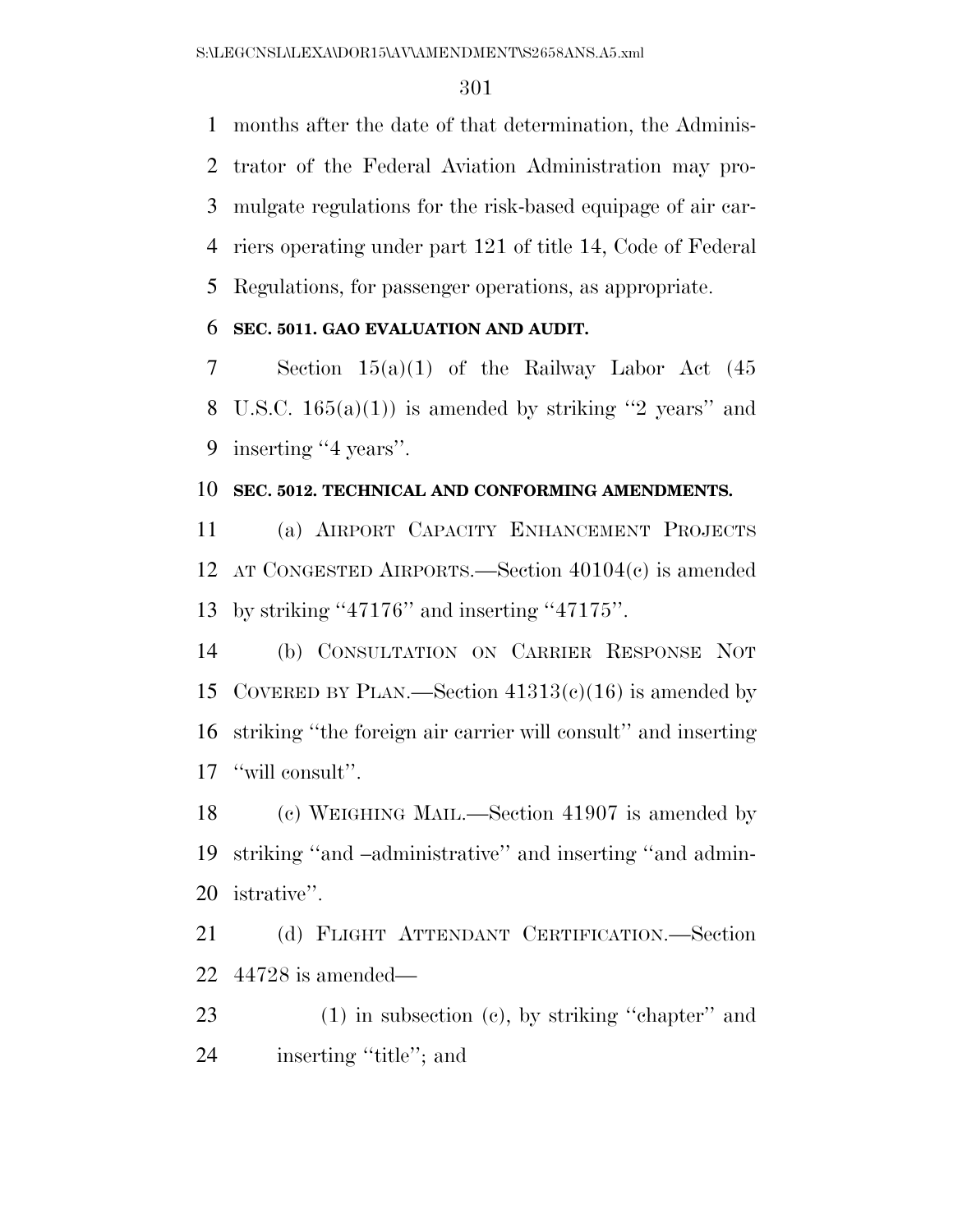months after the date of that determination, the Administrator of the Federal Aviation Administration may promulgate regulations for the risk-based equipage of air carriers operating under part 121 of title 14, Code of Federal Regulations, for passenger operations, as appropriate.

**SEC. 5011. GAO EVALUATION AND AUDIT.**

Section 15(a)(1) of the Railway Labor Act (45 U.S.C. 165(a)(1)) is amended by striking ''2 years'' and inserting ''4 years''.

**SEC. 5012. TECHNICAL AND CONFORMING AMENDMENTS.**

(a) AIRPORT CAPACITY ENHANCEMENT PROJECTS AT CONGESTED AIRPORTS.—Section 40104(c) is amended by striking ''47176'' and inserting ''47175''.

(b) CONSULTATION ON CARRIER RESPONSE NOT COVERED BY PLAN.—Section 41313(c)(16) is amended by striking ''the foreign air carrier will consult'' and inserting ''will consult''.

(c) WEIGHING MAIL.—Section 41907 is amended by striking ''and –administrative'' and inserting ''and administrative''.

(d) FLIGHT ATTENDANT CERTIFICATION.—Section 44728 is amended—

(1) in subsection (c), by striking ''chapter'' and inserting ''title''; and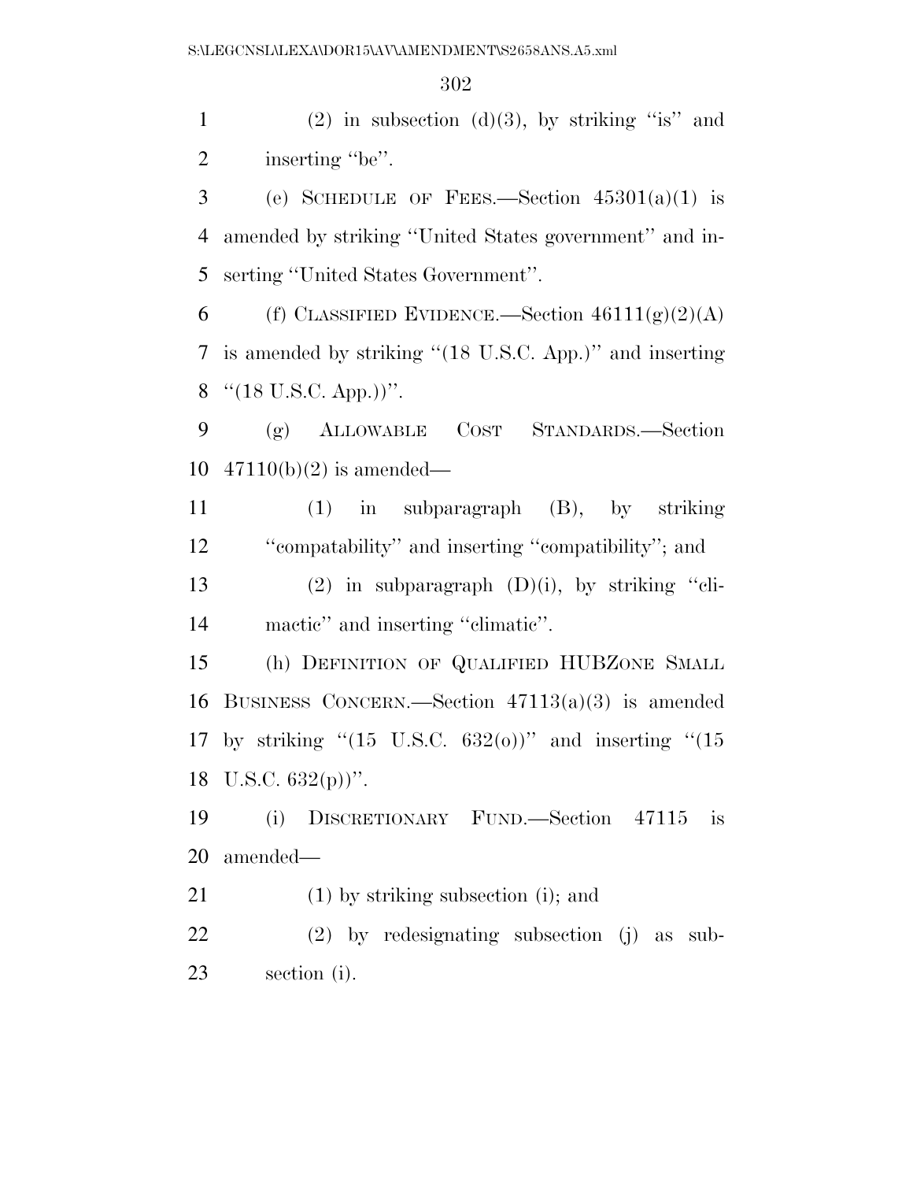(2) in subsection (d)(3), by striking ''is'' and inserting ''be''.

(e) SCHEDULE OF FEES.—Section 45301(a)(1) is amended by striking ''United States government'' and inserting ''United States Government''.

(f) CLASSIFIED EVIDENCE.—Section 46111(g)(2)(A) is amended by striking ''(18 U.S.C. App.)'' and inserting ''(18 U.S.C. App.))''.

(g) ALLOWABLE COST STANDARDS.—Section 47110(b)(2) is amended—

(1) in subparagraph (B), by striking ''compatability'' and inserting ''compatibility''; and

(2) in subparagraph (D)(i), by striking ''climactic'' and inserting ''climatic''.

(h) DEFINITION OF QUALIFIED HUBZONE SMALL BUSINESS CONCERN.—Section 47113(a)(3) is amended by striking ''(15 U.S.C. 632(o))'' and inserting ''(15 U.S.C. 632(p))''.

(i) DISCRETIONARY FUND.—Section 47115 is amended—

(1) by striking subsection (i); and

(2) by redesignating subsection (j) as subsection (i).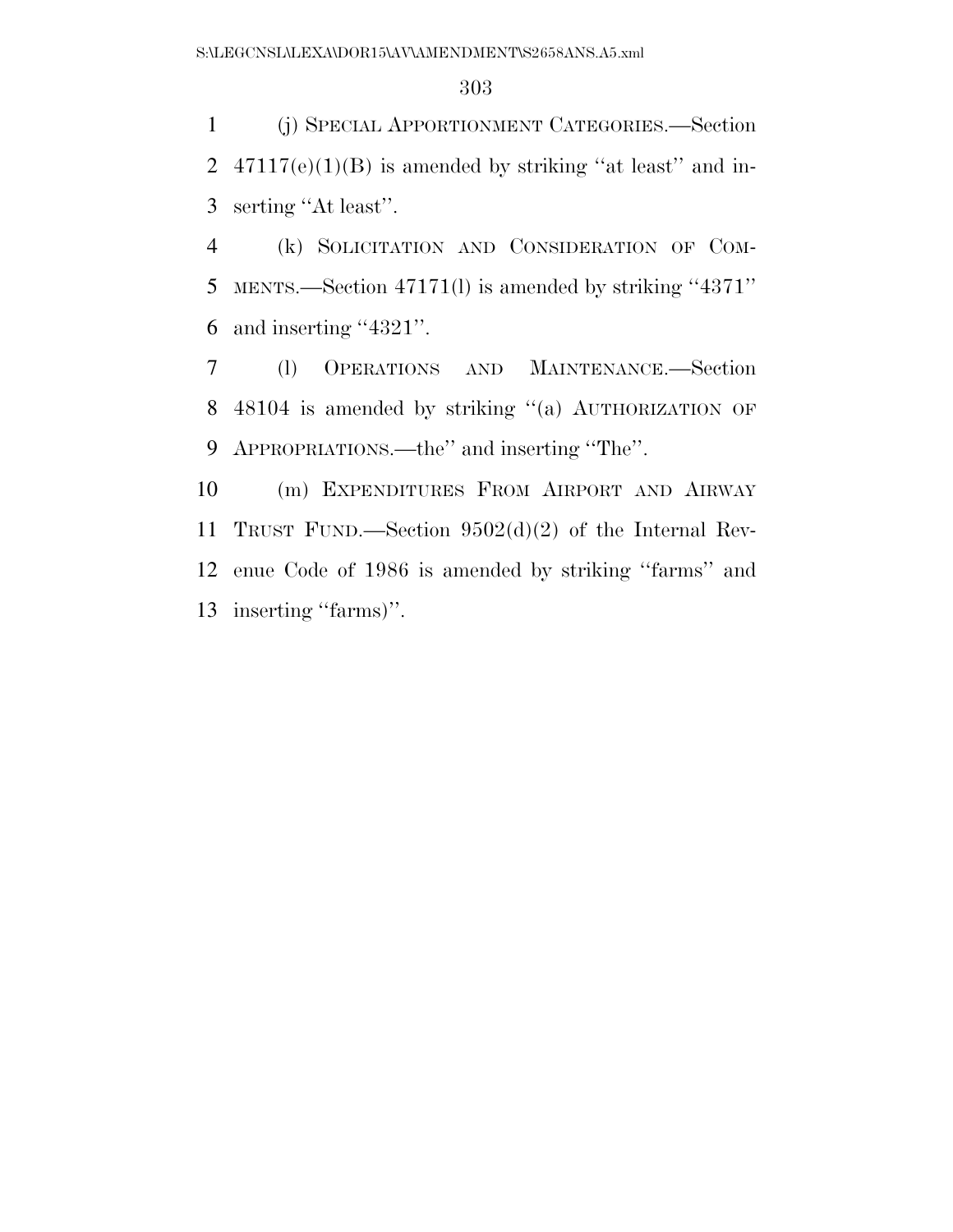(j) SPECIAL APPORTIONMENT CATEGORIES.—Section 47117(e)(1)(B) is amended by striking ''at least'' and inserting ''At least''.

(k) SOLICITATION AND CONSIDERATION OF COMMENTS.—Section 47171(l) is amended by striking ''4371'' and inserting ''4321''.

(l) OPERATIONS AND MAINTENANCE.—Section 48104 is amended by striking ''(a) AUTHORIZATION OF APPROPRIATIONS.—the'' and inserting ''The''.

(m) EXPENDITURES FROM AIRPORT AND AIRWAY TRUST FUND.—Section 9502(d)(2) of the Internal Revenue Code of 1986 is amended by striking ''farms'' and inserting ''farms)''.